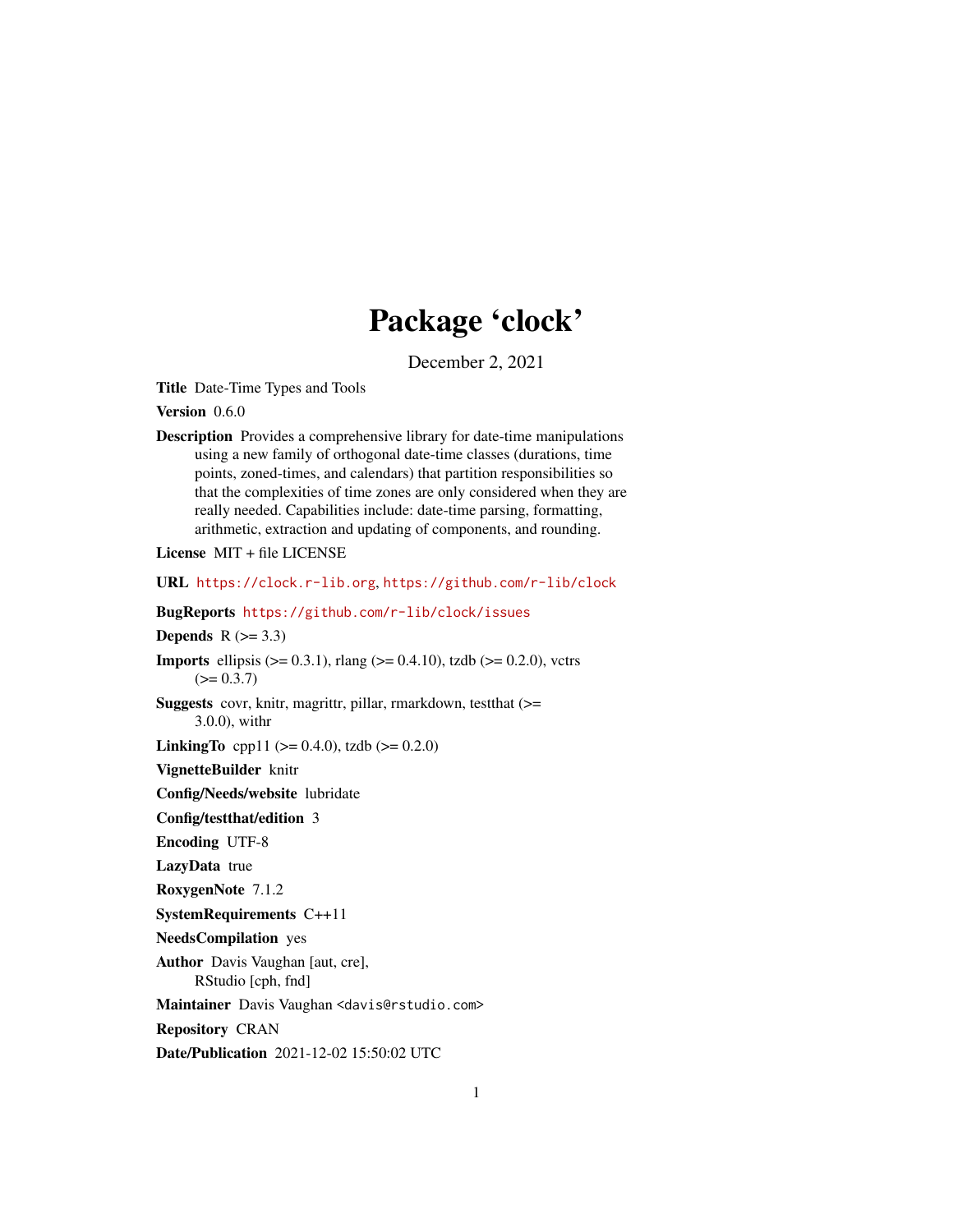# Package 'clock'

December 2, 2021

**Title** Date-Time Types and Tools

**Version** 0.6.0

**Description** Provides a comprehensive library for date-time manipulations using a new family of orthogonal date-time classes (durations, time points, zoned-times, and calendars) that partition responsibilities so that the complexities of time zones are only considered when they are really needed. Capabilities include: date-time parsing, formatting, arithmetic, extraction and updating of components, and rounding.

**License** MIT + file LICENSE

**URL** https://clock.r-lib.org, https://github.com/r-lib/clock

**BugReports** https://github.com/r-lib/clock/issues

**Depends** R (>= 3.3)

**Imports** ellipsis (>= 0.3.1), rlang (>= 0.4.10), tzdb (>= 0.2.0), vctrs (>= 0.3.7)

**Suggests** covr, knitr, magrittr, pillar, rmarkdown, testthat (>= 3.0.0), withr

**LinkingTo** cpp11 (>= 0.4.0), tzdb (>= 0.2.0)

**VignetteBuilder** knitr

**Config/Needs/website** lubridate

**Config/testthat/edition** 3

**Encoding** UTF-8

**LazyData** true

**RoxygenNote** 7.1.2

**SystemRequirements** C++11

**NeedsCompilation** yes

**Author** Davis Vaughan [aut, cre], RStudio [cph, fnd]

**Maintainer** Davis Vaughan <davis@rstudio.com>

**Repository** CRAN

**Date/Publication** 2021-12-02 15:50:02 UTC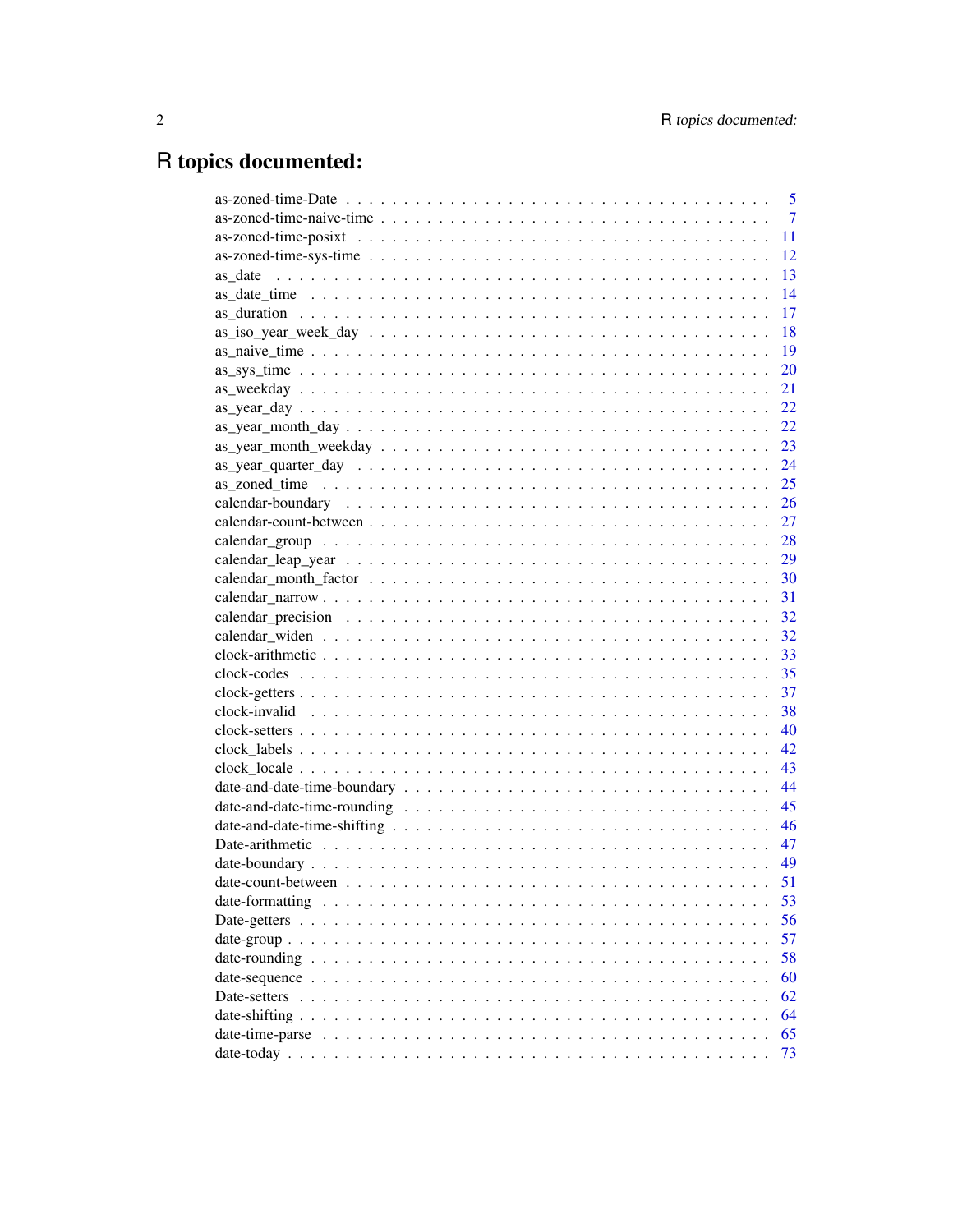# R topics documented:

| | |
|---|---|
| as-zoned-time-Date | 5 |
| as-zoned-time-naive-time | 7 |
| as-zoned-time-posixt | 11 |
| as-zoned-time-sys-time | 12 |
| as_date | 13 |
| as_date_time | 14 |
| as_duration | 17 |
| as_iso_year_week_day | 18 |
| as_naive_time | 19 |
| as_sys_time | 20 |
| as_weekday | 21 |
| as_year_day | 22 |
| as_year_month_day | 22 |
| as_year_month_weekday | 23 |
| as_year_quarter_day | 24 |
| as_zoned_time | 25 |
| calendar-boundary | 26 |
| calendar-count-between | 27 |
| calendar_group | 28 |
| calendar_leap_year | 29 |
| calendar_month_factor | 30 |
| calendar_narrow | 31 |
| calendar_precision | 32 |
| calendar_widen | 32 |
| clock-arithmetic | 33 |
| clock-codes | 35 |
| clock-getters | 37 |
| clock-invalid | 38 |
| clock-setters | 40 |
| clock_labels | 42 |
| clock_locale | 43 |
| date-and-date-time-boundary | 44 |
| date-and-date-time-rounding | 45 |
| date-and-date-time-shifting | 46 |
| Date-arithmetic | 47 |
| date-boundary | 49 |
| date-count-between | 51 |
| date-formatting | 53 |
| Date-getters | 56 |
| date-group | 57 |
| date-rounding | 58 |
| date-sequence | 60 |
| Date-setters | 62 |
| date-shifting | 64 |
| date-time-parse | 65 |
| date-today | 73 |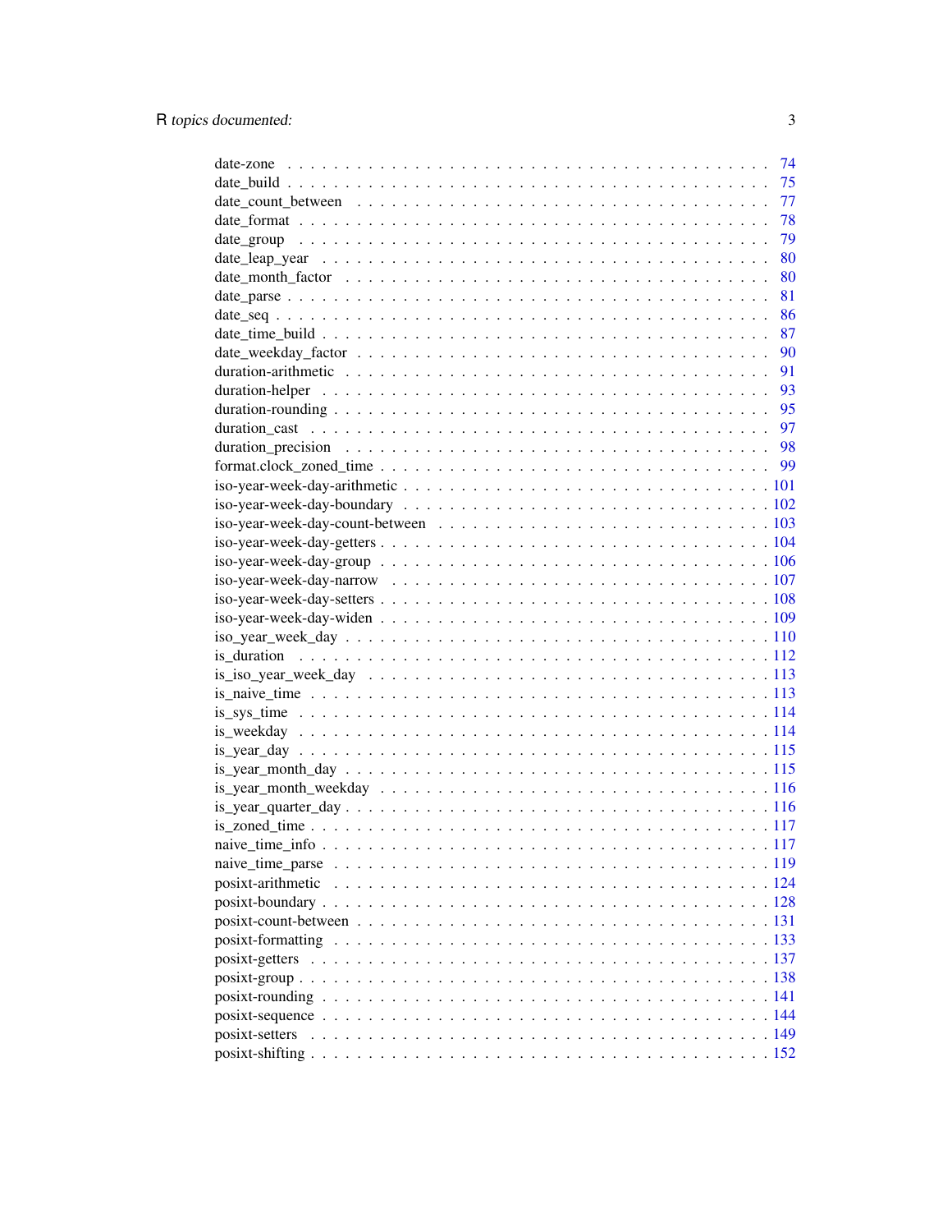date-zone . . . . . . . . . . . . . . . . . . . . . . . . . . . . . . . . . . . . . 74
date_build . . . . . . . . . . . . . . . . . . . . . . . . . . . . . . . . . . . . . 75
date_count_between . . . . . . . . . . . . . . . . . . . . . . . . . . . . . . . . . 77
date_format . . . . . . . . . . . . . . . . . . . . . . . . . . . . . . . . . . . . . 78
date_group . . . . . . . . . . . . . . . . . . . . . . . . . . . . . . . . . . . . . 79
date_leap_year . . . . . . . . . . . . . . . . . . . . . . . . . . . . . . . . . . . 80
date_month_factor . . . . . . . . . . . . . . . . . . . . . . . . . . . . . . . . . 80
date_parse . . . . . . . . . . . . . . . . . . . . . . . . . . . . . . . . . . . . . 81
date_seq . . . . . . . . . . . . . . . . . . . . . . . . . . . . . . . . . . . . . . 86
date_time_build . . . . . . . . . . . . . . . . . . . . . . . . . . . . . . . . . . 87
date_weekday_factor . . . . . . . . . . . . . . . . . . . . . . . . . . . . . . . . 90
duration-arithmetic . . . . . . . . . . . . . . . . . . . . . . . . . . . . . . . . 91
duration-helper . . . . . . . . . . . . . . . . . . . . . . . . . . . . . . . . . . 93
duration-rounding . . . . . . . . . . . . . . . . . . . . . . . . . . . . . . . . . 95
duration_cast . . . . . . . . . . . . . . . . . . . . . . . . . . . . . . . . . . . 97
duration_precision . . . . . . . . . . . . . . . . . . . . . . . . . . . . . . . . 98
format.clock_zoned_time . . . . . . . . . . . . . . . . . . . . . . . . . . . . . 99
iso-year-week-day-arithmetic . . . . . . . . . . . . . . . . . . . . . . . . . . . 101
iso-year-week-day-boundary . . . . . . . . . . . . . . . . . . . . . . . . . . . . 102
iso-year-week-day-count-between . . . . . . . . . . . . . . . . . . . . . . . . . 103
iso-year-week-day-getters . . . . . . . . . . . . . . . . . . . . . . . . . . . . . 104
iso-year-week-day-group . . . . . . . . . . . . . . . . . . . . . . . . . . . . . . 106
iso-year-week-day-narrow . . . . . . . . . . . . . . . . . . . . . . . . . . . . . 107
iso-year-week-day-setters . . . . . . . . . . . . . . . . . . . . . . . . . . . . . 108
iso-year-week-day-widen . . . . . . . . . . . . . . . . . . . . . . . . . . . . . . 109
iso_year_week_day . . . . . . . . . . . . . . . . . . . . . . . . . . . . . . . . . 110
is_duration . . . . . . . . . . . . . . . . . . . . . . . . . . . . . . . . . . . . 112
is_iso_year_week_day . . . . . . . . . . . . . . . . . . . . . . . . . . . . . . . 113
is_naive_time . . . . . . . . . . . . . . . . . . . . . . . . . . . . . . . . . . . 113
is_sys_time . . . . . . . . . . . . . . . . . . . . . . . . . . . . . . . . . . . . 114
is_weekday . . . . . . . . . . . . . . . . . . . . . . . . . . . . . . . . . . . . . 114
is_year_day . . . . . . . . . . . . . . . . . . . . . . . . . . . . . . . . . . . . 115
is_year_month_day . . . . . . . . . . . . . . . . . . . . . . . . . . . . . . . . . 115
is_year_month_weekday . . . . . . . . . . . . . . . . . . . . . . . . . . . . . . . 116
is_year_quarter_day . . . . . . . . . . . . . . . . . . . . . . . . . . . . . . . . 116
is_zoned_time . . . . . . . . . . . . . . . . . . . . . . . . . . . . . . . . . . . 117
naive_time_info . . . . . . . . . . . . . . . . . . . . . . . . . . . . . . . . . . 117
naive_time_parse . . . . . . . . . . . . . . . . . . . . . . . . . . . . . . . . . 119
posixt-arithmetic . . . . . . . . . . . . . . . . . . . . . . . . . . . . . . . . . 124
posixt-boundary . . . . . . . . . . . . . . . . . . . . . . . . . . . . . . . . . . 128
posixt-count-between . . . . . . . . . . . . . . . . . . . . . . . . . . . . . . . 131
posixt-formatting . . . . . . . . . . . . . . . . . . . . . . . . . . . . . . . . . 133
posixt-getters . . . . . . . . . . . . . . . . . . . . . . . . . . . . . . . . . . . 137
posixt-group . . . . . . . . . . . . . . . . . . . . . . . . . . . . . . . . . . . . 138
posixt-rounding . . . . . . . . . . . . . . . . . . . . . . . . . . . . . . . . . . 141
posixt-sequence . . . . . . . . . . . . . . . . . . . . . . . . . . . . . . . . . . 144
posixt-setters . . . . . . . . . . . . . . . . . . . . . . . . . . . . . . . . . . . 149
posixt-shifting . . . . . . . . . . . . . . . . . . . . . . . . . . . . . . . . . . 152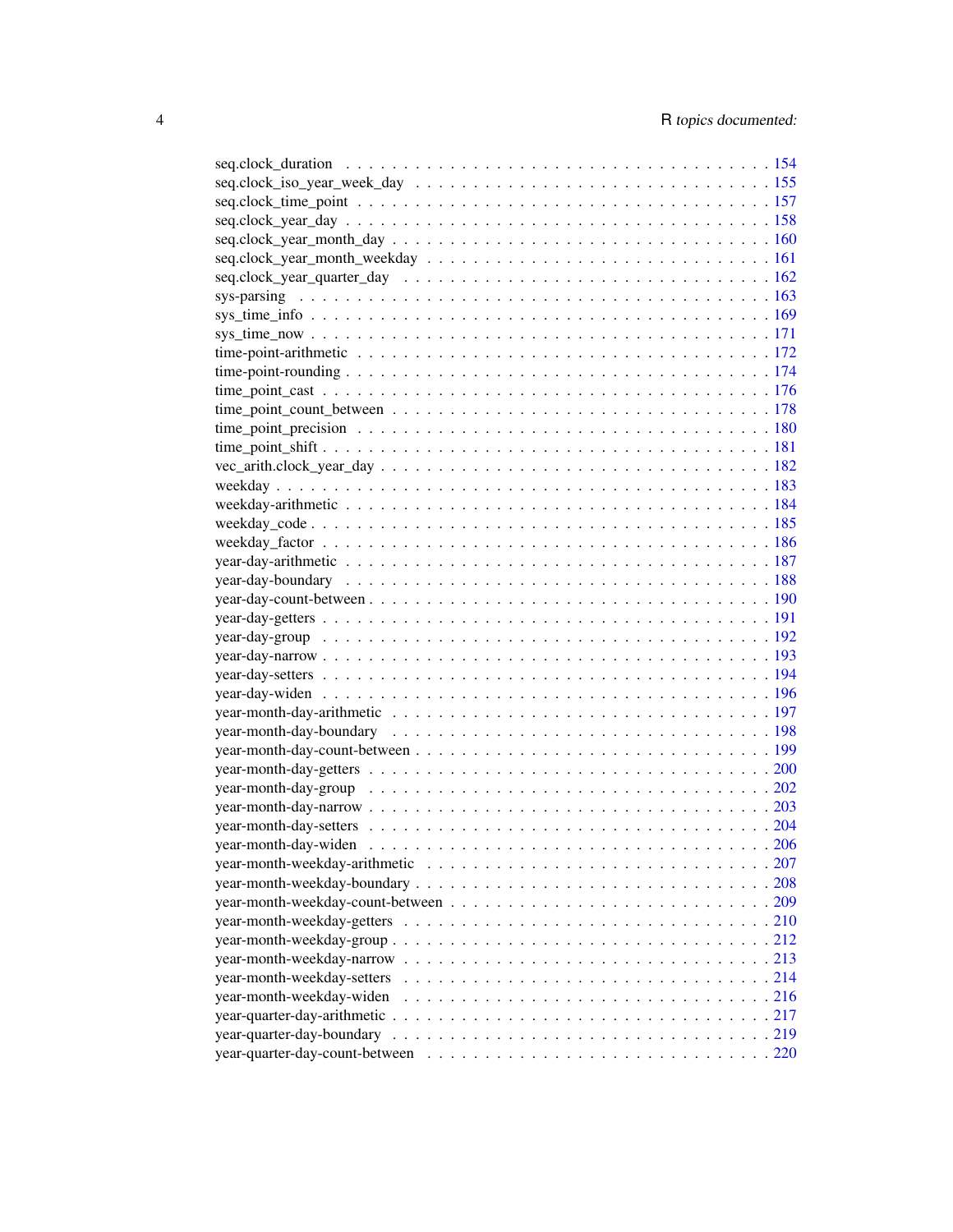seq.clock_duration . . . . . . . . . . . . . . . . . . . . . . . . . . . . . . . . . . . 154
seq.clock_iso_year_week_day . . . . . . . . . . . . . . . . . . . . . . . . . . . . . . 155
seq.clock_time_point . . . . . . . . . . . . . . . . . . . . . . . . . . . . . . . . . . . 157
seq.clock_year_day . . . . . . . . . . . . . . . . . . . . . . . . . . . . . . . . . . . . 158
seq.clock_year_month_day . . . . . . . . . . . . . . . . . . . . . . . . . . . . . . . . 160
seq.clock_year_month_weekday . . . . . . . . . . . . . . . . . . . . . . . . . . . . . 161
seq.clock_year_quarter_day . . . . . . . . . . . . . . . . . . . . . . . . . . . . . . . 162
sys-parsing . . . . . . . . . . . . . . . . . . . . . . . . . . . . . . . . . . . . . . . 163
sys_time_info . . . . . . . . . . . . . . . . . . . . . . . . . . . . . . . . . . . . . . 169
sys_time_now . . . . . . . . . . . . . . . . . . . . . . . . . . . . . . . . . . . . . . 171
time-point-arithmetic . . . . . . . . . . . . . . . . . . . . . . . . . . . . . . . . . . 172
time-point-rounding . . . . . . . . . . . . . . . . . . . . . . . . . . . . . . . . . . . 174
time_point_cast . . . . . . . . . . . . . . . . . . . . . . . . . . . . . . . . . . . . . 176
time_point_count_between . . . . . . . . . . . . . . . . . . . . . . . . . . . . . . . . 178
time_point_precision . . . . . . . . . . . . . . . . . . . . . . . . . . . . . . . . . . . 180
time_point_shift . . . . . . . . . . . . . . . . . . . . . . . . . . . . . . . . . . . . . 181
vec_arith.clock_year_day . . . . . . . . . . . . . . . . . . . . . . . . . . . . . . . . 182
weekday . . . . . . . . . . . . . . . . . . . . . . . . . . . . . . . . . . . . . . . . . 183
weekday-arithmetic . . . . . . . . . . . . . . . . . . . . . . . . . . . . . . . . . . . 184
weekday_code . . . . . . . . . . . . . . . . . . . . . . . . . . . . . . . . . . . . . . 185
weekday_factor . . . . . . . . . . . . . . . . . . . . . . . . . . . . . . . . . . . . . 186
year-day-arithmetic . . . . . . . . . . . . . . . . . . . . . . . . . . . . . . . . . . . 187
year-day-boundary . . . . . . . . . . . . . . . . . . . . . . . . . . . . . . . . . . . . 188
year-day-count-between . . . . . . . . . . . . . . . . . . . . . . . . . . . . . . . . . 190
year-day-getters . . . . . . . . . . . . . . . . . . . . . . . . . . . . . . . . . . . . . 191
year-day-group . . . . . . . . . . . . . . . . . . . . . . . . . . . . . . . . . . . . . 192
year-day-narrow . . . . . . . . . . . . . . . . . . . . . . . . . . . . . . . . . . . . . 193
year-day-setters . . . . . . . . . . . . . . . . . . . . . . . . . . . . . . . . . . . . . 194
year-day-widen . . . . . . . . . . . . . . . . . . . . . . . . . . . . . . . . . . . . . 196
year-month-day-arithmetic . . . . . . . . . . . . . . . . . . . . . . . . . . . . . . . 197
year-month-day-boundary . . . . . . . . . . . . . . . . . . . . . . . . . . . . . . . . 198
year-month-day-count-between . . . . . . . . . . . . . . . . . . . . . . . . . . . . . 199
year-month-day-getters . . . . . . . . . . . . . . . . . . . . . . . . . . . . . . . . . 200
year-month-day-group . . . . . . . . . . . . . . . . . . . . . . . . . . . . . . . . . . 202
year-month-day-narrow . . . . . . . . . . . . . . . . . . . . . . . . . . . . . . . . . 203
year-month-day-setters . . . . . . . . . . . . . . . . . . . . . . . . . . . . . . . . . 204
year-month-day-widen . . . . . . . . . . . . . . . . . . . . . . . . . . . . . . . . . . 206
year-month-weekday-arithmetic . . . . . . . . . . . . . . . . . . . . . . . . . . . . . 207
year-month-weekday-boundary . . . . . . . . . . . . . . . . . . . . . . . . . . . . . . 208
year-month-weekday-count-between . . . . . . . . . . . . . . . . . . . . . . . . . . . 209
year-month-weekday-getters . . . . . . . . . . . . . . . . . . . . . . . . . . . . . . . 210
year-month-weekday-group . . . . . . . . . . . . . . . . . . . . . . . . . . . . . . . . 212
year-month-weekday-narrow . . . . . . . . . . . . . . . . . . . . . . . . . . . . . . . 213
year-month-weekday-setters . . . . . . . . . . . . . . . . . . . . . . . . . . . . . . . 214
year-month-weekday-widen . . . . . . . . . . . . . . . . . . . . . . . . . . . . . . . . 216
year-quarter-day-arithmetic . . . . . . . . . . . . . . . . . . . . . . . . . . . . . . . 217
year-quarter-day-boundary . . . . . . . . . . . . . . . . . . . . . . . . . . . . . . . . 219
year-quarter-day-count-between . . . . . . . . . . . . . . . . . . . . . . . . . . . . . 220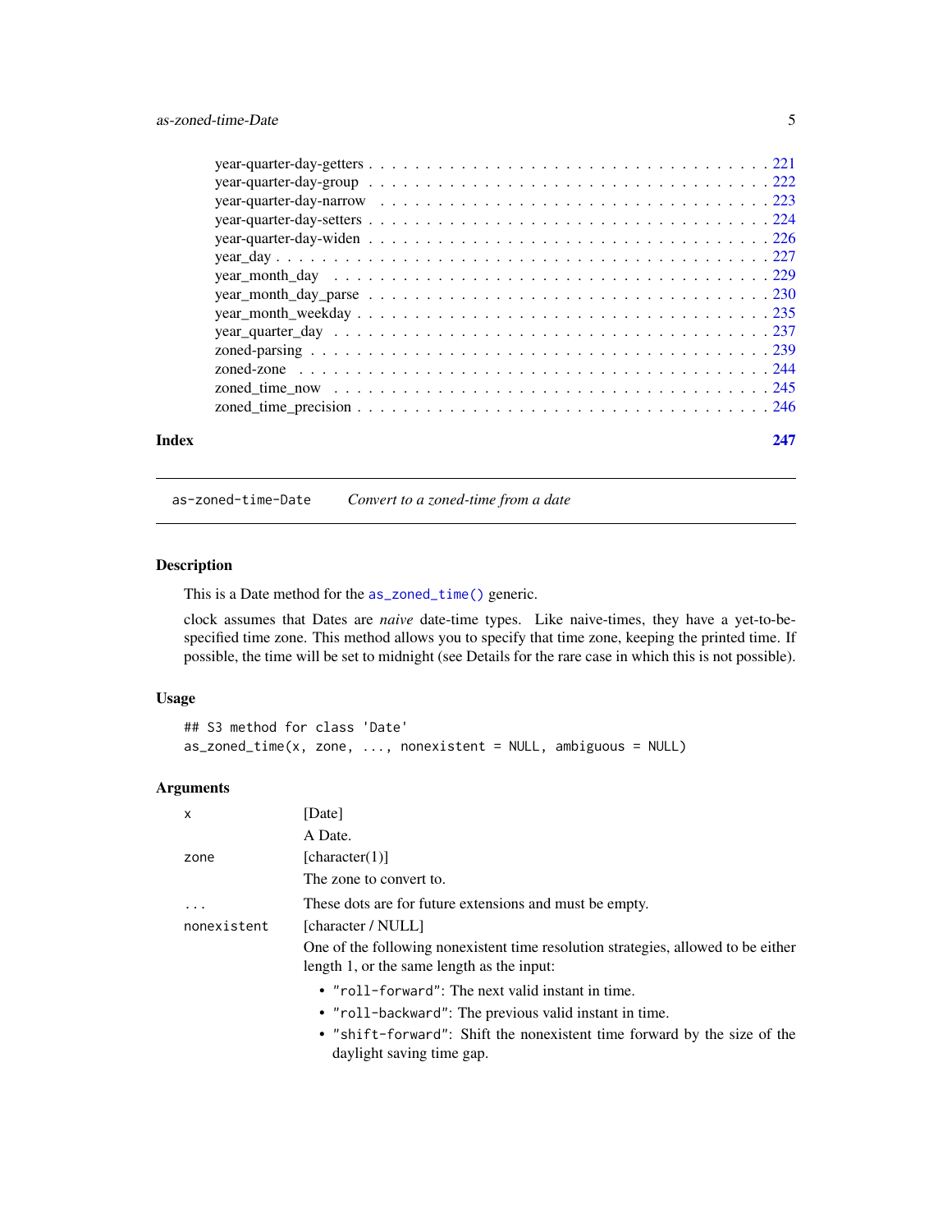year-quarter-day-getters . . . . . . . . . . . . . . . . . . . . . . . . . . . . . . . . . 221
year-quarter-day-group . . . . . . . . . . . . . . . . . . . . . . . . . . . . . . . . . 222
year-quarter-day-narrow . . . . . . . . . . . . . . . . . . . . . . . . . . . . . . . . . 223
year-quarter-day-setters . . . . . . . . . . . . . . . . . . . . . . . . . . . . . . . . . 224
year-quarter-day-widen . . . . . . . . . . . . . . . . . . . . . . . . . . . . . . . . . 226
year_day . . . . . . . . . . . . . . . . . . . . . . . . . . . . . . . . . . . . . . . . 227
year_month_day . . . . . . . . . . . . . . . . . . . . . . . . . . . . . . . . . . . . . 229
year_month_day_parse . . . . . . . . . . . . . . . . . . . . . . . . . . . . . . . . . . 230
year_month_weekday . . . . . . . . . . . . . . . . . . . . . . . . . . . . . . . . . . . 235
year_quarter_day . . . . . . . . . . . . . . . . . . . . . . . . . . . . . . . . . . . . 237
zoned-parsing . . . . . . . . . . . . . . . . . . . . . . . . . . . . . . . . . . . . . . 239
zoned-zone . . . . . . . . . . . . . . . . . . . . . . . . . . . . . . . . . . . . . . . 244
zoned_time_now . . . . . . . . . . . . . . . . . . . . . . . . . . . . . . . . . . . . . 245
zoned_time_precision . . . . . . . . . . . . . . . . . . . . . . . . . . . . . . . . . . 246

**Index** **247**

---

`as-zoned-time-Date` *Convert to a zoned-time from a date*

---

## Description

This is a Date method for the `as_zoned_time()` generic.

clock assumes that Dates are *naive* date-time types. Like naive-times, they have a yet-to-be-specified time zone. This method allows you to specify that time zone, keeping the printed time. If possible, the time will be set to midnight (see Details for the rare case in which this is not possible).

## Usage

```
## S3 method for class 'Date'
as_zoned_time(x, zone, ..., nonexistent = NULL, ambiguous = NULL)
```

## Arguments

`x` [Date]

A Date.

`zone` [character(1)]

The zone to convert to.

`...` These dots are for future extensions and must be empty.

`nonexistent` [character / NULL]

One of the following nonexistent time resolution strategies, allowed to be either length 1, or the same length as the input:

- `"roll-forward"`: The next valid instant in time.
- `"roll-backward"`: The previous valid instant in time.
- `"shift-forward"`: Shift the nonexistent time forward by the size of the daylight saving time gap.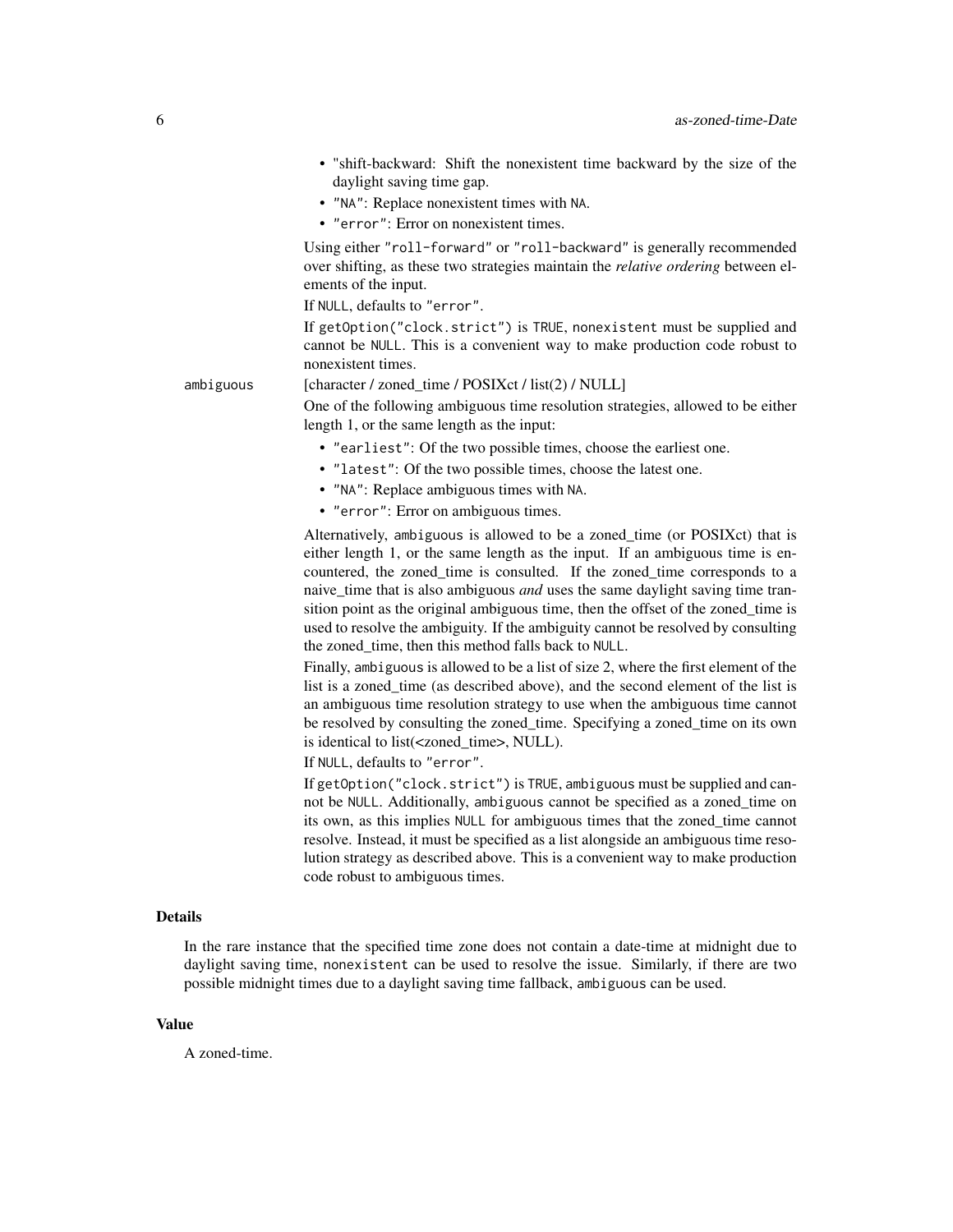- "shift-backward: Shift the nonexistent time backward by the size of the daylight saving time gap.
- "NA": Replace nonexistent times with NA.
- "error": Error on nonexistent times.

Using either "roll-forward" or "roll-backward" is generally recommended over shifting, as these two strategies maintain the *relative ordering* between elements of the input.

If NULL, defaults to "error".

If getOption("clock.strict") is TRUE, nonexistent must be supplied and cannot be NULL. This is a convenient way to make production code robust to nonexistent times.

ambiguous
[character / zoned_time / POSIXct / list(2) / NULL]

One of the following ambiguous time resolution strategies, allowed to be either length 1, or the same length as the input:

- "earliest": Of the two possible times, choose the earliest one.
- "latest": Of the two possible times, choose the latest one.
- "NA": Replace ambiguous times with NA.
- "error": Error on ambiguous times.

Alternatively, ambiguous is allowed to be a zoned_time (or POSIXct) that is either length 1, or the same length as the input. If an ambiguous time is encountered, the zoned_time is consulted. If the zoned_time corresponds to a naive_time that is also ambiguous *and* uses the same daylight saving time transition point as the original ambiguous time, then the offset of the zoned_time is used to resolve the ambiguity. If the ambiguity cannot be resolved by consulting the zoned_time, then this method falls back to NULL.

Finally, ambiguous is allowed to be a list of size 2, where the first element of the list is a zoned_time (as described above), and the second element of the list is an ambiguous time resolution strategy to use when the ambiguous time cannot be resolved by consulting the zoned_time. Specifying a zoned_time on its own is identical to list(<zoned_time>, NULL).

If NULL, defaults to "error".

If getOption("clock.strict") is TRUE, ambiguous must be supplied and cannot be NULL. Additionally, ambiguous cannot be specified as a zoned_time on its own, as this implies NULL for ambiguous times that the zoned_time cannot resolve. Instead, it must be specified as a list alongside an ambiguous time resolution strategy as described above. This is a convenient way to make production code robust to ambiguous times.

## Details

In the rare instance that the specified time zone does not contain a date-time at midnight due to daylight saving time, nonexistent can be used to resolve the issue. Similarly, if there are two possible midnight times due to a daylight saving time fallback, ambiguous can be used.

## Value

A zoned-time.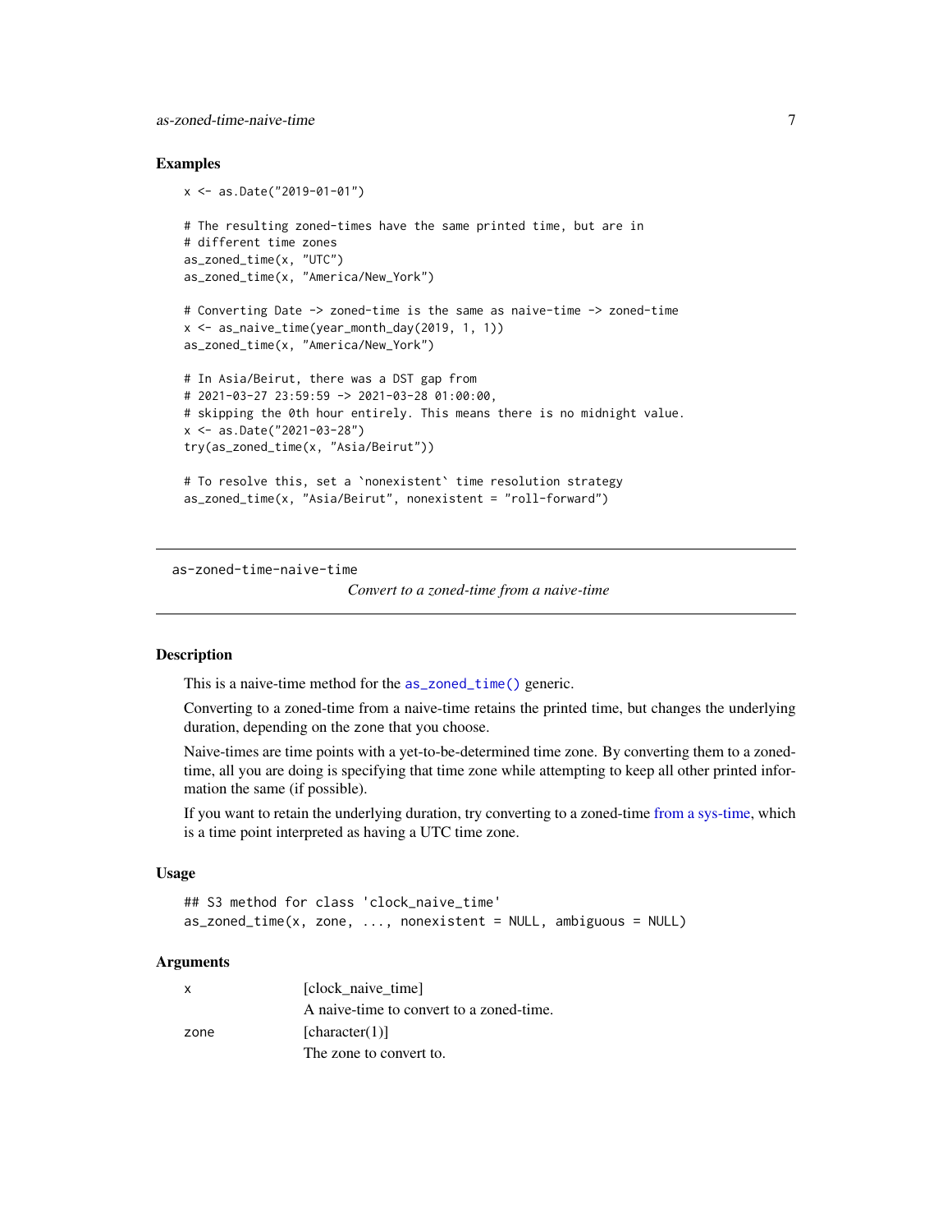### Examples

```
x <- as.Date("2019-01-01")

# The resulting zoned-times have the same printed time, but are in
# different time zones
as_zoned_time(x, "UTC")
as_zoned_time(x, "America/New_York")

# Converting Date -> zoned-time is the same as naive-time -> zoned-time
x <- as_naive_time(year_month_day(2019, 1, 1))
as_zoned_time(x, "America/New_York")

# In Asia/Beirut, there was a DST gap from
# 2021-03-27 23:59:59 -> 2021-03-28 01:00:00,
# skipping the 0th hour entirely. This means there is no midnight value.
x <- as.Date("2021-03-28")
try(as_zoned_time(x, "Asia/Beirut"))

# To resolve this, set a `nonexistent` time resolution strategy
as_zoned_time(x, "Asia/Beirut", nonexistent = "roll-forward")
```

---

as-zoned-time-naive-time

*Convert to a zoned-time from a naive-time*

---

### Description

This is a naive-time method for the `as_zoned_time()` generic.

Converting to a zoned-time from a naive-time retains the printed time, but changes the underlying duration, depending on the zone that you choose.

Naive-times are time points with a yet-to-be-determined time zone. By converting them to a zoned-time, all you are doing is specifying that time zone while attempting to keep all other printed information the same (if possible).

If you want to retain the underlying duration, try converting to a zoned-time from a sys-time, which is a time point interpreted as having a UTC time zone.

### Usage

```
## S3 method for class 'clock_naive_time'
as_zoned_time(x, zone, ..., nonexistent = NULL, ambiguous = NULL)
```

### Arguments

| | |
|---|---|
| x | [clock_naive_time]<br>A naive-time to convert to a zoned-time. |
| zone | [character(1)]<br>The zone to convert to. |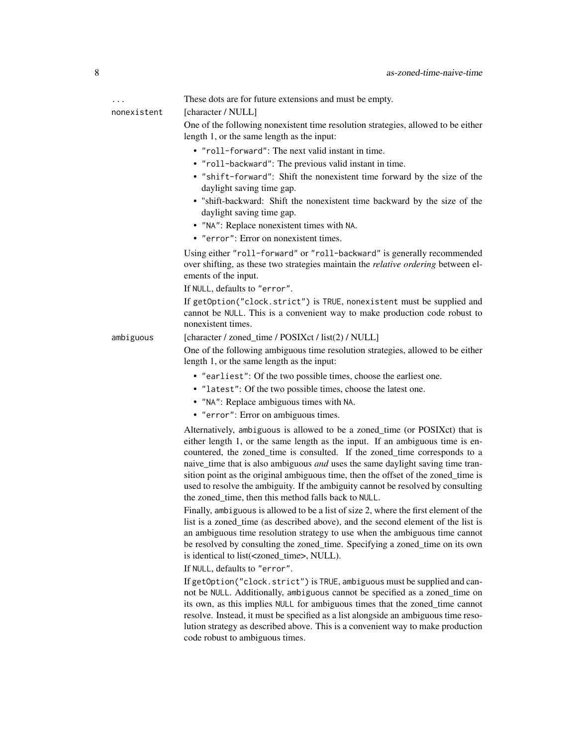`...` These dots are for future extensions and must be empty.

`nonexistent` [character / NULL]

One of the following nonexistent time resolution strategies, allowed to be either length 1, or the same length as the input:

- `"roll-forward"`: The next valid instant in time.
- `"roll-backward"`: The previous valid instant in time.
- `"shift-forward"`: Shift the nonexistent time forward by the size of the daylight saving time gap.
- "shift-backward: Shift the nonexistent time backward by the size of the daylight saving time gap.
- `"NA"`: Replace nonexistent times with `NA`.
- `"error"`: Error on nonexistent times.

Using either `"roll-forward"` or `"roll-backward"` is generally recommended over shifting, as these two strategies maintain the *relative ordering* between elements of the input.

If `NULL`, defaults to `"error"`.

If `getOption("clock.strict")` is `TRUE`, `nonexistent` must be supplied and cannot be `NULL`. This is a convenient way to make production code robust to nonexistent times.

`ambiguous` [character / zoned_time / POSIXct / list(2) / NULL]

One of the following ambiguous time resolution strategies, allowed to be either length 1, or the same length as the input:

- `"earliest"`: Of the two possible times, choose the earliest one.
- `"latest"`: Of the two possible times, choose the latest one.
- `"NA"`: Replace ambiguous times with `NA`.
- `"error"`: Error on ambiguous times.

Alternatively, `ambiguous` is allowed to be a zoned_time (or POSIXct) that is either length 1, or the same length as the input. If an ambiguous time is encountered, the zoned_time is consulted. If the zoned_time corresponds to a naive_time that is also ambiguous *and* uses the same daylight saving time transition point as the original ambiguous time, then the offset of the zoned_time is used to resolve the ambiguity. If the ambiguity cannot be resolved by consulting the zoned_time, then this method falls back to `NULL`.

Finally, `ambiguous` is allowed to be a list of size 2, where the first element of the list is a zoned_time (as described above), and the second element of the list is an ambiguous time resolution strategy to use when the ambiguous time cannot be resolved by consulting the zoned_time. Specifying a zoned_time on its own is identical to list(<zoned_time>, NULL).

If `NULL`, defaults to `"error"`.

If `getOption("clock.strict")` is `TRUE`, `ambiguous` must be supplied and cannot be `NULL`. Additionally, `ambiguous` cannot be specified as a zoned_time on its own, as this implies `NULL` for ambiguous times that the zoned_time cannot resolve. Instead, it must be specified as a list alongside an ambiguous time resolution strategy as described above. This is a convenient way to make production code robust to ambiguous times.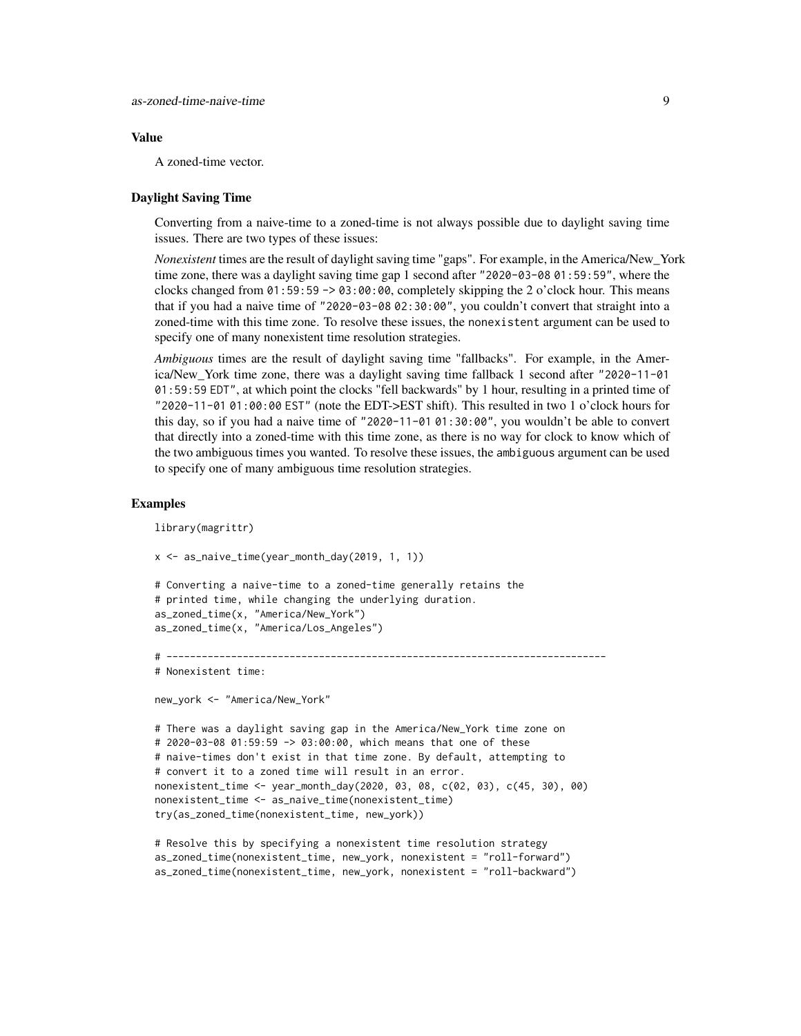### Value

A zoned-time vector.

### Daylight Saving Time

Converting from a naive-time to a zoned-time is not always possible due to daylight saving time issues. There are two types of these issues:

*Nonexistent* times are the result of daylight saving time "gaps". For example, in the America/New_York time zone, there was a daylight saving time gap 1 second after `"2020-03-08 01:59:59"`, where the clocks changed from `01:59:59` -> `03:00:00`, completely skipping the 2 o'clock hour. This means that if you had a naive time of `"2020-03-08 02:30:00"`, you couldn't convert that straight into a zoned-time with this time zone. To resolve these issues, the `nonexistent` argument can be used to specify one of many nonexistent time resolution strategies.

*Ambiguous* times are the result of daylight saving time "fallbacks". For example, in the America/New_York time zone, there was a daylight saving time fallback 1 second after `"2020-11-01 01:59:59 EDT"`, at which point the clocks "fell backwards" by 1 hour, resulting in a printed time of `"2020-11-01 01:00:00 EST"` (note the EDT->EST shift). This resulted in two 1 o'clock hours for this day, so if you had a naive time of `"2020-11-01 01:30:00"`, you wouldn't be able to convert that directly into a zoned-time with this time zone, as there is no way for clock to know which of the two ambiguous times you wanted. To resolve these issues, the `ambiguous` argument can be used to specify one of many ambiguous time resolution strategies.

### Examples

```
library(magrittr)

x <- as_naive_time(year_month_day(2019, 1, 1))

# Converting a naive-time to a zoned-time generally retains the
# printed time, while changing the underlying duration.
as_zoned_time(x, "America/New_York")
as_zoned_time(x, "America/Los_Angeles")

# ---------------------------------------------------------------------------
# Nonexistent time:

new_york <- "America/New_York"

# There was a daylight saving gap in the America/New_York time zone on
# 2020-03-08 01:59:59 -> 03:00:00, which means that one of these
# naive-times don't exist in that time zone. By default, attempting to
# convert it to a zoned time will result in an error.
nonexistent_time <- year_month_day(2020, 03, 08, c(02, 03), c(45, 30), 00)
nonexistent_time <- as_naive_time(nonexistent_time)
try(as_zoned_time(nonexistent_time, new_york))

# Resolve this by specifying a nonexistent time resolution strategy
as_zoned_time(nonexistent_time, new_york, nonexistent = "roll-forward")
as_zoned_time(nonexistent_time, new_york, nonexistent = "roll-backward")
```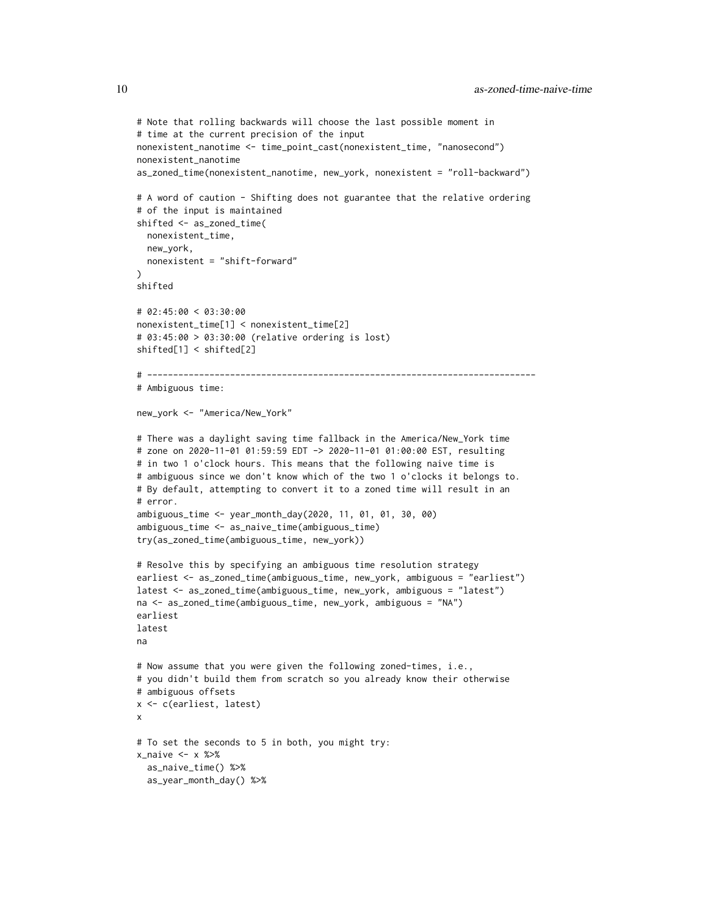```
# Note that rolling backwards will choose the last possible moment in
# time at the current precision of the input
nonexistent_nanotime <- time_point_cast(nonexistent_time, "nanosecond")
nonexistent_nanotime
as_zoned_time(nonexistent_nanotime, new_york, nonexistent = "roll-backward")

# A word of caution - Shifting does not guarantee that the relative ordering
# of the input is maintained
shifted <- as_zoned_time(
  nonexistent_time,
  new_york,
  nonexistent = "shift-forward"
)
shifted

# 02:45:00 < 03:30:00
nonexistent_time[1] < nonexistent_time[2]
# 03:45:00 > 03:30:00 (relative ordering is lost)
shifted[1] < shifted[2]

# ---------------------------------------------------------------------------
# Ambiguous time:

new_york <- "America/New_York"

# There was a daylight saving time fallback in the America/New_York time
# zone on 2020-11-01 01:59:59 EDT -> 2020-11-01 01:00:00 EST, resulting
# in two 1 o'clock hours. This means that the following naive time is
# ambiguous since we don't know which of the two 1 o'clocks it belongs to.
# By default, attempting to convert it to a zoned time will result in an
# error.
ambiguous_time <- year_month_day(2020, 11, 01, 01, 30, 00)
ambiguous_time <- as_naive_time(ambiguous_time)
try(as_zoned_time(ambiguous_time, new_york))

# Resolve this by specifying an ambiguous time resolution strategy
earliest <- as_zoned_time(ambiguous_time, new_york, ambiguous = "earliest")
latest <- as_zoned_time(ambiguous_time, new_york, ambiguous = "latest")
na <- as_zoned_time(ambiguous_time, new_york, ambiguous = "NA")
earliest
latest
na

# Now assume that you were given the following zoned-times, i.e.,
# you didn't build them from scratch so you already know their otherwise
# ambiguous offsets
x <- c(earliest, latest)
x

# To set the seconds to 5 in both, you might try:
x_naive <- x %>%
  as_naive_time() %>%
  as_year_month_day() %>%
```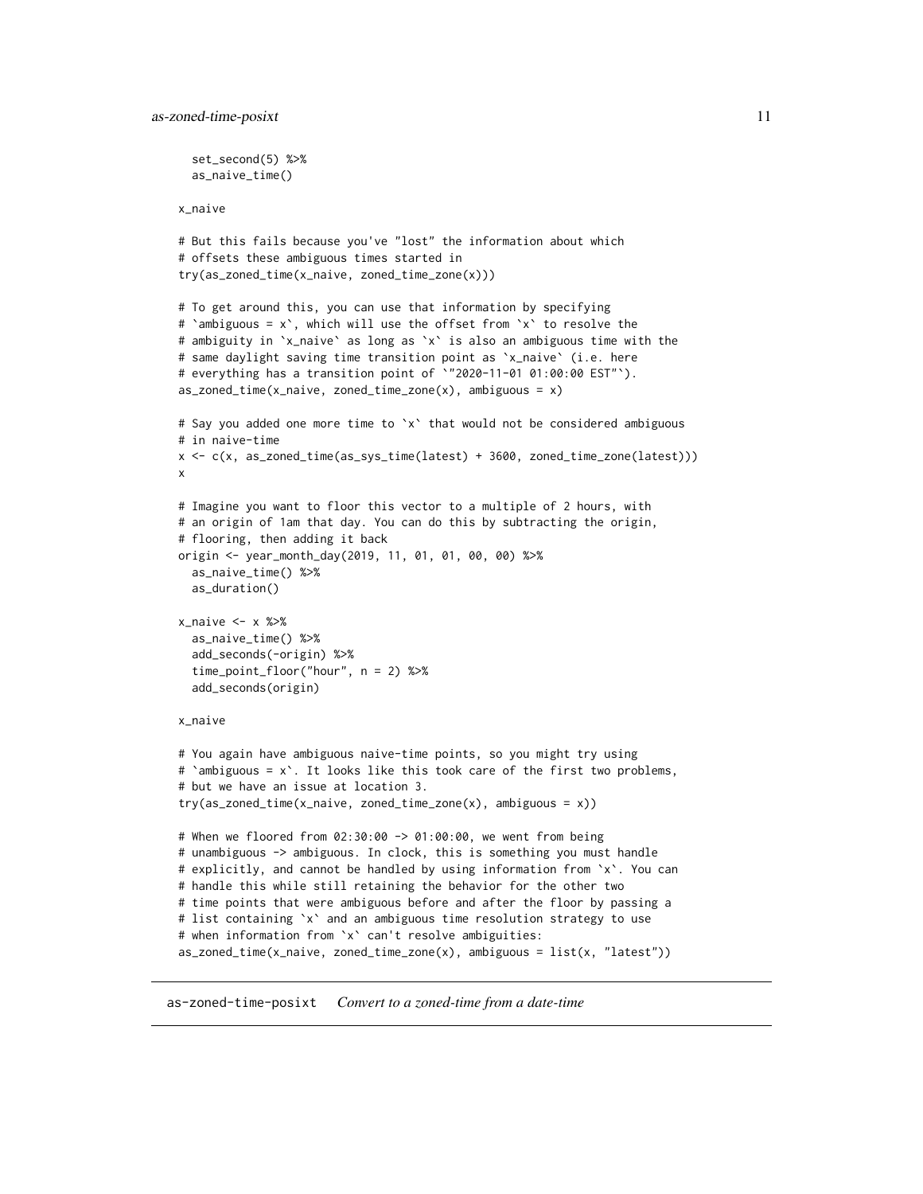```
  set_second(5) %>%
  as_naive_time()

x_naive

# But this fails because you've "lost" the information about which
# offsets these ambiguous times started in
try(as_zoned_time(x_naive, zoned_time_zone(x)))

# To get around this, you can use that information by specifying
# `ambiguous = x`, which will use the offset from `x` to resolve the
# ambiguity in `x_naive` as long as `x` is also an ambiguous time with the
# same daylight saving time transition point as `x_naive` (i.e. here
# everything has a transition point of `"2020-11-01 01:00:00 EST"`).
as_zoned_time(x_naive, zoned_time_zone(x), ambiguous = x)

# Say you added one more time to `x` that would not be considered ambiguous
# in naive-time
x <- c(x, as_zoned_time(as_sys_time(latest) + 3600, zoned_time_zone(latest)))
x

# Imagine you want to floor this vector to a multiple of 2 hours, with
# an origin of 1am that day. You can do this by subtracting the origin,
# flooring, then adding it back
origin <- year_month_day(2019, 11, 01, 01, 00, 00) %>%
  as_naive_time() %>%
  as_duration()

x_naive <- x %>%
  as_naive_time() %>%
  add_seconds(-origin) %>%
  time_point_floor("hour", n = 2) %>%
  add_seconds(origin)

x_naive

# You again have ambiguous naive-time points, so you might try using
# `ambiguous = x`. It looks like this took care of the first two problems,
# but we have an issue at location 3.
try(as_zoned_time(x_naive, zoned_time_zone(x), ambiguous = x))

# When we floored from 02:30:00 -> 01:00:00, we went from being
# unambiguous -> ambiguous. In clock, this is something you must handle
# explicitly, and cannot be handled by using information from `x`. You can
# handle this while still retaining the behavior for the other two
# time points that were ambiguous before and after the floor by passing a
# list containing `x` and an ambiguous time resolution strategy to use
# when information from `x` can't resolve ambiguities:
as_zoned_time(x_naive, zoned_time_zone(x), ambiguous = list(x, "latest"))
```

---

## as-zoned-time-posixt &nbsp;&nbsp; *Convert to a zoned-time from a date-time*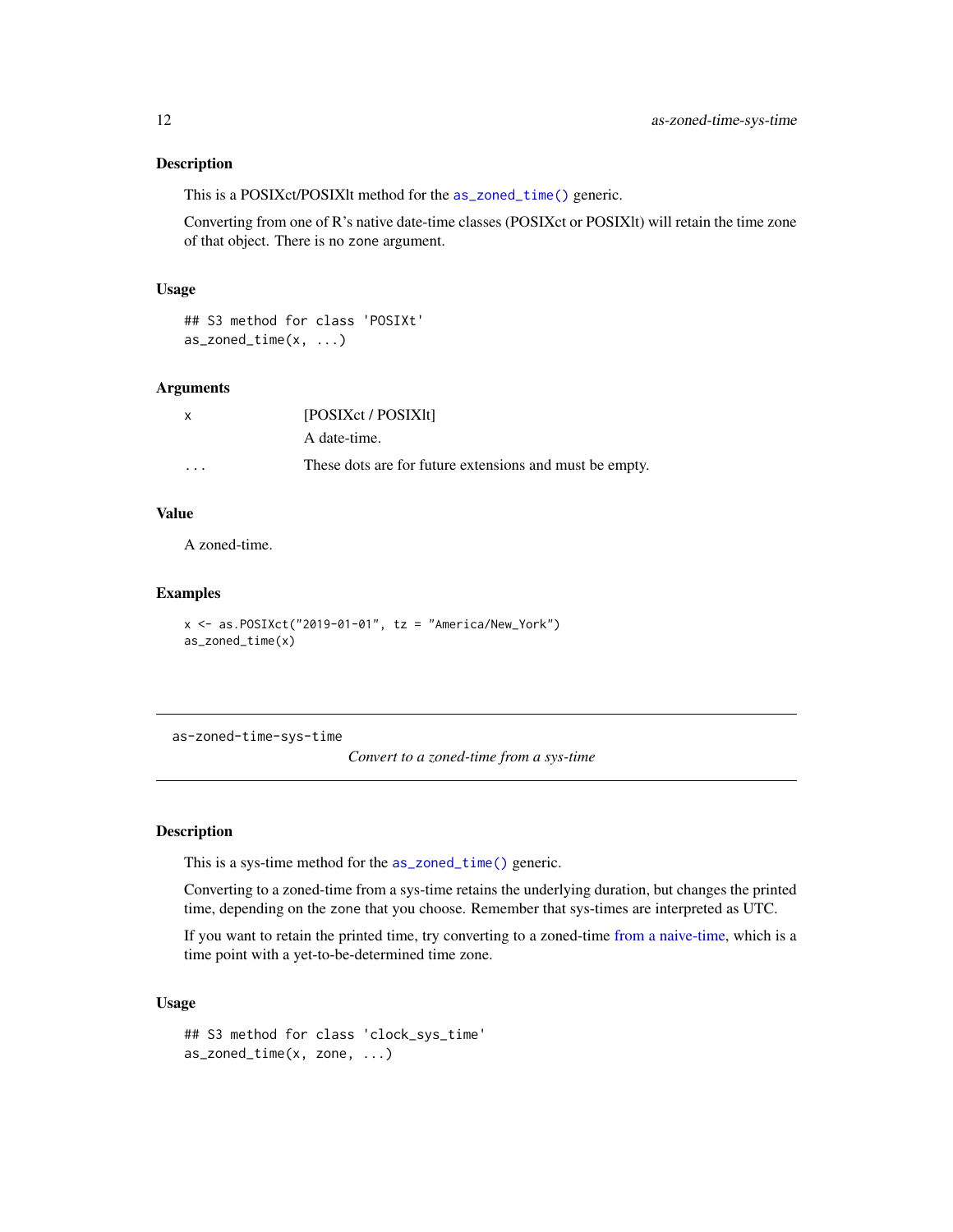### Description

This is a POSIXct/POSIXlt method for the `as_zoned_time()` generic.

Converting from one of R's native date-time classes (POSIXct or POSIXlt) will retain the time zone of that object. There is no `zone` argument.

### Usage

```
## S3 method for class 'POSIXt'
as_zoned_time(x, ...)
```

### Arguments

| | |
|---|---|
| `x` | [POSIXct / POSIXlt] A date-time. |
| `...` | These dots are for future extensions and must be empty. |

### Value

A zoned-time.

### Examples

```
x <- as.POSIXct("2019-01-01", tz = "America/New_York")
as_zoned_time(x)
```

---

## as-zoned-time-sys-time

*Convert to a zoned-time from a sys-time*

---

### Description

This is a sys-time method for the `as_zoned_time()` generic.

Converting to a zoned-time from a sys-time retains the underlying duration, but changes the printed time, depending on the `zone` that you choose. Remember that sys-times are interpreted as UTC.

If you want to retain the printed time, try converting to a zoned-time from a naive-time, which is a time point with a yet-to-be-determined time zone.

### Usage

```
## S3 method for class 'clock_sys_time'
as_zoned_time(x, zone, ...)
```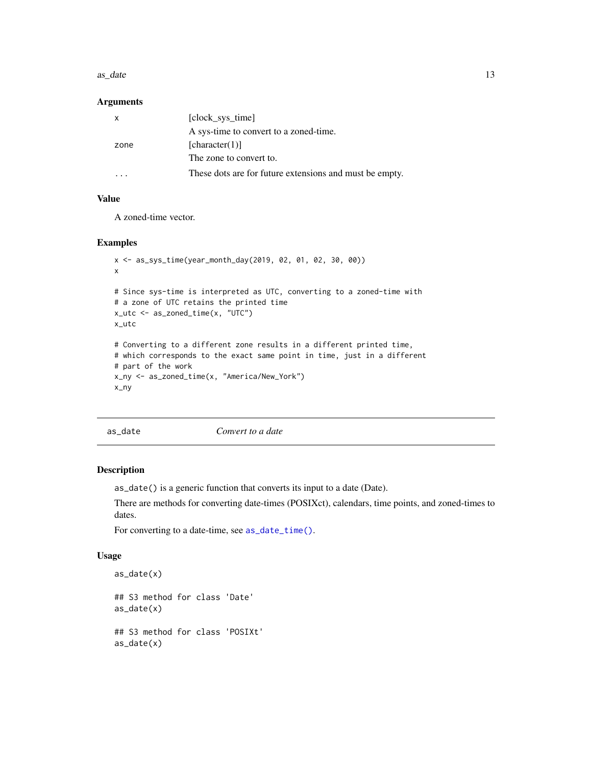### Arguments

| | |
|---|---|
| `x` | [clock_sys_time]<br>A sys-time to convert to a zoned-time. |
| `zone` | [character(1)]<br>The zone to convert to. |
| `...` | These dots are for future extensions and must be empty. |

### Value

A zoned-time vector.

### Examples

```
x <- as_sys_time(year_month_day(2019, 02, 01, 02, 30, 00))
x

# Since sys-time is interpreted as UTC, converting to a zoned-time with
# a zone of UTC retains the printed time
x_utc <- as_zoned_time(x, "UTC")
x_utc

# Converting to a different zone results in a different printed time,
# which corresponds to the exact same point in time, just in a different
# part of the work
x_ny <- as_zoned_time(x, "America/New_York")
x_ny
```

---

## as_date — *Convert to a date*

### Description

`as_date()` is a generic function that converts its input to a date (Date).

There are methods for converting date-times (POSIXct), calendars, time points, and zoned-times to dates.

For converting to a date-time, see `as_date_time()`.

### Usage

```
as_date(x)

## S3 method for class 'Date'
as_date(x)

## S3 method for class 'POSIXt'
as_date(x)
```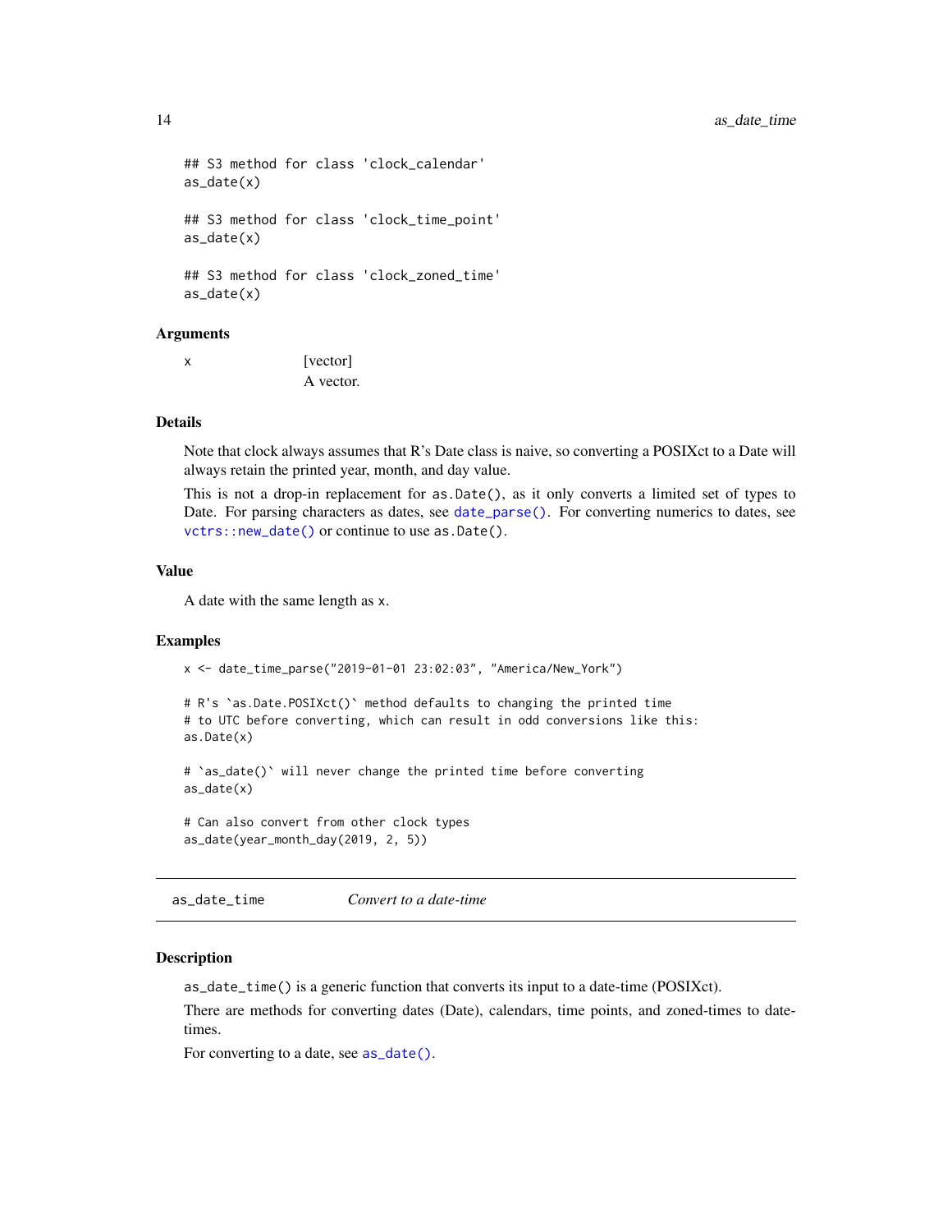```
## S3 method for class 'clock_calendar'
as_date(x)

## S3 method for class 'clock_time_point'
as_date(x)

## S3 method for class 'clock_zoned_time'
as_date(x)
```

### Arguments

| | |
|---|---|
| x | [vector]<br>A vector. |

### Details

Note that clock always assumes that R's Date class is naive, so converting a POSIXct to a Date will always retain the printed year, month, and day value.

This is not a drop-in replacement for `as.Date()`, as it only converts a limited set of types to Date. For parsing characters as dates, see `date_parse()`. For converting numerics to dates, see `vctrs::new_date()` or continue to use `as.Date()`.

### Value

A date with the same length as `x`.

### Examples

```
x <- date_time_parse("2019-01-01 23:02:03", "America/New_York")

# R's `as.Date.POSIXct()` method defaults to changing the printed time
# to UTC before converting, which can result in odd conversions like this:
as.Date(x)

# `as_date()` will never change the printed time before converting
as_date(x)

# Can also convert from other clock types
as_date(year_month_day(2019, 2, 5))
```

---

## as_date_time — *Convert to a date-time*

### Description

`as_date_time()` is a generic function that converts its input to a date-time (POSIXct).

There are methods for converting dates (Date), calendars, time points, and zoned-times to date-times.

For converting to a date, see `as_date()`.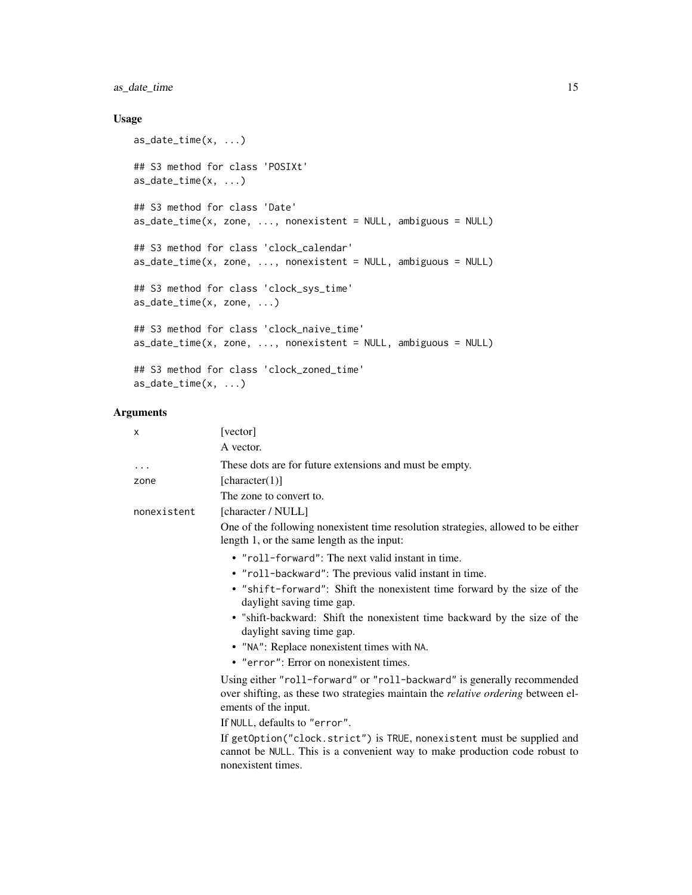## Usage

```
as_date_time(x, ...)

## S3 method for class 'POSIXt'
as_date_time(x, ...)

## S3 method for class 'Date'
as_date_time(x, zone, ..., nonexistent = NULL, ambiguous = NULL)

## S3 method for class 'clock_calendar'
as_date_time(x, zone, ..., nonexistent = NULL, ambiguous = NULL)

## S3 method for class 'clock_sys_time'
as_date_time(x, zone, ...)

## S3 method for class 'clock_naive_time'
as_date_time(x, zone, ..., nonexistent = NULL, ambiguous = NULL)

## S3 method for class 'clock_zoned_time'
as_date_time(x, ...)
```

## Arguments

`x` [vector]

A vector.

`...` These dots are for future extensions and must be empty.

`zone` [character(1)]

The zone to convert to.

`nonexistent` [character / NULL]

One of the following nonexistent time resolution strategies, allowed to be either length 1, or the same length as the input:

- `"roll-forward"`: The next valid instant in time.
- `"roll-backward"`: The previous valid instant in time.
- `"shift-forward"`: Shift the nonexistent time forward by the size of the daylight saving time gap.
- "shift-backward: Shift the nonexistent time backward by the size of the daylight saving time gap.
- `"NA"`: Replace nonexistent times with `NA`.
- `"error"`: Error on nonexistent times.

Using either `"roll-forward"` or `"roll-backward"` is generally recommended over shifting, as these two strategies maintain the *relative ordering* between elements of the input.

If `NULL`, defaults to `"error"`.

If `getOption("clock.strict")` is `TRUE`, `nonexistent` must be supplied and cannot be `NULL`. This is a convenient way to make production code robust to nonexistent times.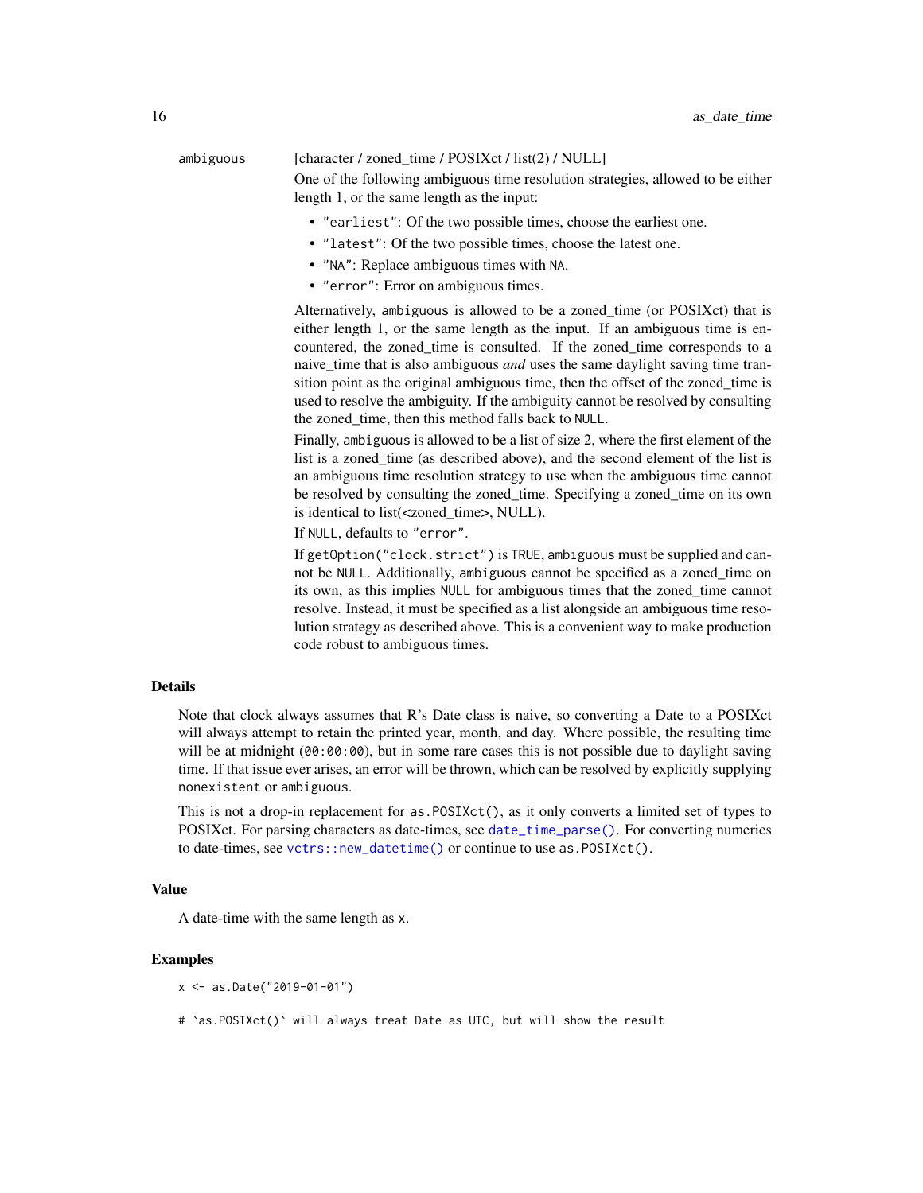`ambiguous`
: [character / zoned_time / POSIXct / list(2) / NULL]

One of the following ambiguous time resolution strategies, allowed to be either length 1, or the same length as the input:

- `"earliest"`: Of the two possible times, choose the earliest one.
- `"latest"`: Of the two possible times, choose the latest one.
- `"NA"`: Replace ambiguous times with `NA`.
- `"error"`: Error on ambiguous times.

Alternatively, `ambiguous` is allowed to be a zoned_time (or POSIXct) that is either length 1, or the same length as the input. If an ambiguous time is encountered, the zoned_time is consulted. If the zoned_time corresponds to a naive_time that is also ambiguous *and* uses the same daylight saving time transition point as the original ambiguous time, then the offset of the zoned_time is used to resolve the ambiguity. If the ambiguity cannot be resolved by consulting the zoned_time, then this method falls back to `NULL`.

Finally, `ambiguous` is allowed to be a list of size 2, where the first element of the list is a zoned_time (as described above), and the second element of the list is an ambiguous time resolution strategy to use when the ambiguous time cannot be resolved by consulting the zoned_time. Specifying a zoned_time on its own is identical to list(<zoned_time>, NULL).

If `NULL`, defaults to `"error"`.

If `getOption("clock.strict")` is `TRUE`, `ambiguous` must be supplied and cannot be `NULL`. Additionally, `ambiguous` cannot be specified as a zoned_time on its own, as this implies `NULL` for ambiguous times that the zoned_time cannot resolve. Instead, it must be specified as a list alongside an ambiguous time resolution strategy as described above. This is a convenient way to make production code robust to ambiguous times.

## Details

Note that clock always assumes that R's Date class is naive, so converting a Date to a POSIXct will always attempt to retain the printed year, month, and day. Where possible, the resulting time will be at midnight (`00:00:00`), but in some rare cases this is not possible due to daylight saving time. If that issue ever arises, an error will be thrown, which can be resolved by explicitly supplying `nonexistent` or `ambiguous`.

This is not a drop-in replacement for `as.POSIXct()`, as it only converts a limited set of types to POSIXct. For parsing characters as date-times, see `date_time_parse()`. For converting numerics to date-times, see `vctrs::new_datetime()` or continue to use `as.POSIXct()`.

## Value

A date-time with the same length as `x`.

## Examples

```
x <- as.Date("2019-01-01")

# `as.POSIXct()` will always treat Date as UTC, but will show the result
```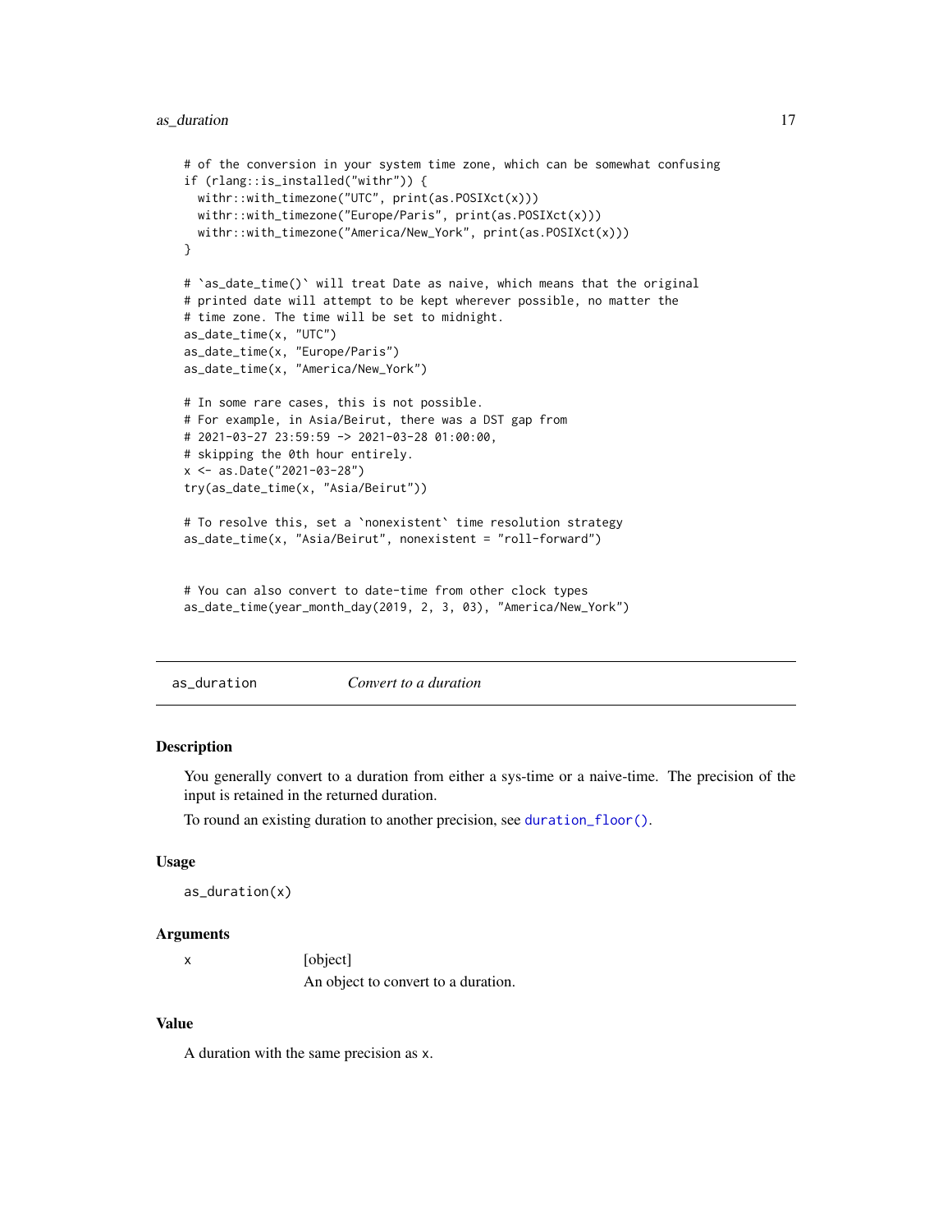```
# of the conversion in your system time zone, which can be somewhat confusing
if (rlang::is_installed("withr")) {
  withr::with_timezone("UTC", print(as.POSIXct(x)))
  withr::with_timezone("Europe/Paris", print(as.POSIXct(x)))
  withr::with_timezone("America/New_York", print(as.POSIXct(x)))
}

# `as_date_time()` will treat Date as naive, which means that the original
# printed date will attempt to be kept wherever possible, no matter the
# time zone. The time will be set to midnight.
as_date_time(x, "UTC")
as_date_time(x, "Europe/Paris")
as_date_time(x, "America/New_York")

# In some rare cases, this is not possible.
# For example, in Asia/Beirut, there was a DST gap from
# 2021-03-27 23:59:59 -> 2021-03-28 01:00:00,
# skipping the 0th hour entirely.
x <- as.Date("2021-03-28")
try(as_date_time(x, "Asia/Beirut"))

# To resolve this, set a `nonexistent` time resolution strategy
as_date_time(x, "Asia/Beirut", nonexistent = "roll-forward")


# You can also convert to date-time from other clock types
as_date_time(year_month_day(2019, 2, 3, 03), "America/New_York")
```

## as_duration — *Convert to a duration*

### Description

You generally convert to a duration from either a sys-time or a naive-time. The precision of the input is retained in the returned duration.

To round an existing duration to another precision, see `duration_floor()`.

### Usage

```
as_duration(x)
```

### Arguments

| | |
|---|---|
| x | [object] An object to convert to a duration. |

### Value

A duration with the same precision as x.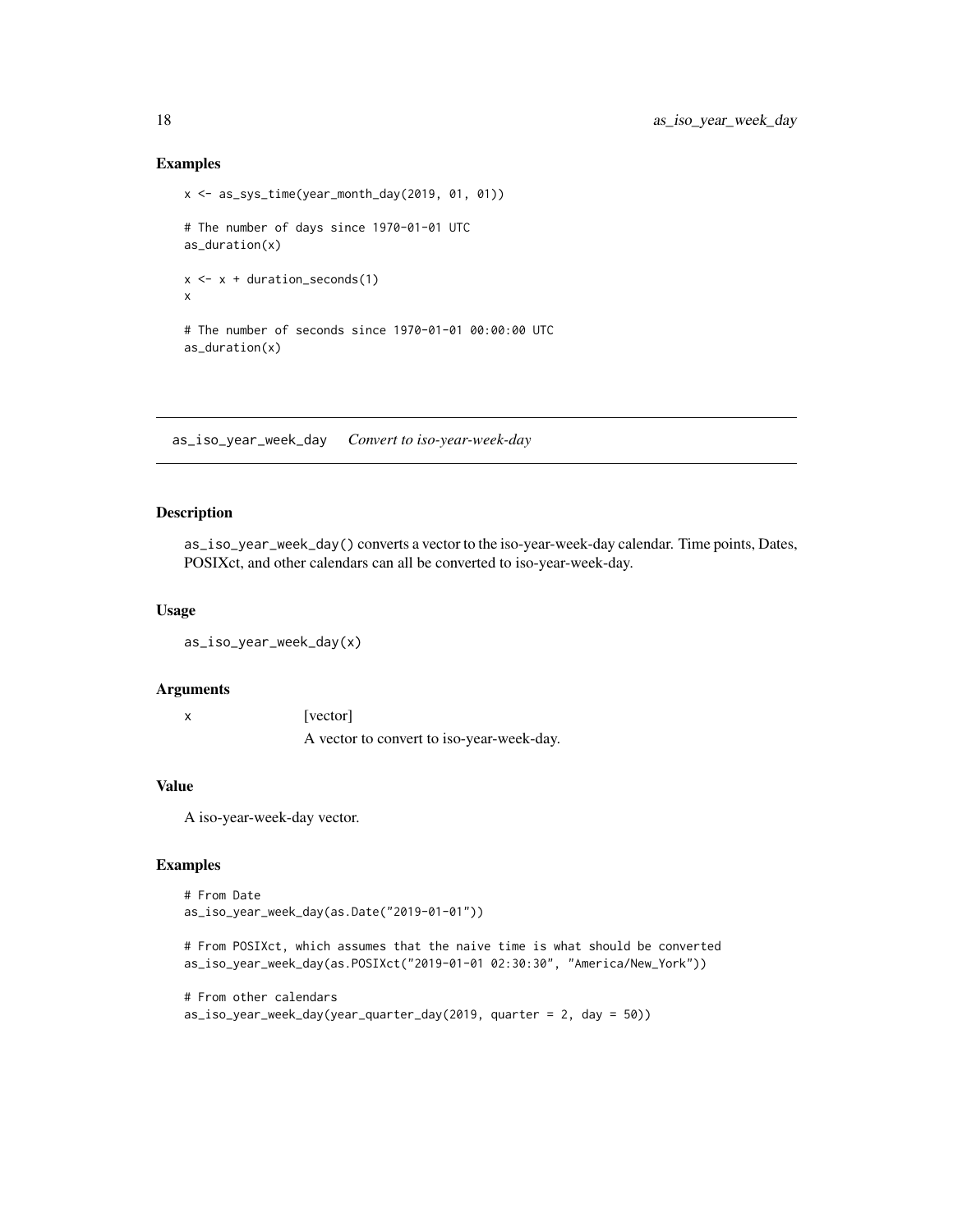## Examples

```
x <- as_sys_time(year_month_day(2019, 01, 01))

# The number of days since 1970-01-01 UTC
as_duration(x)

x <- x + duration_seconds(1)
x

# The number of seconds since 1970-01-01 00:00:00 UTC
as_duration(x)
```

---

# as_iso_year_week_day — *Convert to iso-year-week-day*

## Description

`as_iso_year_week_day()` converts a vector to the iso-year-week-day calendar. Time points, Dates, POSIXct, and other calendars can all be converted to iso-year-week-day.

## Usage

```
as_iso_year_week_day(x)
```

## Arguments

| | |
|---|---|
| `x` | [vector]<br>A vector to convert to iso-year-week-day. |

## Value

A iso-year-week-day vector.

## Examples

```
# From Date
as_iso_year_week_day(as.Date("2019-01-01"))

# From POSIXct, which assumes that the naive time is what should be converted
as_iso_year_week_day(as.POSIXct("2019-01-01 02:30:30", "America/New_York"))

# From other calendars
as_iso_year_week_day(year_quarter_day(2019, quarter = 2, day = 50))
```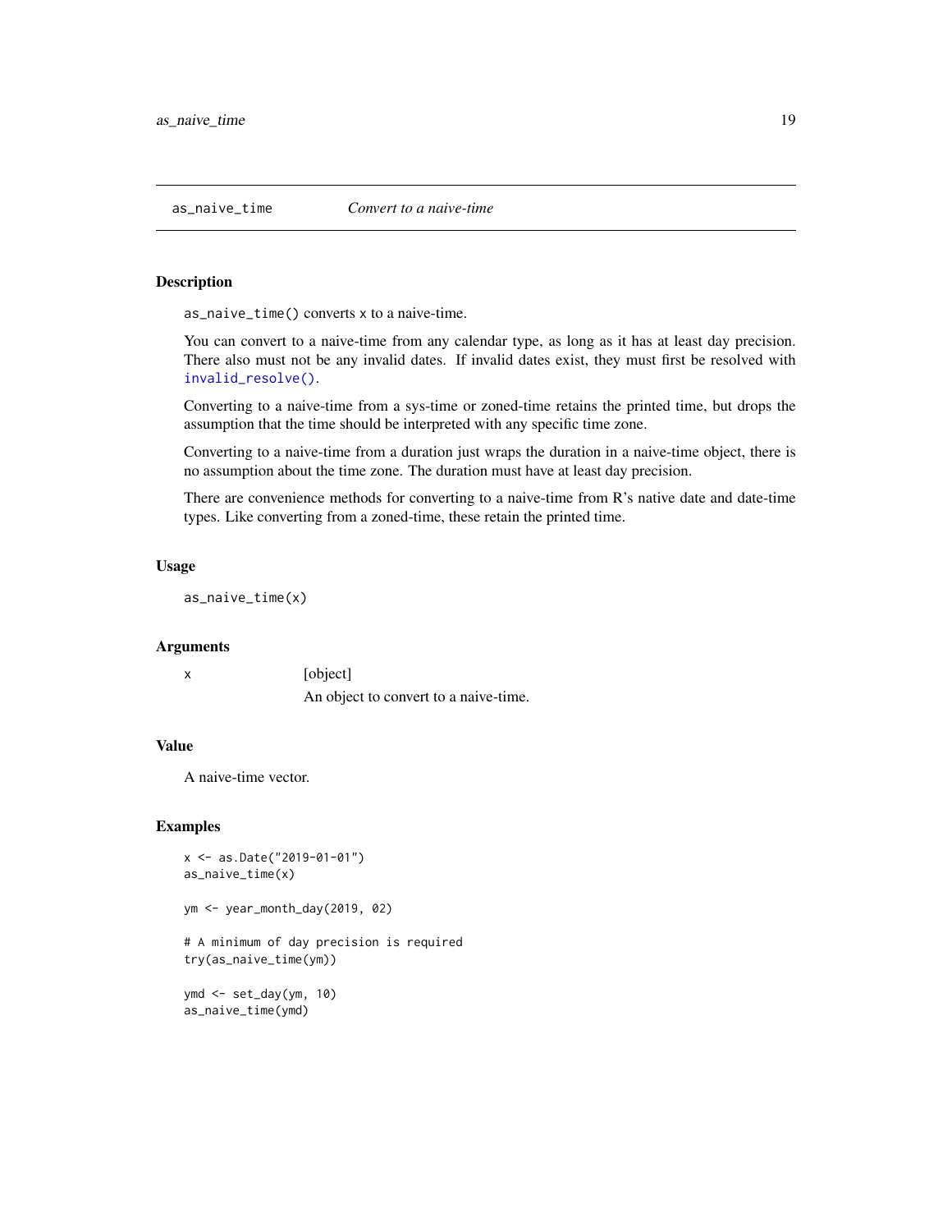## as_naive_time — *Convert to a naive-time*

### Description

`as_naive_time()` converts `x` to a naive-time.

You can convert to a naive-time from any calendar type, as long as it has at least day precision. There also must not be any invalid dates. If invalid dates exist, they must first be resolved with `invalid_resolve()`.

Converting to a naive-time from a sys-time or zoned-time retains the printed time, but drops the assumption that the time should be interpreted with any specific time zone.

Converting to a naive-time from a duration just wraps the duration in a naive-time object, there is no assumption about the time zone. The duration must have at least day precision.

There are convenience methods for converting to a naive-time from R's native date and date-time types. Like converting from a zoned-time, these retain the printed time.

### Usage

```
as_naive_time(x)
```

### Arguments

| | |
|---|---|
| `x` | [object]<br>An object to convert to a naive-time. |

### Value

A naive-time vector.

### Examples

```
x <- as.Date("2019-01-01")
as_naive_time(x)

ym <- year_month_day(2019, 02)

# A minimum of day precision is required
try(as_naive_time(ym))

ymd <- set_day(ym, 10)
as_naive_time(ymd)
```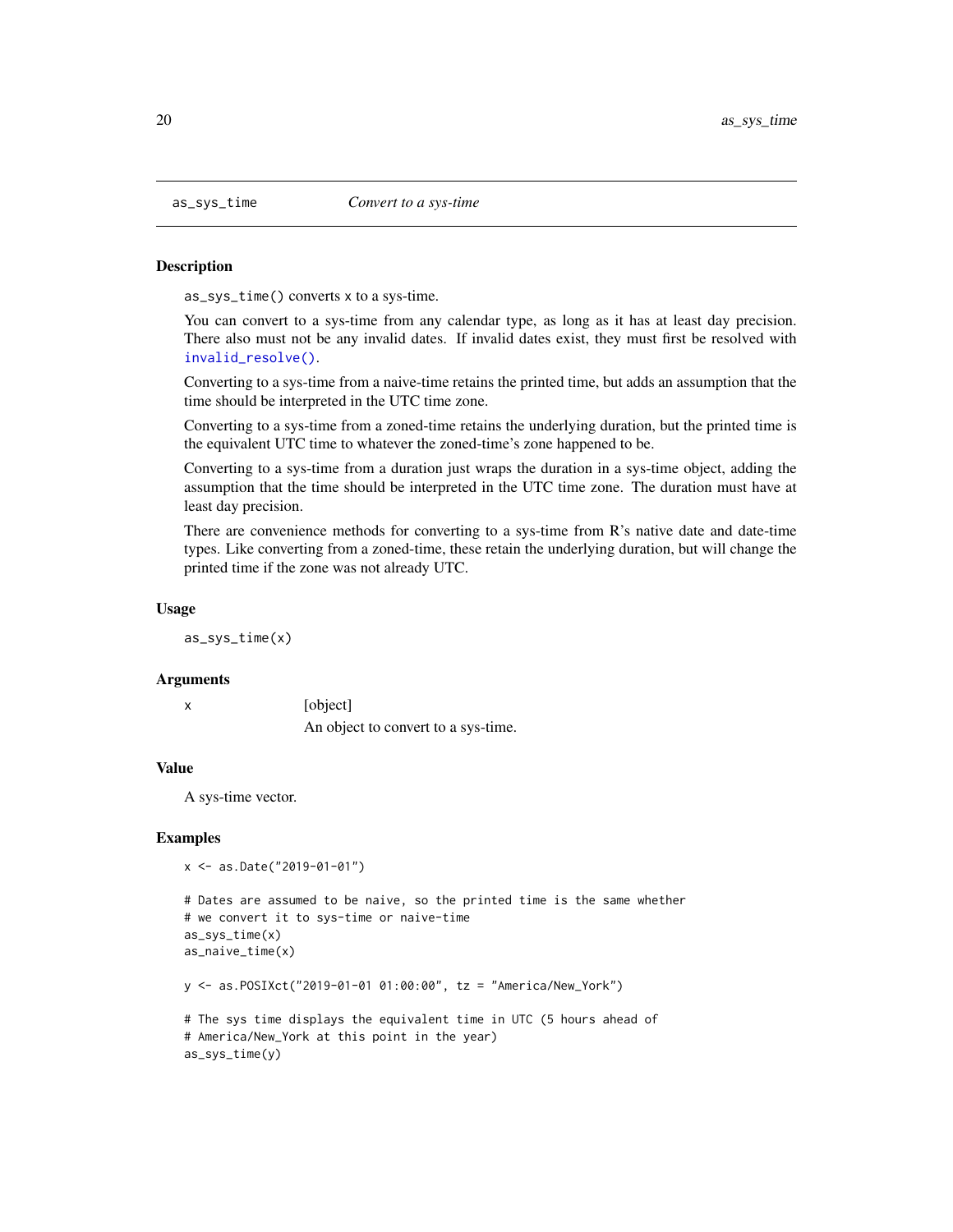## as_sys_time *Convert to a sys-time*

### Description

`as_sys_time()` converts `x` to a sys-time.

You can convert to a sys-time from any calendar type, as long as it has at least day precision. There also must not be any invalid dates. If invalid dates exist, they must first be resolved with `invalid_resolve()`.

Converting to a sys-time from a naive-time retains the printed time, but adds an assumption that the time should be interpreted in the UTC time zone.

Converting to a sys-time from a zoned-time retains the underlying duration, but the printed time is the equivalent UTC time to whatever the zoned-time's zone happened to be.

Converting to a sys-time from a duration just wraps the duration in a sys-time object, adding the assumption that the time should be interpreted in the UTC time zone. The duration must have at least day precision.

There are convenience methods for converting to a sys-time from R's native date and date-time types. Like converting from a zoned-time, these retain the underlying duration, but will change the printed time if the zone was not already UTC.

### Usage

```
as_sys_time(x)
```

### Arguments

`x` [object]

An object to convert to a sys-time.

### Value

A sys-time vector.

### Examples

```
x <- as.Date("2019-01-01")

# Dates are assumed to be naive, so the printed time is the same whether
# we convert it to sys-time or naive-time
as_sys_time(x)
as_naive_time(x)

y <- as.POSIXct("2019-01-01 01:00:00", tz = "America/New_York")

# The sys time displays the equivalent time in UTC (5 hours ahead of
# America/New_York at this point in the year)
as_sys_time(y)
```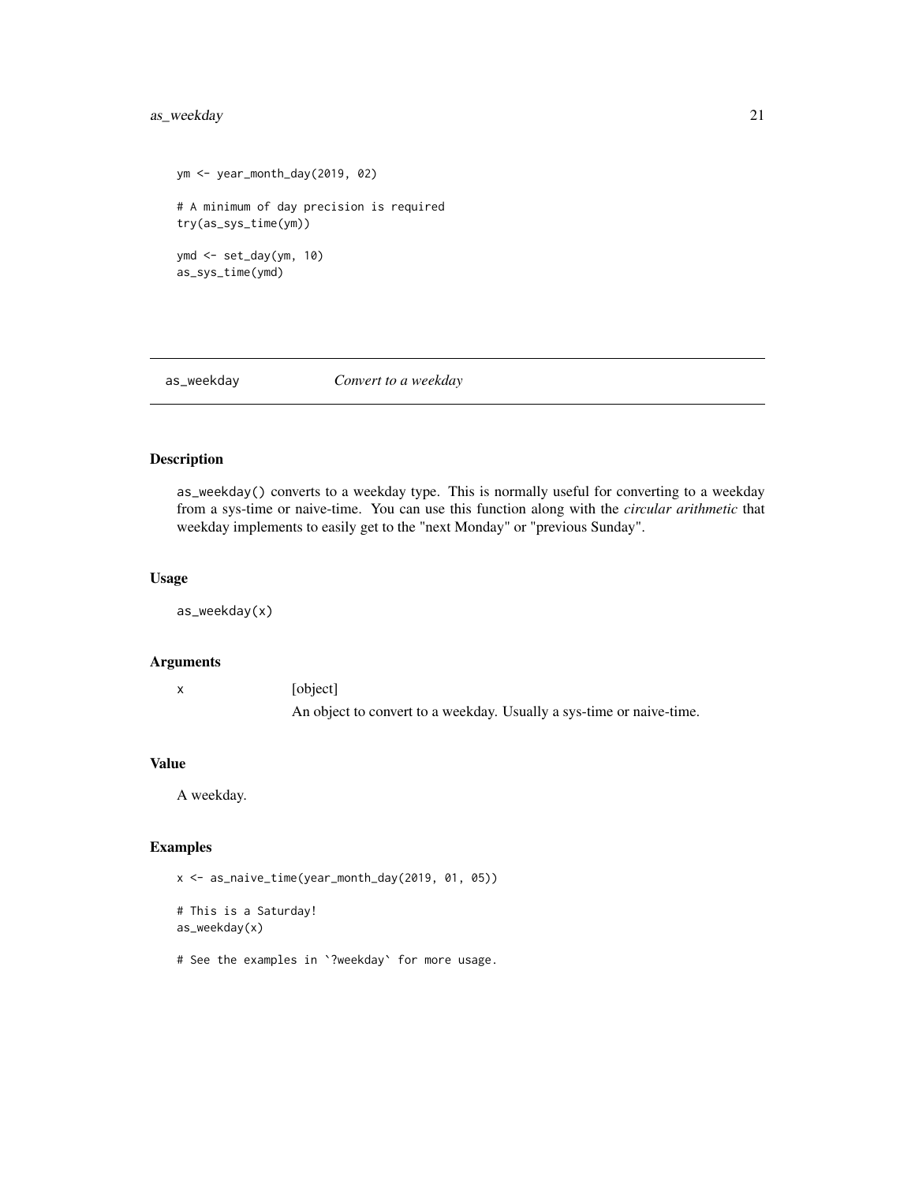```
ym <- year_month_day(2019, 02)

# A minimum of day precision is required
try(as_sys_time(ym))

ymd <- set_day(ym, 10)
as_sys_time(ymd)
```

---

## as_weekday — *Convert to a weekday*

---

### Description

as_weekday() converts to a weekday type. This is normally useful for converting to a weekday from a sys-time or naive-time. You can use this function along with the *circular arithmetic* that weekday implements to easily get to the "next Monday" or "previous Sunday".

### Usage

```
as_weekday(x)
```

### Arguments

| | |
|---|---|
| x | [object] An object to convert to a weekday. Usually a sys-time or naive-time. |

### Value

A weekday.

### Examples

```
x <- as_naive_time(year_month_day(2019, 01, 05))

# This is a Saturday!
as_weekday(x)

# See the examples in `?weekday` for more usage.
```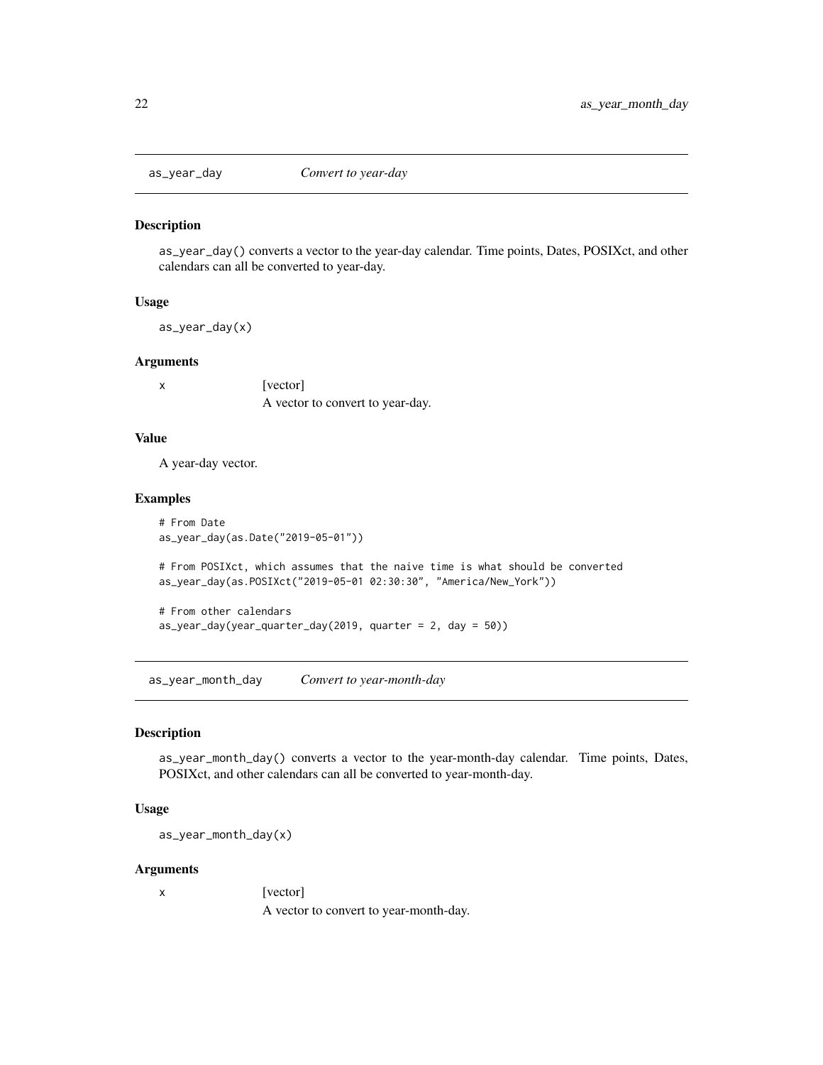## as_year_day — *Convert to year-day*

### Description

as_year_day() converts a vector to the year-day calendar. Time points, Dates, POSIXct, and other calendars can all be converted to year-day.

### Usage

```
as_year_day(x)
```

### Arguments

| | |
|---|---|
| x | [vector]<br>A vector to convert to year-day. |

### Value

A year-day vector.

### Examples

```
# From Date
as_year_day(as.Date("2019-05-01"))

# From POSIXct, which assumes that the naive time is what should be converted
as_year_day(as.POSIXct("2019-05-01 02:30:30", "America/New_York"))

# From other calendars
as_year_day(year_quarter_day(2019, quarter = 2, day = 50))
```

## as_year_month_day — *Convert to year-month-day*

### Description

as_year_month_day() converts a vector to the year-month-day calendar. Time points, Dates, POSIXct, and other calendars can all be converted to year-month-day.

### Usage

```
as_year_month_day(x)
```

### Arguments

| | |
|---|---|
| x | [vector]<br>A vector to convert to year-month-day. |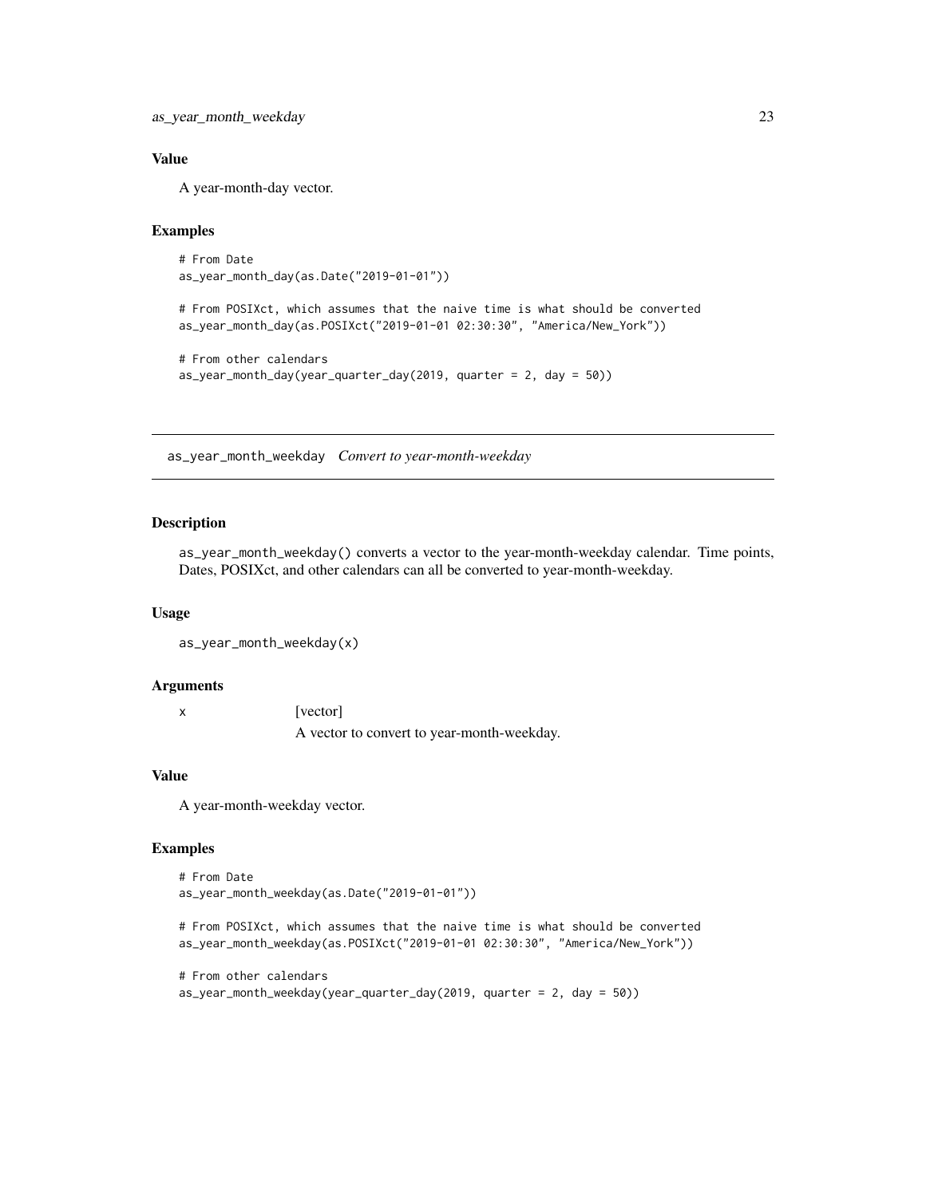### Value

A year-month-day vector.

### Examples

```
# From Date
as_year_month_day(as.Date("2019-01-01"))

# From POSIXct, which assumes that the naive time is what should be converted
as_year_month_day(as.POSIXct("2019-01-01 02:30:30", "America/New_York"))

# From other calendars
as_year_month_day(year_quarter_day(2019, quarter = 2, day = 50))
```

---

## as_year_month_weekday *Convert to year-month-weekday*

---

### Description

as_year_month_weekday() converts a vector to the year-month-weekday calendar. Time points, Dates, POSIXct, and other calendars can all be converted to year-month-weekday.

### Usage

```
as_year_month_weekday(x)
```

### Arguments

| | |
|---|---|
| x | [vector]<br>A vector to convert to year-month-weekday. |

### Value

A year-month-weekday vector.

### Examples

```
# From Date
as_year_month_weekday(as.Date("2019-01-01"))

# From POSIXct, which assumes that the naive time is what should be converted
as_year_month_weekday(as.POSIXct("2019-01-01 02:30:30", "America/New_York"))

# From other calendars
as_year_month_weekday(year_quarter_day(2019, quarter = 2, day = 50))
```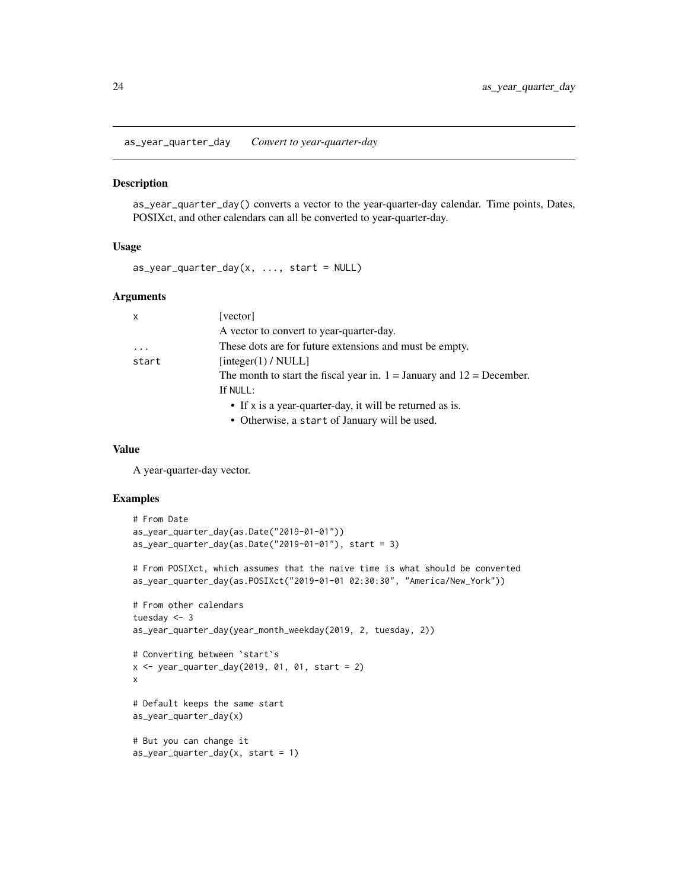## as_year_quarter_day    *Convert to year-quarter-day*

### Description

`as_year_quarter_day()` converts a vector to the year-quarter-day calendar. Time points, Dates, POSIXct, and other calendars can all be converted to year-quarter-day.

### Usage

```
as_year_quarter_day(x, ..., start = NULL)
```

### Arguments

| | |
|---|---|
| `x` | [vector]<br>A vector to convert to year-quarter-day. |
| `...` | These dots are for future extensions and must be empty. |
| `start` | [integer(1) / NULL]<br>The month to start the fiscal year in. 1 = January and 12 = December.<br>If `NULL`:<br>• If `x` is a year-quarter-day, it will be returned as is.<br>• Otherwise, a `start` of January will be used. |

### Value

A year-quarter-day vector.

### Examples

```
# From Date
as_year_quarter_day(as.Date("2019-01-01"))
as_year_quarter_day(as.Date("2019-01-01"), start = 3)

# From POSIXct, which assumes that the naive time is what should be converted
as_year_quarter_day(as.POSIXct("2019-01-01 02:30:30", "America/New_York"))

# From other calendars
tuesday <- 3
as_year_quarter_day(year_month_weekday(2019, 2, tuesday, 2))

# Converting between `start`s
x <- year_quarter_day(2019, 01, 01, start = 2)
x

# Default keeps the same start
as_year_quarter_day(x)

# But you can change it
as_year_quarter_day(x, start = 1)
```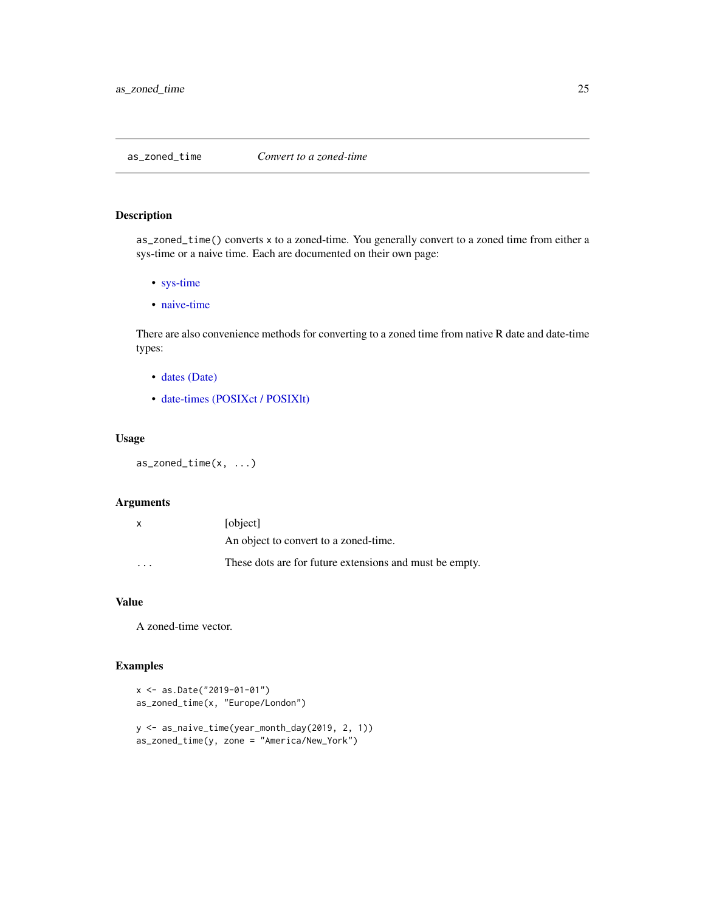# as_zoned_time — *Convert to a zoned-time*

## Description

`as_zoned_time()` converts `x` to a zoned-time. You generally convert to a zoned time from either a sys-time or a naive time. Each are documented on their own page:

- sys-time
- naive-time

There are also convenience methods for converting to a zoned time from native R date and date-time types:

- dates (Date)
- date-times (POSIXct / POSIXlt)

## Usage

```
as_zoned_time(x, ...)
```

## Arguments

| | |
|---|---|
| `x` | [object]<br>An object to convert to a zoned-time. |
| `...` | These dots are for future extensions and must be empty. |

## Value

A zoned-time vector.

## Examples

```
x <- as.Date("2019-01-01")
as_zoned_time(x, "Europe/London")

y <- as_naive_time(year_month_day(2019, 2, 1))
as_zoned_time(y, zone = "America/New_York")
```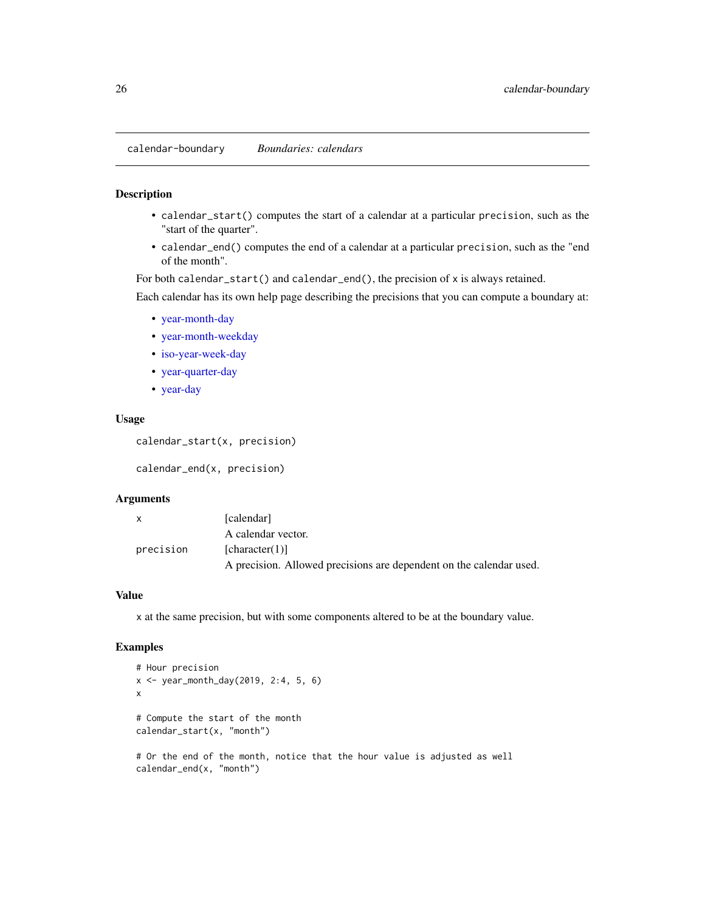# calendar-boundary — *Boundaries: calendars*

## Description

- `calendar_start()` computes the start of a calendar at a particular `precision`, such as the "start of the quarter".
- `calendar_end()` computes the end of a calendar at a particular `precision`, such as the "end of the month".

For both `calendar_start()` and `calendar_end()`, the precision of `x` is always retained.

Each calendar has its own help page describing the precisions that you can compute a boundary at:

- year-month-day
- year-month-weekday
- iso-year-week-day
- year-quarter-day
- year-day

## Usage

```
calendar_start(x, precision)

calendar_end(x, precision)
```

## Arguments

| | |
|---|---|
| `x` | [calendar]<br>A calendar vector. |
| `precision` | [character(1)]<br>A precision. Allowed precisions are dependent on the calendar used. |

## Value

`x` at the same precision, but with some components altered to be at the boundary value.

## Examples

```
# Hour precision
x <- year_month_day(2019, 2:4, 5, 6)
x

# Compute the start of the month
calendar_start(x, "month")

# Or the end of the month, notice that the hour value is adjusted as well
calendar_end(x, "month")
```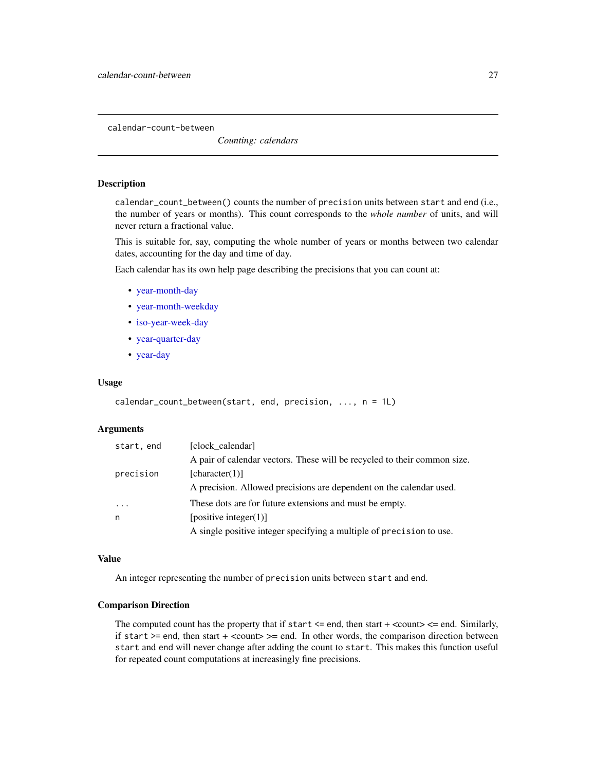# calendar-count-between

*Counting: calendars*

## Description

`calendar_count_between()` counts the number of `precision` units between `start` and `end` (i.e., the number of years or months). This count corresponds to the *whole number* of units, and will never return a fractional value.

This is suitable for, say, computing the whole number of years or months between two calendar dates, accounting for the day and time of day.

Each calendar has its own help page describing the precisions that you can count at:

- year-month-day
- year-month-weekday
- iso-year-week-day
- year-quarter-day
- year-day

## Usage

```
calendar_count_between(start, end, precision, ..., n = 1L)
```

## Arguments

| | |
|---|---|
| `start, end` | [clock_calendar]<br>A pair of calendar vectors. These will be recycled to their common size. |
| `precision` | [character(1)]<br>A precision. Allowed precisions are dependent on the calendar used. |
| `...` | These dots are for future extensions and must be empty. |
| `n` | [positive integer(1)]<br>A single positive integer specifying a multiple of `precision` to use. |

## Value

An integer representing the number of `precision` units between `start` and `end`.

## Comparison Direction

The computed count has the property that if `start` <= `end`, then start + <count> <= end. Similarly, if `start` >= `end`, then start + <count> >= end. In other words, the comparison direction between `start` and `end` will never change after adding the count to `start`. This makes this function useful for repeated count computations at increasingly fine precisions.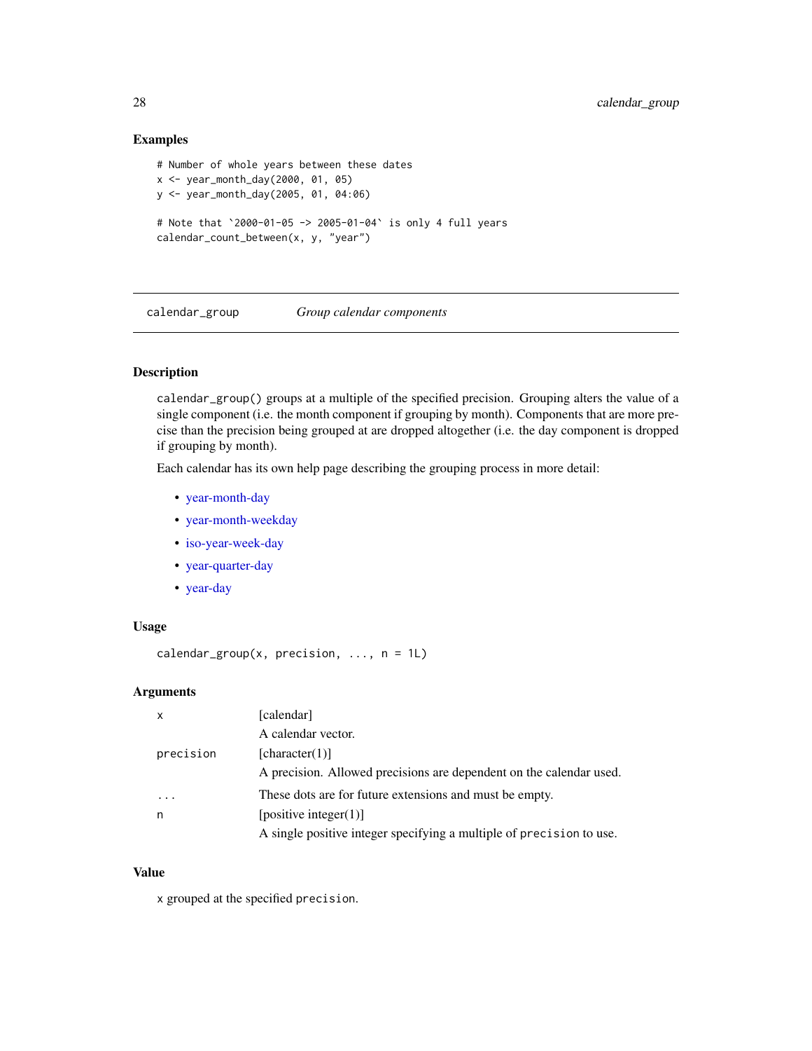### Examples

```
# Number of whole years between these dates
x <- year_month_day(2000, 01, 05)
y <- year_month_day(2005, 01, 04:06)

# Note that `2000-01-05 -> 2005-01-04` is only 4 full years
calendar_count_between(x, y, "year")
```

---

## calendar_group *Group calendar components*

---

### Description

calendar_group() groups at a multiple of the specified precision. Grouping alters the value of a single component (i.e. the month component if grouping by month). Components that are more precise than the precision being grouped at are dropped altogether (i.e. the day component is dropped if grouping by month).

Each calendar has its own help page describing the grouping process in more detail:

- year-month-day
- year-month-weekday
- iso-year-week-day
- year-quarter-day
- year-day

### Usage

```
calendar_group(x, precision, ..., n = 1L)
```

### Arguments

| | |
|---|---|
| x | [calendar]<br>A calendar vector. |
| precision | [character(1)]<br>A precision. Allowed precisions are dependent on the calendar used. |
| ... | These dots are for future extensions and must be empty. |
| n | [positive integer(1)]<br>A single positive integer specifying a multiple of precision to use. |

### Value

x grouped at the specified precision.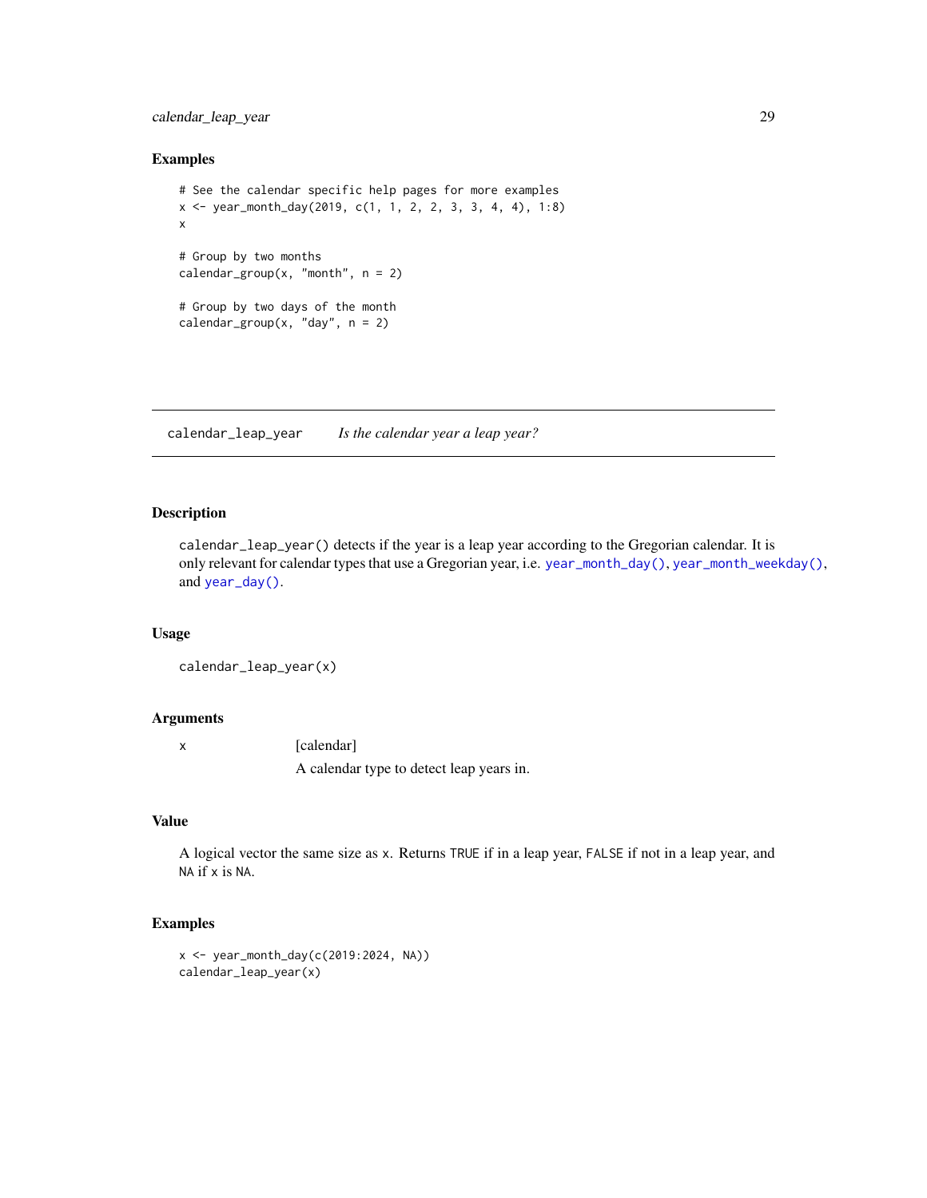## Examples

```
# See the calendar specific help pages for more examples
x <- year_month_day(2019, c(1, 1, 2, 2, 3, 3, 4, 4), 1:8)
x

# Group by two months
calendar_group(x, "month", n = 2)

# Group by two days of the month
calendar_group(x, "day", n = 2)
```

---

`calendar_leap_year` *Is the calendar year a leap year?*

---

## Description

`calendar_leap_year()` detects if the year is a leap year according to the Gregorian calendar. It is only relevant for calendar types that use a Gregorian year, i.e. `year_month_day()`, `year_month_weekday()`, and `year_day()`.

## Usage

```
calendar_leap_year(x)
```

## Arguments

| | |
|---|---|
| x | [calendar] <br> A calendar type to detect leap years in. |

## Value

A logical vector the same size as `x`. Returns `TRUE` if in a leap year, `FALSE` if not in a leap year, and `NA` if `x` is `NA`.

## Examples

```
x <- year_month_day(c(2019:2024, NA))
calendar_leap_year(x)
```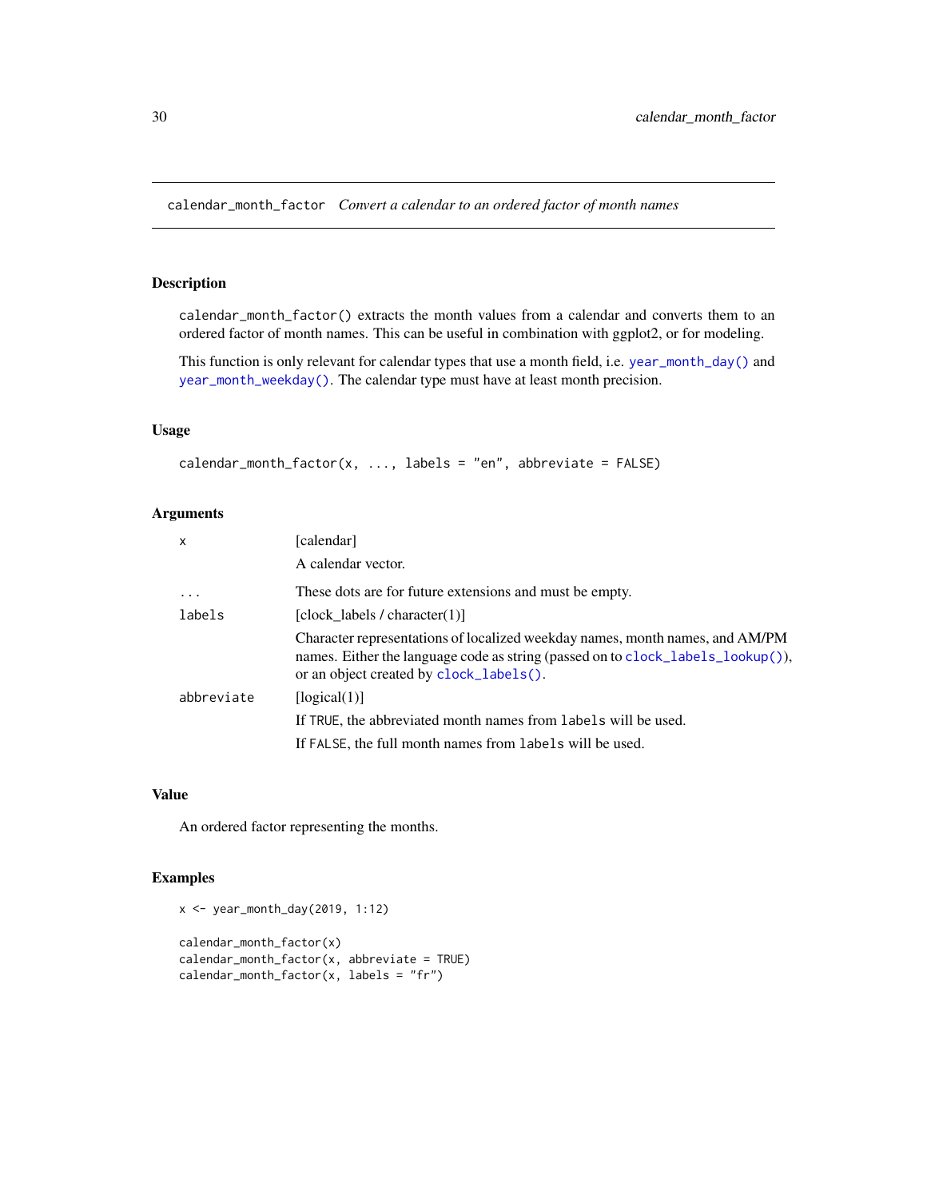calendar_month_factor *Convert a calendar to an ordered factor of month names*

## Description

calendar_month_factor() extracts the month values from a calendar and converts them to an ordered factor of month names. This can be useful in combination with ggplot2, or for modeling.

This function is only relevant for calendar types that use a month field, i.e. year_month_day() and year_month_weekday(). The calendar type must have at least month precision.

## Usage

```
calendar_month_factor(x, ..., labels = "en", abbreviate = FALSE)
```

## Arguments

| | |
|---|---|
| x | [calendar]<br>A calendar vector. |
| ... | These dots are for future extensions and must be empty. |
| labels | [clock_labels / character(1)]<br>Character representations of localized weekday names, month names, and AM/PM names. Either the language code as string (passed on to clock_labels_lookup()), or an object created by clock_labels(). |
| abbreviate | [logical(1)]<br>If TRUE, the abbreviated month names from labels will be used.<br>If FALSE, the full month names from labels will be used. |

## Value

An ordered factor representing the months.

## Examples

```
x <- year_month_day(2019, 1:12)

calendar_month_factor(x)
calendar_month_factor(x, abbreviate = TRUE)
calendar_month_factor(x, labels = "fr")
```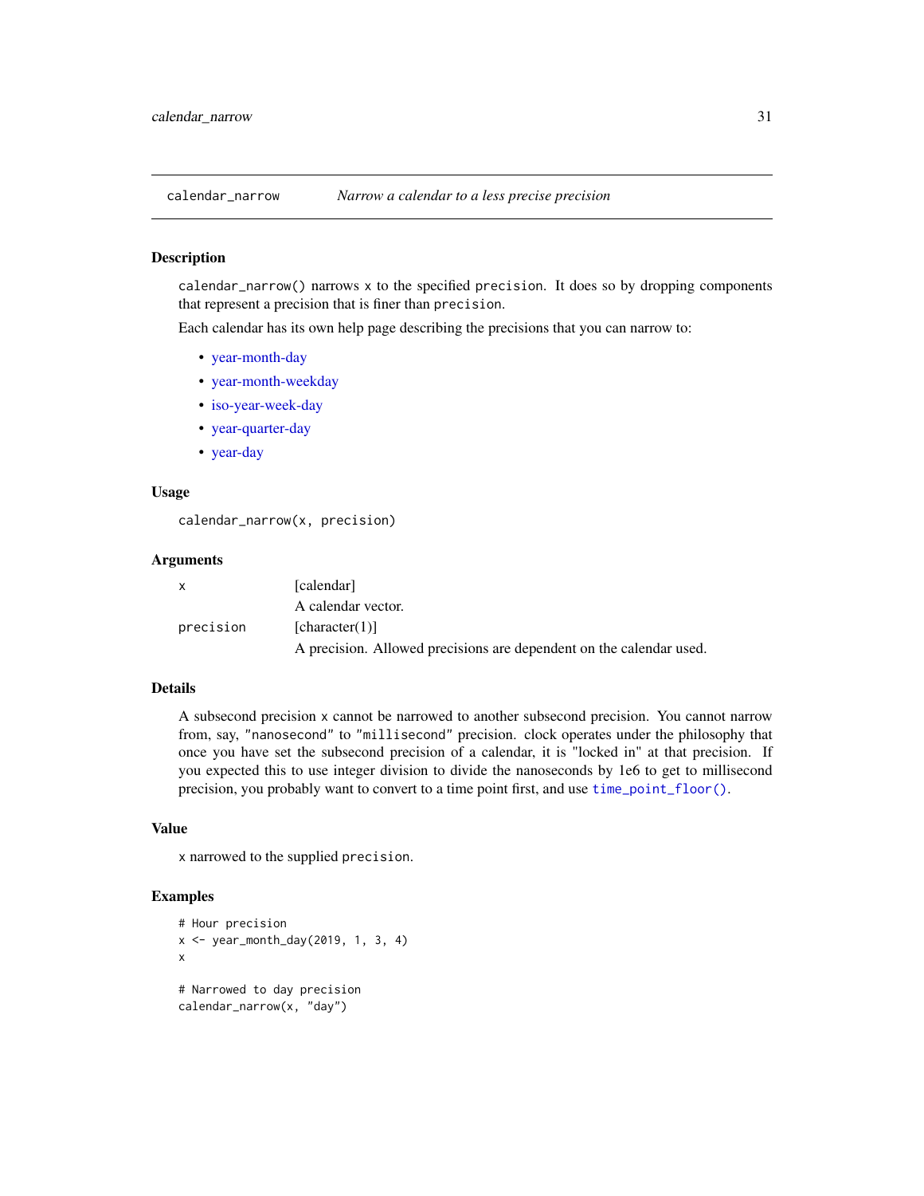## calendar_narrow — *Narrow a calendar to a less precise precision*

### Description

`calendar_narrow()` narrows `x` to the specified `precision`. It does so by dropping components that represent a precision that is finer than `precision`.

Each calendar has its own help page describing the precisions that you can narrow to:

- year-month-day
- year-month-weekday
- iso-year-week-day
- year-quarter-day
- year-day

### Usage

```
calendar_narrow(x, precision)
```

### Arguments

| | |
|---|---|
| `x` | [calendar] <br> A calendar vector. |
| `precision` | [character(1)] <br> A precision. Allowed precisions are dependent on the calendar used. |

### Details

A subsecond precision `x` cannot be narrowed to another subsecond precision. You cannot narrow from, say, `"nanosecond"` to `"millisecond"` precision. clock operates under the philosophy that once you have set the subsecond precision of a calendar, it is "locked in" at that precision. If you expected this to use integer division to divide the nanoseconds by 1e6 to get to millisecond precision, you probably want to convert to a time point first, and use `time_point_floor()`.

### Value

`x` narrowed to the supplied `precision`.

### Examples

```
# Hour precision
x <- year_month_day(2019, 1, 3, 4)
x

# Narrowed to day precision
calendar_narrow(x, "day")
```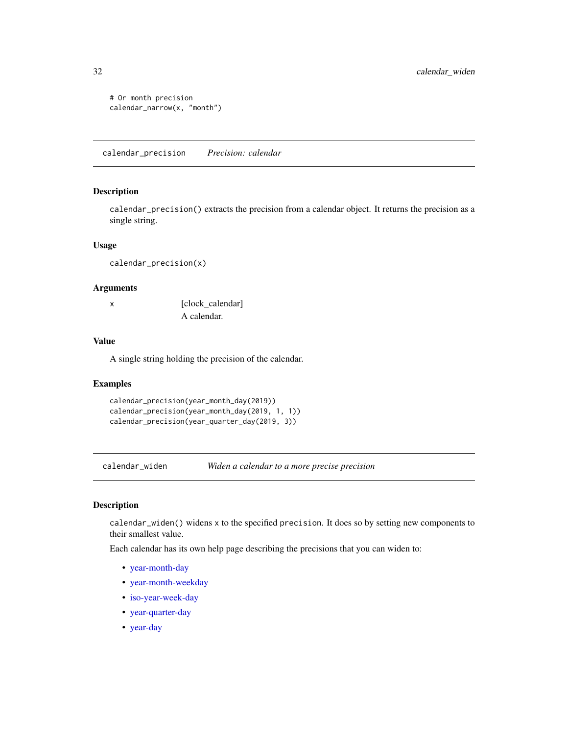```
# Or month precision
calendar_narrow(x, "month")
```

## calendar_precision — *Precision: calendar*

### Description

`calendar_precision()` extracts the precision from a calendar object. It returns the precision as a single string.

### Usage

```
calendar_precision(x)
```

### Arguments

| | |
|---|---|
| x | [clock_calendar] A calendar. |

### Value

A single string holding the precision of the calendar.

### Examples

```
calendar_precision(year_month_day(2019))
calendar_precision(year_month_day(2019, 1, 1))
calendar_precision(year_quarter_day(2019, 3))
```

## calendar_widen — *Widen a calendar to a more precise precision*

### Description

`calendar_widen()` widens `x` to the specified `precision`. It does so by setting new components to their smallest value.

Each calendar has its own help page describing the precisions that you can widen to:

- year-month-day
- year-month-weekday
- iso-year-week-day
- year-quarter-day
- year-day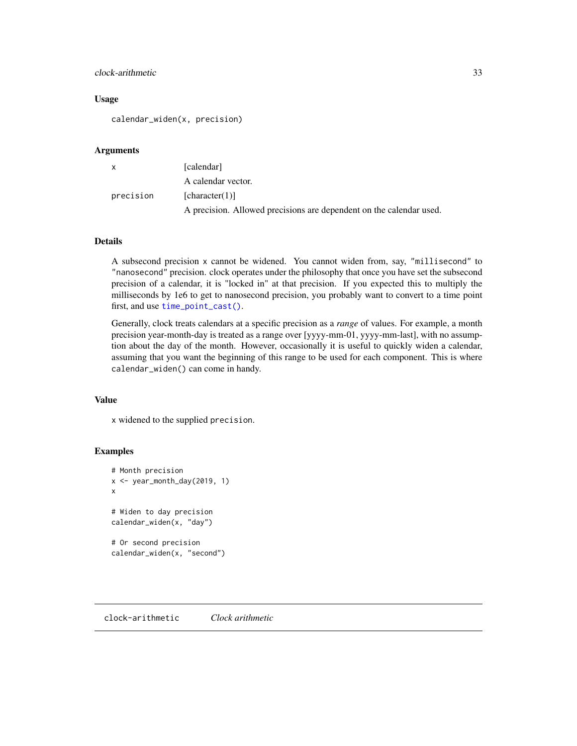### Usage

```
calendar_widen(x, precision)
```

### Arguments

| | |
|---|---|
| x | [calendar] |
| | A calendar vector. |
| precision | [character(1)] |
| | A precision. Allowed precisions are dependent on the calendar used. |

### Details

A subsecond precision `x` cannot be widened. You cannot widen from, say, `"millisecond"` to `"nanosecond"` precision. clock operates under the philosophy that once you have set the subsecond precision of a calendar, it is "locked in" at that precision. If you expected this to multiply the milliseconds by 1e6 to get to nanosecond precision, you probably want to convert to a time point first, and use `time_point_cast()`.

Generally, clock treats calendars at a specific precision as a *range* of values. For example, a month precision year-month-day is treated as a range over [yyyy-mm-01, yyyy-mm-last], with no assumption about the day of the month. However, occasionally it is useful to quickly widen a calendar, assuming that you want the beginning of this range to be used for each component. This is where `calendar_widen()` can come in handy.

### Value

`x` widened to the supplied `precision`.

### Examples

```
# Month precision
x <- year_month_day(2019, 1)
x

# Widen to day precision
calendar_widen(x, "day")

# Or second precision
calendar_widen(x, "second")
```

---

## clock-arithmetic *Clock arithmetic*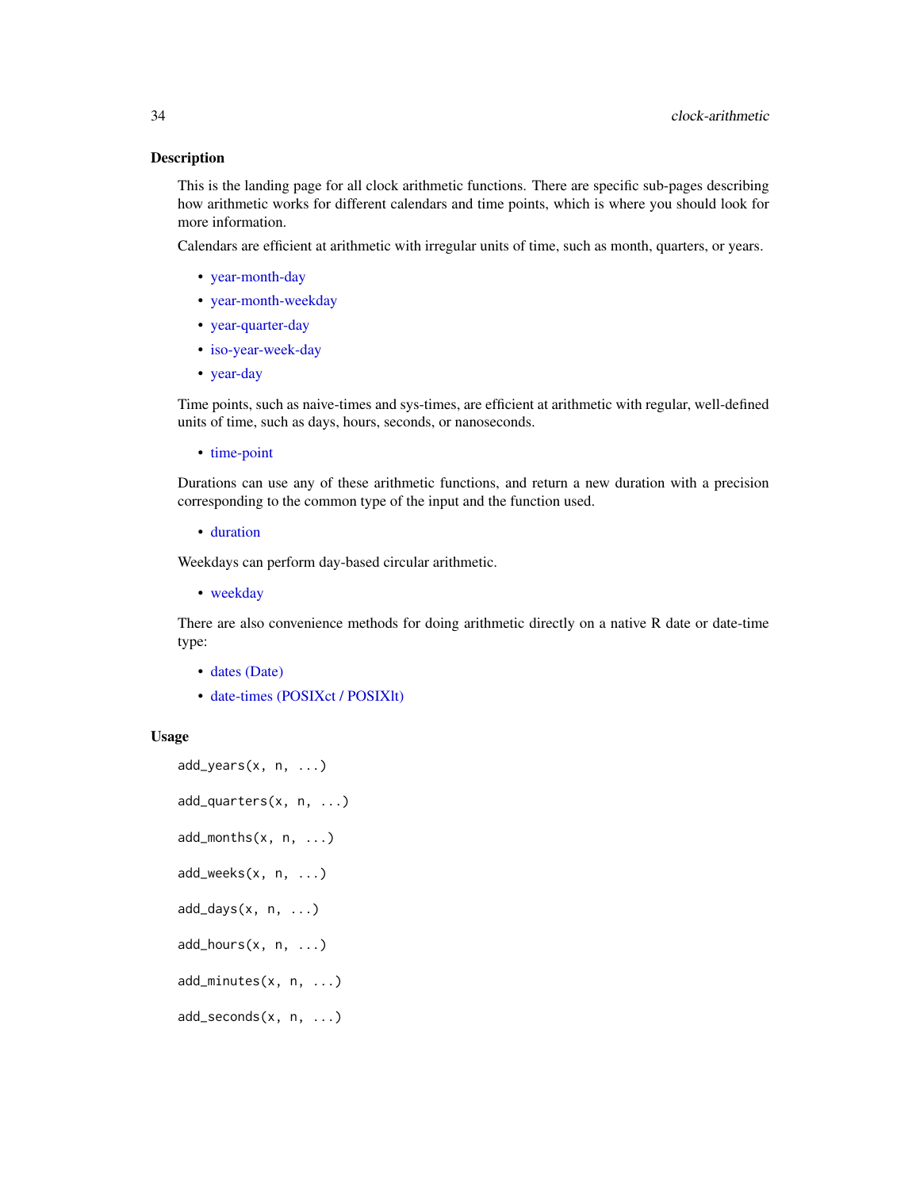## Description

This is the landing page for all clock arithmetic functions. There are specific sub-pages describing how arithmetic works for different calendars and time points, which is where you should look for more information.

Calendars are efficient at arithmetic with irregular units of time, such as month, quarters, or years.

- year-month-day
- year-month-weekday
- year-quarter-day
- iso-year-week-day
- year-day

Time points, such as naive-times and sys-times, are efficient at arithmetic with regular, well-defined units of time, such as days, hours, seconds, or nanoseconds.

- time-point

Durations can use any of these arithmetic functions, and return a new duration with a precision corresponding to the common type of the input and the function used.

- duration

Weekdays can perform day-based circular arithmetic.

- weekday

There are also convenience methods for doing arithmetic directly on a native R date or date-time type:

- dates (Date)
- date-times (POSIXct / POSIXlt)

## Usage

```
add_years(x, n, ...)

add_quarters(x, n, ...)

add_months(x, n, ...)

add_weeks(x, n, ...)

add_days(x, n, ...)

add_hours(x, n, ...)

add_minutes(x, n, ...)

add_seconds(x, n, ...)
```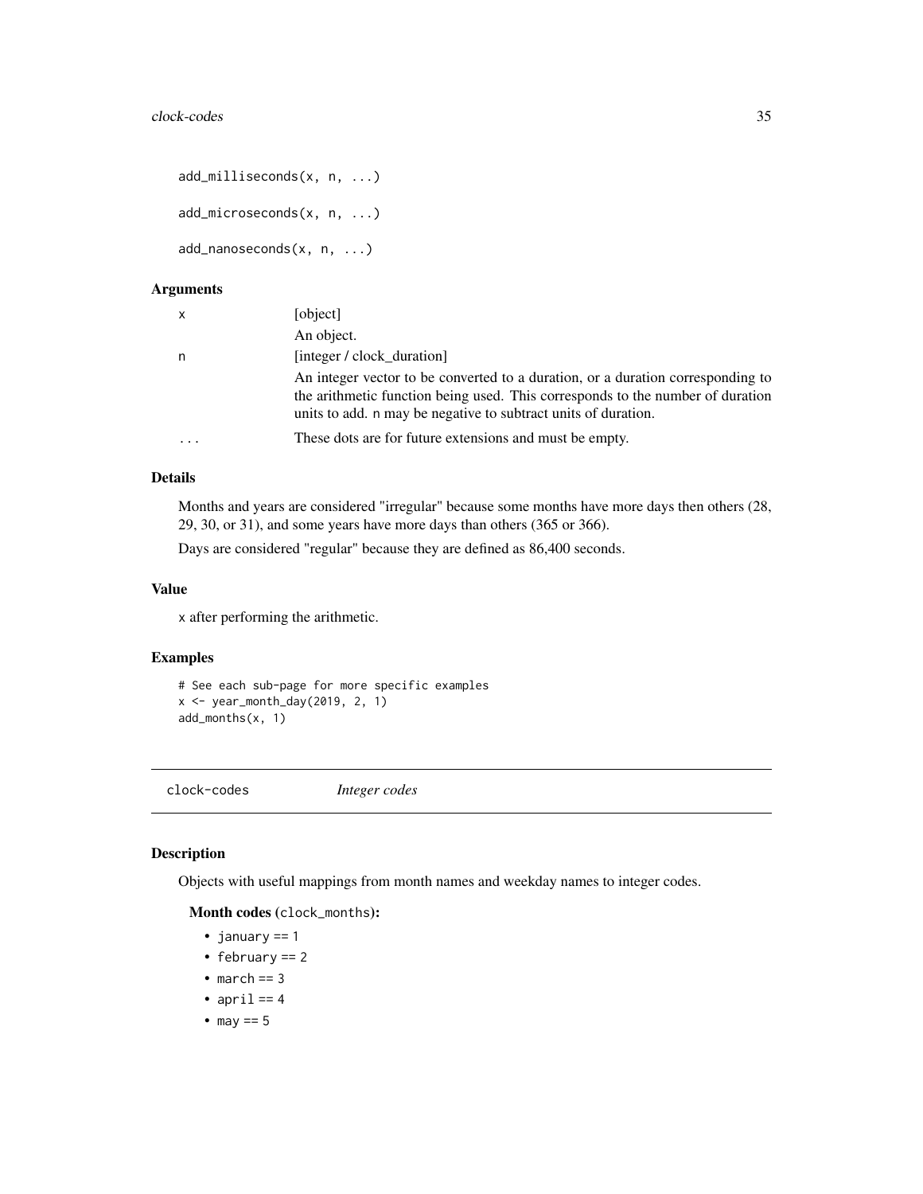```
add_milliseconds(x, n, ...)

add_microseconds(x, n, ...)

add_nanoseconds(x, n, ...)
```

### Arguments

| | |
|---|---|
| x | [object]<br>An object. |
| n | [integer / clock_duration]<br>An integer vector to be converted to a duration, or a duration corresponding to the arithmetic function being used. This corresponds to the number of duration units to add. n may be negative to subtract units of duration. |
| ... | These dots are for future extensions and must be empty. |

### Details

Months and years are considered "irregular" because some months have more days then others (28, 29, 30, or 31), and some years have more days than others (365 or 366).

Days are considered "regular" because they are defined as 86,400 seconds.

### Value

x after performing the arithmetic.

### Examples

```
# See each sub-page for more specific examples
x <- year_month_day(2019, 2, 1)
add_months(x, 1)
```

---

## clock-codes *Integer codes*

### Description

Objects with useful mappings from month names and weekday names to integer codes.

**Month codes (clock_months):**

- january == 1
- february == 2
- march == 3
- april == 4
- may == 5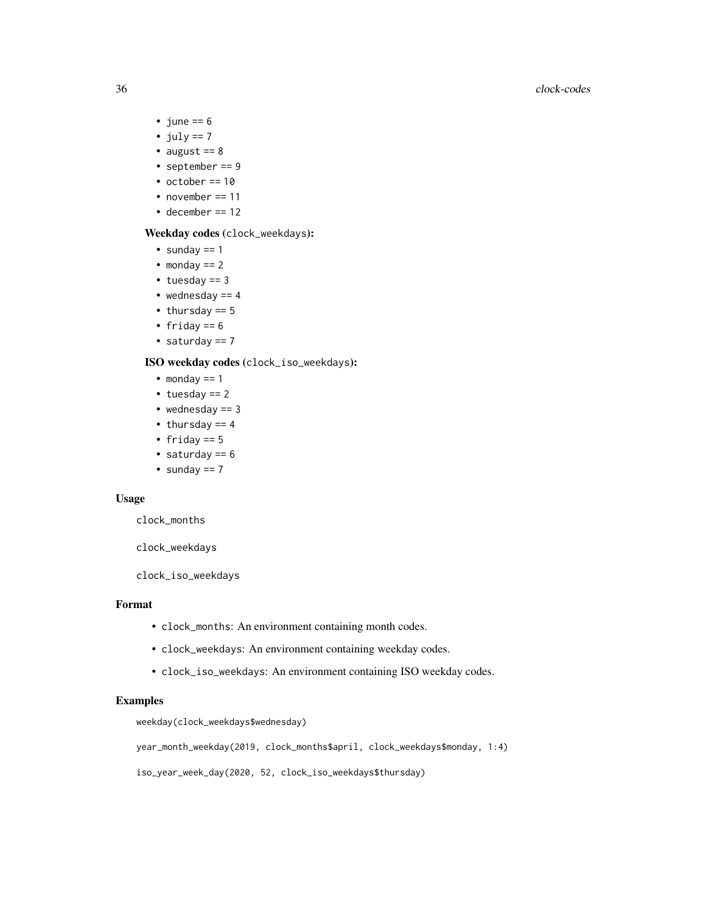- june == 6
- july == 7
- august == 8
- september == 9
- october == 10
- november == 11
- december == 12

**Weekday codes (`clock_weekdays`):**

- sunday == 1
- monday == 2
- tuesday == 3
- wednesday == 4
- thursday == 5
- friday == 6
- saturday == 7

**ISO weekday codes (`clock_iso_weekdays`):**

- monday == 1
- tuesday == 2
- wednesday == 3
- thursday == 4
- friday == 5
- saturday == 6
- sunday == 7

## Usage

```
clock_months

clock_weekdays

clock_iso_weekdays
```

## Format

- `clock_months`: An environment containing month codes.
- `clock_weekdays`: An environment containing weekday codes.
- `clock_iso_weekdays`: An environment containing ISO weekday codes.

## Examples

```
weekday(clock_weekdays$wednesday)

year_month_weekday(2019, clock_months$april, clock_weekdays$monday, 1:4)

iso_year_week_day(2020, 52, clock_iso_weekdays$thursday)
```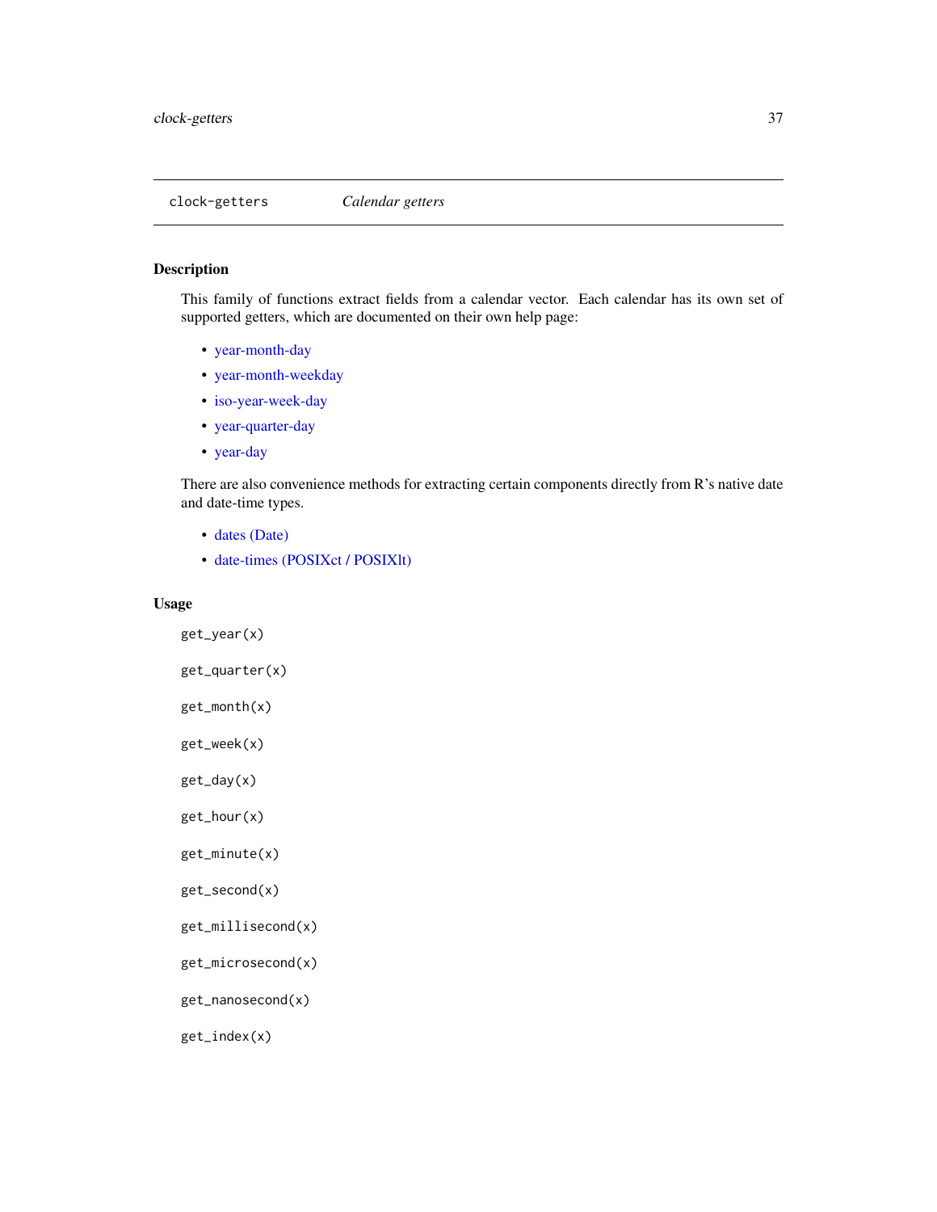# clock-getters    *Calendar getters*

## Description

This family of functions extract fields from a calendar vector. Each calendar has its own set of supported getters, which are documented on their own help page:

- year-month-day
- year-month-weekday
- iso-year-week-day
- year-quarter-day
- year-day

There are also convenience methods for extracting certain components directly from R's native date and date-time types.

- dates (Date)
- date-times (POSIXct / POSIXlt)

## Usage

```
get_year(x)

get_quarter(x)

get_month(x)

get_week(x)

get_day(x)

get_hour(x)

get_minute(x)

get_second(x)

get_millisecond(x)

get_microsecond(x)

get_nanosecond(x)

get_index(x)
```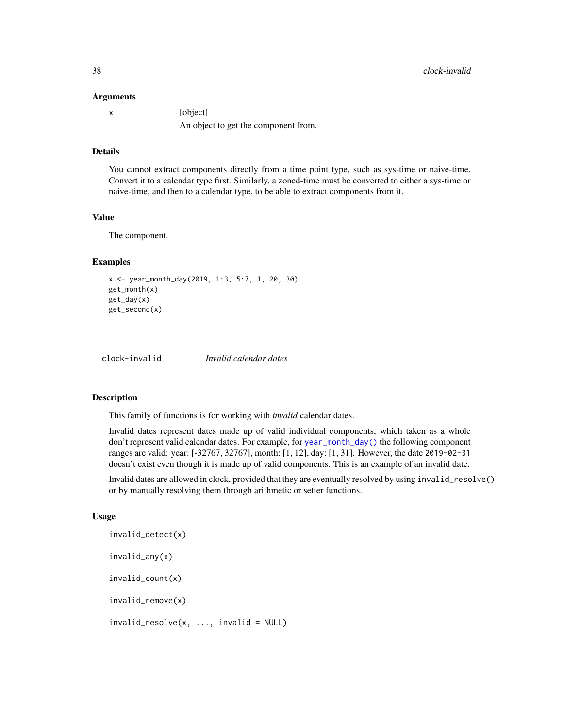### Arguments

x	[object]

An object to get the component from.

### Details

You cannot extract components directly from a time point type, such as sys-time or naive-time. Convert it to a calendar type first. Similarly, a zoned-time must be converted to either a sys-time or naive-time, and then to a calendar type, to be able to extract components from it.

### Value

The component.

### Examples

```
x <- year_month_day(2019, 1:3, 5:7, 1, 20, 30)
get_month(x)
get_day(x)
get_second(x)
```

---

## clock-invalid — *Invalid calendar dates*

### Description

This family of functions is for working with *invalid* calendar dates.

Invalid dates represent dates made up of valid individual components, which taken as a whole don't represent valid calendar dates. For example, for `year_month_day()` the following component ranges are valid: year: [-32767, 32767], month: [1, 12], day: [1, 31]. However, the date `2019-02-31` doesn't exist even though it is made up of valid components. This is an example of an invalid date.

Invalid dates are allowed in clock, provided that they are eventually resolved by using `invalid_resolve()` or by manually resolving them through arithmetic or setter functions.

### Usage

```
invalid_detect(x)

invalid_any(x)

invalid_count(x)

invalid_remove(x)

invalid_resolve(x, ..., invalid = NULL)
```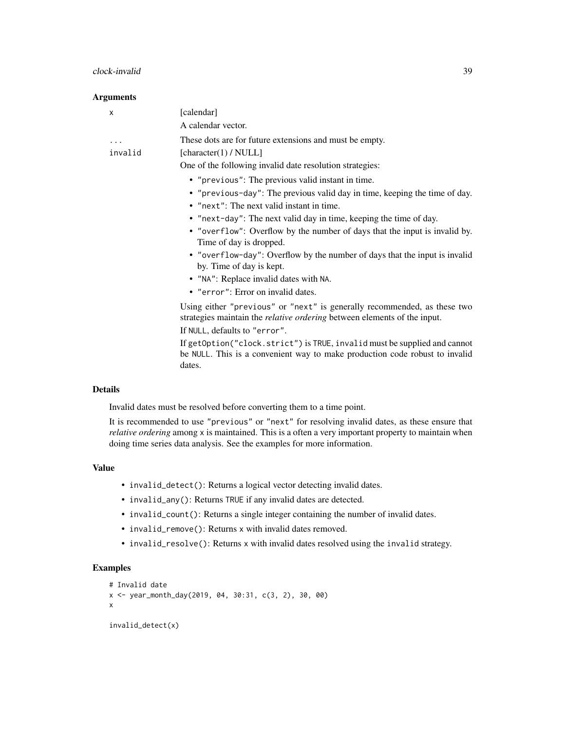### Arguments

| | |
|---|---|
| `x` | [calendar]<br>A calendar vector. |
| `...` | These dots are for future extensions and must be empty. |
| `invalid` | [character(1) / NULL]<br>One of the following invalid date resolution strategies:<br>• `"previous"`: The previous valid instant in time.<br>• `"previous-day"`: The previous valid day in time, keeping the time of day.<br>• `"next"`: The next valid instant in time.<br>• `"next-day"`: The next valid day in time, keeping the time of day.<br>• `"overflow"`: Overflow by the number of days that the input is invalid by. Time of day is dropped.<br>• `"overflow-day"`: Overflow by the number of days that the input is invalid by. Time of day is kept.<br>• `"NA"`: Replace invalid dates with `NA`.<br>• `"error"`: Error on invalid dates.<br>Using either `"previous"` or `"next"` is generally recommended, as these two strategies maintain the *relative ordering* between elements of the input.<br>If `NULL`, defaults to `"error"`.<br>If `getOption("clock.strict")` is `TRUE`, `invalid` must be supplied and cannot be `NULL`. This is a convenient way to make production code robust to invalid dates. |

### Details

Invalid dates must be resolved before converting them to a time point.

It is recommended to use `"previous"` or `"next"` for resolving invalid dates, as these ensure that *relative ordering* among `x` is maintained. This is a often a very important property to maintain when doing time series data analysis. See the examples for more information.

### Value

- `invalid_detect()`: Returns a logical vector detecting invalid dates.
- `invalid_any()`: Returns `TRUE` if any invalid dates are detected.
- `invalid_count()`: Returns a single integer containing the number of invalid dates.
- `invalid_remove()`: Returns `x` with invalid dates removed.
- `invalid_resolve()`: Returns `x` with invalid dates resolved using the `invalid` strategy.

### Examples

```
# Invalid date
x <- year_month_day(2019, 04, 30:31, c(3, 2), 30, 00)
x

invalid_detect(x)
```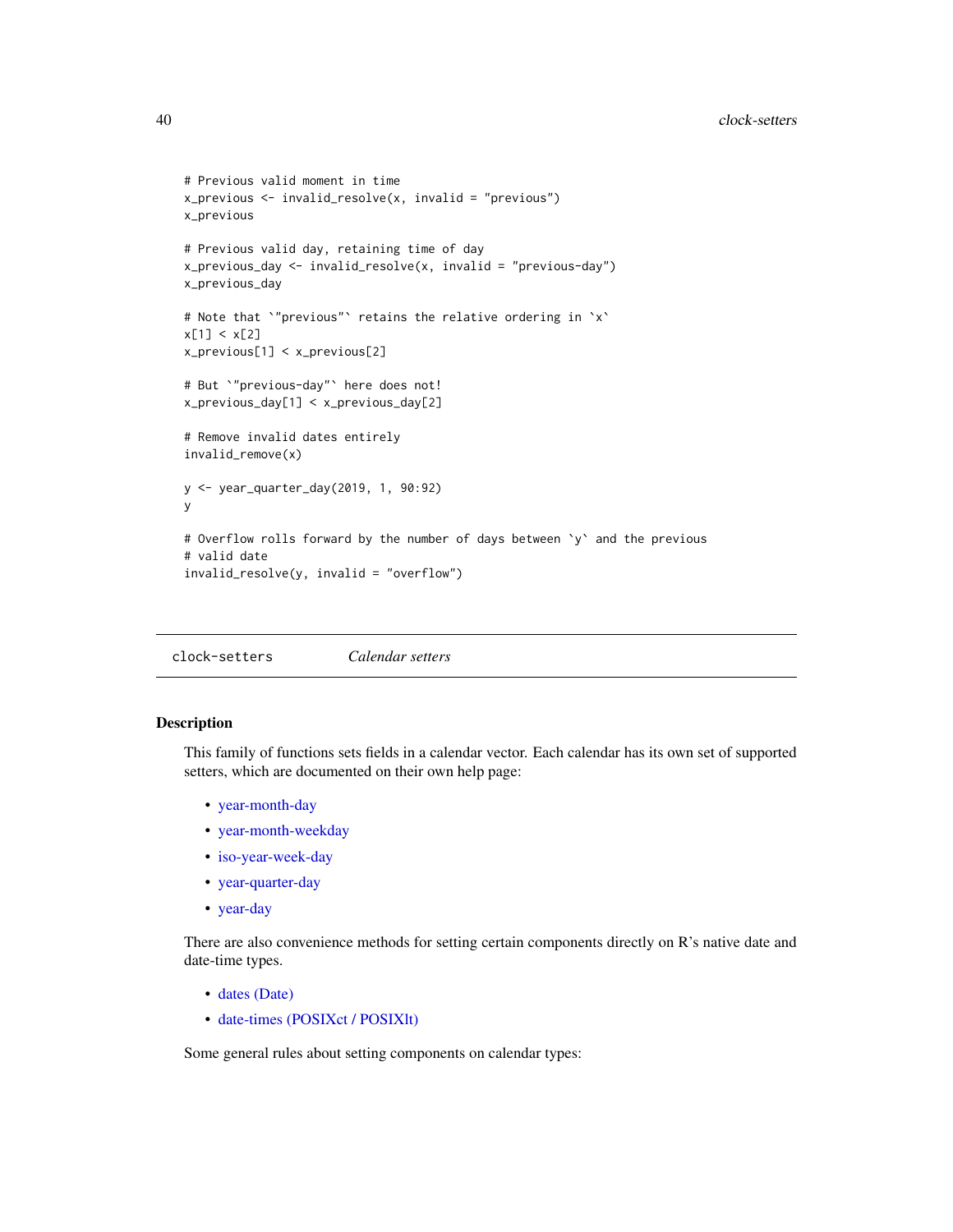```
# Previous valid moment in time
x_previous <- invalid_resolve(x, invalid = "previous")
x_previous

# Previous valid day, retaining time of day
x_previous_day <- invalid_resolve(x, invalid = "previous-day")
x_previous_day

# Note that `"previous"` retains the relative ordering in `x`
x[1] < x[2]
x_previous[1] < x_previous[2]

# But `"previous-day"` here does not!
x_previous_day[1] < x_previous_day[2]

# Remove invalid dates entirely
invalid_remove(x)

y <- year_quarter_day(2019, 1, 90:92)
y

# Overflow rolls forward by the number of days between `y` and the previous
# valid date
invalid_resolve(y, invalid = "overflow")
```

---

## clock-setters *Calendar setters*

---

### Description

This family of functions sets fields in a calendar vector. Each calendar has its own set of supported setters, which are documented on their own help page:

- year-month-day
- year-month-weekday
- iso-year-week-day
- year-quarter-day
- year-day

There are also convenience methods for setting certain components directly on R's native date and date-time types.

- dates (Date)
- date-times (POSIXct / POSIXlt)

Some general rules about setting components on calendar types: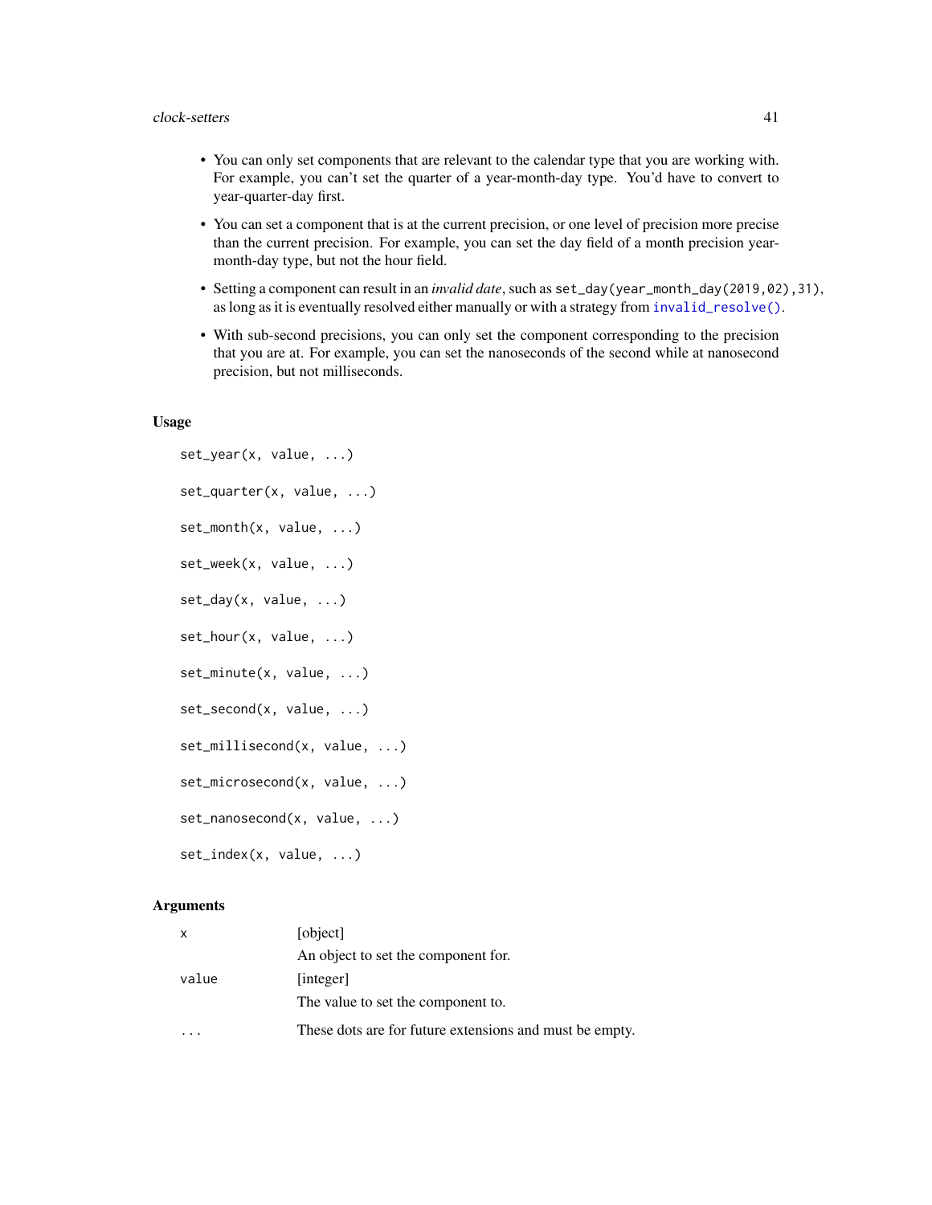- You can only set components that are relevant to the calendar type that you are working with. For example, you can't set the quarter of a year-month-day type. You'd have to convert to year-quarter-day first.
- You can set a component that is at the current precision, or one level of precision more precise than the current precision. For example, you can set the day field of a month precision year-month-day type, but not the hour field.
- Setting a component can result in an *invalid date*, such as `set_day(year_month_day(2019,02),31)`, as long as it is eventually resolved either manually or with a strategy from `invalid_resolve()`.
- With sub-second precisions, you can only set the component corresponding to the precision that you are at. For example, you can set the nanoseconds of the second while at nanosecond precision, but not milliseconds.

## Usage

```
set_year(x, value, ...)

set_quarter(x, value, ...)

set_month(x, value, ...)

set_week(x, value, ...)

set_day(x, value, ...)

set_hour(x, value, ...)

set_minute(x, value, ...)

set_second(x, value, ...)

set_millisecond(x, value, ...)

set_microsecond(x, value, ...)

set_nanosecond(x, value, ...)

set_index(x, value, ...)
```

## Arguments

| | |
|---|---|
| `x` | [object] <br> An object to set the component for. |
| `value` | [integer] <br> The value to set the component to. |
| `...` | These dots are for future extensions and must be empty. |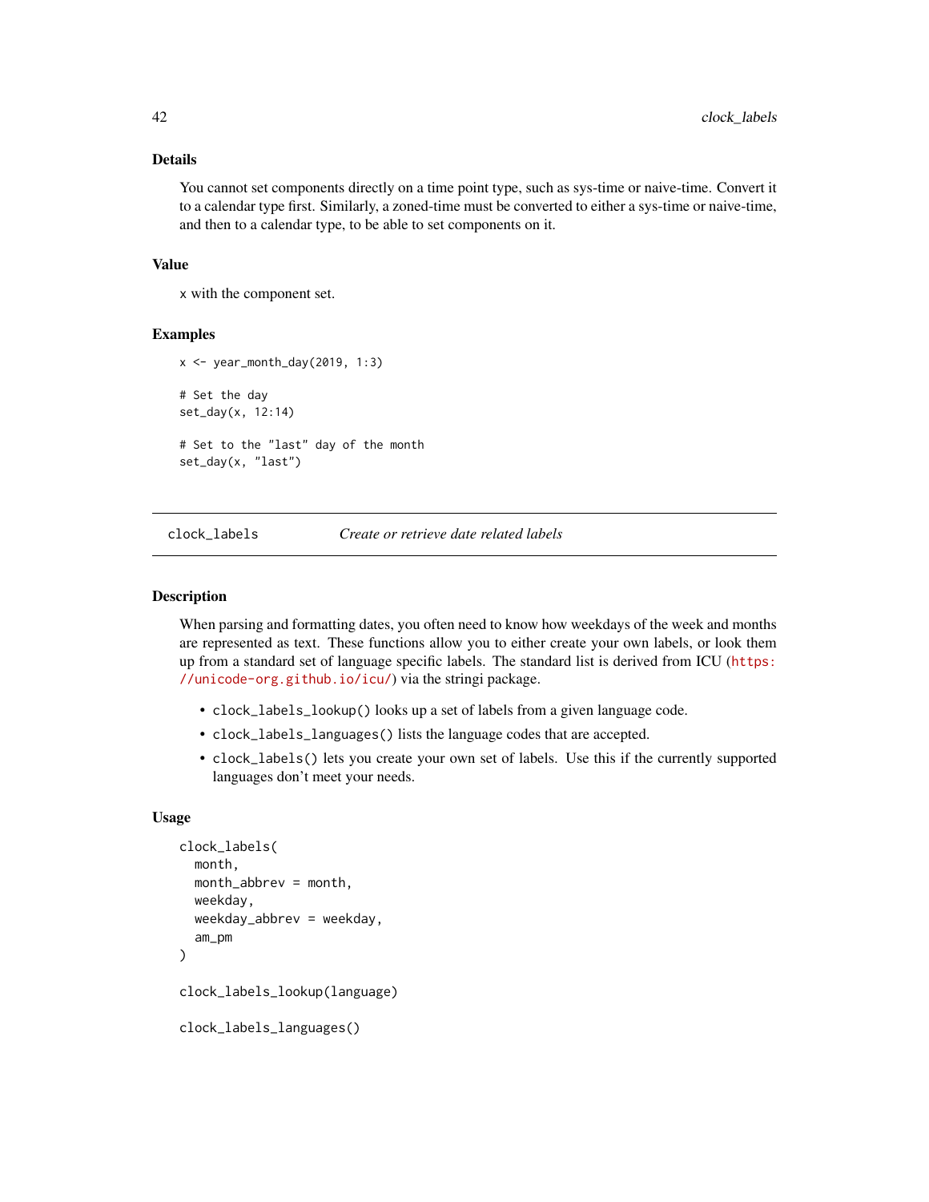### Details

You cannot set components directly on a time point type, such as sys-time or naive-time. Convert it to a calendar type first. Similarly, a zoned-time must be converted to either a sys-time or naive-time, and then to a calendar type, to be able to set components on it.

### Value

x with the component set.

### Examples

```
x <- year_month_day(2019, 1:3)

# Set the day
set_day(x, 12:14)

# Set to the "last" day of the month
set_day(x, "last")
```

---

## clock_labels — *Create or retrieve date related labels*

---

### Description

When parsing and formatting dates, you often need to know how weekdays of the week and months are represented as text. These functions allow you to either create your own labels, or look them up from a standard set of language specific labels. The standard list is derived from ICU (https://unicode-org.github.io/icu/) via the stringi package.

- `clock_labels_lookup()` looks up a set of labels from a given language code.
- `clock_labels_languages()` lists the language codes that are accepted.
- `clock_labels()` lets you create your own set of labels. Use this if the currently supported languages don't meet your needs.

### Usage

```
clock_labels(
  month,
  month_abbrev = month,
  weekday,
  weekday_abbrev = weekday,
  am_pm
)

clock_labels_lookup(language)

clock_labels_languages()
```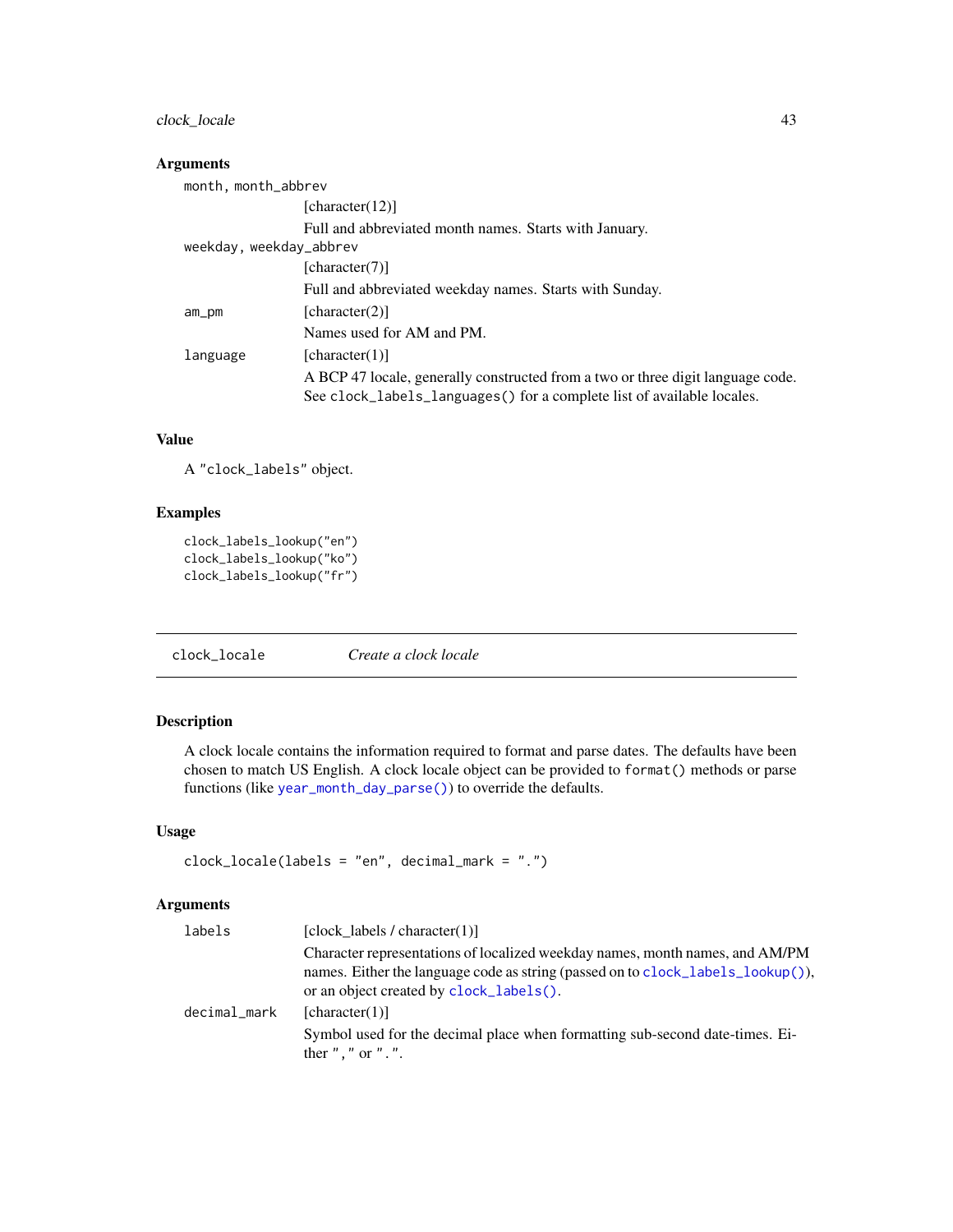### Arguments

`month, month_abbrev`
: [character(12)]
  Full and abbreviated month names. Starts with January.

`weekday, weekday_abbrev`
: [character(7)]
  Full and abbreviated weekday names. Starts with Sunday.

`am_pm`
: [character(2)]
  Names used for AM and PM.

`language`
: [character(1)]
  A BCP 47 locale, generally constructed from a two or three digit language code. See `clock_labels_languages()` for a complete list of available locales.

### Value

A `"clock_labels"` object.

### Examples

```
clock_labels_lookup("en")
clock_labels_lookup("ko")
clock_labels_lookup("fr")
```

---

## clock_locale — *Create a clock locale*

### Description

A clock locale contains the information required to format and parse dates. The defaults have been chosen to match US English. A clock locale object can be provided to `format()` methods or parse functions (like `year_month_day_parse()`) to override the defaults.

### Usage

```
clock_locale(labels = "en", decimal_mark = ".")
```

### Arguments

`labels`
: [clock_labels / character(1)]
  Character representations of localized weekday names, month names, and AM/PM names. Either the language code as string (passed on to `clock_labels_lookup()`), or an object created by `clock_labels()`.

`decimal_mark`
: [character(1)]
  Symbol used for the decimal place when formatting sub-second date-times. Either `","` or `"."`.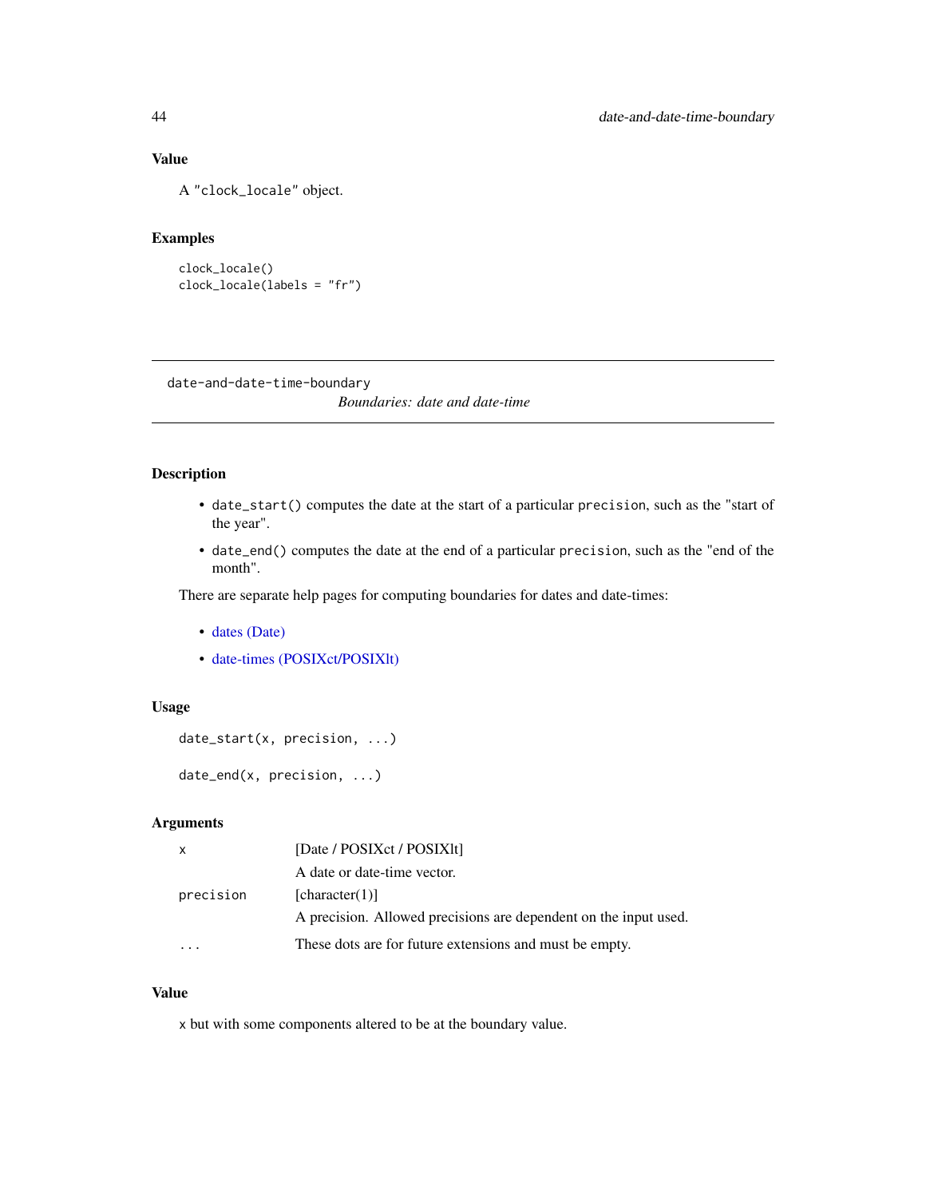### Value

A "clock_locale" object.

### Examples

```
clock_locale()
clock_locale(labels = "fr")
```

---

## date-and-date-time-boundary

*Boundaries: date and date-time*

### Description

- `date_start()` computes the date at the start of a particular `precision`, such as the "start of the year".
- `date_end()` computes the date at the end of a particular `precision`, such as the "end of the month".

There are separate help pages for computing boundaries for dates and date-times:

- dates (Date)
- date-times (POSIXct/POSIXlt)

### Usage

```
date_start(x, precision, ...)

date_end(x, precision, ...)
```

### Arguments

| | |
|---|---|
| `x` | [Date / POSIXct / POSIXlt] <br> A date or date-time vector. |
| `precision` | [character(1)] <br> A precision. Allowed precisions are dependent on the input used. |
| `...` | These dots are for future extensions and must be empty. |

### Value

`x` but with some components altered to be at the boundary value.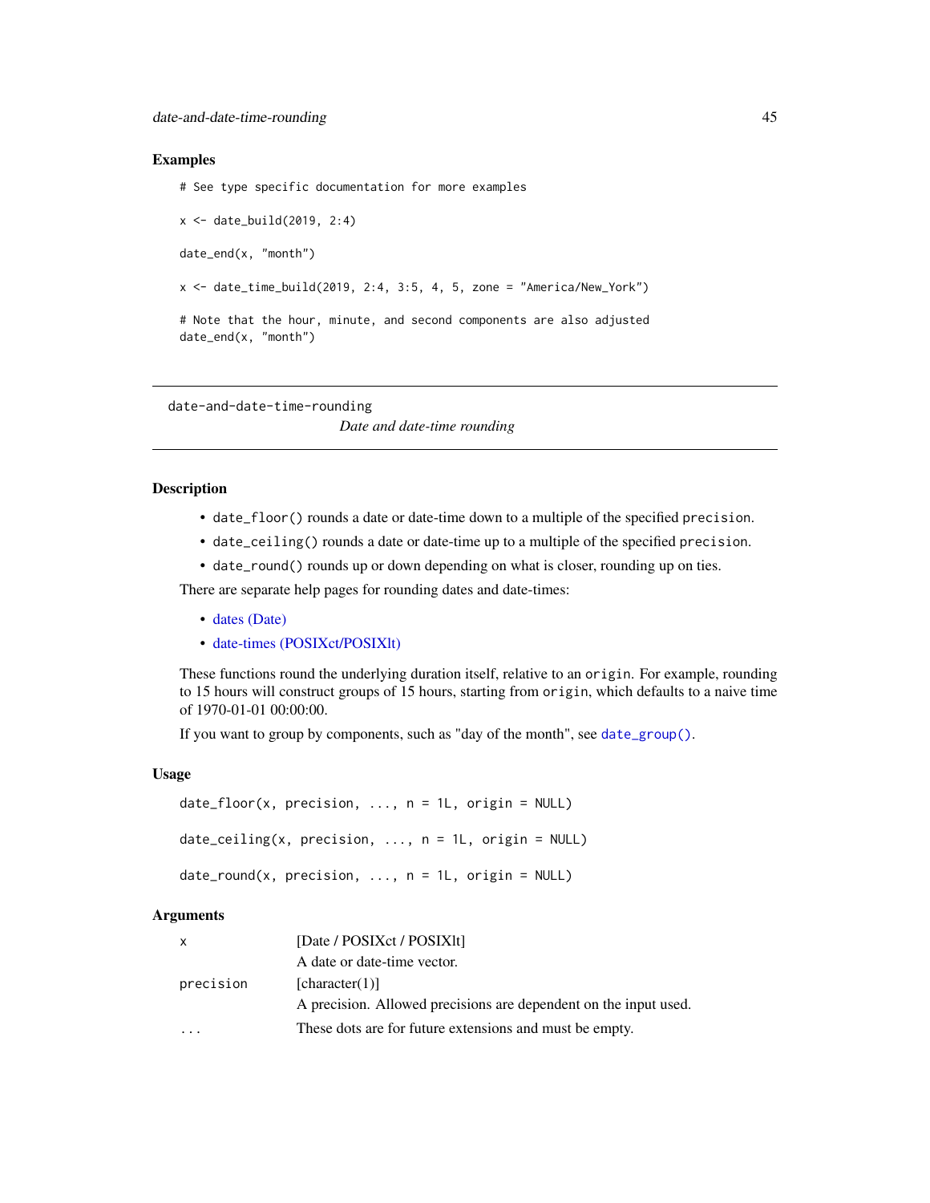### Examples

```
# See type specific documentation for more examples

x <- date_build(2019, 2:4)

date_end(x, "month")

x <- date_time_build(2019, 2:4, 3:5, 4, 5, zone = "America/New_York")

# Note that the hour, minute, and second components are also adjusted
date_end(x, "month")
```

---

## date-and-date-time-rounding

*Date and date-time rounding*

---

### Description

- `date_floor()` rounds a date or date-time down to a multiple of the specified `precision`.
- `date_ceiling()` rounds a date or date-time up to a multiple of the specified `precision`.
- `date_round()` rounds up or down depending on what is closer, rounding up on ties.

There are separate help pages for rounding dates and date-times:

- dates (Date)
- date-times (POSIXct/POSIXlt)

These functions round the underlying duration itself, relative to an `origin`. For example, rounding to 15 hours will construct groups of 15 hours, starting from `origin`, which defaults to a naive time of 1970-01-01 00:00:00.

If you want to group by components, such as "day of the month", see `date_group()`.

### Usage

```
date_floor(x, precision, ..., n = 1L, origin = NULL)

date_ceiling(x, precision, ..., n = 1L, origin = NULL)

date_round(x, precision, ..., n = 1L, origin = NULL)
```

### Arguments

| | |
|---|---|
| `x` | [Date / POSIXct / POSIXlt]<br>A date or date-time vector. |
| `precision` | [character(1)]<br>A precision. Allowed precisions are dependent on the input used. |
| `...` | These dots are for future extensions and must be empty. |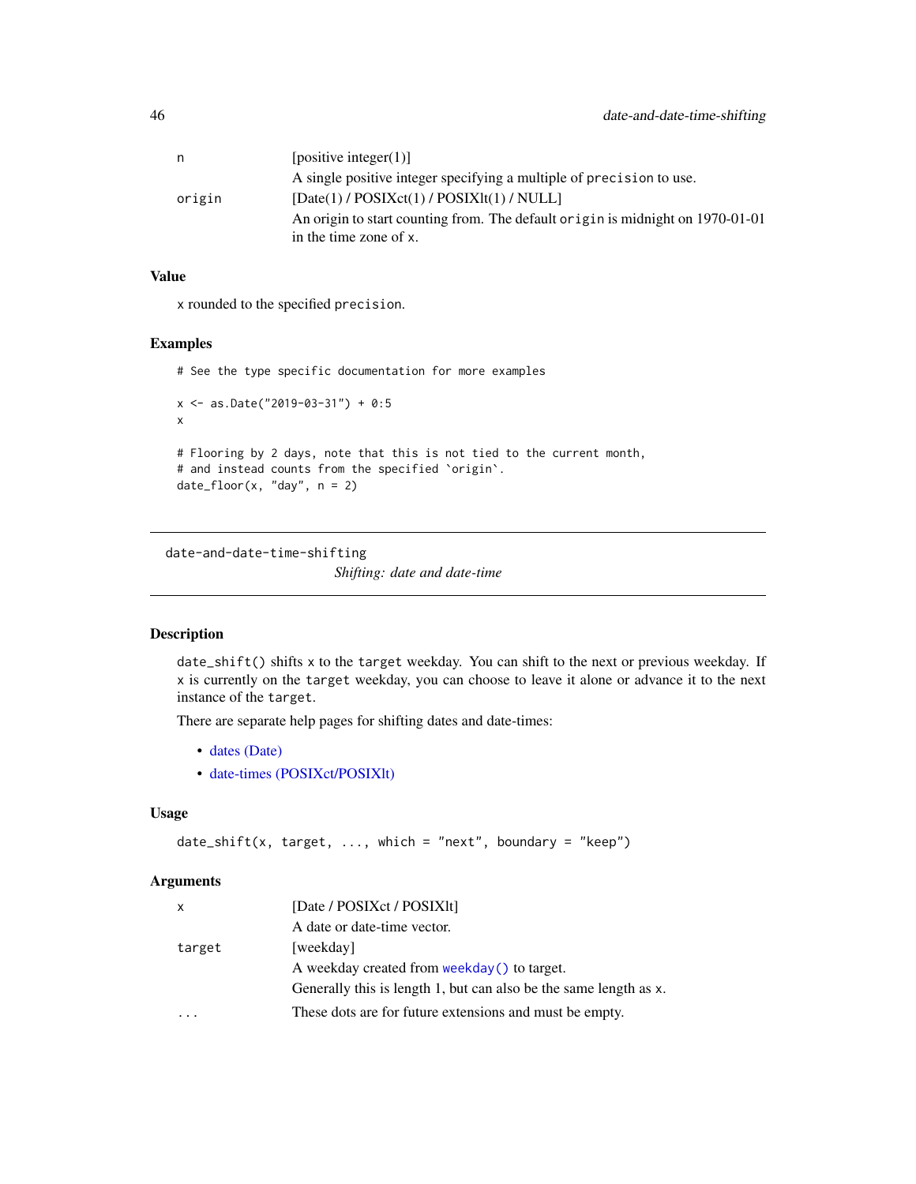| | |
|---|---|
| n | [positive integer(1)] <br> A single positive integer specifying a multiple of `precision` to use. |
| origin | [Date(1) / POSIXct(1) / POSIXlt(1) / NULL] <br> An origin to start counting from. The default `origin` is midnight on 1970-01-01 in the time zone of `x`. |

### Value

`x` rounded to the specified `precision`.

### Examples

```
# See the type specific documentation for more examples

x <- as.Date("2019-03-31") + 0:5
x

# Flooring by 2 days, note that this is not tied to the current month,
# and instead counts from the specified `origin`.
date_floor(x, "day", n = 2)
```

---

## date-and-date-time-shifting

*Shifting: date and date-time*

### Description

`date_shift()` shifts `x` to the `target` weekday. You can shift to the next or previous weekday. If `x` is currently on the `target` weekday, you can choose to leave it alone or advance it to the next instance of the `target`.

There are separate help pages for shifting dates and date-times:

- dates (Date)
- date-times (POSIXct/POSIXlt)

### Usage

```
date_shift(x, target, ..., which = "next", boundary = "keep")
```

### Arguments

| | |
|---|---|
| x | [Date / POSIXct / POSIXlt] <br> A date or date-time vector. |
| target | [weekday] <br> A weekday created from `weekday()` to target. <br> Generally this is length 1, but can also be the same length as `x`. |
| ... | These dots are for future extensions and must be empty. |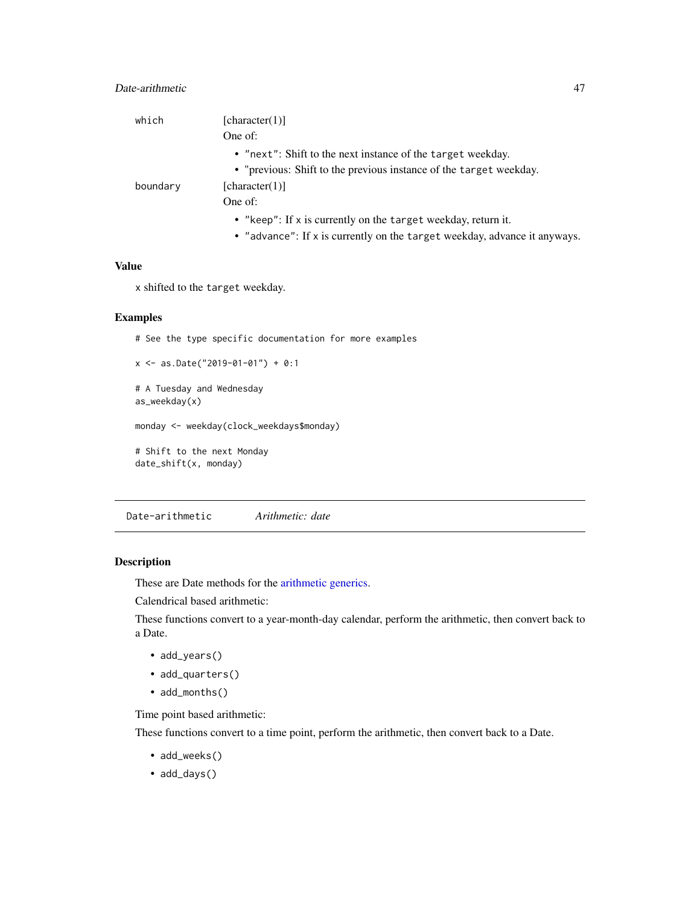which
: [character(1)]

  One of:

  - `"next"`: Shift to the next instance of the `target` weekday.
  - "previous: Shift to the previous instance of the `target` weekday.

boundary
: [character(1)]

  One of:

  - `"keep"`: If `x` is currently on the `target` weekday, return it.
  - `"advance"`: If `x` is currently on the `target` weekday, advance it anyways.

### Value

`x` shifted to the `target` weekday.

### Examples

```
# See the type specific documentation for more examples

x <- as.Date("2019-01-01") + 0:1

# A Tuesday and Wednesday
as_weekday(x)

monday <- weekday(clock_weekdays$monday)

# Shift to the next Monday
date_shift(x, monday)
```

---

## Date-arithmetic *Arithmetic: date*

### Description

These are Date methods for the arithmetic generics.

Calendrical based arithmetic:

These functions convert to a year-month-day calendar, perform the arithmetic, then convert back to a Date.

- `add_years()`
- `add_quarters()`
- `add_months()`

Time point based arithmetic:

These functions convert to a time point, perform the arithmetic, then convert back to a Date.

- `add_weeks()`
- `add_days()`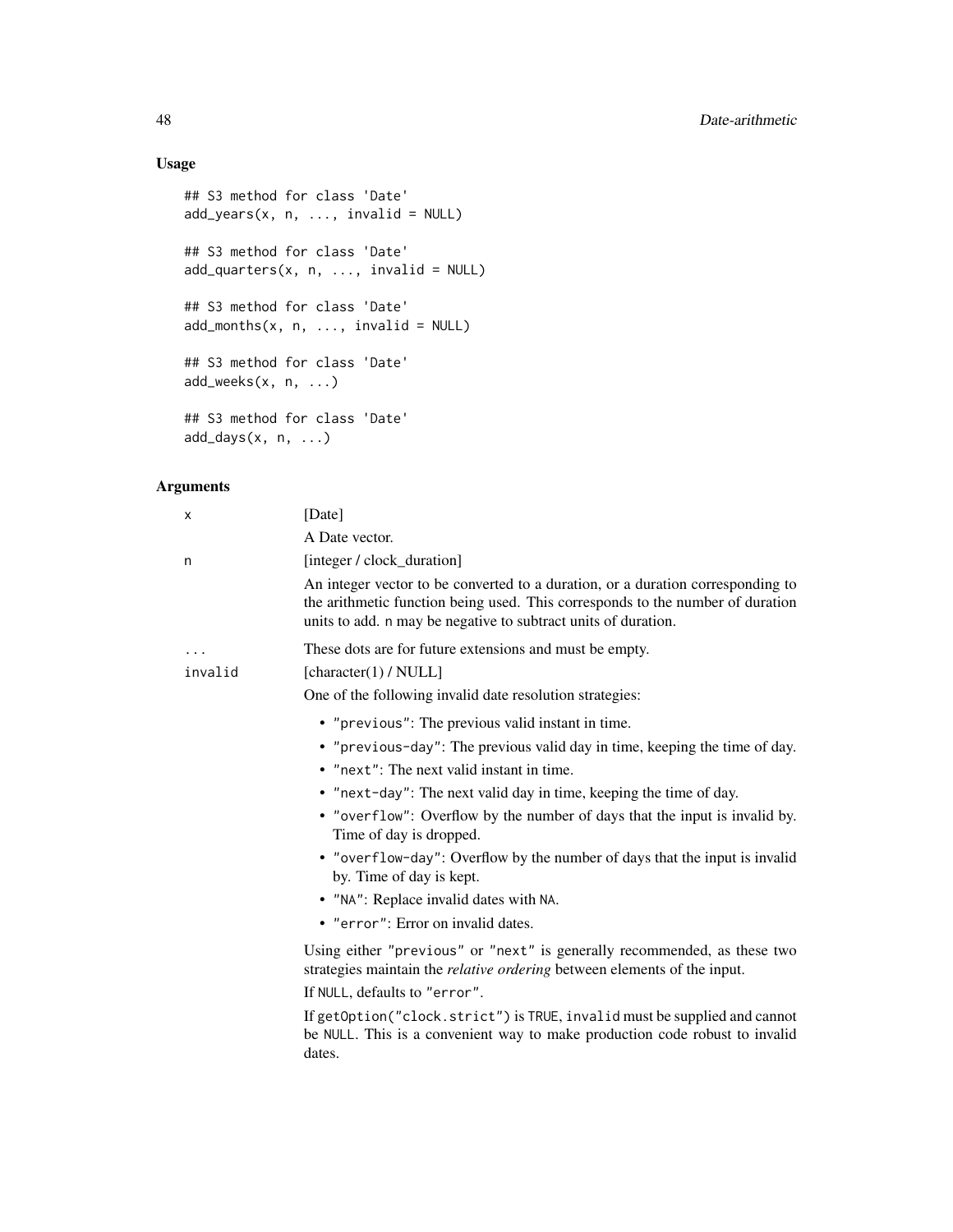## Usage

```
## S3 method for class 'Date'
add_years(x, n, ..., invalid = NULL)

## S3 method for class 'Date'
add_quarters(x, n, ..., invalid = NULL)

## S3 method for class 'Date'
add_months(x, n, ..., invalid = NULL)

## S3 method for class 'Date'
add_weeks(x, n, ...)

## S3 method for class 'Date'
add_days(x, n, ...)
```

## Arguments

`x` [Date]

A Date vector.

`n` [integer / clock_duration]

An integer vector to be converted to a duration, or a duration corresponding to the arithmetic function being used. This corresponds to the number of duration units to add. `n` may be negative to subtract units of duration.

`...` These dots are for future extensions and must be empty.

`invalid` [character(1) / NULL]

One of the following invalid date resolution strategies:

- `"previous"`: The previous valid instant in time.
- `"previous-day"`: The previous valid day in time, keeping the time of day.
- `"next"`: The next valid instant in time.
- `"next-day"`: The next valid day in time, keeping the time of day.
- `"overflow"`: Overflow by the number of days that the input is invalid by. Time of day is dropped.
- `"overflow-day"`: Overflow by the number of days that the input is invalid by. Time of day is kept.
- `"NA"`: Replace invalid dates with `NA`.
- `"error"`: Error on invalid dates.

Using either `"previous"` or `"next"` is generally recommended, as these two strategies maintain the *relative ordering* between elements of the input.

If `NULL`, defaults to `"error"`.

If `getOption("clock.strict")` is `TRUE`, `invalid` must be supplied and cannot be `NULL`. This is a convenient way to make production code robust to invalid dates.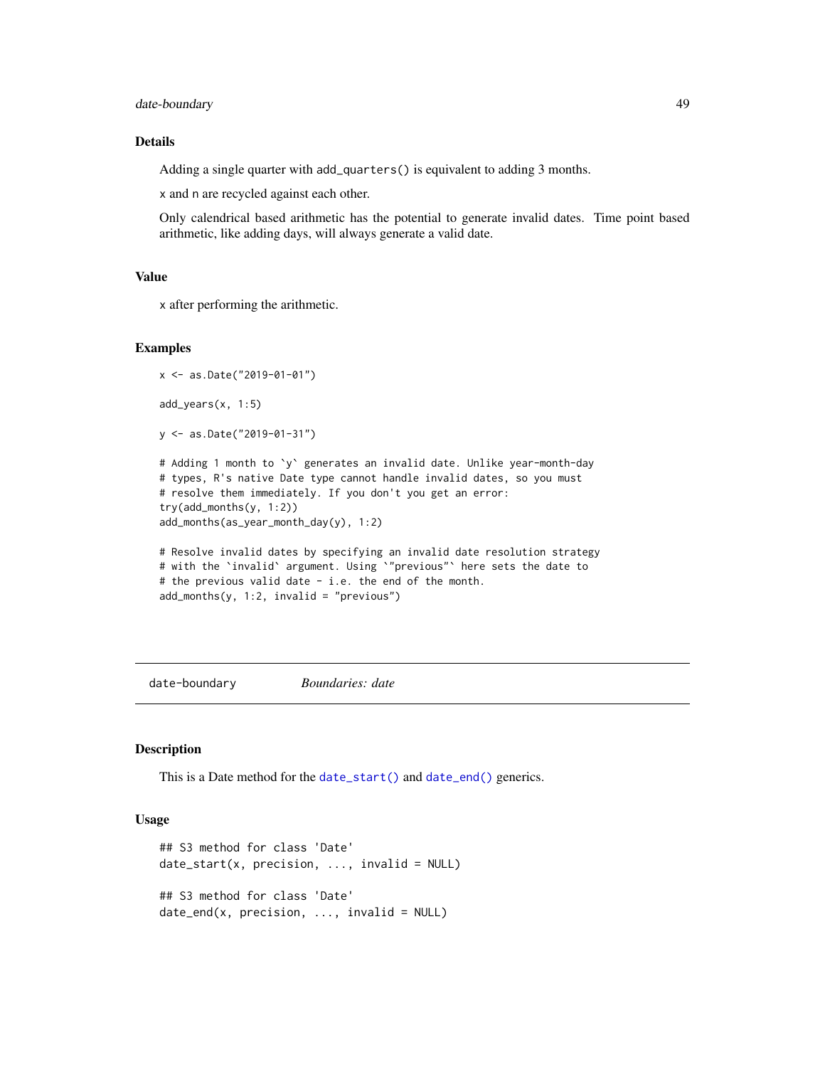### Details

Adding a single quarter with `add_quarters()` is equivalent to adding 3 months.

x and n are recycled against each other.

Only calendrical based arithmetic has the potential to generate invalid dates. Time point based arithmetic, like adding days, will always generate a valid date.

### Value

x after performing the arithmetic.

### Examples

```
x <- as.Date("2019-01-01")

add_years(x, 1:5)

y <- as.Date("2019-01-31")

# Adding 1 month to `y` generates an invalid date. Unlike year-month-day
# types, R's native Date type cannot handle invalid dates, so you must
# resolve them immediately. If you don't you get an error:
try(add_months(y, 1:2))
add_months(as_year_month_day(y), 1:2)

# Resolve invalid dates by specifying an invalid date resolution strategy
# with the `invalid` argument. Using `"previous"` here sets the date to
# the previous valid date - i.e. the end of the month.
add_months(y, 1:2, invalid = "previous")
```

---

## date-boundary *Boundaries: date*

### Description

This is a Date method for the `date_start()` and `date_end()` generics.

### Usage

```
## S3 method for class 'Date'
date_start(x, precision, ..., invalid = NULL)

## S3 method for class 'Date'
date_end(x, precision, ..., invalid = NULL)
```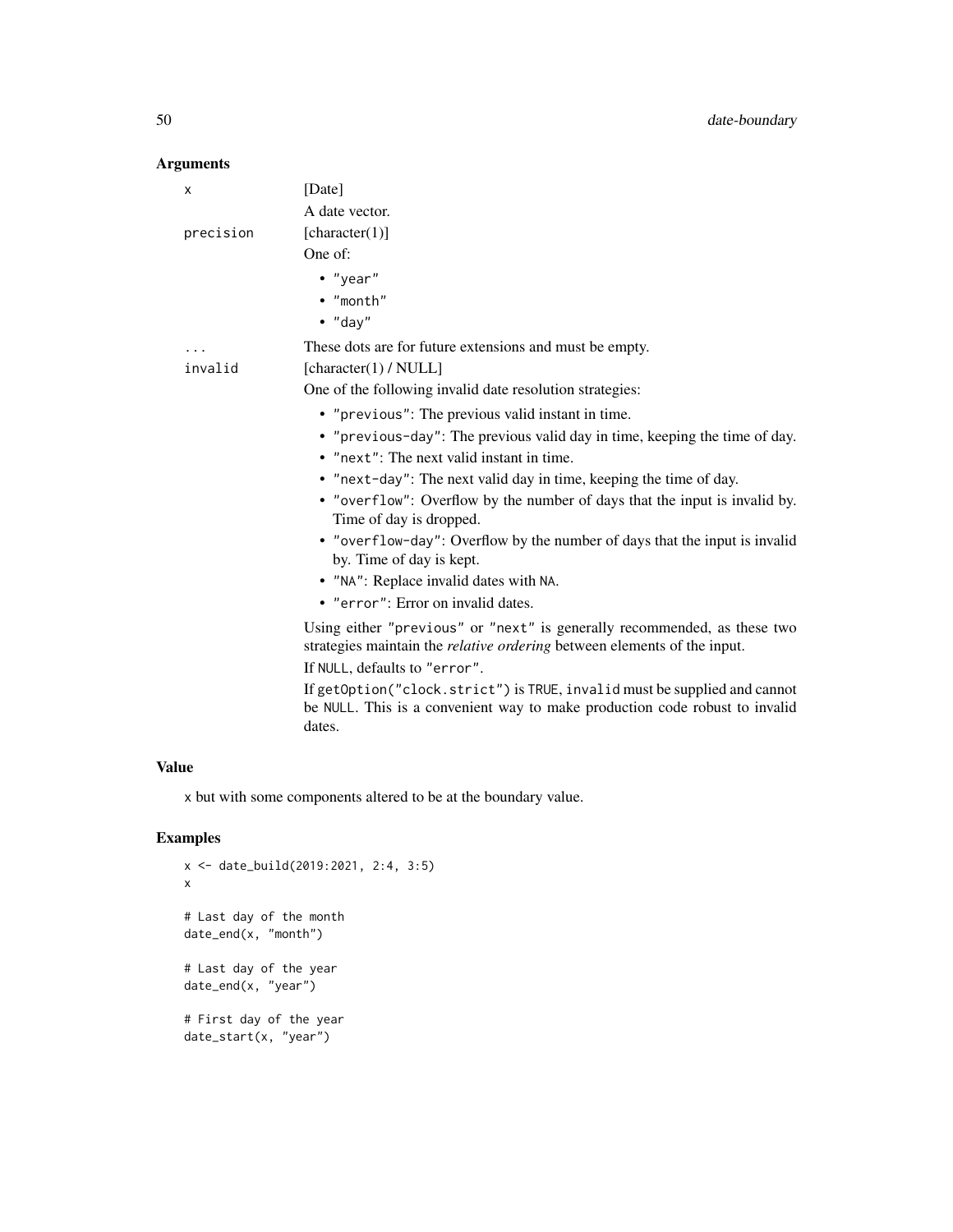### Arguments

`x` [Date]
A date vector.

`precision` [character(1)]
One of:

- `"year"`
- `"month"`
- `"day"`

`...` These dots are for future extensions and must be empty.

`invalid` [character(1) / NULL]
One of the following invalid date resolution strategies:

- `"previous"`: The previous valid instant in time.
- `"previous-day"`: The previous valid day in time, keeping the time of day.
- `"next"`: The next valid instant in time.
- `"next-day"`: The next valid day in time, keeping the time of day.
- `"overflow"`: Overflow by the number of days that the input is invalid by. Time of day is dropped.
- `"overflow-day"`: Overflow by the number of days that the input is invalid by. Time of day is kept.
- `"NA"`: Replace invalid dates with `NA`.
- `"error"`: Error on invalid dates.

Using either `"previous"` or `"next"` is generally recommended, as these two strategies maintain the *relative ordering* between elements of the input.

If `NULL`, defaults to `"error"`.

If `getOption("clock.strict")` is `TRUE`, `invalid` must be supplied and cannot be `NULL`. This is a convenient way to make production code robust to invalid dates.

### Value

`x` but with some components altered to be at the boundary value.

### Examples

```
x <- date_build(2019:2021, 2:4, 3:5)
x

# Last day of the month
date_end(x, "month")

# Last day of the year
date_end(x, "year")

# First day of the year
date_start(x, "year")
```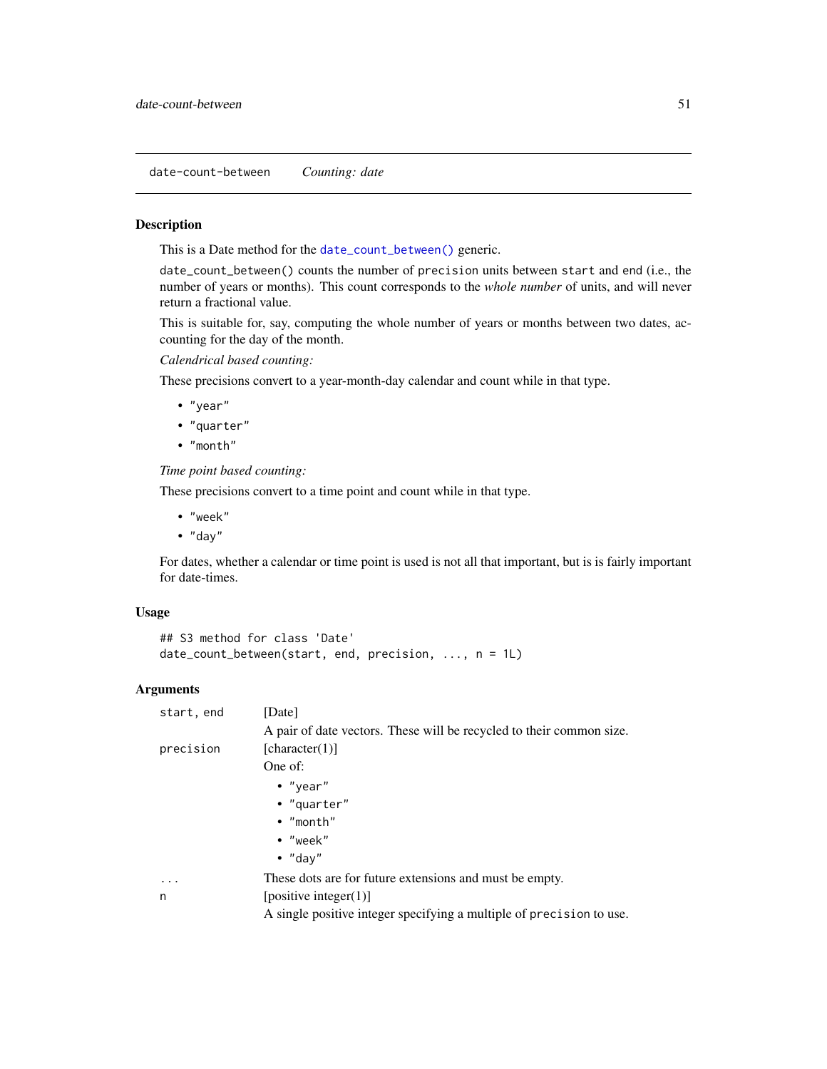# date-count-between *Counting: date*

## Description

This is a Date method for the `date_count_between()` generic.

`date_count_between()` counts the number of `precision` units between `start` and `end` (i.e., the number of years or months). This count corresponds to the *whole number* of units, and will never return a fractional value.

This is suitable for, say, computing the whole number of years or months between two dates, accounting for the day of the month.

*Calendrical based counting:*

These precisions convert to a year-month-day calendar and count while in that type.

- `"year"`
- `"quarter"`
- `"month"`

*Time point based counting:*

These precisions convert to a time point and count while in that type.

- `"week"`
- `"day"`

For dates, whether a calendar or time point is used is not all that important, but is is fairly important for date-times.

## Usage

```
## S3 method for class 'Date'
date_count_between(start, end, precision, ..., n = 1L)
```

## Arguments

`start, end` [Date]

A pair of date vectors. These will be recycled to their common size.

`precision` [character(1)]

One of:

- `"year"`
- `"quarter"`
- `"month"`
- `"week"`
- `"day"`

`...` These dots are for future extensions and must be empty.

`n` [positive integer(1)]

A single positive integer specifying a multiple of `precision` to use.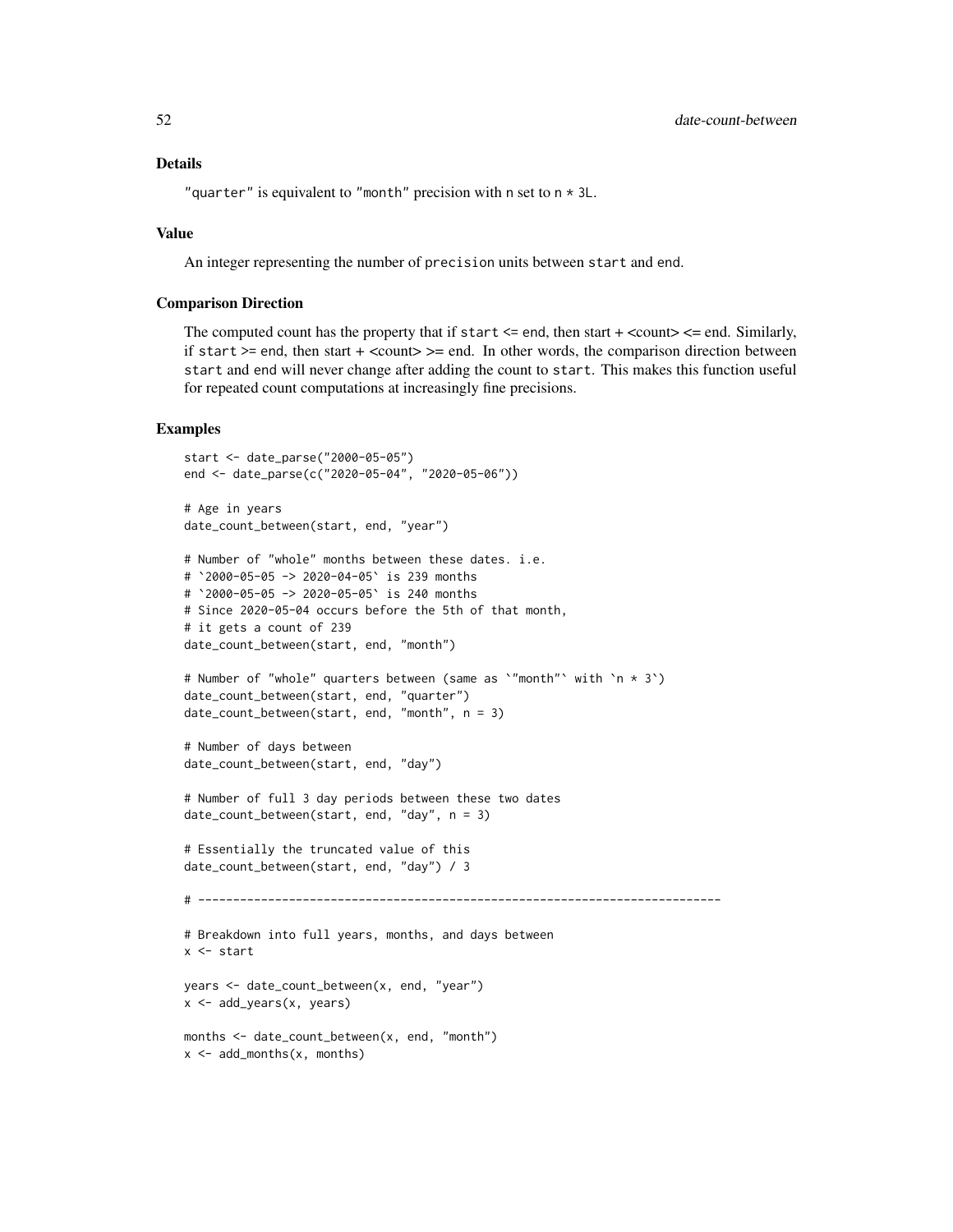## Details

`"quarter"` is equivalent to `"month"` precision with `n` set to `n * 3L`.

## Value

An integer representing the number of `precision` units between `start` and `end`.

## Comparison Direction

The computed count has the property that if `start <= end`, then start + <count> <= end. Similarly, if `start >= end`, then start + <count> >= end. In other words, the comparison direction between `start` and `end` will never change after adding the count to `start`. This makes this function useful for repeated count computations at increasingly fine precisions.

## Examples

```
start <- date_parse("2000-05-05")
end <- date_parse(c("2020-05-04", "2020-05-06"))

# Age in years
date_count_between(start, end, "year")

# Number of "whole" months between these dates. i.e.
# `2000-05-05 -> 2020-04-05` is 239 months
# `2000-05-05 -> 2020-05-05` is 240 months
# Since 2020-05-04 occurs before the 5th of that month,
# it gets a count of 239
date_count_between(start, end, "month")

# Number of "whole" quarters between (same as `"month"` with `n * 3`)
date_count_between(start, end, "quarter")
date_count_between(start, end, "month", n = 3)

# Number of days between
date_count_between(start, end, "day")

# Number of full 3 day periods between these two dates
date_count_between(start, end, "day", n = 3)

# Essentially the truncated value of this
date_count_between(start, end, "day") / 3

# ---------------------------------------------------------------------------

# Breakdown into full years, months, and days between
x <- start

years <- date_count_between(x, end, "year")
x <- add_years(x, years)

months <- date_count_between(x, end, "month")
x <- add_months(x, months)
```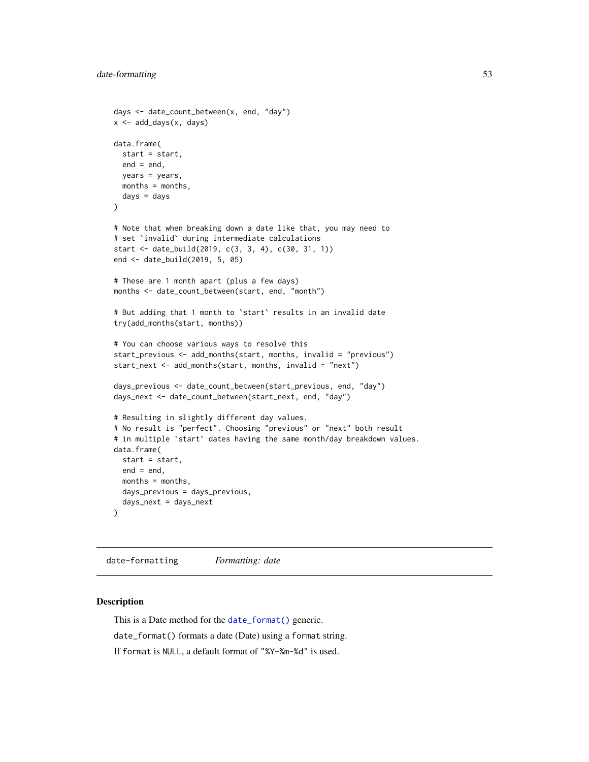```
days <- date_count_between(x, end, "day")
x <- add_days(x, days)

data.frame(
  start = start,
  end = end,
  years = years,
  months = months,
  days = days
)

# Note that when breaking down a date like that, you may need to
# set `invalid` during intermediate calculations
start <- date_build(2019, c(3, 3, 4), c(30, 31, 1))
end <- date_build(2019, 5, 05)

# These are 1 month apart (plus a few days)
months <- date_count_between(start, end, "month")

# But adding that 1 month to `start` results in an invalid date
try(add_months(start, months))

# You can choose various ways to resolve this
start_previous <- add_months(start, months, invalid = "previous")
start_next <- add_months(start, months, invalid = "next")

days_previous <- date_count_between(start_previous, end, "day")
days_next <- date_count_between(start_next, end, "day")

# Resulting in slightly different day values.
# No result is "perfect". Choosing "previous" or "next" both result
# in multiple `start` dates having the same month/day breakdown values.
data.frame(
  start = start,
  end = end,
  months = months,
  days_previous = days_previous,
  days_next = days_next
)
```

## date-formatting *Formatting: date*

### Description

This is a Date method for the `date_format()` generic.

`date_format()` formats a date (Date) using a `format` string.

If `format` is `NULL`, a default format of `"%Y-%m-%d"` is used.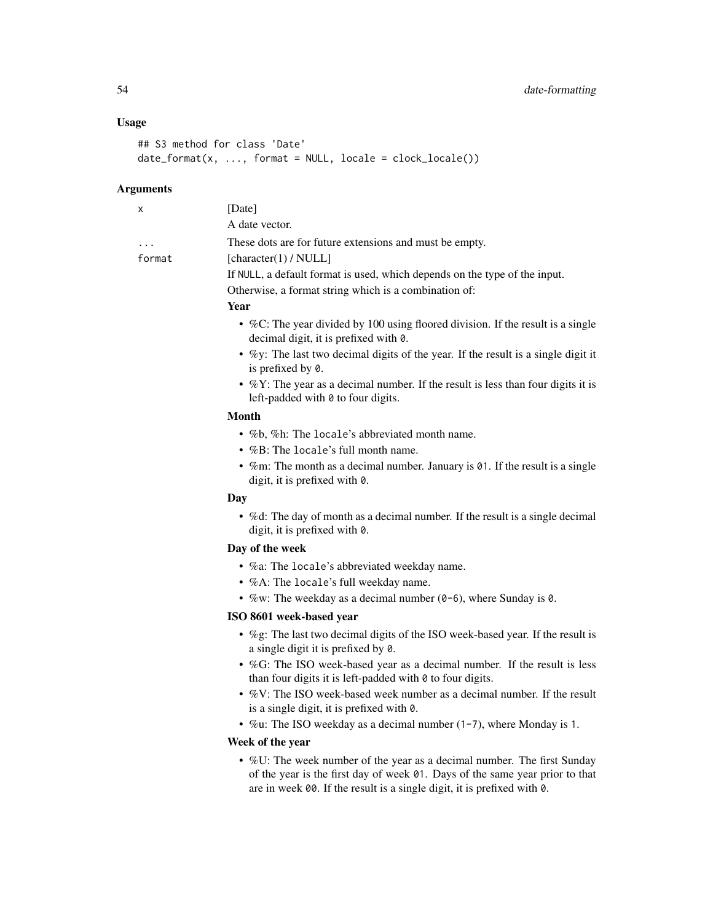### Usage

```
## S3 method for class 'Date'
date_format(x, ..., format = NULL, locale = clock_locale())
```

### Arguments

x — [Date]

A date vector.

... — These dots are for future extensions and must be empty.

format — [character(1) / NULL]

If NULL, a default format is used, which depends on the type of the input.

Otherwise, a format string which is a combination of:

**Year**

- %C: The year divided by 100 using floored division. If the result is a single decimal digit, it is prefixed with 0.
- %y: The last two decimal digits of the year. If the result is a single digit it is prefixed by 0.
- %Y: The year as a decimal number. If the result is less than four digits it is left-padded with 0 to four digits.

**Month**

- %b, %h: The locale's abbreviated month name.
- %B: The locale's full month name.
- %m: The month as a decimal number. January is 01. If the result is a single digit, it is prefixed with 0.

**Day**

- %d: The day of month as a decimal number. If the result is a single decimal digit, it is prefixed with 0.

**Day of the week**

- %a: The locale's abbreviated weekday name.
- %A: The locale's full weekday name.
- %w: The weekday as a decimal number (0-6), where Sunday is 0.

**ISO 8601 week-based year**

- %g: The last two decimal digits of the ISO week-based year. If the result is a single digit it is prefixed by 0.
- %G: The ISO week-based year as a decimal number. If the result is less than four digits it is left-padded with 0 to four digits.
- %V: The ISO week-based week number as a decimal number. If the result is a single digit, it is prefixed with 0.
- %u: The ISO weekday as a decimal number (1-7), where Monday is 1.

**Week of the year**

- %U: The week number of the year as a decimal number. The first Sunday of the year is the first day of week 01. Days of the same year prior to that are in week 00. If the result is a single digit, it is prefixed with 0.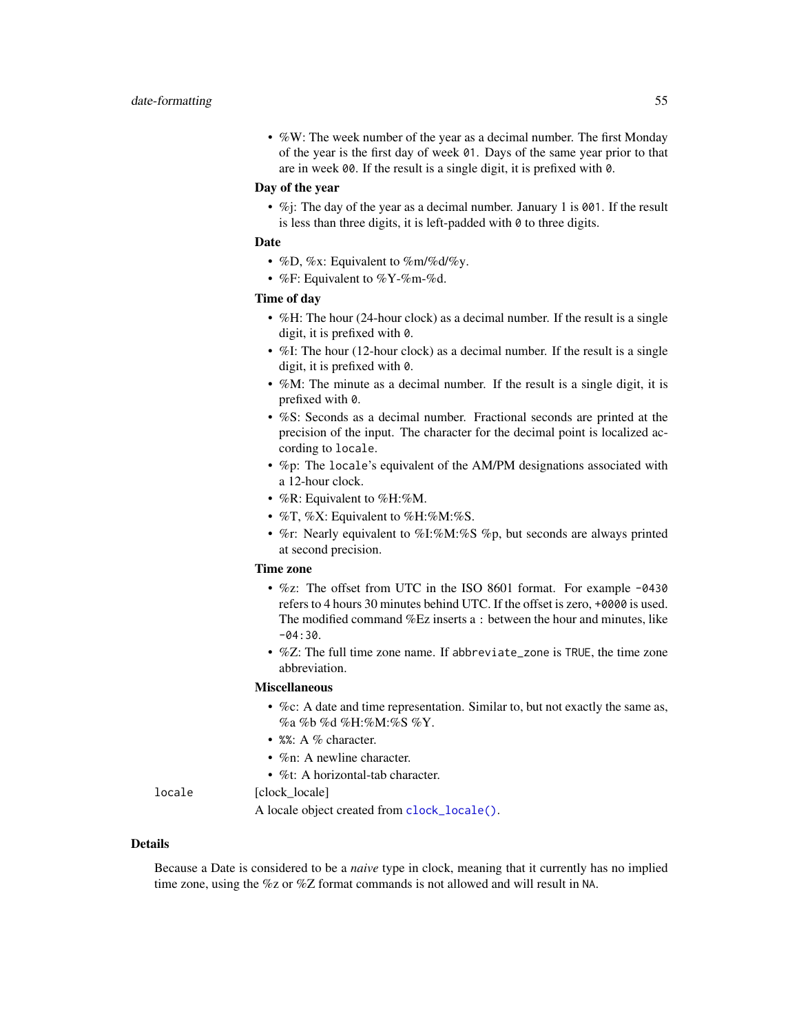- %W: The week number of the year as a decimal number. The first Monday of the year is the first day of week `01`. Days of the same year prior to that are in week `00`. If the result is a single digit, it is prefixed with `0`.

**Day of the year**

- %j: The day of the year as a decimal number. January 1 is `001`. If the result is less than three digits, it is left-padded with `0` to three digits.

**Date**

- %D, %x: Equivalent to %m/%d/%y.
- %F: Equivalent to %Y-%m-%d.

**Time of day**

- %H: The hour (24-hour clock) as a decimal number. If the result is a single digit, it is prefixed with `0`.
- %I: The hour (12-hour clock) as a decimal number. If the result is a single digit, it is prefixed with `0`.
- %M: The minute as a decimal number. If the result is a single digit, it is prefixed with `0`.
- %S: Seconds as a decimal number. Fractional seconds are printed at the precision of the input. The character for the decimal point is localized according to `locale`.
- %p: The `locale`'s equivalent of the AM/PM designations associated with a 12-hour clock.
- %R: Equivalent to %H:%M.
- %T, %X: Equivalent to %H:%M:%S.
- %r: Nearly equivalent to %I:%M:%S %p, but seconds are always printed at second precision.

**Time zone**

- %z: The offset from UTC in the ISO 8601 format. For example `-0430` refers to 4 hours 30 minutes behind UTC. If the offset is zero, `+0000` is used. The modified command %Ez inserts a `:` between the hour and minutes, like `-04:30`.
- %Z: The full time zone name. If `abbreviate_zone` is `TRUE`, the time zone abbreviation.

**Miscellaneous**

- %c: A date and time representation. Similar to, but not exactly the same as, %a %b %d %H:%M:%S %Y.
- `%%`: A % character.
- %n: A newline character.
- %t: A horizontal-tab character.

`locale` [clock_locale]

A locale object created from `clock_locale()`.

## Details

Because a Date is considered to be a *naive* type in clock, meaning that it currently has no implied time zone, using the %z or %Z format commands is not allowed and will result in `NA`.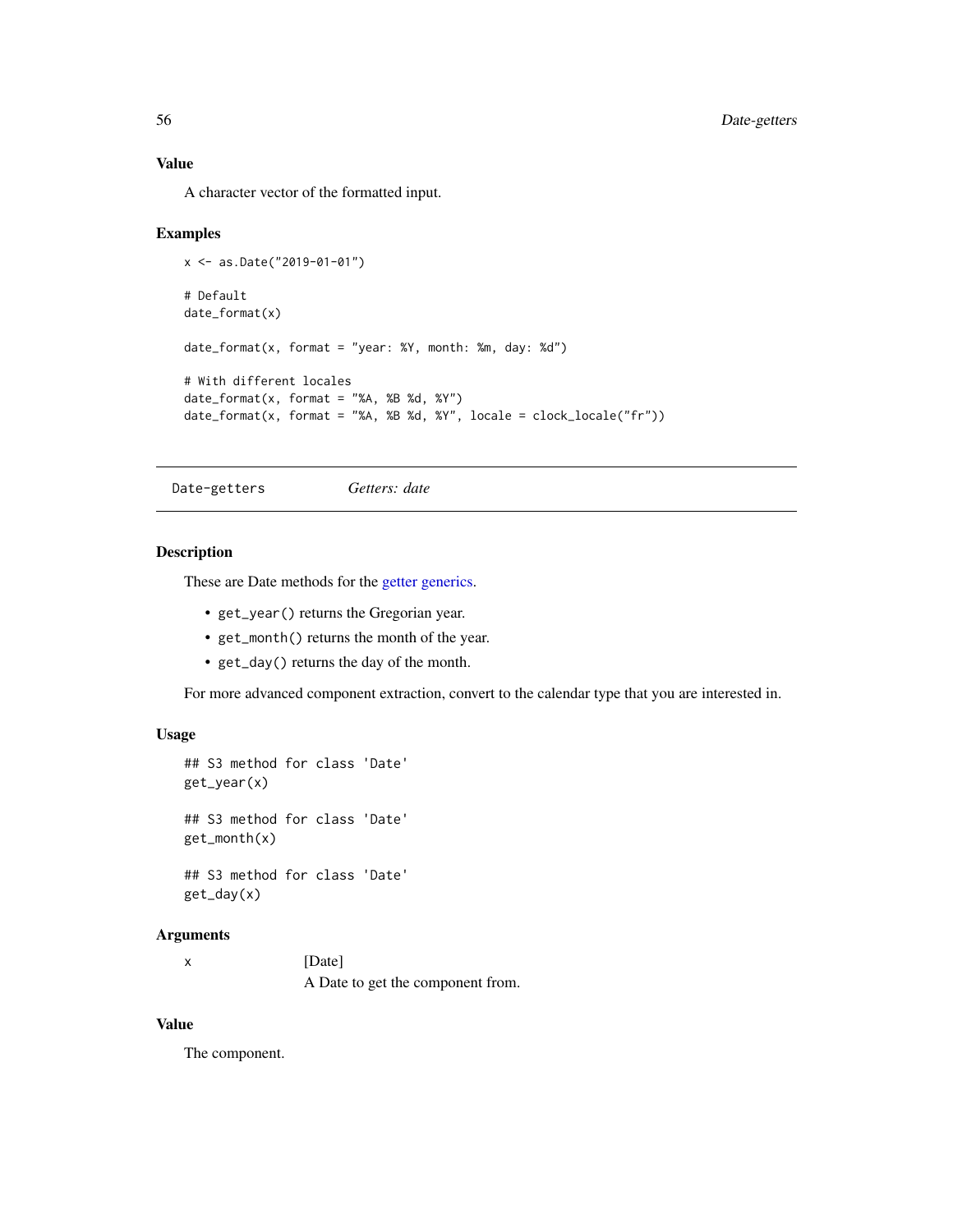### Value

A character vector of the formatted input.

### Examples

```
x <- as.Date("2019-01-01")

# Default
date_format(x)

date_format(x, format = "year: %Y, month: %m, day: %d")

# With different locales
date_format(x, format = "%A, %B %d, %Y")
date_format(x, format = "%A, %B %d, %Y", locale = clock_locale("fr"))
```

---

## Date-getters — *Getters: date*

### Description

These are Date methods for the getter generics.

- `get_year()` returns the Gregorian year.
- `get_month()` returns the month of the year.
- `get_day()` returns the day of the month.

For more advanced component extraction, convert to the calendar type that you are interested in.

### Usage

```
## S3 method for class 'Date'
get_year(x)

## S3 method for class 'Date'
get_month(x)

## S3 method for class 'Date'
get_day(x)
```

### Arguments

| | |
|---|---|
| `x` | [Date] A Date to get the component from. |

### Value

The component.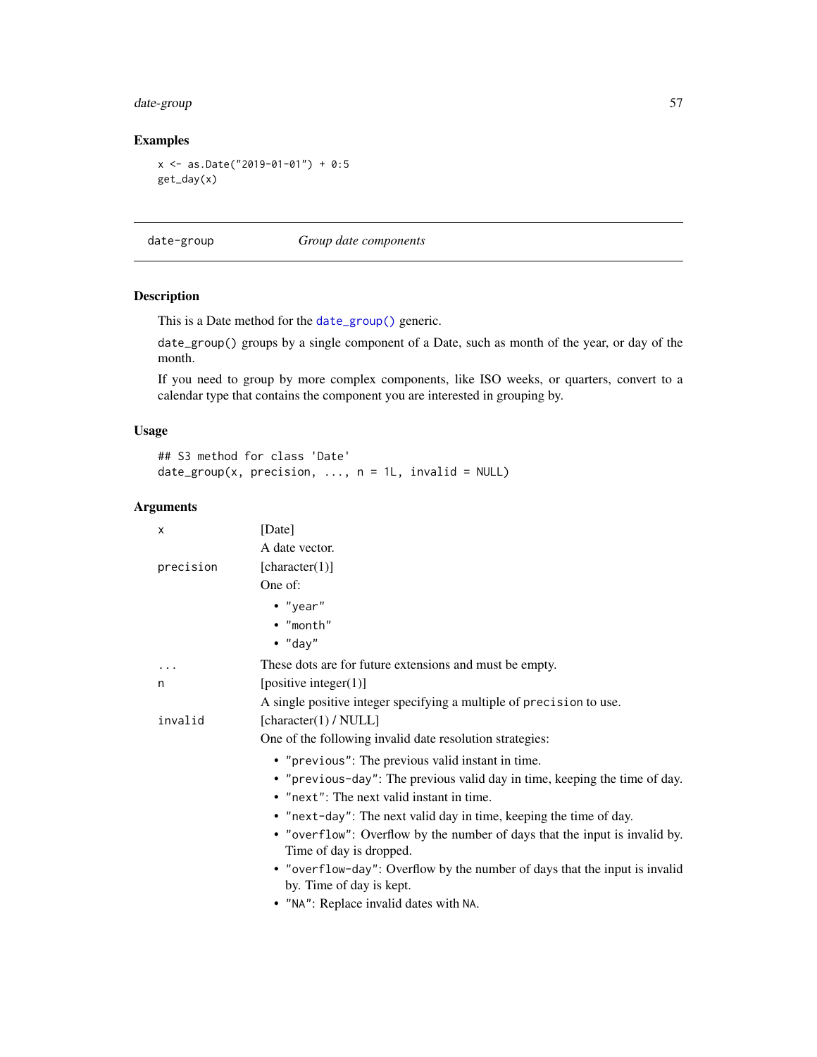### Examples

```
x <- as.Date("2019-01-01") + 0:5
get_day(x)
```

---

## date-group — *Group date components*

---

### Description

This is a Date method for the `date_group()` generic.

`date_group()` groups by a single component of a Date, such as month of the year, or day of the month.

If you need to group by more complex components, like ISO weeks, or quarters, convert to a calendar type that contains the component you are interested in grouping by.

### Usage

```
## S3 method for class 'Date'
date_group(x, precision, ..., n = 1L, invalid = NULL)
```

### Arguments

`x` [Date]

A date vector.

`precision` [character(1)]

One of:

- `"year"`
- `"month"`
- `"day"`

`...` These dots are for future extensions and must be empty.

`n` [positive integer(1)]

A single positive integer specifying a multiple of `precision` to use.

`invalid` [character(1) / NULL]

One of the following invalid date resolution strategies:

- `"previous"`: The previous valid instant in time.
- `"previous-day"`: The previous valid day in time, keeping the time of day.
- `"next"`: The next valid instant in time.
- `"next-day"`: The next valid day in time, keeping the time of day.
- `"overflow"`: Overflow by the number of days that the input is invalid by. Time of day is dropped.
- `"overflow-day"`: Overflow by the number of days that the input is invalid by. Time of day is kept.
- `"NA"`: Replace invalid dates with `NA`.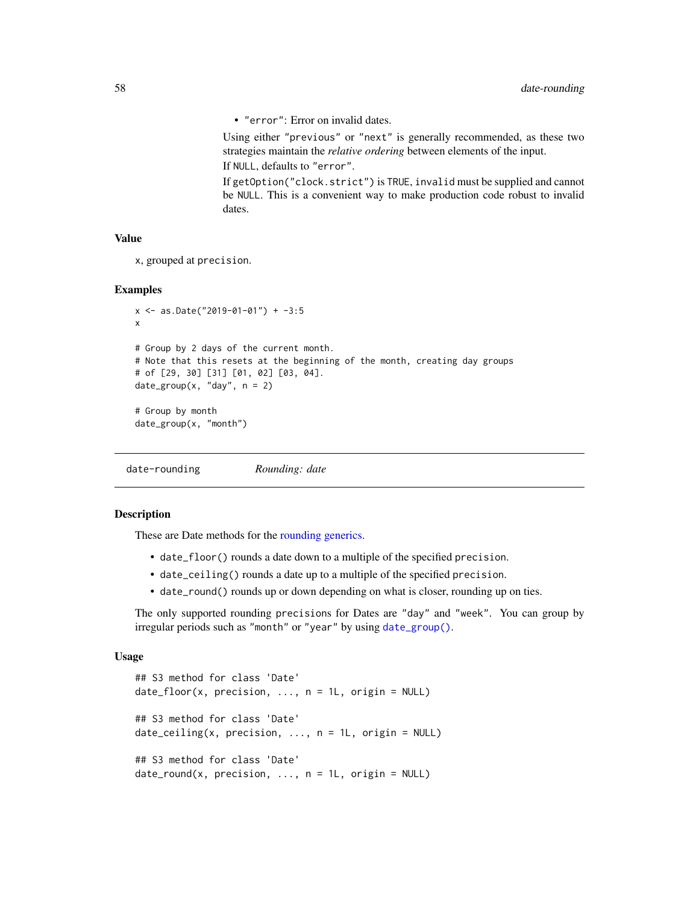- "error": Error on invalid dates.

Using either "previous" or "next" is generally recommended, as these two strategies maintain the *relative ordering* between elements of the input.

If NULL, defaults to "error".

If getOption("clock.strict") is TRUE, invalid must be supplied and cannot be NULL. This is a convenient way to make production code robust to invalid dates.

### Value

x, grouped at precision.

### Examples

```
x <- as.Date("2019-01-01") + -3:5
x

# Group by 2 days of the current month.
# Note that this resets at the beginning of the month, creating day groups
# of [29, 30] [31] [01, 02] [03, 04].
date_group(x, "day", n = 2)

# Group by month
date_group(x, "month")
```

---

## date-rounding    *Rounding: date*

---

### Description

These are Date methods for the rounding generics.

- date_floor() rounds a date down to a multiple of the specified precision.
- date_ceiling() rounds a date up to a multiple of the specified precision.
- date_round() rounds up or down depending on what is closer, rounding up on ties.

The only supported rounding precisions for Dates are "day" and "week". You can group by irregular periods such as "month" or "year" by using date_group().

### Usage

```
## S3 method for class 'Date'
date_floor(x, precision, ..., n = 1L, origin = NULL)

## S3 method for class 'Date'
date_ceiling(x, precision, ..., n = 1L, origin = NULL)

## S3 method for class 'Date'
date_round(x, precision, ..., n = 1L, origin = NULL)
```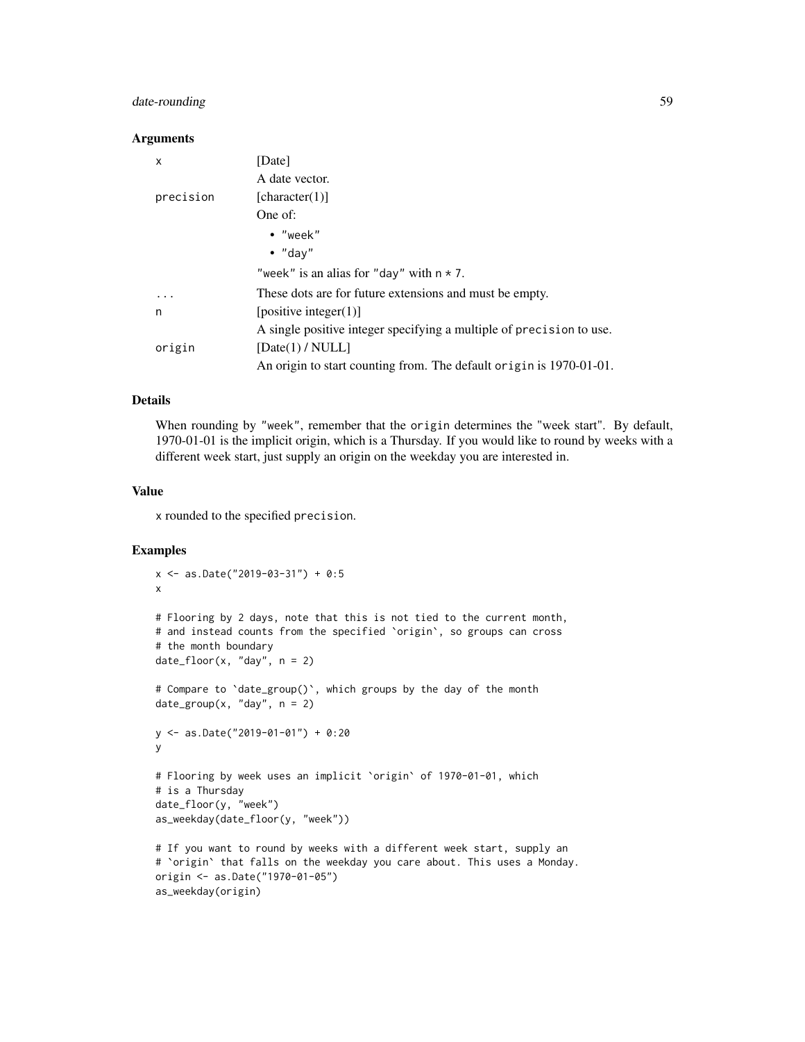### Arguments

| | |
|---|---|
| `x` | [Date]<br>A date vector. |
| `precision` | [character(1)]<br>One of:<br>• `"week"`<br>• `"day"`<br>`"week"` is an alias for `"day"` with `n * 7`. |
| `...` | These dots are for future extensions and must be empty. |
| `n` | [positive integer(1)]<br>A single positive integer specifying a multiple of `precision` to use. |
| `origin` | [Date(1) / NULL]<br>An origin to start counting from. The default `origin` is 1970-01-01. |

### Details

When rounding by `"week"`, remember that the `origin` determines the "week start". By default, 1970-01-01 is the implicit origin, which is a Thursday. If you would like to round by weeks with a different week start, just supply an origin on the weekday you are interested in.

### Value

`x` rounded to the specified `precision`.

### Examples

```
x <- as.Date("2019-03-31") + 0:5
x

# Flooring by 2 days, note that this is not tied to the current month,
# and instead counts from the specified `origin`, so groups can cross
# the month boundary
date_floor(x, "day", n = 2)

# Compare to `date_group()`, which groups by the day of the month
date_group(x, "day", n = 2)

y <- as.Date("2019-01-01") + 0:20
y

# Flooring by week uses an implicit `origin` of 1970-01-01, which
# is a Thursday
date_floor(y, "week")
as_weekday(date_floor(y, "week"))

# If you want to round by weeks with a different week start, supply an
# `origin` that falls on the weekday you care about. This uses a Monday.
origin <- as.Date("1970-01-05")
as_weekday(origin)
```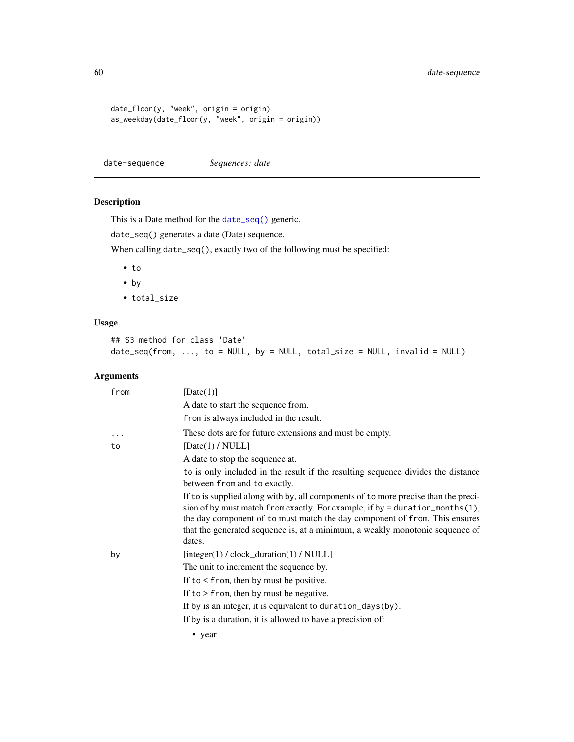```
date_floor(y, "week", origin = origin)
as_weekday(date_floor(y, "week", origin = origin))
```

---

date-sequence    *Sequences: date*

---

## Description

This is a Date method for the `date_seq()` generic.

`date_seq()` generates a date (Date) sequence.

When calling `date_seq()`, exactly two of the following must be specified:

- `to`
- `by`
- `total_size`

## Usage

```
## S3 method for class 'Date'
date_seq(from, ..., to = NULL, by = NULL, total_size = NULL, invalid = NULL)
```

## Arguments

`from`
: [Date(1)]

  A date to start the sequence from.

  `from` is always included in the result.

`...`
: These dots are for future extensions and must be empty.

`to`
: [Date(1) / NULL]

  A date to stop the sequence at.

  `to` is only included in the result if the resulting sequence divides the distance between `from` and `to` exactly.

  If `to` is supplied along with `by`, all components of `to` more precise than the precision of `by` must match `from` exactly. For example, if `by = duration_months(1)`, the day component of `to` must match the day component of `from`. This ensures that the generated sequence is, at a minimum, a weakly monotonic sequence of dates.

`by`
: [integer(1) / clock_duration(1) / NULL]

  The unit to increment the sequence by.

  If `to < from`, then `by` must be positive.

  If `to > from`, then `by` must be negative.

  If `by` is an integer, it is equivalent to `duration_days(by)`.

  If `by` is a duration, it is allowed to have a precision of:

  - year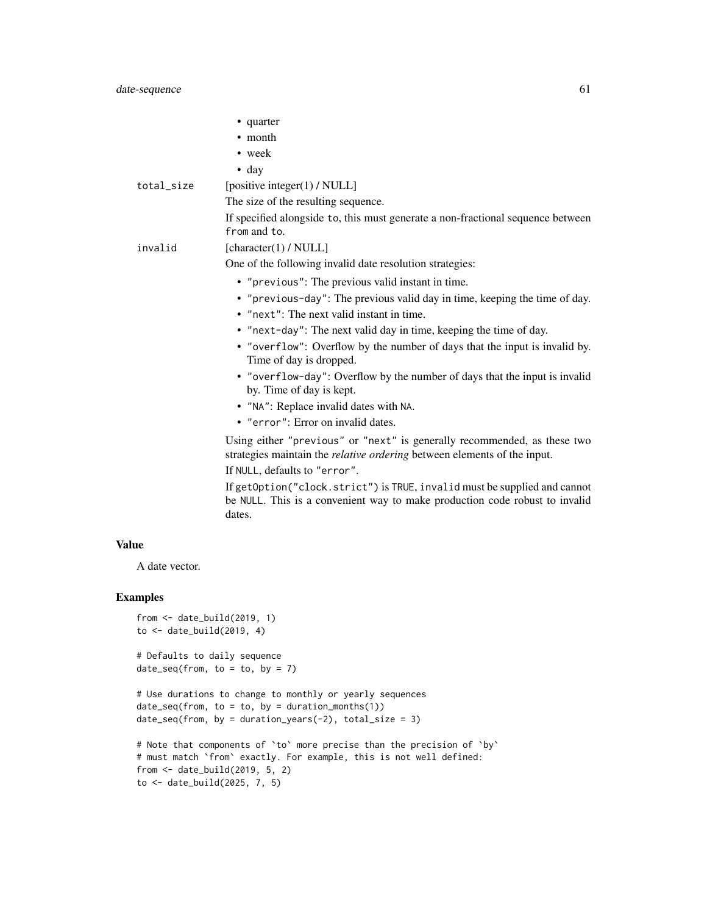- quarter
- month
- week
- day

total_size
: [positive integer(1) / NULL]

  The size of the resulting sequence.

  If specified alongside `to`, this must generate a non-fractional sequence between `from` and `to`.

invalid
: [character(1) / NULL]

  One of the following invalid date resolution strategies:

  - `"previous"`: The previous valid instant in time.
  - `"previous-day"`: The previous valid day in time, keeping the time of day.
  - `"next"`: The next valid instant in time.
  - `"next-day"`: The next valid day in time, keeping the time of day.
  - `"overflow"`: Overflow by the number of days that the input is invalid by. Time of day is dropped.
  - `"overflow-day"`: Overflow by the number of days that the input is invalid by. Time of day is kept.
  - `"NA"`: Replace invalid dates with `NA`.
  - `"error"`: Error on invalid dates.

  Using either `"previous"` or `"next"` is generally recommended, as these two strategies maintain the *relative ordering* between elements of the input.

  If `NULL`, defaults to `"error"`.

  If `getOption("clock.strict")` is `TRUE`, `invalid` must be supplied and cannot be `NULL`. This is a convenient way to make production code robust to invalid dates.

## Value

A date vector.

## Examples

```
from <- date_build(2019, 1)
to <- date_build(2019, 4)

# Defaults to daily sequence
date_seq(from, to = to, by = 7)

# Use durations to change to monthly or yearly sequences
date_seq(from, to = to, by = duration_months(1))
date_seq(from, by = duration_years(-2), total_size = 3)

# Note that components of `to` more precise than the precision of `by`
# must match `from` exactly. For example, this is not well defined:
from <- date_build(2019, 5, 2)
to <- date_build(2025, 7, 5)
```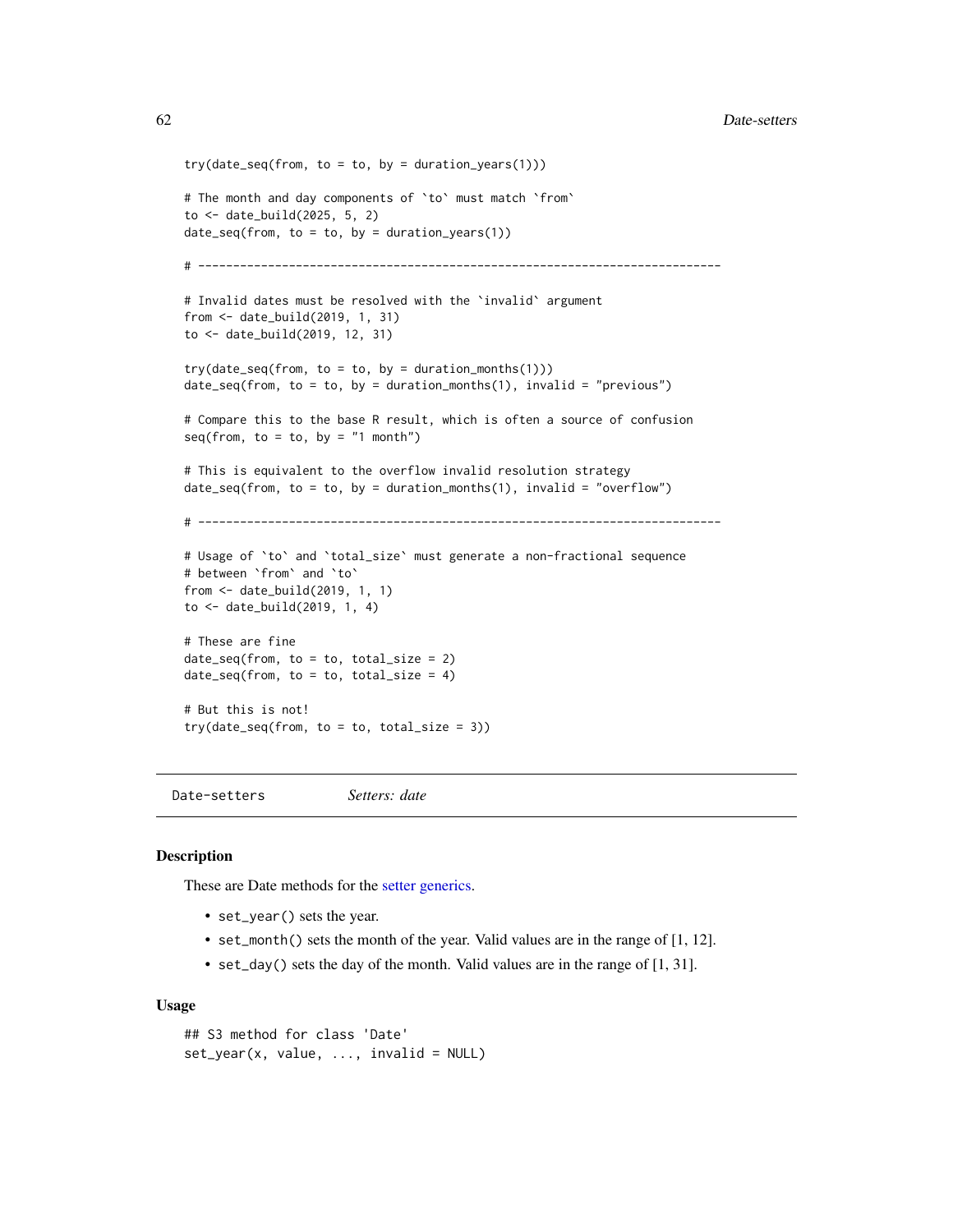```r
try(date_seq(from, to = to, by = duration_years(1)))

# The month and day components of `to` must match `from`
to <- date_build(2025, 5, 2)
date_seq(from, to = to, by = duration_years(1))

# ---------------------------------------------------------------------------

# Invalid dates must be resolved with the `invalid` argument
from <- date_build(2019, 1, 31)
to <- date_build(2019, 12, 31)

try(date_seq(from, to = to, by = duration_months(1)))
date_seq(from, to = to, by = duration_months(1), invalid = "previous")

# Compare this to the base R result, which is often a source of confusion
seq(from, to = to, by = "1 month")

# This is equivalent to the overflow invalid resolution strategy
date_seq(from, to = to, by = duration_months(1), invalid = "overflow")

# ---------------------------------------------------------------------------

# Usage of `to` and `total_size` must generate a non-fractional sequence
# between `from` and `to`
from <- date_build(2019, 1, 1)
to <- date_build(2019, 1, 4)

# These are fine
date_seq(from, to = to, total_size = 2)
date_seq(from, to = to, total_size = 4)

# But this is not!
try(date_seq(from, to = to, total_size = 3))
```

## Date-setters *Setters: date*

### Description

These are Date methods for the setter generics.

- `set_year()` sets the year.
- `set_month()` sets the month of the year. Valid values are in the range of [1, 12].
- `set_day()` sets the day of the month. Valid values are in the range of [1, 31].

### Usage

```r
## S3 method for class 'Date'
set_year(x, value, ..., invalid = NULL)
```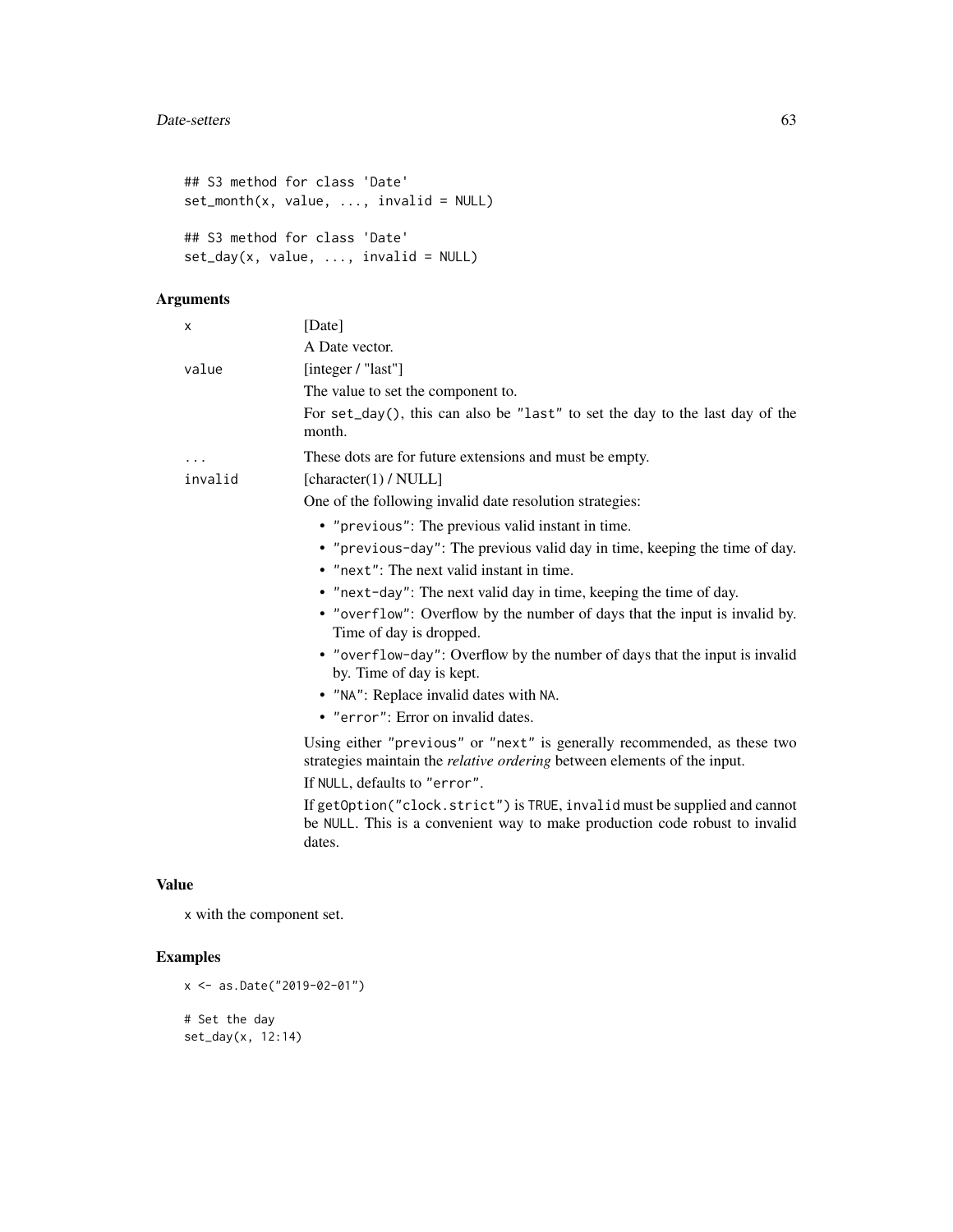```
## S3 method for class 'Date'
set_month(x, value, ..., invalid = NULL)

## S3 method for class 'Date'
set_day(x, value, ..., invalid = NULL)
```

## Arguments

**x**
[Date]
A Date vector.

**value**
[integer / "last"]
The value to set the component to.
For `set_day()`, this can also be `"last"` to set the day to the last day of the month.

**...**
These dots are for future extensions and must be empty.

**invalid**
[character(1) / NULL]
One of the following invalid date resolution strategies:

- `"previous"`: The previous valid instant in time.
- `"previous-day"`: The previous valid day in time, keeping the time of day.
- `"next"`: The next valid instant in time.
- `"next-day"`: The next valid day in time, keeping the time of day.
- `"overflow"`: Overflow by the number of days that the input is invalid by. Time of day is dropped.
- `"overflow-day"`: Overflow by the number of days that the input is invalid by. Time of day is kept.
- `"NA"`: Replace invalid dates with `NA`.
- `"error"`: Error on invalid dates.

Using either `"previous"` or `"next"` is generally recommended, as these two strategies maintain the *relative ordering* between elements of the input.

If `NULL`, defaults to `"error"`.

If `getOption("clock.strict")` is `TRUE`, `invalid` must be supplied and cannot be `NULL`. This is a convenient way to make production code robust to invalid dates.

## Value

`x` with the component set.

## Examples

```
x <- as.Date("2019-02-01")

# Set the day
set_day(x, 12:14)
```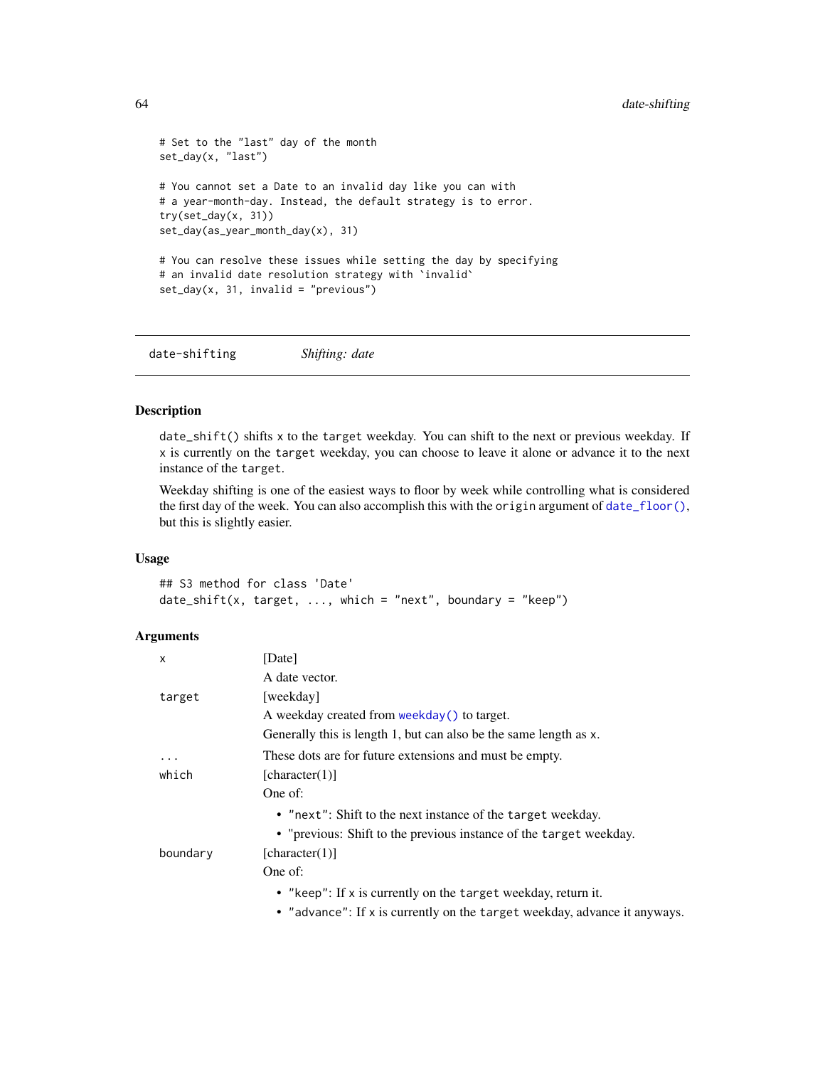```
# Set to the "last" day of the month
set_day(x, "last")

# You cannot set a Date to an invalid day like you can with
# a year-month-day. Instead, the default strategy is to error.
try(set_day(x, 31))
set_day(as_year_month_day(x), 31)

# You can resolve these issues while setting the day by specifying
# an invalid date resolution strategy with `invalid`
set_day(x, 31, invalid = "previous")
```

---

`date-shifting` *Shifting: date*

---

## Description

`date_shift()` shifts `x` to the `target` weekday. You can shift to the next or previous weekday. If `x` is currently on the `target` weekday, you can choose to leave it alone or advance it to the next instance of the `target`.

Weekday shifting is one of the easiest ways to floor by week while controlling what is considered the first day of the week. You can also accomplish this with the `origin` argument of `date_floor()`, but this is slightly easier.

## Usage

```
## S3 method for class 'Date'
date_shift(x, target, ..., which = "next", boundary = "keep")
```

## Arguments

`x` [Date]

A date vector.

`target` [weekday]

A weekday created from `weekday()` to target.

Generally this is length 1, but can also be the same length as `x`.

`...` These dots are for future extensions and must be empty.

`which` [character(1)]

One of:

- `"next"`: Shift to the next instance of the `target` weekday.
- "previous: Shift to the previous instance of the `target` weekday.

`boundary` [character(1)]

One of:

- `"keep"`: If `x` is currently on the `target` weekday, return it.
- `"advance"`: If `x` is currently on the `target` weekday, advance it anyways.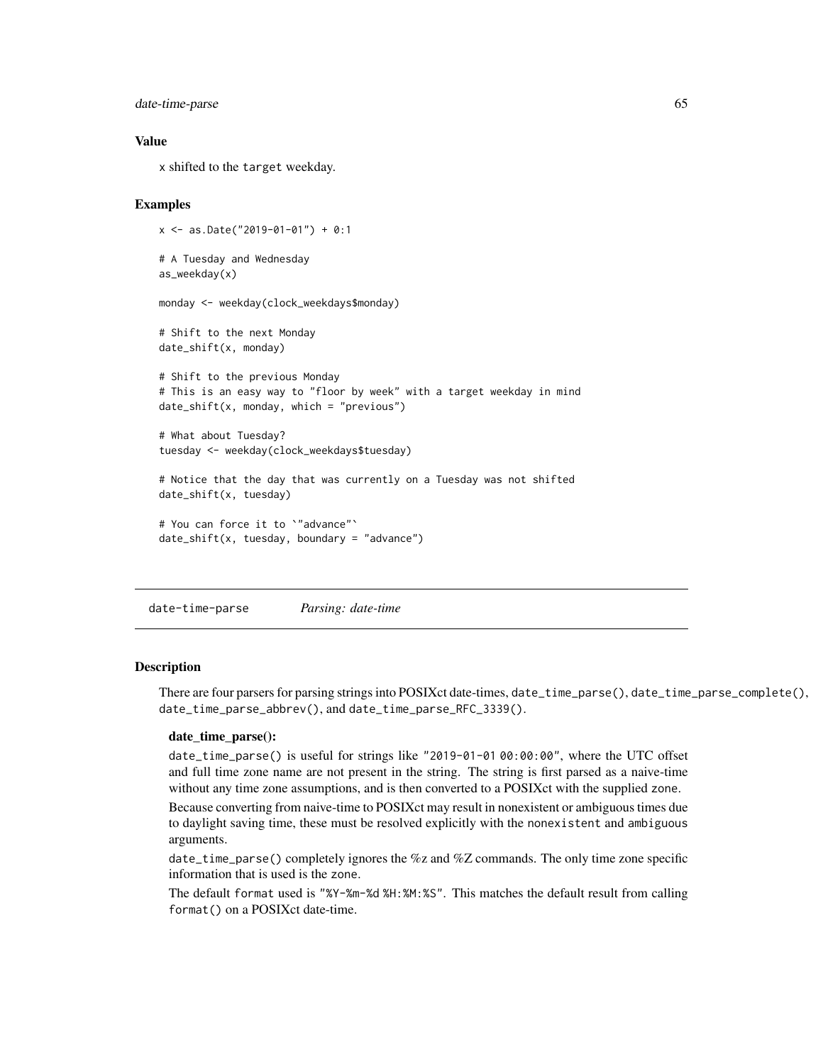### Value

x shifted to the target weekday.

### Examples

```
x <- as.Date("2019-01-01") + 0:1

# A Tuesday and Wednesday
as_weekday(x)

monday <- weekday(clock_weekdays$monday)

# Shift to the next Monday
date_shift(x, monday)

# Shift to the previous Monday
# This is an easy way to "floor by week" with a target weekday in mind
date_shift(x, monday, which = "previous")

# What about Tuesday?
tuesday <- weekday(clock_weekdays$tuesday)

# Notice that the day that was currently on a Tuesday was not shifted
date_shift(x, tuesday)

# You can force it to `"advance"`
date_shift(x, tuesday, boundary = "advance")
```

---

## date-time-parse *Parsing: date-time*

### Description

There are four parsers for parsing strings into POSIXct date-times, date_time_parse(), date_time_parse_complete(), date_time_parse_abbrev(), and date_time_parse_RFC_3339().

**date_time_parse():**

date_time_parse() is useful for strings like "2019-01-01 00:00:00", where the UTC offset and full time zone name are not present in the string. The string is first parsed as a naive-time without any time zone assumptions, and is then converted to a POSIXct with the supplied zone.

Because converting from naive-time to POSIXct may result in nonexistent or ambiguous times due to daylight saving time, these must be resolved explicitly with the nonexistent and ambiguous arguments.

date_time_parse() completely ignores the %z and %Z commands. The only time zone specific information that is used is the zone.

The default format used is "%Y-%m-%d %H:%M:%S". This matches the default result from calling format() on a POSIXct date-time.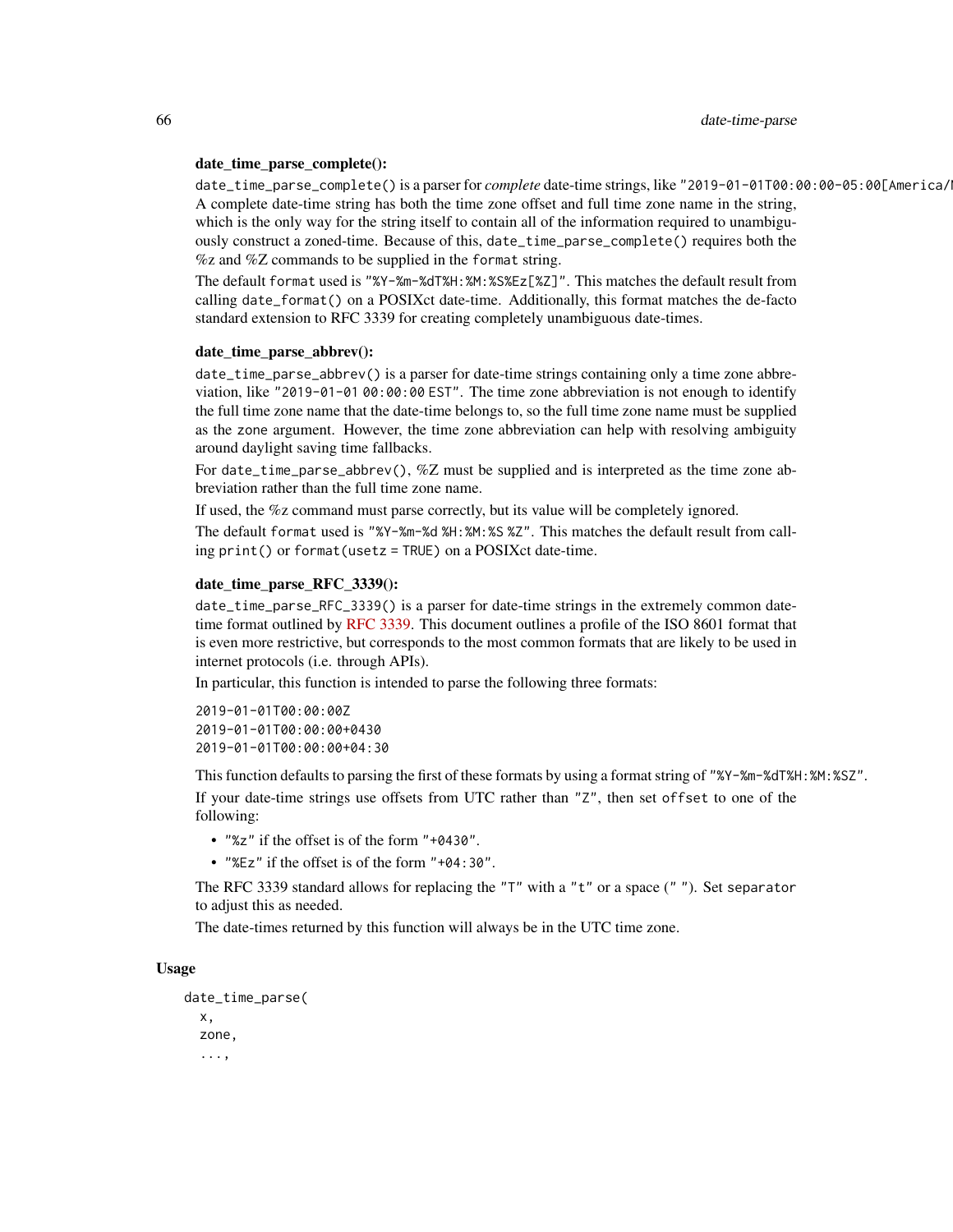**date_time_parse_complete():**

`date_time_parse_complete()` is a parser for *complete* date-time strings, like `"2019-01-01T00:00:00-05:00[America/New_York]"`. A complete date-time string has both the time zone offset and full time zone name in the string, which is the only way for the string itself to contain all of the information required to unambiguously construct a zoned-time. Because of this, `date_time_parse_complete()` requires both the %z and %Z commands to be supplied in the `format` string.

The default `format` used is `"%Y-%m-%dT%H:%M:%S%Ez[%Z]"`. This matches the default result from calling `date_format()` on a POSIXct date-time. Additionally, this format matches the de-facto standard extension to RFC 3339 for creating completely unambiguous date-times.

**date_time_parse_abbrev():**

`date_time_parse_abbrev()` is a parser for date-time strings containing only a time zone abbreviation, like `"2019-01-01 00:00:00 EST"`. The time zone abbreviation is not enough to identify the full time zone name that the date-time belongs to, so the full time zone name must be supplied as the `zone` argument. However, the time zone abbreviation can help with resolving ambiguity around daylight saving time fallbacks.

For `date_time_parse_abbrev()`, %Z must be supplied and is interpreted as the time zone abbreviation rather than the full time zone name.

If used, the %z command must parse correctly, but its value will be completely ignored.

The default `format` used is `"%Y-%m-%d %H:%M:%S %Z"`. This matches the default result from calling `print()` or `format(usetz = TRUE)` on a POSIXct date-time.

**date_time_parse_RFC_3339():**

`date_time_parse_RFC_3339()` is a parser for date-time strings in the extremely common date-time format outlined by RFC 3339. This document outlines a profile of the ISO 8601 format that is even more restrictive, but corresponds to the most common formats that are likely to be used in internet protocols (i.e. through APIs).

In particular, this function is intended to parse the following three formats:

```
2019-01-01T00:00:00Z
2019-01-01T00:00:00+0430
2019-01-01T00:00:00+04:30
```

This function defaults to parsing the first of these formats by using a format string of `"%Y-%m-%dT%H:%M:%SZ"`.

If your date-time strings use offsets from UTC rather than `"Z"`, then set `offset` to one of the following:

- `"%z"` if the offset is of the form `"+0430"`.
- `"%Ez"` if the offset is of the form `"+04:30"`.

The RFC 3339 standard allows for replacing the `"T"` with a `"t"` or a space (`" "`). Set `separator` to adjust this as needed.

The date-times returned by this function will always be in the UTC time zone.

### Usage

```
date_time_parse(
  x,
  zone,
  ...,
```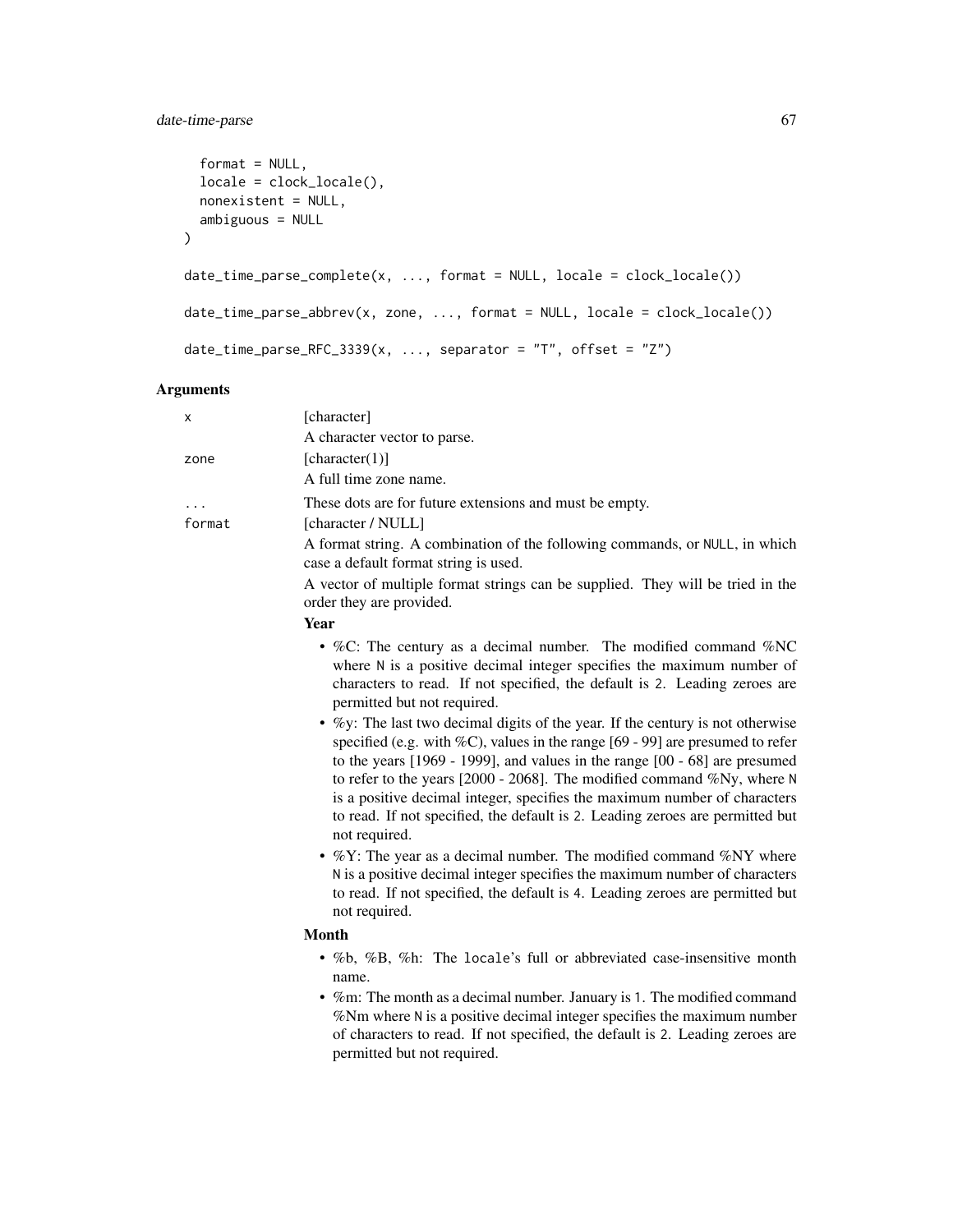```
  format = NULL,
  locale = clock_locale(),
  nonexistent = NULL,
  ambiguous = NULL
)

date_time_parse_complete(x, ..., format = NULL, locale = clock_locale())

date_time_parse_abbrev(x, zone, ..., format = NULL, locale = clock_locale())

date_time_parse_RFC_3339(x, ..., separator = "T", offset = "Z")
```

### Arguments

`x` [character]

A character vector to parse.

`zone` [character(1)]

A full time zone name.

`...` These dots are for future extensions and must be empty.

`format` [character / NULL]

A format string. A combination of the following commands, or `NULL`, in which case a default format string is used.

A vector of multiple format strings can be supplied. They will be tried in the order they are provided.

**Year**

- %C: The century as a decimal number. The modified command %NC where `N` is a positive decimal integer specifies the maximum number of characters to read. If not specified, the default is `2`. Leading zeroes are permitted but not required.
- %y: The last two decimal digits of the year. If the century is not otherwise specified (e.g. with %C), values in the range [69 - 99] are presumed to refer to the years [1969 - 1999], and values in the range [00 - 68] are presumed to refer to the years [2000 - 2068]. The modified command %Ny, where `N` is a positive decimal integer, specifies the maximum number of characters to read. If not specified, the default is `2`. Leading zeroes are permitted but not required.
- %Y: The year as a decimal number. The modified command %NY where `N` is a positive decimal integer specifies the maximum number of characters to read. If not specified, the default is `4`. Leading zeroes are permitted but not required.

**Month**

- %b, %B, %h: The `locale`'s full or abbreviated case-insensitive month name.
- %m: The month as a decimal number. January is `1`. The modified command %Nm where `N` is a positive decimal integer specifies the maximum number of characters to read. If not specified, the default is `2`. Leading zeroes are permitted but not required.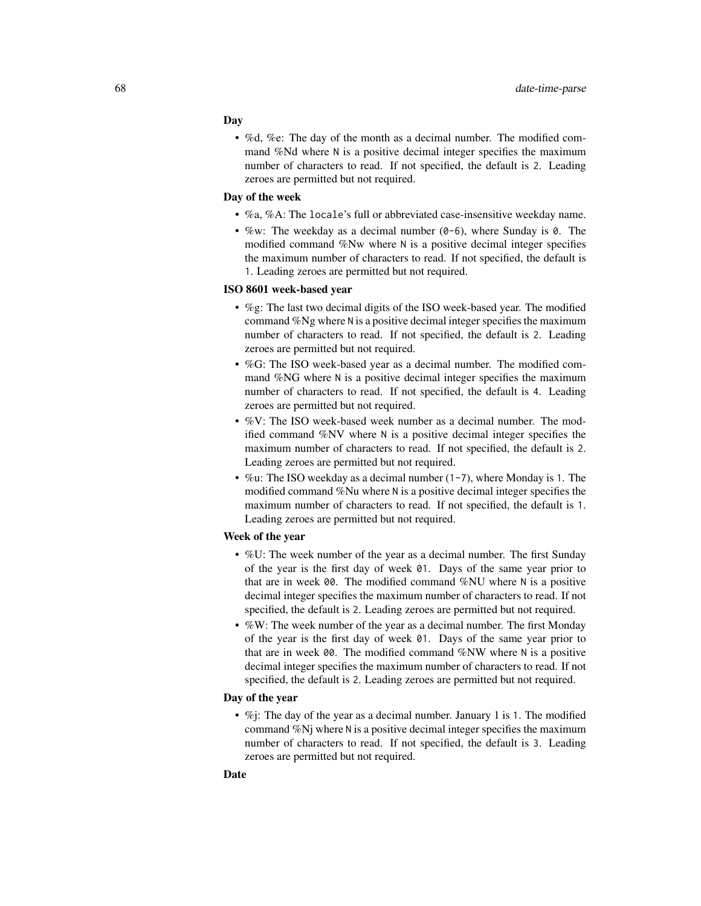**Day**

- %d, %e: The day of the month as a decimal number. The modified command %Nd where `N` is a positive decimal integer specifies the maximum number of characters to read. If not specified, the default is `2`. Leading zeroes are permitted but not required.

**Day of the week**

- %a, %A: The `locale`'s full or abbreviated case-insensitive weekday name.
- %w: The weekday as a decimal number (`0-6`), where Sunday is `0`. The modified command %Nw where `N` is a positive decimal integer specifies the maximum number of characters to read. If not specified, the default is `1`. Leading zeroes are permitted but not required.

**ISO 8601 week-based year**

- %g: The last two decimal digits of the ISO week-based year. The modified command %Ng where `N` is a positive decimal integer specifies the maximum number of characters to read. If not specified, the default is `2`. Leading zeroes are permitted but not required.
- %G: The ISO week-based year as a decimal number. The modified command %NG where `N` is a positive decimal integer specifies the maximum number of characters to read. If not specified, the default is `4`. Leading zeroes are permitted but not required.
- %V: The ISO week-based week number as a decimal number. The modified command %NV where `N` is a positive decimal integer specifies the maximum number of characters to read. If not specified, the default is `2`. Leading zeroes are permitted but not required.
- %u: The ISO weekday as a decimal number (`1-7`), where Monday is `1`. The modified command %Nu where `N` is a positive decimal integer specifies the maximum number of characters to read. If not specified, the default is `1`. Leading zeroes are permitted but not required.

**Week of the year**

- %U: The week number of the year as a decimal number. The first Sunday of the year is the first day of week `01`. Days of the same year prior to that are in week `00`. The modified command %NU where `N` is a positive decimal integer specifies the maximum number of characters to read. If not specified, the default is `2`. Leading zeroes are permitted but not required.
- %W: The week number of the year as a decimal number. The first Monday of the year is the first day of week `01`. Days of the same year prior to that are in week `00`. The modified command %NW where `N` is a positive decimal integer specifies the maximum number of characters to read. If not specified, the default is `2`. Leading zeroes are permitted but not required.

**Day of the year**

- %j: The day of the year as a decimal number. January 1 is `1`. The modified command %Nj where `N` is a positive decimal integer specifies the maximum number of characters to read. If not specified, the default is `3`. Leading zeroes are permitted but not required.

**Date**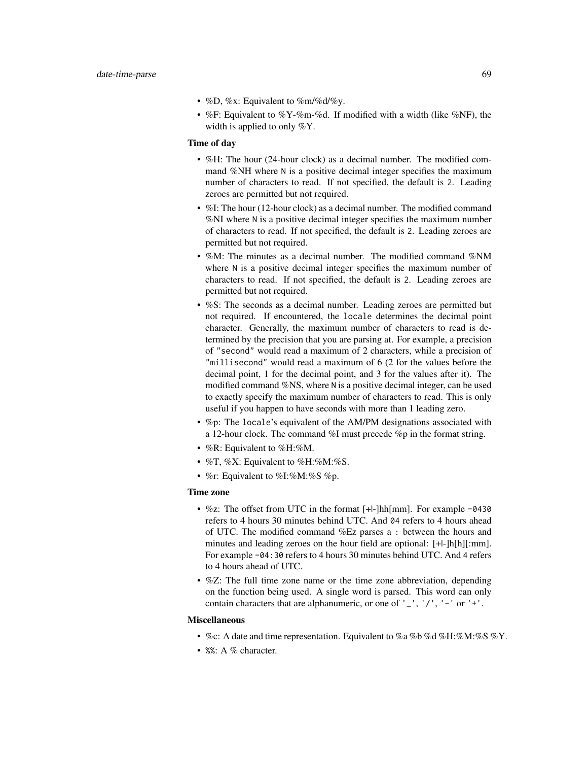- %D, %x: Equivalent to %m/%d/%y.
- %F: Equivalent to %Y-%m-%d. If modified with a width (like %NF), the width is applied to only %Y.

**Time of day**

- %H: The hour (24-hour clock) as a decimal number. The modified command %NH where `N` is a positive decimal integer specifies the maximum number of characters to read. If not specified, the default is `2`. Leading zeroes are permitted but not required.
- %I: The hour (12-hour clock) as a decimal number. The modified command %NI where `N` is a positive decimal integer specifies the maximum number of characters to read. If not specified, the default is `2`. Leading zeroes are permitted but not required.
- %M: The minutes as a decimal number. The modified command %NM where `N` is a positive decimal integer specifies the maximum number of characters to read. If not specified, the default is `2`. Leading zeroes are permitted but not required.
- %S: The seconds as a decimal number. Leading zeroes are permitted but not required. If encountered, the `locale` determines the decimal point character. Generally, the maximum number of characters to read is determined by the precision that you are parsing at. For example, a precision of `"second"` would read a maximum of 2 characters, while a precision of `"millisecond"` would read a maximum of 6 (2 for the values before the decimal point, 1 for the decimal point, and 3 for the values after it). The modified command %NS, where `N` is a positive decimal integer, can be used to exactly specify the maximum number of characters to read. This is only useful if you happen to have seconds with more than 1 leading zero.
- %p: The `locale`'s equivalent of the AM/PM designations associated with a 12-hour clock. The command %I must precede %p in the format string.
- %R: Equivalent to %H:%M.
- %T, %X: Equivalent to %H:%M:%S.
- %r: Equivalent to %I:%M:%S %p.

**Time zone**

- %z: The offset from UTC in the format [+|-]hh[mm]. For example `-0430` refers to 4 hours 30 minutes behind UTC. And `04` refers to 4 hours ahead of UTC. The modified command %Ez parses a `:` between the hours and minutes and leading zeroes on the hour field are optional: `[+|-]h[h][:mm]`. For example `-04:30` refers to 4 hours 30 minutes behind UTC. And `4` refers to 4 hours ahead of UTC.
- %Z: The full time zone name or the time zone abbreviation, depending on the function being used. A single word is parsed. This word can only contain characters that are alphanumeric, or one of `'_'`, `'/'`, `'-'` or `'+'`.

**Miscellaneous**

- %c: A date and time representation. Equivalent to %a %b %d %H:%M:%S %Y.
- `%%`: A % character.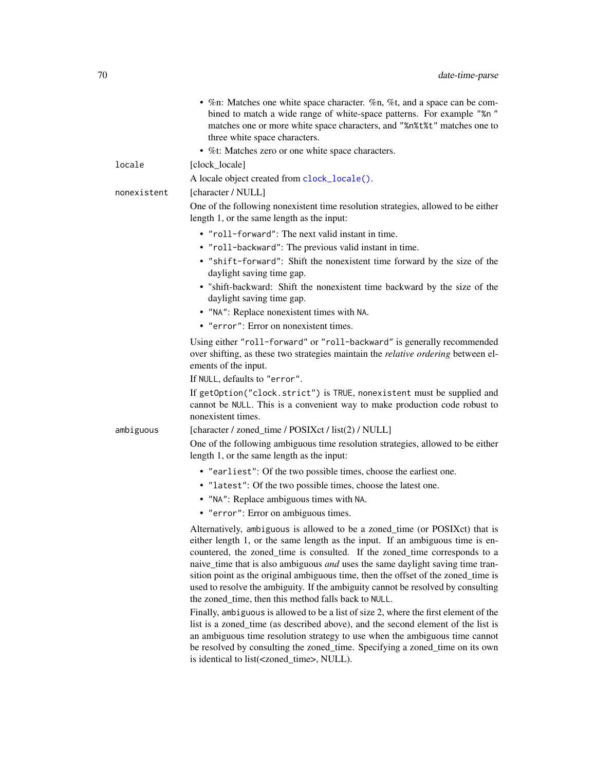- %n: Matches one white space character. %n, %t, and a space can be combined to match a wide range of white-space patterns. For example `"%n "` matches one or more white space characters, and `"%n%t%t"` matches one to three white space characters.
- %t: Matches zero or one white space characters.

`locale` [clock_locale]

A locale object created from `clock_locale()`.

`nonexistent` [character / NULL]

One of the following nonexistent time resolution strategies, allowed to be either length 1, or the same length as the input:

- `"roll-forward"`: The next valid instant in time.
- `"roll-backward"`: The previous valid instant in time.
- `"shift-forward"`: Shift the nonexistent time forward by the size of the daylight saving time gap.
- "shift-backward: Shift the nonexistent time backward by the size of the daylight saving time gap.
- `"NA"`: Replace nonexistent times with `NA`.
- `"error"`: Error on nonexistent times.

Using either `"roll-forward"` or `"roll-backward"` is generally recommended over shifting, as these two strategies maintain the *relative ordering* between elements of the input.

If `NULL`, defaults to `"error"`.

If `getOption("clock.strict")` is `TRUE`, `nonexistent` must be supplied and cannot be `NULL`. This is a convenient way to make production code robust to nonexistent times.

`ambiguous` [character / zoned_time / POSIXct / list(2) / NULL]

One of the following ambiguous time resolution strategies, allowed to be either length 1, or the same length as the input:

- `"earliest"`: Of the two possible times, choose the earliest one.
- `"latest"`: Of the two possible times, choose the latest one.
- `"NA"`: Replace ambiguous times with `NA`.
- `"error"`: Error on ambiguous times.

Alternatively, `ambiguous` is allowed to be a zoned_time (or POSIXct) that is either length 1, or the same length as the input. If an ambiguous time is encountered, the zoned_time is consulted. If the zoned_time corresponds to a naive_time that is also ambiguous *and* uses the same daylight saving time transition point as the original ambiguous time, then the offset of the zoned_time is used to resolve the ambiguity. If the ambiguity cannot be resolved by consulting the zoned_time, then this method falls back to `NULL`.

Finally, `ambiguous` is allowed to be a list of size 2, where the first element of the list is a zoned_time (as described above), and the second element of the list is an ambiguous time resolution strategy to use when the ambiguous time cannot be resolved by consulting the zoned_time. Specifying a zoned_time on its own is identical to list(<zoned_time>, NULL).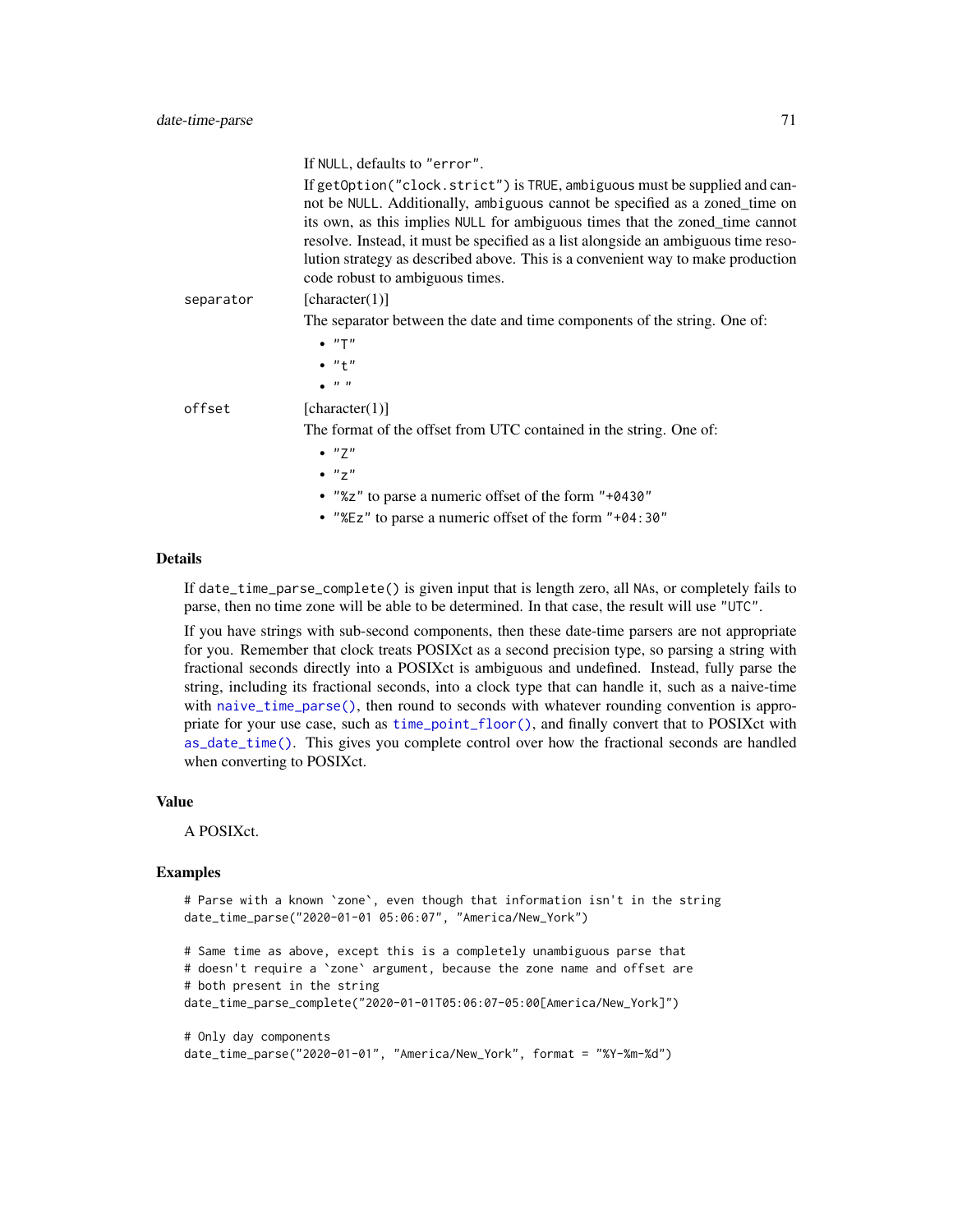If `NULL`, defaults to `"error"`.

If `getOption("clock.strict")` is `TRUE`, `ambiguous` must be supplied and cannot be `NULL`. Additionally, `ambiguous` cannot be specified as a zoned_time on its own, as this implies `NULL` for ambiguous times that the zoned_time cannot resolve. Instead, it must be specified as a list alongside an ambiguous time resolution strategy as described above. This is a convenient way to make production code robust to ambiguous times.

`separator` [character(1)]

The separator between the date and time components of the string. One of:

- `"T"`
- `"t"`
- `" "`

`offset` [character(1)]

The format of the offset from UTC contained in the string. One of:

- `"Z"`
- `"z"`
- `"%z"` to parse a numeric offset of the form `"+0430"`
- `"%Ez"` to parse a numeric offset of the form `"+04:30"`

## Details

If `date_time_parse_complete()` is given input that is length zero, all `NA`s, or completely fails to parse, then no time zone will be able to be determined. In that case, the result will use `"UTC"`.

If you have strings with sub-second components, then these date-time parsers are not appropriate for you. Remember that clock treats POSIXct as a second precision type, so parsing a string with fractional seconds directly into a POSIXct is ambiguous and undefined. Instead, fully parse the string, including its fractional seconds, into a clock type that can handle it, such as a naive-time with `naive_time_parse()`, then round to seconds with whatever rounding convention is appropriate for your use case, such as `time_point_floor()`, and finally convert that to POSIXct with `as_date_time()`. This gives you complete control over how the fractional seconds are handled when converting to POSIXct.

## Value

A POSIXct.

## Examples

```
# Parse with a known `zone`, even though that information isn't in the string
date_time_parse("2020-01-01 05:06:07", "America/New_York")

# Same time as above, except this is a completely unambiguous parse that
# doesn't require a `zone` argument, because the zone name and offset are
# both present in the string
date_time_parse_complete("2020-01-01T05:06:07-05:00[America/New_York]")

# Only day components
date_time_parse("2020-01-01", "America/New_York", format = "%Y-%m-%d")
```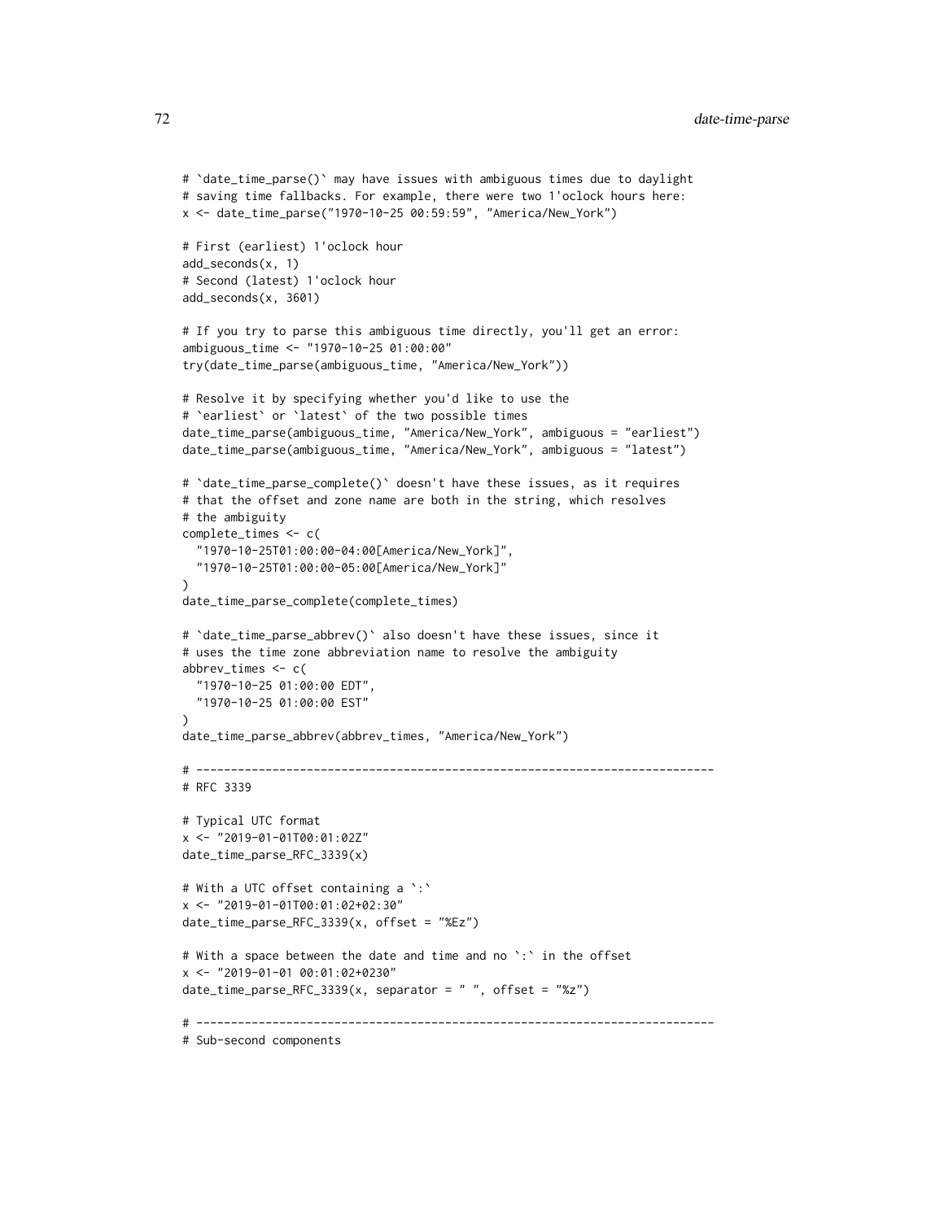```
# `date_time_parse()` may have issues with ambiguous times due to daylight
# saving time fallbacks. For example, there were two 1'oclock hours here:
x <- date_time_parse("1970-10-25 00:59:59", "America/New_York")

# First (earliest) 1'oclock hour
add_seconds(x, 1)
# Second (latest) 1'oclock hour
add_seconds(x, 3601)

# If you try to parse this ambiguous time directly, you'll get an error:
ambiguous_time <- "1970-10-25 01:00:00"
try(date_time_parse(ambiguous_time, "America/New_York"))

# Resolve it by specifying whether you'd like to use the
# `earliest` or `latest` of the two possible times
date_time_parse(ambiguous_time, "America/New_York", ambiguous = "earliest")
date_time_parse(ambiguous_time, "America/New_York", ambiguous = "latest")

# `date_time_parse_complete()` doesn't have these issues, as it requires
# that the offset and zone name are both in the string, which resolves
# the ambiguity
complete_times <- c(
  "1970-10-25T01:00:00-04:00[America/New_York]",
  "1970-10-25T01:00:00-05:00[America/New_York]"
)
date_time_parse_complete(complete_times)

# `date_time_parse_abbrev()` also doesn't have these issues, since it
# uses the time zone abbreviation name to resolve the ambiguity
abbrev_times <- c(
  "1970-10-25 01:00:00 EDT",
  "1970-10-25 01:00:00 EST"
)
date_time_parse_abbrev(abbrev_times, "America/New_York")

# ---------------------------------------------------------------------------
# RFC 3339

# Typical UTC format
x <- "2019-01-01T00:01:02Z"
date_time_parse_RFC_3339(x)

# With a UTC offset containing a `:`
x <- "2019-01-01T00:01:02+02:30"
date_time_parse_RFC_3339(x, offset = "%Ez")

# With a space between the date and time and no `:` in the offset
x <- "2019-01-01 00:01:02+0230"
date_time_parse_RFC_3339(x, separator = " ", offset = "%z")

# ---------------------------------------------------------------------------
# Sub-second components
```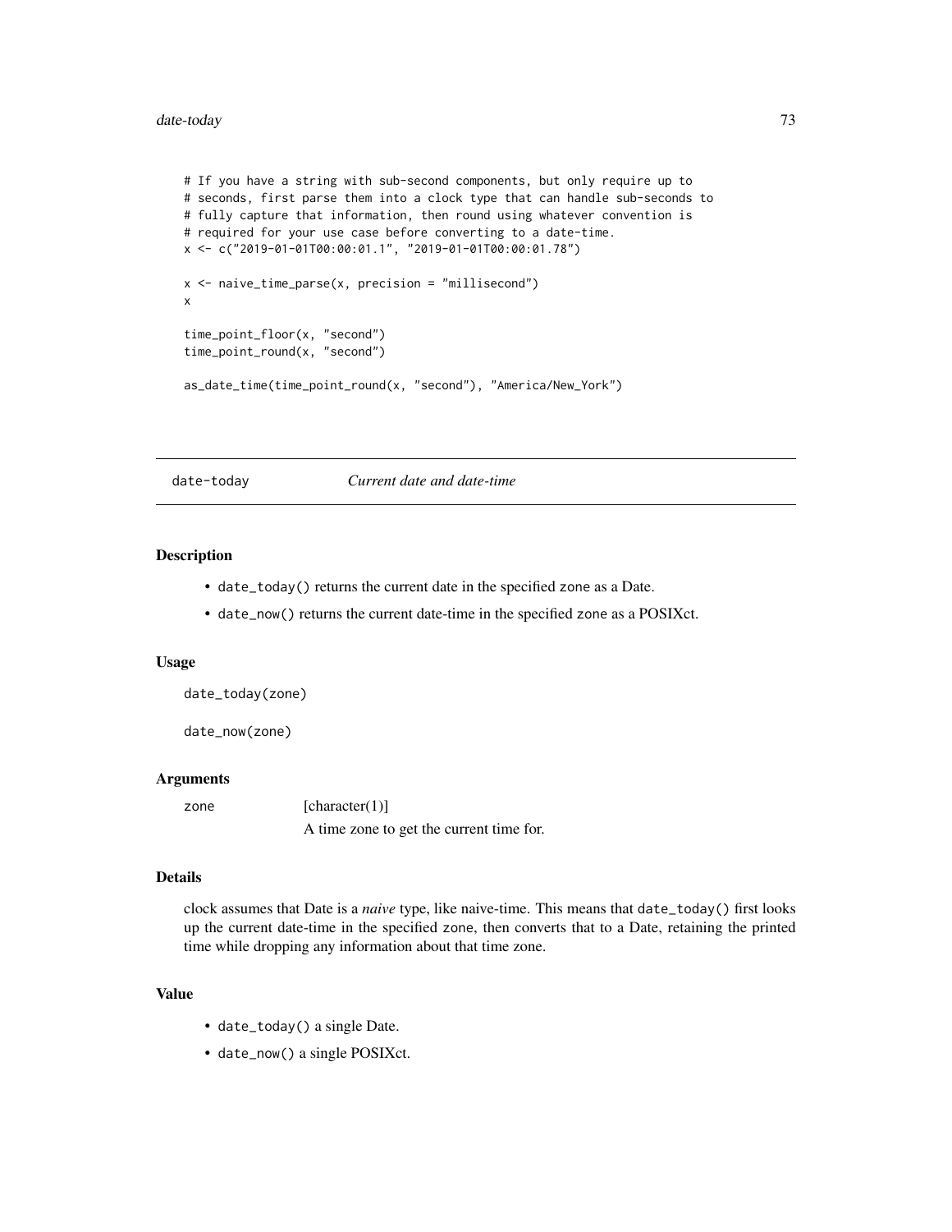```
# If you have a string with sub-second components, but only require up to
# seconds, first parse them into a clock type that can handle sub-seconds to
# fully capture that information, then round using whatever convention is
# required for your use case before converting to a date-time.
x <- c("2019-01-01T00:00:01.1", "2019-01-01T00:00:01.78")

x <- naive_time_parse(x, precision = "millisecond")
x

time_point_floor(x, "second")
time_point_round(x, "second")

as_date_time(time_point_round(x, "second"), "America/New_York")
```

---

## date-today — *Current date and date-time*

---

### Description

- `date_today()` returns the current date in the specified `zone` as a Date.
- `date_now()` returns the current date-time in the specified `zone` as a POSIXct.

### Usage

```
date_today(zone)

date_now(zone)
```

### Arguments

| | |
|---|---|
| `zone` | [character(1)]<br>A time zone to get the current time for. |

### Details

clock assumes that Date is a *naive* type, like naive-time. This means that `date_today()` first looks up the current date-time in the specified `zone`, then converts that to a Date, retaining the printed time while dropping any information about that time zone.

### Value

- `date_today()` a single Date.
- `date_now()` a single POSIXct.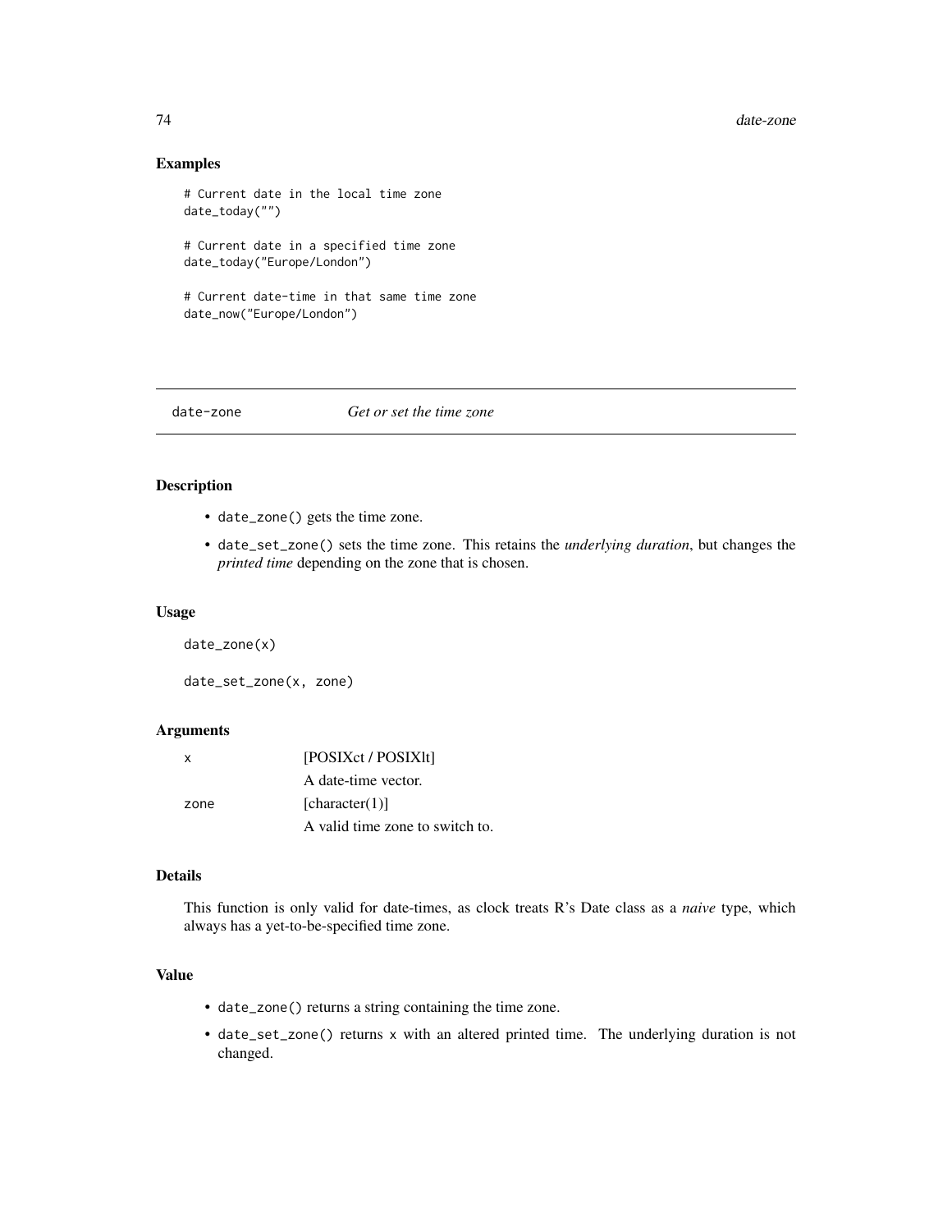## Examples

```
# Current date in the local time zone
date_today("")

# Current date in a specified time zone
date_today("Europe/London")

# Current date-time in that same time zone
date_now("Europe/London")
```

---

# date-zone *Get or set the time zone*

## Description

- `date_zone()` gets the time zone.
- `date_set_zone()` sets the time zone. This retains the *underlying duration*, but changes the *printed time* depending on the zone that is chosen.

## Usage

```
date_zone(x)

date_set_zone(x, zone)
```

## Arguments

| | |
|---|---|
| x | [POSIXct / POSIXlt]<br>A date-time vector. |
| zone | [character(1)]<br>A valid time zone to switch to. |

## Details

This function is only valid for date-times, as clock treats R's Date class as a *naive* type, which always has a yet-to-be-specified time zone.

## Value

- `date_zone()` returns a string containing the time zone.
- `date_set_zone()` returns `x` with an altered printed time. The underlying duration is not changed.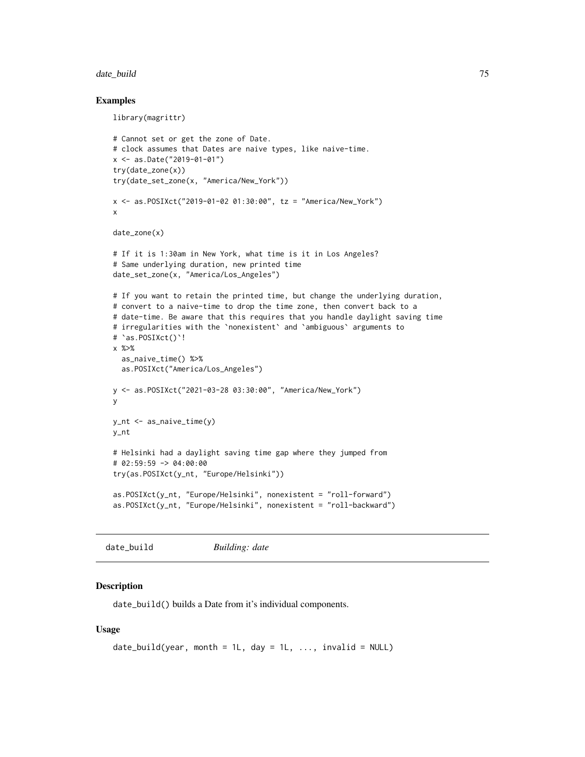### Examples

```
library(magrittr)

# Cannot set or get the zone of Date.
# clock assumes that Dates are naive types, like naive-time.
x <- as.Date("2019-01-01")
try(date_zone(x))
try(date_set_zone(x, "America/New_York"))

x <- as.POSIXct("2019-01-02 01:30:00", tz = "America/New_York")
x

date_zone(x)

# If it is 1:30am in New York, what time is it in Los Angeles?
# Same underlying duration, new printed time
date_set_zone(x, "America/Los_Angeles")

# If you want to retain the printed time, but change the underlying duration,
# convert to a naive-time to drop the time zone, then convert back to a
# date-time. Be aware that this requires that you handle daylight saving time
# irregularities with the `nonexistent` and `ambiguous` arguments to
# `as.POSIXct()`!
x %>%
  as_naive_time() %>%
  as.POSIXct("America/Los_Angeles")

y <- as.POSIXct("2021-03-28 03:30:00", "America/New_York")
y

y_nt <- as_naive_time(y)
y_nt

# Helsinki had a daylight saving time gap where they jumped from
# 02:59:59 -> 04:00:00
try(as.POSIXct(y_nt, "Europe/Helsinki"))

as.POSIXct(y_nt, "Europe/Helsinki", nonexistent = "roll-forward")
as.POSIXct(y_nt, "Europe/Helsinki", nonexistent = "roll-backward")
```

---

## date_build *Building: date*

### Description

date_build() builds a Date from it's individual components.

### Usage

```
date_build(year, month = 1L, day = 1L, ..., invalid = NULL)
```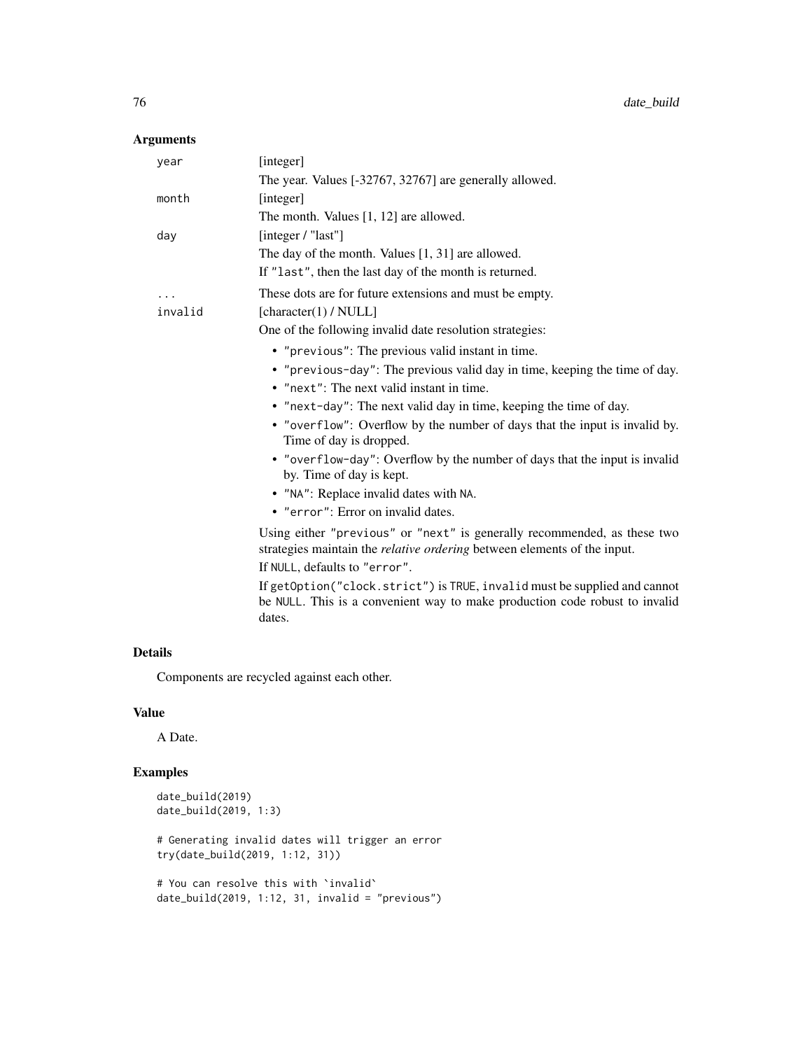### Arguments

| | |
|---|---|
| `year` | [integer]<br>The year. Values [-32767, 32767] are generally allowed. |
| `month` | [integer]<br>The month. Values [1, 12] are allowed. |
| `day` | [integer / "last"]<br>The day of the month. Values [1, 31] are allowed.<br>If `"last"`, then the last day of the month is returned. |
| `...` | These dots are for future extensions and must be empty. |
| `invalid` | [character(1) / NULL]<br>One of the following invalid date resolution strategies:<br>• `"previous"`: The previous valid instant in time.<br>• `"previous-day"`: The previous valid day in time, keeping the time of day.<br>• `"next"`: The next valid instant in time.<br>• `"next-day"`: The next valid day in time, keeping the time of day.<br>• `"overflow"`: Overflow by the number of days that the input is invalid by. Time of day is dropped.<br>• `"overflow-day"`: Overflow by the number of days that the input is invalid by. Time of day is kept.<br>• `"NA"`: Replace invalid dates with `NA`.<br>• `"error"`: Error on invalid dates.<br>Using either `"previous"` or `"next"` is generally recommended, as these two strategies maintain the *relative ordering* between elements of the input.<br>If `NULL`, defaults to `"error"`.<br>If `getOption("clock.strict")` is `TRUE`, `invalid` must be supplied and cannot be `NULL`. This is a convenient way to make production code robust to invalid dates. |

### Details

Components are recycled against each other.

### Value

A Date.

### Examples

```
date_build(2019)
date_build(2019, 1:3)

# Generating invalid dates will trigger an error
try(date_build(2019, 1:12, 31))

# You can resolve this with `invalid`
date_build(2019, 1:12, 31, invalid = "previous")
```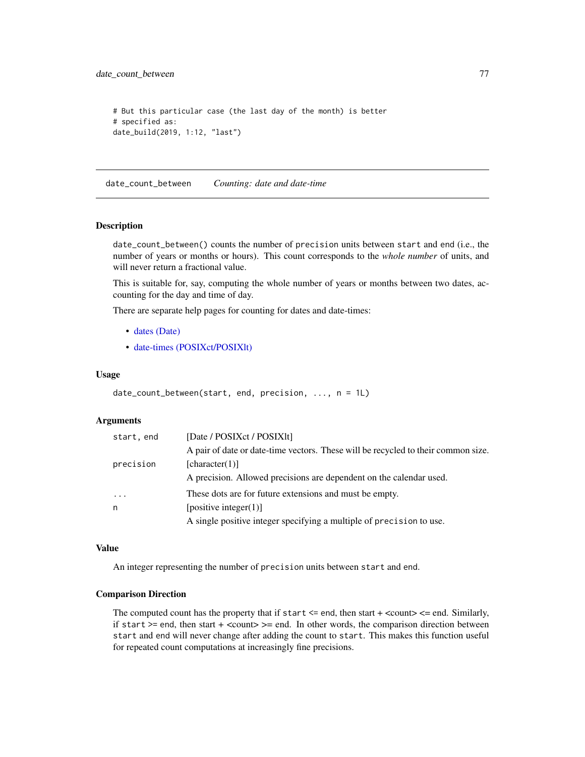```
# But this particular case (the last day of the month) is better
# specified as:
date_build(2019, 1:12, "last")
```

---

## date_count_between — *Counting: date and date-time*

### Description

date_count_between() counts the number of precision units between start and end (i.e., the number of years or months or hours). This count corresponds to the *whole number* of units, and will never return a fractional value.

This is suitable for, say, computing the whole number of years or months between two dates, accounting for the day and time of day.

There are separate help pages for counting for dates and date-times:

- dates (Date)
- date-times (POSIXct/POSIXlt)

### Usage

```
date_count_between(start, end, precision, ..., n = 1L)
```

### Arguments

| Argument | Description |
|---|---|
| start, end | [Date / POSIXct / POSIXlt] A pair of date or date-time vectors. These will be recycled to their common size. |
| precision | [character(1)] A precision. Allowed precisions are dependent on the calendar used. |
| ... | These dots are for future extensions and must be empty. |
| n | [positive integer(1)] A single positive integer specifying a multiple of precision to use. |

### Value

An integer representing the number of precision units between start and end.

### Comparison Direction

The computed count has the property that if start <= end, then start + <count> <= end. Similarly, if start >= end, then start + <count> >= end. In other words, the comparison direction between start and end will never change after adding the count to start. This makes this function useful for repeated count computations at increasingly fine precisions.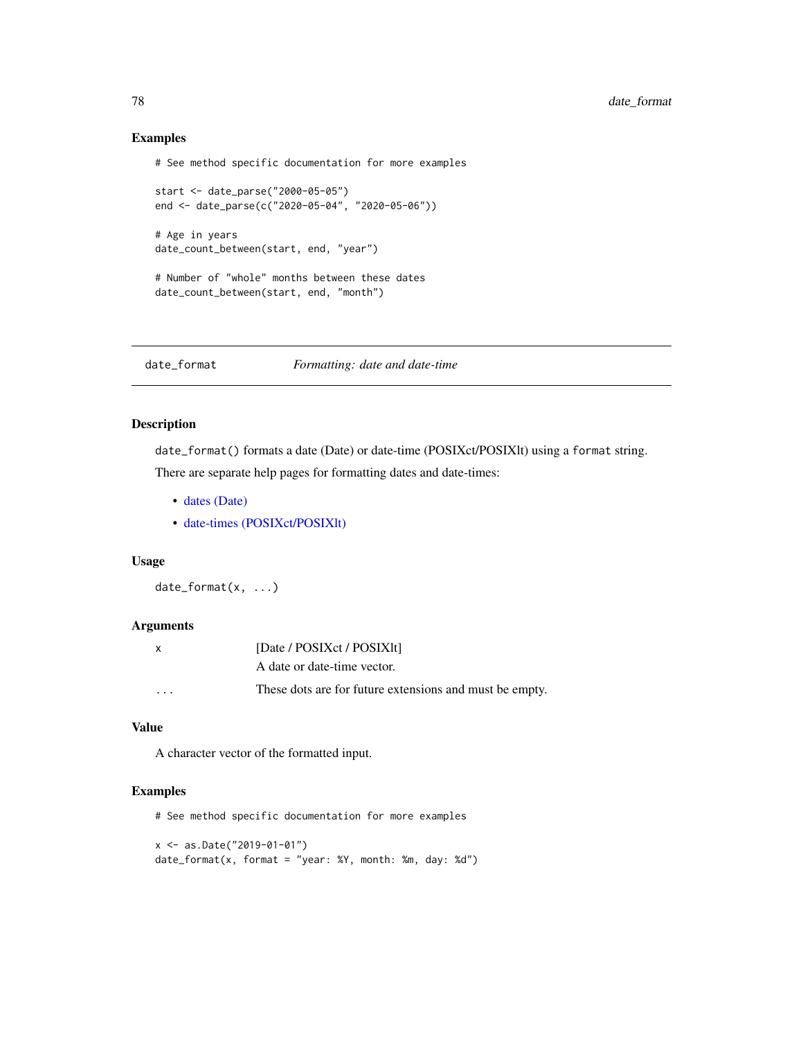## Examples

```
# See method specific documentation for more examples

start <- date_parse("2000-05-05")
end <- date_parse(c("2020-05-04", "2020-05-06"))

# Age in years
date_count_between(start, end, "year")

# Number of "whole" months between these dates
date_count_between(start, end, "month")
```

---

# date_format &nbsp;&nbsp;&nbsp;&nbsp; *Formatting: date and date-time*

---

## Description

`date_format()` formats a date (Date) or date-time (POSIXct/POSIXlt) using a `format` string.

There are separate help pages for formatting dates and date-times:

- dates (Date)
- date-times (POSIXct/POSIXlt)

## Usage

```
date_format(x, ...)
```

## Arguments

| | |
|---|---|
| `x` | [Date / POSIXct / POSIXlt]<br>A date or date-time vector. |
| `...` | These dots are for future extensions and must be empty. |

## Value

A character vector of the formatted input.

## Examples

```
# See method specific documentation for more examples

x <- as.Date("2019-01-01")
date_format(x, format = "year: %Y, month: %m, day: %d")
```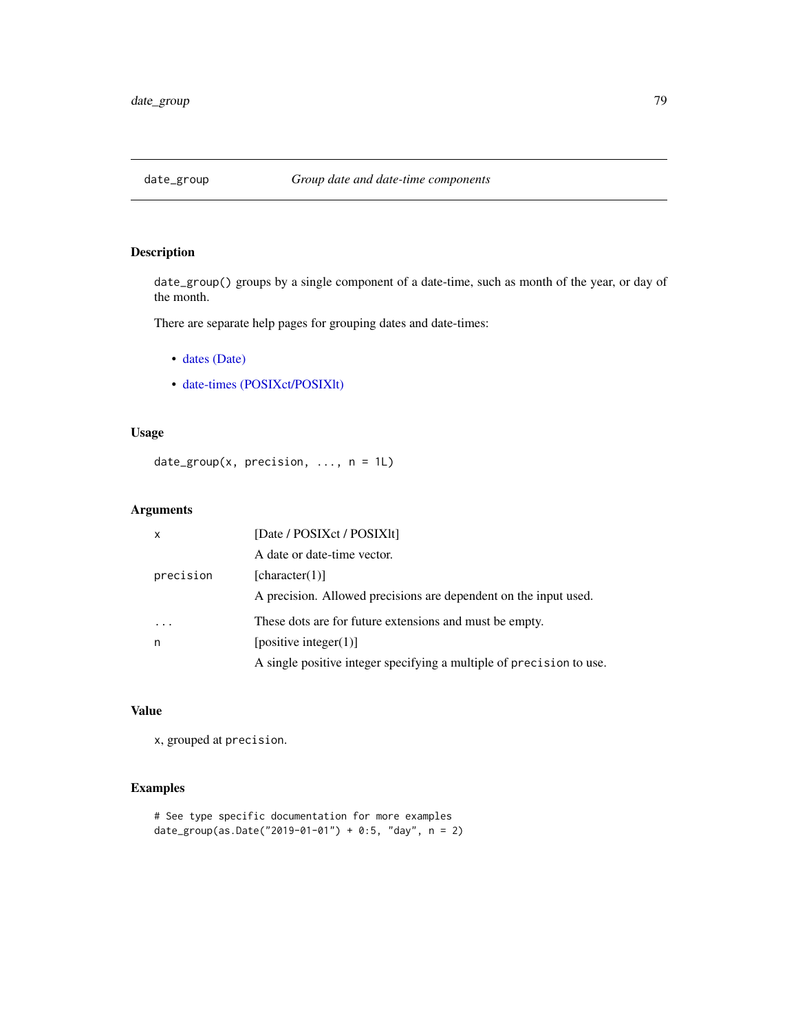## date_group — *Group date and date-time components*

### Description

`date_group()` groups by a single component of a date-time, such as month of the year, or day of the month.

There are separate help pages for grouping dates and date-times:

- dates (Date)
- date-times (POSIXct/POSIXlt)

### Usage

```
date_group(x, precision, ..., n = 1L)
```

### Arguments

| | |
|---|---|
| `x` | [Date / POSIXct / POSIXlt]<br>A date or date-time vector. |
| `precision` | [character(1)]<br>A precision. Allowed precisions are dependent on the input used. |
| `...` | These dots are for future extensions and must be empty. |
| `n` | [positive integer(1)]<br>A single positive integer specifying a multiple of `precision` to use. |

### Value

`x`, grouped at `precision`.

### Examples

```
# See type specific documentation for more examples
date_group(as.Date("2019-01-01") + 0:5, "day", n = 2)
```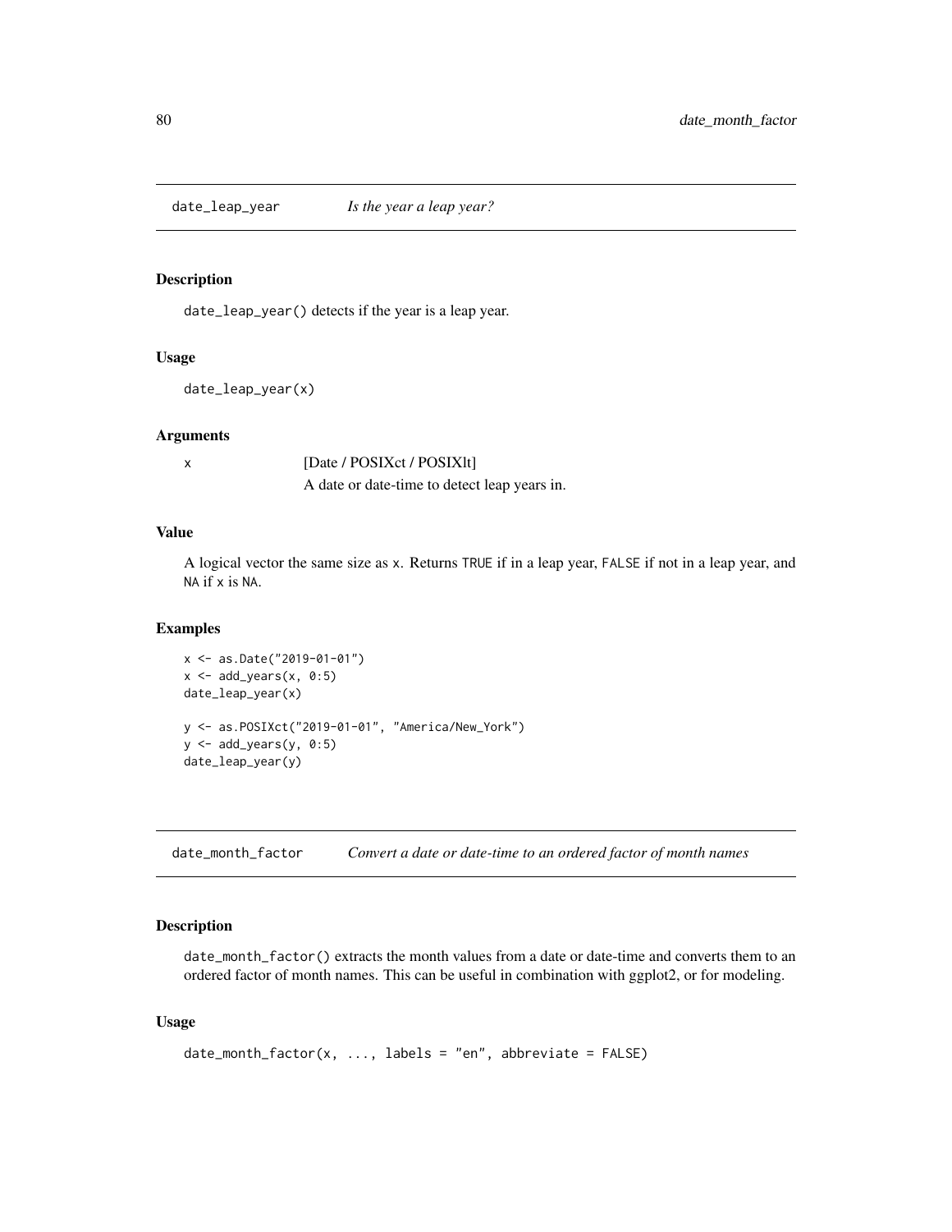## date_leap_year — *Is the year a leap year?*

### Description

`date_leap_year()` detects if the year is a leap year.

### Usage

```
date_leap_year(x)
```

### Arguments

| | |
|---|---|
| `x` | [Date / POSIXct / POSIXlt]<br>A date or date-time to detect leap years in. |

### Value

A logical vector the same size as `x`. Returns `TRUE` if in a leap year, `FALSE` if not in a leap year, and `NA` if `x` is `NA`.

### Examples

```
x <- as.Date("2019-01-01")
x <- add_years(x, 0:5)
date_leap_year(x)

y <- as.POSIXct("2019-01-01", "America/New_York")
y <- add_years(y, 0:5)
date_leap_year(y)
```

## date_month_factor — *Convert a date or date-time to an ordered factor of month names*

### Description

`date_month_factor()` extracts the month values from a date or date-time and converts them to an ordered factor of month names. This can be useful in combination with ggplot2, or for modeling.

### Usage

```
date_month_factor(x, ..., labels = "en", abbreviate = FALSE)
```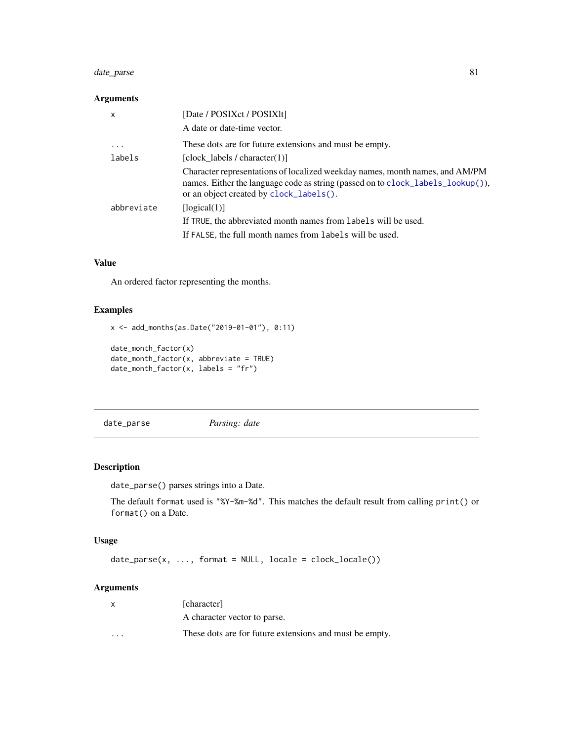### Arguments

| | |
|---|---|
| `x` | [Date / POSIXct / POSIXlt]<br>A date or date-time vector. |
| `...` | These dots are for future extensions and must be empty. |
| `labels` | [clock_labels / character(1)]<br>Character representations of localized weekday names, month names, and AM/PM names. Either the language code as string (passed on to `clock_labels_lookup()`), or an object created by `clock_labels()`. |
| `abbreviate` | [logical(1)]<br>If `TRUE`, the abbreviated month names from `labels` will be used.<br>If `FALSE`, the full month names from `labels` will be used. |

### Value

An ordered factor representing the months.

### Examples

```
x <- add_months(as.Date("2019-01-01"), 0:11)

date_month_factor(x)
date_month_factor(x, abbreviate = TRUE)
date_month_factor(x, labels = "fr")
```

---

## date_parse &nbsp;&nbsp;&nbsp; *Parsing: date*

---

### Description

`date_parse()` parses strings into a Date.

The default `format` used is `"%Y-%m-%d"`. This matches the default result from calling `print()` or `format()` on a Date.

### Usage

```
date_parse(x, ..., format = NULL, locale = clock_locale())
```

### Arguments

| | |
|---|---|
| `x` | [character]<br>A character vector to parse. |
| `...` | These dots are for future extensions and must be empty. |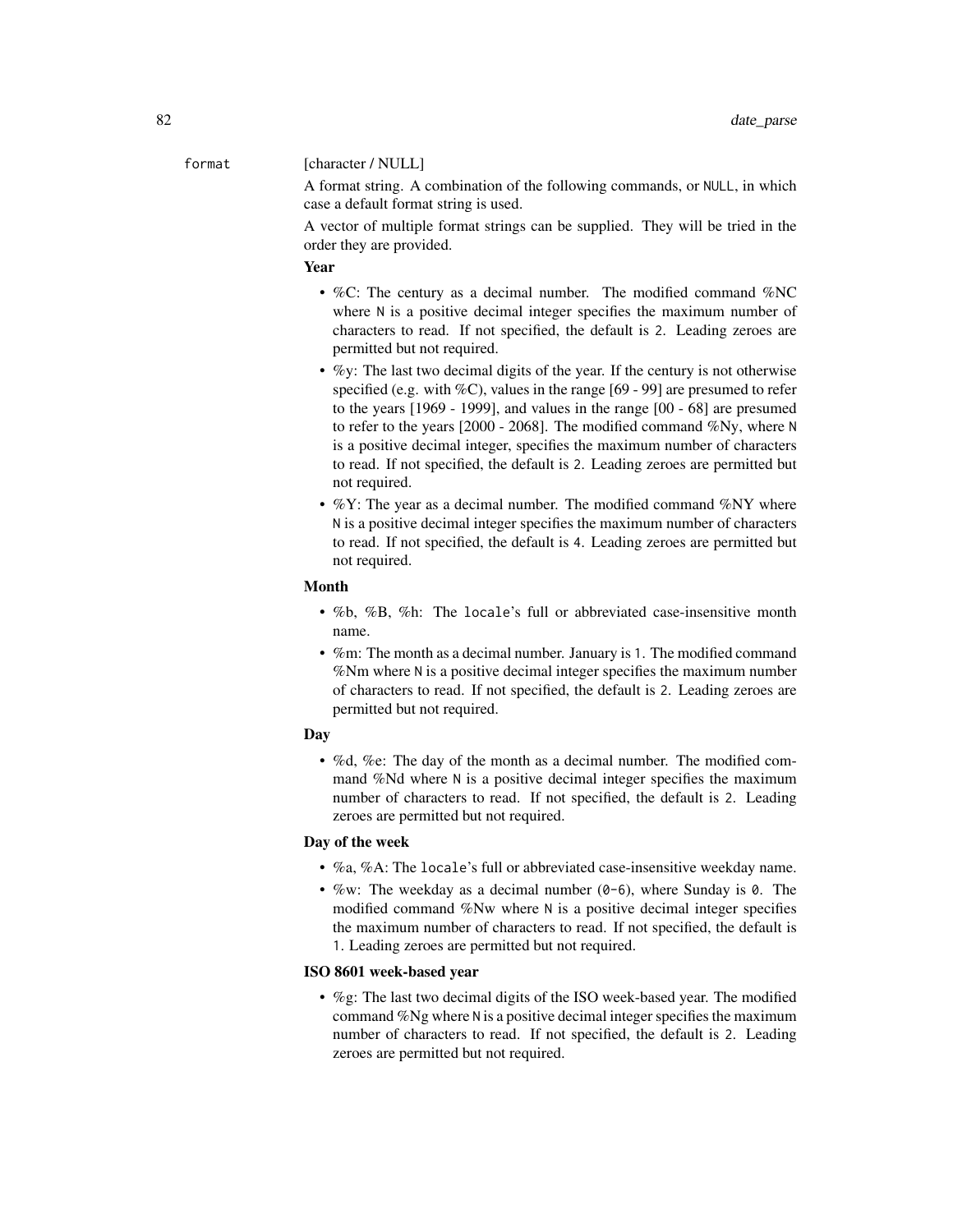format [character / NULL]

A format string. A combination of the following commands, or `NULL`, in which case a default format string is used.

A vector of multiple format strings can be supplied. They will be tried in the order they are provided.

**Year**

- %C: The century as a decimal number. The modified command %NC where `N` is a positive decimal integer specifies the maximum number of characters to read. If not specified, the default is `2`. Leading zeroes are permitted but not required.
- %y: The last two decimal digits of the year. If the century is not otherwise specified (e.g. with %C), values in the range [69 - 99] are presumed to refer to the years [1969 - 1999], and values in the range [00 - 68] are presumed to refer to the years [2000 - 2068]. The modified command %Ny, where `N` is a positive decimal integer, specifies the maximum number of characters to read. If not specified, the default is `2`. Leading zeroes are permitted but not required.
- %Y: The year as a decimal number. The modified command %NY where `N` is a positive decimal integer specifies the maximum number of characters to read. If not specified, the default is `4`. Leading zeroes are permitted but not required.

**Month**

- %b, %B, %h: The `locale`'s full or abbreviated case-insensitive month name.
- %m: The month as a decimal number. January is `1`. The modified command %Nm where `N` is a positive decimal integer specifies the maximum number of characters to read. If not specified, the default is `2`. Leading zeroes are permitted but not required.

**Day**

- %d, %e: The day of the month as a decimal number. The modified command %Nd where `N` is a positive decimal integer specifies the maximum number of characters to read. If not specified, the default is `2`. Leading zeroes are permitted but not required.

**Day of the week**

- %a, %A: The `locale`'s full or abbreviated case-insensitive weekday name.
- %w: The weekday as a decimal number (`0-6`), where Sunday is `0`. The modified command %Nw where `N` is a positive decimal integer specifies the maximum number of characters to read. If not specified, the default is `1`. Leading zeroes are permitted but not required.

**ISO 8601 week-based year**

- %g: The last two decimal digits of the ISO week-based year. The modified command %Ng where `N` is a positive decimal integer specifies the maximum number of characters to read. If not specified, the default is `2`. Leading zeroes are permitted but not required.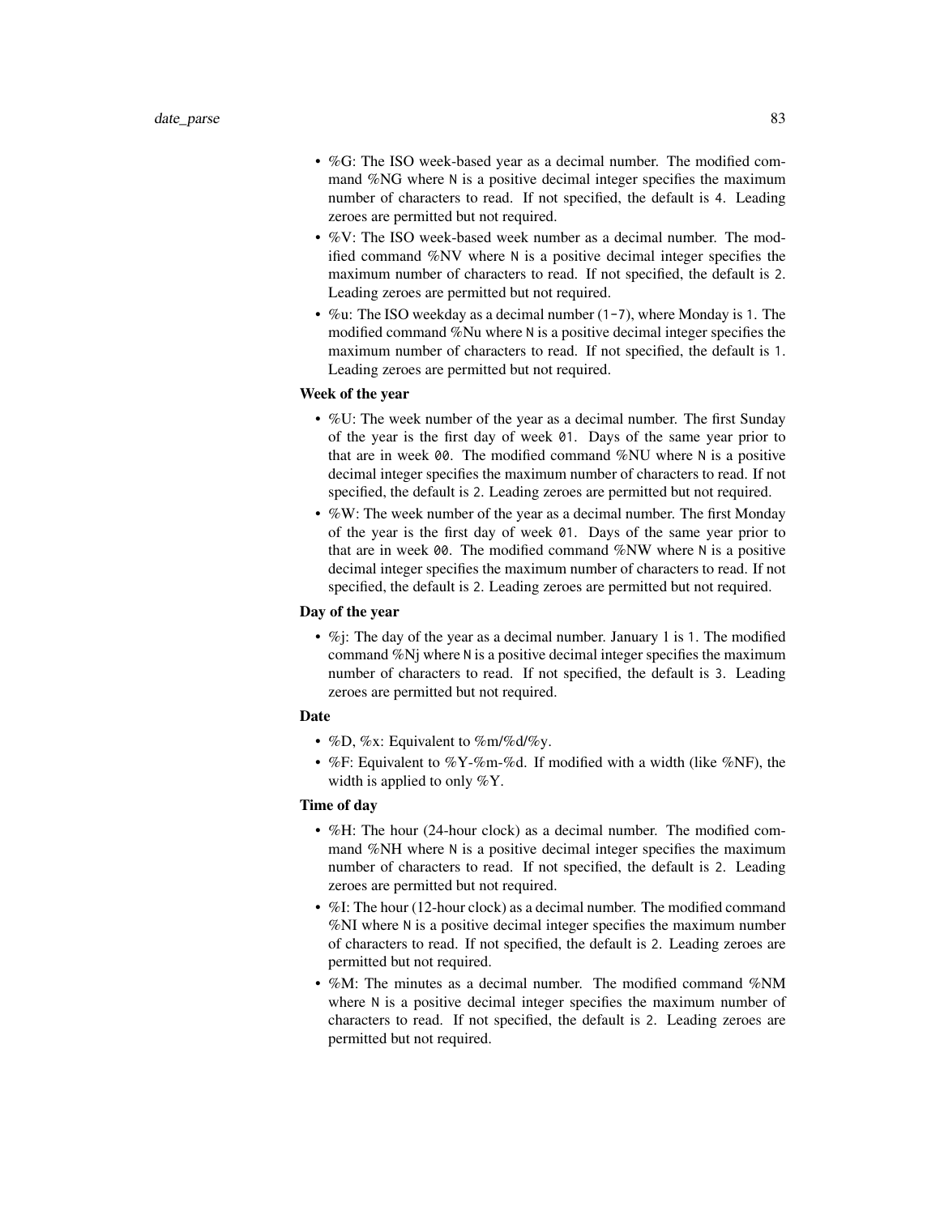- %G: The ISO week-based year as a decimal number. The modified command %NG where `N` is a positive decimal integer specifies the maximum number of characters to read. If not specified, the default is `4`. Leading zeroes are permitted but not required.
- %V: The ISO week-based week number as a decimal number. The modified command %NV where `N` is a positive decimal integer specifies the maximum number of characters to read. If not specified, the default is `2`. Leading zeroes are permitted but not required.
- %u: The ISO weekday as a decimal number (`1-7`), where Monday is `1`. The modified command %Nu where `N` is a positive decimal integer specifies the maximum number of characters to read. If not specified, the default is `1`. Leading zeroes are permitted but not required.

**Week of the year**

- %U: The week number of the year as a decimal number. The first Sunday of the year is the first day of week `01`. Days of the same year prior to that are in week `00`. The modified command %NU where `N` is a positive decimal integer specifies the maximum number of characters to read. If not specified, the default is `2`. Leading zeroes are permitted but not required.
- %W: The week number of the year as a decimal number. The first Monday of the year is the first day of week `01`. Days of the same year prior to that are in week `00`. The modified command %NW where `N` is a positive decimal integer specifies the maximum number of characters to read. If not specified, the default is `2`. Leading zeroes are permitted but not required.

**Day of the year**

- %j: The day of the year as a decimal number. January 1 is `1`. The modified command %Nj where `N` is a positive decimal integer specifies the maximum number of characters to read. If not specified, the default is `3`. Leading zeroes are permitted but not required.

**Date**

- %D, %x: Equivalent to %m/%d/%y.
- %F: Equivalent to %Y-%m-%d. If modified with a width (like %NF), the width is applied to only %Y.

**Time of day**

- %H: The hour (24-hour clock) as a decimal number. The modified command %NH where `N` is a positive decimal integer specifies the maximum number of characters to read. If not specified, the default is `2`. Leading zeroes are permitted but not required.
- %I: The hour (12-hour clock) as a decimal number. The modified command %NI where `N` is a positive decimal integer specifies the maximum number of characters to read. If not specified, the default is `2`. Leading zeroes are permitted but not required.
- %M: The minutes as a decimal number. The modified command %NM where `N` is a positive decimal integer specifies the maximum number of characters to read. If not specified, the default is `2`. Leading zeroes are permitted but not required.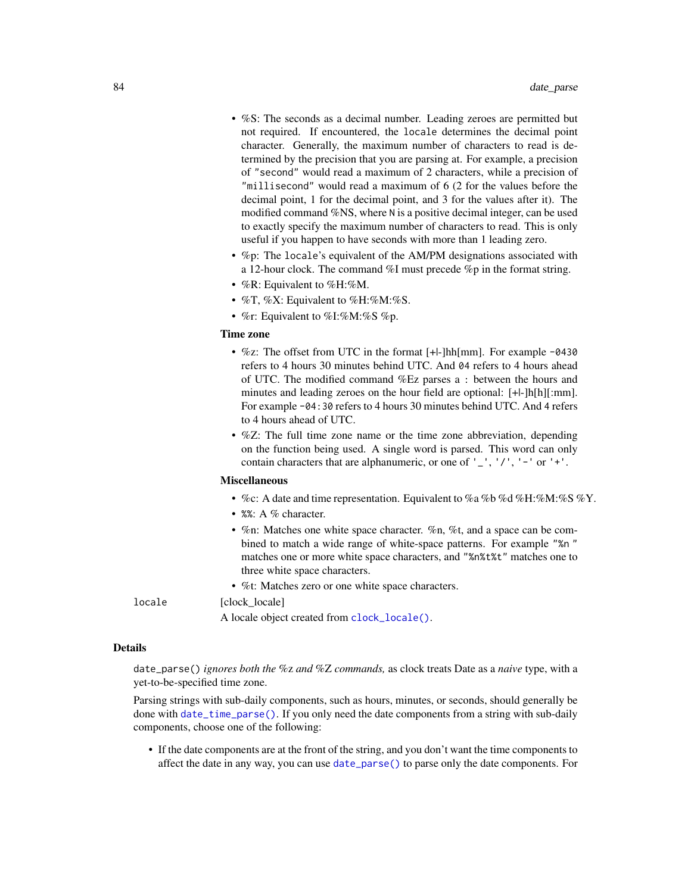- %S: The seconds as a decimal number. Leading zeroes are permitted but not required. If encountered, the `locale` determines the decimal point character. Generally, the maximum number of characters to read is determined by the precision that you are parsing at. For example, a precision of `"second"` would read a maximum of 2 characters, while a precision of `"millisecond"` would read a maximum of 6 (2 for the values before the decimal point, 1 for the decimal point, and 3 for the values after it). The modified command %NS, where `N` is a positive decimal integer, can be used to exactly specify the maximum number of characters to read. This is only useful if you happen to have seconds with more than 1 leading zero.
- %p: The `locale`'s equivalent of the AM/PM designations associated with a 12-hour clock. The command %I must precede %p in the format string.
- %R: Equivalent to %H:%M.
- %T, %X: Equivalent to %H:%M:%S.
- %r: Equivalent to %I:%M:%S %p.

**Time zone**

- %z: The offset from UTC in the format [+|-]hh[mm]. For example `-0430` refers to 4 hours 30 minutes behind UTC. And `04` refers to 4 hours ahead of UTC. The modified command %Ez parses a : between the hours and minutes and leading zeroes on the hour field are optional: [+|-]h[h][:mm]. For example `-04:30` refers to 4 hours 30 minutes behind UTC. And `4` refers to 4 hours ahead of UTC.
- %Z: The full time zone name or the time zone abbreviation, depending on the function being used. A single word is parsed. This word can only contain characters that are alphanumeric, or one of `'_'`, `'/'`, `'-'` or `'+'`.

**Miscellaneous**

- %c: A date and time representation. Equivalent to %a %b %d %H:%M:%S %Y.
- `%%`: A % character.
- %n: Matches one white space character. %n, %t, and a space can be combined to match a wide range of white-space patterns. For example `"%n "` matches one or more white space characters, and `"%n%t%t"` matches one to three white space characters.
- %t: Matches zero or one white space characters.

`locale` [clock_locale]

A locale object created from `clock_locale()`.

## Details

`date_parse()` *ignores both the %z and %Z commands,* as clock treats Date as a *naive* type, with a yet-to-be-specified time zone.

Parsing strings with sub-daily components, such as hours, minutes, or seconds, should generally be done with `date_time_parse()`. If you only need the date components from a string with sub-daily components, choose one of the following:

- If the date components are at the front of the string, and you don't want the time components to affect the date in any way, you can use `date_parse()` to parse only the date components. For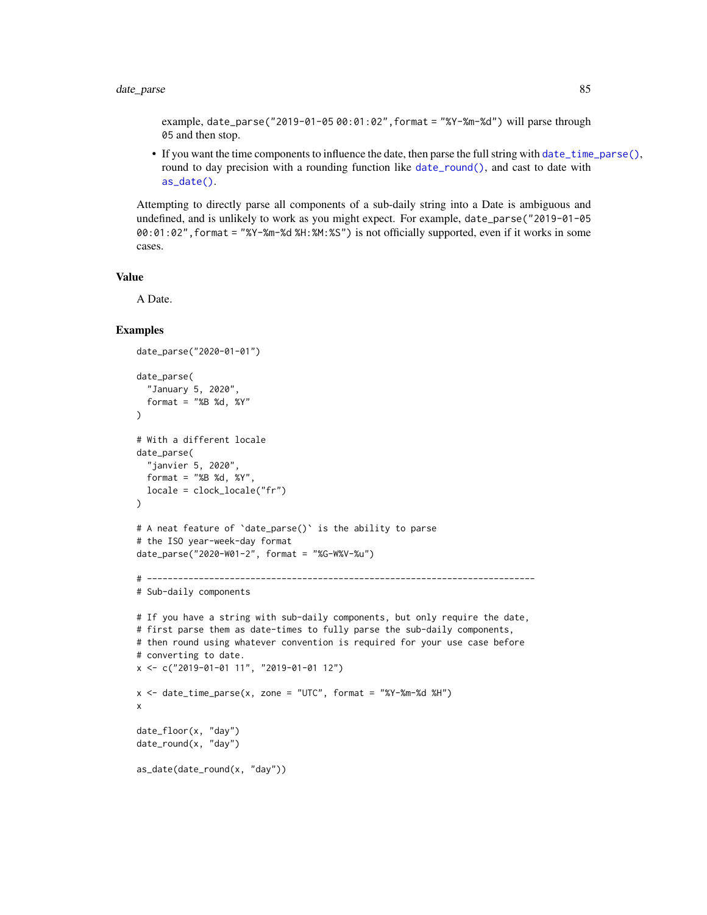example, `date_parse("2019-01-05 00:01:02", format = "%Y-%m-%d")` will parse through `05` and then stop.

- If you want the time components to influence the date, then parse the full string with `date_time_parse()`, round to day precision with a rounding function like `date_round()`, and cast to date with `as_date()`.

Attempting to directly parse all components of a sub-daily string into a Date is ambiguous and undefined, and is unlikely to work as you might expect. For example, `date_parse("2019-01-05 00:01:02", format = "%Y-%m-%d %H:%M:%S")` is not officially supported, even if it works in some cases.

### Value

A Date.

### Examples

```
date_parse("2020-01-01")

date_parse(
  "January 5, 2020",
  format = "%B %d, %Y"
)

# With a different locale
date_parse(
  "janvier 5, 2020",
  format = "%B %d, %Y",
  locale = clock_locale("fr")
)

# A neat feature of `date_parse()` is the ability to parse
# the ISO year-week-day format
date_parse("2020-W01-2", format = "%G-W%V-%u")

# ---------------------------------------------------------------------------
# Sub-daily components

# If you have a string with sub-daily components, but only require the date,
# first parse them as date-times to fully parse the sub-daily components,
# then round using whatever convention is required for your use case before
# converting to date.
x <- c("2019-01-01 11", "2019-01-01 12")

x <- date_time_parse(x, zone = "UTC", format = "%Y-%m-%d %H")
x

date_floor(x, "day")
date_round(x, "day")

as_date(date_round(x, "day"))
```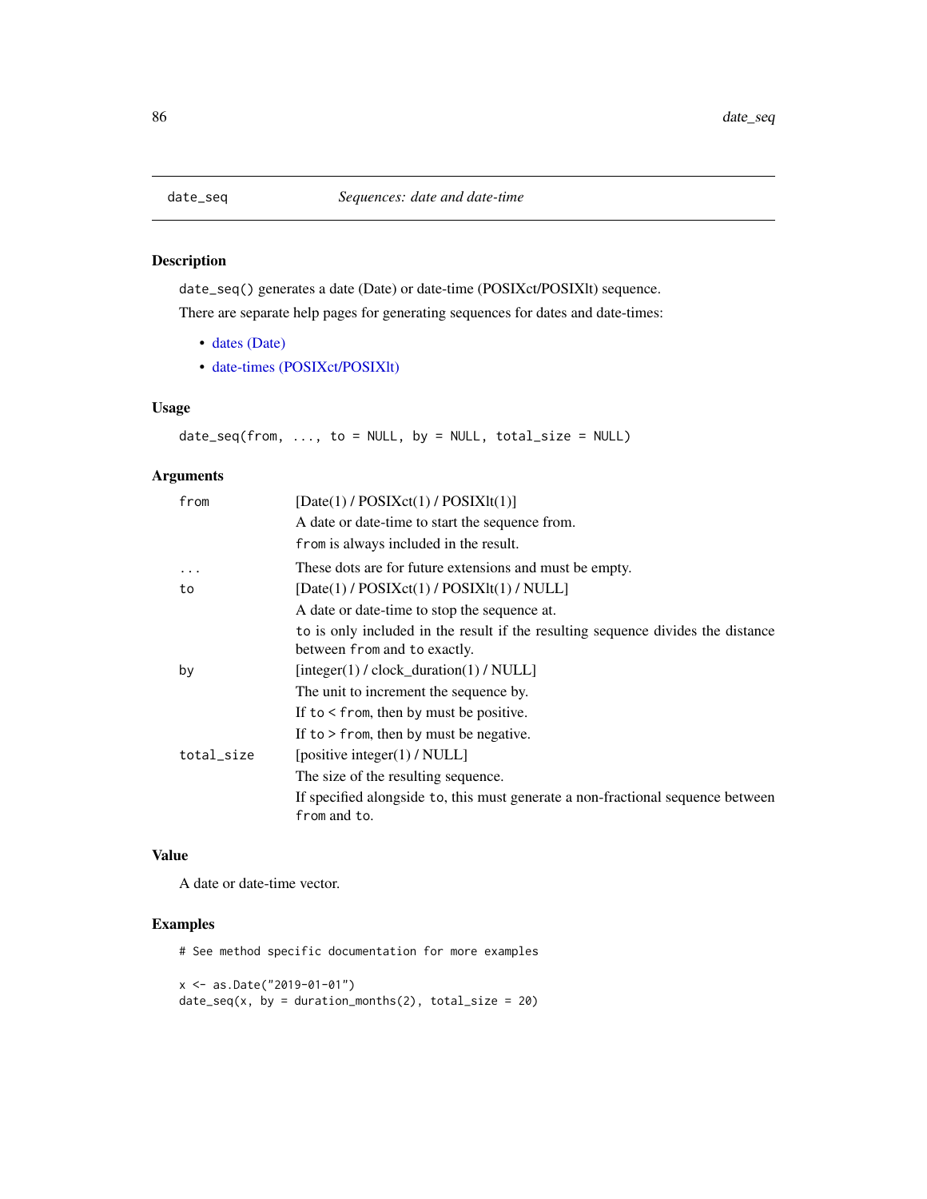## date_seq — *Sequences: date and date-time*

### Description

`date_seq()` generates a date (Date) or date-time (POSIXct/POSIXlt) sequence.

There are separate help pages for generating sequences for dates and date-times:

- dates (Date)
- date-times (POSIXct/POSIXlt)

### Usage

```
date_seq(from, ..., to = NULL, by = NULL, total_size = NULL)
```

### Arguments

| | |
|---|---|
| `from` | [Date(1) / POSIXct(1) / POSIXlt(1)]<br>A date or date-time to start the sequence from.<br>`from` is always included in the result. |
| `...` | These dots are for future extensions and must be empty. |
| `to` | [Date(1) / POSIXct(1) / POSIXlt(1) / NULL]<br>A date or date-time to stop the sequence at.<br>`to` is only included in the result if the resulting sequence divides the distance between `from` and `to` exactly. |
| `by` | [integer(1) / clock_duration(1) / NULL]<br>The unit to increment the sequence by.<br>If `to` < `from`, then `by` must be positive.<br>If `to` > `from`, then `by` must be negative. |
| `total_size` | [positive integer(1) / NULL]<br>The size of the resulting sequence.<br>If specified alongside `to`, this must generate a non-fractional sequence between `from` and `to`. |

### Value

A date or date-time vector.

### Examples

```
# See method specific documentation for more examples

x <- as.Date("2019-01-01")
date_seq(x, by = duration_months(2), total_size = 20)
```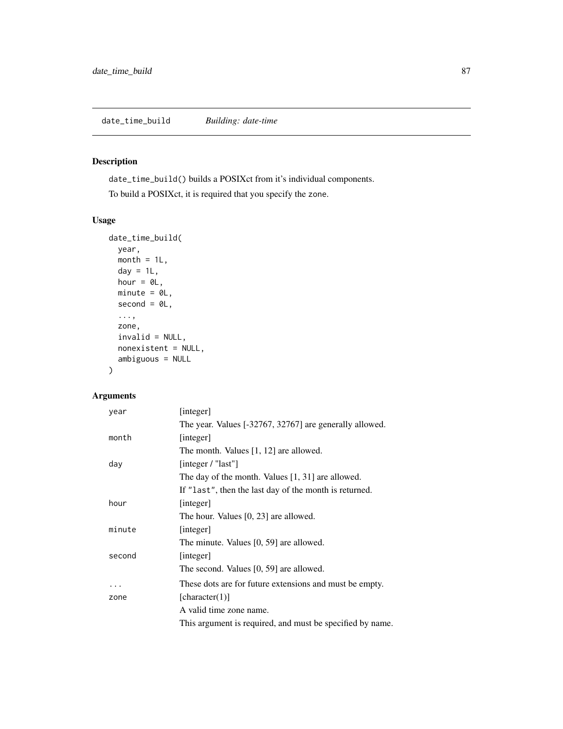`date_time_build` *Building: date-time*

## Description

`date_time_build()` builds a POSIXct from it's individual components.

To build a POSIXct, it is required that you specify the `zone`.

## Usage

```
date_time_build(
  year,
  month = 1L,
  day = 1L,
  hour = 0L,
  minute = 0L,
  second = 0L,
  ...,
  zone,
  invalid = NULL,
  nonexistent = NULL,
  ambiguous = NULL
)
```

## Arguments

`year` [integer]

The year. Values [-32767, 32767] are generally allowed.

`month` [integer]

The month. Values [1, 12] are allowed.

`day` [integer / "last"]

The day of the month. Values [1, 31] are allowed.

If `"last"`, then the last day of the month is returned.

`hour` [integer]

The hour. Values [0, 23] are allowed.

`minute` [integer]

The minute. Values [0, 59] are allowed.

`second` [integer]

The second. Values [0, 59] are allowed.

`...` These dots are for future extensions and must be empty.

`zone` [character(1)]

A valid time zone name.

This argument is required, and must be specified by name.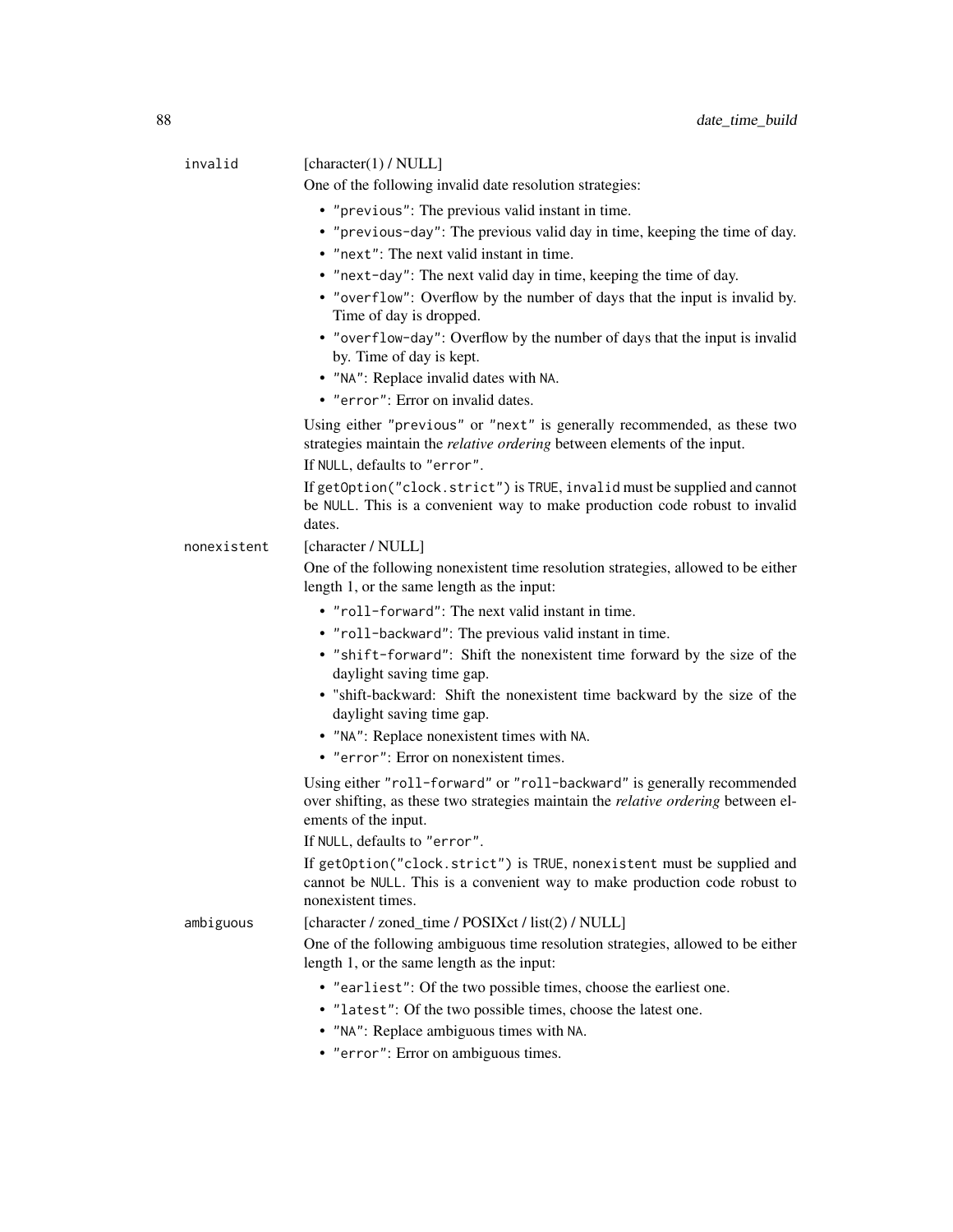`invalid`
: [character(1) / NULL]

One of the following invalid date resolution strategies:

- `"previous"`: The previous valid instant in time.
- `"previous-day"`: The previous valid day in time, keeping the time of day.
- `"next"`: The next valid instant in time.
- `"next-day"`: The next valid day in time, keeping the time of day.
- `"overflow"`: Overflow by the number of days that the input is invalid by. Time of day is dropped.
- `"overflow-day"`: Overflow by the number of days that the input is invalid by. Time of day is kept.
- `"NA"`: Replace invalid dates with `NA`.
- `"error"`: Error on invalid dates.

Using either `"previous"` or `"next"` is generally recommended, as these two strategies maintain the *relative ordering* between elements of the input.

If `NULL`, defaults to `"error"`.

If `getOption("clock.strict")` is `TRUE`, `invalid` must be supplied and cannot be `NULL`. This is a convenient way to make production code robust to invalid dates.

`nonexistent`
: [character / NULL]

One of the following nonexistent time resolution strategies, allowed to be either length 1, or the same length as the input:

- `"roll-forward"`: The next valid instant in time.
- `"roll-backward"`: The previous valid instant in time.
- `"shift-forward"`: Shift the nonexistent time forward by the size of the daylight saving time gap.
- "shift-backward: Shift the nonexistent time backward by the size of the daylight saving time gap.
- `"NA"`: Replace nonexistent times with `NA`.
- `"error"`: Error on nonexistent times.

Using either `"roll-forward"` or `"roll-backward"` is generally recommended over shifting, as these two strategies maintain the *relative ordering* between elements of the input.

If `NULL`, defaults to `"error"`.

If `getOption("clock.strict")` is `TRUE`, `nonexistent` must be supplied and cannot be `NULL`. This is a convenient way to make production code robust to nonexistent times.

`ambiguous`
: [character / zoned_time / POSIXct / list(2) / NULL]

One of the following ambiguous time resolution strategies, allowed to be either length 1, or the same length as the input:

- `"earliest"`: Of the two possible times, choose the earliest one.
- `"latest"`: Of the two possible times, choose the latest one.
- `"NA"`: Replace ambiguous times with `NA`.
- `"error"`: Error on ambiguous times.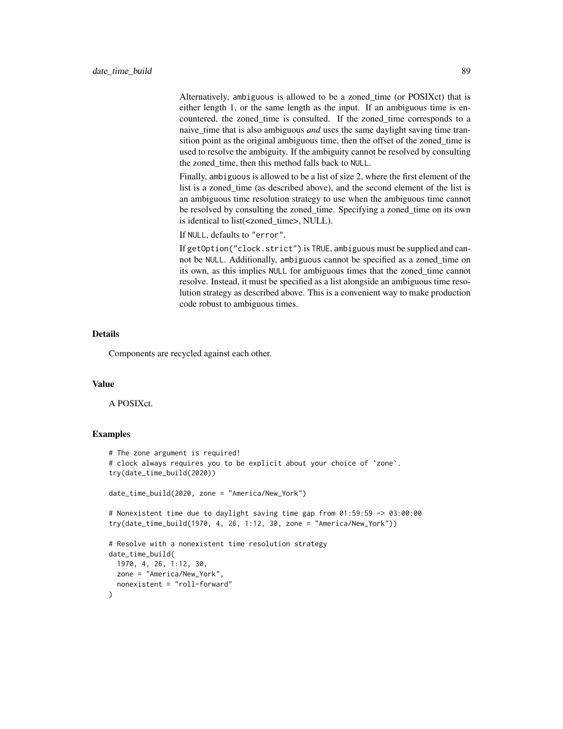Alternatively, `ambiguous` is allowed to be a zoned_time (or POSIXct) that is either length 1, or the same length as the input. If an ambiguous time is encountered, the zoned_time is consulted. If the zoned_time corresponds to a naive_time that is also ambiguous *and* uses the same daylight saving time transition point as the original ambiguous time, then the offset of the zoned_time is used to resolve the ambiguity. If the ambiguity cannot be resolved by consulting the zoned_time, then this method falls back to `NULL`.

Finally, `ambiguous` is allowed to be a list of size 2, where the first element of the list is a zoned_time (as described above), and the second element of the list is an ambiguous time resolution strategy to use when the ambiguous time cannot be resolved by consulting the zoned_time. Specifying a zoned_time on its own is identical to list(<zoned_time>, NULL).

If `NULL`, defaults to `"error"`.

If `getOption("clock.strict")` is `TRUE`, `ambiguous` must be supplied and cannot be `NULL`. Additionally, `ambiguous` cannot be specified as a zoned_time on its own, as this implies `NULL` for ambiguous times that the zoned_time cannot resolve. Instead, it must be specified as a list alongside an ambiguous time resolution strategy as described above. This is a convenient way to make production code robust to ambiguous times.

## Details

Components are recycled against each other.

## Value

A POSIXct.

## Examples

```
# The zone argument is required!
# clock always requires you to be explicit about your choice of `zone`.
try(date_time_build(2020))

date_time_build(2020, zone = "America/New_York")

# Nonexistent time due to daylight saving time gap from 01:59:59 -> 03:00:00
try(date_time_build(1970, 4, 26, 1:12, 30, zone = "America/New_York"))

# Resolve with a nonexistent time resolution strategy
date_time_build(
  1970, 4, 26, 1:12, 30,
  zone = "America/New_York",
  nonexistent = "roll-forward"
)
```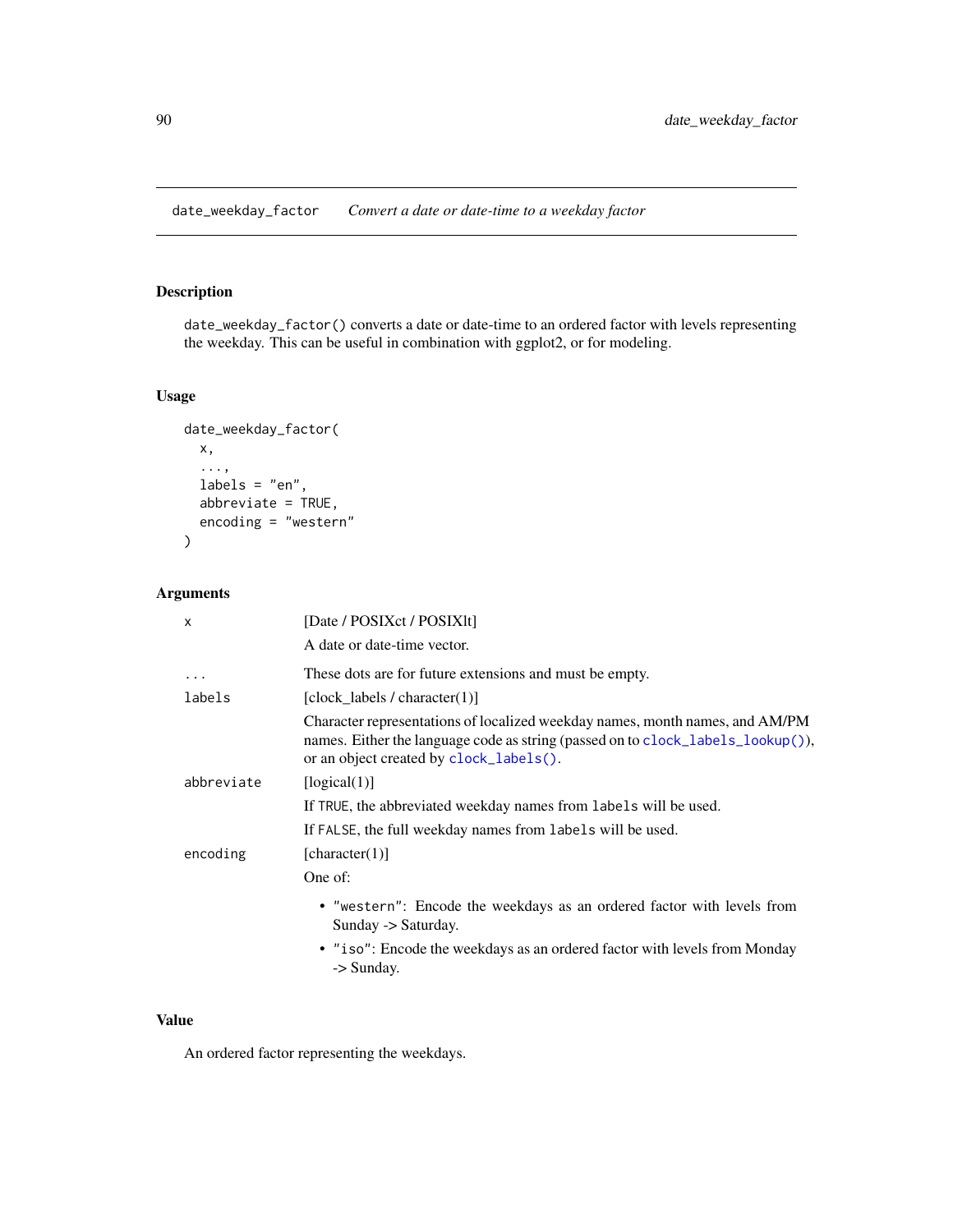## date_weekday_factor *Convert a date or date-time to a weekday factor*

### Description

`date_weekday_factor()` converts a date or date-time to an ordered factor with levels representing the weekday. This can be useful in combination with ggplot2, or for modeling.

### Usage

```
date_weekday_factor(
  x,
  ...,
  labels = "en",
  abbreviate = TRUE,
  encoding = "western"
)
```

### Arguments

| | |
|---|---|
| `x` | [Date / POSIXct / POSIXlt]<br>A date or date-time vector. |
| `...` | These dots are for future extensions and must be empty. |
| `labels` | [clock_labels / character(1)]<br>Character representations of localized weekday names, month names, and AM/PM names. Either the language code as string (passed on to `clock_labels_lookup()`), or an object created by `clock_labels()`. |
| `abbreviate` | [logical(1)]<br>If `TRUE`, the abbreviated weekday names from `labels` will be used.<br>If `FALSE`, the full weekday names from `labels` will be used. |
| `encoding` | [character(1)]<br>One of:<br>• `"western"`: Encode the weekdays as an ordered factor with levels from Sunday -> Saturday.<br>• `"iso"`: Encode the weekdays as an ordered factor with levels from Monday -> Sunday. |

### Value

An ordered factor representing the weekdays.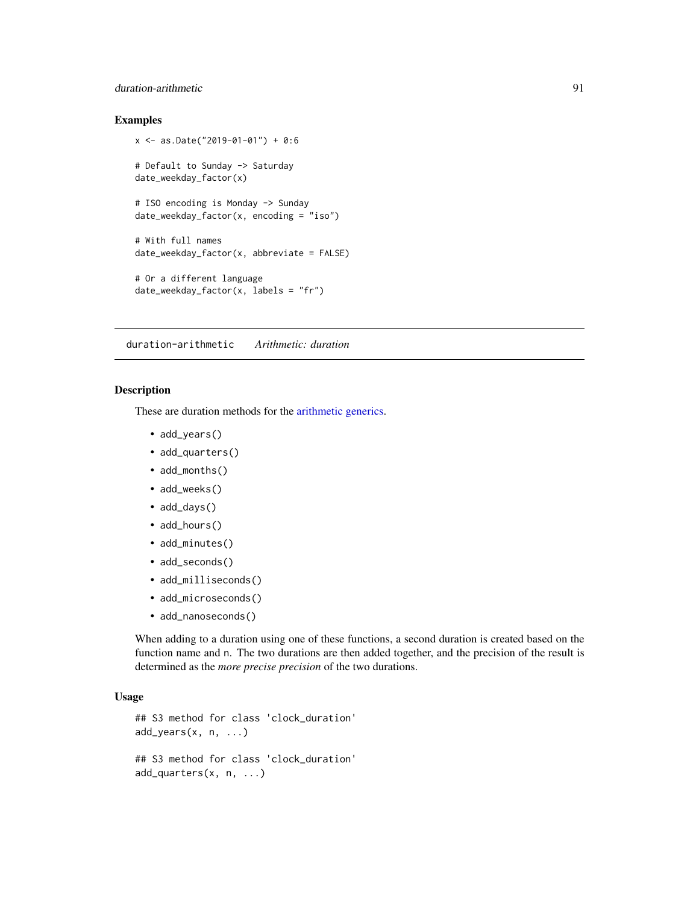### Examples

```
x <- as.Date("2019-01-01") + 0:6

# Default to Sunday -> Saturday
date_weekday_factor(x)

# ISO encoding is Monday -> Sunday
date_weekday_factor(x, encoding = "iso")

# With full names
date_weekday_factor(x, abbreviate = FALSE)

# Or a different language
date_weekday_factor(x, labels = "fr")
```

---

## duration-arithmetic *Arithmetic: duration*

---

### Description

These are duration methods for the arithmetic generics.

- `add_years()`
- `add_quarters()`
- `add_months()`
- `add_weeks()`
- `add_days()`
- `add_hours()`
- `add_minutes()`
- `add_seconds()`
- `add_milliseconds()`
- `add_microseconds()`
- `add_nanoseconds()`

When adding to a duration using one of these functions, a second duration is created based on the function name and `n`. The two durations are then added together, and the precision of the result is determined as the *more precise precision* of the two durations.

### Usage

```
## S3 method for class 'clock_duration'
add_years(x, n, ...)

## S3 method for class 'clock_duration'
add_quarters(x, n, ...)
```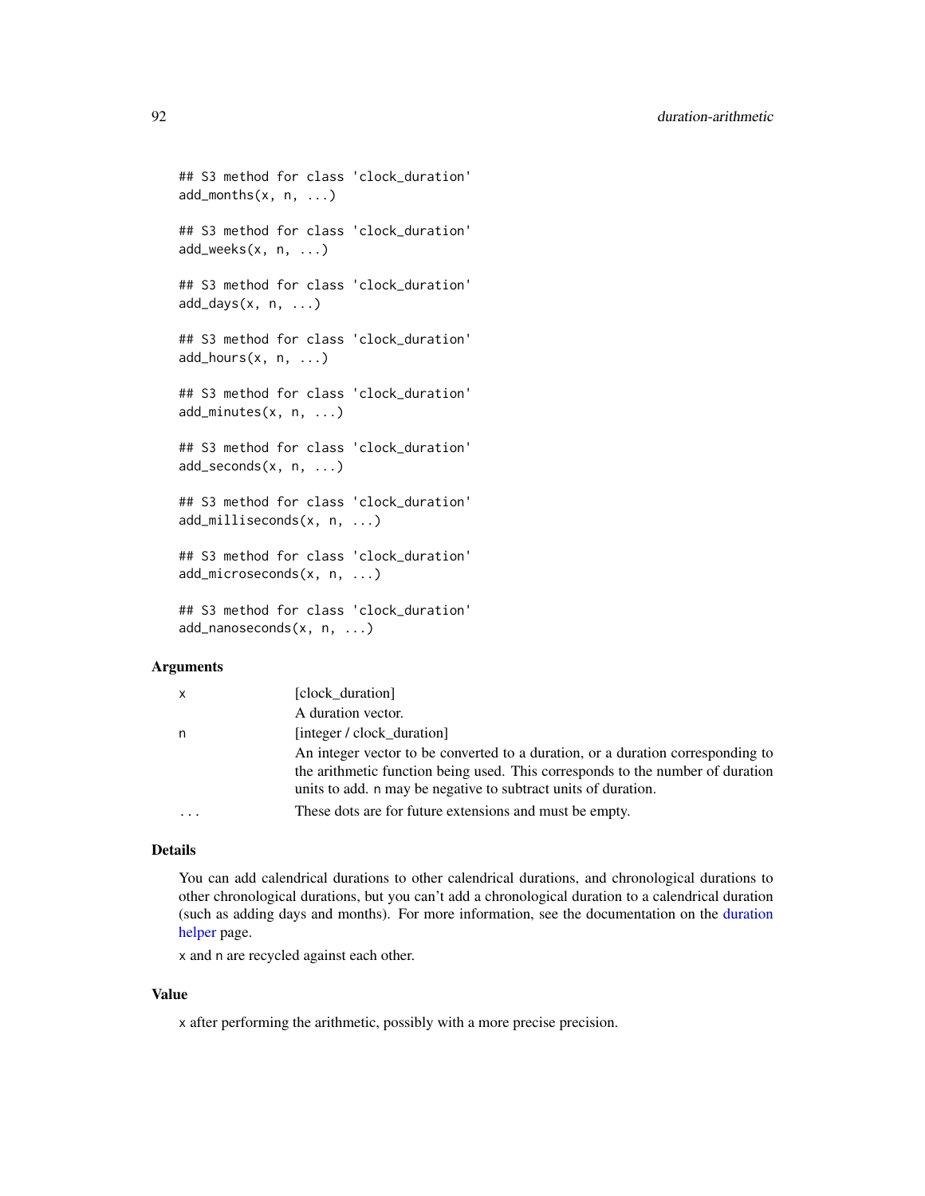```
## S3 method for class 'clock_duration'
add_months(x, n, ...)

## S3 method for class 'clock_duration'
add_weeks(x, n, ...)

## S3 method for class 'clock_duration'
add_days(x, n, ...)

## S3 method for class 'clock_duration'
add_hours(x, n, ...)

## S3 method for class 'clock_duration'
add_minutes(x, n, ...)

## S3 method for class 'clock_duration'
add_seconds(x, n, ...)

## S3 method for class 'clock_duration'
add_milliseconds(x, n, ...)

## S3 method for class 'clock_duration'
add_microseconds(x, n, ...)

## S3 method for class 'clock_duration'
add_nanoseconds(x, n, ...)
```

### Arguments

| | |
|---|---|
| x | [clock_duration]<br>A duration vector. |
| n | [integer / clock_duration]<br>An integer vector to be converted to a duration, or a duration corresponding to the arithmetic function being used. This corresponds to the number of duration units to add. n may be negative to subtract units of duration. |
| ... | These dots are for future extensions and must be empty. |

### Details

You can add calendrical durations to other calendrical durations, and chronological durations to other chronological durations, but you can't add a chronological duration to a calendrical duration (such as adding days and months). For more information, see the documentation on the duration helper page.

x and n are recycled against each other.

### Value

x after performing the arithmetic, possibly with a more precise precision.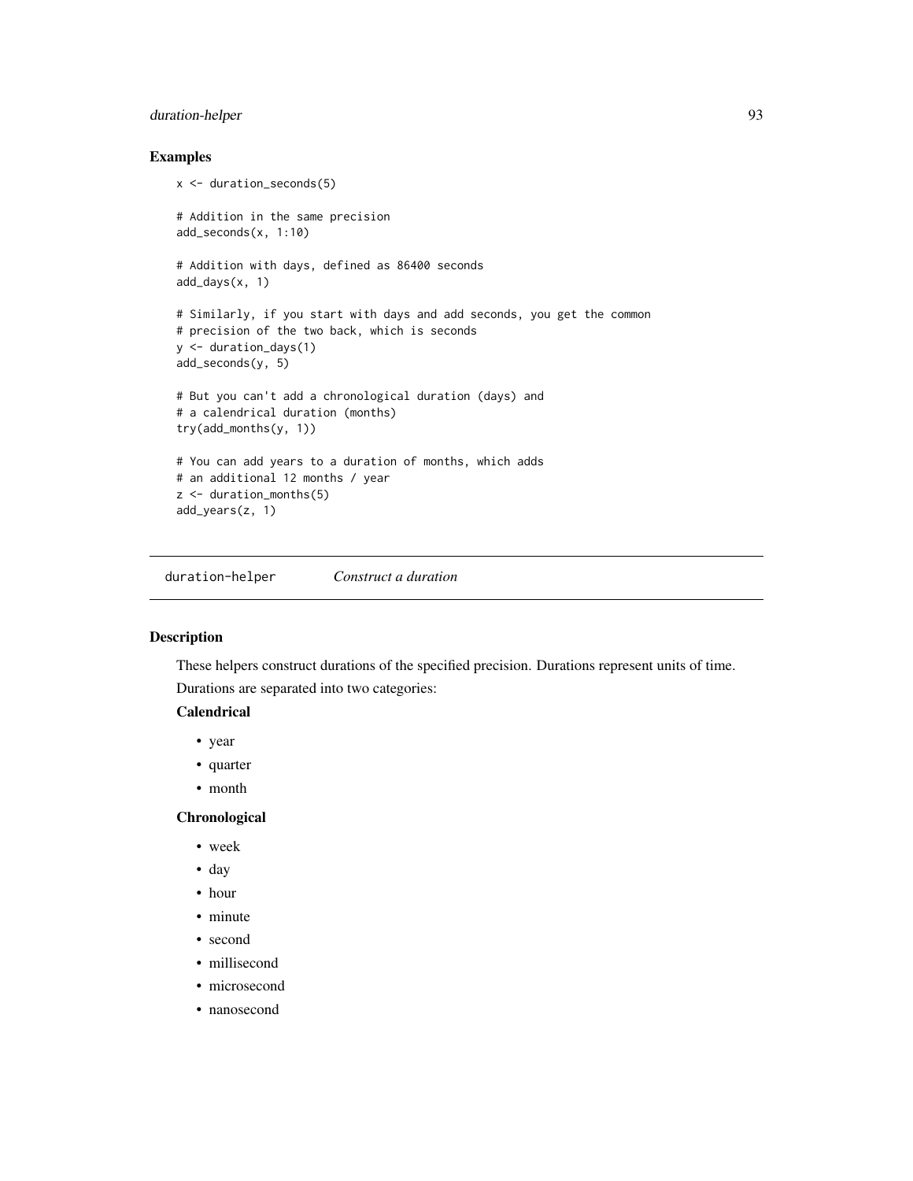## Examples

```
x <- duration_seconds(5)

# Addition in the same precision
add_seconds(x, 1:10)

# Addition with days, defined as 86400 seconds
add_days(x, 1)

# Similarly, if you start with days and add seconds, you get the common
# precision of the two back, which is seconds
y <- duration_days(1)
add_seconds(y, 5)

# But you can't add a chronological duration (days) and
# a calendrical duration (months)
try(add_months(y, 1))

# You can add years to a duration of months, which adds
# an additional 12 months / year
z <- duration_months(5)
add_years(z, 1)
```

---

# duration-helper    *Construct a duration*

---

## Description

These helpers construct durations of the specified precision. Durations represent units of time.

Durations are separated into two categories:

**Calendrical**

- year
- quarter
- month

**Chronological**

- week
- day
- hour
- minute
- second
- millisecond
- microsecond
- nanosecond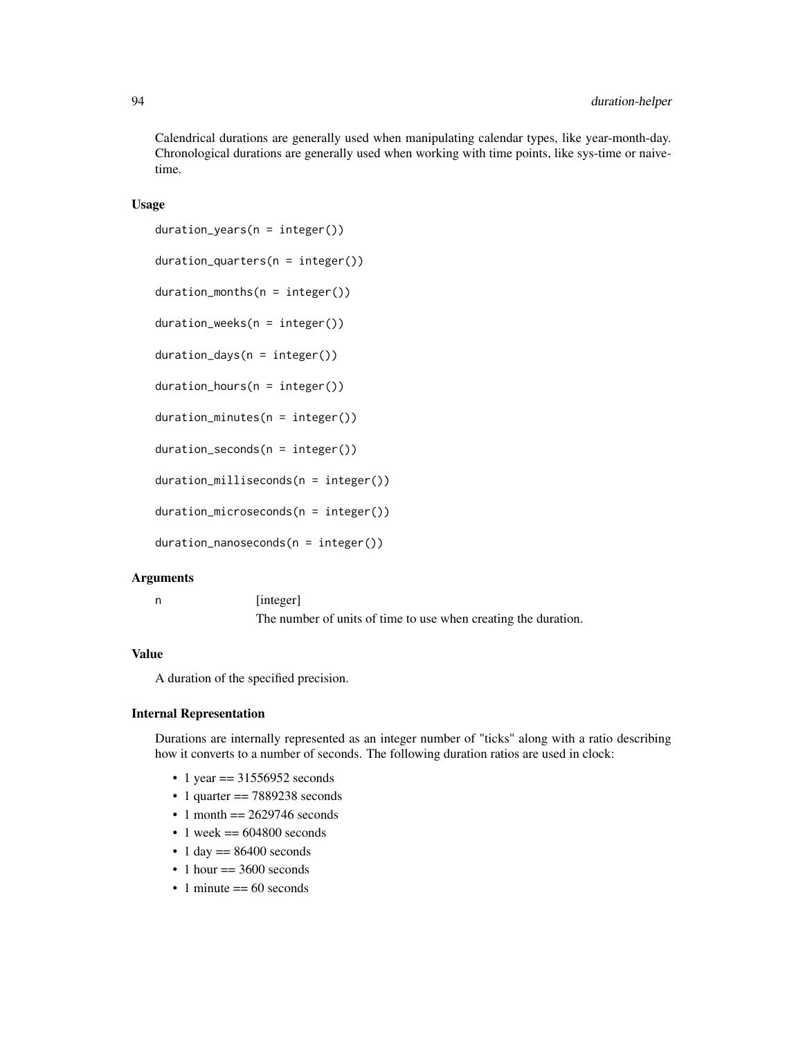Calendrical durations are generally used when manipulating calendar types, like year-month-day. Chronological durations are generally used when working with time points, like sys-time or naive-time.

### Usage

```
duration_years(n = integer())

duration_quarters(n = integer())

duration_months(n = integer())

duration_weeks(n = integer())

duration_days(n = integer())

duration_hours(n = integer())

duration_minutes(n = integer())

duration_seconds(n = integer())

duration_milliseconds(n = integer())

duration_microseconds(n = integer())

duration_nanoseconds(n = integer())
```

### Arguments

| | |
|---|---|
| n | [integer] The number of units of time to use when creating the duration. |

### Value

A duration of the specified precision.

### Internal Representation

Durations are internally represented as an integer number of "ticks" along with a ratio describing how it converts to a number of seconds. The following duration ratios are used in clock:

- 1 year == 31556952 seconds
- 1 quarter == 7889238 seconds
- 1 month == 2629746 seconds
- 1 week == 604800 seconds
- 1 day == 86400 seconds
- 1 hour == 3600 seconds
- 1 minute == 60 seconds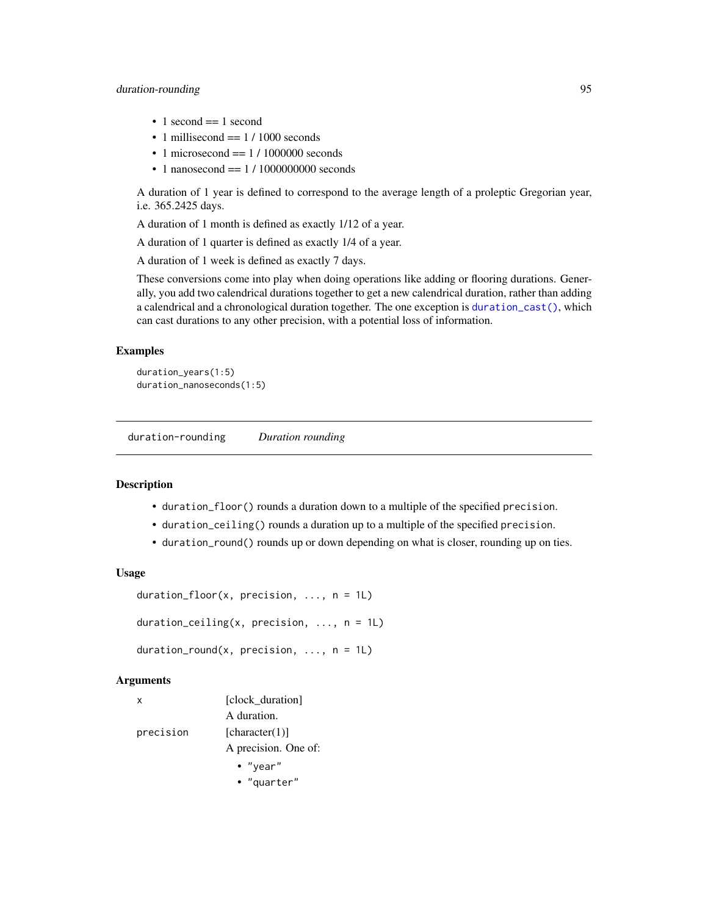- 1 second == 1 second
- 1 millisecond == 1 / 1000 seconds
- 1 microsecond == 1 / 1000000 seconds
- 1 nanosecond == 1 / 1000000000 seconds

A duration of 1 year is defined to correspond to the average length of a proleptic Gregorian year, i.e. 365.2425 days.

A duration of 1 month is defined as exactly 1/12 of a year.

A duration of 1 quarter is defined as exactly 1/4 of a year.

A duration of 1 week is defined as exactly 7 days.

These conversions come into play when doing operations like adding or flooring durations. Generally, you add two calendrical durations together to get a new calendrical duration, rather than adding a calendrical and a chronological duration together. The one exception is `duration_cast()`, which can cast durations to any other precision, with a potential loss of information.

### Examples

```
duration_years(1:5)
duration_nanoseconds(1:5)
```

---

## duration-rounding *Duration rounding*

### Description

- `duration_floor()` rounds a duration down to a multiple of the specified `precision`.
- `duration_ceiling()` rounds a duration up to a multiple of the specified `precision`.
- `duration_round()` rounds up or down depending on what is closer, rounding up on ties.

### Usage

```
duration_floor(x, precision, ..., n = 1L)

duration_ceiling(x, precision, ..., n = 1L)

duration_round(x, precision, ..., n = 1L)
```

### Arguments

`x` [clock_duration]

A duration.

`precision` [character(1)]

A precision. One of:

- `"year"`
- `"quarter"`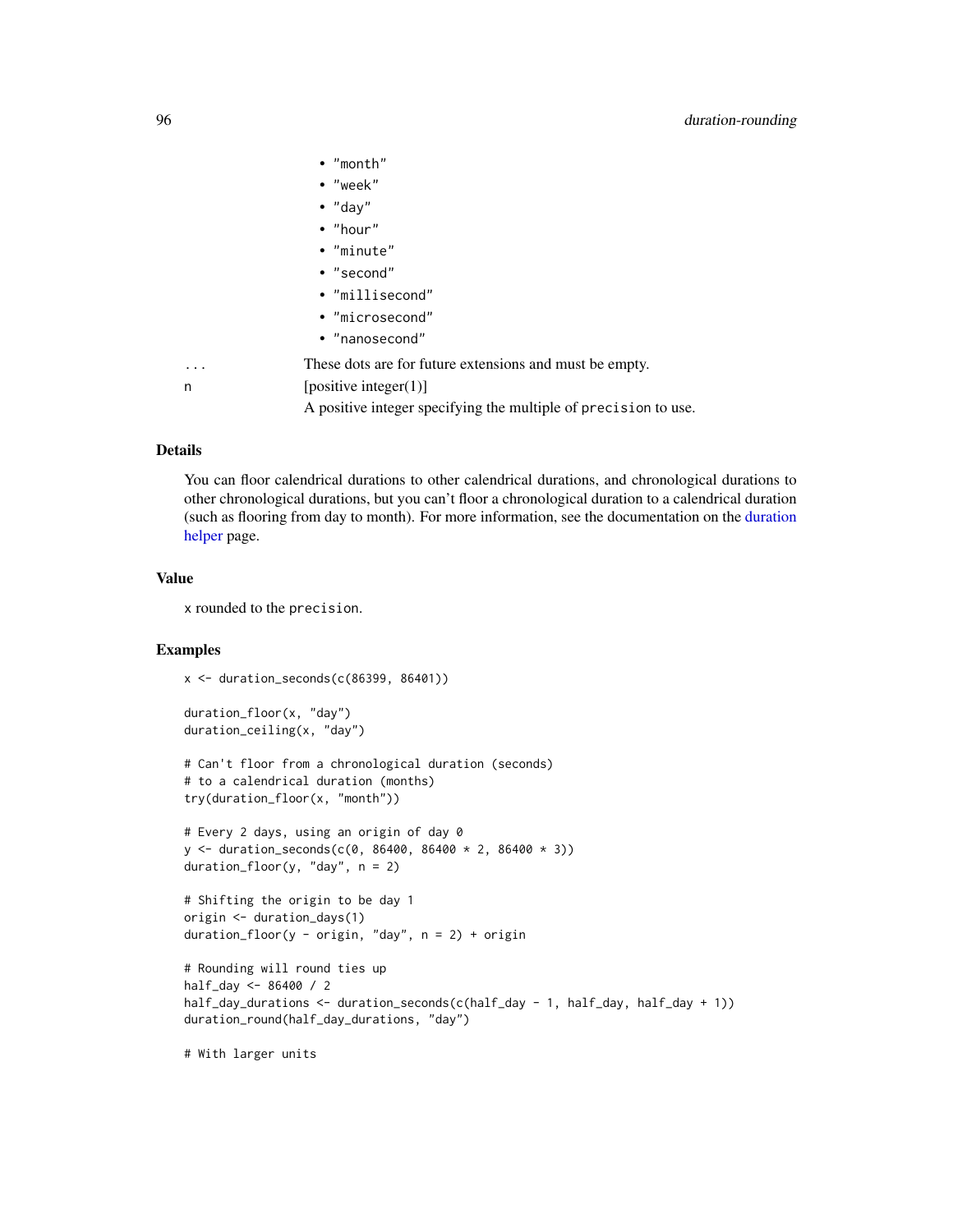- "month"
- "week"
- "day"
- "hour"
- "minute"
- "second"
- "millisecond"
- "microsecond"
- "nanosecond"

`...` These dots are for future extensions and must be empty.

`n` [positive integer(1)]
A positive integer specifying the multiple of `precision` to use.

## Details

You can floor calendrical durations to other calendrical durations, and chronological durations to other chronological durations, but you can't floor a chronological duration to a calendrical duration (such as flooring from day to month). For more information, see the documentation on the duration helper page.

## Value

`x` rounded to the `precision`.

## Examples

```
x <- duration_seconds(c(86399, 86401))

duration_floor(x, "day")
duration_ceiling(x, "day")

# Can't floor from a chronological duration (seconds)
# to a calendrical duration (months)
try(duration_floor(x, "month"))

# Every 2 days, using an origin of day 0
y <- duration_seconds(c(0, 86400, 86400 * 2, 86400 * 3))
duration_floor(y, "day", n = 2)

# Shifting the origin to be day 1
origin <- duration_days(1)
duration_floor(y - origin, "day", n = 2) + origin

# Rounding will round ties up
half_day <- 86400 / 2
half_day_durations <- duration_seconds(c(half_day - 1, half_day, half_day + 1))
duration_round(half_day_durations, "day")

# With larger units
```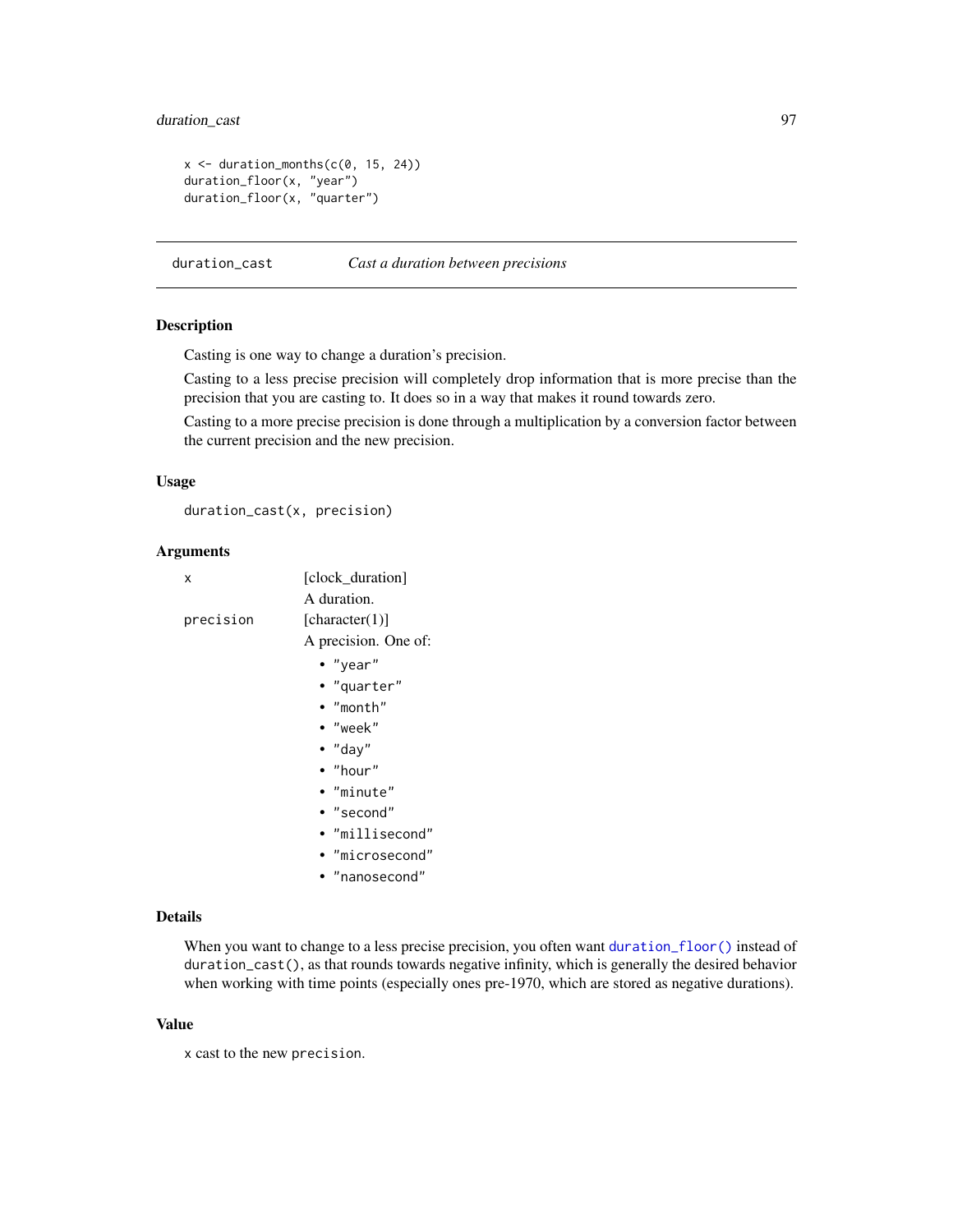```
x <- duration_months(c(0, 15, 24))
duration_floor(x, "year")
duration_floor(x, "quarter")
```

---

## duration_cast — *Cast a duration between precisions*

---

### Description

Casting is one way to change a duration's precision.

Casting to a less precise precision will completely drop information that is more precise than the precision that you are casting to. It does so in a way that makes it round towards zero.

Casting to a more precise precision is done through a multiplication by a conversion factor between the current precision and the new precision.

### Usage

```
duration_cast(x, precision)
```

### Arguments

`x` — [clock_duration]
A duration.

`precision` — [character(1)]
A precision. One of:

- "year"
- "quarter"
- "month"
- "week"
- "day"
- "hour"
- "minute"
- "second"
- "millisecond"
- "microsecond"
- "nanosecond"

### Details

When you want to change to a less precise precision, you often want `duration_floor()` instead of `duration_cast()`, as that rounds towards negative infinity, which is generally the desired behavior when working with time points (especially ones pre-1970, which are stored as negative durations).

### Value

`x` cast to the new `precision`.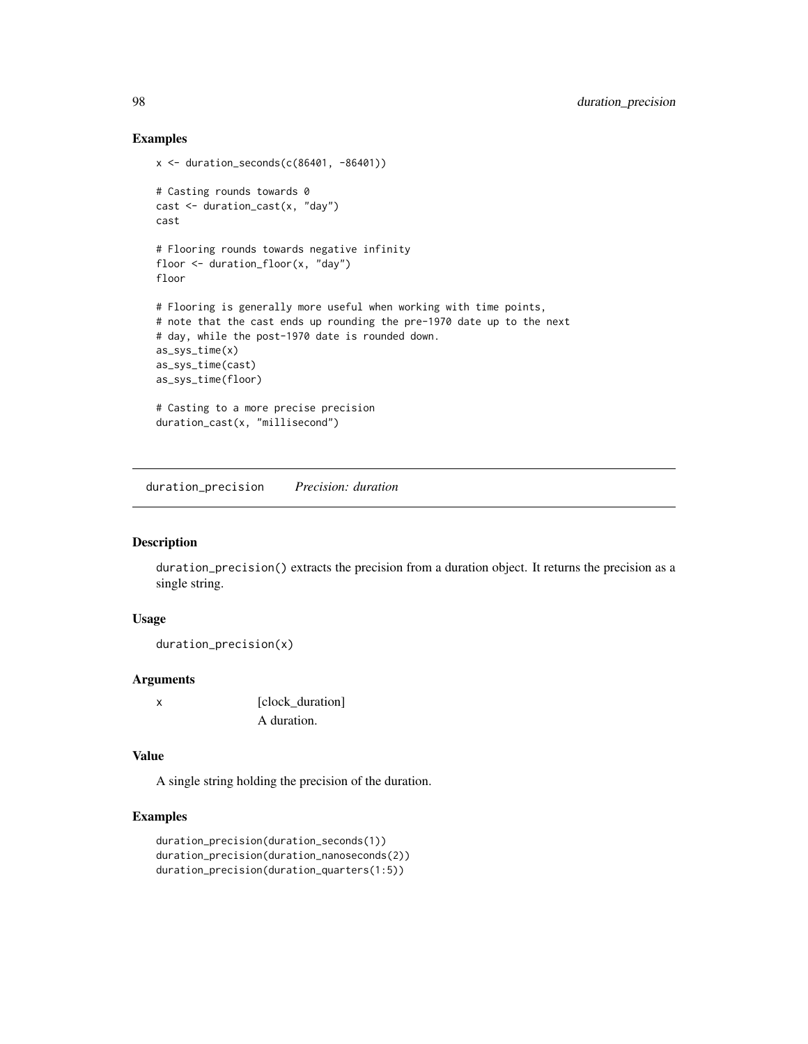## Examples

```
x <- duration_seconds(c(86401, -86401))

# Casting rounds towards 0
cast <- duration_cast(x, "day")
cast

# Flooring rounds towards negative infinity
floor <- duration_floor(x, "day")
floor

# Flooring is generally more useful when working with time points,
# note that the cast ends up rounding the pre-1970 date up to the next
# day, while the post-1970 date is rounded down.
as_sys_time(x)
as_sys_time(cast)
as_sys_time(floor)

# Casting to a more precise precision
duration_cast(x, "millisecond")
```

---

# duration_precision *Precision: duration*

## Description

duration_precision() extracts the precision from a duration object. It returns the precision as a single string.

## Usage

```
duration_precision(x)
```

## Arguments

| | |
|---|---|
| x | [clock_duration] A duration. |

## Value

A single string holding the precision of the duration.

## Examples

```
duration_precision(duration_seconds(1))
duration_precision(duration_nanoseconds(2))
duration_precision(duration_quarters(1:5))
```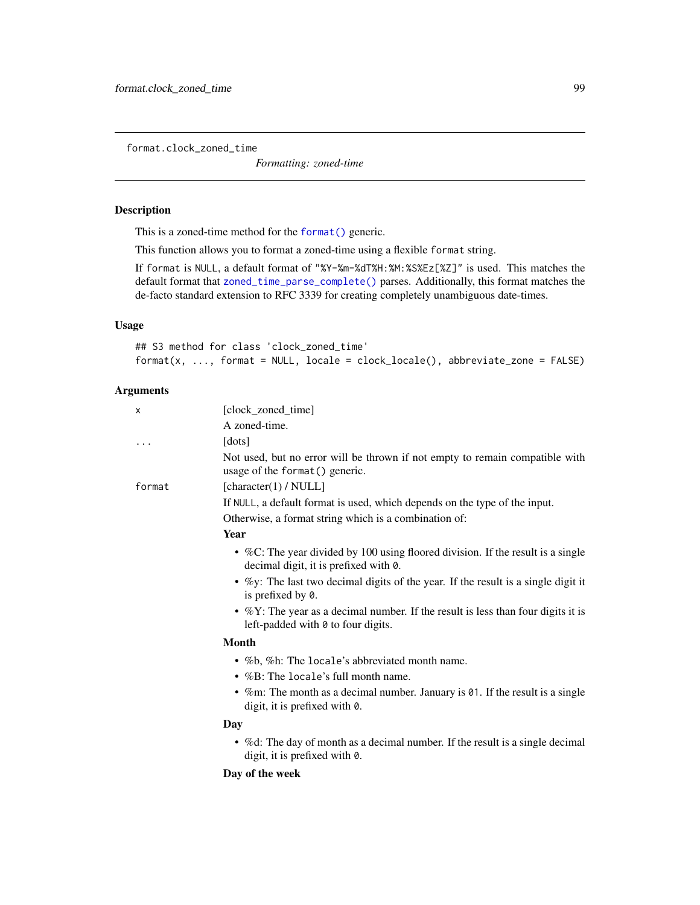# format.clock_zoned_time

*Formatting: zoned-time*

## Description

This is a zoned-time method for the `format()` generic.

This function allows you to format a zoned-time using a flexible `format` string.

If `format` is `NULL`, a default format of `"%Y-%m-%dT%H:%M:%S%Ez[%Z]"` is used. This matches the default format that `zoned_time_parse_complete()` parses. Additionally, this format matches the de-facto standard extension to RFC 3339 for creating completely unambiguous date-times.

## Usage

```
## S3 method for class 'clock_zoned_time'
format(x, ..., format = NULL, locale = clock_locale(), abbreviate_zone = FALSE)
```

## Arguments

`x` [clock_zoned_time]

A zoned-time.

`...` [dots]

Not used, but no error will be thrown if not empty to remain compatible with usage of the `format()` generic.

`format` [character(1) / NULL]

If `NULL`, a default format is used, which depends on the type of the input.

Otherwise, a format string which is a combination of:

**Year**

- %C: The year divided by 100 using floored division. If the result is a single decimal digit, it is prefixed with `0`.
- %y: The last two decimal digits of the year. If the result is a single digit it is prefixed by `0`.
- %Y: The year as a decimal number. If the result is less than four digits it is left-padded with `0` to four digits.

**Month**

- %b, %h: The `locale`'s abbreviated month name.
- %B: The `locale`'s full month name.
- %m: The month as a decimal number. January is `01`. If the result is a single digit, it is prefixed with `0`.

**Day**

- %d: The day of month as a decimal number. If the result is a single decimal digit, it is prefixed with `0`.

**Day of the week**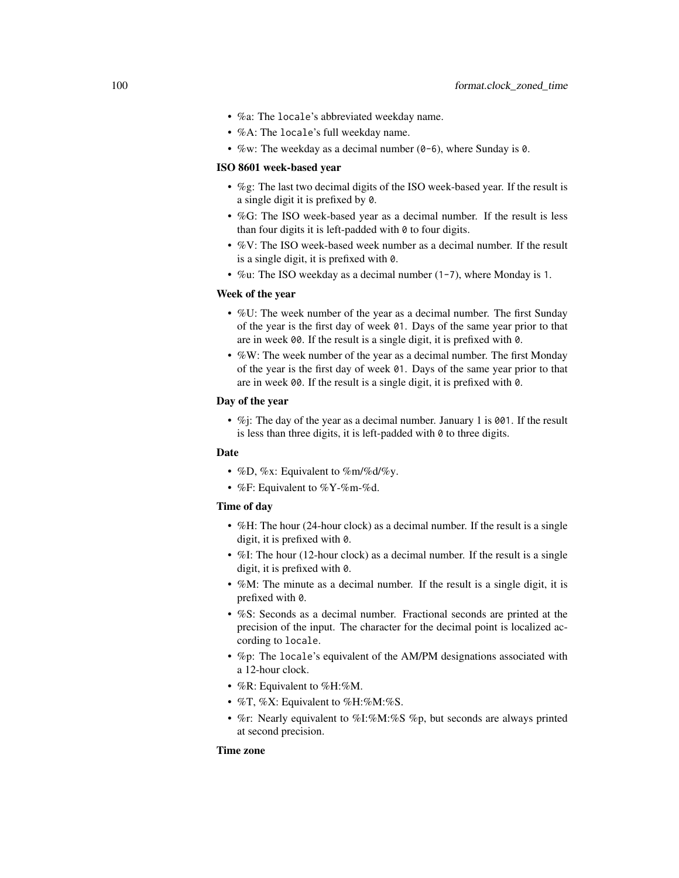- %a: The `locale`'s abbreviated weekday name.
- %A: The `locale`'s full weekday name.
- %w: The weekday as a decimal number (`0-6`), where Sunday is `0`.

**ISO 8601 week-based year**

- %g: The last two decimal digits of the ISO week-based year. If the result is a single digit it is prefixed by `0`.
- %G: The ISO week-based year as a decimal number. If the result is less than four digits it is left-padded with `0` to four digits.
- %V: The ISO week-based week number as a decimal number. If the result is a single digit, it is prefixed with `0`.
- %u: The ISO weekday as a decimal number (`1-7`), where Monday is `1`.

**Week of the year**

- %U: The week number of the year as a decimal number. The first Sunday of the year is the first day of week `01`. Days of the same year prior to that are in week `00`. If the result is a single digit, it is prefixed with `0`.
- %W: The week number of the year as a decimal number. The first Monday of the year is the first day of week `01`. Days of the same year prior to that are in week `00`. If the result is a single digit, it is prefixed with `0`.

**Day of the year**

- %j: The day of the year as a decimal number. January 1 is `001`. If the result is less than three digits, it is left-padded with `0` to three digits.

**Date**

- %D, %x: Equivalent to %m/%d/%y.
- %F: Equivalent to %Y-%m-%d.

**Time of day**

- %H: The hour (24-hour clock) as a decimal number. If the result is a single digit, it is prefixed with `0`.
- %I: The hour (12-hour clock) as a decimal number. If the result is a single digit, it is prefixed with `0`.
- %M: The minute as a decimal number. If the result is a single digit, it is prefixed with `0`.
- %S: Seconds as a decimal number. Fractional seconds are printed at the precision of the input. The character for the decimal point is localized according to `locale`.
- %p: The `locale`'s equivalent of the AM/PM designations associated with a 12-hour clock.
- %R: Equivalent to %H:%M.
- %T, %X: Equivalent to %H:%M:%S.
- %r: Nearly equivalent to %I:%M:%S %p, but seconds are always printed at second precision.

**Time zone**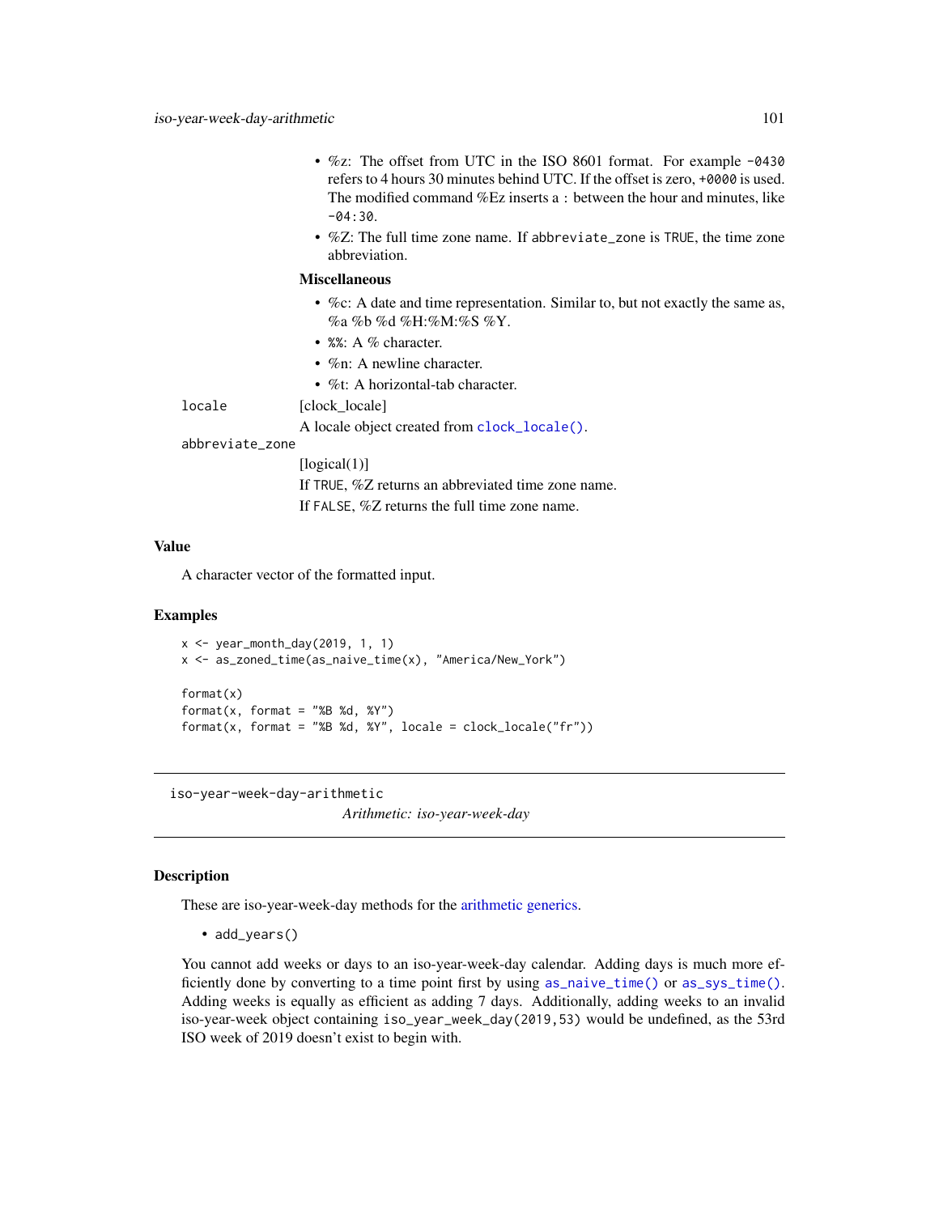- %z: The offset from UTC in the ISO 8601 format. For example `-0430` refers to 4 hours 30 minutes behind UTC. If the offset is zero, `+0000` is used. The modified command %Ez inserts a `:` between the hour and minutes, like `-04:30`.
- %Z: The full time zone name. If `abbreviate_zone` is `TRUE`, the time zone abbreviation.

**Miscellaneous**

- %c: A date and time representation. Similar to, but not exactly the same as, %a %b %d %H:%M:%S %Y.
- `%%`: A % character.
- %n: A newline character.
- %t: A horizontal-tab character.

`locale` [clock_locale]

A locale object created from `clock_locale()`.

`abbreviate_zone`

[logical(1)]

If `TRUE`, %Z returns an abbreviated time zone name.

If `FALSE`, %Z returns the full time zone name.

## Value

A character vector of the formatted input.

## Examples

```
x <- year_month_day(2019, 1, 1)
x <- as_zoned_time(as_naive_time(x), "America/New_York")

format(x)
format(x, format = "%B %d, %Y")
format(x, format = "%B %d, %Y", locale = clock_locale("fr"))
```

---

`iso-year-week-day-arithmetic`

*Arithmetic: iso-year-week-day*

---

## Description

These are iso-year-week-day methods for the arithmetic generics.

- `add_years()`

You cannot add weeks or days to an iso-year-week-day calendar. Adding days is much more efficiently done by converting to a time point first by using `as_naive_time()` or `as_sys_time()`. Adding weeks is equally as efficient as adding 7 days. Additionally, adding weeks to an invalid iso-year-week object containing `iso_year_week_day(2019,53)` would be undefined, as the 53rd ISO week of 2019 doesn't exist to begin with.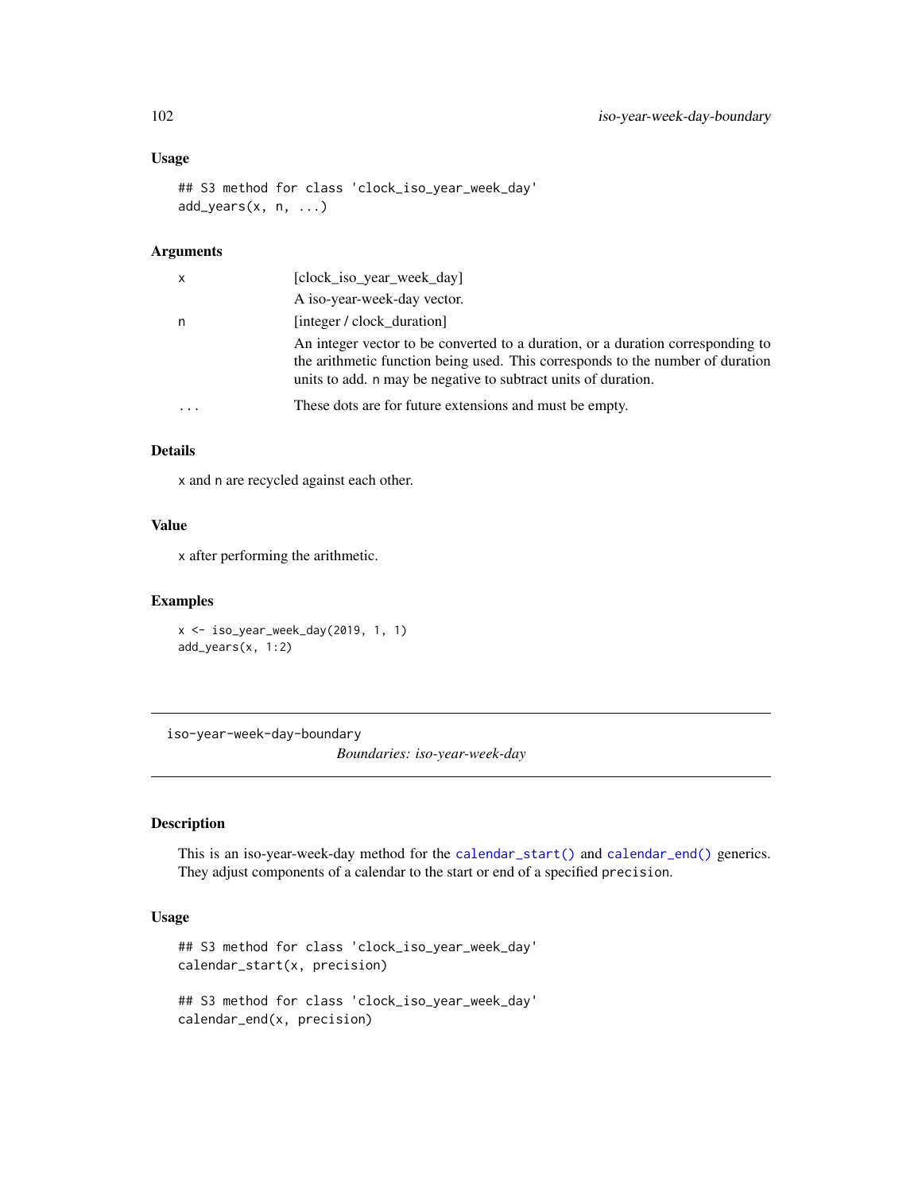### Usage

```
## S3 method for class 'clock_iso_year_week_day'
add_years(x, n, ...)
```

### Arguments

| | |
|---|---|
| x | [clock_iso_year_week_day]<br>A iso-year-week-day vector. |
| n | [integer / clock_duration]<br>An integer vector to be converted to a duration, or a duration corresponding to the arithmetic function being used. This corresponds to the number of duration units to add. n may be negative to subtract units of duration. |
| ... | These dots are for future extensions and must be empty. |

### Details

x and n are recycled against each other.

### Value

x after performing the arithmetic.

### Examples

```
x <- iso_year_week_day(2019, 1, 1)
add_years(x, 1:2)
```

---

## iso-year-week-day-boundary

*Boundaries: iso-year-week-day*

---

### Description

This is an iso-year-week-day method for the calendar_start() and calendar_end() generics. They adjust components of a calendar to the start or end of a specified precision.

### Usage

```
## S3 method for class 'clock_iso_year_week_day'
calendar_start(x, precision)

## S3 method for class 'clock_iso_year_week_day'
calendar_end(x, precision)
```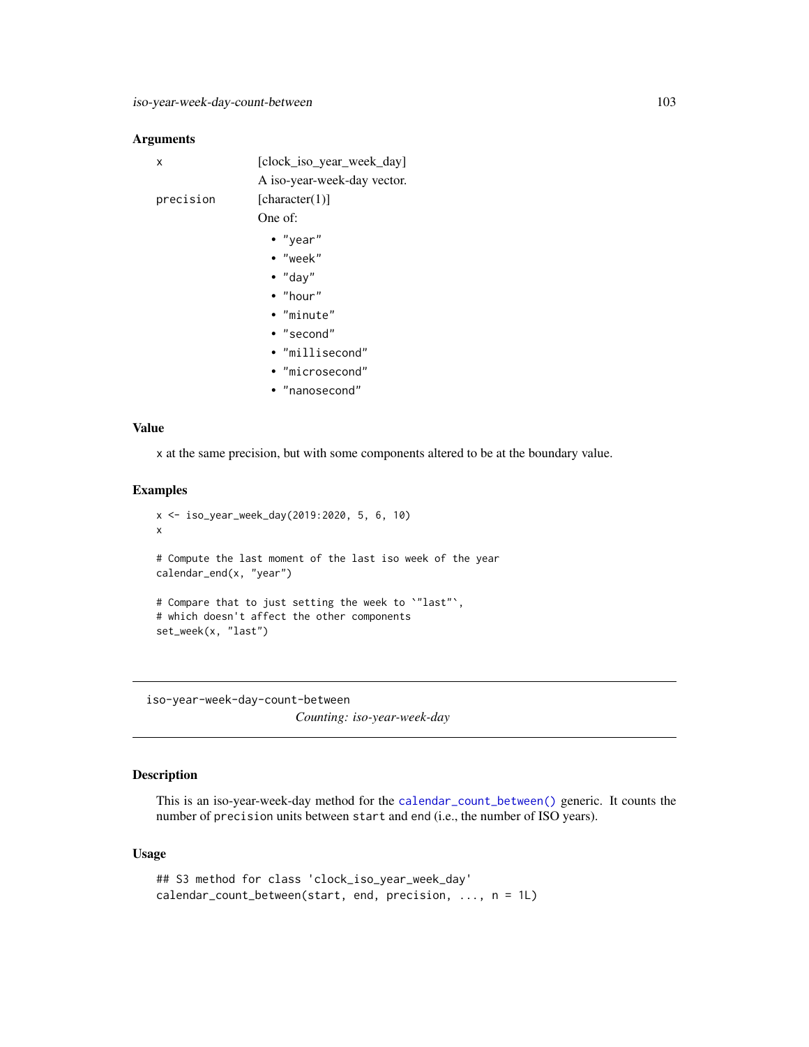### Arguments

| | |
|---|---|
| `x` | [clock_iso_year_week_day]<br>A iso-year-week-day vector. |
| `precision` | [character(1)]<br>One of:<br>• "year"<br>• "week"<br>• "day"<br>• "hour"<br>• "minute"<br>• "second"<br>• "millisecond"<br>• "microsecond"<br>• "nanosecond" |

### Value

`x` at the same precision, but with some components altered to be at the boundary value.

### Examples

```
x <- iso_year_week_day(2019:2020, 5, 6, 10)
x

# Compute the last moment of the last iso week of the year
calendar_end(x, "year")

# Compare that to just setting the week to `"last"`,
# which doesn't affect the other components
set_week(x, "last")
```

---

## iso-year-week-day-count-between

*Counting: iso-year-week-day*

---

### Description

This is an iso-year-week-day method for the `calendar_count_between()` generic. It counts the number of `precision` units between `start` and `end` (i.e., the number of ISO years).

### Usage

```
## S3 method for class 'clock_iso_year_week_day'
calendar_count_between(start, end, precision, ..., n = 1L)
```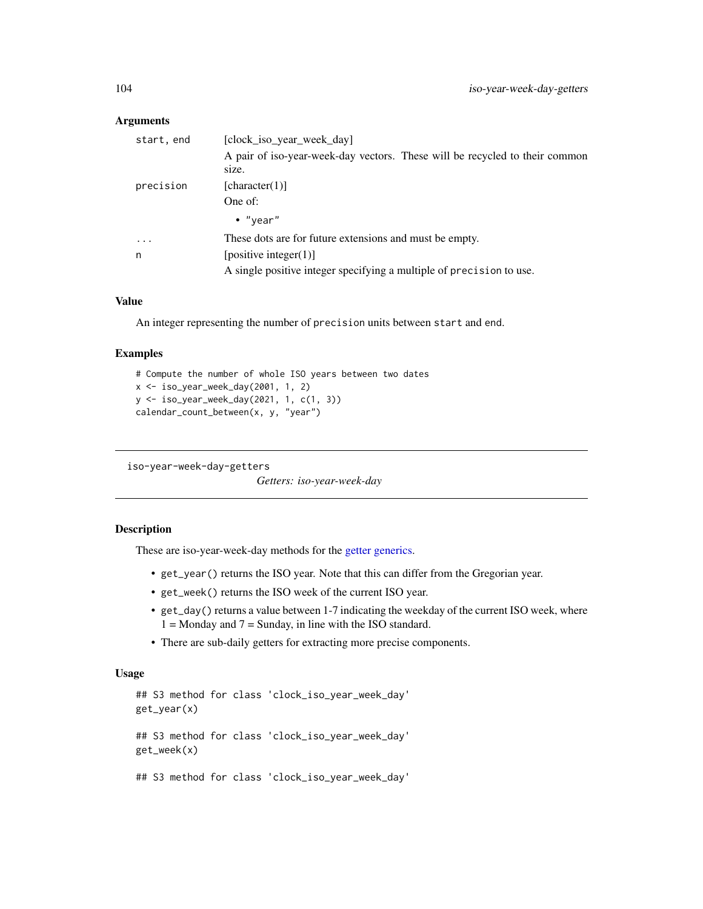## Arguments

| | |
|---|---|
| `start, end` | [clock_iso_year_week_day] <br> A pair of iso-year-week-day vectors. These will be recycled to their common size. |
| `precision` | [character(1)] <br> One of: <br> • `"year"` |
| `...` | These dots are for future extensions and must be empty. |
| `n` | [positive integer(1)] <br> A single positive integer specifying a multiple of `precision` to use. |

## Value

An integer representing the number of `precision` units between `start` and `end`.

## Examples

```
# Compute the number of whole ISO years between two dates
x <- iso_year_week_day(2001, 1, 2)
y <- iso_year_week_day(2021, 1, c(1, 3))
calendar_count_between(x, y, "year")
```

---

# iso-year-week-day-getters

*Getters: iso-year-week-day*

---

## Description

These are iso-year-week-day methods for the getter generics.

- `get_year()` returns the ISO year. Note that this can differ from the Gregorian year.
- `get_week()` returns the ISO week of the current ISO year.
- `get_day()` returns a value between 1-7 indicating the weekday of the current ISO week, where 1 = Monday and 7 = Sunday, in line with the ISO standard.
- There are sub-daily getters for extracting more precise components.

## Usage

```
## S3 method for class 'clock_iso_year_week_day'
get_year(x)

## S3 method for class 'clock_iso_year_week_day'
get_week(x)

## S3 method for class 'clock_iso_year_week_day'
```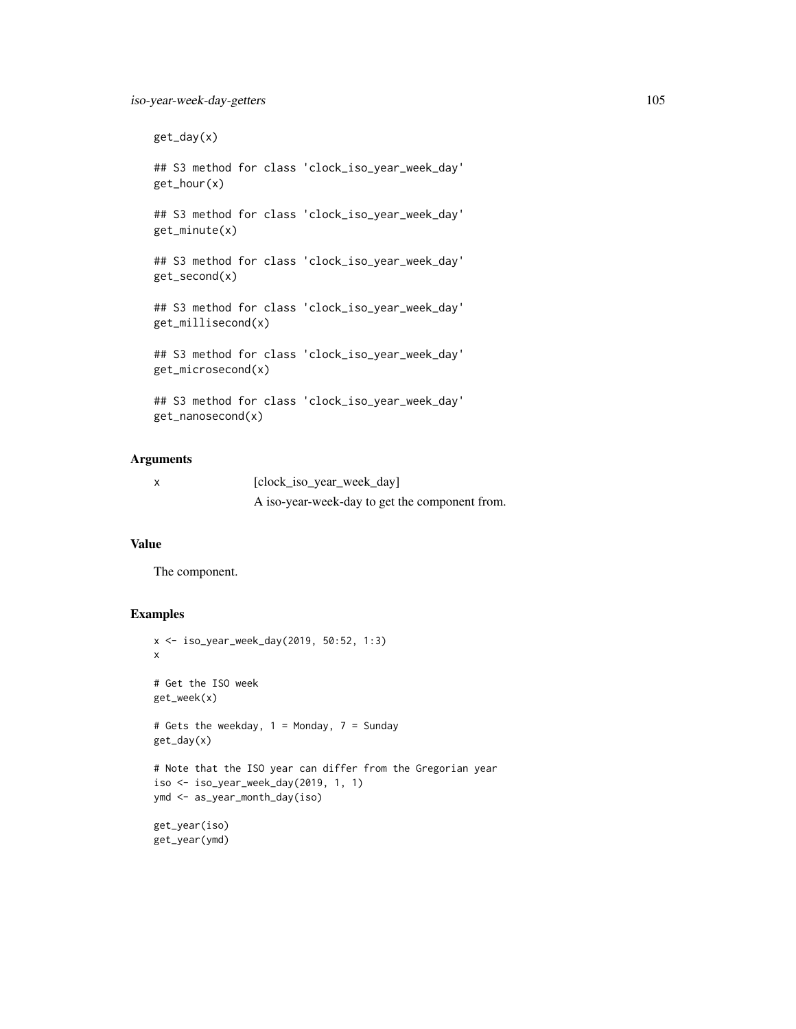```
get_day(x)

## S3 method for class 'clock_iso_year_week_day'
get_hour(x)

## S3 method for class 'clock_iso_year_week_day'
get_minute(x)

## S3 method for class 'clock_iso_year_week_day'
get_second(x)

## S3 method for class 'clock_iso_year_week_day'
get_millisecond(x)

## S3 method for class 'clock_iso_year_week_day'
get_microsecond(x)

## S3 method for class 'clock_iso_year_week_day'
get_nanosecond(x)
```

## Arguments

| | |
|---|---|
| x | [clock_iso_year_week_day]<br>A iso-year-week-day to get the component from. |

## Value

The component.

## Examples

```
x <- iso_year_week_day(2019, 50:52, 1:3)
x

# Get the ISO week
get_week(x)

# Gets the weekday, 1 = Monday, 7 = Sunday
get_day(x)

# Note that the ISO year can differ from the Gregorian year
iso <- iso_year_week_day(2019, 1, 1)
ymd <- as_year_month_day(iso)

get_year(iso)
get_year(ymd)
```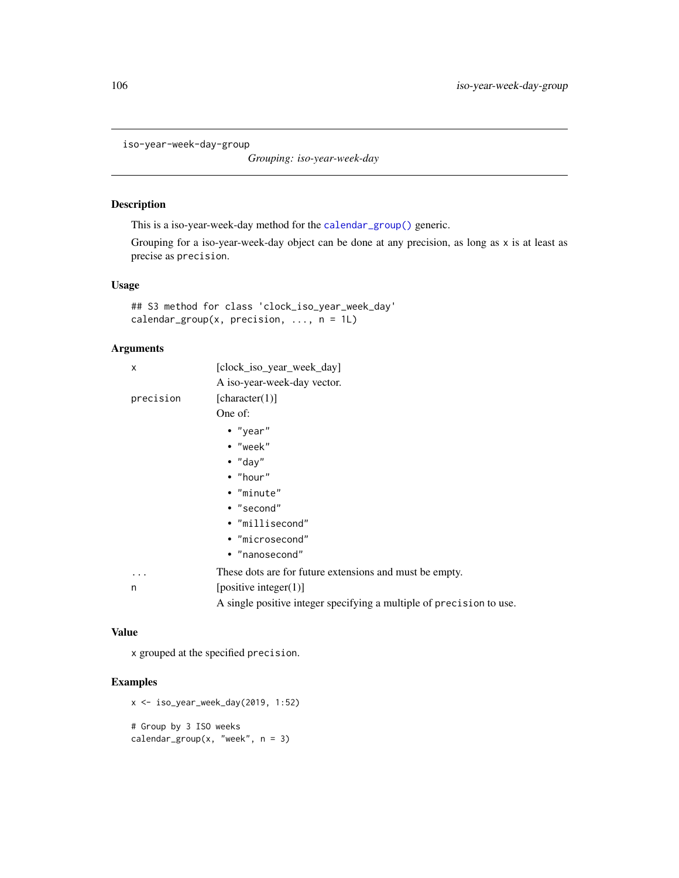iso-year-week-day-group

*Grouping: iso-year-week-day*

## Description

This is a iso-year-week-day method for the `calendar_group()` generic.

Grouping for a iso-year-week-day object can be done at any precision, as long as x is at least as precise as precision.

## Usage

```
## S3 method for class 'clock_iso_year_week_day'
calendar_group(x, precision, ..., n = 1L)
```

## Arguments

- `x` — [clock_iso_year_week_day]
  
  A iso-year-week-day vector.

- `precision` — [character(1)]
  
  One of:
  - "year"
  - "week"
  - "day"
  - "hour"
  - "minute"
  - "second"
  - "millisecond"
  - "microsecond"
  - "nanosecond"

- `...` — These dots are for future extensions and must be empty.

- `n` — [positive integer(1)]
  
  A single positive integer specifying a multiple of precision to use.

## Value

x grouped at the specified precision.

## Examples

```
x <- iso_year_week_day(2019, 1:52)

# Group by 3 ISO weeks
calendar_group(x, "week", n = 3)
```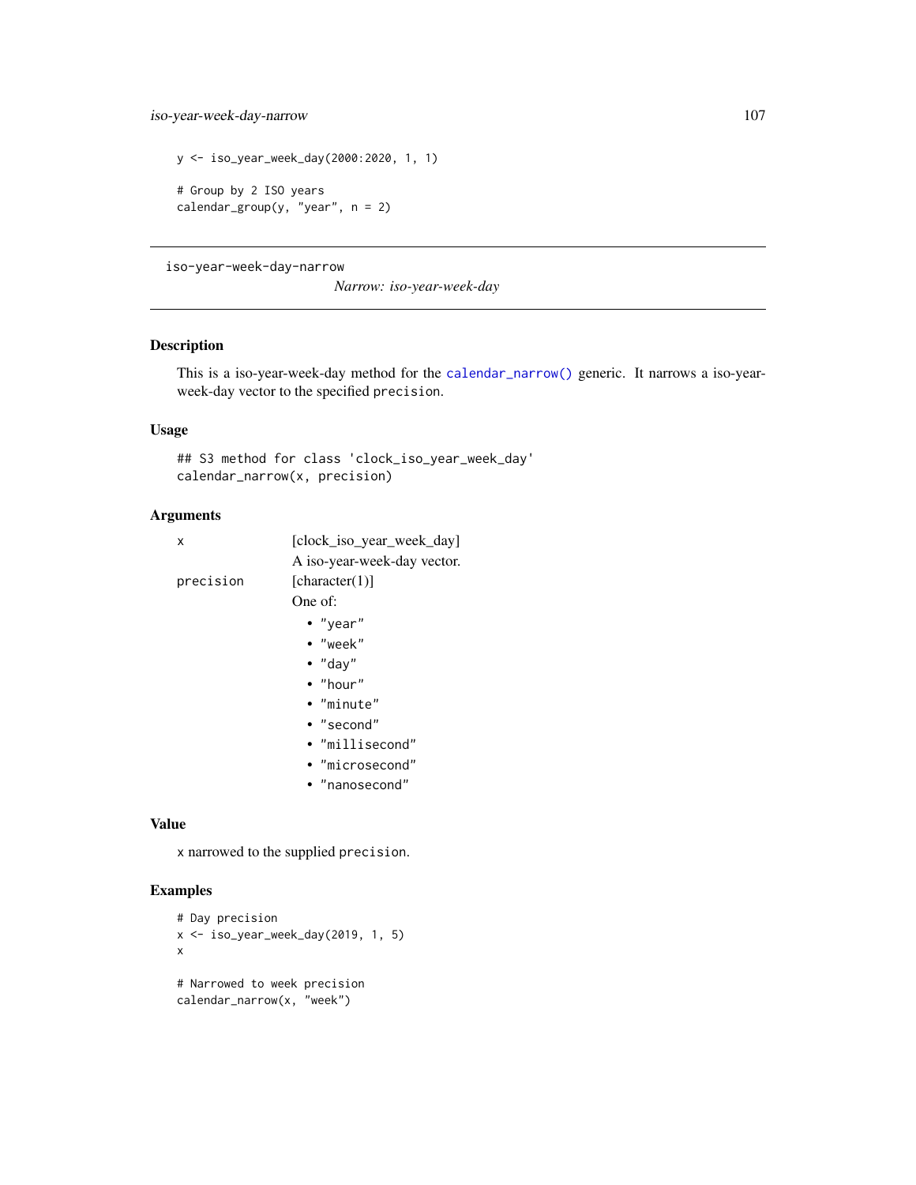```
y <- iso_year_week_day(2000:2020, 1, 1)

# Group by 2 ISO years
calendar_group(y, "year", n = 2)
```

---

iso-year-week-day-narrow

*Narrow: iso-year-week-day*

---

## Description

This is a iso-year-week-day method for the calendar_narrow() generic. It narrows a iso-year-week-day vector to the specified precision.

## Usage

```
## S3 method for class 'clock_iso_year_week_day'
calendar_narrow(x, precision)
```

## Arguments

| | |
|---|---|
| x | [clock_iso_year_week_day] A iso-year-week-day vector. |
| precision | [character(1)] One of: <br>• "year" <br>• "week" <br>• "day" <br>• "hour" <br>• "minute" <br>• "second" <br>• "millisecond" <br>• "microsecond" <br>• "nanosecond" |

## Value

x narrowed to the supplied precision.

## Examples

```
# Day precision
x <- iso_year_week_day(2019, 1, 5)
x

# Narrowed to week precision
calendar_narrow(x, "week")
```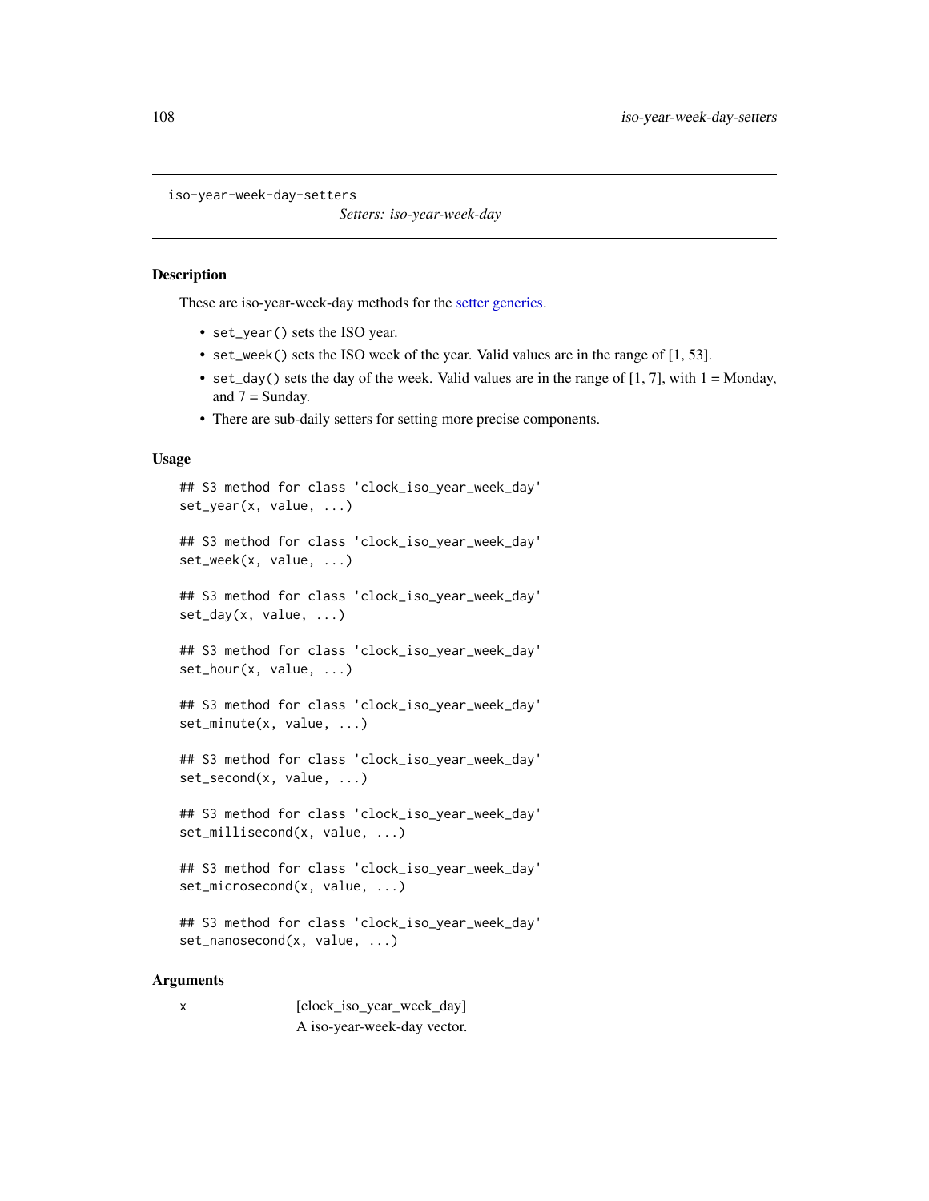iso-year-week-day-setters    *Setters: iso-year-week-day*

## Description

These are iso-year-week-day methods for the setter generics.

- `set_year()` sets the ISO year.
- `set_week()` sets the ISO week of the year. Valid values are in the range of [1, 53].
- `set_day()` sets the day of the week. Valid values are in the range of [1, 7], with 1 = Monday, and 7 = Sunday.
- There are sub-daily setters for setting more precise components.

## Usage

```
## S3 method for class 'clock_iso_year_week_day'
set_year(x, value, ...)

## S3 method for class 'clock_iso_year_week_day'
set_week(x, value, ...)

## S3 method for class 'clock_iso_year_week_day'
set_day(x, value, ...)

## S3 method for class 'clock_iso_year_week_day'
set_hour(x, value, ...)

## S3 method for class 'clock_iso_year_week_day'
set_minute(x, value, ...)

## S3 method for class 'clock_iso_year_week_day'
set_second(x, value, ...)

## S3 method for class 'clock_iso_year_week_day'
set_millisecond(x, value, ...)

## S3 method for class 'clock_iso_year_week_day'
set_microsecond(x, value, ...)

## S3 method for class 'clock_iso_year_week_day'
set_nanosecond(x, value, ...)
```

## Arguments

x    [clock_iso_year_week_day]
     A iso-year-week-day vector.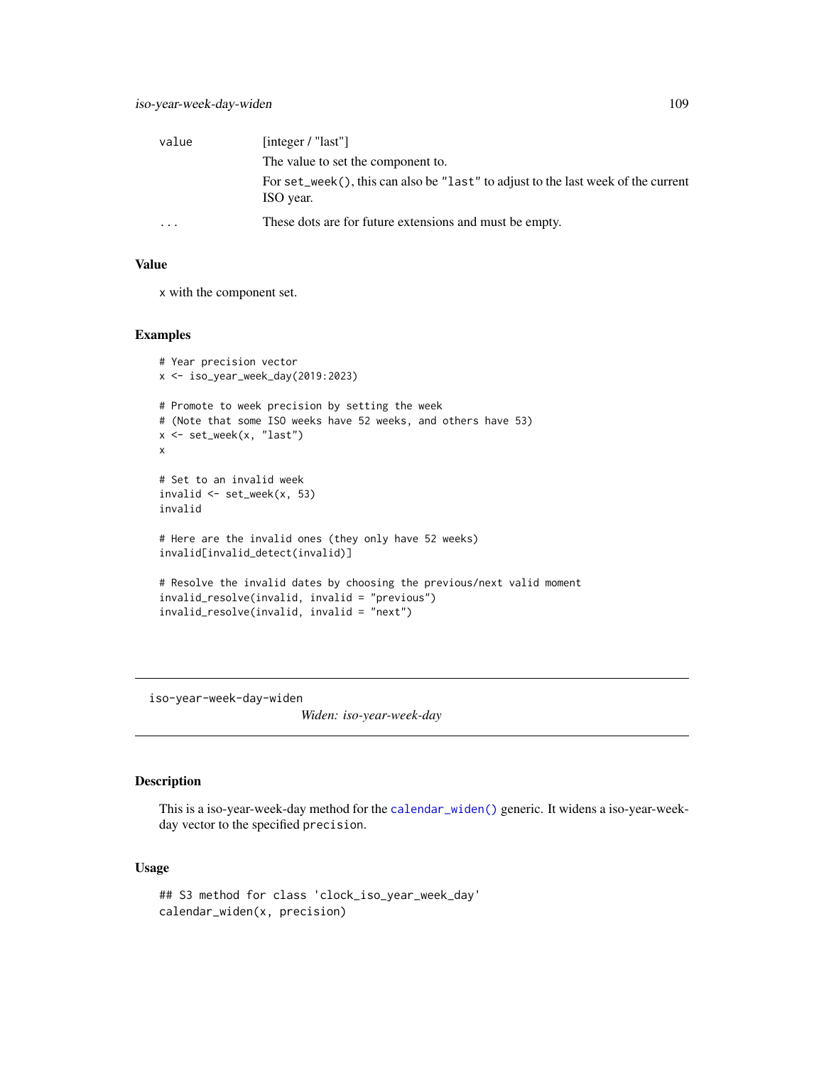| | |
|---|---|
| value | [integer / "last"] |
| | The value to set the component to. |
| | For `set_week()`, this can also be `"last"` to adjust to the last week of the current ISO year. |
| ... | These dots are for future extensions and must be empty. |

### Value

x with the component set.

### Examples

```
# Year precision vector
x <- iso_year_week_day(2019:2023)

# Promote to week precision by setting the week
# (Note that some ISO weeks have 52 weeks, and others have 53)
x <- set_week(x, "last")
x

# Set to an invalid week
invalid <- set_week(x, 53)
invalid

# Here are the invalid ones (they only have 52 weeks)
invalid[invalid_detect(invalid)]

# Resolve the invalid dates by choosing the previous/next valid moment
invalid_resolve(invalid, invalid = "previous")
invalid_resolve(invalid, invalid = "next")
```

---

## iso-year-week-day-widen    *Widen: iso-year-week-day*

---

### Description

This is a iso-year-week-day method for the `calendar_widen()` generic. It widens a iso-year-week-day vector to the specified `precision`.

### Usage

```
## S3 method for class 'clock_iso_year_week_day'
calendar_widen(x, precision)
```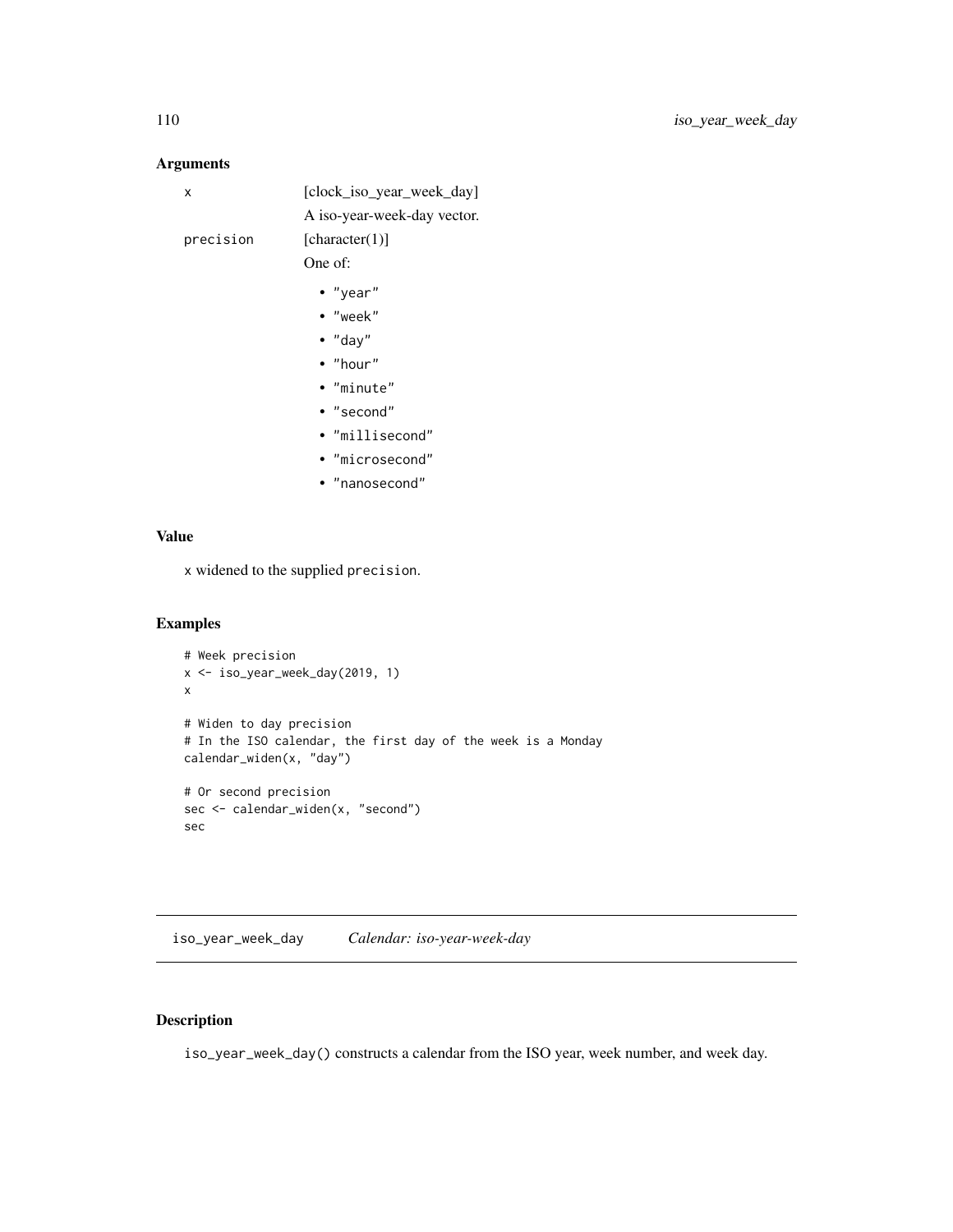## Arguments

x  [clock_iso_year_week_day]
A iso-year-week-day vector.

precision  [character(1)]
One of:

- "year"
- "week"
- "day"
- "hour"
- "minute"
- "second"
- "millisecond"
- "microsecond"
- "nanosecond"

## Value

x widened to the supplied precision.

## Examples

```
# Week precision
x <- iso_year_week_day(2019, 1)
x

# Widen to day precision
# In the ISO calendar, the first day of the week is a Monday
calendar_widen(x, "day")

# Or second precision
sec <- calendar_widen(x, "second")
sec
```

---

# iso_year_week_day    *Calendar: iso-year-week-day*

---

## Description

iso_year_week_day() constructs a calendar from the ISO year, week number, and week day.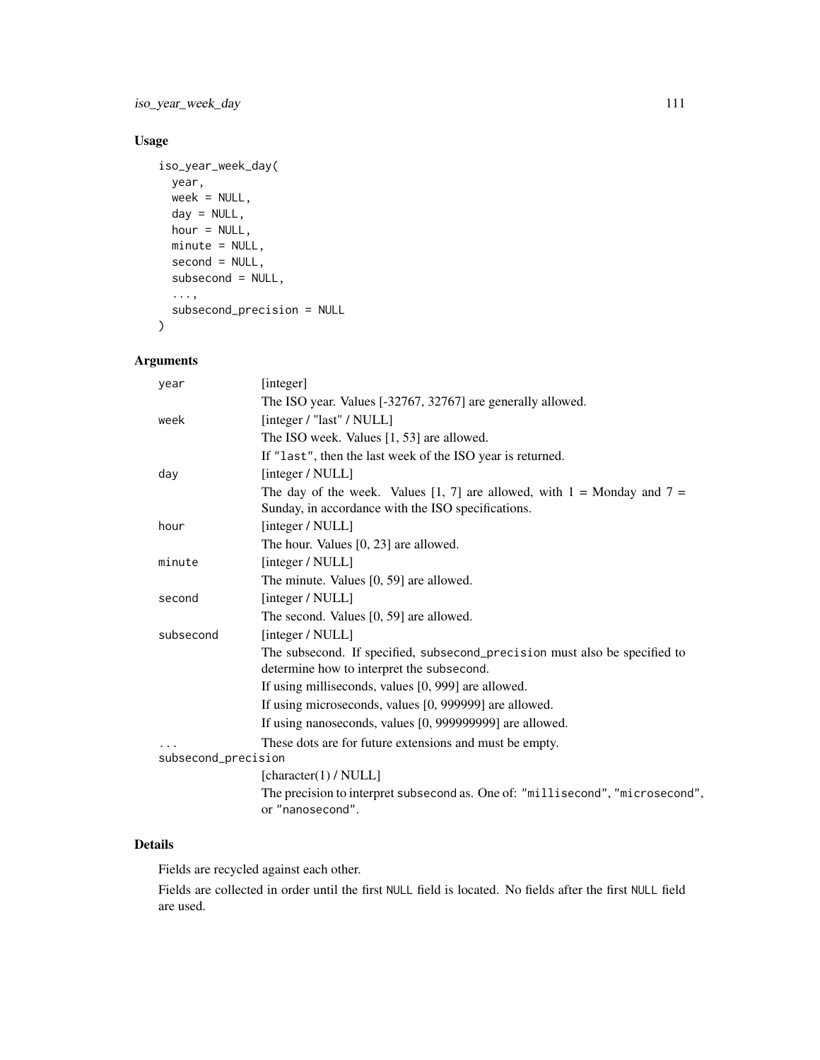## Usage

```
iso_year_week_day(
  year,
  week = NULL,
  day = NULL,
  hour = NULL,
  minute = NULL,
  second = NULL,
  subsecond = NULL,
  ...,
  subsecond_precision = NULL
)
```

## Arguments

| | |
|---|---|
| `year` | [integer]<br>The ISO year. Values [-32767, 32767] are generally allowed. |
| `week` | [integer / "last" / NULL]<br>The ISO week. Values [1, 53] are allowed.<br>If `"last"`, then the last week of the ISO year is returned. |
| `day` | [integer / NULL]<br>The day of the week. Values [1, 7] are allowed, with 1 = Monday and 7 = Sunday, in accordance with the ISO specifications. |
| `hour` | [integer / NULL]<br>The hour. Values [0, 23] are allowed. |
| `minute` | [integer / NULL]<br>The minute. Values [0, 59] are allowed. |
| `second` | [integer / NULL]<br>The second. Values [0, 59] are allowed. |
| `subsecond` | [integer / NULL]<br>The subsecond. If specified, `subsecond_precision` must also be specified to determine how to interpret the `subsecond`.<br>If using milliseconds, values [0, 999] are allowed.<br>If using microseconds, values [0, 999999] are allowed.<br>If using nanoseconds, values [0, 999999999] are allowed. |
| `...` | These dots are for future extensions and must be empty. |
| `subsecond_precision` | [character(1) / NULL]<br>The precision to interpret `subsecond` as. One of: `"millisecond"`, `"microsecond"`, or `"nanosecond"`. |

## Details

Fields are recycled against each other.

Fields are collected in order until the first `NULL` field is located. No fields after the first `NULL` field are used.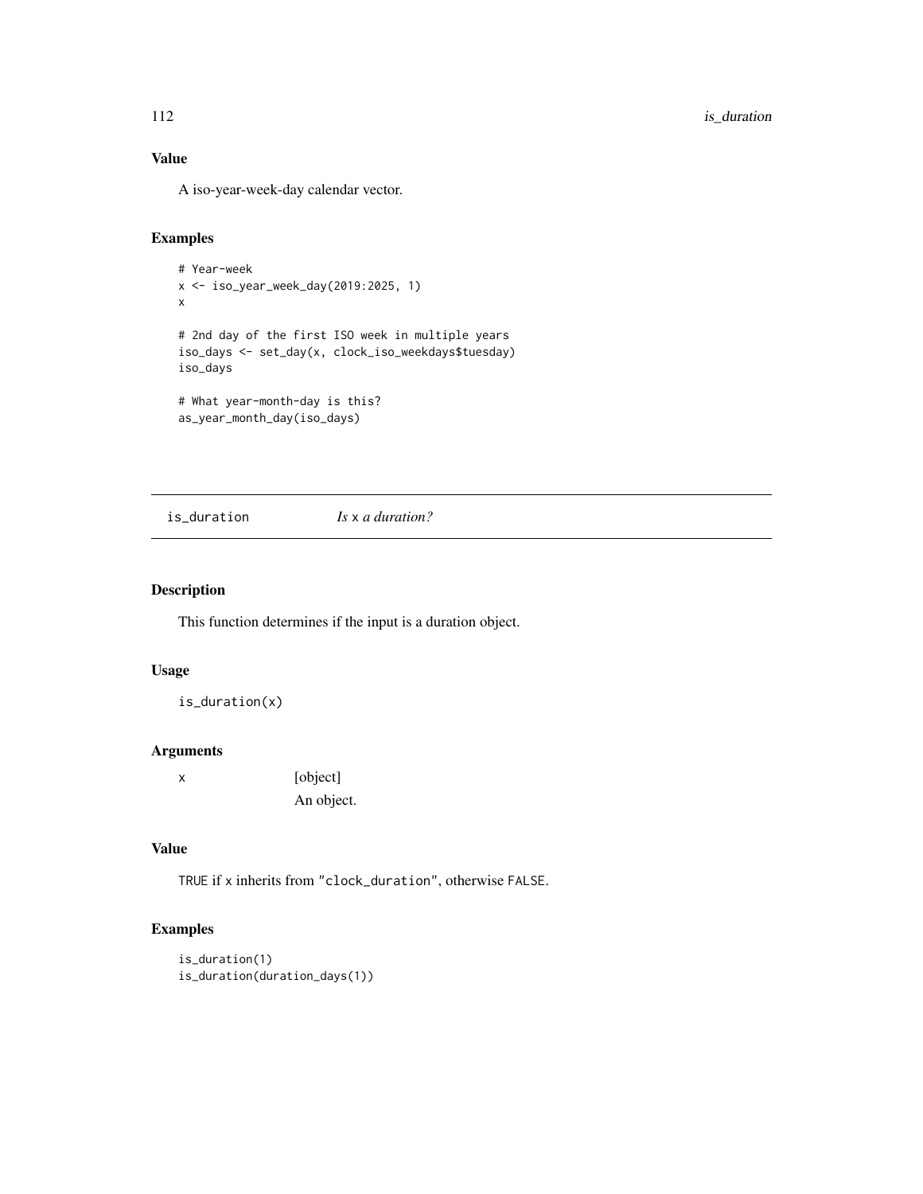## Value

A iso-year-week-day calendar vector.

## Examples

```
# Year-week
x <- iso_year_week_day(2019:2025, 1)
x

# 2nd day of the first ISO week in multiple years
iso_days <- set_day(x, clock_iso_weekdays$tuesday)
iso_days

# What year-month-day is this?
as_year_month_day(iso_days)
```

---

# is_duration — *Is* `x` *a duration?*

## Description

This function determines if the input is a duration object.

## Usage

```
is_duration(x)
```

## Arguments

| | |
|---|---|
| `x` | [object]<br>An object. |

## Value

`TRUE` if `x` inherits from `"clock_duration"`, otherwise `FALSE`.

## Examples

```
is_duration(1)
is_duration(duration_days(1))
```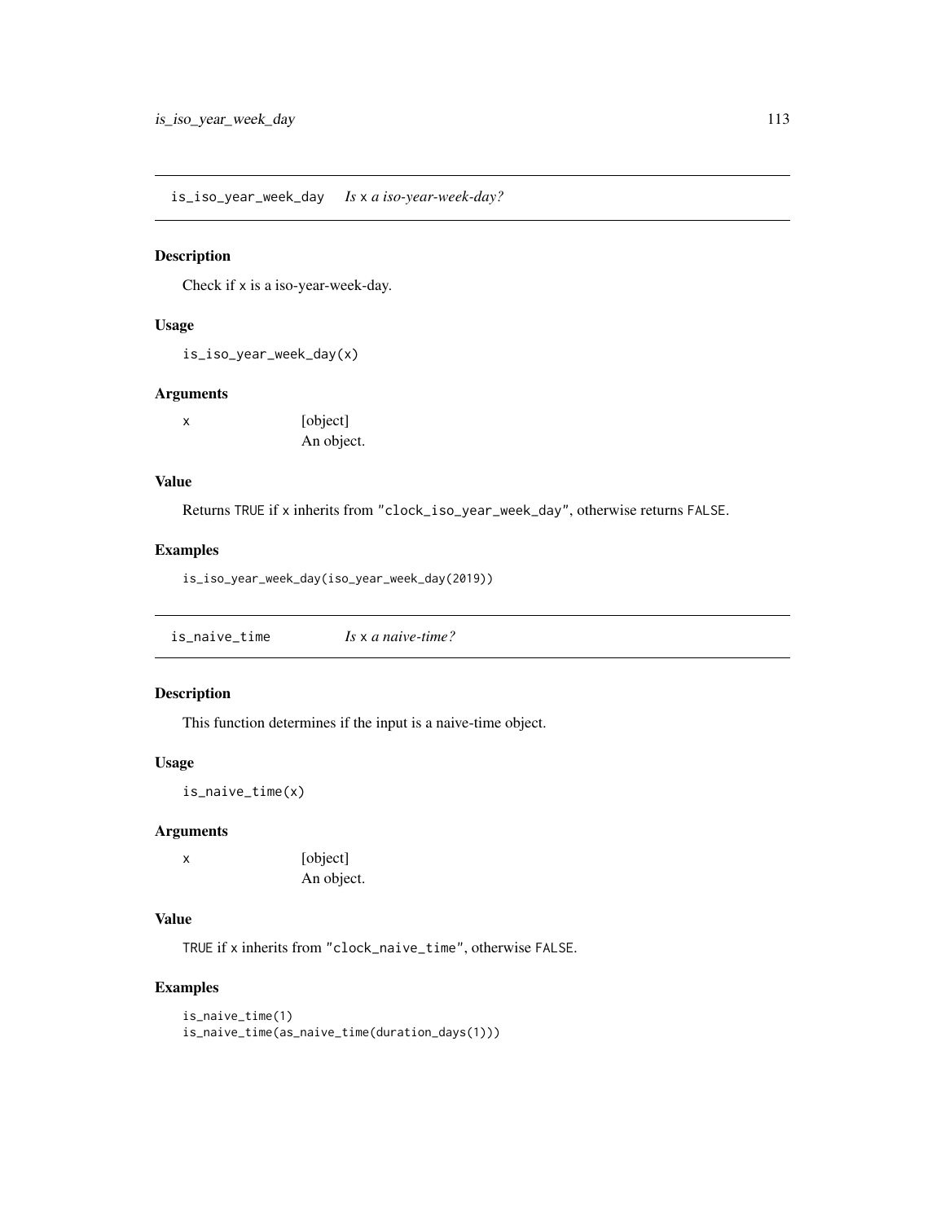## is_iso_year_week_day    *Is `x` a iso-year-week-day?*

### Description

Check if `x` is a iso-year-week-day.

### Usage

```
is_iso_year_week_day(x)
```

### Arguments

| | |
|---|---|
| x | [object] An object. |

### Value

Returns `TRUE` if `x` inherits from `"clock_iso_year_week_day"`, otherwise returns `FALSE`.

### Examples

```
is_iso_year_week_day(iso_year_week_day(2019))
```

## is_naive_time    *Is `x` a naive-time?*

### Description

This function determines if the input is a naive-time object.

### Usage

```
is_naive_time(x)
```

### Arguments

| | |
|---|---|
| x | [object] An object. |

### Value

`TRUE` if `x` inherits from `"clock_naive_time"`, otherwise `FALSE`.

### Examples

```
is_naive_time(1)
is_naive_time(as_naive_time(duration_days(1)))
```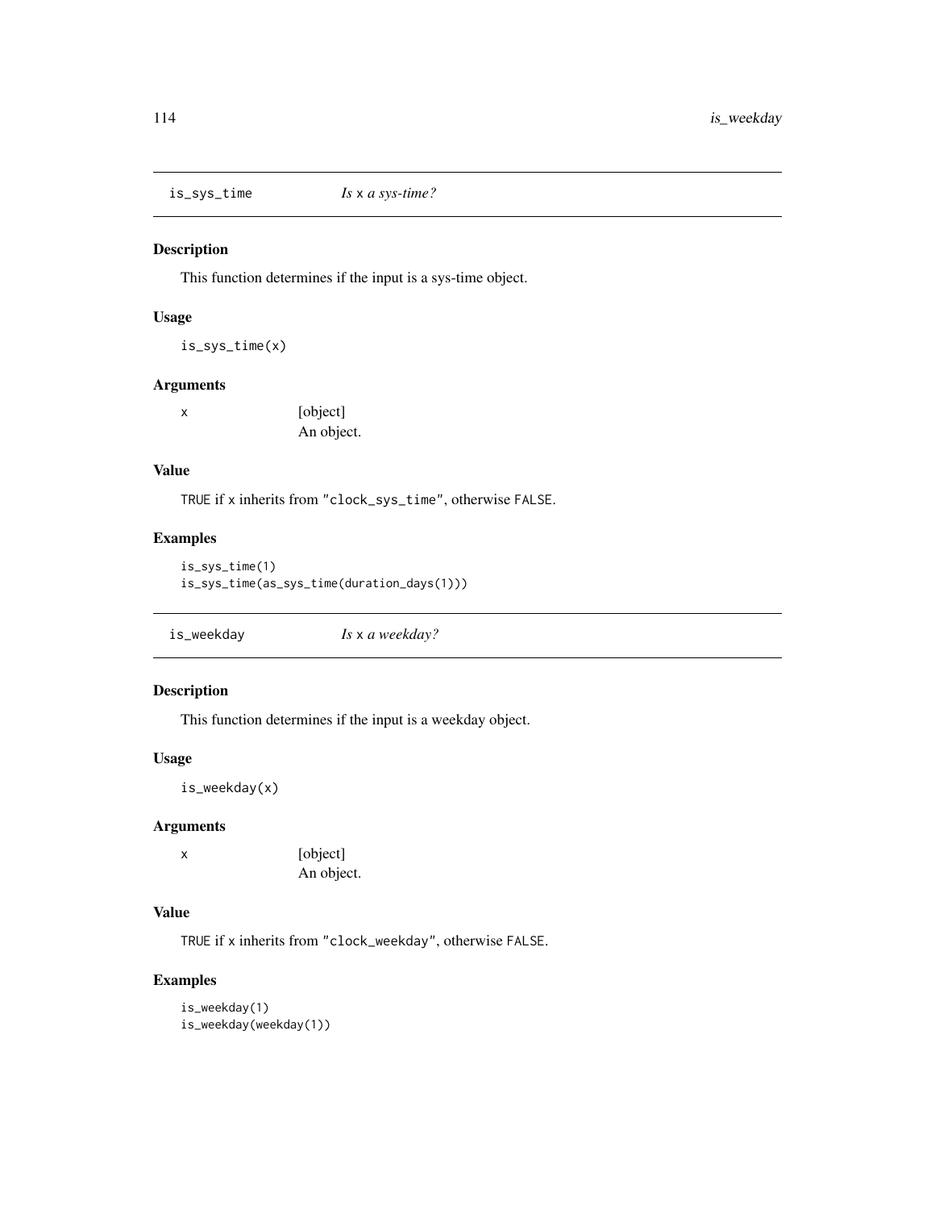## is_sys_time — *Is x a sys-time?*

### Description

This function determines if the input is a sys-time object.

### Usage

```
is_sys_time(x)
```

### Arguments

| | |
|---|---|
| x | [object] An object. |

### Value

TRUE if x inherits from "clock_sys_time", otherwise FALSE.

### Examples

```
is_sys_time(1)
is_sys_time(as_sys_time(duration_days(1)))
```

## is_weekday — *Is x a weekday?*

### Description

This function determines if the input is a weekday object.

### Usage

```
is_weekday(x)
```

### Arguments

| | |
|---|---|
| x | [object] An object. |

### Value

TRUE if x inherits from "clock_weekday", otherwise FALSE.

### Examples

```
is_weekday(1)
is_weekday(weekday(1))
```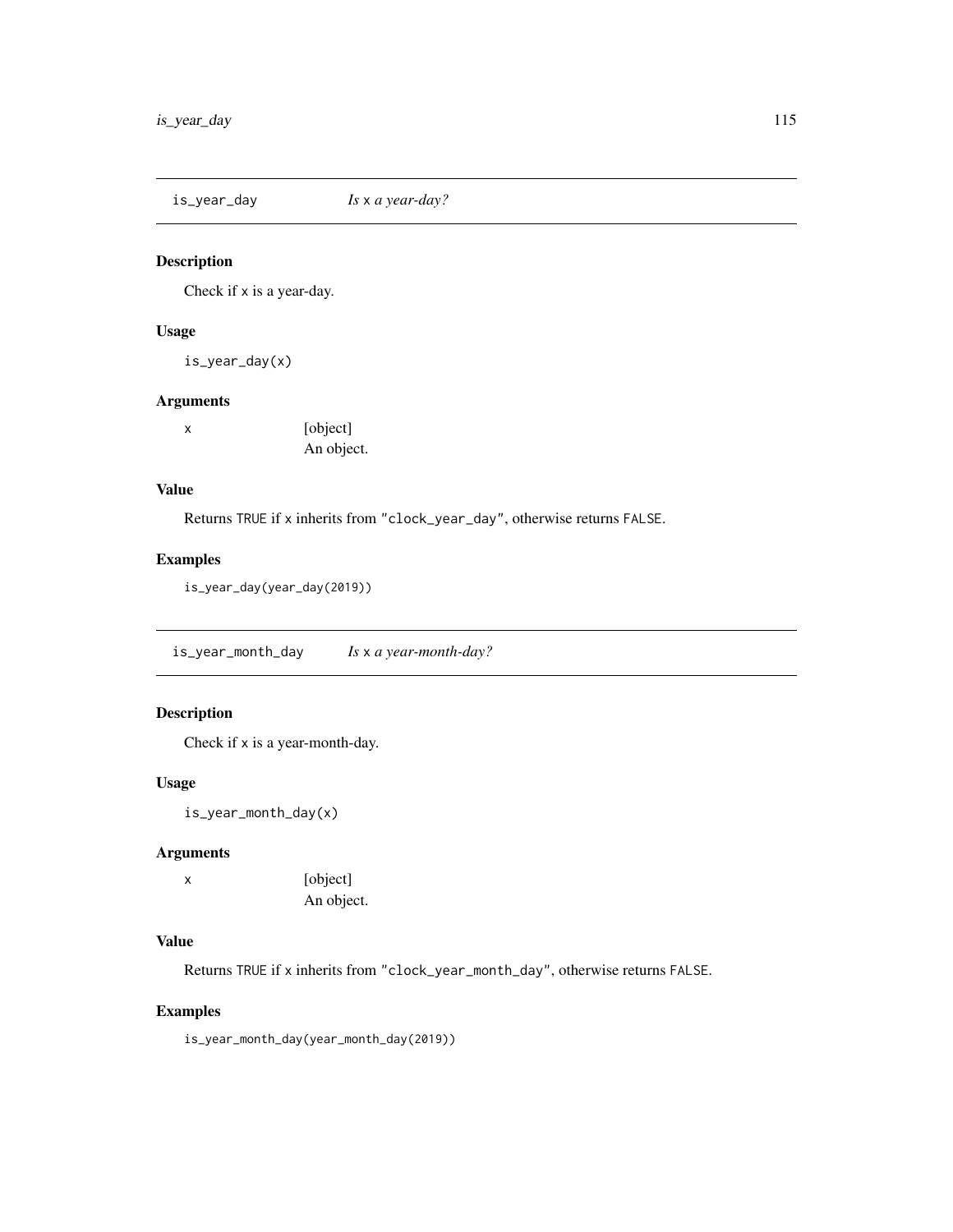## is_year_day — *Is x a year-day?*

### Description

Check if x is a year-day.

### Usage

```
is_year_day(x)
```

### Arguments

| | |
|---|---|
| x | [object] An object. |

### Value

Returns TRUE if x inherits from "clock_year_day", otherwise returns FALSE.

### Examples

```
is_year_day(year_day(2019))
```

## is_year_month_day — *Is x a year-month-day?*

### Description

Check if x is a year-month-day.

### Usage

```
is_year_month_day(x)
```

### Arguments

| | |
|---|---|
| x | [object] An object. |

### Value

Returns TRUE if x inherits from "clock_year_month_day", otherwise returns FALSE.

### Examples

```
is_year_month_day(year_month_day(2019))
```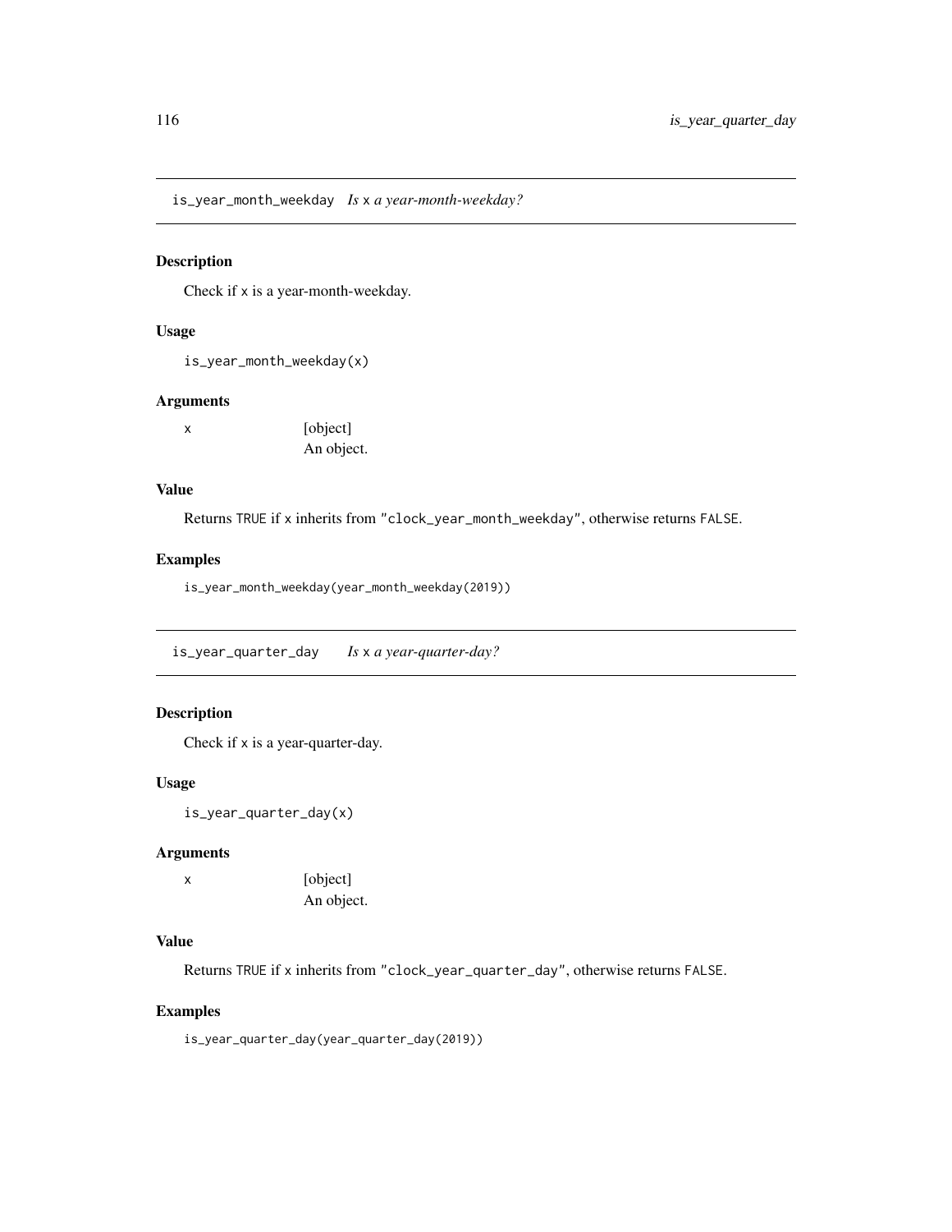## is_year_month_weekday *Is* x *a year-month-weekday?*

### Description

Check if x is a year-month-weekday.

### Usage

```
is_year_month_weekday(x)
```

### Arguments

| | |
|---|---|
| x | [object] An object. |

### Value

Returns TRUE if x inherits from "clock_year_month_weekday", otherwise returns FALSE.

### Examples

```
is_year_month_weekday(year_month_weekday(2019))
```

## is_year_quarter_day *Is* x *a year-quarter-day?*

### Description

Check if x is a year-quarter-day.

### Usage

```
is_year_quarter_day(x)
```

### Arguments

| | |
|---|---|
| x | [object] An object. |

### Value

Returns TRUE if x inherits from "clock_year_quarter_day", otherwise returns FALSE.

### Examples

```
is_year_quarter_day(year_quarter_day(2019))
```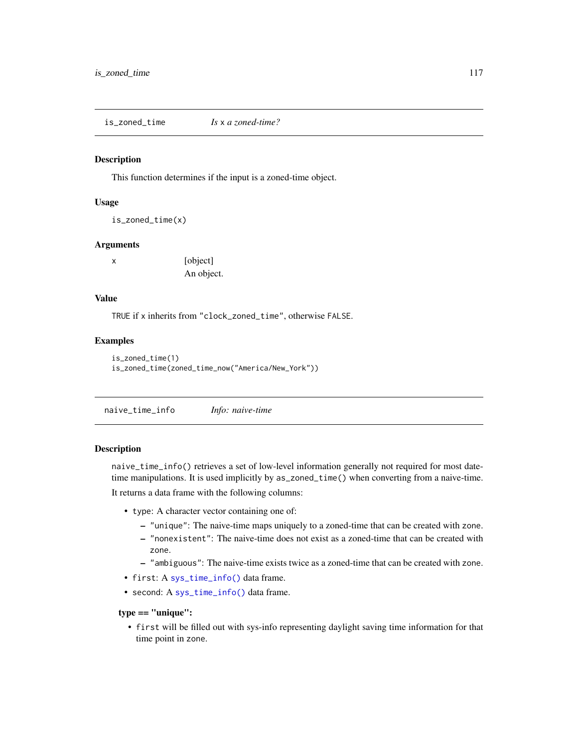## is_zoned_time — *Is x a zoned-time?*

### Description

This function determines if the input is a zoned-time object.

### Usage

```
is_zoned_time(x)
```

### Arguments

| | |
|---|---|
| x | [object]<br>An object. |

### Value

`TRUE` if `x` inherits from `"clock_zoned_time"`, otherwise `FALSE`.

### Examples

```
is_zoned_time(1)
is_zoned_time(zoned_time_now("America/New_York"))
```

## naive_time_info — *Info: naive-time*

### Description

`naive_time_info()` retrieves a set of low-level information generally not required for most date-time manipulations. It is used implicitly by `as_zoned_time()` when converting from a naive-time.

It returns a data frame with the following columns:

- `type`: A character vector containing one of:
  - `"unique"`: The naive-time maps uniquely to a zoned-time that can be created with `zone`.
  - `"nonexistent"`: The naive-time does not exist as a zoned-time that can be created with `zone`.
  - `"ambiguous"`: The naive-time exists twice as a zoned-time that can be created with `zone`.
- `first`: A `sys_time_info()` data frame.
- `second`: A `sys_time_info()` data frame.

#### type == "unique":

- `first` will be filled out with sys-info representing daylight saving time information for that time point in `zone`.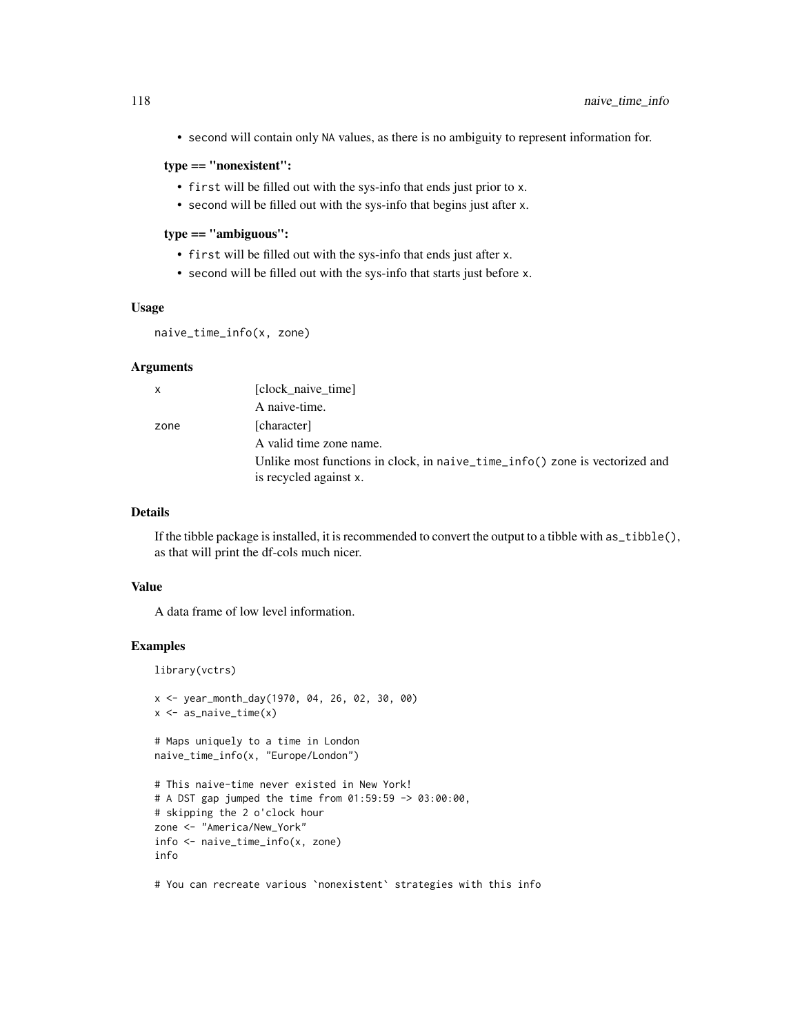- second will contain only NA values, as there is no ambiguity to represent information for.

**type == "nonexistent":**

- first will be filled out with the sys-info that ends just prior to x.
- second will be filled out with the sys-info that begins just after x.

**type == "ambiguous":**

- first will be filled out with the sys-info that ends just after x.
- second will be filled out with the sys-info that starts just before x.

### Usage

```
naive_time_info(x, zone)
```

### Arguments

| | |
|---|---|
| x | [clock_naive_time] A naive-time. |
| zone | [character] A valid time zone name. Unlike most functions in clock, in naive_time_info() zone is vectorized and is recycled against x. |

### Details

If the tibble package is installed, it is recommended to convert the output to a tibble with as_tibble(), as that will print the df-cols much nicer.

### Value

A data frame of low level information.

### Examples

```
library(vctrs)

x <- year_month_day(1970, 04, 26, 02, 30, 00)
x <- as_naive_time(x)

# Maps uniquely to a time in London
naive_time_info(x, "Europe/London")

# This naive-time never existed in New York!
# A DST gap jumped the time from 01:59:59 -> 03:00:00,
# skipping the 2 o'clock hour
zone <- "America/New_York"
info <- naive_time_info(x, zone)
info

# You can recreate various `nonexistent` strategies with this info
```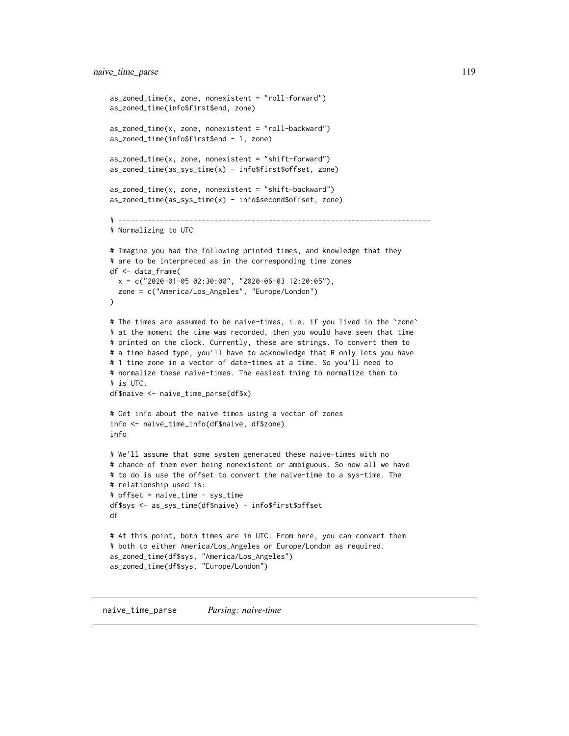```
as_zoned_time(x, zone, nonexistent = "roll-forward")
as_zoned_time(info$first$end, zone)

as_zoned_time(x, zone, nonexistent = "roll-backward")
as_zoned_time(info$first$end - 1, zone)

as_zoned_time(x, zone, nonexistent = "shift-forward")
as_zoned_time(as_sys_time(x) - info$first$offset, zone)

as_zoned_time(x, zone, nonexistent = "shift-backward")
as_zoned_time(as_sys_time(x) - info$second$offset, zone)

# ---------------------------------------------------------------------------
# Normalizing to UTC

# Imagine you had the following printed times, and knowledge that they
# are to be interpreted as in the corresponding time zones
df <- data_frame(
  x = c("2020-01-05 02:30:00", "2020-06-03 12:20:05"),
  zone = c("America/Los_Angeles", "Europe/London")
)

# The times are assumed to be naive-times, i.e. if you lived in the `zone`
# at the moment the time was recorded, then you would have seen that time
# printed on the clock. Currently, these are strings. To convert them to
# a time based type, you'll have to acknowledge that R only lets you have
# 1 time zone in a vector of date-times at a time. So you'll need to
# normalize these naive-times. The easiest thing to normalize them to
# is UTC.
df$naive <- naive_time_parse(df$x)

# Get info about the naive times using a vector of zones
info <- naive_time_info(df$naive, df$zone)
info

# We'll assume that some system generated these naive-times with no
# chance of them ever being nonexistent or ambiguous. So now all we have
# to do is use the offset to convert the naive-time to a sys-time. The
# relationship used is:
# offset = naive_time - sys_time
df$sys <- as_sys_time(df$naive) - info$first$offset
df

# At this point, both times are in UTC. From here, you can convert them
# both to either America/Los_Angeles or Europe/London as required.
as_zoned_time(df$sys, "America/Los_Angeles")
as_zoned_time(df$sys, "Europe/London")
```

## naive_time_parse    *Parsing: naive-time*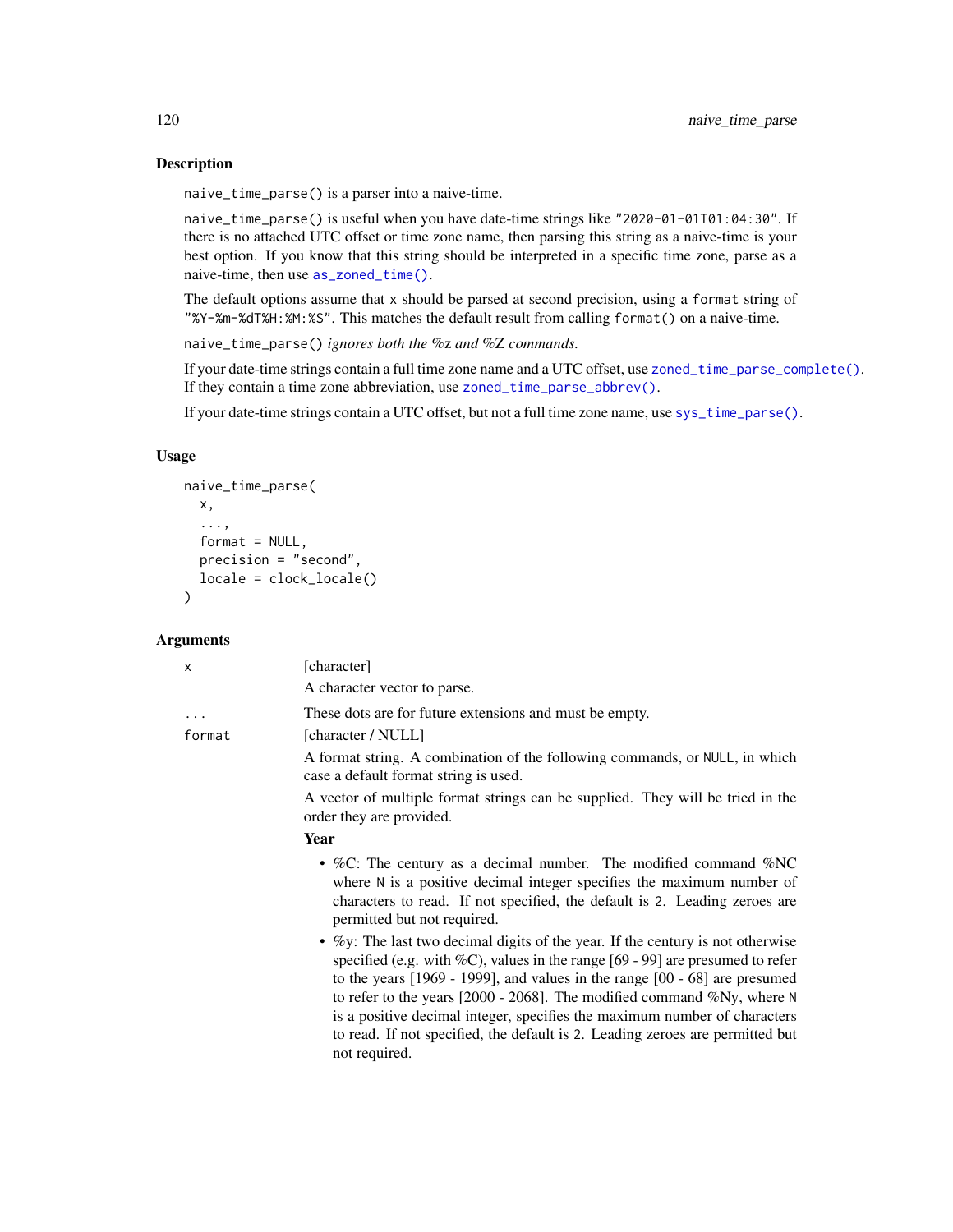## Description

`naive_time_parse()` is a parser into a naive-time.

`naive_time_parse()` is useful when you have date-time strings like `"2020-01-01T01:04:30"`. If there is no attached UTC offset or time zone name, then parsing this string as a naive-time is your best option. If you know that this string should be interpreted in a specific time zone, parse as a naive-time, then use `as_zoned_time()`.

The default options assume that `x` should be parsed at second precision, using a `format` string of `"%Y-%m-%dT%H:%M:%S"`. This matches the default result from calling `format()` on a naive-time.

*`naive_time_parse()` ignores both the %z and %Z commands.*

If your date-time strings contain a full time zone name and a UTC offset, use `zoned_time_parse_complete()`. If they contain a time zone abbreviation, use `zoned_time_parse_abbrev()`.

If your date-time strings contain a UTC offset, but not a full time zone name, use `sys_time_parse()`.

## Usage

```
naive_time_parse(
  x,
  ...,
  format = NULL,
  precision = "second",
  locale = clock_locale()
)
```

## Arguments

`x` [character]

A character vector to parse.

`...` These dots are for future extensions and must be empty.

`format` [character / NULL]

A format string. A combination of the following commands, or `NULL`, in which case a default format string is used.

A vector of multiple format strings can be supplied. They will be tried in the order they are provided.

**Year**

- %C: The century as a decimal number. The modified command %NC where `N` is a positive decimal integer specifies the maximum number of characters to read. If not specified, the default is 2. Leading zeroes are permitted but not required.
- %y: The last two decimal digits of the year. If the century is not otherwise specified (e.g. with %C), values in the range [69 - 99] are presumed to refer to the years [1969 - 1999], and values in the range [00 - 68] are presumed to refer to the years [2000 - 2068]. The modified command %Ny, where `N` is a positive decimal integer, specifies the maximum number of characters to read. If not specified, the default is 2. Leading zeroes are permitted but not required.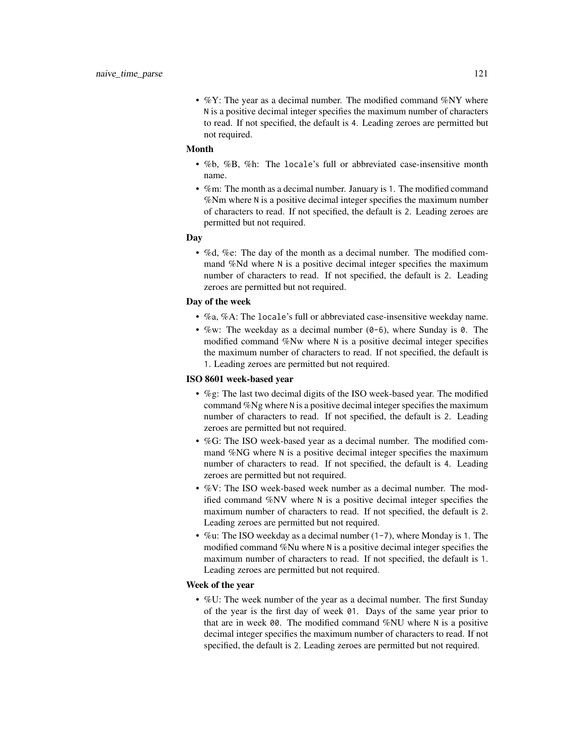- %Y: The year as a decimal number. The modified command %NY where `N` is a positive decimal integer specifies the maximum number of characters to read. If not specified, the default is `4`. Leading zeroes are permitted but not required.

**Month**

- %b, %B, %h: The `locale`'s full or abbreviated case-insensitive month name.
- %m: The month as a decimal number. January is `1`. The modified command %Nm where `N` is a positive decimal integer specifies the maximum number of characters to read. If not specified, the default is `2`. Leading zeroes are permitted but not required.

**Day**

- %d, %e: The day of the month as a decimal number. The modified command %Nd where `N` is a positive decimal integer specifies the maximum number of characters to read. If not specified, the default is `2`. Leading zeroes are permitted but not required.

**Day of the week**

- %a, %A: The `locale`'s full or abbreviated case-insensitive weekday name.
- %w: The weekday as a decimal number (`0-6`), where Sunday is `0`. The modified command %Nw where `N` is a positive decimal integer specifies the maximum number of characters to read. If not specified, the default is `1`. Leading zeroes are permitted but not required.

**ISO 8601 week-based year**

- %g: The last two decimal digits of the ISO week-based year. The modified command %Ng where `N` is a positive decimal integer specifies the maximum number of characters to read. If not specified, the default is `2`. Leading zeroes are permitted but not required.
- %G: The ISO week-based year as a decimal number. The modified command %NG where `N` is a positive decimal integer specifies the maximum number of characters to read. If not specified, the default is `4`. Leading zeroes are permitted but not required.
- %V: The ISO week-based week number as a decimal number. The modified command %NV where `N` is a positive decimal integer specifies the maximum number of characters to read. If not specified, the default is `2`. Leading zeroes are permitted but not required.
- %u: The ISO weekday as a decimal number (`1-7`), where Monday is `1`. The modified command %Nu where `N` is a positive decimal integer specifies the maximum number of characters to read. If not specified, the default is `1`. Leading zeroes are permitted but not required.

**Week of the year**

- %U: The week number of the year as a decimal number. The first Sunday of the year is the first day of week `01`. Days of the same year prior to that are in week `00`. The modified command %NU where `N` is a positive decimal integer specifies the maximum number of characters to read. If not specified, the default is `2`. Leading zeroes are permitted but not required.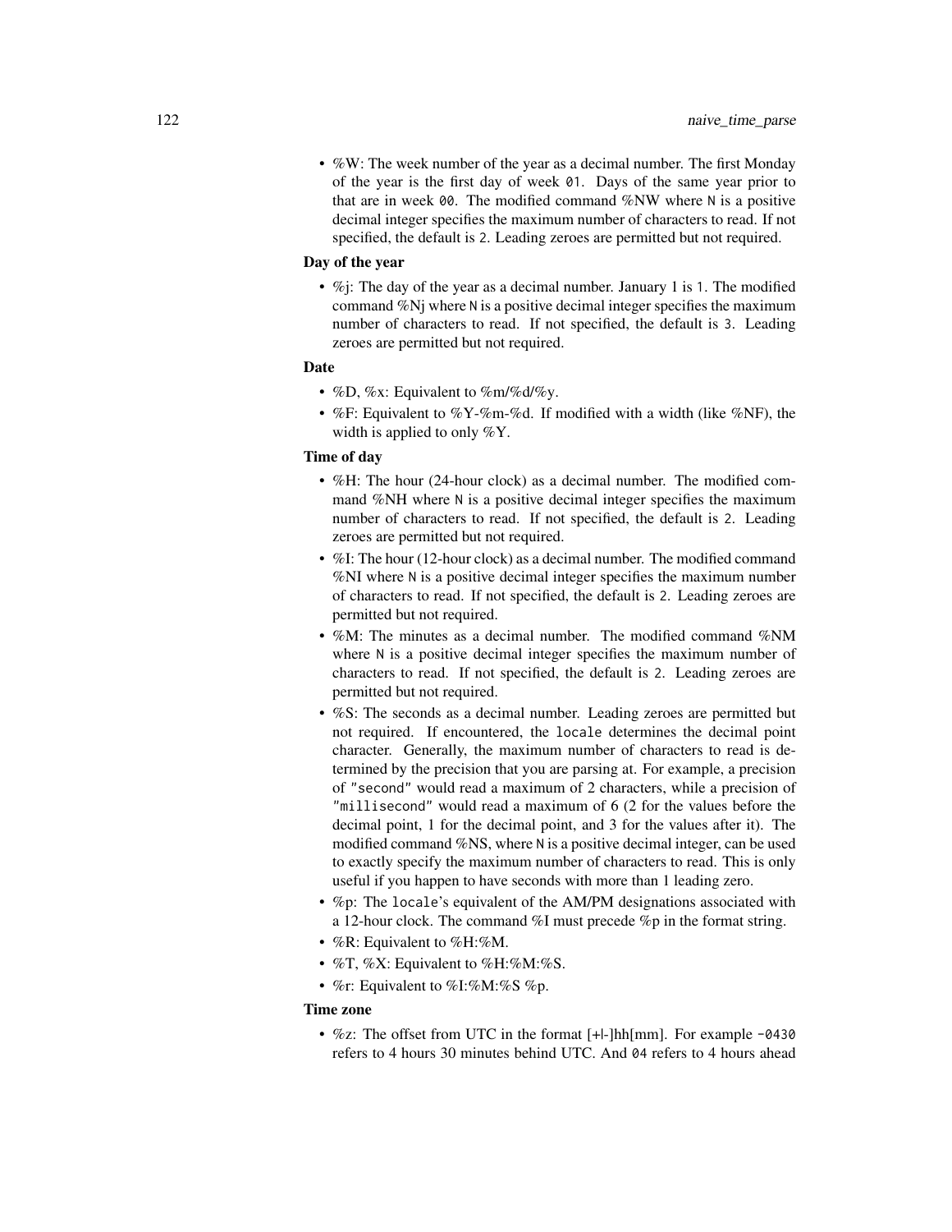- %W: The week number of the year as a decimal number. The first Monday of the year is the first day of week `01`. Days of the same year prior to that are in week `00`. The modified command %NW where `N` is a positive decimal integer specifies the maximum number of characters to read. If not specified, the default is `2`. Leading zeroes are permitted but not required.

### Day of the year

- %j: The day of the year as a decimal number. January 1 is `1`. The modified command %Nj where `N` is a positive decimal integer specifies the maximum number of characters to read. If not specified, the default is `3`. Leading zeroes are permitted but not required.

### Date

- %D, %x: Equivalent to %m/%d/%y.
- %F: Equivalent to %Y-%m-%d. If modified with a width (like %NF), the width is applied to only %Y.

### Time of day

- %H: The hour (24-hour clock) as a decimal number. The modified command %NH where `N` is a positive decimal integer specifies the maximum number of characters to read. If not specified, the default is `2`. Leading zeroes are permitted but not required.
- %I: The hour (12-hour clock) as a decimal number. The modified command %NI where `N` is a positive decimal integer specifies the maximum number of characters to read. If not specified, the default is `2`. Leading zeroes are permitted but not required.
- %M: The minutes as a decimal number. The modified command %NM where `N` is a positive decimal integer specifies the maximum number of characters to read. If not specified, the default is `2`. Leading zeroes are permitted but not required.
- %S: The seconds as a decimal number. Leading zeroes are permitted but not required. If encountered, the `locale` determines the decimal point character. Generally, the maximum number of characters to read is determined by the precision that you are parsing at. For example, a precision of `"second"` would read a maximum of 2 characters, while a precision of `"millisecond"` would read a maximum of 6 (2 for the values before the decimal point, 1 for the decimal point, and 3 for the values after it). The modified command %NS, where `N` is a positive decimal integer, can be used to exactly specify the maximum number of characters to read. This is only useful if you happen to have seconds with more than 1 leading zero.
- %p: The `locale`'s equivalent of the AM/PM designations associated with a 12-hour clock. The command %I must precede %p in the format string.
- %R: Equivalent to %H:%M.
- %T, %X: Equivalent to %H:%M:%S.
- %r: Equivalent to %I:%M:%S %p.

### Time zone

- %z: The offset from UTC in the format [+|-]hh[mm]. For example `-0430` refers to 4 hours 30 minutes behind UTC. And `04` refers to 4 hours ahead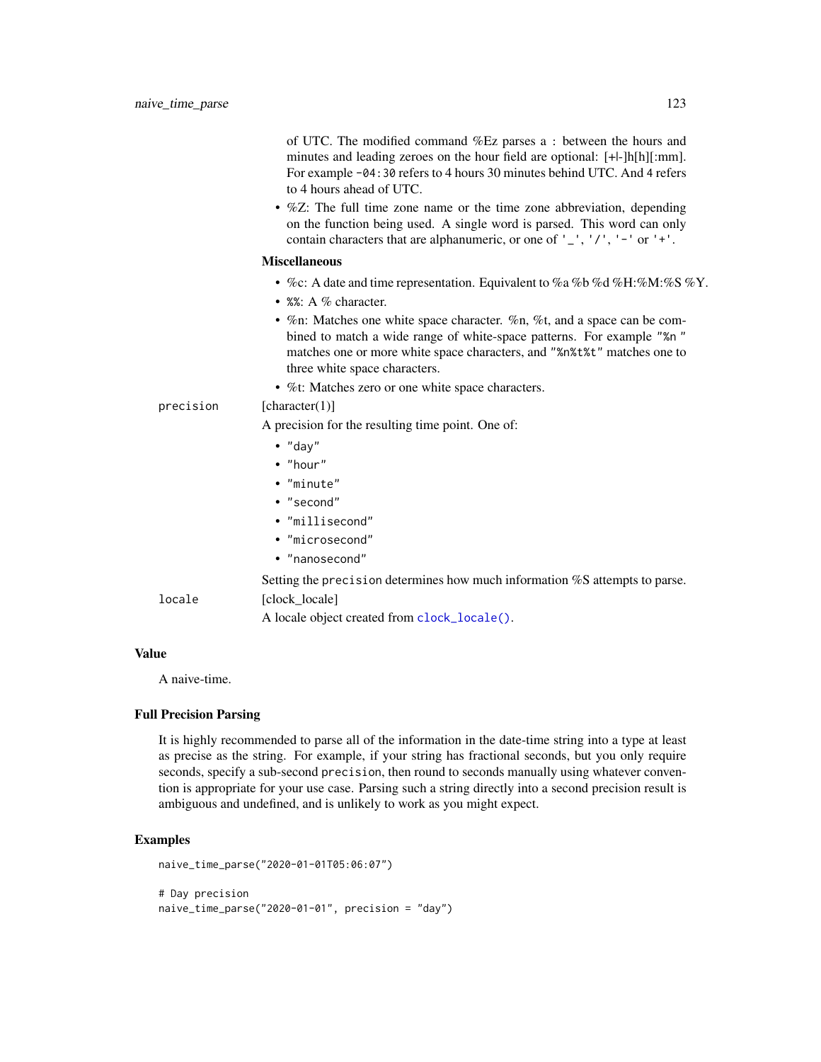of UTC. The modified command %Ez parses a : between the hours and minutes and leading zeroes on the hour field are optional: [+|-]h[h][:mm]. For example `-04:30` refers to 4 hours 30 minutes behind UTC. And 4 refers to 4 hours ahead of UTC.

- %Z: The full time zone name or the time zone abbreviation, depending on the function being used. A single word is parsed. This word can only contain characters that are alphanumeric, or one of `'_'`, `'/'`, `'-'` or `'+'`.

**Miscellaneous**

- %c: A date and time representation. Equivalent to %a %b %d %H:%M:%S %Y.
- `%%`: A % character.
- %n: Matches one white space character. %n, %t, and a space can be combined to match a wide range of white-space patterns. For example `"%n "` matches one or more white space characters, and `"%n%t%t"` matches one to three white space characters.
- %t: Matches zero or one white space characters.

`precision` [character(1)]

A precision for the resulting time point. One of:

- `"day"`
- `"hour"`
- `"minute"`
- `"second"`
- `"millisecond"`
- `"microsecond"`
- `"nanosecond"`

Setting the `precision` determines how much information %S attempts to parse.

`locale` [clock_locale]

A locale object created from `clock_locale()`.

### Value

A naive-time.

### Full Precision Parsing

It is highly recommended to parse all of the information in the date-time string into a type at least as precise as the string. For example, if your string has fractional seconds, but you only require seconds, specify a sub-second `precision`, then round to seconds manually using whatever convention is appropriate for your use case. Parsing such a string directly into a second precision result is ambiguous and undefined, and is unlikely to work as you might expect.

### Examples

```
naive_time_parse("2020-01-01T05:06:07")

# Day precision
naive_time_parse("2020-01-01", precision = "day")
```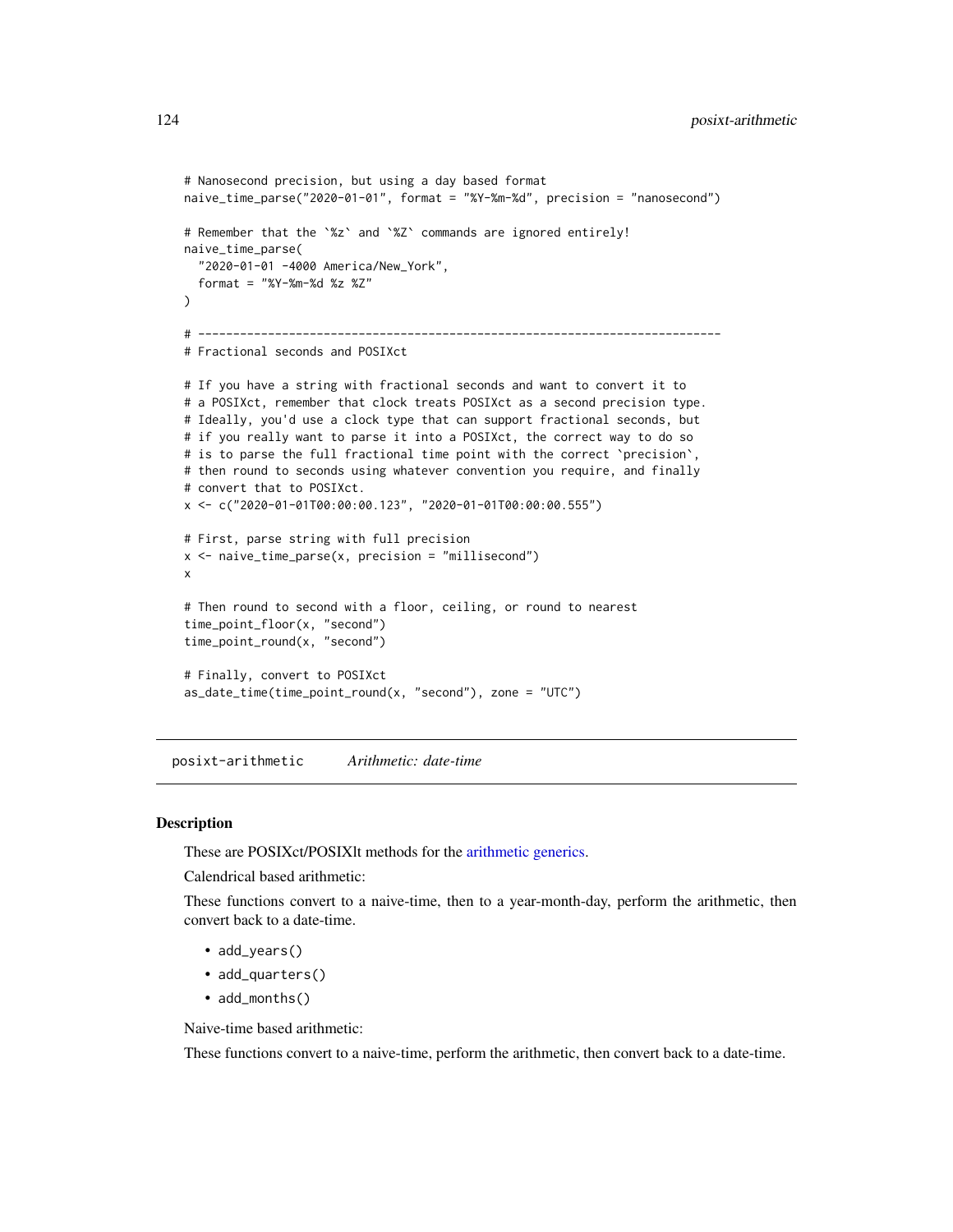```
# Nanosecond precision, but using a day based format
naive_time_parse("2020-01-01", format = "%Y-%m-%d", precision = "nanosecond")

# Remember that the `%z` and `%Z` commands are ignored entirely!
naive_time_parse(
  "2020-01-01 -4000 America/New_York",
  format = "%Y-%m-%d %z %Z"
)

# ---------------------------------------------------------------------------
# Fractional seconds and POSIXct

# If you have a string with fractional seconds and want to convert it to
# a POSIXct, remember that clock treats POSIXct as a second precision type.
# Ideally, you'd use a clock type that can support fractional seconds, but
# if you really want to parse it into a POSIXct, the correct way to do so
# is to parse the full fractional time point with the correct `precision`,
# then round to seconds using whatever convention you require, and finally
# convert that to POSIXct.
x <- c("2020-01-01T00:00:00.123", "2020-01-01T00:00:00.555")

# First, parse string with full precision
x <- naive_time_parse(x, precision = "millisecond")
x

# Then round to second with a floor, ceiling, or round to nearest
time_point_floor(x, "second")
time_point_round(x, "second")

# Finally, convert to POSIXct
as_date_time(time_point_round(x, "second"), zone = "UTC")
```

## posixt-arithmetic    *Arithmetic: date-time*

### Description

These are POSIXct/POSIXlt methods for the arithmetic generics.

Calendrical based arithmetic:

These functions convert to a naive-time, then to a year-month-day, perform the arithmetic, then convert back to a date-time.

- add_years()
- add_quarters()
- add_months()

Naive-time based arithmetic:

These functions convert to a naive-time, perform the arithmetic, then convert back to a date-time.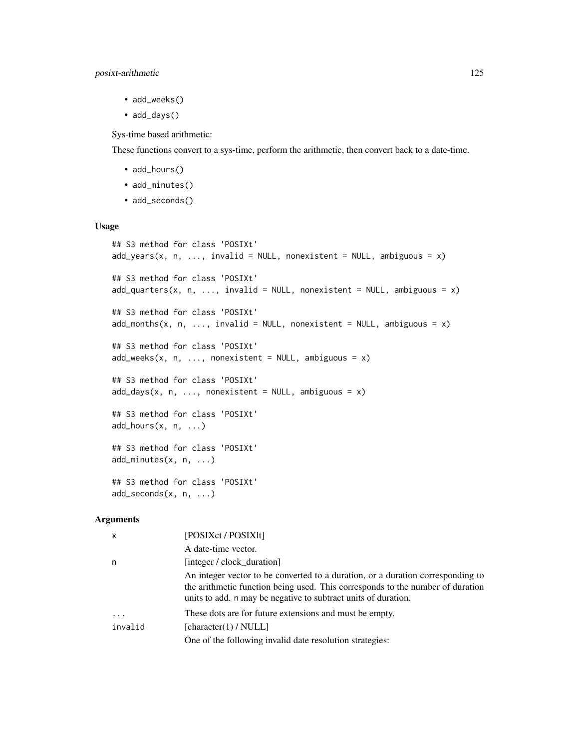- add_weeks()
- add_days()

Sys-time based arithmetic:

These functions convert to a sys-time, perform the arithmetic, then convert back to a date-time.

- add_hours()
- add_minutes()
- add_seconds()

### Usage

```
## S3 method for class 'POSIXt'
add_years(x, n, ..., invalid = NULL, nonexistent = NULL, ambiguous = x)

## S3 method for class 'POSIXt'
add_quarters(x, n, ..., invalid = NULL, nonexistent = NULL, ambiguous = x)

## S3 method for class 'POSIXt'
add_months(x, n, ..., invalid = NULL, nonexistent = NULL, ambiguous = x)

## S3 method for class 'POSIXt'
add_weeks(x, n, ..., nonexistent = NULL, ambiguous = x)

## S3 method for class 'POSIXt'
add_days(x, n, ..., nonexistent = NULL, ambiguous = x)

## S3 method for class 'POSIXt'
add_hours(x, n, ...)

## S3 method for class 'POSIXt'
add_minutes(x, n, ...)

## S3 method for class 'POSIXt'
add_seconds(x, n, ...)
```

### Arguments

| | |
|---|---|
| x | [POSIXct / POSIXlt] <br> A date-time vector. |
| n | [integer / clock_duration] <br> An integer vector to be converted to a duration, or a duration corresponding to the arithmetic function being used. This corresponds to the number of duration units to add. n may be negative to subtract units of duration. |
| ... | These dots are for future extensions and must be empty. |
| invalid | [character(1) / NULL] <br> One of the following invalid date resolution strategies: |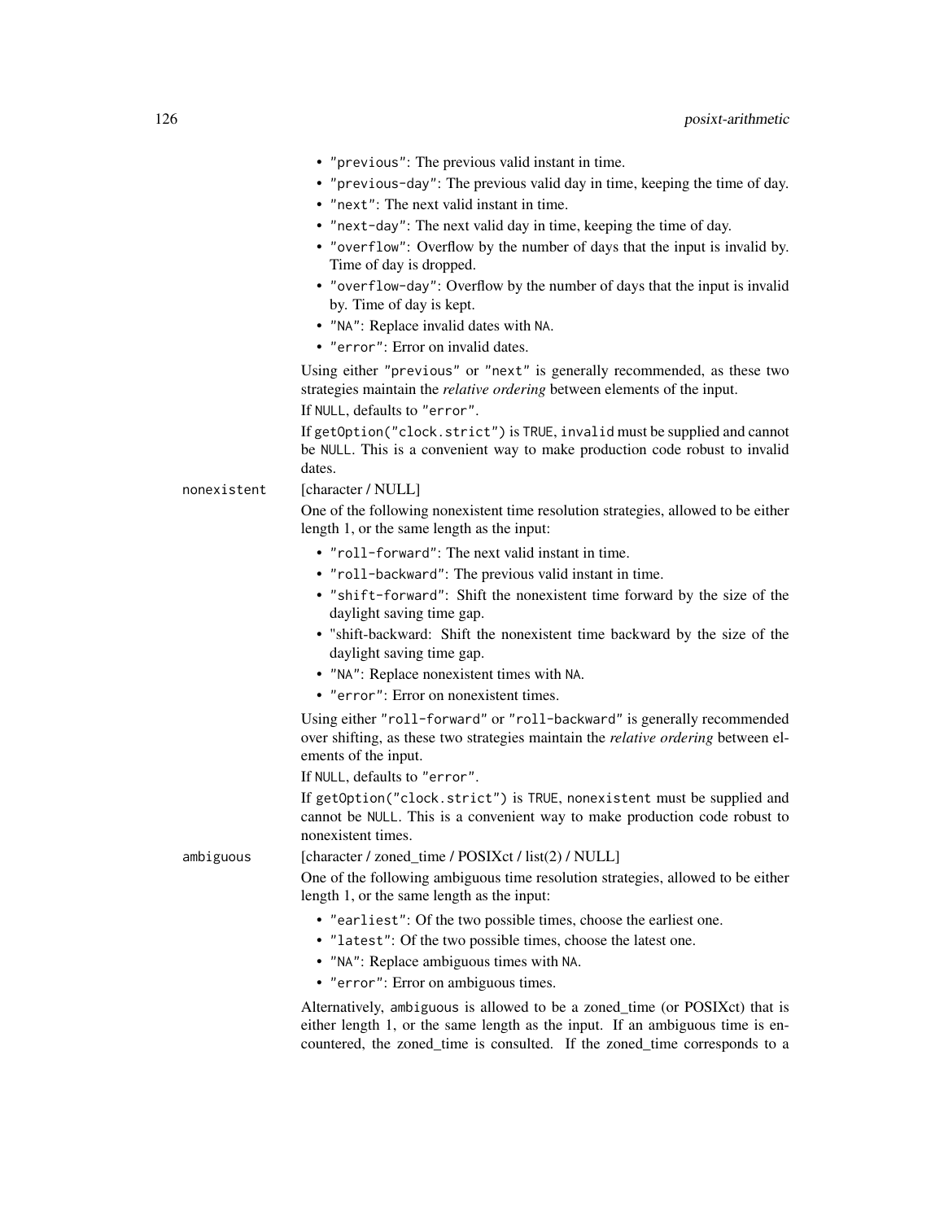- "previous": The previous valid instant in time.
- "previous-day": The previous valid day in time, keeping the time of day.
- "next": The next valid instant in time.
- "next-day": The next valid day in time, keeping the time of day.
- "overflow": Overflow by the number of days that the input is invalid by. Time of day is dropped.
- "overflow-day": Overflow by the number of days that the input is invalid by. Time of day is kept.
- "NA": Replace invalid dates with NA.
- "error": Error on invalid dates.

Using either "previous" or "next" is generally recommended, as these two strategies maintain the *relative ordering* between elements of the input.

If NULL, defaults to "error".

If getOption("clock.strict") is TRUE, invalid must be supplied and cannot be NULL. This is a convenient way to make production code robust to invalid dates.

nonexistent [character / NULL]

One of the following nonexistent time resolution strategies, allowed to be either length 1, or the same length as the input:

- "roll-forward": The next valid instant in time.
- "roll-backward": The previous valid instant in time.
- "shift-forward": Shift the nonexistent time forward by the size of the daylight saving time gap.
- "shift-backward: Shift the nonexistent time backward by the size of the daylight saving time gap.
- "NA": Replace nonexistent times with NA.
- "error": Error on nonexistent times.

Using either "roll-forward" or "roll-backward" is generally recommended over shifting, as these two strategies maintain the *relative ordering* between elements of the input.

If NULL, defaults to "error".

If getOption("clock.strict") is TRUE, nonexistent must be supplied and cannot be NULL. This is a convenient way to make production code robust to nonexistent times.

ambiguous [character / zoned_time / POSIXct / list(2) / NULL]

One of the following ambiguous time resolution strategies, allowed to be either length 1, or the same length as the input:

- "earliest": Of the two possible times, choose the earliest one.
- "latest": Of the two possible times, choose the latest one.
- "NA": Replace ambiguous times with NA.
- "error": Error on ambiguous times.

Alternatively, ambiguous is allowed to be a zoned_time (or POSIXct) that is either length 1, or the same length as the input. If an ambiguous time is encountered, the zoned_time is consulted. If the zoned_time corresponds to a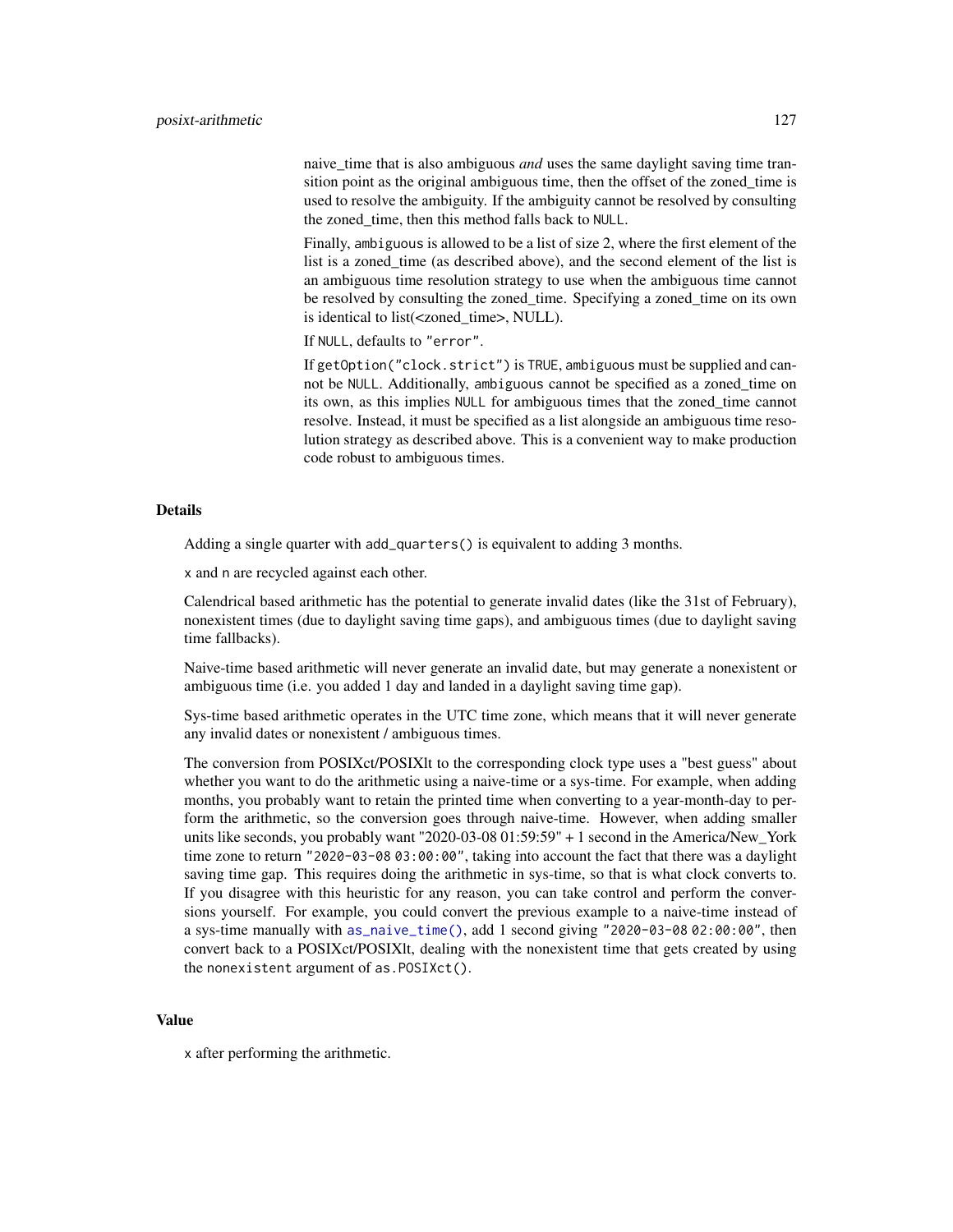naive_time that is also ambiguous *and* uses the same daylight saving time transition point as the original ambiguous time, then the offset of the zoned_time is used to resolve the ambiguity. If the ambiguity cannot be resolved by consulting the zoned_time, then this method falls back to `NULL`.

Finally, `ambiguous` is allowed to be a list of size 2, where the first element of the list is a zoned_time (as described above), and the second element of the list is an ambiguous time resolution strategy to use when the ambiguous time cannot be resolved by consulting the zoned_time. Specifying a zoned_time on its own is identical to list(<zoned_time>, NULL).

If `NULL`, defaults to `"error"`.

If `getOption("clock.strict")` is `TRUE`, `ambiguous` must be supplied and cannot be `NULL`. Additionally, `ambiguous` cannot be specified as a zoned_time on its own, as this implies `NULL` for ambiguous times that the zoned_time cannot resolve. Instead, it must be specified as a list alongside an ambiguous time resolution strategy as described above. This is a convenient way to make production code robust to ambiguous times.

## Details

Adding a single quarter with `add_quarters()` is equivalent to adding 3 months.

`x` and `n` are recycled against each other.

Calendrical based arithmetic has the potential to generate invalid dates (like the 31st of February), nonexistent times (due to daylight saving time gaps), and ambiguous times (due to daylight saving time fallbacks).

Naive-time based arithmetic will never generate an invalid date, but may generate a nonexistent or ambiguous time (i.e. you added 1 day and landed in a daylight saving time gap).

Sys-time based arithmetic operates in the UTC time zone, which means that it will never generate any invalid dates or nonexistent / ambiguous times.

The conversion from POSIXct/POSIXlt to the corresponding clock type uses a "best guess" about whether you want to do the arithmetic using a naive-time or a sys-time. For example, when adding months, you probably want to retain the printed time when converting to a year-month-day to perform the arithmetic, so the conversion goes through naive-time. However, when adding smaller units like seconds, you probably want "2020-03-08 01:59:59" + 1 second in the America/New_York time zone to return `"2020-03-08 03:00:00"`, taking into account the fact that there was a daylight saving time gap. This requires doing the arithmetic in sys-time, so that is what clock converts to. If you disagree with this heuristic for any reason, you can take control and perform the conversions yourself. For example, you could convert the previous example to a naive-time instead of a sys-time manually with `as_naive_time()`, add 1 second giving `"2020-03-08 02:00:00"`, then convert back to a POSIXct/POSIXlt, dealing with the nonexistent time that gets created by using the `nonexistent` argument of `as.POSIXct()`.

## Value

`x` after performing the arithmetic.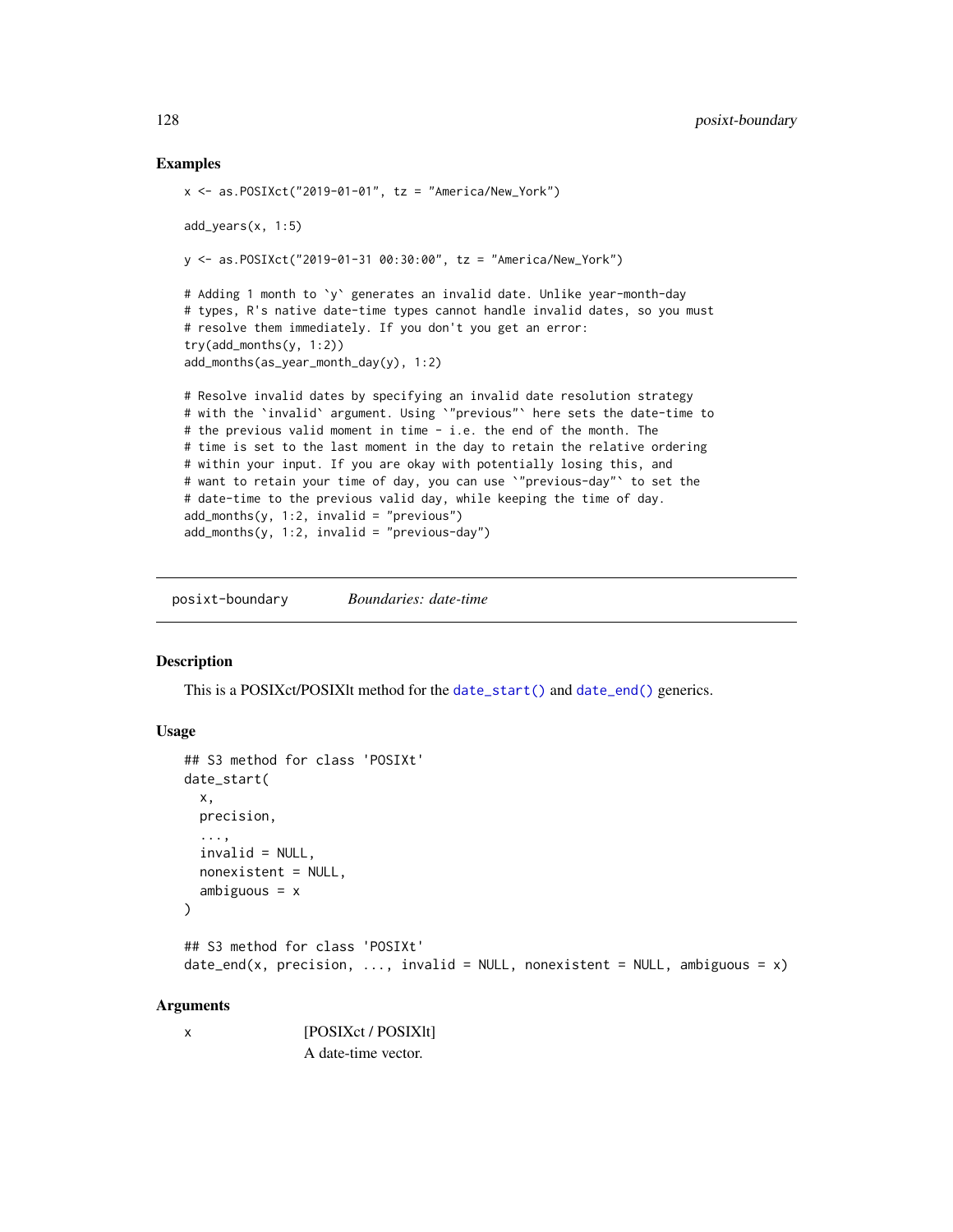### Examples

```
x <- as.POSIXct("2019-01-01", tz = "America/New_York")

add_years(x, 1:5)

y <- as.POSIXct("2019-01-31 00:30:00", tz = "America/New_York")

# Adding 1 month to `y` generates an invalid date. Unlike year-month-day
# types, R's native date-time types cannot handle invalid dates, so you must
# resolve them immediately. If you don't you get an error:
try(add_months(y, 1:2))
add_months(as_year_month_day(y), 1:2)

# Resolve invalid dates by specifying an invalid date resolution strategy
# with the `invalid` argument. Using `"previous"` here sets the date-time to
# the previous valid moment in time - i.e. the end of the month. The
# time is set to the last moment in the day to retain the relative ordering
# within your input. If you are okay with potentially losing this, and
# want to retain your time of day, you can use `"previous-day"` to set the
# date-time to the previous valid day, while keeping the time of day.
add_months(y, 1:2, invalid = "previous")
add_months(y, 1:2, invalid = "previous-day")
```

## posixt-boundary *Boundaries: date-time*

### Description

This is a POSIXct/POSIXlt method for the `date_start()` and `date_end()` generics.

### Usage

```
## S3 method for class 'POSIXt'
date_start(
  x,
  precision,
  ...,
  invalid = NULL,
  nonexistent = NULL,
  ambiguous = x
)

## S3 method for class 'POSIXt'
date_end(x, precision, ..., invalid = NULL, nonexistent = NULL, ambiguous = x)
```

### Arguments

x [POSIXct / POSIXlt]
A date-time vector.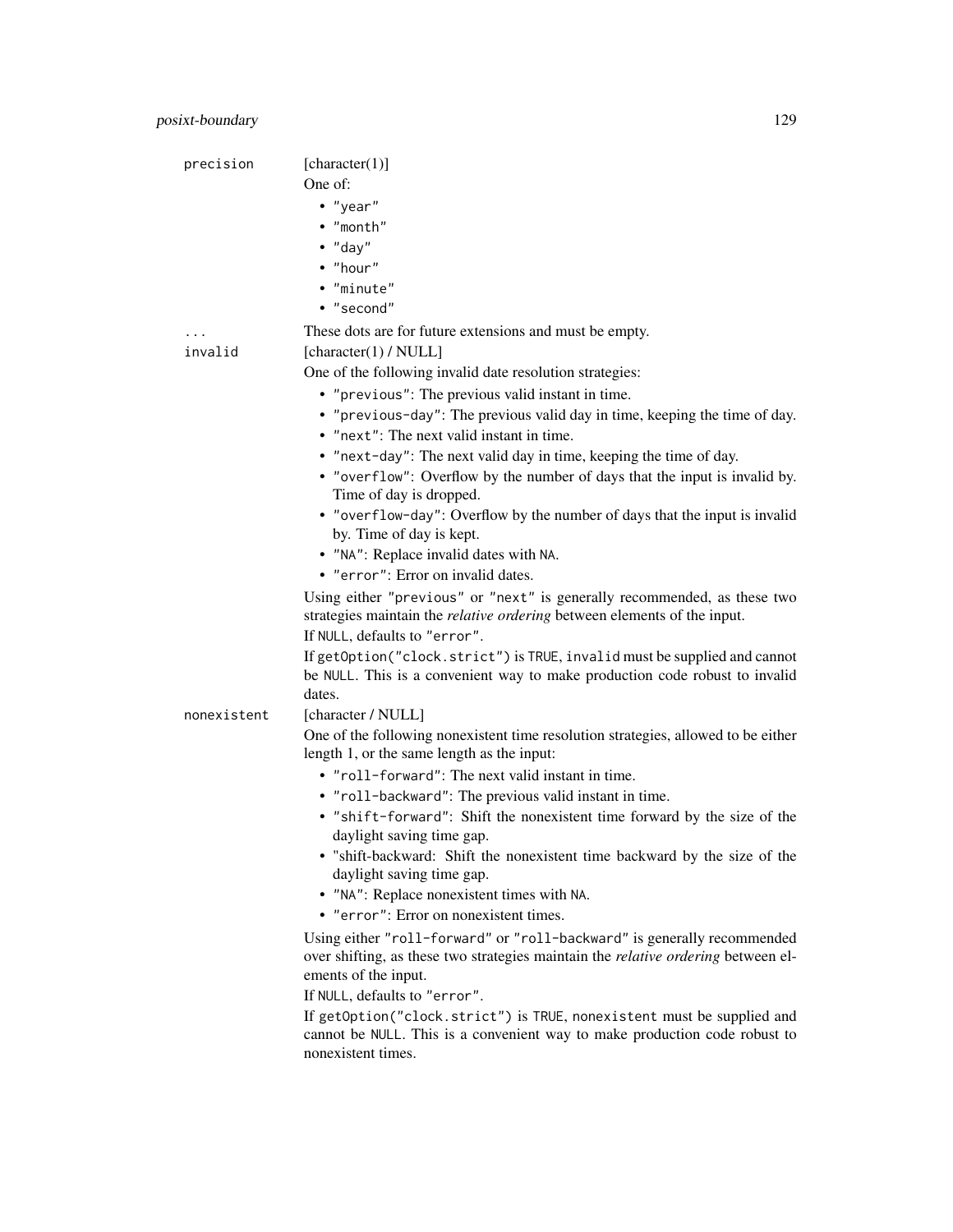`precision` [character(1)]

One of:

- `"year"`
- `"month"`
- `"day"`
- `"hour"`
- `"minute"`
- `"second"`

`...` These dots are for future extensions and must be empty.

`invalid` [character(1) / NULL]

One of the following invalid date resolution strategies:

- `"previous"`: The previous valid instant in time.
- `"previous-day"`: The previous valid day in time, keeping the time of day.
- `"next"`: The next valid instant in time.
- `"next-day"`: The next valid day in time, keeping the time of day.
- `"overflow"`: Overflow by the number of days that the input is invalid by. Time of day is dropped.
- `"overflow-day"`: Overflow by the number of days that the input is invalid by. Time of day is kept.
- `"NA"`: Replace invalid dates with `NA`.
- `"error"`: Error on invalid dates.

Using either `"previous"` or `"next"` is generally recommended, as these two strategies maintain the *relative ordering* between elements of the input.

If `NULL`, defaults to `"error"`.

If `getOption("clock.strict")` is `TRUE`, `invalid` must be supplied and cannot be `NULL`. This is a convenient way to make production code robust to invalid dates.

`nonexistent` [character / NULL]

One of the following nonexistent time resolution strategies, allowed to be either length 1, or the same length as the input:

- `"roll-forward"`: The next valid instant in time.
- `"roll-backward"`: The previous valid instant in time.
- `"shift-forward"`: Shift the nonexistent time forward by the size of the daylight saving time gap.
- "shift-backward: Shift the nonexistent time backward by the size of the daylight saving time gap.
- `"NA"`: Replace nonexistent times with `NA`.
- `"error"`: Error on nonexistent times.

Using either `"roll-forward"` or `"roll-backward"` is generally recommended over shifting, as these two strategies maintain the *relative ordering* between elements of the input.

If `NULL`, defaults to `"error"`.

If `getOption("clock.strict")` is `TRUE`, `nonexistent` must be supplied and cannot be `NULL`. This is a convenient way to make production code robust to nonexistent times.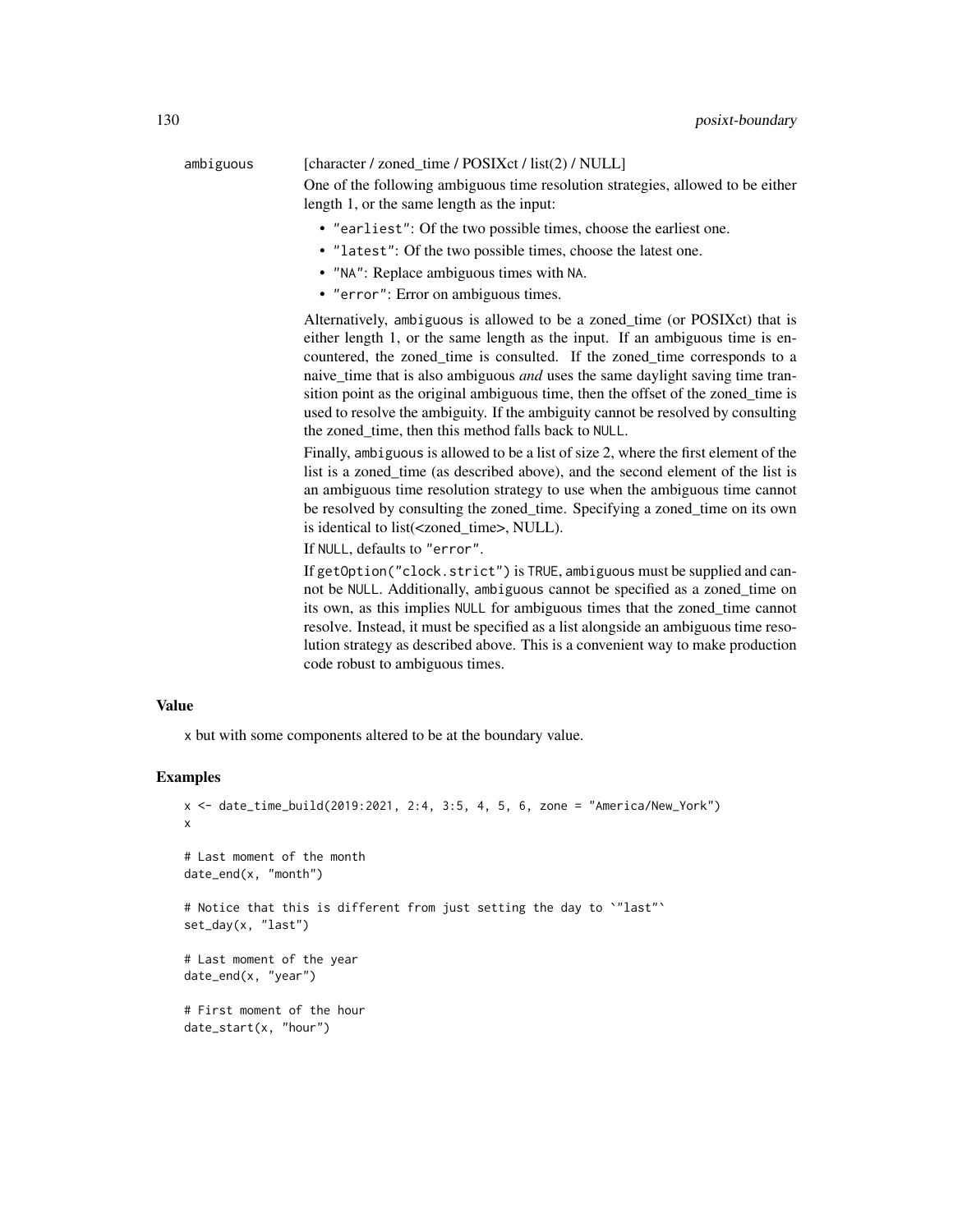ambiguous [character / zoned_time / POSIXct / list(2) / NULL]

One of the following ambiguous time resolution strategies, allowed to be either length 1, or the same length as the input:

- "earliest": Of the two possible times, choose the earliest one.
- "latest": Of the two possible times, choose the latest one.
- "NA": Replace ambiguous times with NA.
- "error": Error on ambiguous times.

Alternatively, ambiguous is allowed to be a zoned_time (or POSIXct) that is either length 1, or the same length as the input. If an ambiguous time is encountered, the zoned_time is consulted. If the zoned_time corresponds to a naive_time that is also ambiguous *and* uses the same daylight saving time transition point as the original ambiguous time, then the offset of the zoned_time is used to resolve the ambiguity. If the ambiguity cannot be resolved by consulting the zoned_time, then this method falls back to NULL.

Finally, ambiguous is allowed to be a list of size 2, where the first element of the list is a zoned_time (as described above), and the second element of the list is an ambiguous time resolution strategy to use when the ambiguous time cannot be resolved by consulting the zoned_time. Specifying a zoned_time on its own is identical to list(<zoned_time>, NULL).

If NULL, defaults to "error".

If getOption("clock.strict") is TRUE, ambiguous must be supplied and cannot be NULL. Additionally, ambiguous cannot be specified as a zoned_time on its own, as this implies NULL for ambiguous times that the zoned_time cannot resolve. Instead, it must be specified as a list alongside an ambiguous time resolution strategy as described above. This is a convenient way to make production code robust to ambiguous times.

## Value

x but with some components altered to be at the boundary value.

## Examples

```
x <- date_time_build(2019:2021, 2:4, 3:5, 4, 5, 6, zone = "America/New_York")
x

# Last moment of the month
date_end(x, "month")

# Notice that this is different from just setting the day to `"last"`
set_day(x, "last")

# Last moment of the year
date_end(x, "year")

# First moment of the hour
date_start(x, "hour")
```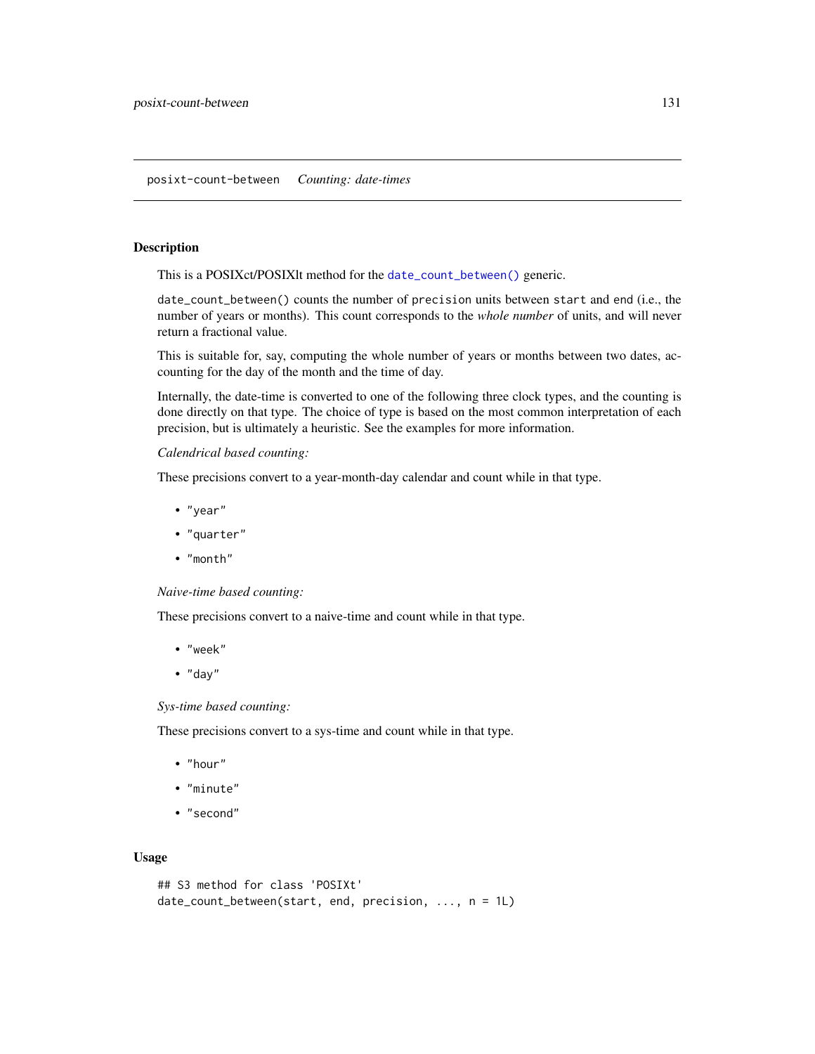posixt-count-between    *Counting: date-times*

## Description

This is a POSIXct/POSIXlt method for the `date_count_between()` generic.

`date_count_between()` counts the number of `precision` units between `start` and `end` (i.e., the number of years or months). This count corresponds to the *whole number* of units, and will never return a fractional value.

This is suitable for, say, computing the whole number of years or months between two dates, accounting for the day of the month and the time of day.

Internally, the date-time is converted to one of the following three clock types, and the counting is done directly on that type. The choice of type is based on the most common interpretation of each precision, but is ultimately a heuristic. See the examples for more information.

*Calendrical based counting:*

These precisions convert to a year-month-day calendar and count while in that type.

- `"year"`
- `"quarter"`
- `"month"`

*Naive-time based counting:*

These precisions convert to a naive-time and count while in that type.

- `"week"`
- `"day"`

*Sys-time based counting:*

These precisions convert to a sys-time and count while in that type.

- `"hour"`
- `"minute"`
- `"second"`

## Usage

```
## S3 method for class 'POSIXt'
date_count_between(start, end, precision, ..., n = 1L)
```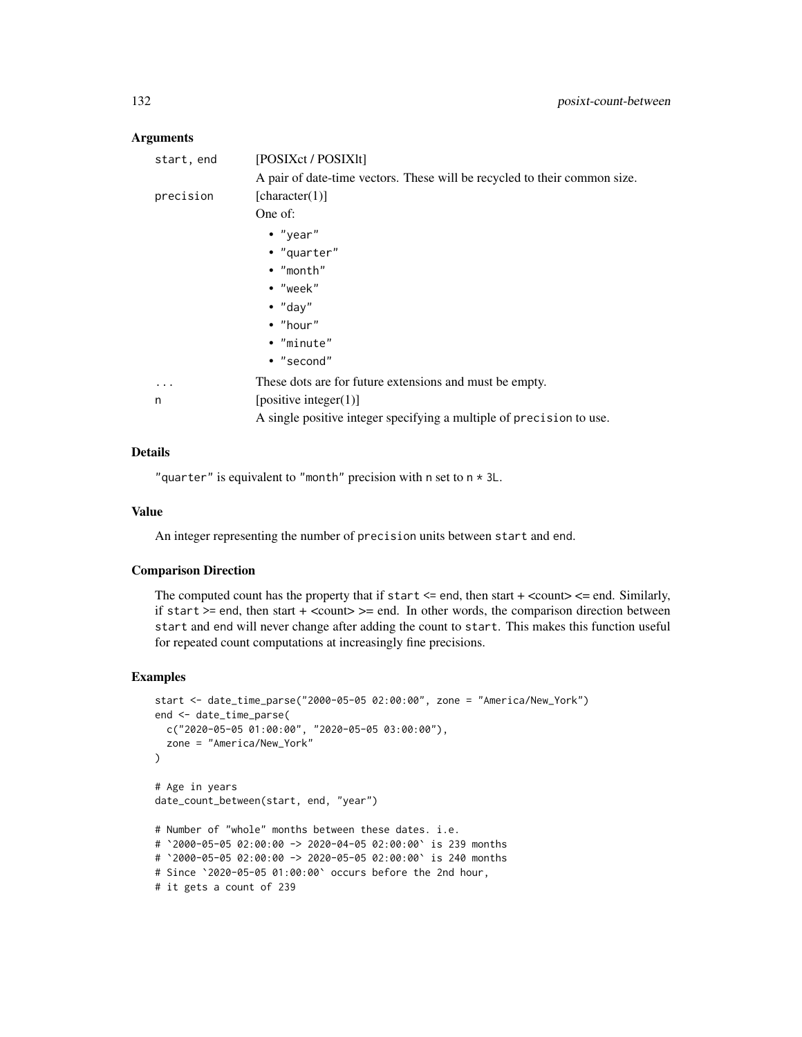### Arguments

| | |
|---|---|
| `start, end` | [POSIXct / POSIXlt]<br>A pair of date-time vectors. These will be recycled to their common size. |
| `precision` | [character(1)]<br>One of:<br>• `"year"`<br>• `"quarter"`<br>• `"month"`<br>• `"week"`<br>• `"day"`<br>• `"hour"`<br>• `"minute"`<br>• `"second"` |
| `...` | These dots are for future extensions and must be empty. |
| `n` | [positive integer(1)]<br>A single positive integer specifying a multiple of `precision` to use. |

### Details

`"quarter"` is equivalent to `"month"` precision with `n` set to `n * 3L`.

### Value

An integer representing the number of `precision` units between `start` and `end`.

### Comparison Direction

The computed count has the property that if `start` <= end, then start + <count> <= end. Similarly, if `start` >= end, then start + <count> >= end. In other words, the comparison direction between `start` and `end` will never change after adding the count to `start`. This makes this function useful for repeated count computations at increasingly fine precisions.

### Examples

```
start <- date_time_parse("2000-05-05 02:00:00", zone = "America/New_York")
end <- date_time_parse(
  c("2020-05-05 01:00:00", "2020-05-05 03:00:00"),
  zone = "America/New_York"
)

# Age in years
date_count_between(start, end, "year")

# Number of "whole" months between these dates. i.e.
# `2000-05-05 02:00:00 -> 2020-04-05 02:00:00` is 239 months
# `2000-05-05 02:00:00 -> 2020-05-05 02:00:00` is 240 months
# Since `2020-05-05 01:00:00` occurs before the 2nd hour,
# it gets a count of 239
```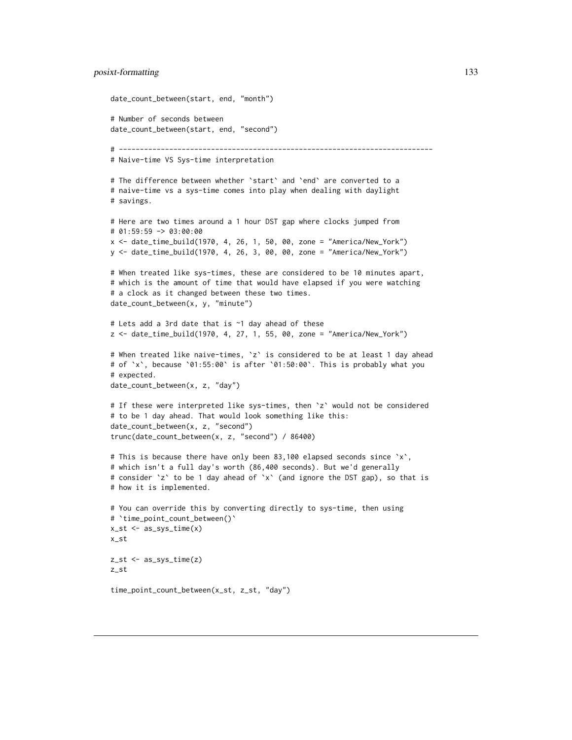```r
date_count_between(start, end, "month")

# Number of seconds between
date_count_between(start, end, "second")

# ---------------------------------------------------------------------------
# Naive-time VS Sys-time interpretation

# The difference between whether `start` and `end` are converted to a
# naive-time vs a sys-time comes into play when dealing with daylight
# savings.

# Here are two times around a 1 hour DST gap where clocks jumped from
# 01:59:59 -> 03:00:00
x <- date_time_build(1970, 4, 26, 1, 50, 00, zone = "America/New_York")
y <- date_time_build(1970, 4, 26, 3, 00, 00, zone = "America/New_York")

# When treated like sys-times, these are considered to be 10 minutes apart,
# which is the amount of time that would have elapsed if you were watching
# a clock as it changed between these two times.
date_count_between(x, y, "minute")

# Lets add a 3rd date that is ~1 day ahead of these
z <- date_time_build(1970, 4, 27, 1, 55, 00, zone = "America/New_York")

# When treated like naive-times, `z` is considered to be at least 1 day ahead
# of `x`, because `01:55:00` is after `01:50:00`. This is probably what you
# expected.
date_count_between(x, z, "day")

# If these were interpreted like sys-times, then `z` would not be considered
# to be 1 day ahead. That would look something like this:
date_count_between(x, z, "second")
trunc(date_count_between(x, z, "second") / 86400)

# This is because there have only been 83,100 elapsed seconds since `x`,
# which isn't a full day's worth (86,400 seconds). But we'd generally
# consider `z` to be 1 day ahead of `x` (and ignore the DST gap), so that is
# how it is implemented.

# You can override this by converting directly to sys-time, then using
# `time_point_count_between()`
x_st <- as_sys_time(x)
x_st

z_st <- as_sys_time(z)
z_st

time_point_count_between(x_st, z_st, "day")
```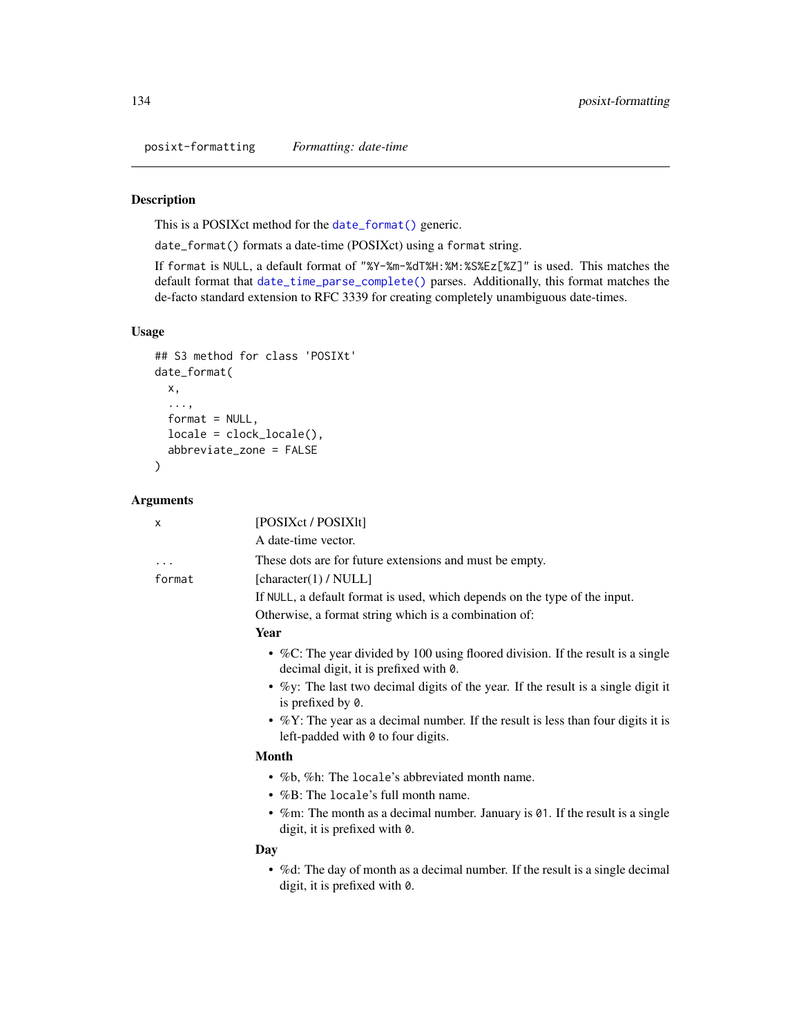## posixt-formatting *Formatting: date-time*

### Description

This is a POSIXct method for the `date_format()` generic.

`date_format()` formats a date-time (POSIXct) using a `format` string.

If `format` is `NULL`, a default format of `"%Y-%m-%dT%H:%M:%S%Ez[%Z]"` is used. This matches the default format that `date_time_parse_complete()` parses. Additionally, this format matches the de-facto standard extension to RFC 3339 for creating completely unambiguous date-times.

### Usage

```
## S3 method for class 'POSIXt'
date_format(
  x,
  ...,
  format = NULL,
  locale = clock_locale(),
  abbreviate_zone = FALSE
)
```

### Arguments

`x` [POSIXct / POSIXlt]

A date-time vector.

`...` These dots are for future extensions and must be empty.

`format` [character(1) / NULL]

If `NULL`, a default format is used, which depends on the type of the input.

Otherwise, a format string which is a combination of:

**Year**

- %C: The year divided by 100 using floored division. If the result is a single decimal digit, it is prefixed with `0`.
- %y: The last two decimal digits of the year. If the result is a single digit it is prefixed by `0`.
- %Y: The year as a decimal number. If the result is less than four digits it is left-padded with `0` to four digits.

**Month**

- %b, %h: The `locale`'s abbreviated month name.
- %B: The `locale`'s full month name.
- %m: The month as a decimal number. January is `01`. If the result is a single digit, it is prefixed with `0`.

**Day**

- %d: The day of month as a decimal number. If the result is a single decimal digit, it is prefixed with `0`.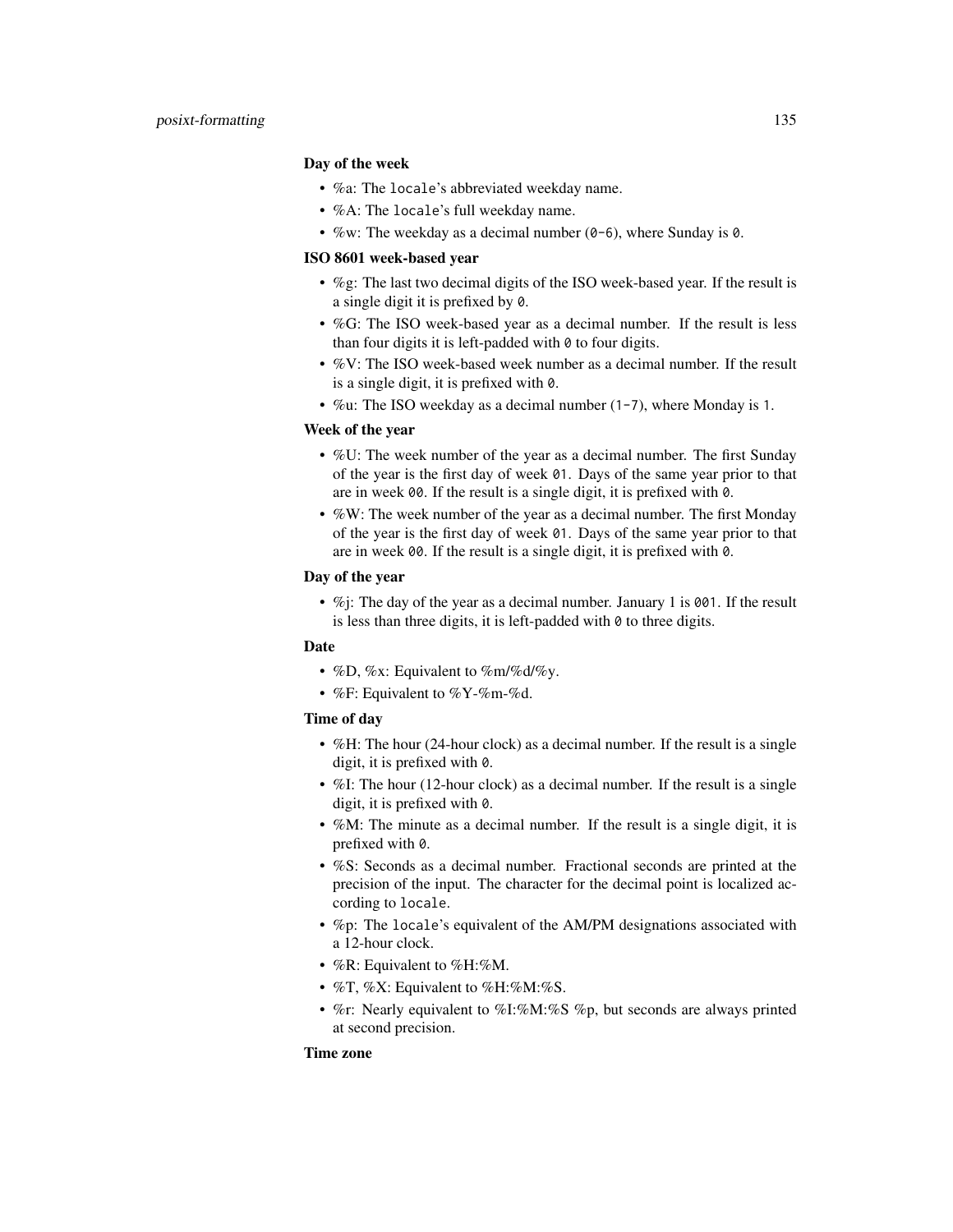**Day of the week**

- %a: The `locale`'s abbreviated weekday name.
- %A: The `locale`'s full weekday name.
- %w: The weekday as a decimal number (`0-6`), where Sunday is `0`.

**ISO 8601 week-based year**

- %g: The last two decimal digits of the ISO week-based year. If the result is a single digit it is prefixed by `0`.
- %G: The ISO week-based year as a decimal number. If the result is less than four digits it is left-padded with `0` to four digits.
- %V: The ISO week-based week number as a decimal number. If the result is a single digit, it is prefixed with `0`.
- %u: The ISO weekday as a decimal number (`1-7`), where Monday is `1`.

**Week of the year**

- %U: The week number of the year as a decimal number. The first Sunday of the year is the first day of week `01`. Days of the same year prior to that are in week `00`. If the result is a single digit, it is prefixed with `0`.
- %W: The week number of the year as a decimal number. The first Monday of the year is the first day of week `01`. Days of the same year prior to that are in week `00`. If the result is a single digit, it is prefixed with `0`.

**Day of the year**

- %j: The day of the year as a decimal number. January 1 is `001`. If the result is less than three digits, it is left-padded with `0` to three digits.

**Date**

- %D, %x: Equivalent to %m/%d/%y.
- %F: Equivalent to %Y-%m-%d.

**Time of day**

- %H: The hour (24-hour clock) as a decimal number. If the result is a single digit, it is prefixed with `0`.
- %I: The hour (12-hour clock) as a decimal number. If the result is a single digit, it is prefixed with `0`.
- %M: The minute as a decimal number. If the result is a single digit, it is prefixed with `0`.
- %S: Seconds as a decimal number. Fractional seconds are printed at the precision of the input. The character for the decimal point is localized according to `locale`.
- %p: The `locale`'s equivalent of the AM/PM designations associated with a 12-hour clock.
- %R: Equivalent to %H:%M.
- %T, %X: Equivalent to %H:%M:%S.
- %r: Nearly equivalent to %I:%M:%S %p, but seconds are always printed at second precision.

**Time zone**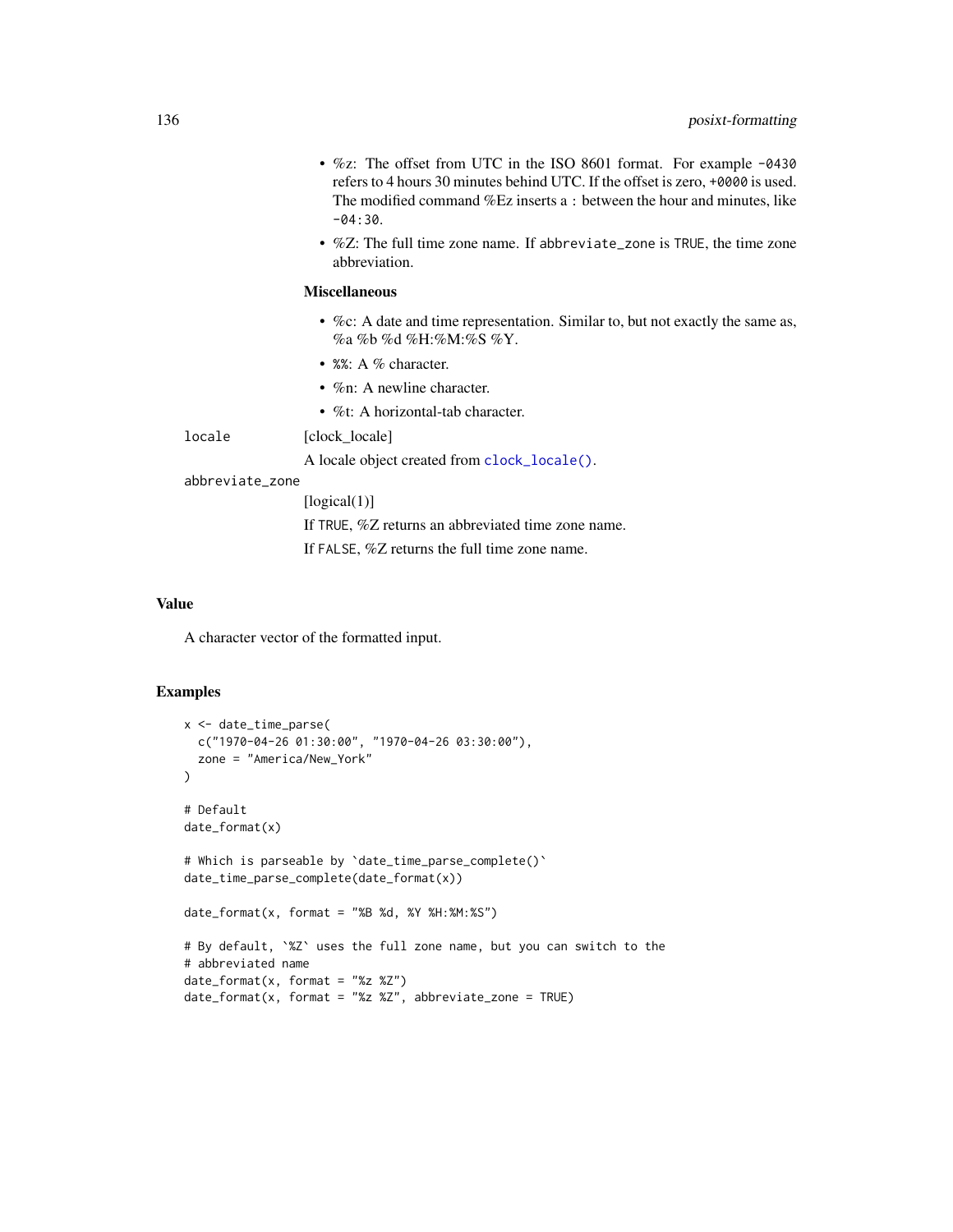- %z: The offset from UTC in the ISO 8601 format. For example `-0430` refers to 4 hours 30 minutes behind UTC. If the offset is zero, `+0000` is used. The modified command %Ez inserts a `:` between the hour and minutes, like `-04:30`.
- %Z: The full time zone name. If `abbreviate_zone` is `TRUE`, the time zone abbreviation.

**Miscellaneous**

- %c: A date and time representation. Similar to, but not exactly the same as, %a %b %d %H:%M:%S %Y.
- `%%`: A % character.
- %n: A newline character.
- %t: A horizontal-tab character.

`locale` [clock_locale]

A locale object created from `clock_locale()`.

`abbreviate_zone`

[logical(1)]

If `TRUE`, %Z returns an abbreviated time zone name.

If `FALSE`, %Z returns the full time zone name.

## Value

A character vector of the formatted input.

## Examples

```
x <- date_time_parse(
  c("1970-04-26 01:30:00", "1970-04-26 03:30:00"),
  zone = "America/New_York"
)

# Default
date_format(x)

# Which is parseable by `date_time_parse_complete()`
date_time_parse_complete(date_format(x))

date_format(x, format = "%B %d, %Y %H:%M:%S")

# By default, `%Z` uses the full zone name, but you can switch to the
# abbreviated name
date_format(x, format = "%z %Z")
date_format(x, format = "%z %Z", abbreviate_zone = TRUE)
```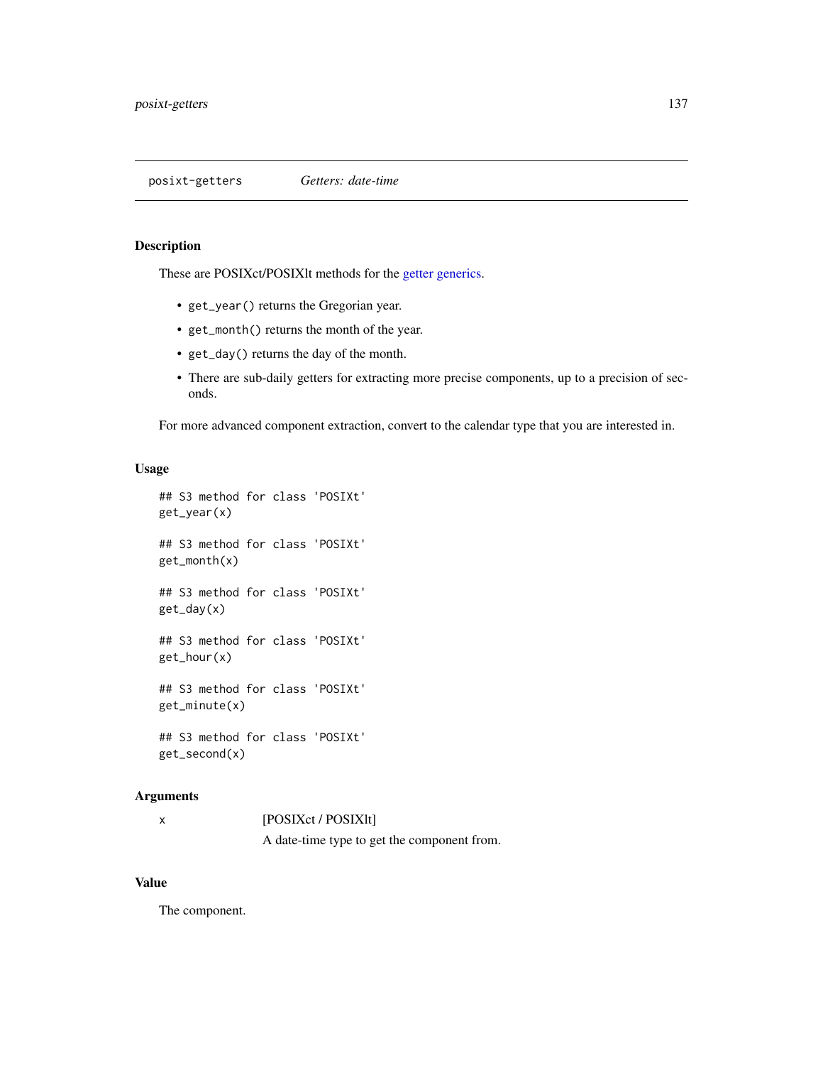# posixt-getters *Getters: date-time*

## Description

These are POSIXct/POSIXlt methods for the getter generics.

- `get_year()` returns the Gregorian year.
- `get_month()` returns the month of the year.
- `get_day()` returns the day of the month.
- There are sub-daily getters for extracting more precise components, up to a precision of seconds.

For more advanced component extraction, convert to the calendar type that you are interested in.

## Usage

```
## S3 method for class 'POSIXt'
get_year(x)

## S3 method for class 'POSIXt'
get_month(x)

## S3 method for class 'POSIXt'
get_day(x)

## S3 method for class 'POSIXt'
get_hour(x)

## S3 method for class 'POSIXt'
get_minute(x)

## S3 method for class 'POSIXt'
get_second(x)
```

## Arguments

| | |
|---|---|
| `x` | [POSIXct / POSIXlt] A date-time type to get the component from. |

## Value

The component.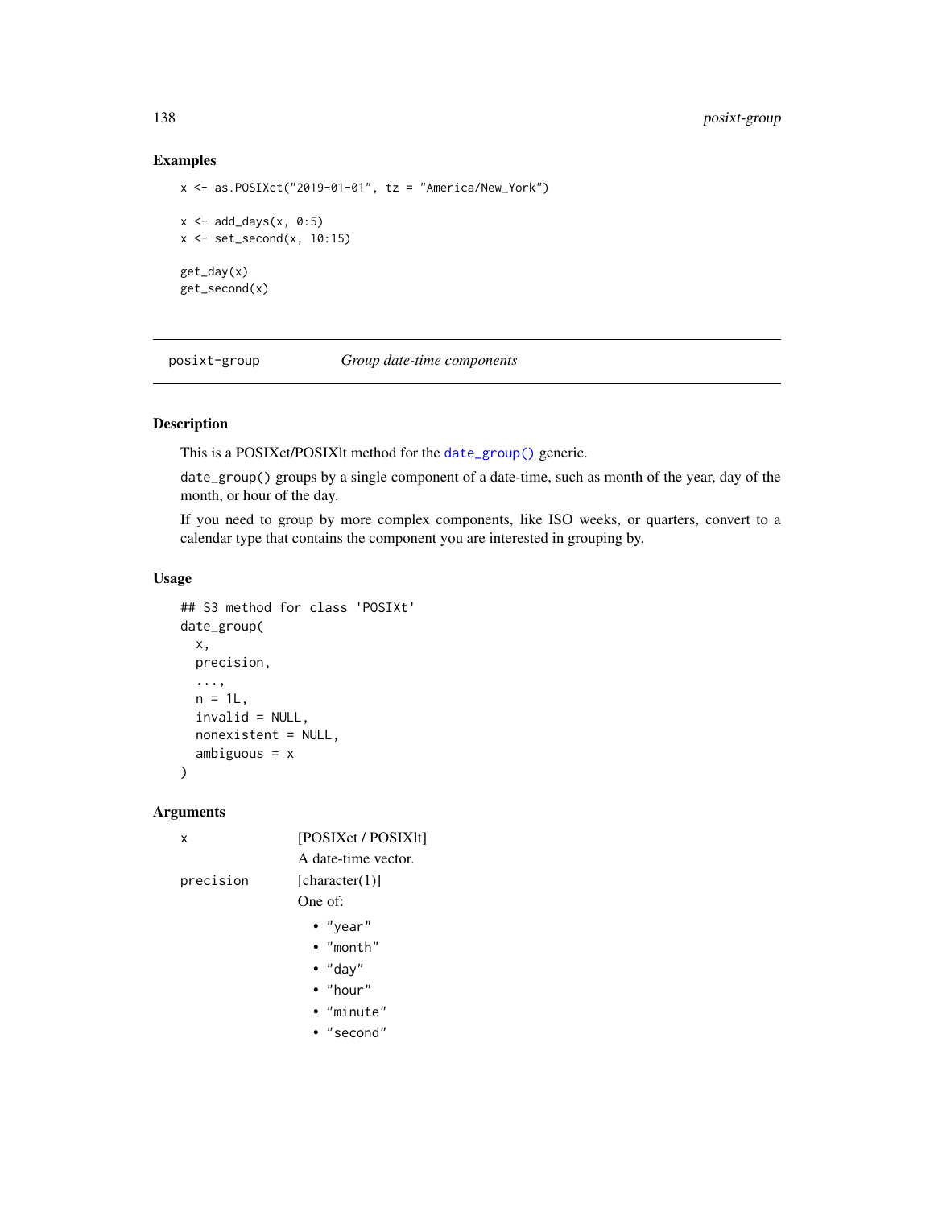## Examples

```
x <- as.POSIXct("2019-01-01", tz = "America/New_York")

x <- add_days(x, 0:5)
x <- set_second(x, 10:15)

get_day(x)
get_second(x)
```

---

# posixt-group    *Group date-time components*

---

## Description

This is a POSIXct/POSIXlt method for the `date_group()` generic.

`date_group()` groups by a single component of a date-time, such as month of the year, day of the month, or hour of the day.

If you need to group by more complex components, like ISO weeks, or quarters, convert to a calendar type that contains the component you are interested in grouping by.

## Usage

```
## S3 method for class 'POSIXt'
date_group(
  x,
  precision,
  ...,
  n = 1L,
  invalid = NULL,
  nonexistent = NULL,
  ambiguous = x
)
```

## Arguments

`x` [POSIXct / POSIXlt]

A date-time vector.

`precision` [character(1)]

One of:

- "year"
- "month"
- "day"
- "hour"
- "minute"
- "second"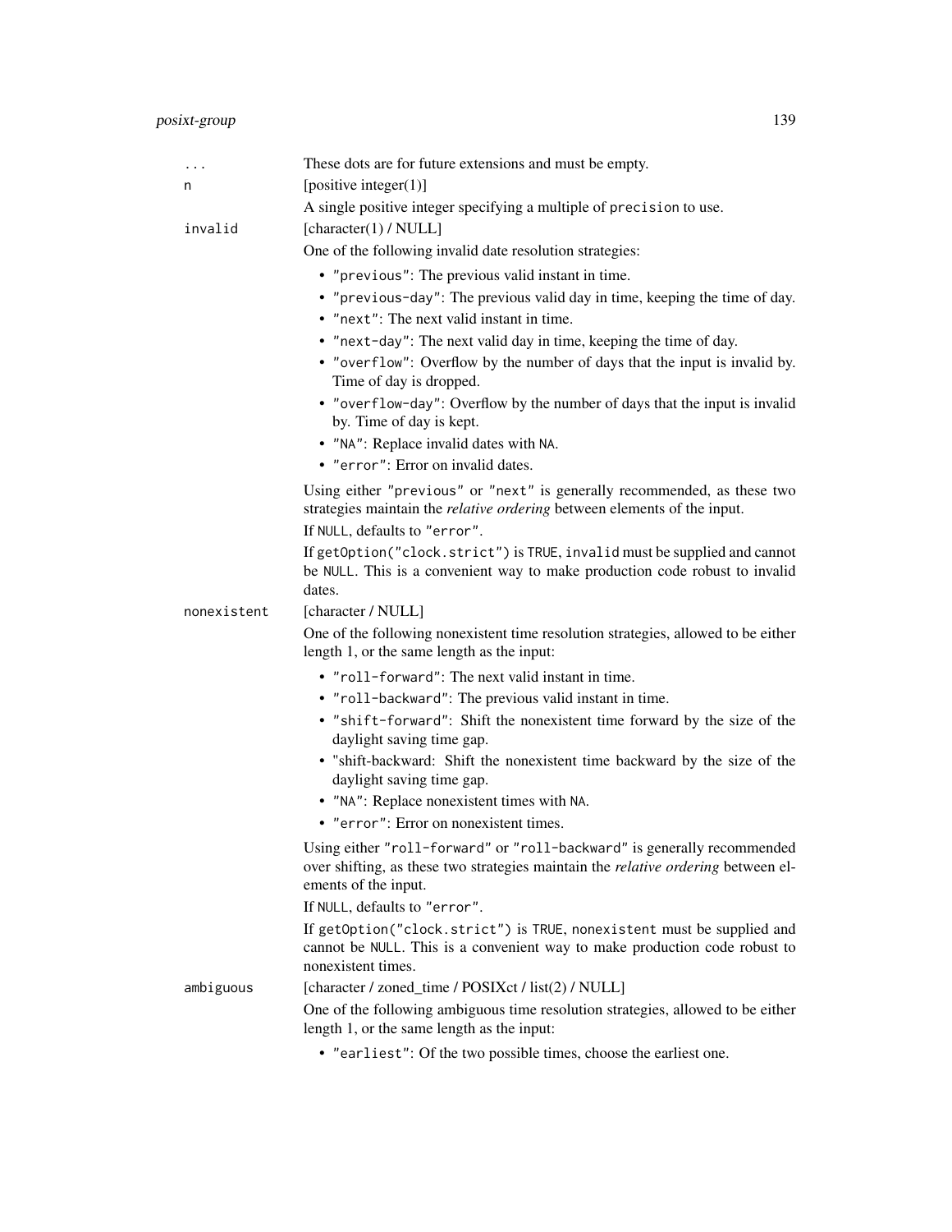| | |
|---|---|
| `...` | These dots are for future extensions and must be empty. |
| `n` | [positive integer(1)]<br><br>A single positive integer specifying a multiple of `precision` to use. |
| `invalid` | [character(1) / NULL]<br><br>One of the following invalid date resolution strategies:<br><br>• `"previous"`: The previous valid instant in time.<br>• `"previous-day"`: The previous valid day in time, keeping the time of day.<br>• `"next"`: The next valid instant in time.<br>• `"next-day"`: The next valid day in time, keeping the time of day.<br>• `"overflow"`: Overflow by the number of days that the input is invalid by. Time of day is dropped.<br>• `"overflow-day"`: Overflow by the number of days that the input is invalid by. Time of day is kept.<br>• `"NA"`: Replace invalid dates with `NA`.<br>• `"error"`: Error on invalid dates.<br><br>Using either `"previous"` or `"next"` is generally recommended, as these two strategies maintain the *relative ordering* between elements of the input.<br><br>If `NULL`, defaults to `"error"`.<br><br>If `getOption("clock.strict")` is `TRUE`, `invalid` must be supplied and cannot be `NULL`. This is a convenient way to make production code robust to invalid dates. |
| `nonexistent` | [character / NULL]<br><br>One of the following nonexistent time resolution strategies, allowed to be either length 1, or the same length as the input:<br><br>• `"roll-forward"`: The next valid instant in time.<br>• `"roll-backward"`: The previous valid instant in time.<br>• `"shift-forward"`: Shift the nonexistent time forward by the size of the daylight saving time gap.<br>• "shift-backward: Shift the nonexistent time backward by the size of the daylight saving time gap.<br>• `"NA"`: Replace nonexistent times with `NA`.<br>• `"error"`: Error on nonexistent times.<br><br>Using either `"roll-forward"` or `"roll-backward"` is generally recommended over shifting, as these two strategies maintain the *relative ordering* between elements of the input.<br><br>If `NULL`, defaults to `"error"`.<br><br>If `getOption("clock.strict")` is `TRUE`, `nonexistent` must be supplied and cannot be `NULL`. This is a convenient way to make production code robust to nonexistent times. |
| `ambiguous` | [character / zoned_time / POSIXct / list(2) / NULL]<br><br>One of the following ambiguous time resolution strategies, allowed to be either length 1, or the same length as the input:<br><br>• `"earliest"`: Of the two possible times, choose the earliest one. |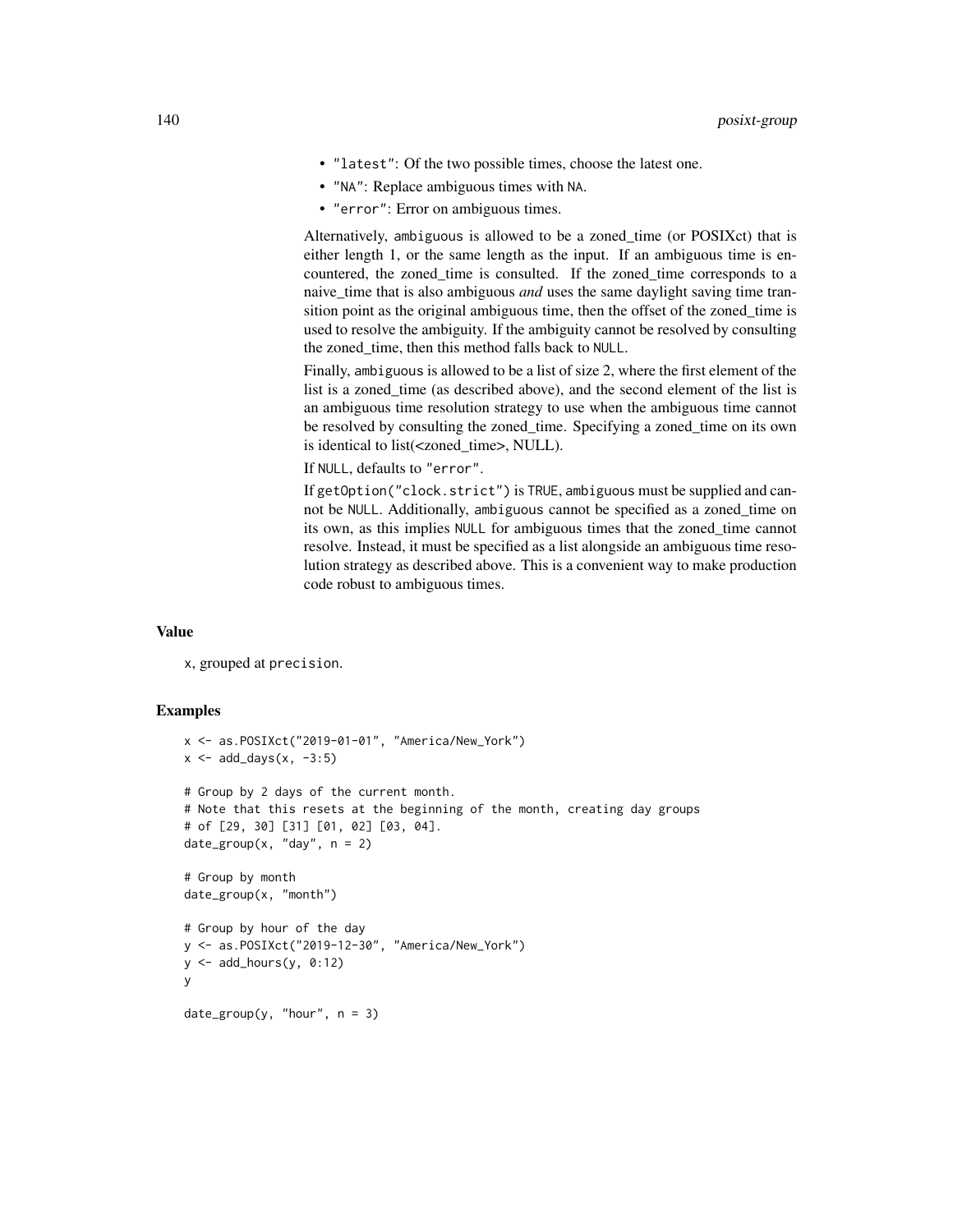- "latest": Of the two possible times, choose the latest one.
- "NA": Replace ambiguous times with NA.
- "error": Error on ambiguous times.

Alternatively, ambiguous is allowed to be a zoned_time (or POSIXct) that is either length 1, or the same length as the input. If an ambiguous time is encountered, the zoned_time is consulted. If the zoned_time corresponds to a naive_time that is also ambiguous *and* uses the same daylight saving time transition point as the original ambiguous time, then the offset of the zoned_time is used to resolve the ambiguity. If the ambiguity cannot be resolved by consulting the zoned_time, then this method falls back to NULL.

Finally, ambiguous is allowed to be a list of size 2, where the first element of the list is a zoned_time (as described above), and the second element of the list is an ambiguous time resolution strategy to use when the ambiguous time cannot be resolved by consulting the zoned_time. Specifying a zoned_time on its own is identical to list(<zoned_time>, NULL).

If NULL, defaults to "error".

If getOption("clock.strict") is TRUE, ambiguous must be supplied and cannot be NULL. Additionally, ambiguous cannot be specified as a zoned_time on its own, as this implies NULL for ambiguous times that the zoned_time cannot resolve. Instead, it must be specified as a list alongside an ambiguous time resolution strategy as described above. This is a convenient way to make production code robust to ambiguous times.

## Value

x, grouped at precision.

## Examples

```
x <- as.POSIXct("2019-01-01", "America/New_York")
x <- add_days(x, -3:5)

# Group by 2 days of the current month.
# Note that this resets at the beginning of the month, creating day groups
# of [29, 30] [31] [01, 02] [03, 04].
date_group(x, "day", n = 2)

# Group by month
date_group(x, "month")

# Group by hour of the day
y <- as.POSIXct("2019-12-30", "America/New_York")
y <- add_hours(y, 0:12)
y

date_group(y, "hour", n = 3)
```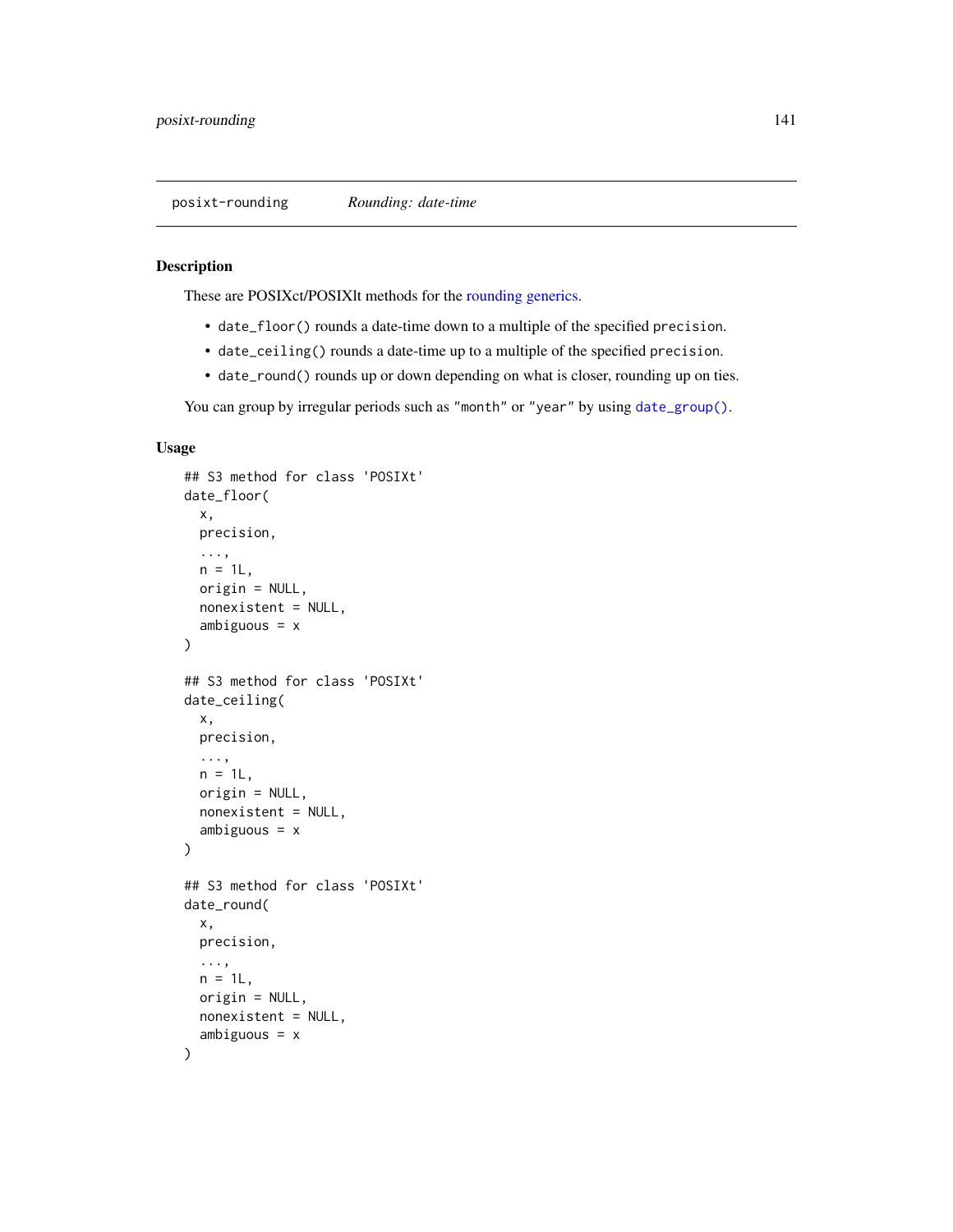## posixt-rounding *Rounding: date-time*

### Description

These are POSIXct/POSIXlt methods for the rounding generics.

- `date_floor()` rounds a date-time down to a multiple of the specified `precision`.
- `date_ceiling()` rounds a date-time up to a multiple of the specified `precision`.
- `date_round()` rounds up or down depending on what is closer, rounding up on ties.

You can group by irregular periods such as `"month"` or `"year"` by using `date_group()`.

### Usage

```
## S3 method for class 'POSIXt'
date_floor(
  x,
  precision,
  ...,
  n = 1L,
  origin = NULL,
  nonexistent = NULL,
  ambiguous = x
)

## S3 method for class 'POSIXt'
date_ceiling(
  x,
  precision,
  ...,
  n = 1L,
  origin = NULL,
  nonexistent = NULL,
  ambiguous = x
)

## S3 method for class 'POSIXt'
date_round(
  x,
  precision,
  ...,
  n = 1L,
  origin = NULL,
  nonexistent = NULL,
  ambiguous = x
)
```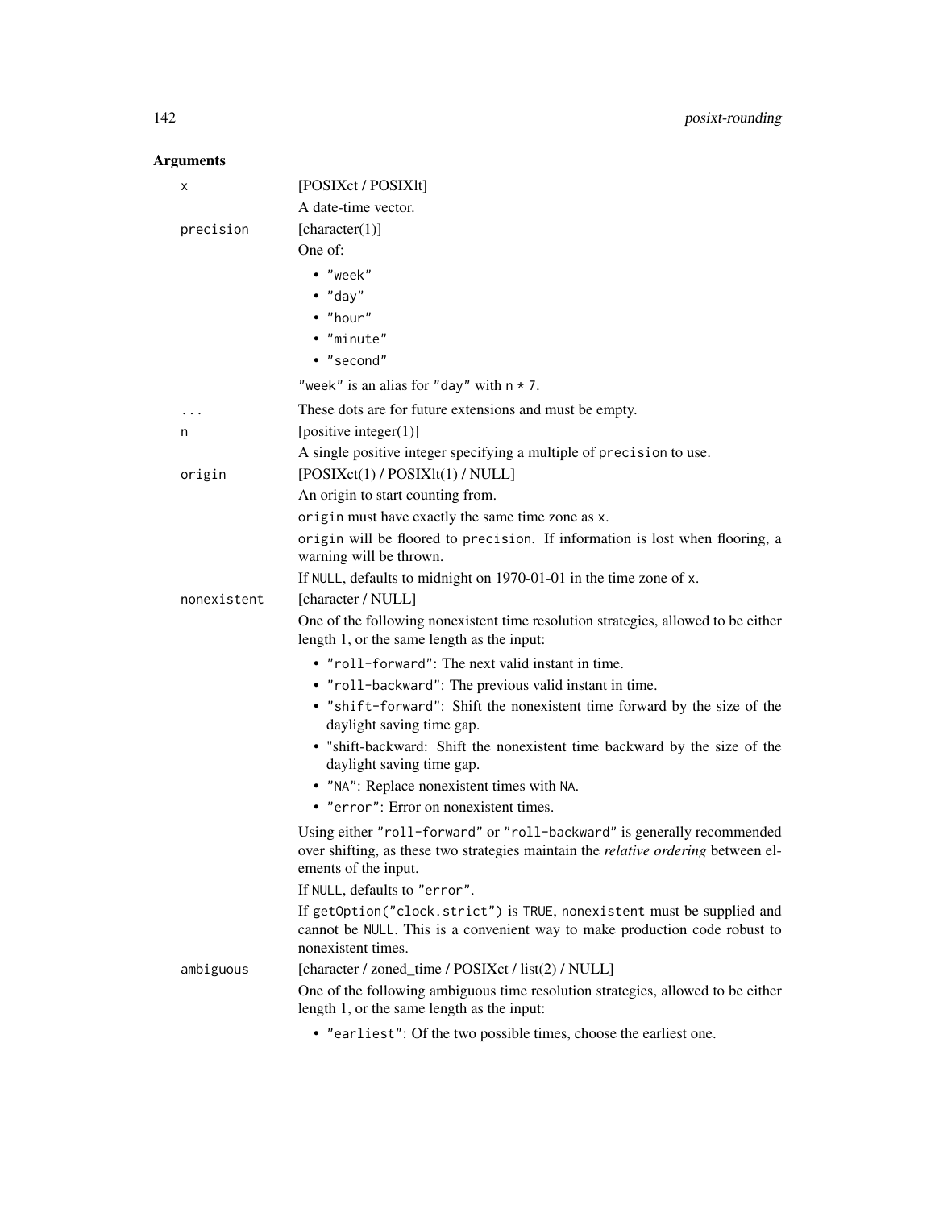## Arguments

**x**

[POSIXct / POSIXlt]

A date-time vector.

**precision**

[character(1)]

One of:

- "week"
- "day"
- "hour"
- "minute"
- "second"

"week" is an alias for "day" with n * 7.

**...**

These dots are for future extensions and must be empty.

**n**

[positive integer(1)]

A single positive integer specifying a multiple of precision to use.

**origin**

[POSIXct(1) / POSIXlt(1) / NULL]

An origin to start counting from.

origin must have exactly the same time zone as x.

origin will be floored to precision. If information is lost when flooring, a warning will be thrown.

If NULL, defaults to midnight on 1970-01-01 in the time zone of x.

**nonexistent**

[character / NULL]

One of the following nonexistent time resolution strategies, allowed to be either length 1, or the same length as the input:

- "roll-forward": The next valid instant in time.
- "roll-backward": The previous valid instant in time.
- "shift-forward": Shift the nonexistent time forward by the size of the daylight saving time gap.
- "shift-backward: Shift the nonexistent time backward by the size of the daylight saving time gap.
- "NA": Replace nonexistent times with NA.
- "error": Error on nonexistent times.

Using either "roll-forward" or "roll-backward" is generally recommended over shifting, as these two strategies maintain the *relative ordering* between elements of the input.

If NULL, defaults to "error".

If getOption("clock.strict") is TRUE, nonexistent must be supplied and cannot be NULL. This is a convenient way to make production code robust to nonexistent times.

**ambiguous**

[character / zoned_time / POSIXct / list(2) / NULL]

One of the following ambiguous time resolution strategies, allowed to be either length 1, or the same length as the input:

- "earliest": Of the two possible times, choose the earliest one.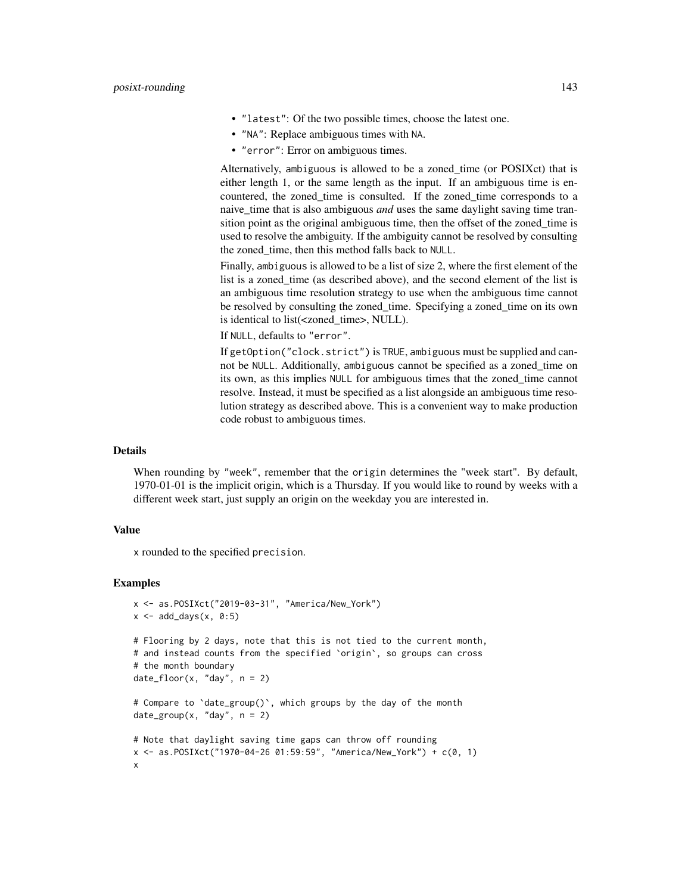- "latest": Of the two possible times, choose the latest one.
- "NA": Replace ambiguous times with NA.
- "error": Error on ambiguous times.

Alternatively, ambiguous is allowed to be a zoned_time (or POSIXct) that is either length 1, or the same length as the input. If an ambiguous time is encountered, the zoned_time is consulted. If the zoned_time corresponds to a naive_time that is also ambiguous *and* uses the same daylight saving time transition point as the original ambiguous time, then the offset of the zoned_time is used to resolve the ambiguity. If the ambiguity cannot be resolved by consulting the zoned_time, then this method falls back to NULL.

Finally, ambiguous is allowed to be a list of size 2, where the first element of the list is a zoned_time (as described above), and the second element of the list is an ambiguous time resolution strategy to use when the ambiguous time cannot be resolved by consulting the zoned_time. Specifying a zoned_time on its own is identical to list(<zoned_time>, NULL).

If NULL, defaults to "error".

If getOption("clock.strict") is TRUE, ambiguous must be supplied and cannot be NULL. Additionally, ambiguous cannot be specified as a zoned_time on its own, as this implies NULL for ambiguous times that the zoned_time cannot resolve. Instead, it must be specified as a list alongside an ambiguous time resolution strategy as described above. This is a convenient way to make production code robust to ambiguous times.

### Details

When rounding by "week", remember that the origin determines the "week start". By default, 1970-01-01 is the implicit origin, which is a Thursday. If you would like to round by weeks with a different week start, just supply an origin on the weekday you are interested in.

### Value

x rounded to the specified precision.

### Examples

```
x <- as.POSIXct("2019-03-31", "America/New_York")
x <- add_days(x, 0:5)

# Flooring by 2 days, note that this is not tied to the current month,
# and instead counts from the specified `origin`, so groups can cross
# the month boundary
date_floor(x, "day", n = 2)

# Compare to `date_group()`, which groups by the day of the month
date_group(x, "day", n = 2)

# Note that daylight saving time gaps can throw off rounding
x <- as.POSIXct("1970-04-26 01:59:59", "America/New_York") + c(0, 1)
x
```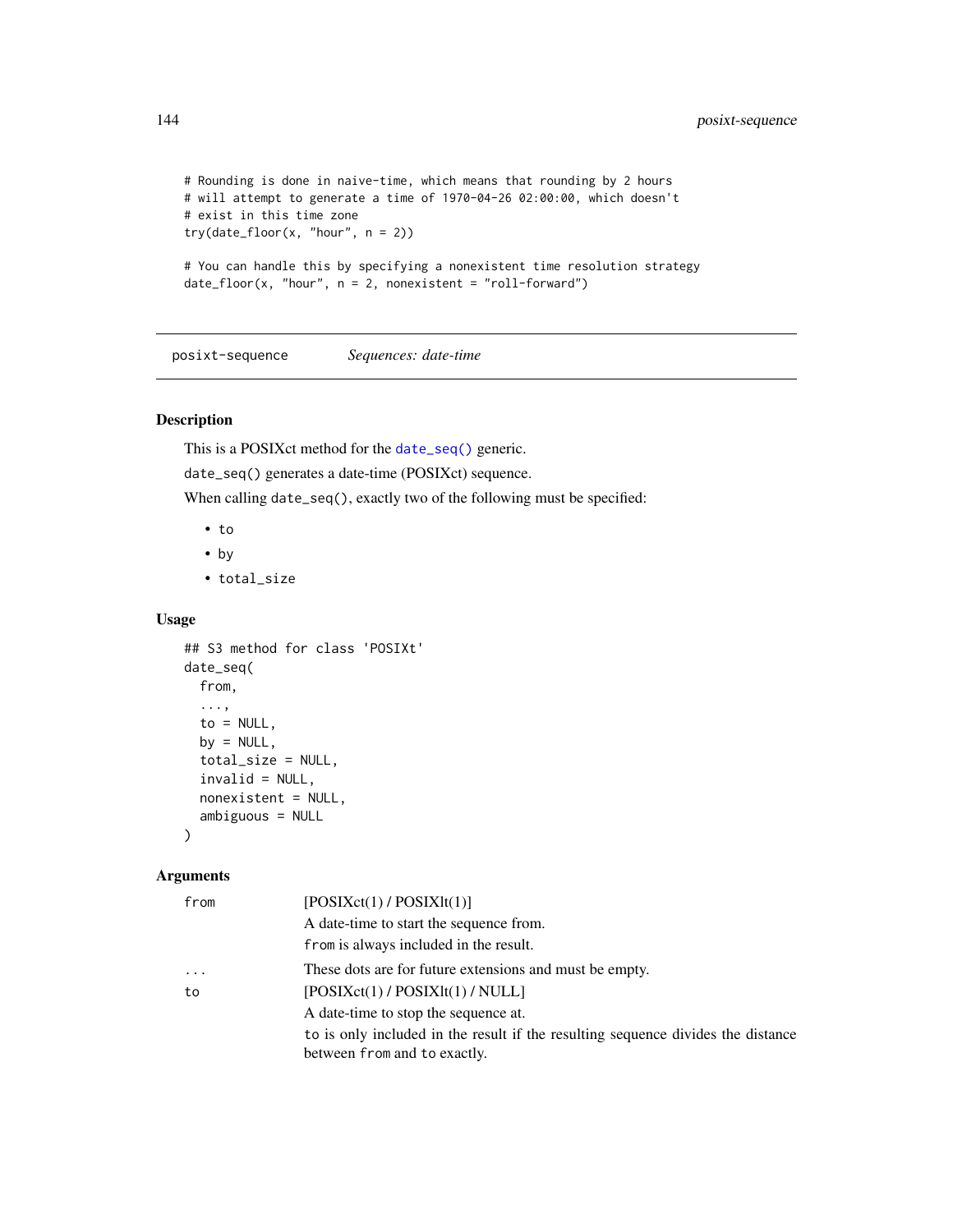```
# Rounding is done in naive-time, which means that rounding by 2 hours
# will attempt to generate a time of 1970-04-26 02:00:00, which doesn't
# exist in this time zone
try(date_floor(x, "hour", n = 2))

# You can handle this by specifying a nonexistent time resolution strategy
date_floor(x, "hour", n = 2, nonexistent = "roll-forward")
```

---

posixt-sequence    *Sequences: date-time*

---

### Description

This is a POSIXct method for the date_seq() generic.

date_seq() generates a date-time (POSIXct) sequence.

When calling date_seq(), exactly two of the following must be specified:

- to
- by
- total_size

### Usage

```
## S3 method for class 'POSIXt'
date_seq(
  from,
  ...,
  to = NULL,
  by = NULL,
  total_size = NULL,
  invalid = NULL,
  nonexistent = NULL,
  ambiguous = NULL
)
```

### Arguments

| | |
|---|---|
| from | [POSIXct(1) / POSIXlt(1)]<br>A date-time to start the sequence from.<br>from is always included in the result. |
| ... | These dots are for future extensions and must be empty. |
| to | [POSIXct(1) / POSIXlt(1) / NULL]<br>A date-time to stop the sequence at.<br>to is only included in the result if the resulting sequence divides the distance between from and to exactly. |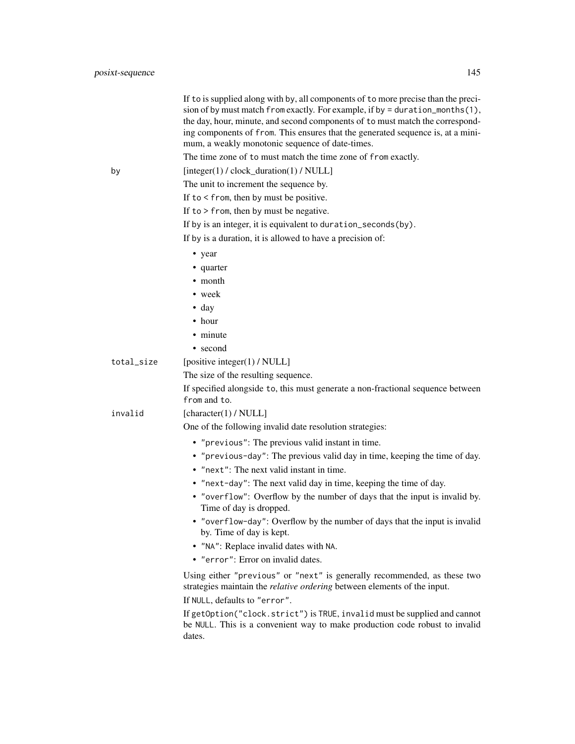If `to` is supplied along with `by`, all components of `to` more precise than the precision of `by` must match `from` exactly. For example, if `by = duration_months(1)`, the day, hour, minute, and second components of `to` must match the corresponding components of `from`. This ensures that the generated sequence is, at a minimum, a weakly monotonic sequence of date-times.

The time zone of `to` must match the time zone of `from` exactly.

`by`
: [integer(1) / clock_duration(1) / NULL]

  The unit to increment the sequence by.

  If `to < from`, then `by` must be positive.

  If `to > from`, then `by` must be negative.

  If `by` is an integer, it is equivalent to `duration_seconds(by)`.

  If `by` is a duration, it is allowed to have a precision of:

  - year
  - quarter
  - month
  - week
  - day
  - hour
  - minute
  - second

`total_size`
: [positive integer(1) / NULL]

  The size of the resulting sequence.

  If specified alongside `to`, this must generate a non-fractional sequence between `from` and `to`.

`invalid`
: [character(1) / NULL]

  One of the following invalid date resolution strategies:

  - `"previous"`: The previous valid instant in time.
  - `"previous-day"`: The previous valid day in time, keeping the time of day.
  - `"next"`: The next valid instant in time.
  - `"next-day"`: The next valid day in time, keeping the time of day.
  - `"overflow"`: Overflow by the number of days that the input is invalid by. Time of day is dropped.
  - `"overflow-day"`: Overflow by the number of days that the input is invalid by. Time of day is kept.
  - `"NA"`: Replace invalid dates with `NA`.
  - `"error"`: Error on invalid dates.

  Using either `"previous"` or `"next"` is generally recommended, as these two strategies maintain the *relative ordering* between elements of the input.

  If `NULL`, defaults to `"error"`.

  If `getOption("clock.strict")` is `TRUE`, `invalid` must be supplied and cannot be `NULL`. This is a convenient way to make production code robust to invalid dates.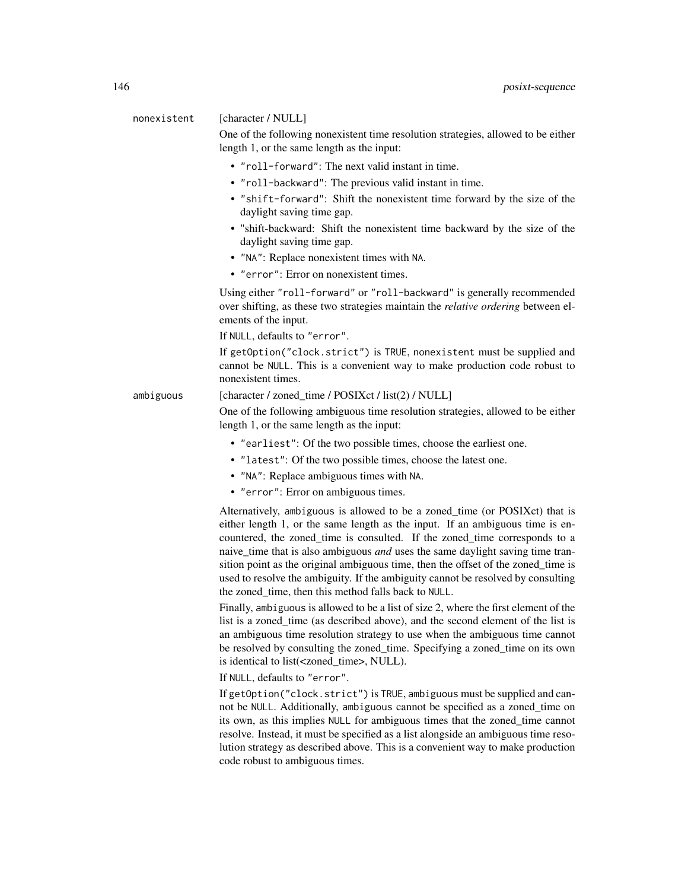`nonexistent`
: [character / NULL]

  One of the following nonexistent time resolution strategies, allowed to be either length 1, or the same length as the input:

  - `"roll-forward"`: The next valid instant in time.
  - `"roll-backward"`: The previous valid instant in time.
  - `"shift-forward"`: Shift the nonexistent time forward by the size of the daylight saving time gap.
  - "shift-backward: Shift the nonexistent time backward by the size of the daylight saving time gap.
  - `"NA"`: Replace nonexistent times with `NA`.
  - `"error"`: Error on nonexistent times.

  Using either `"roll-forward"` or `"roll-backward"` is generally recommended over shifting, as these two strategies maintain the *relative ordering* between elements of the input.

  If `NULL`, defaults to `"error"`.

  If `getOption("clock.strict")` is `TRUE`, `nonexistent` must be supplied and cannot be `NULL`. This is a convenient way to make production code robust to nonexistent times.

`ambiguous`
: [character / zoned_time / POSIXct / list(2) / NULL]

  One of the following ambiguous time resolution strategies, allowed to be either length 1, or the same length as the input:

  - `"earliest"`: Of the two possible times, choose the earliest one.
  - `"latest"`: Of the two possible times, choose the latest one.
  - `"NA"`: Replace ambiguous times with `NA`.
  - `"error"`: Error on ambiguous times.

  Alternatively, `ambiguous` is allowed to be a zoned_time (or POSIXct) that is either length 1, or the same length as the input. If an ambiguous time is encountered, the zoned_time is consulted. If the zoned_time corresponds to a naive_time that is also ambiguous *and* uses the same daylight saving time transition point as the original ambiguous time, then the offset of the zoned_time is used to resolve the ambiguity. If the ambiguity cannot be resolved by consulting the zoned_time, then this method falls back to `NULL`.

  Finally, `ambiguous` is allowed to be a list of size 2, where the first element of the list is a zoned_time (as described above), and the second element of the list is an ambiguous time resolution strategy to use when the ambiguous time cannot be resolved by consulting the zoned_time. Specifying a zoned_time on its own is identical to list(<zoned_time>, NULL).

  If `NULL`, defaults to `"error"`.

  If `getOption("clock.strict")` is `TRUE`, `ambiguous` must be supplied and cannot be `NULL`. Additionally, `ambiguous` cannot be specified as a zoned_time on its own, as this implies `NULL` for ambiguous times that the zoned_time cannot resolve. Instead, it must be specified as a list alongside an ambiguous time resolution strategy as described above. This is a convenient way to make production code robust to ambiguous times.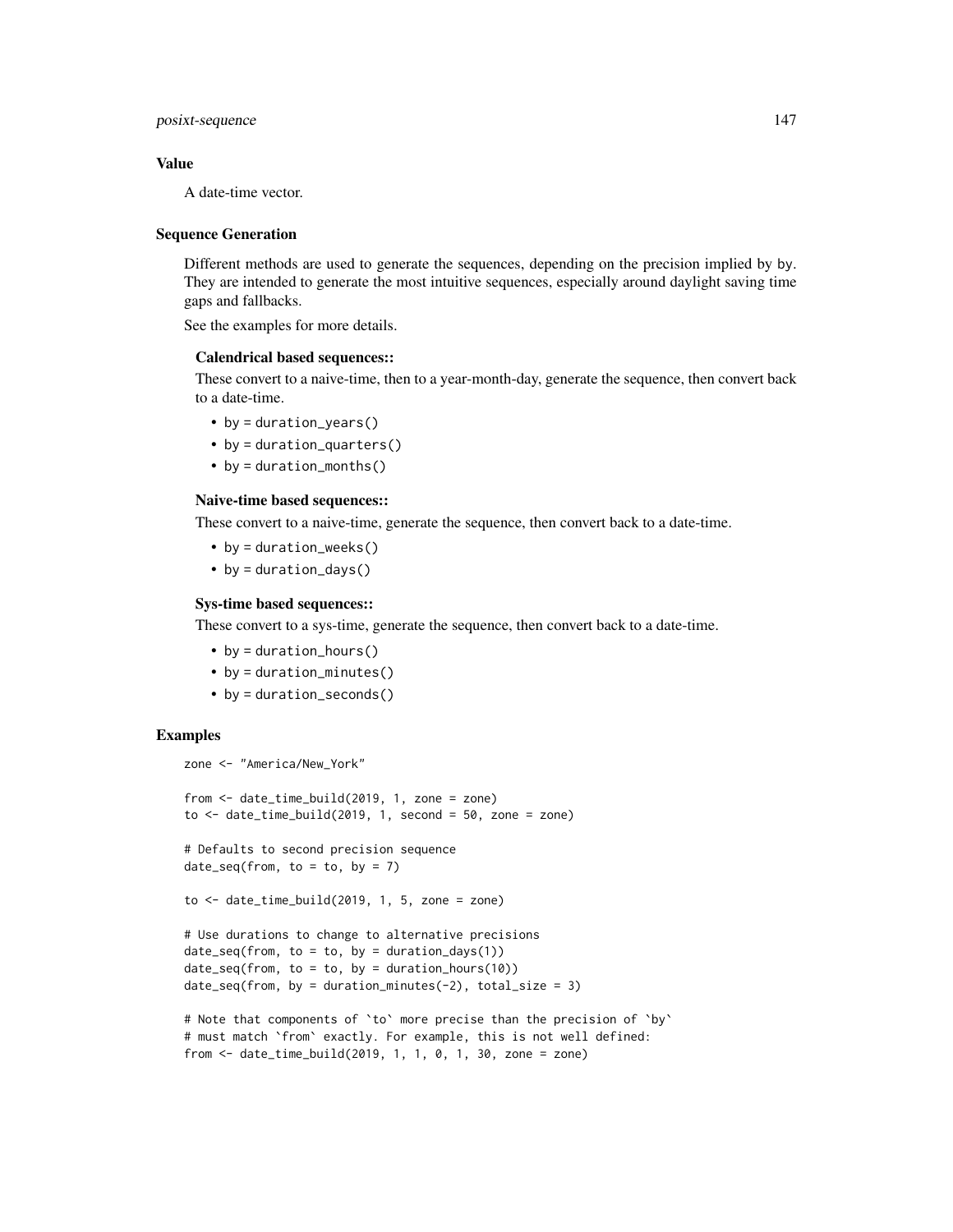### Value

A date-time vector.

### Sequence Generation

Different methods are used to generate the sequences, depending on the precision implied by by. They are intended to generate the most intuitive sequences, especially around daylight saving time gaps and fallbacks.

See the examples for more details.

**Calendrical based sequences::**

These convert to a naive-time, then to a year-month-day, generate the sequence, then convert back to a date-time.

- by = duration_years()
- by = duration_quarters()
- by = duration_months()

**Naive-time based sequences::**

These convert to a naive-time, generate the sequence, then convert back to a date-time.

- by = duration_weeks()
- by = duration_days()

**Sys-time based sequences::**

These convert to a sys-time, generate the sequence, then convert back to a date-time.

- by = duration_hours()
- by = duration_minutes()
- by = duration_seconds()

### Examples

```
zone <- "America/New_York"

from <- date_time_build(2019, 1, zone = zone)
to <- date_time_build(2019, 1, second = 50, zone = zone)

# Defaults to second precision sequence
date_seq(from, to = to, by = 7)

to <- date_time_build(2019, 1, 5, zone = zone)

# Use durations to change to alternative precisions
date_seq(from, to = to, by = duration_days(1))
date_seq(from, to = to, by = duration_hours(10))
date_seq(from, by = duration_minutes(-2), total_size = 3)

# Note that components of `to` more precise than the precision of `by`
# must match `from` exactly. For example, this is not well defined:
from <- date_time_build(2019, 1, 1, 0, 1, 30, zone = zone)
```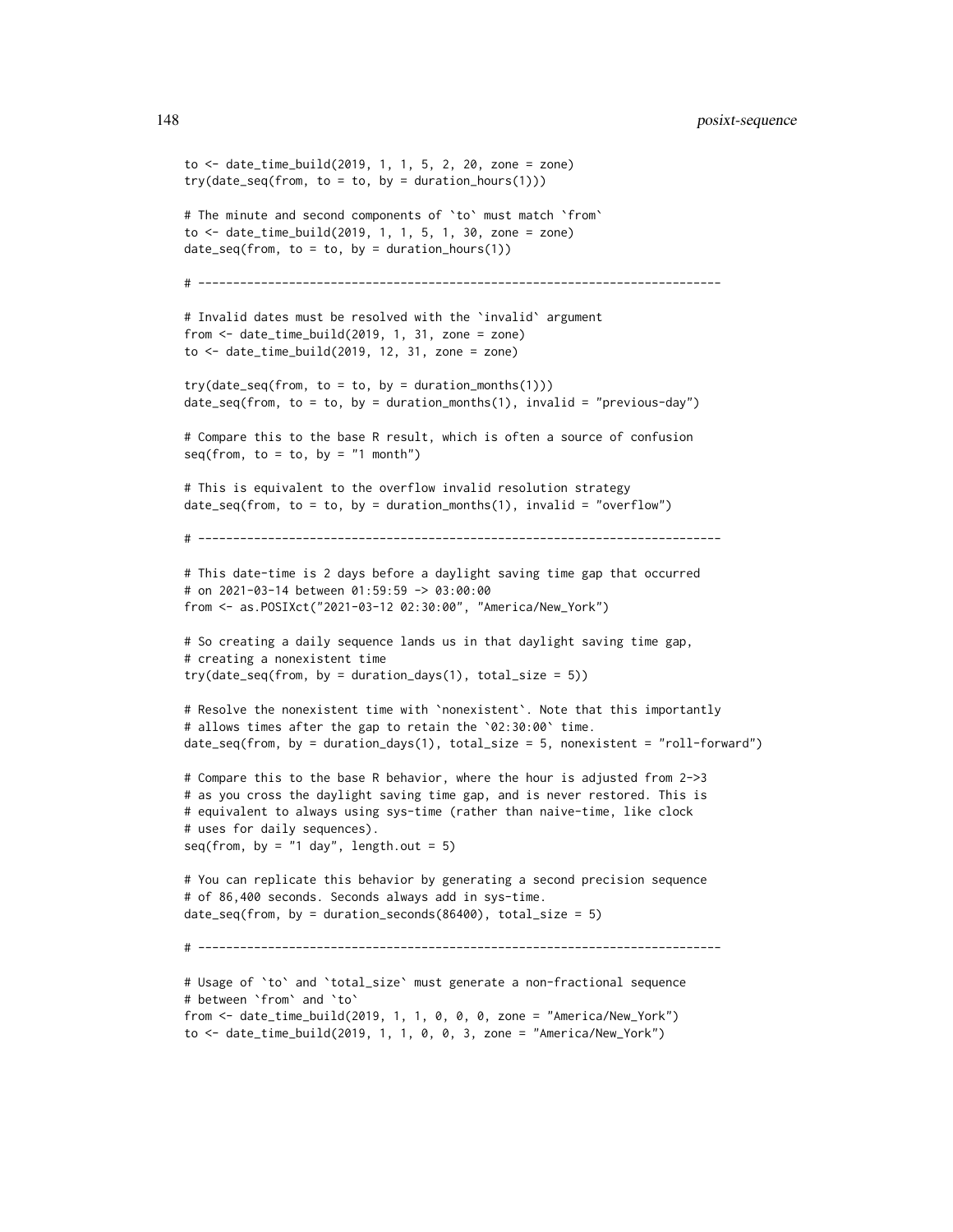```
to <- date_time_build(2019, 1, 1, 5, 2, 20, zone = zone)
try(date_seq(from, to = to, by = duration_hours(1)))

# The minute and second components of `to` must match `from`
to <- date_time_build(2019, 1, 1, 5, 1, 30, zone = zone)
date_seq(from, to = to, by = duration_hours(1))

# ---------------------------------------------------------------------------

# Invalid dates must be resolved with the `invalid` argument
from <- date_time_build(2019, 1, 31, zone = zone)
to <- date_time_build(2019, 12, 31, zone = zone)

try(date_seq(from, to = to, by = duration_months(1)))
date_seq(from, to = to, by = duration_months(1), invalid = "previous-day")

# Compare this to the base R result, which is often a source of confusion
seq(from, to = to, by = "1 month")

# This is equivalent to the overflow invalid resolution strategy
date_seq(from, to = to, by = duration_months(1), invalid = "overflow")

# ---------------------------------------------------------------------------

# This date-time is 2 days before a daylight saving time gap that occurred
# on 2021-03-14 between 01:59:59 -> 03:00:00
from <- as.POSIXct("2021-03-12 02:30:00", "America/New_York")

# So creating a daily sequence lands us in that daylight saving time gap,
# creating a nonexistent time
try(date_seq(from, by = duration_days(1), total_size = 5))

# Resolve the nonexistent time with `nonexistent`. Note that this importantly
# allows times after the gap to retain the `02:30:00` time.
date_seq(from, by = duration_days(1), total_size = 5, nonexistent = "roll-forward")

# Compare this to the base R behavior, where the hour is adjusted from 2->3
# as you cross the daylight saving time gap, and is never restored. This is
# equivalent to always using sys-time (rather than naive-time, like clock
# uses for daily sequences).
seq(from, by = "1 day", length.out = 5)

# You can replicate this behavior by generating a second precision sequence
# of 86,400 seconds. Seconds always add in sys-time.
date_seq(from, by = duration_seconds(86400), total_size = 5)

# ---------------------------------------------------------------------------

# Usage of `to` and `total_size` must generate a non-fractional sequence
# between `from` and `to`
from <- date_time_build(2019, 1, 1, 0, 0, 0, zone = "America/New_York")
to <- date_time_build(2019, 1, 1, 0, 0, 3, zone = "America/New_York")
```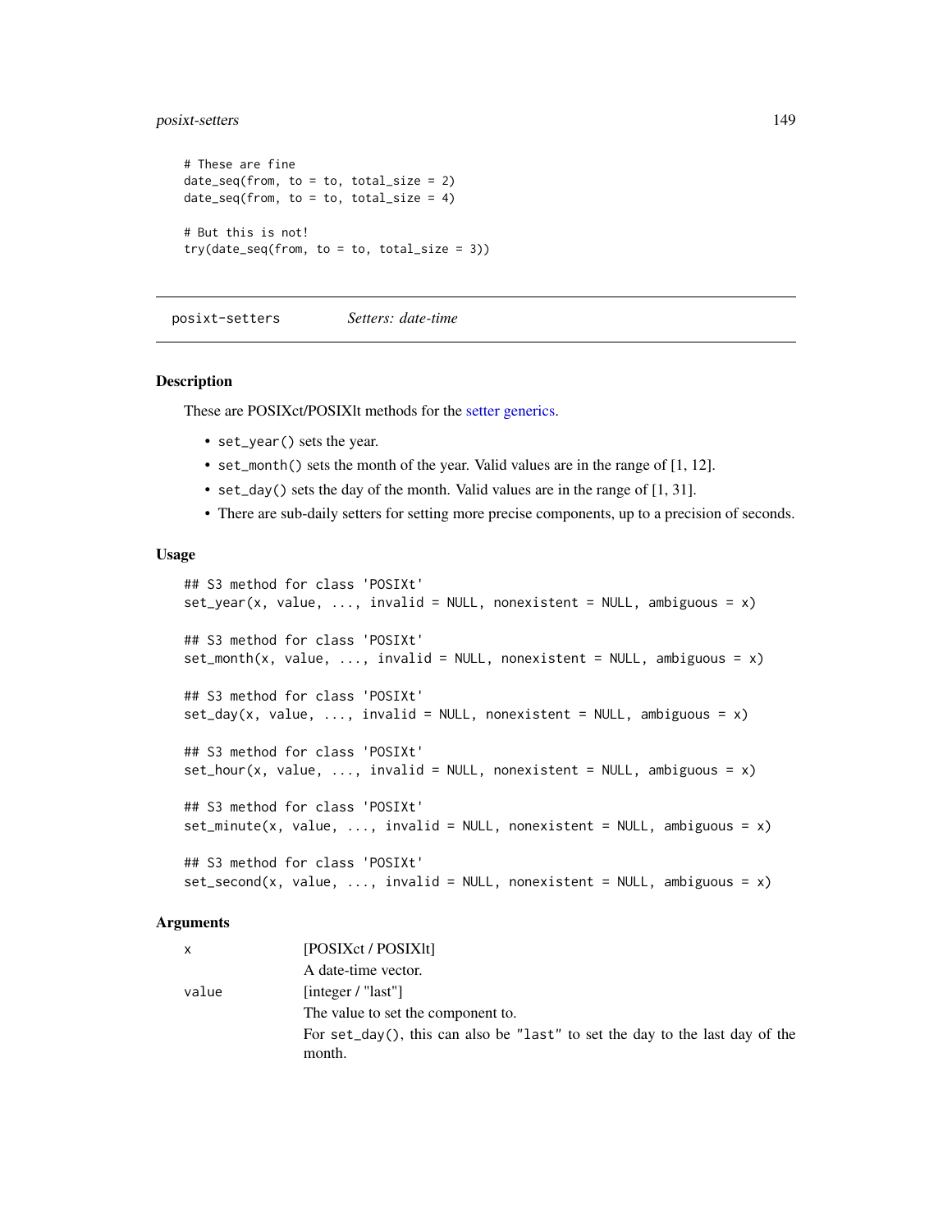```
# These are fine
date_seq(from, to = to, total_size = 2)
date_seq(from, to = to, total_size = 4)

# But this is not!
try(date_seq(from, to = to, total_size = 3))
```

---

## posixt-setters — *Setters: date-time*

### Description

These are POSIXct/POSIXlt methods for the setter generics.

- `set_year()` sets the year.
- `set_month()` sets the month of the year. Valid values are in the range of [1, 12].
- `set_day()` sets the day of the month. Valid values are in the range of [1, 31].
- There are sub-daily setters for setting more precise components, up to a precision of seconds.

### Usage

```
## S3 method for class 'POSIXt'
set_year(x, value, ..., invalid = NULL, nonexistent = NULL, ambiguous = x)

## S3 method for class 'POSIXt'
set_month(x, value, ..., invalid = NULL, nonexistent = NULL, ambiguous = x)

## S3 method for class 'POSIXt'
set_day(x, value, ..., invalid = NULL, nonexistent = NULL, ambiguous = x)

## S3 method for class 'POSIXt'
set_hour(x, value, ..., invalid = NULL, nonexistent = NULL, ambiguous = x)

## S3 method for class 'POSIXt'
set_minute(x, value, ..., invalid = NULL, nonexistent = NULL, ambiguous = x)

## S3 method for class 'POSIXt'
set_second(x, value, ..., invalid = NULL, nonexistent = NULL, ambiguous = x)
```

### Arguments

`x` — [POSIXct / POSIXlt]

A date-time vector.

`value` — [integer / "last"]

The value to set the component to.

For `set_day()`, this can also be `"last"` to set the day to the last day of the month.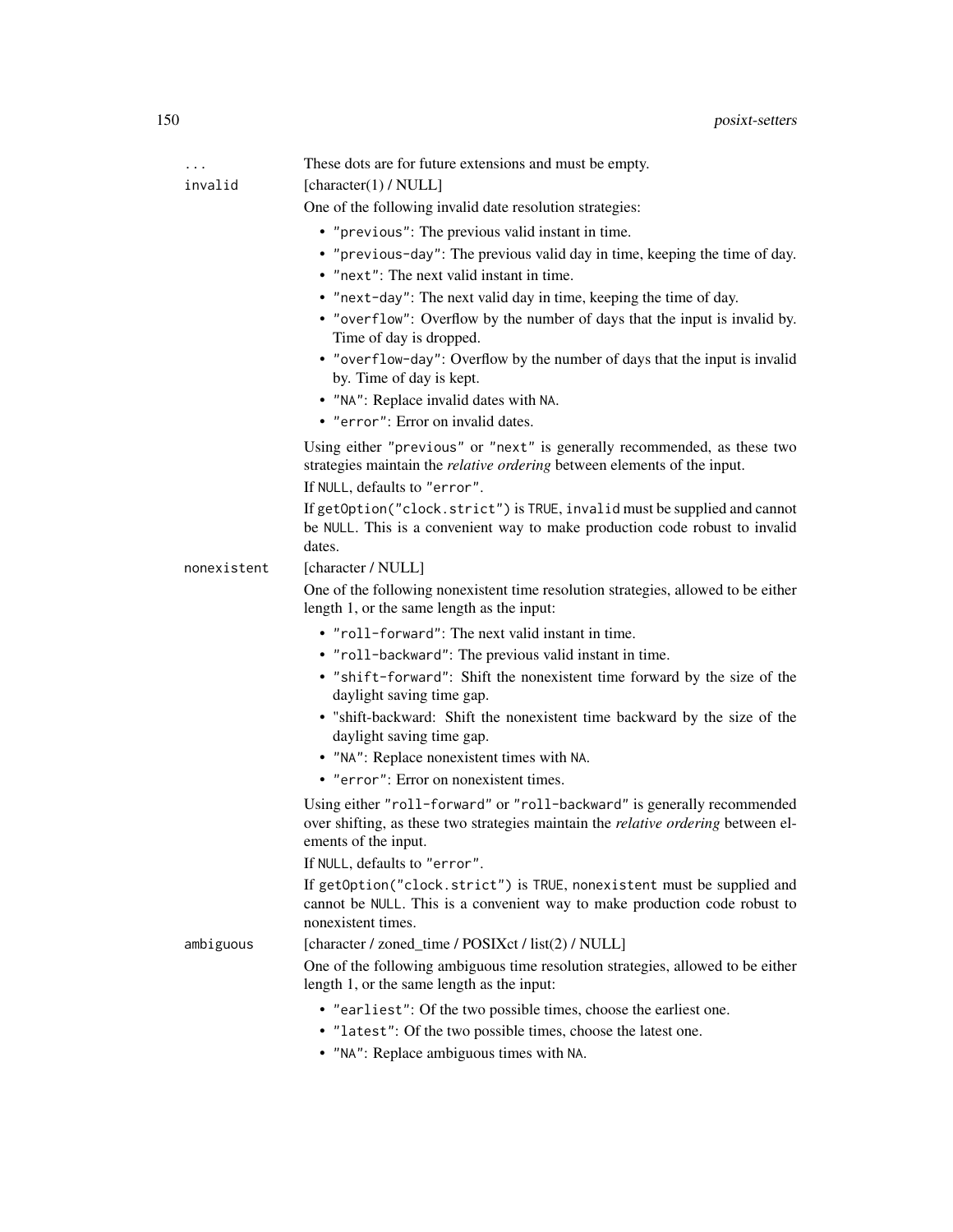`...` These dots are for future extensions and must be empty.

`invalid` [character(1) / NULL]

One of the following invalid date resolution strategies:

- "previous": The previous valid instant in time.
- "previous-day": The previous valid day in time, keeping the time of day.
- "next": The next valid instant in time.
- "next-day": The next valid day in time, keeping the time of day.
- "overflow": Overflow by the number of days that the input is invalid by. Time of day is dropped.
- "overflow-day": Overflow by the number of days that the input is invalid by. Time of day is kept.
- "NA": Replace invalid dates with NA.
- "error": Error on invalid dates.

Using either "previous" or "next" is generally recommended, as these two strategies maintain the *relative ordering* between elements of the input.

If NULL, defaults to "error".

If getOption("clock.strict") is TRUE, invalid must be supplied and cannot be NULL. This is a convenient way to make production code robust to invalid dates.

`nonexistent` [character / NULL]

One of the following nonexistent time resolution strategies, allowed to be either length 1, or the same length as the input:

- "roll-forward": The next valid instant in time.
- "roll-backward": The previous valid instant in time.
- "shift-forward": Shift the nonexistent time forward by the size of the daylight saving time gap.
- "shift-backward: Shift the nonexistent time backward by the size of the daylight saving time gap.
- "NA": Replace nonexistent times with NA.
- "error": Error on nonexistent times.

Using either "roll-forward" or "roll-backward" is generally recommended over shifting, as these two strategies maintain the *relative ordering* between elements of the input.

If NULL, defaults to "error".

If getOption("clock.strict") is TRUE, nonexistent must be supplied and cannot be NULL. This is a convenient way to make production code robust to nonexistent times.

`ambiguous` [character / zoned_time / POSIXct / list(2) / NULL]

One of the following ambiguous time resolution strategies, allowed to be either length 1, or the same length as the input:

- "earliest": Of the two possible times, choose the earliest one.
- "latest": Of the two possible times, choose the latest one.
- "NA": Replace ambiguous times with NA.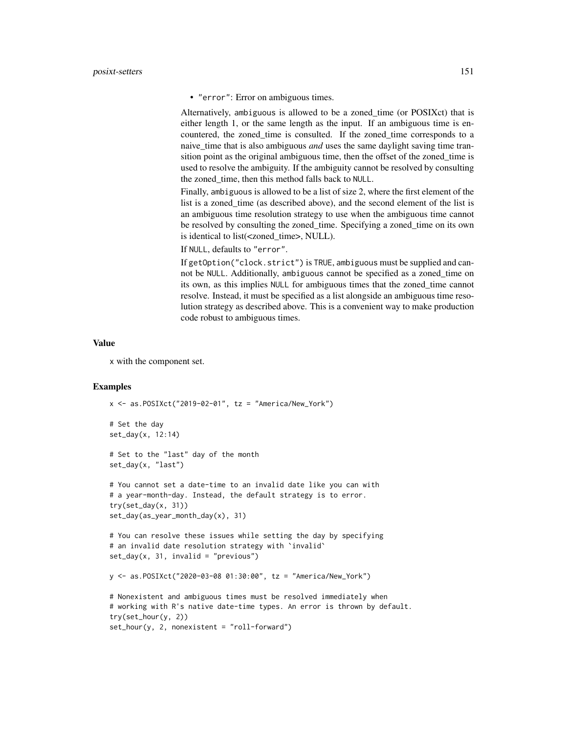- "error": Error on ambiguous times.

Alternatively, ambiguous is allowed to be a zoned_time (or POSIXct) that is either length 1, or the same length as the input. If an ambiguous time is encountered, the zoned_time is consulted. If the zoned_time corresponds to a naive_time that is also ambiguous *and* uses the same daylight saving time transition point as the original ambiguous time, then the offset of the zoned_time is used to resolve the ambiguity. If the ambiguity cannot be resolved by consulting the zoned_time, then this method falls back to NULL.

Finally, ambiguous is allowed to be a list of size 2, where the first element of the list is a zoned_time (as described above), and the second element of the list is an ambiguous time resolution strategy to use when the ambiguous time cannot be resolved by consulting the zoned_time. Specifying a zoned_time on its own is identical to list(<zoned_time>, NULL).

If NULL, defaults to "error".

If getOption("clock.strict") is TRUE, ambiguous must be supplied and cannot be NULL. Additionally, ambiguous cannot be specified as a zoned_time on its own, as this implies NULL for ambiguous times that the zoned_time cannot resolve. Instead, it must be specified as a list alongside an ambiguous time resolution strategy as described above. This is a convenient way to make production code robust to ambiguous times.

### Value

x with the component set.

### Examples

```
x <- as.POSIXct("2019-02-01", tz = "America/New_York")

# Set the day
set_day(x, 12:14)

# Set to the "last" day of the month
set_day(x, "last")

# You cannot set a date-time to an invalid date like you can with
# a year-month-day. Instead, the default strategy is to error.
try(set_day(x, 31))
set_day(as_year_month_day(x), 31)

# You can resolve these issues while setting the day by specifying
# an invalid date resolution strategy with `invalid`
set_day(x, 31, invalid = "previous")

y <- as.POSIXct("2020-03-08 01:30:00", tz = "America/New_York")

# Nonexistent and ambiguous times must be resolved immediately when
# working with R's native date-time types. An error is thrown by default.
try(set_hour(y, 2))
set_hour(y, 2, nonexistent = "roll-forward")
```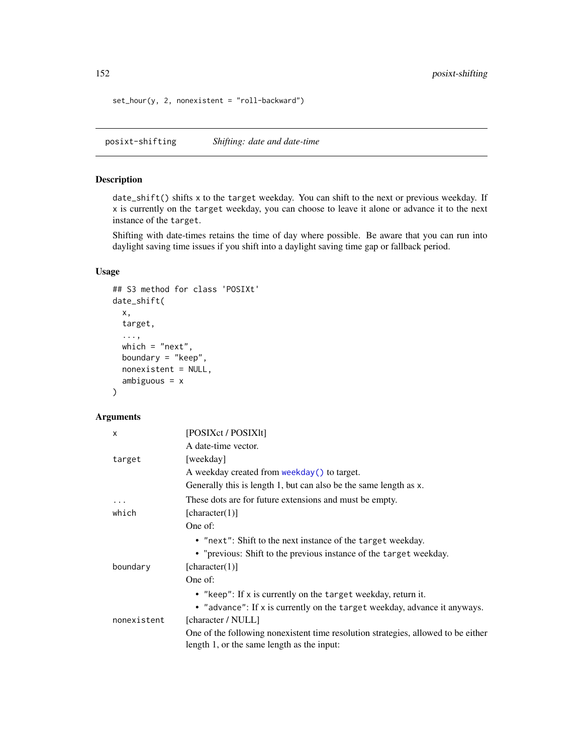```
set_hour(y, 2, nonexistent = "roll-backward")
```

---

## posixt-shifting *Shifting: date and date-time*

### Description

`date_shift()` shifts `x` to the `target` weekday. You can shift to the next or previous weekday. If `x` is currently on the `target` weekday, you can choose to leave it alone or advance it to the next instance of the `target`.

Shifting with date-times retains the time of day where possible. Be aware that you can run into daylight saving time issues if you shift into a daylight saving time gap or fallback period.

### Usage

```
## S3 method for class 'POSIXt'
date_shift(
  x,
  target,
  ...,
  which = "next",
  boundary = "keep",
  nonexistent = NULL,
  ambiguous = x
)
```

### Arguments

`x` [POSIXct / POSIXlt]

A date-time vector.

`target` [weekday]

A weekday created from `weekday()` to target.

Generally this is length 1, but can also be the same length as `x`.

`...` These dots are for future extensions and must be empty.

`which` [character(1)]

One of:

- `"next"`: Shift to the next instance of the `target` weekday.
- "previous: Shift to the previous instance of the `target` weekday.

`boundary` [character(1)]

One of:

- `"keep"`: If `x` is currently on the `target` weekday, return it.
- `"advance"`: If `x` is currently on the `target` weekday, advance it anyways.

`nonexistent` [character / NULL]

One of the following nonexistent time resolution strategies, allowed to be either length 1, or the same length as the input: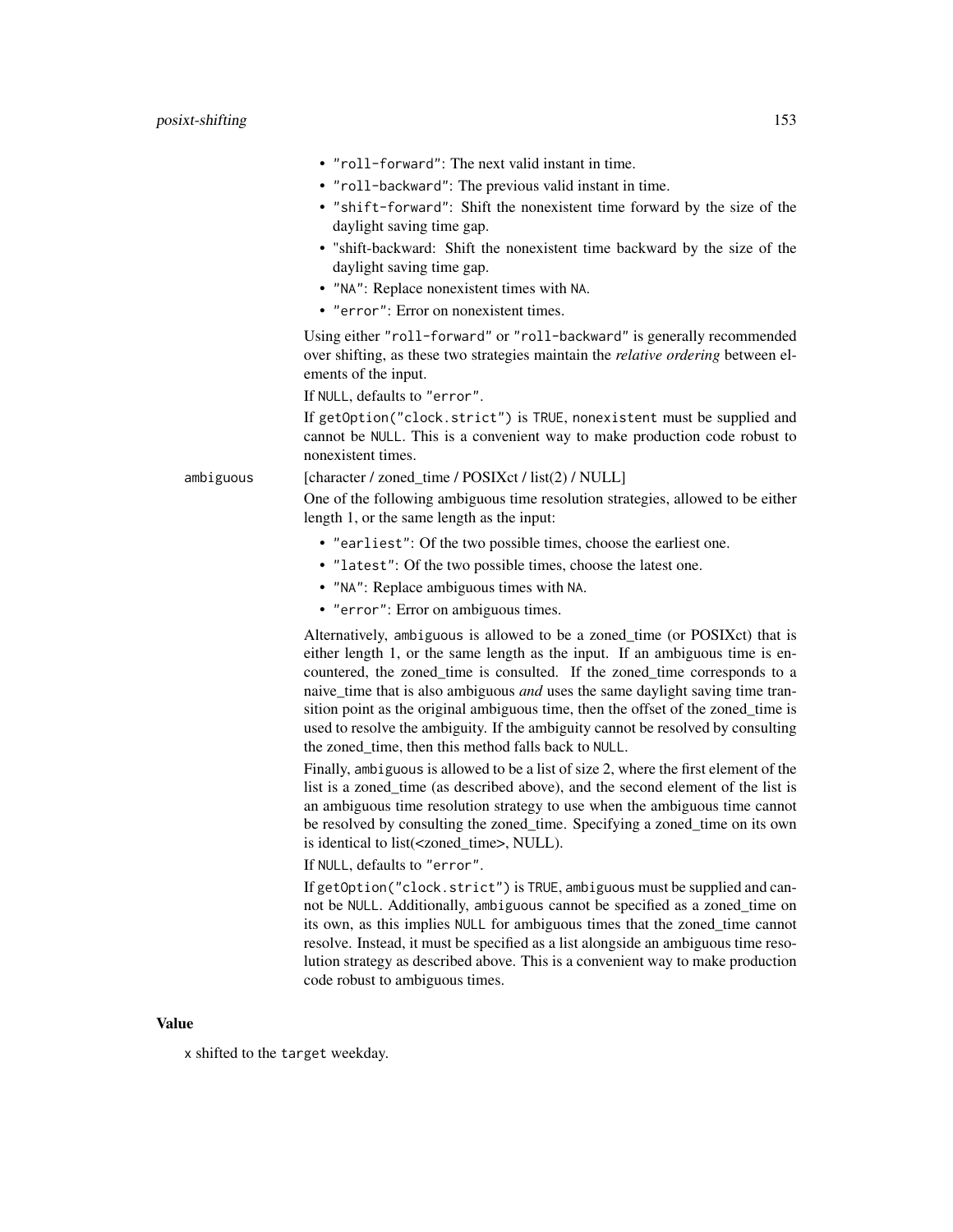- "roll-forward": The next valid instant in time.
- "roll-backward": The previous valid instant in time.
- "shift-forward": Shift the nonexistent time forward by the size of the daylight saving time gap.
- "shift-backward: Shift the nonexistent time backward by the size of the daylight saving time gap.
- "NA": Replace nonexistent times with NA.
- "error": Error on nonexistent times.

Using either "roll-forward" or "roll-backward" is generally recommended over shifting, as these two strategies maintain the *relative ordering* between elements of the input.

If NULL, defaults to "error".

If getOption("clock.strict") is TRUE, nonexistent must be supplied and cannot be NULL. This is a convenient way to make production code robust to nonexistent times.

ambiguous
[character / zoned_time / POSIXct / list(2) / NULL]

One of the following ambiguous time resolution strategies, allowed to be either length 1, or the same length as the input:

- "earliest": Of the two possible times, choose the earliest one.
- "latest": Of the two possible times, choose the latest one.
- "NA": Replace ambiguous times with NA.
- "error": Error on ambiguous times.

Alternatively, ambiguous is allowed to be a zoned_time (or POSIXct) that is either length 1, or the same length as the input. If an ambiguous time is encountered, the zoned_time is consulted. If the zoned_time corresponds to a naive_time that is also ambiguous *and* uses the same daylight saving time transition point as the original ambiguous time, then the offset of the zoned_time is used to resolve the ambiguity. If the ambiguity cannot be resolved by consulting the zoned_time, then this method falls back to NULL.

Finally, ambiguous is allowed to be a list of size 2, where the first element of the list is a zoned_time (as described above), and the second element of the list is an ambiguous time resolution strategy to use when the ambiguous time cannot be resolved by consulting the zoned_time. Specifying a zoned_time on its own is identical to list(<zoned_time>, NULL).

If NULL, defaults to "error".

If getOption("clock.strict") is TRUE, ambiguous must be supplied and cannot be NULL. Additionally, ambiguous cannot be specified as a zoned_time on its own, as this implies NULL for ambiguous times that the zoned_time cannot resolve. Instead, it must be specified as a list alongside an ambiguous time resolution strategy as described above. This is a convenient way to make production code robust to ambiguous times.

## Value

x shifted to the target weekday.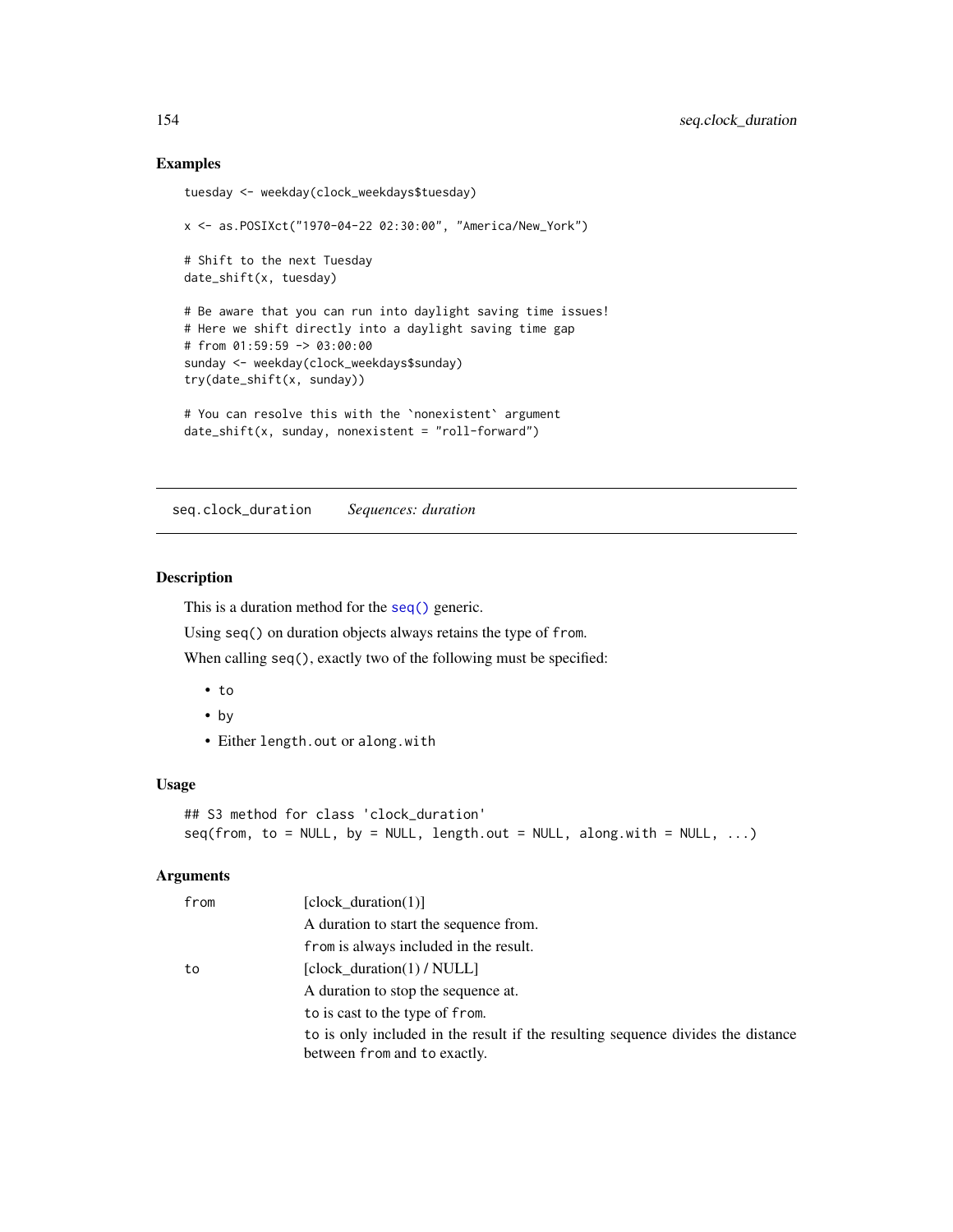### Examples

```
tuesday <- weekday(clock_weekdays$tuesday)

x <- as.POSIXct("1970-04-22 02:30:00", "America/New_York")

# Shift to the next Tuesday
date_shift(x, tuesday)

# Be aware that you can run into daylight saving time issues!
# Here we shift directly into a daylight saving time gap
# from 01:59:59 -> 03:00:00
sunday <- weekday(clock_weekdays$sunday)
try(date_shift(x, sunday))

# You can resolve this with the `nonexistent` argument
date_shift(x, sunday, nonexistent = "roll-forward")
```

---

## seq.clock_duration    *Sequences: duration*

### Description

This is a duration method for the `seq()` generic.

Using `seq()` on duration objects always retains the type of `from`.

When calling `seq()`, exactly two of the following must be specified:

- `to`
- `by`
- Either `length.out` or `along.with`

### Usage

```
## S3 method for class 'clock_duration'
seq(from, to = NULL, by = NULL, length.out = NULL, along.with = NULL, ...)
```

### Arguments

`from` [clock_duration(1)]

A duration to start the sequence from.

`from` is always included in the result.

`to` [clock_duration(1) / NULL]

A duration to stop the sequence at.

`to` is cast to the type of `from`.

`to` is only included in the result if the resulting sequence divides the distance between `from` and `to` exactly.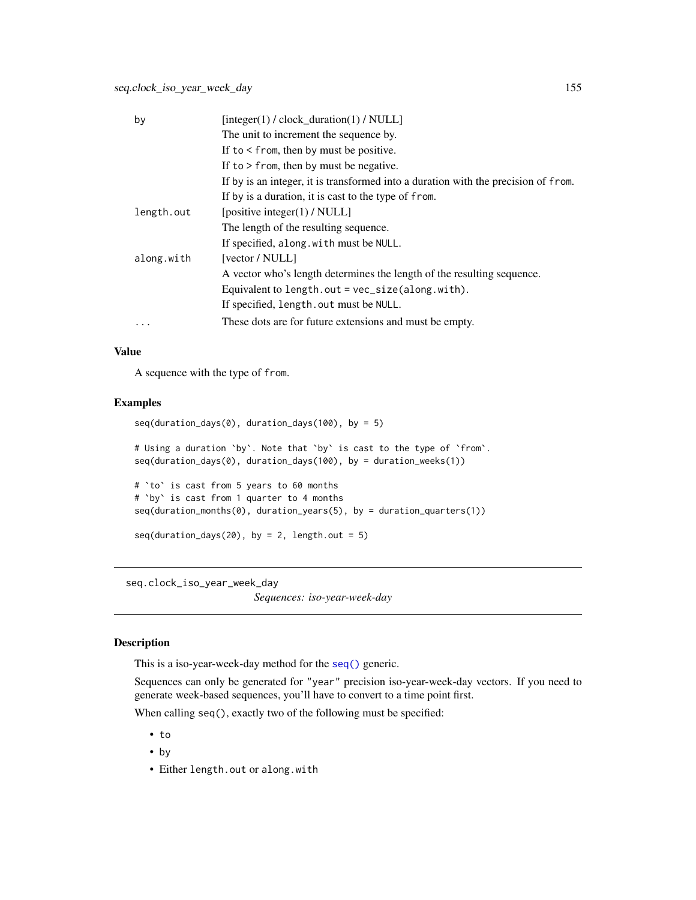| | |
|---|---|
| by | [integer(1) / clock_duration(1) / NULL]<br>The unit to increment the sequence by.<br>If `to < from`, then `by` must be positive.<br>If `to > from`, then `by` must be negative.<br>If `by` is an integer, it is transformed into a duration with the precision of `from`.<br>If `by` is a duration, it is cast to the type of `from`. |
| length.out | [positive integer(1) / NULL]<br>The length of the resulting sequence.<br>If specified, `along.with` must be `NULL`. |
| along.with | [vector / NULL]<br>A vector who's length determines the length of the resulting sequence.<br>Equivalent to `length.out = vec_size(along.with)`.<br>If specified, `length.out` must be `NULL`. |
| ... | These dots are for future extensions and must be empty. |

### Value

A sequence with the type of `from`.

### Examples

```
seq(duration_days(0), duration_days(100), by = 5)

# Using a duration `by`. Note that `by` is cast to the type of `from`.
seq(duration_days(0), duration_days(100), by = duration_weeks(1))

# `to` is cast from 5 years to 60 months
# `by` is cast from 1 quarter to 4 months
seq(duration_months(0), duration_years(5), by = duration_quarters(1))

seq(duration_days(20), by = 2, length.out = 5)
```

---

## seq.clock_iso_year_week_day — *Sequences: iso-year-week-day*

### Description

This is a iso-year-week-day method for the `seq()` generic.

Sequences can only be generated for `"year"` precision iso-year-week-day vectors. If you need to generate week-based sequences, you'll have to convert to a time point first.

When calling `seq()`, exactly two of the following must be specified:

- `to`
- `by`
- Either `length.out` or `along.with`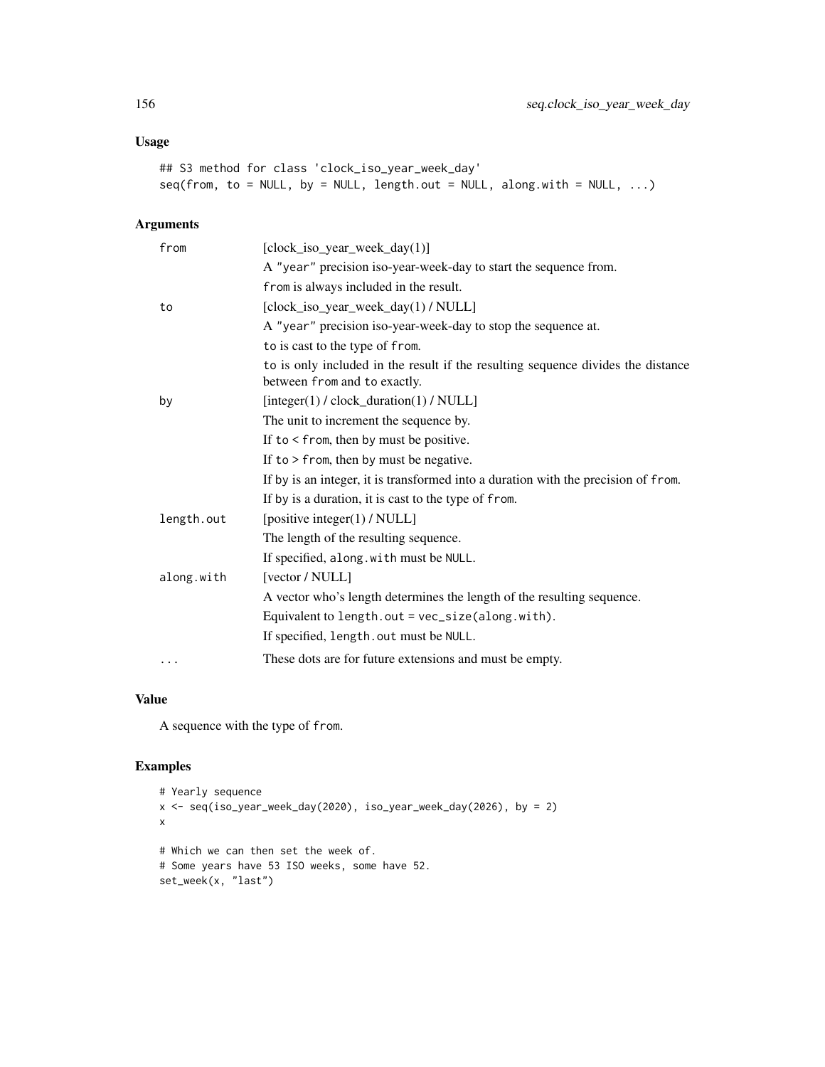## Usage

```
## S3 method for class 'clock_iso_year_week_day'
seq(from, to = NULL, by = NULL, length.out = NULL, along.with = NULL, ...)
```

## Arguments

| | |
|---|---|
| `from` | [clock_iso_year_week_day(1)]<br>A "year" precision iso-year-week-day to start the sequence from.<br>`from` is always included in the result. |
| `to` | [clock_iso_year_week_day(1) / NULL]<br>A "year" precision iso-year-week-day to stop the sequence at.<br>`to` is cast to the type of `from`.<br>`to` is only included in the result if the resulting sequence divides the distance between `from` and `to` exactly. |
| `by` | [integer(1) / clock_duration(1) / NULL]<br>The unit to increment the sequence by.<br>If `to < from`, then `by` must be positive.<br>If `to > from`, then `by` must be negative.<br>If `by` is an integer, it is transformed into a duration with the precision of `from`.<br>If `by` is a duration, it is cast to the type of `from`. |
| `length.out` | [positive integer(1) / NULL]<br>The length of the resulting sequence.<br>If specified, `along.with` must be `NULL`. |
| `along.with` | [vector / NULL]<br>A vector who's length determines the length of the resulting sequence.<br>Equivalent to `length.out = vec_size(along.with)`.<br>If specified, `length.out` must be `NULL`. |
| `...` | These dots are for future extensions and must be empty. |

## Value

A sequence with the type of `from`.

## Examples

```
# Yearly sequence
x <- seq(iso_year_week_day(2020), iso_year_week_day(2026), by = 2)
x

# Which we can then set the week of.
# Some years have 53 ISO weeks, some have 52.
set_week(x, "last")
```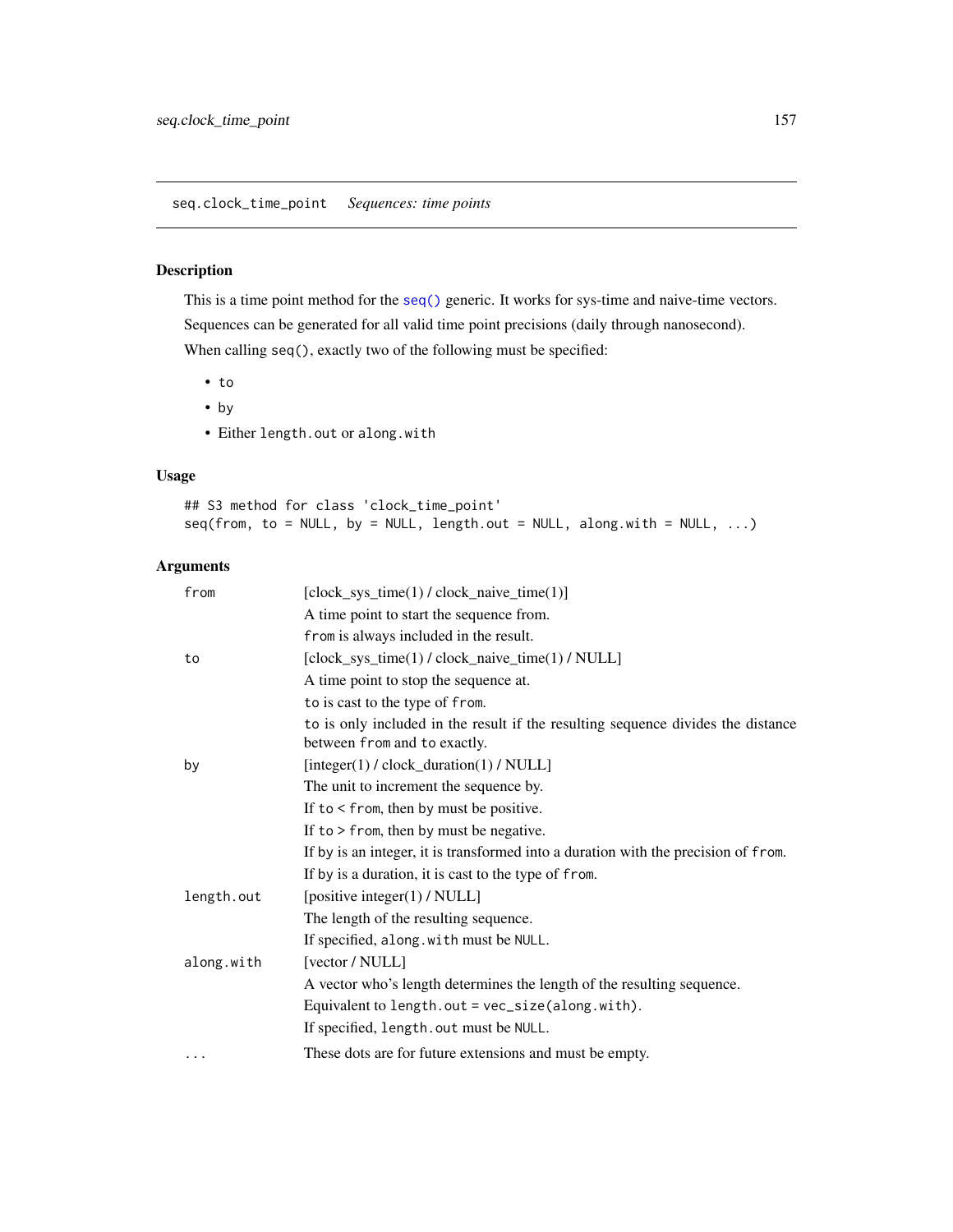## seq.clock_time_point — *Sequences: time points*

### Description

This is a time point method for the `seq()` generic. It works for sys-time and naive-time vectors.

Sequences can be generated for all valid time point precisions (daily through nanosecond).

When calling `seq()`, exactly two of the following must be specified:

- `to`
- `by`
- Either `length.out` or `along.with`

### Usage

```
## S3 method for class 'clock_time_point'
seq(from, to = NULL, by = NULL, length.out = NULL, along.with = NULL, ...)
```

### Arguments

| Argument | Description |
|---|---|
| `from` | [clock_sys_time(1) / clock_naive_time(1)]<br>A time point to start the sequence from.<br>`from` is always included in the result. |
| `to` | [clock_sys_time(1) / clock_naive_time(1) / NULL]<br>A time point to stop the sequence at.<br>`to` is cast to the type of `from`.<br>`to` is only included in the result if the resulting sequence divides the distance between `from` and `to` exactly. |
| `by` | [integer(1) / clock_duration(1) / NULL]<br>The unit to increment the sequence by.<br>If `to` < `from`, then `by` must be positive.<br>If `to` > `from`, then `by` must be negative.<br>If `by` is an integer, it is transformed into a duration with the precision of `from`.<br>If `by` is a duration, it is cast to the type of `from`. |
| `length.out` | [positive integer(1) / NULL]<br>The length of the resulting sequence.<br>If specified, `along.with` must be `NULL`. |
| `along.with` | [vector / NULL]<br>A vector who's length determines the length of the resulting sequence.<br>Equivalent to `length.out = vec_size(along.with)`.<br>If specified, `length.out` must be `NULL`. |
| `...` | These dots are for future extensions and must be empty. |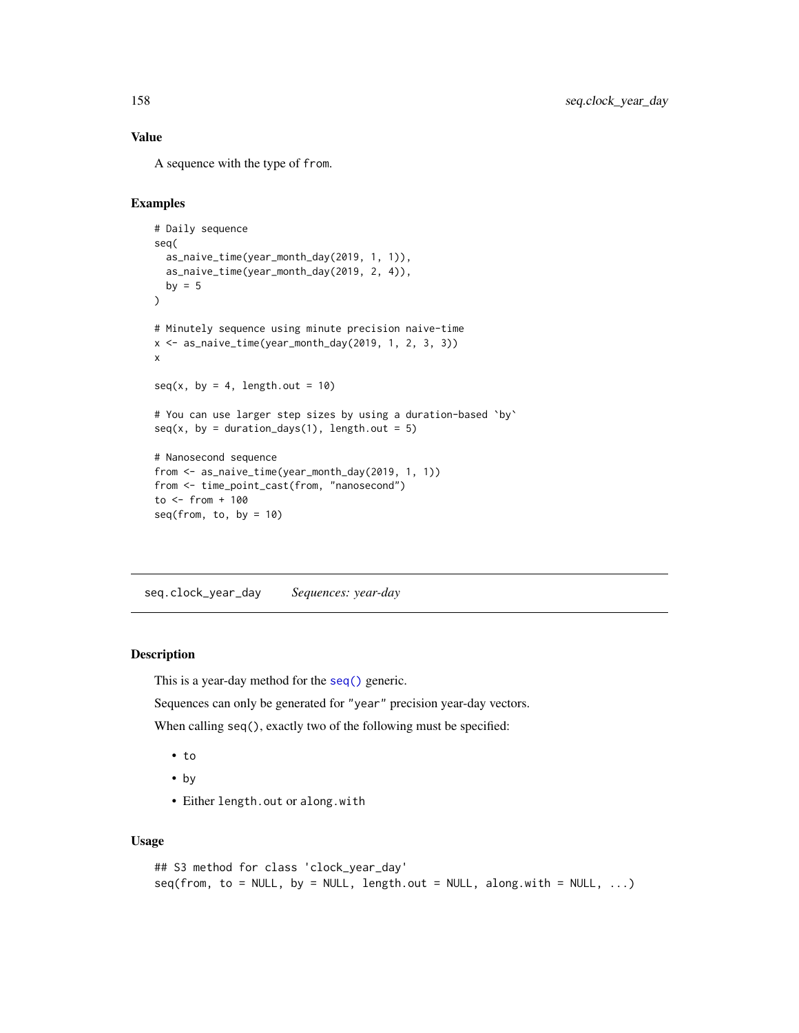## Value

A sequence with the type of `from`.

## Examples

```
# Daily sequence
seq(
  as_naive_time(year_month_day(2019, 1, 1)),
  as_naive_time(year_month_day(2019, 2, 4)),
  by = 5
)

# Minutely sequence using minute precision naive-time
x <- as_naive_time(year_month_day(2019, 1, 2, 3, 3))
x

seq(x, by = 4, length.out = 10)

# You can use larger step sizes by using a duration-based `by`
seq(x, by = duration_days(1), length.out = 5)

# Nanosecond sequence
from <- as_naive_time(year_month_day(2019, 1, 1))
from <- time_point_cast(from, "nanosecond")
to <- from + 100
seq(from, to, by = 10)
```

---

# seq.clock_year_day    *Sequences: year-day*

## Description

This is a year-day method for the `seq()` generic.

Sequences can only be generated for `"year"` precision year-day vectors.

When calling `seq()`, exactly two of the following must be specified:

- `to`
- `by`
- Either `length.out` or `along.with`

## Usage

```
## S3 method for class 'clock_year_day'
seq(from, to = NULL, by = NULL, length.out = NULL, along.with = NULL, ...)
```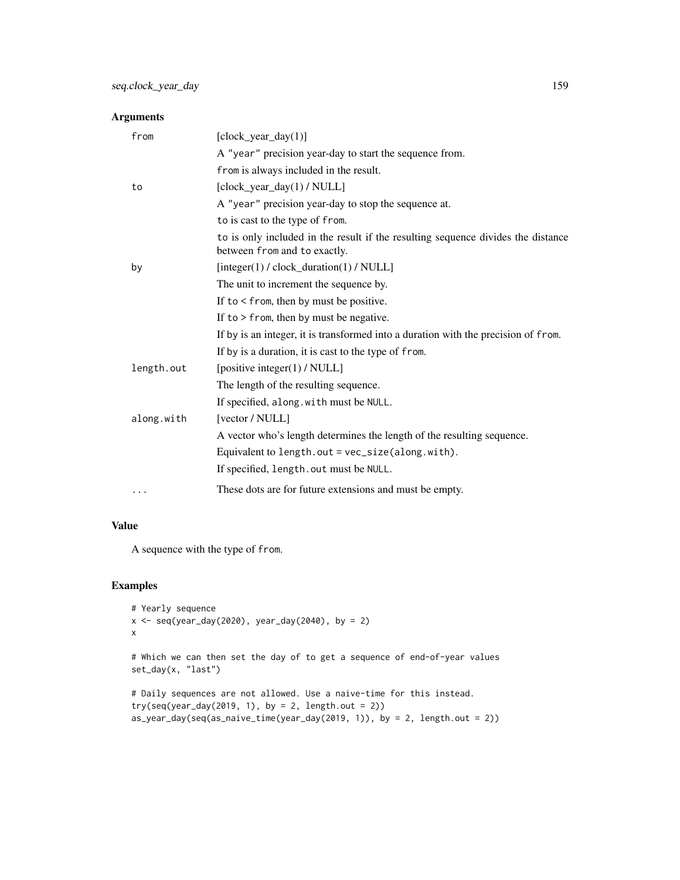## Arguments

| | |
|---|---|
| `from` | [clock_year_day(1)]<br>A `"year"` precision year-day to start the sequence from.<br>`from` is always included in the result. |
| `to` | [clock_year_day(1) / NULL]<br>A `"year"` precision year-day to stop the sequence at.<br>`to` is cast to the type of `from`.<br>`to` is only included in the result if the resulting sequence divides the distance between `from` and `to` exactly. |
| `by` | [integer(1) / clock_duration(1) / NULL]<br>The unit to increment the sequence by.<br>If `to` < `from`, then `by` must be positive.<br>If `to` > `from`, then `by` must be negative.<br>If `by` is an integer, it is transformed into a duration with the precision of `from`.<br>If `by` is a duration, it is cast to the type of `from`. |
| `length.out` | [positive integer(1) / NULL]<br>The length of the resulting sequence.<br>If specified, `along.with` must be `NULL`. |
| `along.with` | [vector / NULL]<br>A vector who's length determines the length of the resulting sequence.<br>Equivalent to `length.out = vec_size(along.with)`.<br>If specified, `length.out` must be `NULL`. |
| `...` | These dots are for future extensions and must be empty. |

## Value

A sequence with the type of `from`.

## Examples

```
# Yearly sequence
x <- seq(year_day(2020), year_day(2040), by = 2)
x

# Which we can then set the day of to get a sequence of end-of-year values
set_day(x, "last")

# Daily sequences are not allowed. Use a naive-time for this instead.
try(seq(year_day(2019, 1), by = 2, length.out = 2))
as_year_day(seq(as_naive_time(year_day(2019, 1)), by = 2, length.out = 2))
```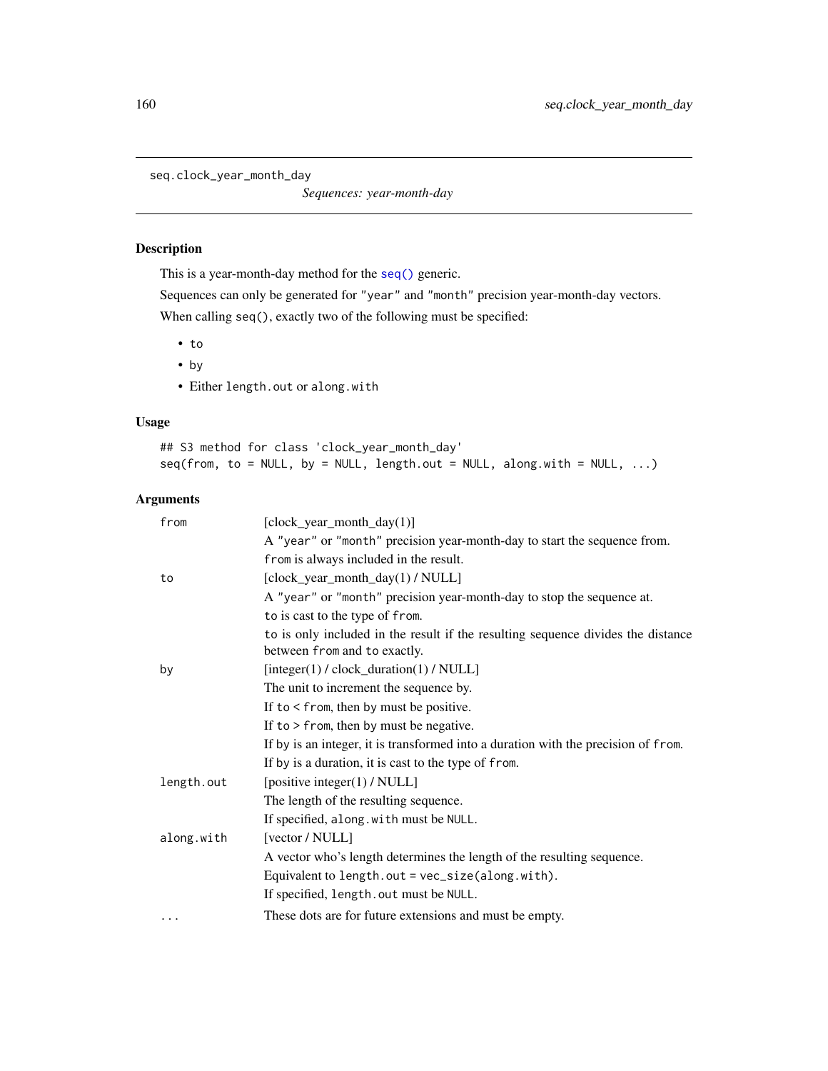```
seq.clock_year_month_day
```

*Sequences: year-month-day*

## Description

This is a year-month-day method for the `seq()` generic.

Sequences can only be generated for `"year"` and `"month"` precision year-month-day vectors.

When calling `seq()`, exactly two of the following must be specified:

- `to`
- `by`
- Either `length.out` or `along.with`

## Usage

```
## S3 method for class 'clock_year_month_day'
seq(from, to = NULL, by = NULL, length.out = NULL, along.with = NULL, ...)
```

## Arguments

`from`
: [clock_year_month_day(1)]
: A `"year"` or `"month"` precision year-month-day to start the sequence from.
: `from` is always included in the result.

`to`
: [clock_year_month_day(1) / NULL]
: A `"year"` or `"month"` precision year-month-day to stop the sequence at.
: `to` is cast to the type of `from`.
: `to` is only included in the result if the resulting sequence divides the distance between `from` and `to` exactly.

`by`
: [integer(1) / clock_duration(1) / NULL]
: The unit to increment the sequence by.
: If `to` < `from`, then `by` must be positive.
: If `to` > `from`, then `by` must be negative.
: If `by` is an integer, it is transformed into a duration with the precision of `from`.
: If `by` is a duration, it is cast to the type of `from`.

`length.out`
: [positive integer(1) / NULL]
: The length of the resulting sequence.
: If specified, `along.with` must be `NULL`.

`along.with`
: [vector / NULL]
: A vector who's length determines the length of the resulting sequence.
: Equivalent to `length.out = vec_size(along.with)`.
: If specified, `length.out` must be `NULL`.

`...`
: These dots are for future extensions and must be empty.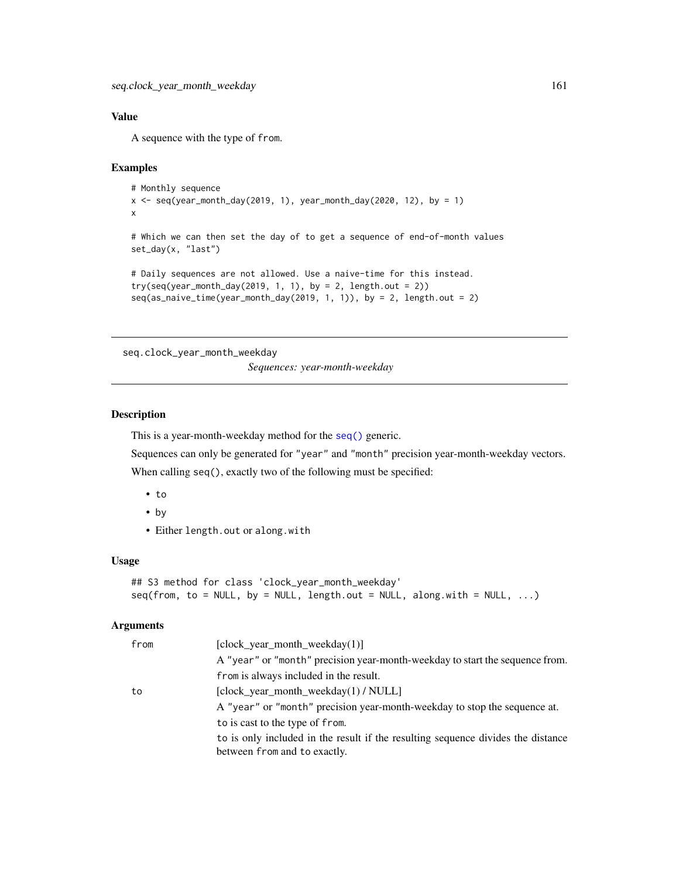### Value

A sequence with the type of `from`.

### Examples

```
# Monthly sequence
x <- seq(year_month_day(2019, 1), year_month_day(2020, 12), by = 1)
x

# Which we can then set the day of to get a sequence of end-of-month values
set_day(x, "last")

# Daily sequences are not allowed. Use a naive-time for this instead.
try(seq(year_month_day(2019, 1, 1), by = 2, length.out = 2))
seq(as_naive_time(year_month_day(2019, 1, 1)), by = 2, length.out = 2)
```

---

## seq.clock_year_month_weekday

*Sequences: year-month-weekday*

---

### Description

This is a year-month-weekday method for the `seq()` generic.

Sequences can only be generated for `"year"` and `"month"` precision year-month-weekday vectors.

When calling `seq()`, exactly two of the following must be specified:

- `to`
- `by`
- Either `length.out` or `along.with`

### Usage

```
## S3 method for class 'clock_year_month_weekday'
seq(from, to = NULL, by = NULL, length.out = NULL, along.with = NULL, ...)
```

### Arguments

| | |
|---|---|
| `from` | [clock_year_month_weekday(1)] A `"year"` or `"month"` precision year-month-weekday to start the sequence from. `from` is always included in the result. |
| `to` | [clock_year_month_weekday(1) / NULL] A `"year"` or `"month"` precision year-month-weekday to stop the sequence at. `to` is cast to the type of `from`. `to` is only included in the result if the resulting sequence divides the distance between `from` and `to` exactly. |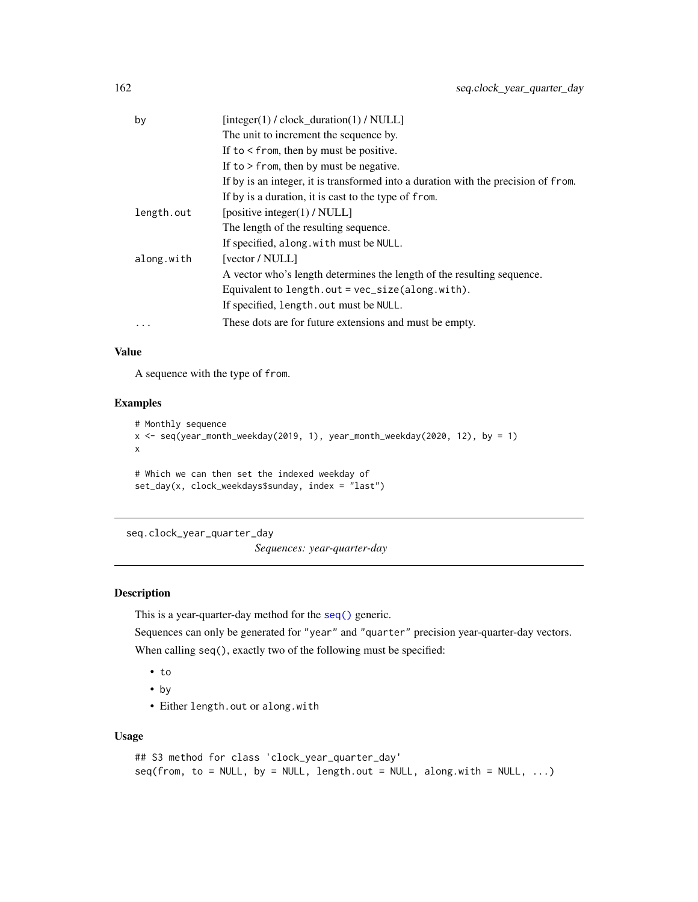| | |
|---|---|
| by | [integer(1) / clock_duration(1) / NULL]<br>The unit to increment the sequence by.<br>If to < from, then by must be positive.<br>If to > from, then by must be negative.<br>If by is an integer, it is transformed into a duration with the precision of from.<br>If by is a duration, it is cast to the type of from. |
| length.out | [positive integer(1) / NULL]<br>The length of the resulting sequence.<br>If specified, along.with must be NULL. |
| along.with | [vector / NULL]<br>A vector who's length determines the length of the resulting sequence.<br>Equivalent to length.out = vec_size(along.with).<br>If specified, length.out must be NULL. |
| ... | These dots are for future extensions and must be empty. |

### Value

A sequence with the type of from.

### Examples

```
# Monthly sequence
x <- seq(year_month_weekday(2019, 1), year_month_weekday(2020, 12), by = 1)
x

# Which we can then set the indexed weekday of
set_day(x, clock_weekdays$sunday, index = "last")
```

---

## seq.clock_year_quarter_day

*Sequences: year-quarter-day*

---

### Description

This is a year-quarter-day method for the seq() generic.

Sequences can only be generated for "year" and "quarter" precision year-quarter-day vectors.

When calling seq(), exactly two of the following must be specified:

- to
- by
- Either length.out or along.with

### Usage

```
## S3 method for class 'clock_year_quarter_day'
seq(from, to = NULL, by = NULL, length.out = NULL, along.with = NULL, ...)
```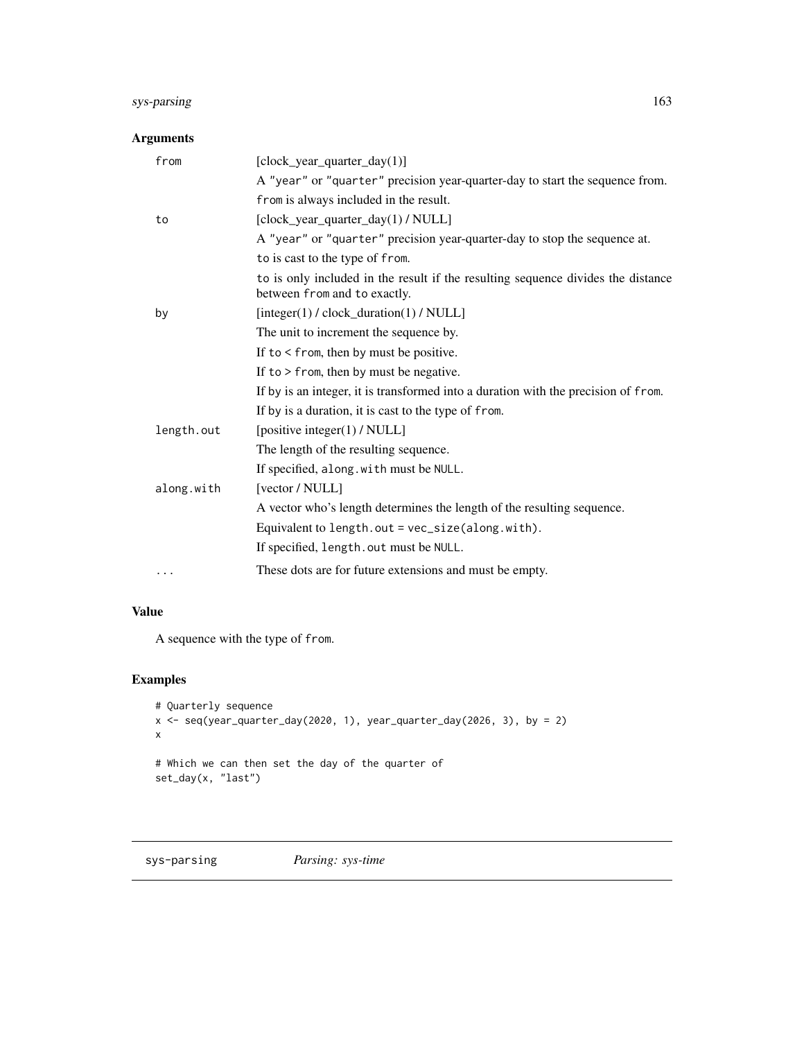### Arguments

| | |
|---|---|
| `from` | [clock_year_quarter_day(1)] |
| | A "year" or "quarter" precision year-quarter-day to start the sequence from. |
| | `from` is always included in the result. |
| `to` | [clock_year_quarter_day(1) / NULL] |
| | A "year" or "quarter" precision year-quarter-day to stop the sequence at. |
| | `to` is cast to the type of `from`. |
| | `to` is only included in the result if the resulting sequence divides the distance between `from` and `to` exactly. |
| `by` | [integer(1) / clock_duration(1) / NULL] |
| | The unit to increment the sequence by. |
| | If `to < from`, then `by` must be positive. |
| | If `to > from`, then `by` must be negative. |
| | If `by` is an integer, it is transformed into a duration with the precision of `from`. |
| | If `by` is a duration, it is cast to the type of `from`. |
| `length.out` | [positive integer(1) / NULL] |
| | The length of the resulting sequence. |
| | If specified, `along.with` must be `NULL`. |
| `along.with` | [vector / NULL] |
| | A vector who's length determines the length of the resulting sequence. |
| | Equivalent to `length.out = vec_size(along.with)`. |
| | If specified, `length.out` must be `NULL`. |
| `...` | These dots are for future extensions and must be empty. |

### Value

A sequence with the type of `from`.

### Examples

```
# Quarterly sequence
x <- seq(year_quarter_day(2020, 1), year_quarter_day(2026, 3), by = 2)
x

# Which we can then set the day of the quarter of
set_day(x, "last")
```

---

## sys-parsing *Parsing: sys-time*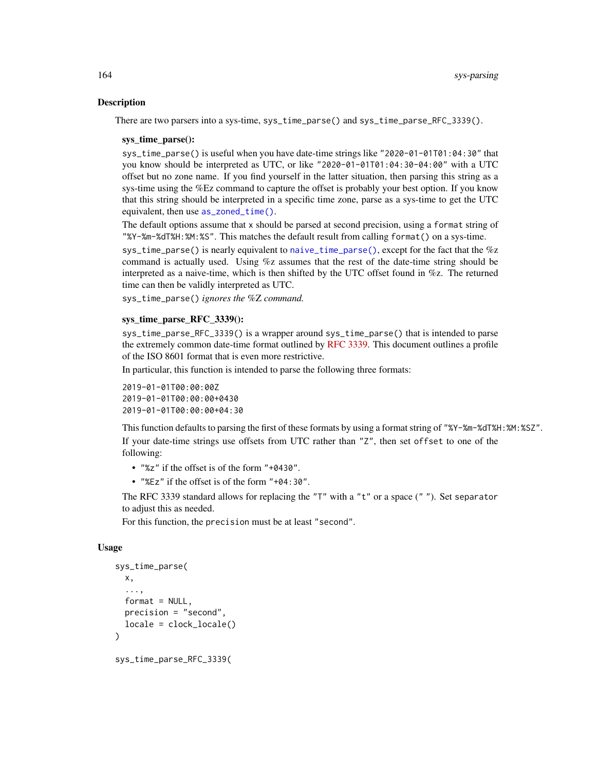## Description

There are two parsers into a sys-time, `sys_time_parse()` and `sys_time_parse_RFC_3339()`.

### sys_time_parse():

`sys_time_parse()` is useful when you have date-time strings like `"2020-01-01T01:04:30"` that you know should be interpreted as UTC, or like `"2020-01-01T01:04:30-04:00"` with a UTC offset but no zone name. If you find yourself in the latter situation, then parsing this string as a sys-time using the %Ez command to capture the offset is probably your best option. If you know that this string should be interpreted in a specific time zone, parse as a sys-time to get the UTC equivalent, then use `as_zoned_time()`.

The default options assume that `x` should be parsed at second precision, using a `format` string of `"%Y-%m-%dT%H:%M:%S"`. This matches the default result from calling `format()` on a sys-time.

`sys_time_parse()` is nearly equivalent to `naive_time_parse()`, except for the fact that the %z command is actually used. Using %z assumes that the rest of the date-time string should be interpreted as a naive-time, which is then shifted by the UTC offset found in %z. The returned time can then be validly interpreted as UTC.

`sys_time_parse()` *ignores the %Z command.*

### sys_time_parse_RFC_3339():

`sys_time_parse_RFC_3339()` is a wrapper around `sys_time_parse()` that is intended to parse the extremely common date-time format outlined by RFC 3339. This document outlines a profile of the ISO 8601 format that is even more restrictive.

In particular, this function is intended to parse the following three formats:

```
2019-01-01T00:00:00Z
2019-01-01T00:00:00+0430
2019-01-01T00:00:00+04:30
```

This function defaults to parsing the first of these formats by using a format string of `"%Y-%m-%dT%H:%M:%SZ"`.

If your date-time strings use offsets from UTC rather than `"Z"`, then set `offset` to one of the following:

- `"%z"` if the offset is of the form `"+0430"`.
- `"%Ez"` if the offset is of the form `"+04:30"`.

The RFC 3339 standard allows for replacing the `"T"` with a `"t"` or a space (`" "`). Set `separator` to adjust this as needed.

For this function, the `precision` must be at least `"second"`.

## Usage

```
sys_time_parse(
  x,
  ...,
  format = NULL,
  precision = "second",
  locale = clock_locale()
)

sys_time_parse_RFC_3339(
```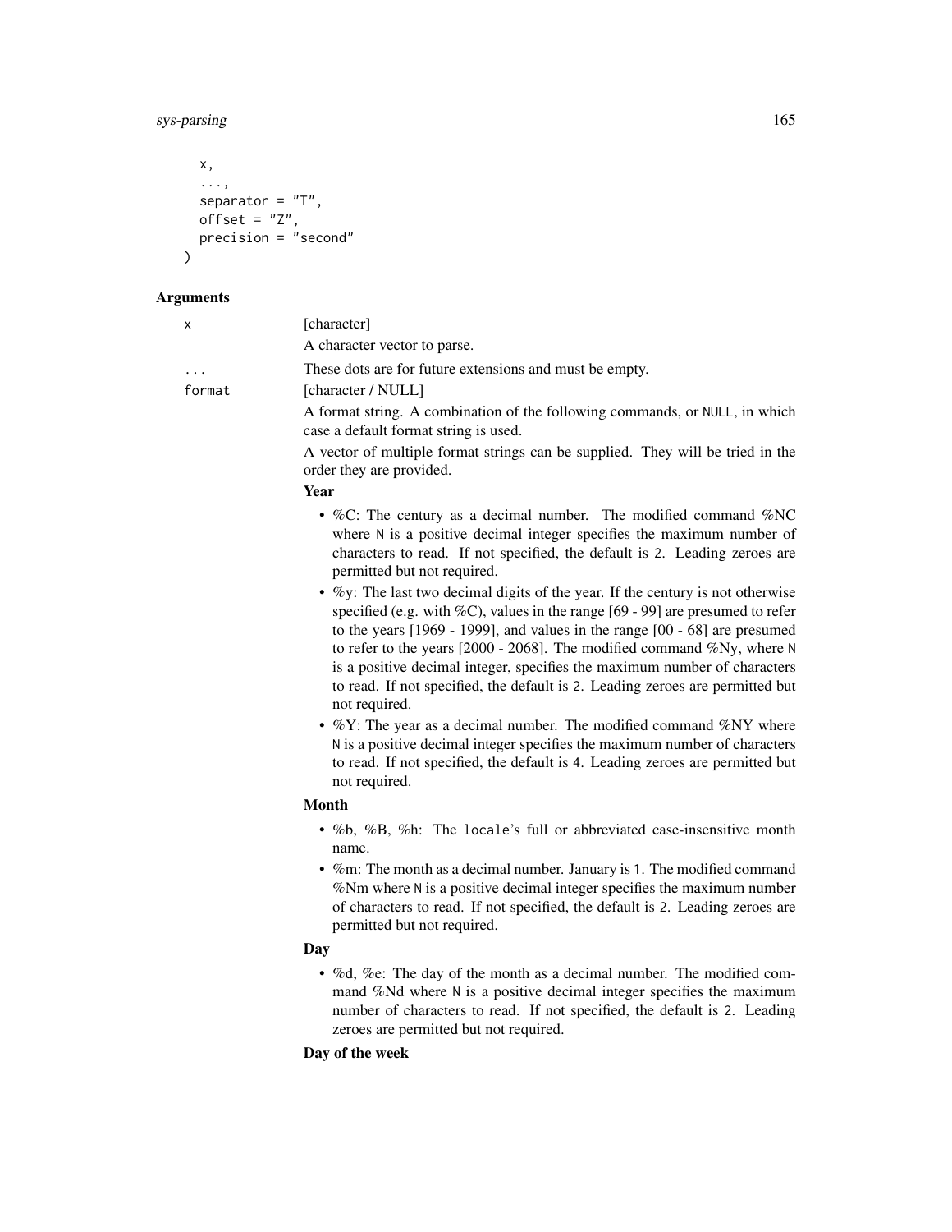```
  x,
  ...,
  separator = "T",
  offset = "Z",
  precision = "second"
)
```

### Arguments

`x` [character]

A character vector to parse.

`...` These dots are for future extensions and must be empty.

`format` [character / NULL]

A format string. A combination of the following commands, or `NULL`, in which case a default format string is used.

A vector of multiple format strings can be supplied. They will be tried in the order they are provided.

**Year**

- %C: The century as a decimal number. The modified command %NC where `N` is a positive decimal integer specifies the maximum number of characters to read. If not specified, the default is `2`. Leading zeroes are permitted but not required.
- %y: The last two decimal digits of the year. If the century is not otherwise specified (e.g. with %C), values in the range [69 - 99] are presumed to refer to the years [1969 - 1999], and values in the range [00 - 68] are presumed to refer to the years [2000 - 2068]. The modified command %Ny, where `N` is a positive decimal integer, specifies the maximum number of characters to read. If not specified, the default is `2`. Leading zeroes are permitted but not required.
- %Y: The year as a decimal number. The modified command %NY where `N` is a positive decimal integer specifies the maximum number of characters to read. If not specified, the default is `4`. Leading zeroes are permitted but not required.

**Month**

- %b, %B, %h: The `locale`'s full or abbreviated case-insensitive month name.
- %m: The month as a decimal number. January is `1`. The modified command %Nm where `N` is a positive decimal integer specifies the maximum number of characters to read. If not specified, the default is `2`. Leading zeroes are permitted but not required.

**Day**

- %d, %e: The day of the month as a decimal number. The modified command %Nd where `N` is a positive decimal integer specifies the maximum number of characters to read. If not specified, the default is `2`. Leading zeroes are permitted but not required.

**Day of the week**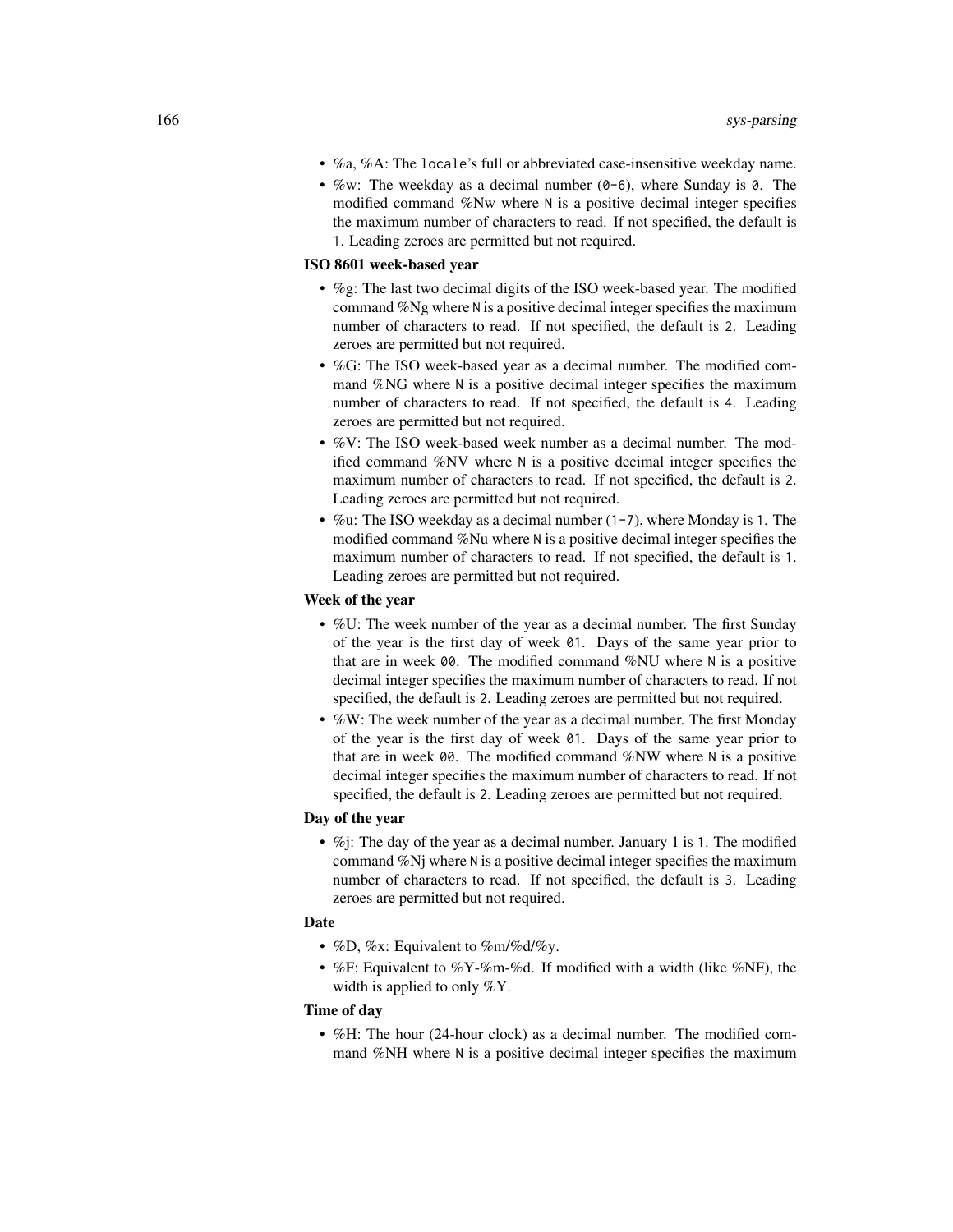- %a, %A: The `locale`'s full or abbreviated case-insensitive weekday name.
- %w: The weekday as a decimal number (`0-6`), where Sunday is `0`. The modified command %Nw where `N` is a positive decimal integer specifies the maximum number of characters to read. If not specified, the default is `1`. Leading zeroes are permitted but not required.

**ISO 8601 week-based year**

- %g: The last two decimal digits of the ISO week-based year. The modified command %Ng where `N` is a positive decimal integer specifies the maximum number of characters to read. If not specified, the default is `2`. Leading zeroes are permitted but not required.
- %G: The ISO week-based year as a decimal number. The modified command %NG where `N` is a positive decimal integer specifies the maximum number of characters to read. If not specified, the default is `4`. Leading zeroes are permitted but not required.
- %V: The ISO week-based week number as a decimal number. The modified command %NV where `N` is a positive decimal integer specifies the maximum number of characters to read. If not specified, the default is `2`. Leading zeroes are permitted but not required.
- %u: The ISO weekday as a decimal number (`1-7`), where Monday is `1`. The modified command %Nu where `N` is a positive decimal integer specifies the maximum number of characters to read. If not specified, the default is `1`. Leading zeroes are permitted but not required.

**Week of the year**

- %U: The week number of the year as a decimal number. The first Sunday of the year is the first day of week `01`. Days of the same year prior to that are in week `00`. The modified command %NU where `N` is a positive decimal integer specifies the maximum number of characters to read. If not specified, the default is `2`. Leading zeroes are permitted but not required.
- %W: The week number of the year as a decimal number. The first Monday of the year is the first day of week `01`. Days of the same year prior to that are in week `00`. The modified command %NW where `N` is a positive decimal integer specifies the maximum number of characters to read. If not specified, the default is `2`. Leading zeroes are permitted but not required.

**Day of the year**

- %j: The day of the year as a decimal number. January 1 is `1`. The modified command %Nj where `N` is a positive decimal integer specifies the maximum number of characters to read. If not specified, the default is `3`. Leading zeroes are permitted but not required.

**Date**

- %D, %x: Equivalent to %m/%d/%y.
- %F: Equivalent to %Y-%m-%d. If modified with a width (like %NF), the width is applied to only %Y.

**Time of day**

- %H: The hour (24-hour clock) as a decimal number. The modified command %NH where `N` is a positive decimal integer specifies the maximum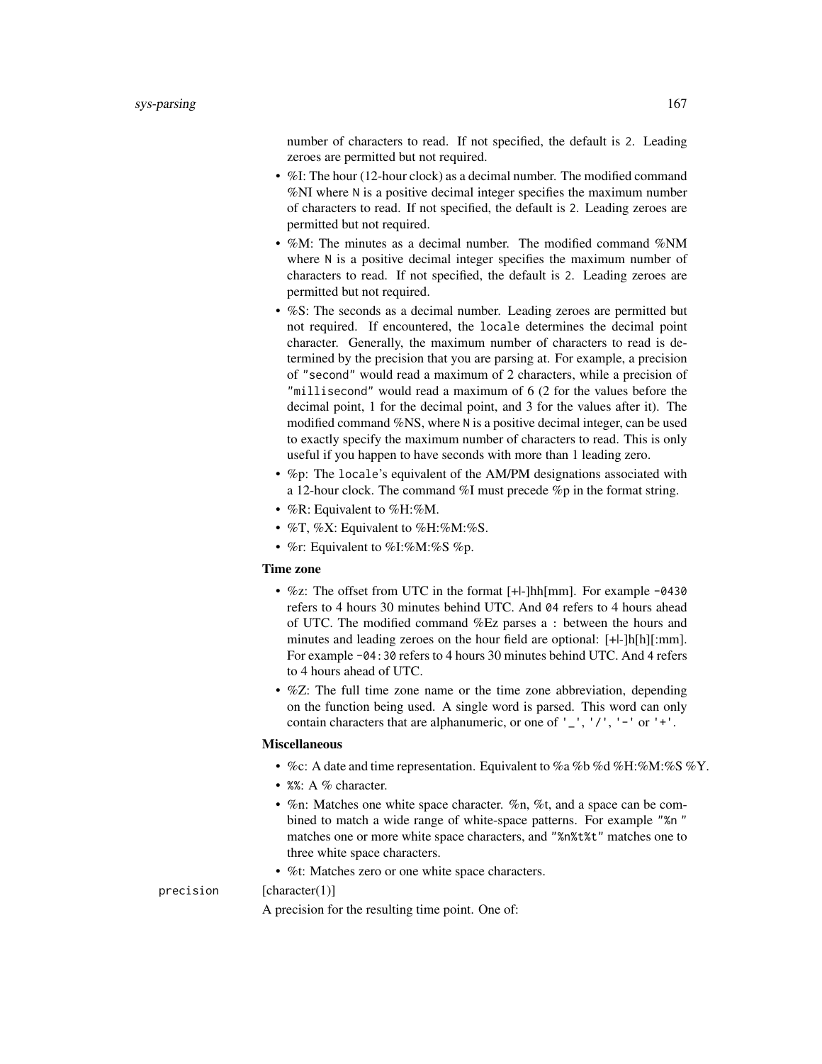number of characters to read. If not specified, the default is `2`. Leading zeroes are permitted but not required.

- %I: The hour (12-hour clock) as a decimal number. The modified command %NI where `N` is a positive decimal integer specifies the maximum number of characters to read. If not specified, the default is `2`. Leading zeroes are permitted but not required.
- %M: The minutes as a decimal number. The modified command %NM where `N` is a positive decimal integer specifies the maximum number of characters to read. If not specified, the default is `2`. Leading zeroes are permitted but not required.
- %S: The seconds as a decimal number. Leading zeroes are permitted but not required. If encountered, the `locale` determines the decimal point character. Generally, the maximum number of characters to read is determined by the precision that you are parsing at. For example, a precision of `"second"` would read a maximum of 2 characters, while a precision of `"millisecond"` would read a maximum of 6 (2 for the values before the decimal point, 1 for the decimal point, and 3 for the values after it). The modified command %NS, where `N` is a positive decimal integer, can be used to exactly specify the maximum number of characters to read. This is only useful if you happen to have seconds with more than 1 leading zero.
- %p: The `locale`'s equivalent of the AM/PM designations associated with a 12-hour clock. The command %I must precede %p in the format string.
- %R: Equivalent to %H:%M.
- %T, %X: Equivalent to %H:%M:%S.
- %r: Equivalent to %I:%M:%S %p.

**Time zone**

- %z: The offset from UTC in the format [+|-]hh[mm]. For example `-0430` refers to 4 hours 30 minutes behind UTC. And `04` refers to 4 hours ahead of UTC. The modified command %Ez parses a : between the hours and minutes and leading zeroes on the hour field are optional: [+|-]h[h][:mm]. For example `-04:30` refers to 4 hours 30 minutes behind UTC. And `4` refers to 4 hours ahead of UTC.
- %Z: The full time zone name or the time zone abbreviation, depending on the function being used. A single word is parsed. This word can only contain characters that are alphanumeric, or one of `'_'`, `'/'`, `'-'` or `'+'`.

**Miscellaneous**

- %c: A date and time representation. Equivalent to %a %b %d %H:%M:%S %Y.
- `%%`: A % character.
- %n: Matches one white space character. %n, %t, and a space can be combined to match a wide range of white-space patterns. For example `"%n "` matches one or more white space characters, and `"%n%t%t"` matches one to three white space characters.
- %t: Matches zero or one white space characters.

`precision` [character(1)]

A precision for the resulting time point. One of: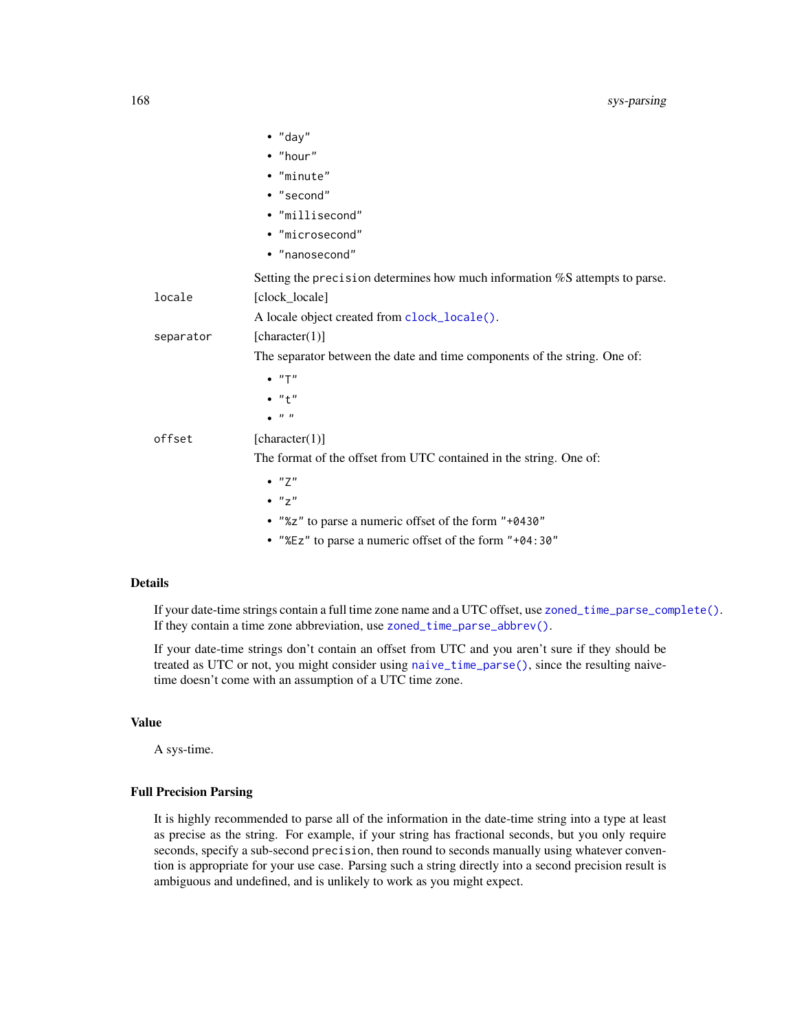- "day"
- "hour"
- "minute"
- "second"
- "millisecond"
- "microsecond"
- "nanosecond"

Setting the precision determines how much information %S attempts to parse.

locale
: [clock_locale]

  A locale object created from clock_locale().

separator
: [character(1)]

  The separator between the date and time components of the string. One of:

  - "T"
  - "t"
  - " "

offset
: [character(1)]

  The format of the offset from UTC contained in the string. One of:

  - "Z"
  - "z"
  - "%z" to parse a numeric offset of the form "+0430"
  - "%Ez" to parse a numeric offset of the form "+04:30"

## Details

If your date-time strings contain a full time zone name and a UTC offset, use zoned_time_parse_complete(). If they contain a time zone abbreviation, use zoned_time_parse_abbrev().

If your date-time strings don't contain an offset from UTC and you aren't sure if they should be treated as UTC or not, you might consider using naive_time_parse(), since the resulting naive-time doesn't come with an assumption of a UTC time zone.

## Value

A sys-time.

## Full Precision Parsing

It is highly recommended to parse all of the information in the date-time string into a type at least as precise as the string. For example, if your string has fractional seconds, but you only require seconds, specify a sub-second precision, then round to seconds manually using whatever convention is appropriate for your use case. Parsing such a string directly into a second precision result is ambiguous and undefined, and is unlikely to work as you might expect.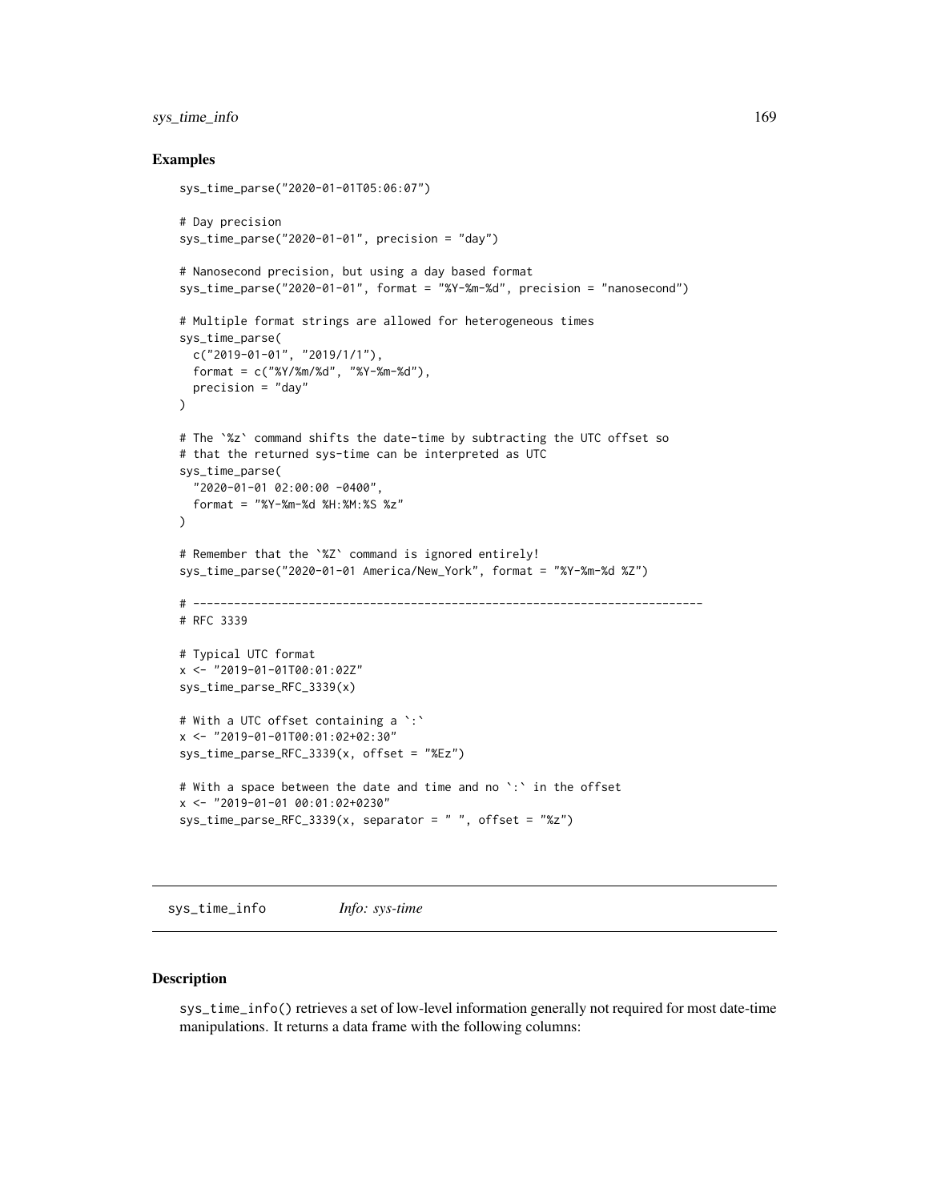## Examples

```
sys_time_parse("2020-01-01T05:06:07")

# Day precision
sys_time_parse("2020-01-01", precision = "day")

# Nanosecond precision, but using a day based format
sys_time_parse("2020-01-01", format = "%Y-%m-%d", precision = "nanosecond")

# Multiple format strings are allowed for heterogeneous times
sys_time_parse(
  c("2019-01-01", "2019/1/1"),
  format = c("%Y/%m/%d", "%Y-%m-%d"),
  precision = "day"
)

# The `%z` command shifts the date-time by subtracting the UTC offset so
# that the returned sys-time can be interpreted as UTC
sys_time_parse(
  "2020-01-01 02:00:00 -0400",
  format = "%Y-%m-%d %H:%M:%S %z"
)

# Remember that the `%Z` command is ignored entirely!
sys_time_parse("2020-01-01 America/New_York", format = "%Y-%m-%d %Z")

# ---------------------------------------------------------------------------
# RFC 3339

# Typical UTC format
x <- "2019-01-01T00:01:02Z"
sys_time_parse_RFC_3339(x)

# With a UTC offset containing a `:`
x <- "2019-01-01T00:01:02+02:30"
sys_time_parse_RFC_3339(x, offset = "%Ez")

# With a space between the date and time and no `:` in the offset
x <- "2019-01-01 00:01:02+0230"
sys_time_parse_RFC_3339(x, separator = " ", offset = "%z")
```

---

sys_time_info    *Info: sys-time*

---

## Description

sys_time_info() retrieves a set of low-level information generally not required for most date-time manipulations. It returns a data frame with the following columns: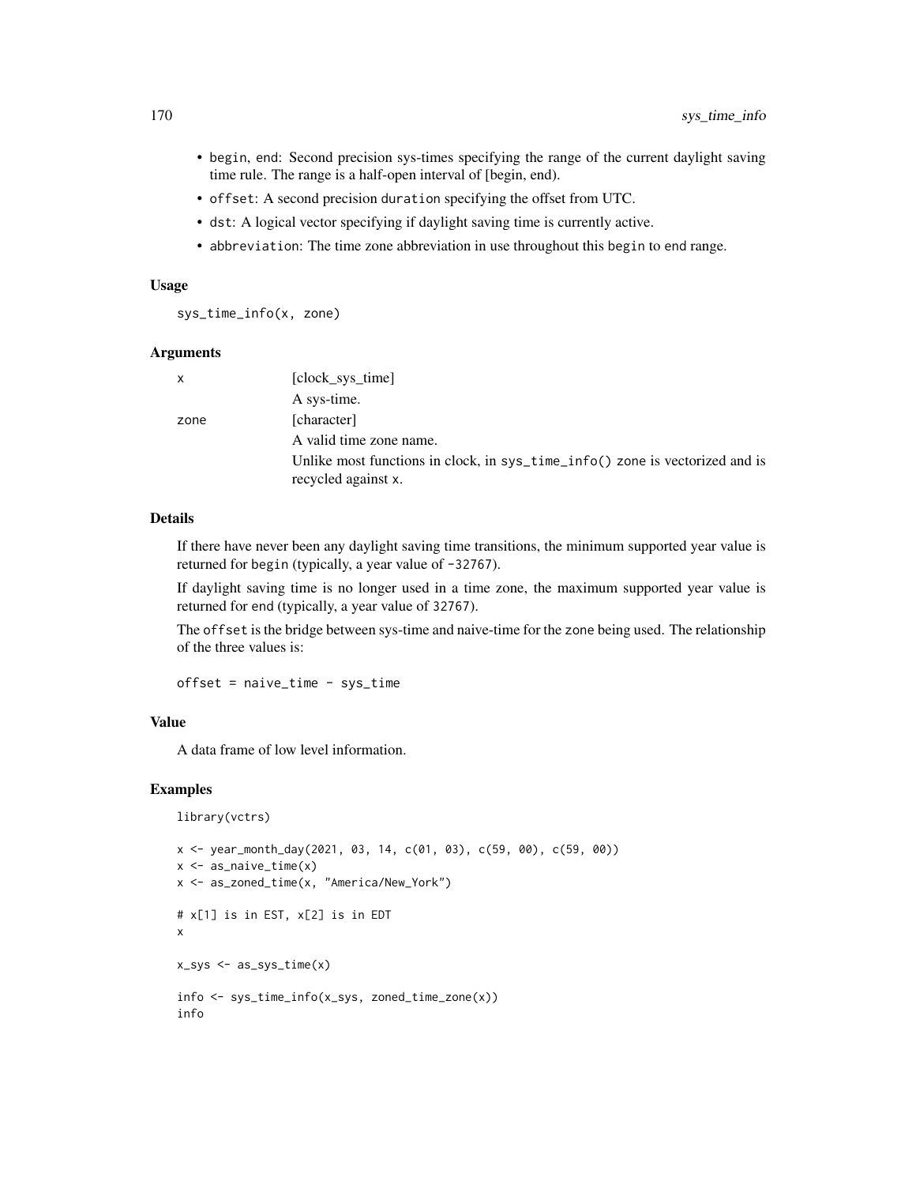- begin, end: Second precision sys-times specifying the range of the current daylight saving time rule. The range is a half-open interval of [begin, end).
- offset: A second precision duration specifying the offset from UTC.
- dst: A logical vector specifying if daylight saving time is currently active.
- abbreviation: The time zone abbreviation in use throughout this begin to end range.

### Usage

```
sys_time_info(x, zone)
```

### Arguments

| | |
|---|---|
| x | [clock_sys_time]<br>A sys-time. |
| zone | [character]<br>A valid time zone name.<br>Unlike most functions in clock, in sys_time_info() zone is vectorized and is recycled against x. |

### Details

If there have never been any daylight saving time transitions, the minimum supported year value is returned for begin (typically, a year value of -32767).

If daylight saving time is no longer used in a time zone, the maximum supported year value is returned for end (typically, a year value of 32767).

The offset is the bridge between sys-time and naive-time for the zone being used. The relationship of the three values is:

```
offset = naive_time - sys_time
```

### Value

A data frame of low level information.

### Examples

```
library(vctrs)

x <- year_month_day(2021, 03, 14, c(01, 03), c(59, 00), c(59, 00))
x <- as_naive_time(x)
x <- as_zoned_time(x, "America/New_York")

# x[1] is in EST, x[2] is in EDT
x

x_sys <- as_sys_time(x)

info <- sys_time_info(x_sys, zoned_time_zone(x))
info
```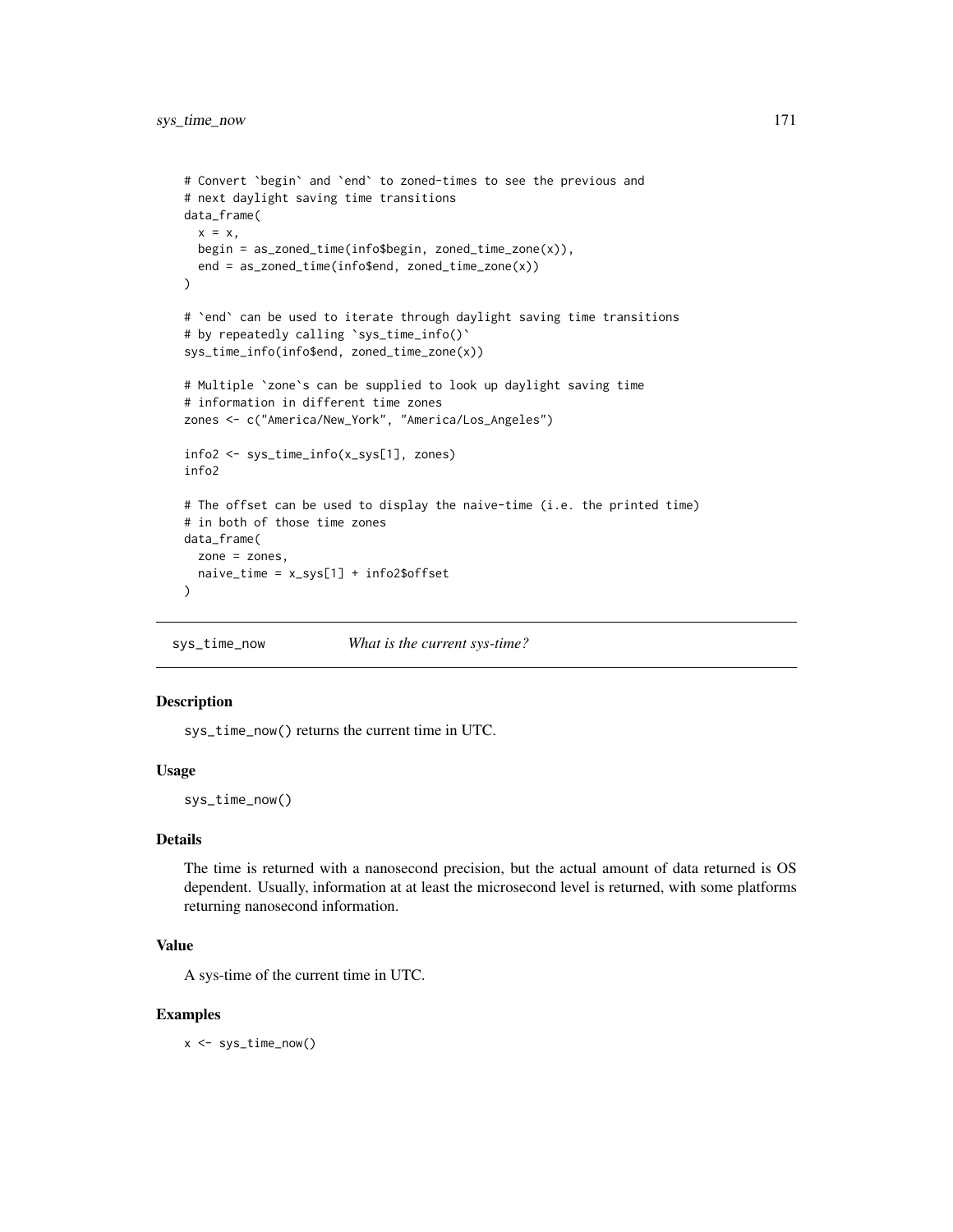```
# Convert `begin` and `end` to zoned-times to see the previous and
# next daylight saving time transitions
data_frame(
  x = x,
  begin = as_zoned_time(info$begin, zoned_time_zone(x)),
  end = as_zoned_time(info$end, zoned_time_zone(x))
)

# `end` can be used to iterate through daylight saving time transitions
# by repeatedly calling `sys_time_info()`
sys_time_info(info$end, zoned_time_zone(x))

# Multiple `zone`s can be supplied to look up daylight saving time
# information in different time zones
zones <- c("America/New_York", "America/Los_Angeles")

info2 <- sys_time_info(x_sys[1], zones)
info2

# The offset can be used to display the naive-time (i.e. the printed time)
# in both of those time zones
data_frame(
  zone = zones,
  naive_time = x_sys[1] + info2$offset
)
```

## sys_time_now — *What is the current sys-time?*

### Description

sys_time_now() returns the current time in UTC.

### Usage

```
sys_time_now()
```

### Details

The time is returned with a nanosecond precision, but the actual amount of data returned is OS dependent. Usually, information at at least the microsecond level is returned, with some platforms returning nanosecond information.

### Value

A sys-time of the current time in UTC.

### Examples

```
x <- sys_time_now()
```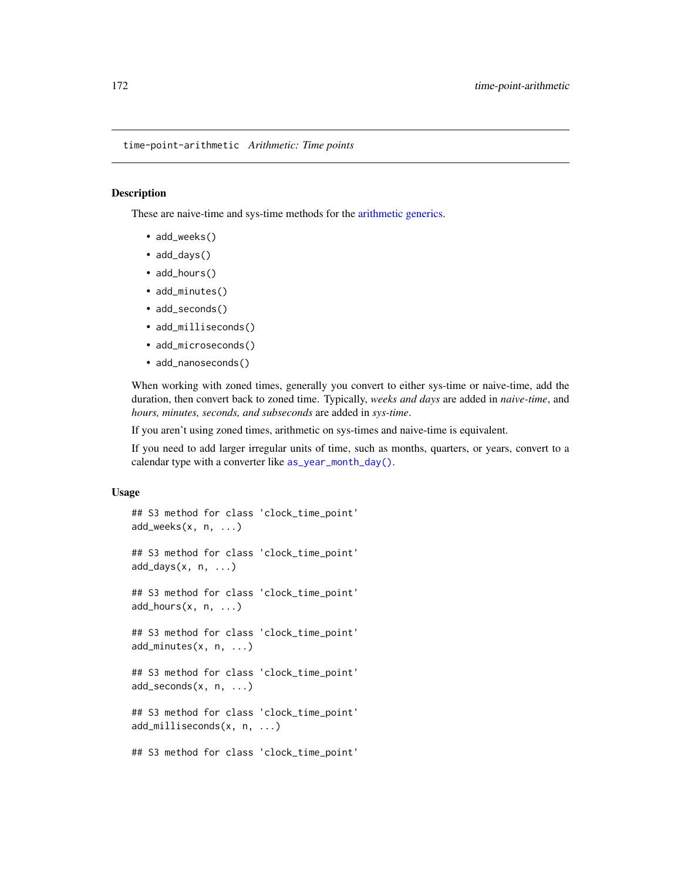## time-point-arithmetic *Arithmetic: Time points*

### Description

These are naive-time and sys-time methods for the arithmetic generics.

- `add_weeks()`
- `add_days()`
- `add_hours()`
- `add_minutes()`
- `add_seconds()`
- `add_milliseconds()`
- `add_microseconds()`
- `add_nanoseconds()`

When working with zoned times, generally you convert to either sys-time or naive-time, add the duration, then convert back to zoned time. Typically, *weeks and days* are added in *naive-time*, and *hours, minutes, seconds, and subseconds* are added in *sys-time*.

If you aren't using zoned times, arithmetic on sys-times and naive-time is equivalent.

If you need to add larger irregular units of time, such as months, quarters, or years, convert to a calendar type with a converter like `as_year_month_day()`.

### Usage

```
## S3 method for class 'clock_time_point'
add_weeks(x, n, ...)

## S3 method for class 'clock_time_point'
add_days(x, n, ...)

## S3 method for class 'clock_time_point'
add_hours(x, n, ...)

## S3 method for class 'clock_time_point'
add_minutes(x, n, ...)

## S3 method for class 'clock_time_point'
add_seconds(x, n, ...)

## S3 method for class 'clock_time_point'
add_milliseconds(x, n, ...)

## S3 method for class 'clock_time_point'
```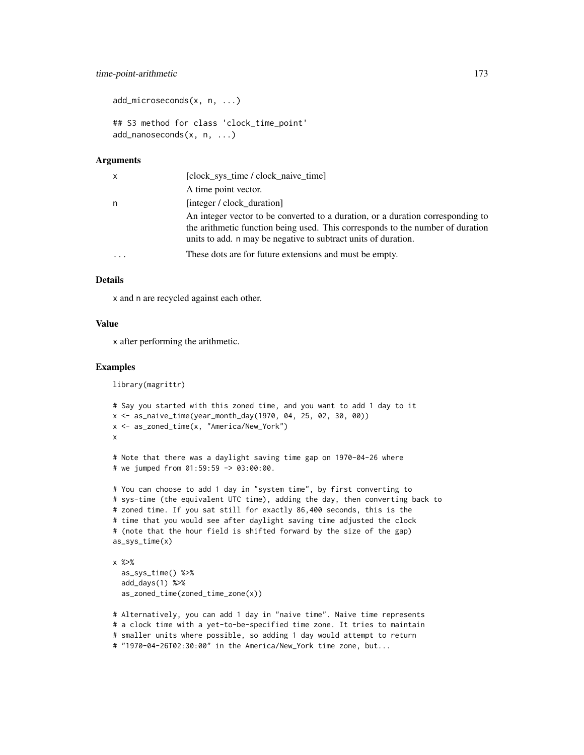```
add_microseconds(x, n, ...)

## S3 method for class 'clock_time_point'
add_nanoseconds(x, n, ...)
```

### Arguments

| | |
|---|---|
| x | [clock_sys_time / clock_naive_time]<br>A time point vector. |
| n | [integer / clock_duration]<br>An integer vector to be converted to a duration, or a duration corresponding to the arithmetic function being used. This corresponds to the number of duration units to add. n may be negative to subtract units of duration. |
| ... | These dots are for future extensions and must be empty. |

### Details

x and n are recycled against each other.

### Value

x after performing the arithmetic.

### Examples

```
library(magrittr)

# Say you started with this zoned time, and you want to add 1 day to it
x <- as_naive_time(year_month_day(1970, 04, 25, 02, 30, 00))
x <- as_zoned_time(x, "America/New_York")
x

# Note that there was a daylight saving time gap on 1970-04-26 where
# we jumped from 01:59:59 -> 03:00:00.

# You can choose to add 1 day in "system time", by first converting to
# sys-time (the equivalent UTC time), adding the day, then converting back to
# zoned time. If you sat still for exactly 86,400 seconds, this is the
# time that you would see after daylight saving time adjusted the clock
# (note that the hour field is shifted forward by the size of the gap)
as_sys_time(x)

x %>%
  as_sys_time() %>%
  add_days(1) %>%
  as_zoned_time(zoned_time_zone(x))

# Alternatively, you can add 1 day in "naive time". Naive time represents
# a clock time with a yet-to-be-specified time zone. It tries to maintain
# smaller units where possible, so adding 1 day would attempt to return
# "1970-04-26T02:30:00" in the America/New_York time zone, but...
```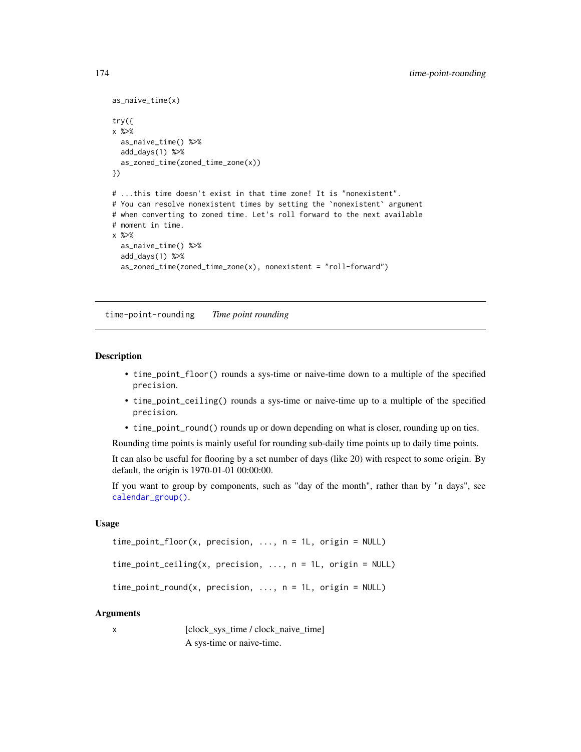```
as_naive_time(x)

try({
x %>%
  as_naive_time() %>%
  add_days(1) %>%
  as_zoned_time(zoned_time_zone(x))
})

# ...this time doesn't exist in that time zone! It is "nonexistent".
# You can resolve nonexistent times by setting the `nonexistent` argument
# when converting to zoned time. Let's roll forward to the next available
# moment in time.
x %>%
  as_naive_time() %>%
  add_days(1) %>%
  as_zoned_time(zoned_time_zone(x), nonexistent = "roll-forward")
```

---

`time-point-rounding` *Time point rounding*

---

## Description

- `time_point_floor()` rounds a sys-time or naive-time down to a multiple of the specified `precision`.
- `time_point_ceiling()` rounds a sys-time or naive-time up to a multiple of the specified `precision`.
- `time_point_round()` rounds up or down depending on what is closer, rounding up on ties.

Rounding time points is mainly useful for rounding sub-daily time points up to daily time points.

It can also be useful for flooring by a set number of days (like 20) with respect to some origin. By default, the origin is 1970-01-01 00:00:00.

If you want to group by components, such as "day of the month", rather than by "n days", see `calendar_group()`.

## Usage

```
time_point_floor(x, precision, ..., n = 1L, origin = NULL)

time_point_ceiling(x, precision, ..., n = 1L, origin = NULL)

time_point_round(x, precision, ..., n = 1L, origin = NULL)
```

## Arguments

`x` [clock_sys_time / clock_naive_time]
A sys-time or naive-time.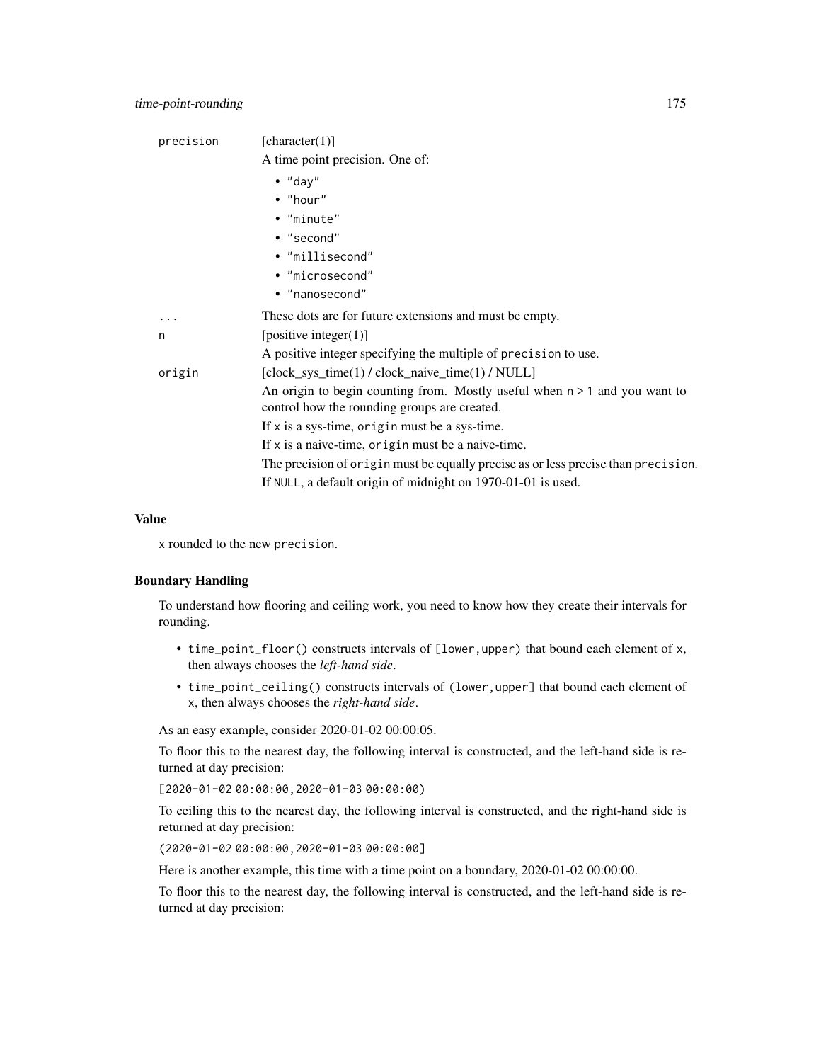| | |
|---|---|
| `precision` | [character(1)]<br>A time point precision. One of:<br>• `"day"`<br>• `"hour"`<br>• `"minute"`<br>• `"second"`<br>• `"millisecond"`<br>• `"microsecond"`<br>• `"nanosecond"` |
| `...` | These dots are for future extensions and must be empty. |
| `n` | [positive integer(1)]<br>A positive integer specifying the multiple of `precision` to use. |
| `origin` | [clock_sys_time(1) / clock_naive_time(1) / NULL]<br>An origin to begin counting from. Mostly useful when `n > 1` and you want to control how the rounding groups are created.<br>If `x` is a sys-time, `origin` must be a sys-time.<br>If `x` is a naive-time, `origin` must be a naive-time.<br>The precision of `origin` must be equally precise as or less precise than `precision`.<br>If `NULL`, a default origin of midnight on 1970-01-01 is used. |

### Value

`x` rounded to the new `precision`.

### Boundary Handling

To understand how flooring and ceiling work, you need to know how they create their intervals for rounding.

- `time_point_floor()` constructs intervals of `[lower, upper)` that bound each element of `x`, then always chooses the *left-hand side*.
- `time_point_ceiling()` constructs intervals of `(lower, upper]` that bound each element of `x`, then always chooses the *right-hand side*.

As an easy example, consider 2020-01-02 00:00:05.

To floor this to the nearest day, the following interval is constructed, and the left-hand side is returned at day precision:

`[2020-01-02 00:00:00, 2020-01-03 00:00:00)`

To ceiling this to the nearest day, the following interval is constructed, and the right-hand side is returned at day precision:

`(2020-01-02 00:00:00, 2020-01-03 00:00:00]`

Here is another example, this time with a time point on a boundary, 2020-01-02 00:00:00.

To floor this to the nearest day, the following interval is constructed, and the left-hand side is returned at day precision: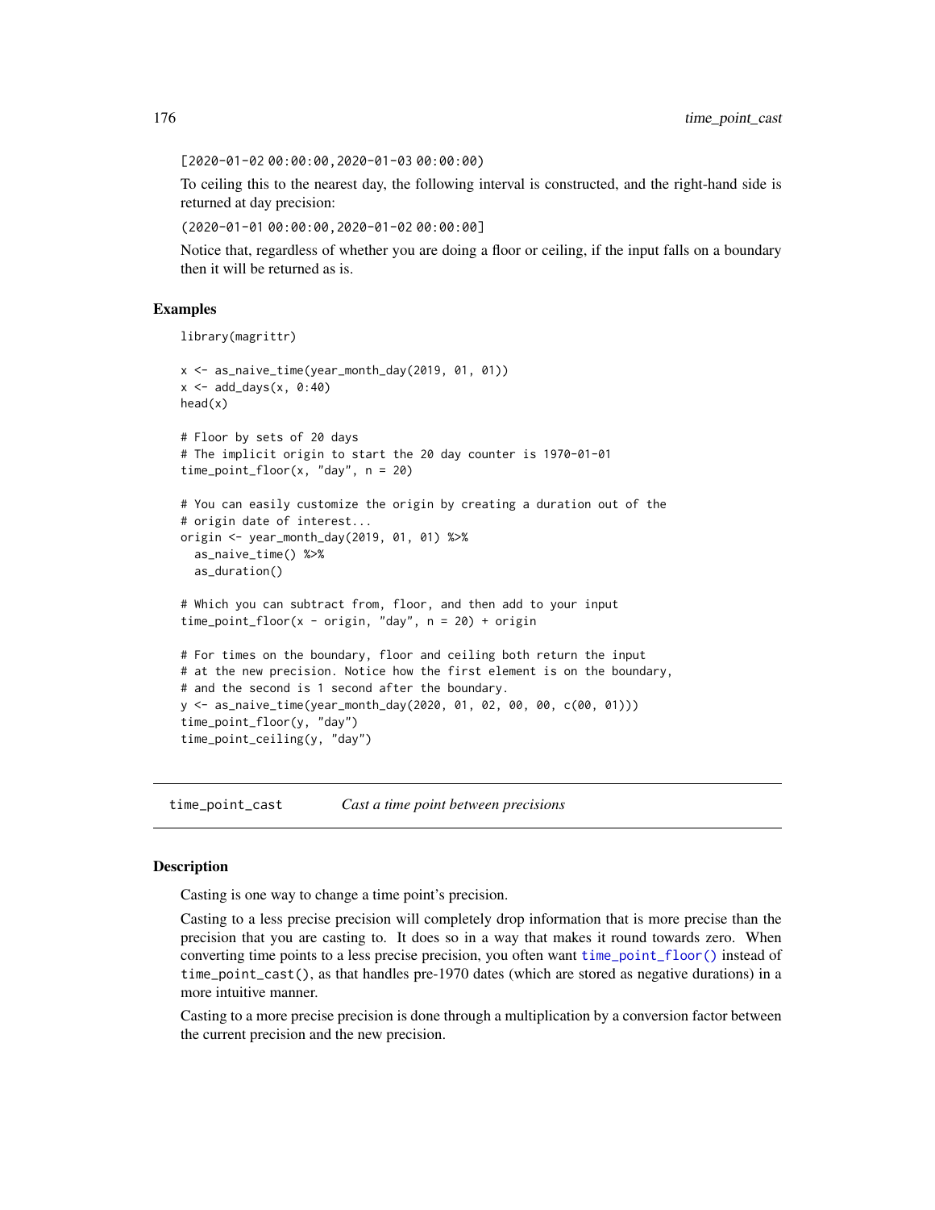[2020-01-02 00:00:00, 2020-01-03 00:00:00)

To ceiling this to the nearest day, the following interval is constructed, and the right-hand side is returned at day precision:

(2020-01-01 00:00:00, 2020-01-02 00:00:00]

Notice that, regardless of whether you are doing a floor or ceiling, if the input falls on a boundary then it will be returned as is.

## Examples

```
library(magrittr)

x <- as_naive_time(year_month_day(2019, 01, 01))
x <- add_days(x, 0:40)
head(x)

# Floor by sets of 20 days
# The implicit origin to start the 20 day counter is 1970-01-01
time_point_floor(x, "day", n = 20)

# You can easily customize the origin by creating a duration out of the
# origin date of interest...
origin <- year_month_day(2019, 01, 01) %>%
  as_naive_time() %>%
  as_duration()

# Which you can subtract from, floor, and then add to your input
time_point_floor(x - origin, "day", n = 20) + origin

# For times on the boundary, floor and ceiling both return the input
# at the new precision. Notice how the first element is on the boundary,
# and the second is 1 second after the boundary.
y <- as_naive_time(year_month_day(2020, 01, 02, 00, 00, c(00, 01)))
time_point_floor(y, "day")
time_point_ceiling(y, "day")
```

# time_point_cast    *Cast a time point between precisions*

## Description

Casting is one way to change a time point's precision.

Casting to a less precise precision will completely drop information that is more precise than the precision that you are casting to. It does so in a way that makes it round towards zero. When converting time points to a less precise precision, you often want time_point_floor() instead of time_point_cast(), as that handles pre-1970 dates (which are stored as negative durations) in a more intuitive manner.

Casting to a more precise precision is done through a multiplication by a conversion factor between the current precision and the new precision.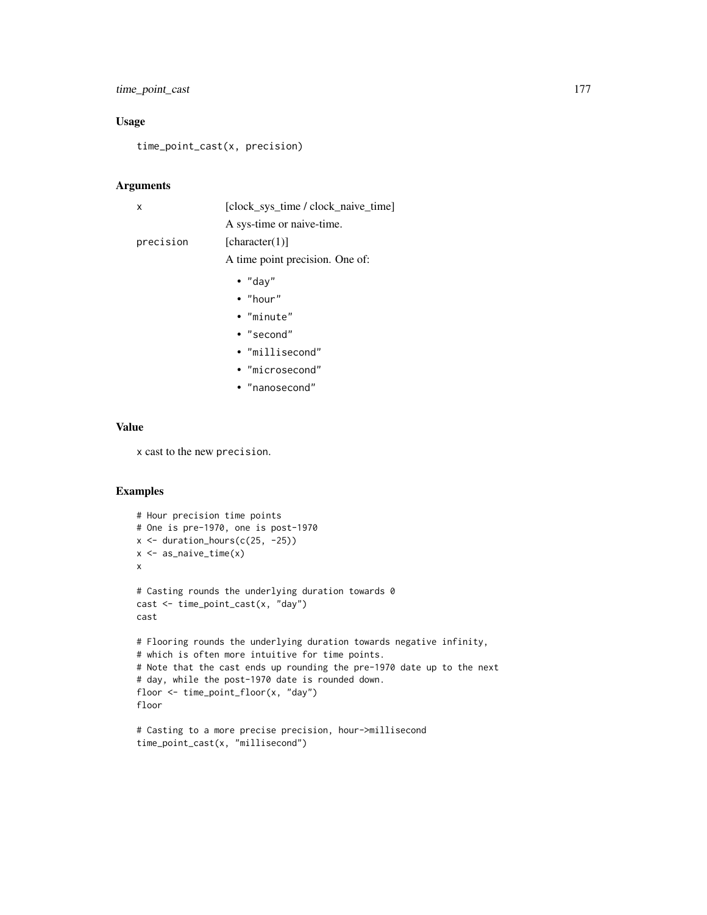### Usage

```
time_point_cast(x, precision)
```

### Arguments

| | |
|---|---|
| `x` | [clock_sys_time / clock_naive_time]<br>A sys-time or naive-time. |
| `precision` | [character(1)]<br>A time point precision. One of:<br>• "day"<br>• "hour"<br>• "minute"<br>• "second"<br>• "millisecond"<br>• "microsecond"<br>• "nanosecond" |

### Value

`x` cast to the new `precision`.

### Examples

```
# Hour precision time points
# One is pre-1970, one is post-1970
x <- duration_hours(c(25, -25))
x <- as_naive_time(x)
x

# Casting rounds the underlying duration towards 0
cast <- time_point_cast(x, "day")
cast

# Flooring rounds the underlying duration towards negative infinity,
# which is often more intuitive for time points.
# Note that the cast ends up rounding the pre-1970 date up to the next
# day, while the post-1970 date is rounded down.
floor <- time_point_floor(x, "day")
floor

# Casting to a more precise precision, hour->millisecond
time_point_cast(x, "millisecond")
```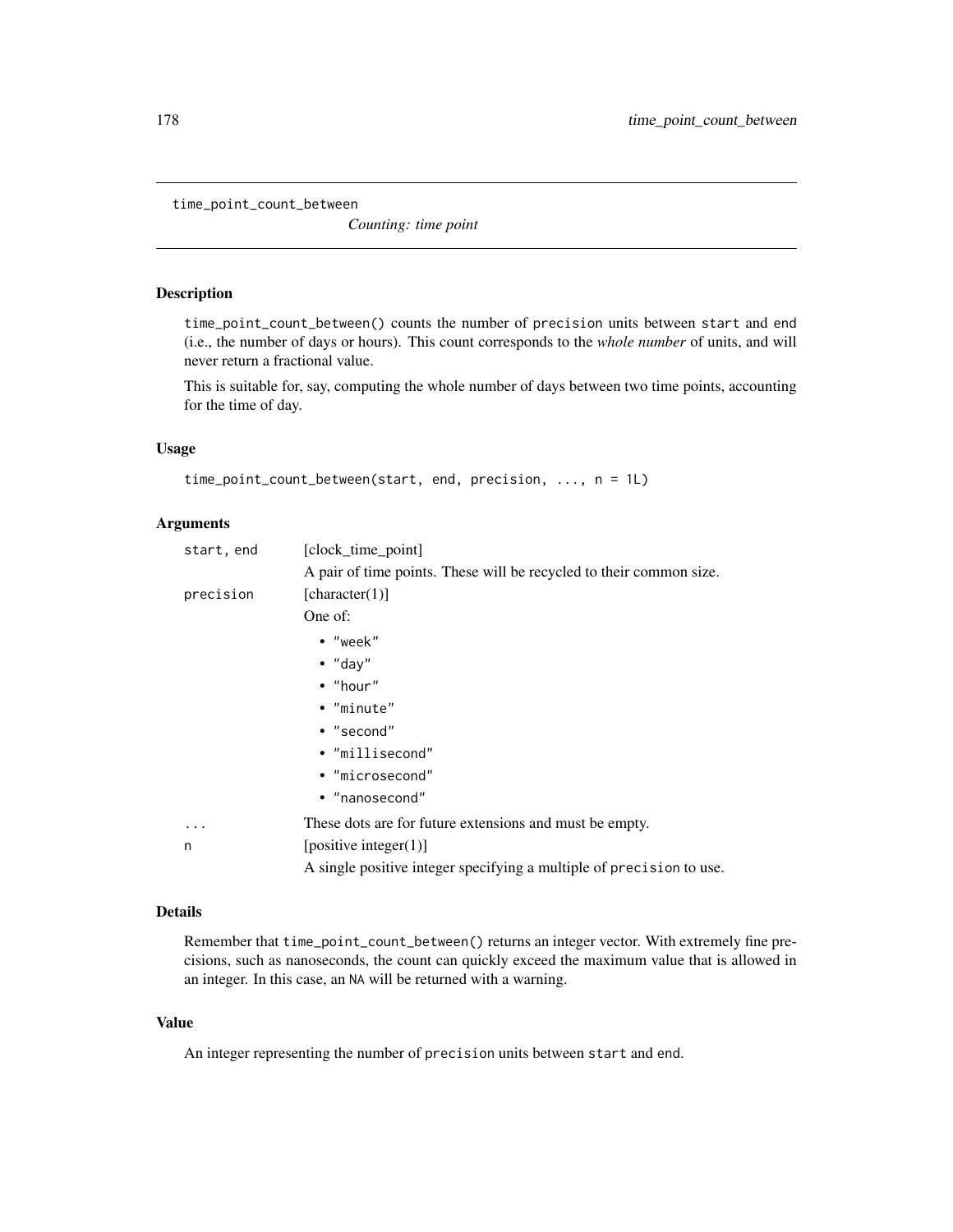time_point_count_between    *Counting: time point*

## Description

time_point_count_between() counts the number of precision units between start and end (i.e., the number of days or hours). This count corresponds to the *whole number* of units, and will never return a fractional value.

This is suitable for, say, computing the whole number of days between two time points, accounting for the time of day.

## Usage

```
time_point_count_between(start, end, precision, ..., n = 1L)
```

## Arguments

start, end
: [clock_time_point]
  A pair of time points. These will be recycled to their common size.

precision
: [character(1)]
  One of:
  - "week"
  - "day"
  - "hour"
  - "minute"
  - "second"
  - "millisecond"
  - "microsecond"
  - "nanosecond"

...
: These dots are for future extensions and must be empty.

n
: [positive integer(1)]
  A single positive integer specifying a multiple of precision to use.

## Details

Remember that time_point_count_between() returns an integer vector. With extremely fine precisions, such as nanoseconds, the count can quickly exceed the maximum value that is allowed in an integer. In this case, an NA will be returned with a warning.

## Value

An integer representing the number of precision units between start and end.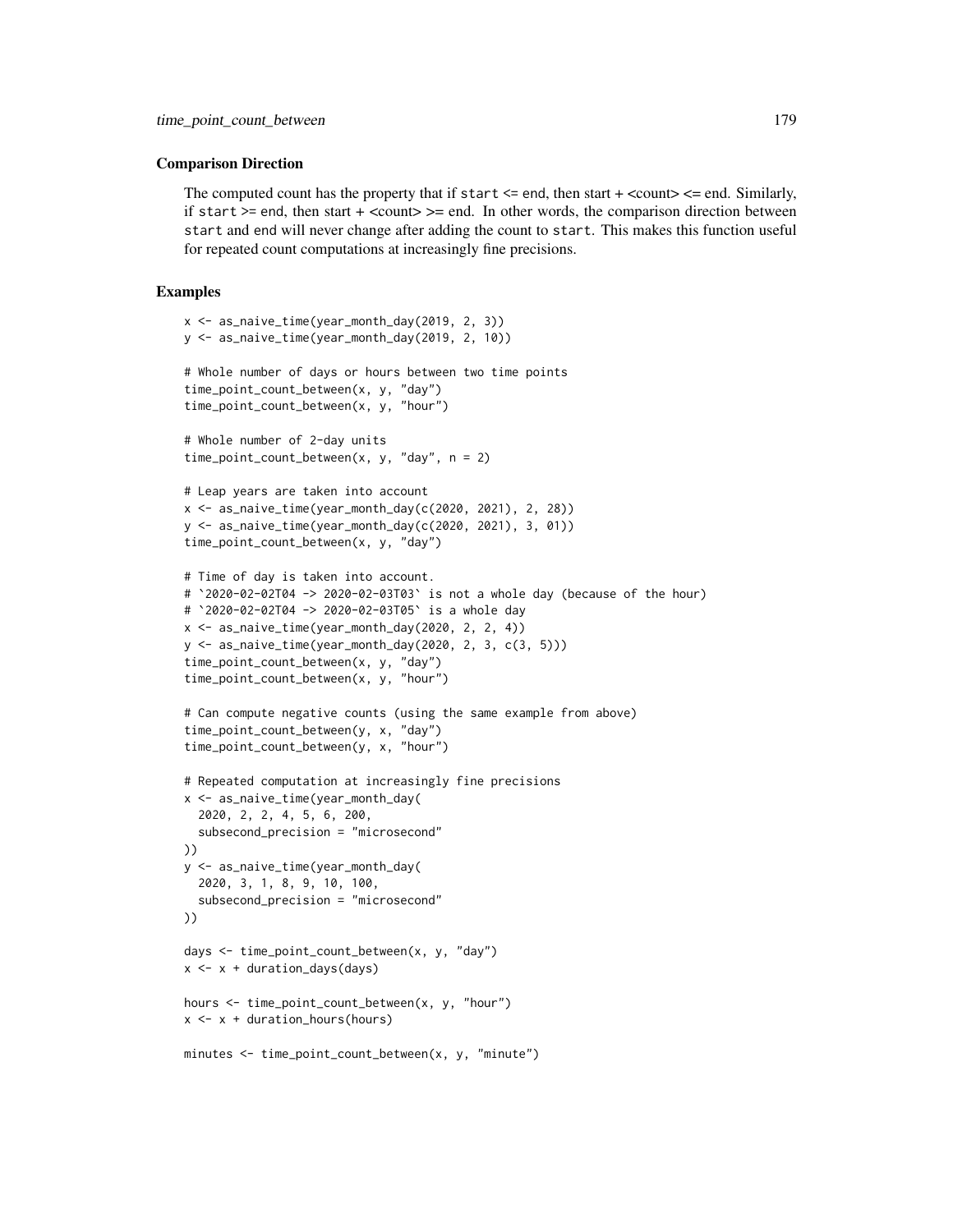### Comparison Direction

The computed count has the property that if `start` <= end, then start + <count> <= end. Similarly, if `start` >= end, then start + <count> >= end. In other words, the comparison direction between `start` and end will never change after adding the count to `start`. This makes this function useful for repeated count computations at increasingly fine precisions.

### Examples

```
x <- as_naive_time(year_month_day(2019, 2, 3))
y <- as_naive_time(year_month_day(2019, 2, 10))

# Whole number of days or hours between two time points
time_point_count_between(x, y, "day")
time_point_count_between(x, y, "hour")

# Whole number of 2-day units
time_point_count_between(x, y, "day", n = 2)

# Leap years are taken into account
x <- as_naive_time(year_month_day(c(2020, 2021), 2, 28))
y <- as_naive_time(year_month_day(c(2020, 2021), 3, 01))
time_point_count_between(x, y, "day")

# Time of day is taken into account.
# `2020-02-02T04 -> 2020-02-03T03` is not a whole day (because of the hour)
# `2020-02-02T04 -> 2020-02-03T05` is a whole day
x <- as_naive_time(year_month_day(2020, 2, 2, 4))
y <- as_naive_time(year_month_day(2020, 2, 3, c(3, 5)))
time_point_count_between(x, y, "day")
time_point_count_between(x, y, "hour")

# Can compute negative counts (using the same example from above)
time_point_count_between(y, x, "day")
time_point_count_between(y, x, "hour")

# Repeated computation at increasingly fine precisions
x <- as_naive_time(year_month_day(
  2020, 2, 2, 4, 5, 6, 200,
  subsecond_precision = "microsecond"
))
y <- as_naive_time(year_month_day(
  2020, 3, 1, 8, 9, 10, 100,
  subsecond_precision = "microsecond"
))

days <- time_point_count_between(x, y, "day")
x <- x + duration_days(days)

hours <- time_point_count_between(x, y, "hour")
x <- x + duration_hours(hours)

minutes <- time_point_count_between(x, y, "minute")
```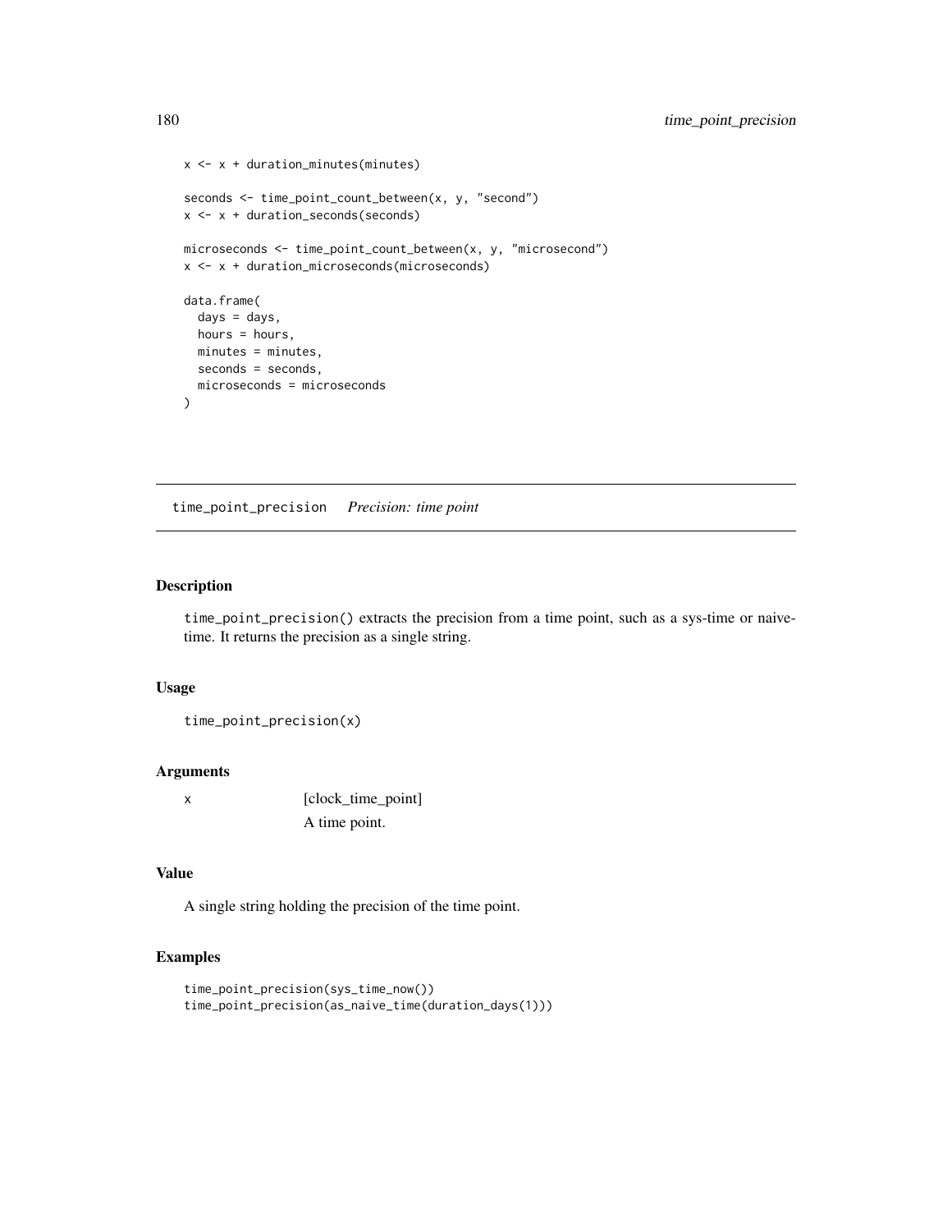```
x <- x + duration_minutes(minutes)

seconds <- time_point_count_between(x, y, "second")
x <- x + duration_seconds(seconds)

microseconds <- time_point_count_between(x, y, "microsecond")
x <- x + duration_microseconds(microseconds)

data.frame(
  days = days,
  hours = hours,
  minutes = minutes,
  seconds = seconds,
  microseconds = microseconds
)
```

## time_point_precision *Precision: time point*

### Description

time_point_precision() extracts the precision from a time point, such as a sys-time or naive-time. It returns the precision as a single string.

### Usage

```
time_point_precision(x)
```

### Arguments

| | |
|---|---|
| x | [clock_time_point] A time point. |

### Value

A single string holding the precision of the time point.

### Examples

```
time_point_precision(sys_time_now())
time_point_precision(as_naive_time(duration_days(1)))
```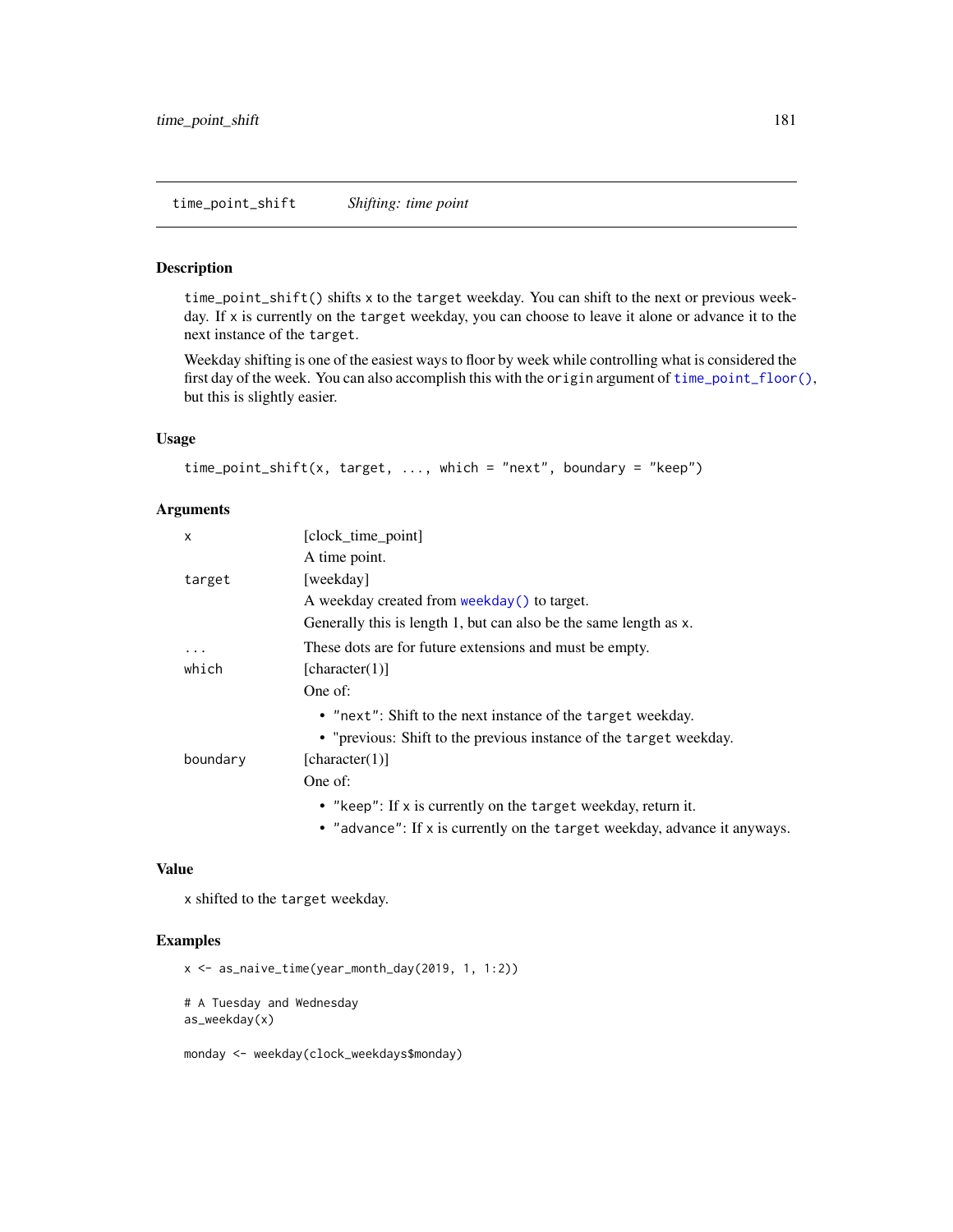## time_point_shift — *Shifting: time point*

### Description

`time_point_shift()` shifts `x` to the `target` weekday. You can shift to the next or previous weekday. If `x` is currently on the `target` weekday, you can choose to leave it alone or advance it to the next instance of the `target`.

Weekday shifting is one of the easiest ways to floor by week while controlling what is considered the first day of the week. You can also accomplish this with the `origin` argument of `time_point_floor()`, but this is slightly easier.

### Usage

```
time_point_shift(x, target, ..., which = "next", boundary = "keep")
```

### Arguments

- `x` — [clock_time_point]

  A time point.

- `target` — [weekday]

  A weekday created from `weekday()` to target.

  Generally this is length 1, but can also be the same length as `x`.

- `...` — These dots are for future extensions and must be empty.

- `which` — [character(1)]

  One of:

  - `"next"`: Shift to the next instance of the `target` weekday.
  - "previous: Shift to the previous instance of the `target` weekday.

- `boundary` — [character(1)]

  One of:

  - `"keep"`: If `x` is currently on the `target` weekday, return it.
  - `"advance"`: If `x` is currently on the `target` weekday, advance it anyways.

### Value

`x` shifted to the `target` weekday.

### Examples

```
x <- as_naive_time(year_month_day(2019, 1, 1:2))

# A Tuesday and Wednesday
as_weekday(x)

monday <- weekday(clock_weekdays$monday)
```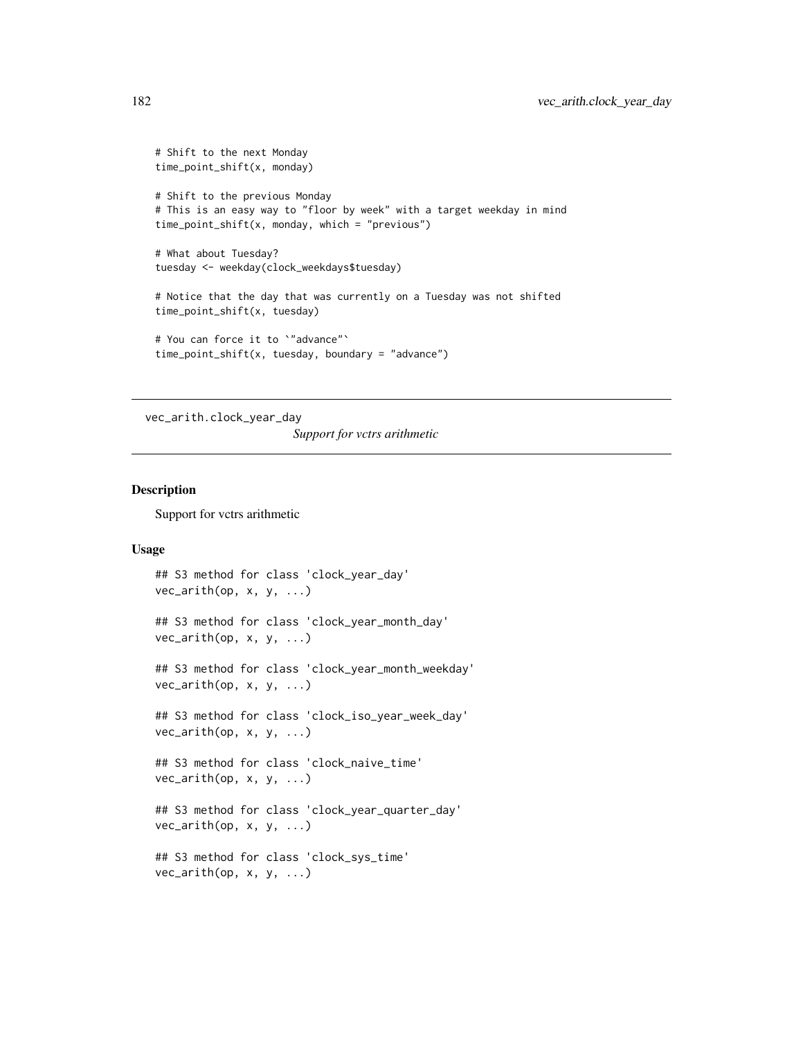```
# Shift to the next Monday
time_point_shift(x, monday)

# Shift to the previous Monday
# This is an easy way to "floor by week" with a target weekday in mind
time_point_shift(x, monday, which = "previous")

# What about Tuesday?
tuesday <- weekday(clock_weekdays$tuesday)

# Notice that the day that was currently on a Tuesday was not shifted
time_point_shift(x, tuesday)

# You can force it to `"advance"`
time_point_shift(x, tuesday, boundary = "advance")
```

---

## vec_arith.clock_year_day

*Support for vctrs arithmetic*

---

### Description

Support for vctrs arithmetic

### Usage

```
## S3 method for class 'clock_year_day'
vec_arith(op, x, y, ...)

## S3 method for class 'clock_year_month_day'
vec_arith(op, x, y, ...)

## S3 method for class 'clock_year_month_weekday'
vec_arith(op, x, y, ...)

## S3 method for class 'clock_iso_year_week_day'
vec_arith(op, x, y, ...)

## S3 method for class 'clock_naive_time'
vec_arith(op, x, y, ...)

## S3 method for class 'clock_year_quarter_day'
vec_arith(op, x, y, ...)

## S3 method for class 'clock_sys_time'
vec_arith(op, x, y, ...)
```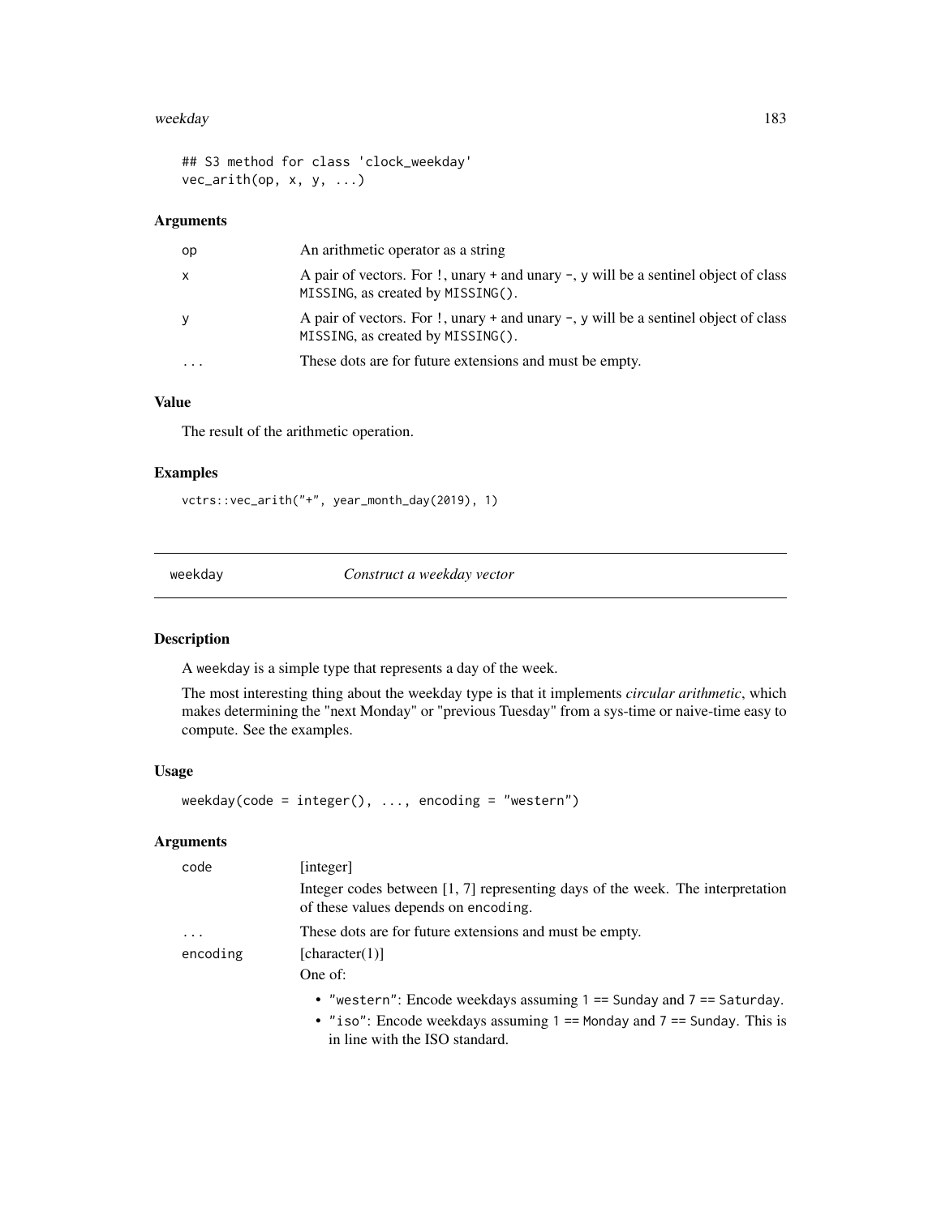```
## S3 method for class 'clock_weekday'
vec_arith(op, x, y, ...)
```

### Arguments

| | |
|---|---|
| op | An arithmetic operator as a string |
| x | A pair of vectors. For !, unary + and unary -, y will be a sentinel object of class MISSING, as created by MISSING(). |
| y | A pair of vectors. For !, unary + and unary -, y will be a sentinel object of class MISSING, as created by MISSING(). |
| ... | These dots are for future extensions and must be empty. |

### Value

The result of the arithmetic operation.

### Examples

```
vctrs::vec_arith("+", year_month_day(2019), 1)
```

## weekday *Construct a weekday vector*

### Description

A weekday is a simple type that represents a day of the week.

The most interesting thing about the weekday type is that it implements *circular arithmetic*, which makes determining the "next Monday" or "previous Tuesday" from a sys-time or naive-time easy to compute. See the examples.

### Usage

```
weekday(code = integer(), ..., encoding = "western")
```

### Arguments

| | |
|---|---|
| code | [integer]<br>Integer codes between [1, 7] representing days of the week. The interpretation of these values depends on encoding. |
| ... | These dots are for future extensions and must be empty. |
| encoding | [character(1)]<br>One of:<br>• "western": Encode weekdays assuming 1 == Sunday and 7 == Saturday.<br>• "iso": Encode weekdays assuming 1 == Monday and 7 == Sunday. This is in line with the ISO standard. |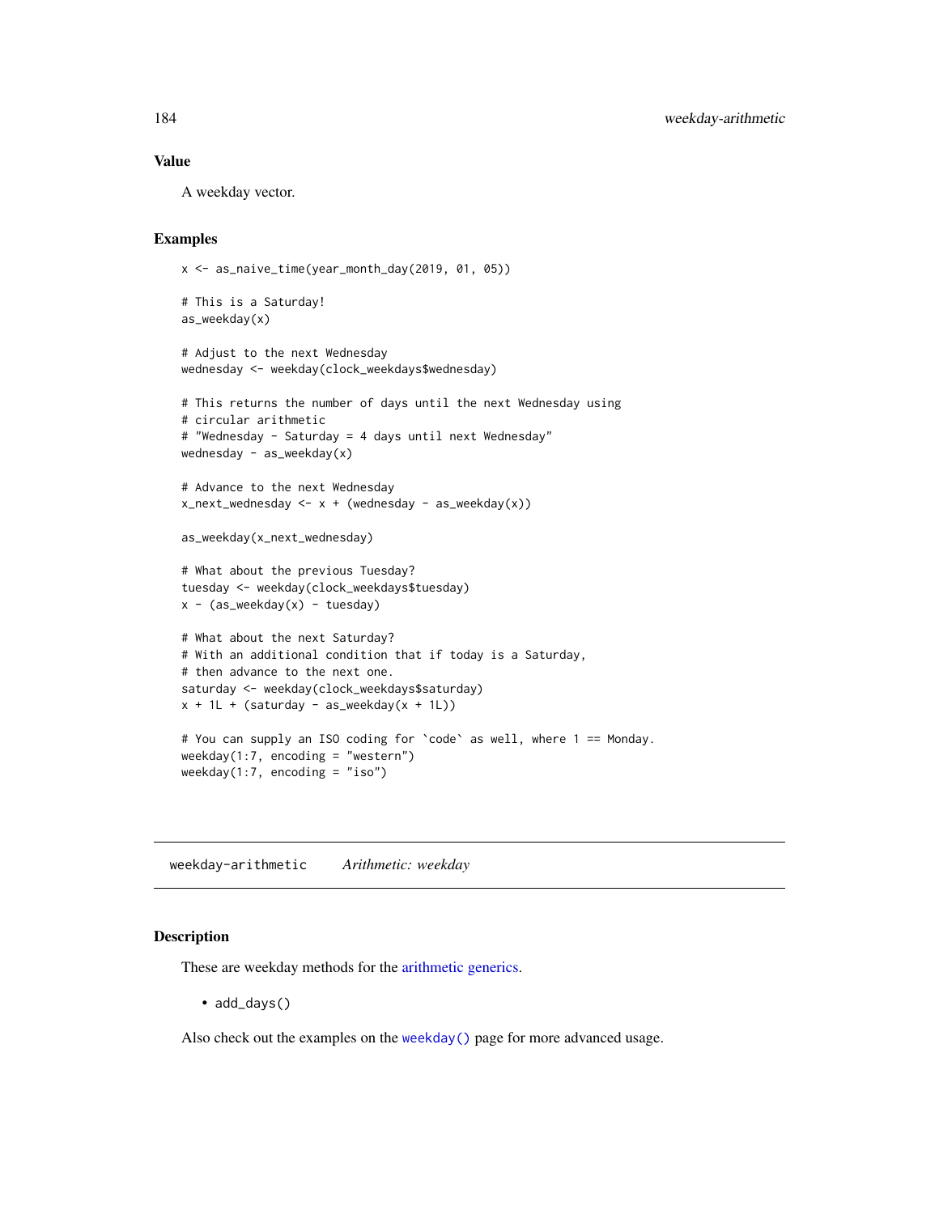### Value

A weekday vector.

### Examples

```
x <- as_naive_time(year_month_day(2019, 01, 05))

# This is a Saturday!
as_weekday(x)

# Adjust to the next Wednesday
wednesday <- weekday(clock_weekdays$wednesday)

# This returns the number of days until the next Wednesday using
# circular arithmetic
# "Wednesday - Saturday = 4 days until next Wednesday"
wednesday - as_weekday(x)

# Advance to the next Wednesday
x_next_wednesday <- x + (wednesday - as_weekday(x))

as_weekday(x_next_wednesday)

# What about the previous Tuesday?
tuesday <- weekday(clock_weekdays$tuesday)
x - (as_weekday(x) - tuesday)

# What about the next Saturday?
# With an additional condition that if today is a Saturday,
# then advance to the next one.
saturday <- weekday(clock_weekdays$saturday)
x + 1L + (saturday - as_weekday(x + 1L))

# You can supply an ISO coding for `code` as well, where 1 == Monday.
weekday(1:7, encoding = "western")
weekday(1:7, encoding = "iso")
```

---

## weekday-arithmetic    *Arithmetic: weekday*

### Description

These are weekday methods for the arithmetic generics.

- `add_days()`

Also check out the examples on the `weekday()` page for more advanced usage.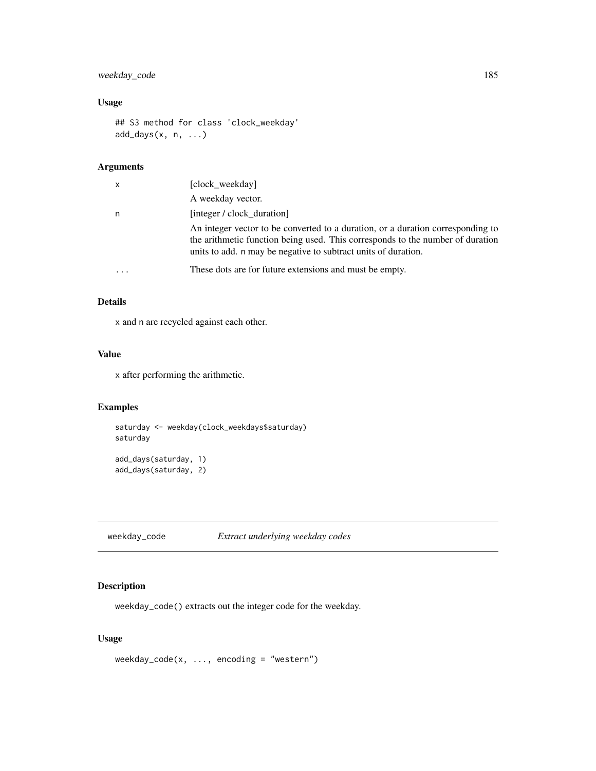## Usage

```
## S3 method for class 'clock_weekday'
add_days(x, n, ...)
```

## Arguments

| | |
|---|---|
| x | [clock_weekday]<br>A weekday vector. |
| n | [integer / clock_duration]<br>An integer vector to be converted to a duration, or a duration corresponding to the arithmetic function being used. This corresponds to the number of duration units to add. n may be negative to subtract units of duration. |
| ... | These dots are for future extensions and must be empty. |

## Details

x and n are recycled against each other.

## Value

x after performing the arithmetic.

## Examples

```
saturday <- weekday(clock_weekdays$saturday)
saturday

add_days(saturday, 1)
add_days(saturday, 2)
```

---

# weekday_code *Extract underlying weekday codes*

## Description

weekday_code() extracts out the integer code for the weekday.

## Usage

```
weekday_code(x, ..., encoding = "western")
```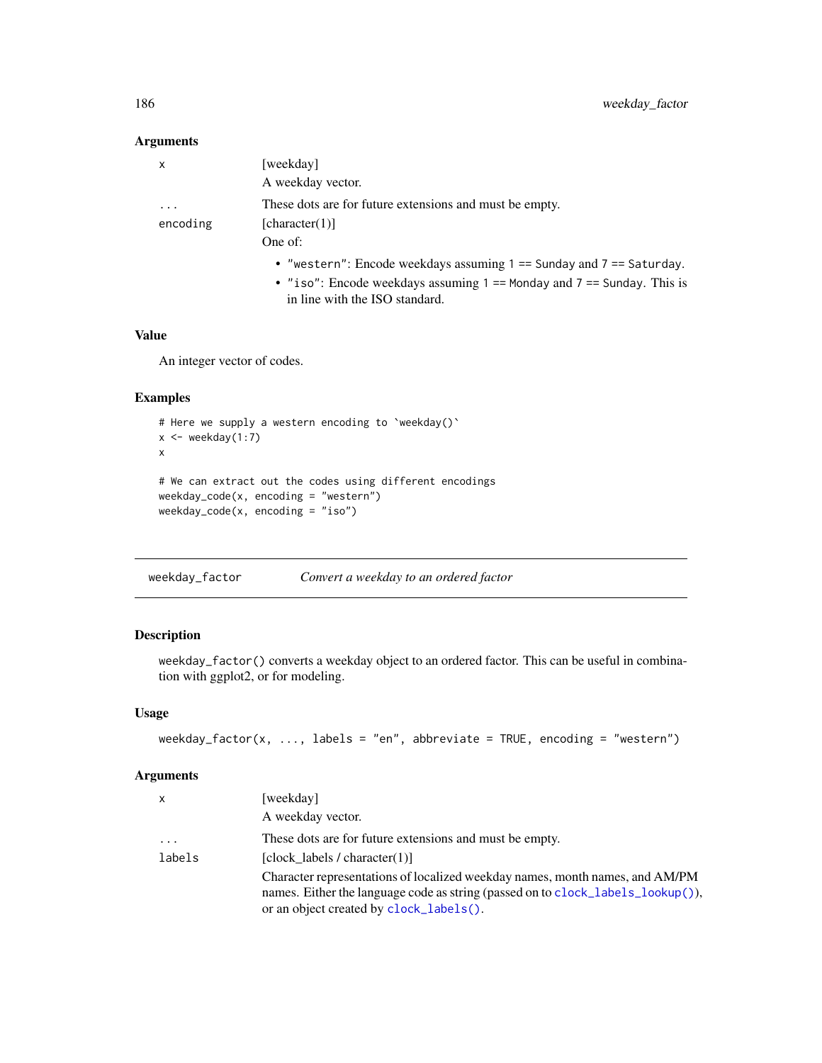### Arguments

- `x` — [weekday]

  A weekday vector.

- `...` — These dots are for future extensions and must be empty.

- `encoding` — [character(1)]

  One of:

  - `"western"`: Encode weekdays assuming `1 == Sunday` and `7 == Saturday`.
  - `"iso"`: Encode weekdays assuming `1 == Monday` and `7 == Sunday`. This is in line with the ISO standard.

### Value

An integer vector of codes.

### Examples

```
# Here we supply a western encoding to `weekday()`
x <- weekday(1:7)
x

# We can extract out the codes using different encodings
weekday_code(x, encoding = "western")
weekday_code(x, encoding = "iso")
```

---

## weekday_factor — *Convert a weekday to an ordered factor*

### Description

`weekday_factor()` converts a weekday object to an ordered factor. This can be useful in combination with ggplot2, or for modeling.

### Usage

```
weekday_factor(x, ..., labels = "en", abbreviate = TRUE, encoding = "western")
```

### Arguments

- `x` — [weekday]

  A weekday vector.

- `...` — These dots are for future extensions and must be empty.

- `labels` — [clock_labels / character(1)]

  Character representations of localized weekday names, month names, and AM/PM names. Either the language code as string (passed on to `clock_labels_lookup()`), or an object created by `clock_labels()`.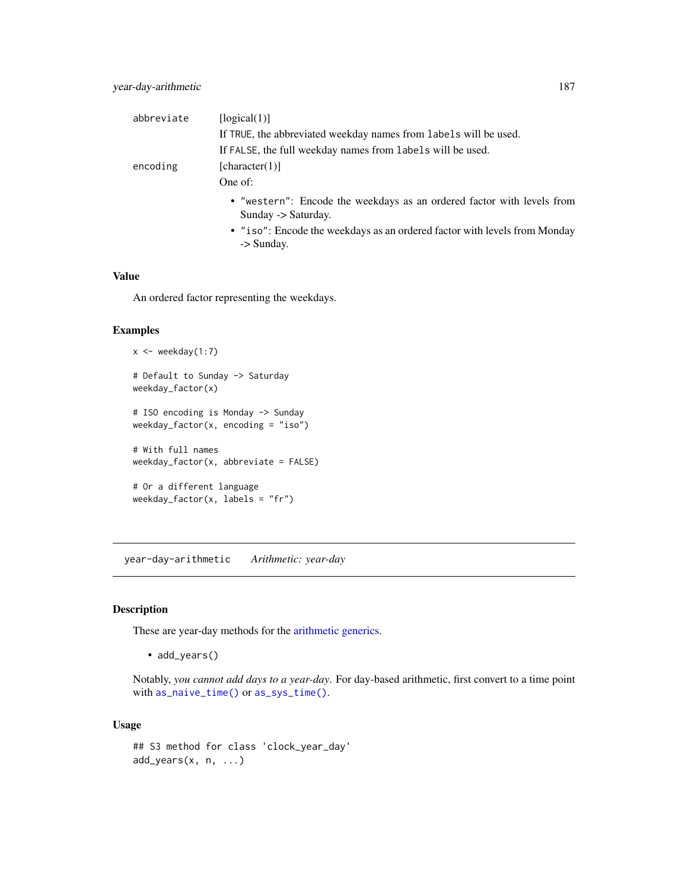| | |
|---|---|
| `abbreviate` | [logical(1)] |
| | If TRUE, the abbreviated weekday names from `labels` will be used. |
| | If FALSE, the full weekday names from `labels` will be used. |
| `encoding` | [character(1)] |
| | One of: |
| | • `"western"`: Encode the weekdays as an ordered factor with levels from Sunday -> Saturday. |
| | • `"iso"`: Encode the weekdays as an ordered factor with levels from Monday -> Sunday. |

### Value

An ordered factor representing the weekdays.

### Examples

```
x <- weekday(1:7)

# Default to Sunday -> Saturday
weekday_factor(x)

# ISO encoding is Monday -> Sunday
weekday_factor(x, encoding = "iso")

# With full names
weekday_factor(x, abbreviate = FALSE)

# Or a different language
weekday_factor(x, labels = "fr")
```

---

## `year-day-arithmetic` *Arithmetic: year-day*

---

### Description

These are year-day methods for the arithmetic generics.

- `add_years()`

Notably, *you cannot add days to a year-day*. For day-based arithmetic, first convert to a time point with `as_naive_time()` or `as_sys_time()`.

### Usage

```
## S3 method for class 'clock_year_day'
add_years(x, n, ...)
```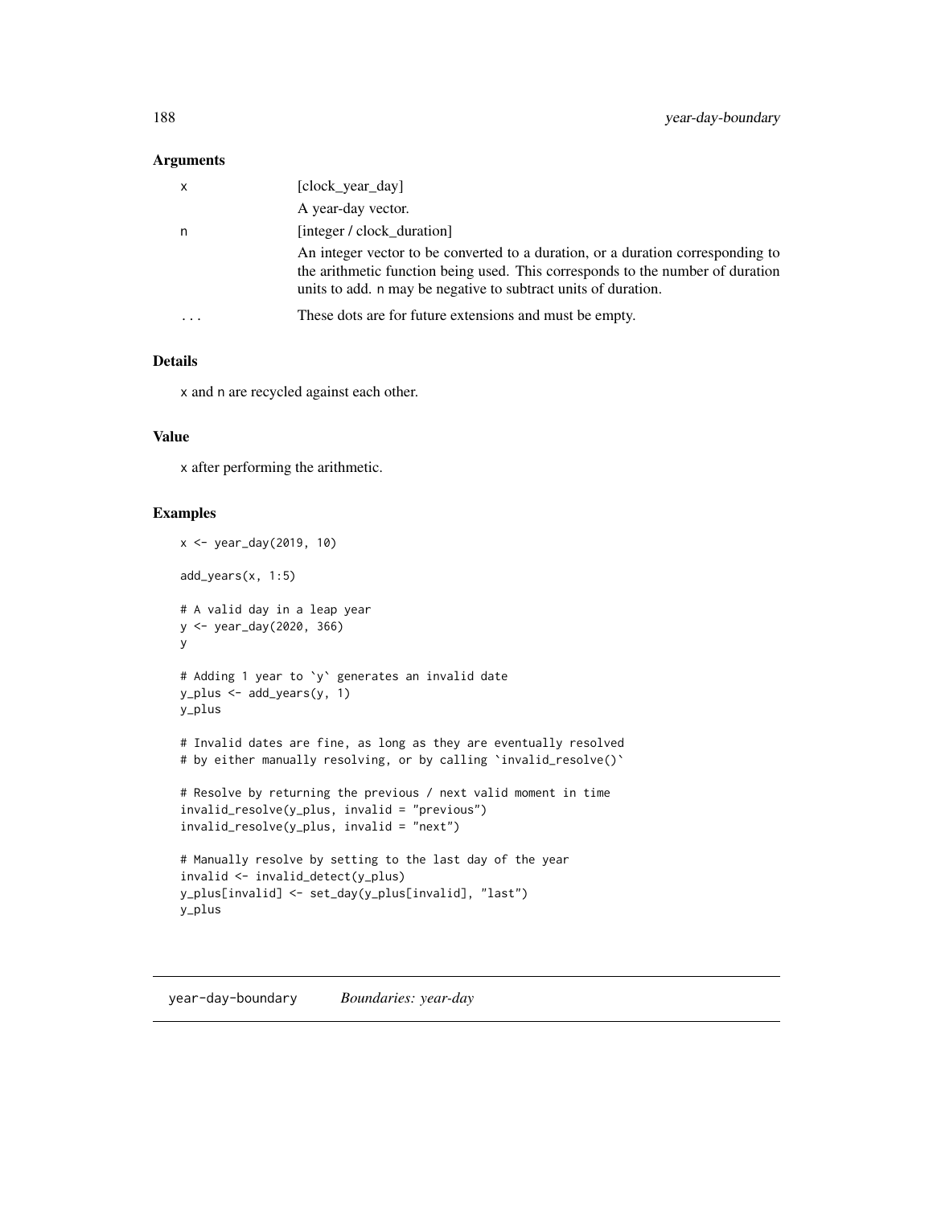### Arguments

| | |
|---|---|
| x | [clock_year_day] <br> A year-day vector. |
| n | [integer / clock_duration] <br> An integer vector to be converted to a duration, or a duration corresponding to the arithmetic function being used. This corresponds to the number of duration units to add. n may be negative to subtract units of duration. |
| ... | These dots are for future extensions and must be empty. |

### Details

x and n are recycled against each other.

### Value

x after performing the arithmetic.

### Examples

```
x <- year_day(2019, 10)

add_years(x, 1:5)

# A valid day in a leap year
y <- year_day(2020, 366)
y

# Adding 1 year to `y` generates an invalid date
y_plus <- add_years(y, 1)
y_plus

# Invalid dates are fine, as long as they are eventually resolved
# by either manually resolving, or by calling `invalid_resolve()`

# Resolve by returning the previous / next valid moment in time
invalid_resolve(y_plus, invalid = "previous")
invalid_resolve(y_plus, invalid = "next")

# Manually resolve by setting to the last day of the year
invalid <- invalid_detect(y_plus)
y_plus[invalid] <- set_day(y_plus[invalid], "last")
y_plus
```

---

## year-day-boundary    *Boundaries: year-day*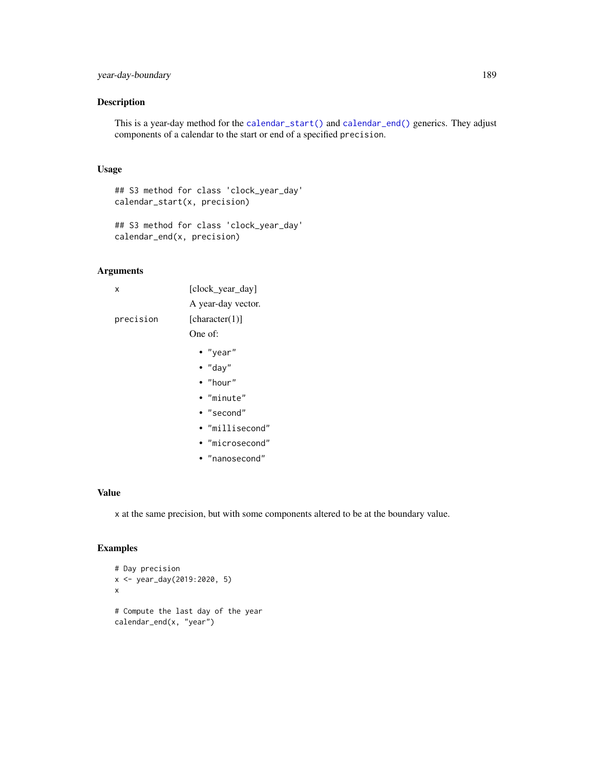## Description

This is a year-day method for the `calendar_start()` and `calendar_end()` generics. They adjust components of a calendar to the start or end of a specified `precision`.

## Usage

```
## S3 method for class 'clock_year_day'
calendar_start(x, precision)

## S3 method for class 'clock_year_day'
calendar_end(x, precision)
```

## Arguments

`x` — [clock_year_day]

A year-day vector.

`precision` — [character(1)]

One of:

- "year"
- "day"
- "hour"
- "minute"
- "second"
- "millisecond"
- "microsecond"
- "nanosecond"

## Value

`x` at the same precision, but with some components altered to be at the boundary value.

## Examples

```
# Day precision
x <- year_day(2019:2020, 5)
x

# Compute the last day of the year
calendar_end(x, "year")
```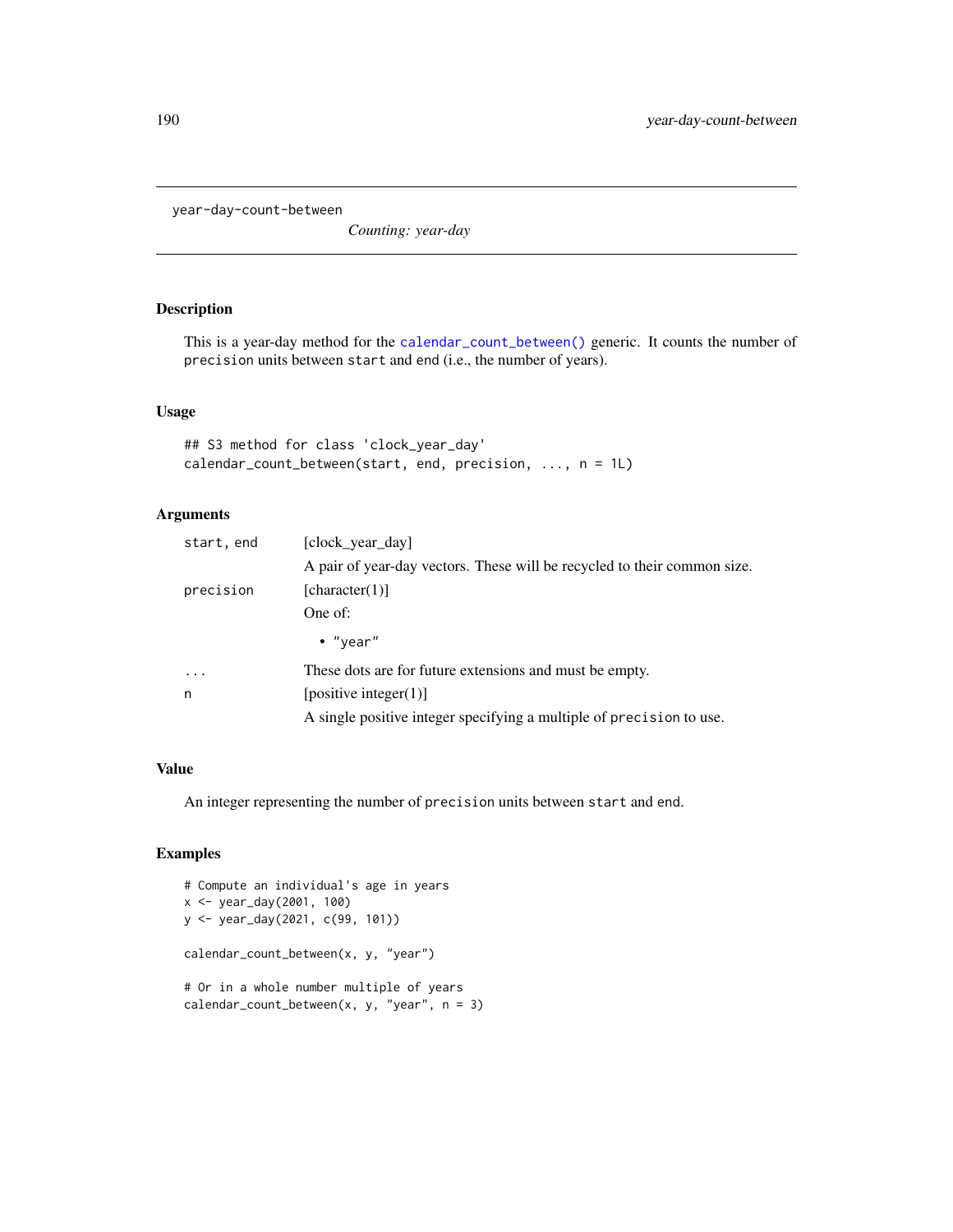year-day-count-between

*Counting: year-day*

## Description

This is a year-day method for the `calendar_count_between()` generic. It counts the number of `precision` units between `start` and `end` (i.e., the number of years).

## Usage

```
## S3 method for class 'clock_year_day'
calendar_count_between(start, end, precision, ..., n = 1L)
```

## Arguments

| | |
|---|---|
| `start, end` | [clock_year_day]<br>A pair of year-day vectors. These will be recycled to their common size. |
| `precision` | [character(1)]<br>One of:<br>• `"year"` |
| `...` | These dots are for future extensions and must be empty. |
| `n` | [positive integer(1)]<br>A single positive integer specifying a multiple of `precision` to use. |

## Value

An integer representing the number of `precision` units between `start` and `end`.

## Examples

```
# Compute an individual's age in years
x <- year_day(2001, 100)
y <- year_day(2021, c(99, 101))

calendar_count_between(x, y, "year")

# Or in a whole number multiple of years
calendar_count_between(x, y, "year", n = 3)
```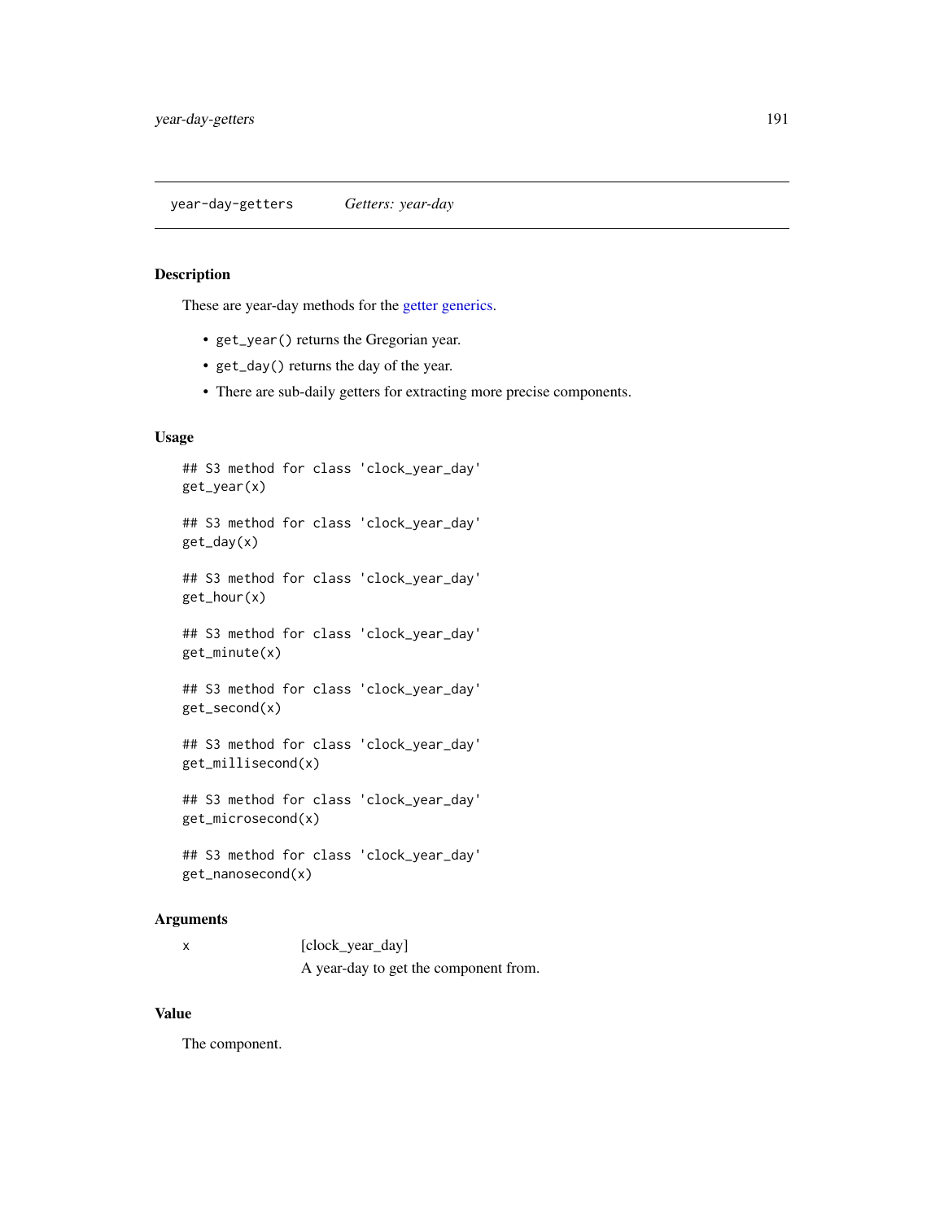## year-day-getters *Getters: year-day*

### Description

These are year-day methods for the getter generics.

- `get_year()` returns the Gregorian year.
- `get_day()` returns the day of the year.
- There are sub-daily getters for extracting more precise components.

### Usage

```
## S3 method for class 'clock_year_day'
get_year(x)

## S3 method for class 'clock_year_day'
get_day(x)

## S3 method for class 'clock_year_day'
get_hour(x)

## S3 method for class 'clock_year_day'
get_minute(x)

## S3 method for class 'clock_year_day'
get_second(x)

## S3 method for class 'clock_year_day'
get_millisecond(x)

## S3 method for class 'clock_year_day'
get_microsecond(x)

## S3 method for class 'clock_year_day'
get_nanosecond(x)
```

### Arguments

| | |
|---|---|
| `x` | [clock_year_day]<br>A year-day to get the component from. |

### Value

The component.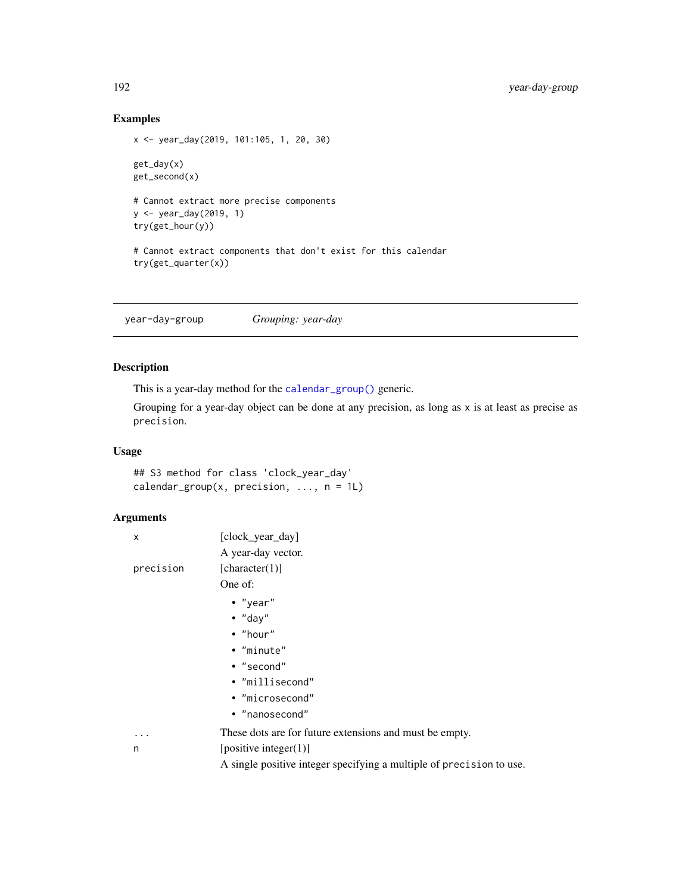### Examples

```
x <- year_day(2019, 101:105, 1, 20, 30)

get_day(x)
get_second(x)

# Cannot extract more precise components
y <- year_day(2019, 1)
try(get_hour(y))

# Cannot extract components that don't exist for this calendar
try(get_quarter(x))
```

---

## year-day-group — *Grouping: year-day*

### Description

This is a year-day method for the `calendar_group()` generic.

Grouping for a year-day object can be done at any precision, as long as `x` is at least as precise as `precision`.

### Usage

```
## S3 method for class 'clock_year_day'
calendar_group(x, precision, ..., n = 1L)
```

### Arguments

`x` — [clock_year_day]
A year-day vector.

`precision` — [character(1)]
One of:

- "year"
- "day"
- "hour"
- "minute"
- "second"
- "millisecond"
- "microsecond"
- "nanosecond"

`...` — These dots are for future extensions and must be empty.

`n` — [positive integer(1)]
A single positive integer specifying a multiple of `precision` to use.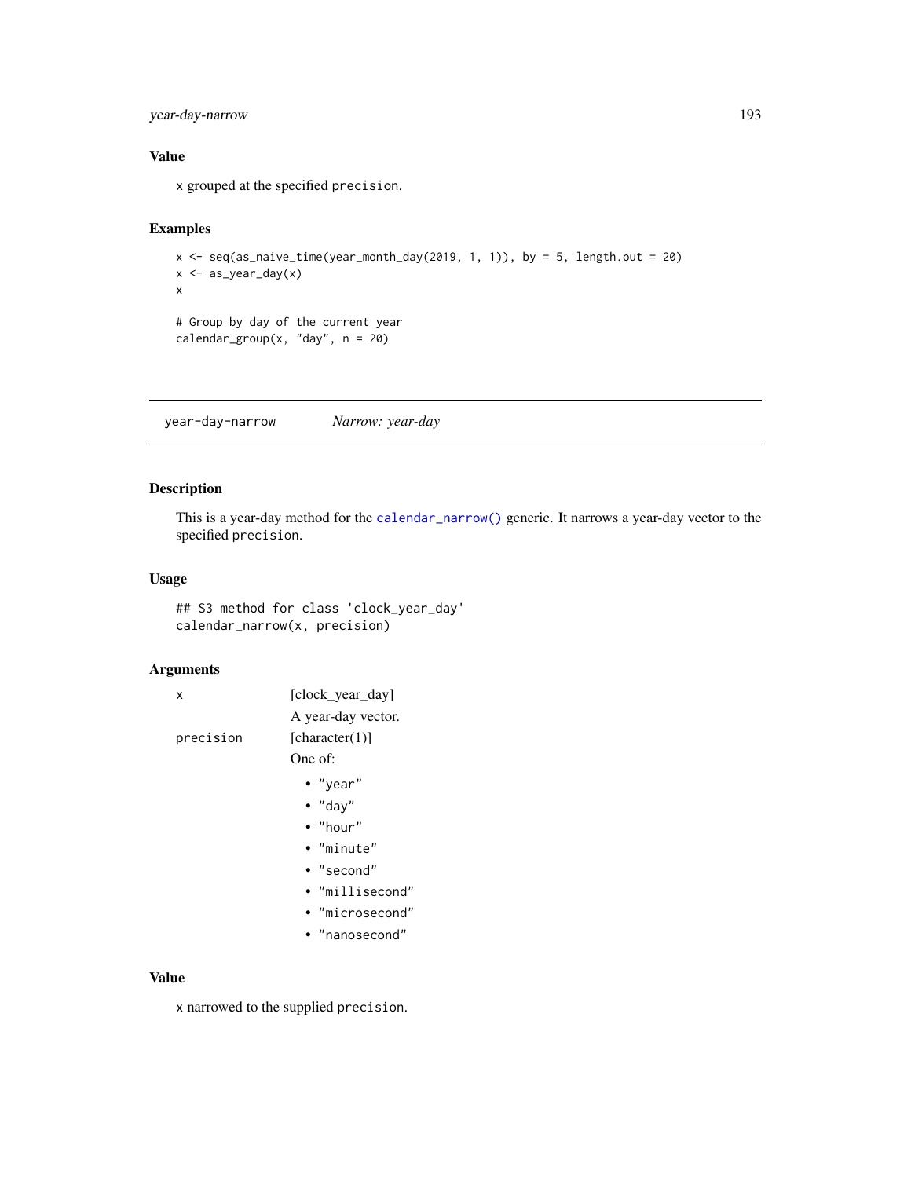## Value

x grouped at the specified precision.

## Examples

```
x <- seq(as_naive_time(year_month_day(2019, 1, 1)), by = 5, length.out = 20)
x <- as_year_day(x)
x

# Group by day of the current year
calendar_group(x, "day", n = 20)
```

---

# year-day-narrow &nbsp;&nbsp;&nbsp;&nbsp; *Narrow: year-day*

## Description

This is a year-day method for the `calendar_narrow()` generic. It narrows a year-day vector to the specified `precision`.

## Usage

```
## S3 method for class 'clock_year_day'
calendar_narrow(x, precision)
```

## Arguments

`x` &nbsp;&nbsp;&nbsp; [clock_year_day]

A year-day vector.

`precision` &nbsp;&nbsp;&nbsp; [character(1)]

One of:

- "year"
- "day"
- "hour"
- "minute"
- "second"
- "millisecond"
- "microsecond"
- "nanosecond"

## Value

x narrowed to the supplied precision.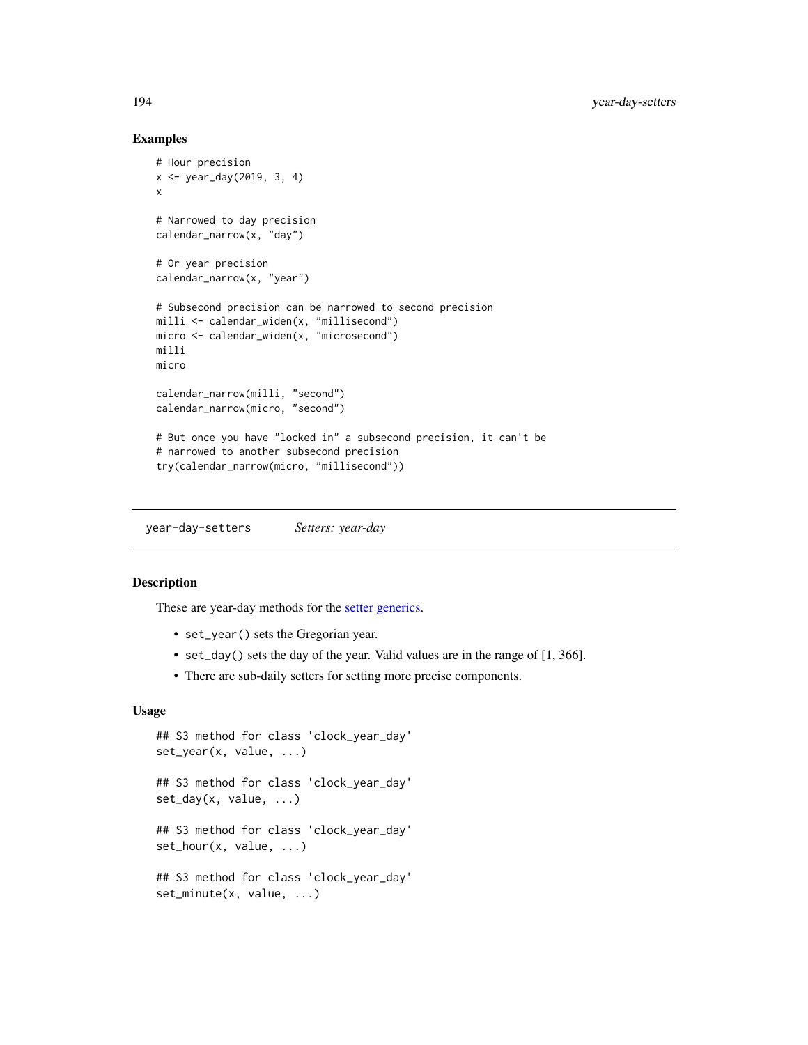## Examples

```
# Hour precision
x <- year_day(2019, 3, 4)
x

# Narrowed to day precision
calendar_narrow(x, "day")

# Or year precision
calendar_narrow(x, "year")

# Subsecond precision can be narrowed to second precision
milli <- calendar_widen(x, "millisecond")
micro <- calendar_widen(x, "microsecond")
milli
micro

calendar_narrow(milli, "second")
calendar_narrow(micro, "second")

# But once you have "locked in" a subsecond precision, it can't be
# narrowed to another subsecond precision
try(calendar_narrow(micro, "millisecond"))
```

---

# year-day-setters *Setters: year-day*

## Description

These are year-day methods for the setter generics.

- `set_year()` sets the Gregorian year.
- `set_day()` sets the day of the year. Valid values are in the range of [1, 366].
- There are sub-daily setters for setting more precise components.

## Usage

```
## S3 method for class 'clock_year_day'
set_year(x, value, ...)

## S3 method for class 'clock_year_day'
set_day(x, value, ...)

## S3 method for class 'clock_year_day'
set_hour(x, value, ...)

## S3 method for class 'clock_year_day'
set_minute(x, value, ...)
```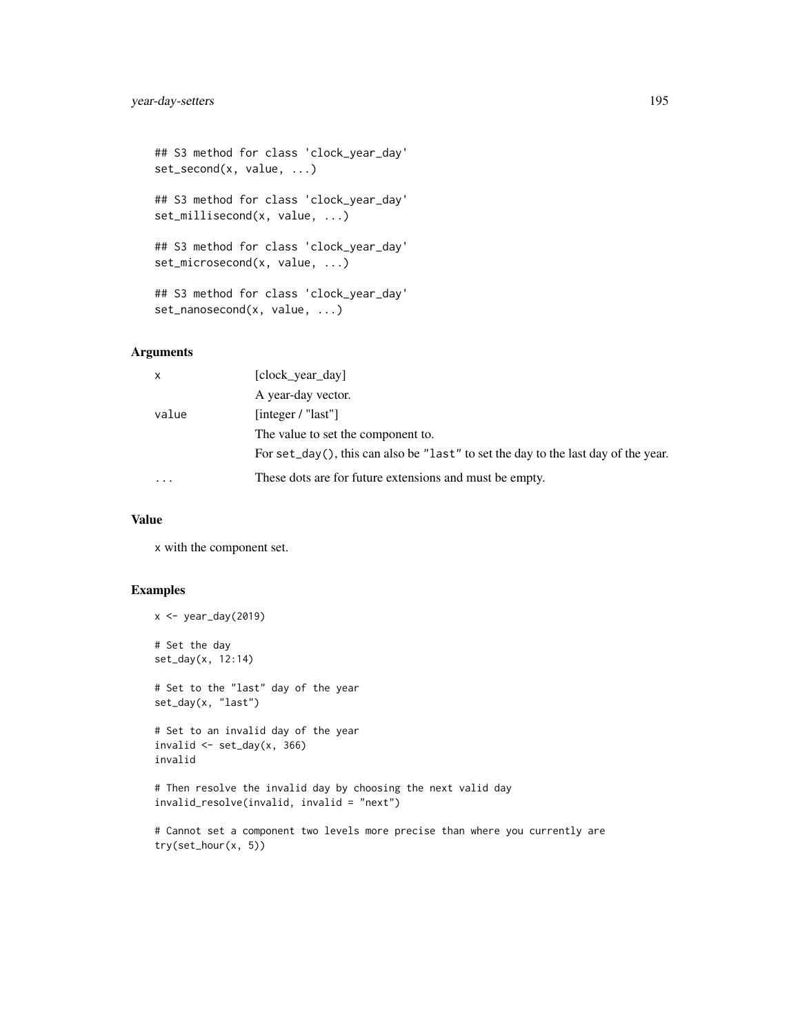```
## S3 method for class 'clock_year_day'
set_second(x, value, ...)

## S3 method for class 'clock_year_day'
set_millisecond(x, value, ...)

## S3 method for class 'clock_year_day'
set_microsecond(x, value, ...)

## S3 method for class 'clock_year_day'
set_nanosecond(x, value, ...)
```

### Arguments

| | |
|---|---|
| `x` | [clock_year_day]<br>A year-day vector. |
| `value` | [integer / "last"]<br>The value to set the component to.<br>For `set_day()`, this can also be `"last"` to set the day to the last day of the year. |
| `...` | These dots are for future extensions and must be empty. |

### Value

`x` with the component set.

### Examples

```
x <- year_day(2019)

# Set the day
set_day(x, 12:14)

# Set to the "last" day of the year
set_day(x, "last")

# Set to an invalid day of the year
invalid <- set_day(x, 366)
invalid

# Then resolve the invalid day by choosing the next valid day
invalid_resolve(invalid, invalid = "next")

# Cannot set a component two levels more precise than where you currently are
try(set_hour(x, 5))
```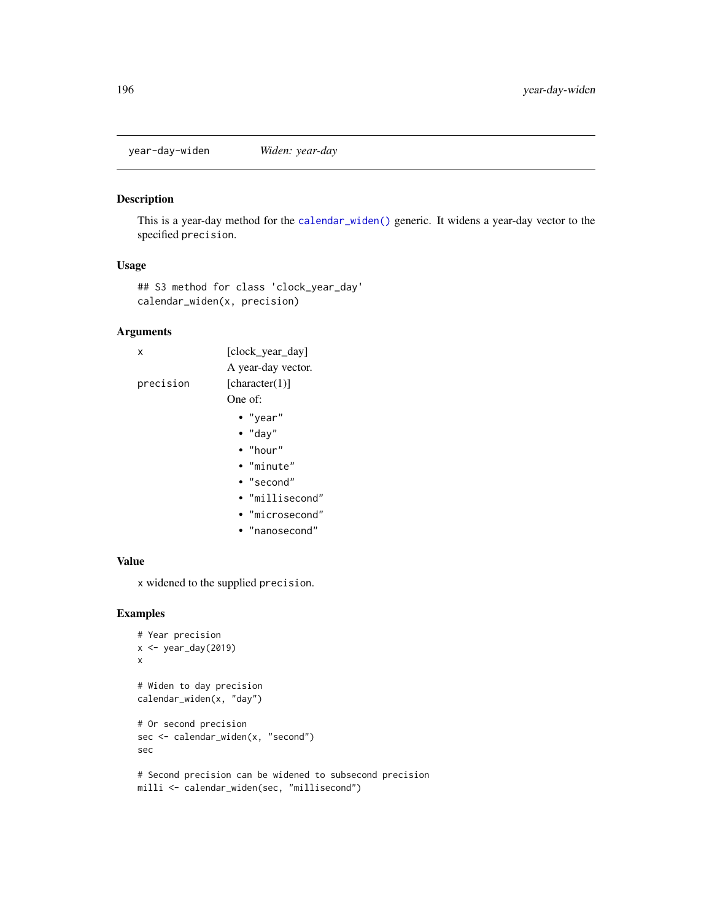# year-day-widen — *Widen: year-day*

## Description

This is a year-day method for the `calendar_widen()` generic. It widens a year-day vector to the specified `precision`.

## Usage

```
## S3 method for class 'clock_year_day'
calendar_widen(x, precision)
```

## Arguments

- `x` — [clock_year_day]

  A year-day vector.

- `precision` — [character(1)]

  One of:

  - `"year"`
  - `"day"`
  - `"hour"`
  - `"minute"`
  - `"second"`
  - `"millisecond"`
  - `"microsecond"`
  - `"nanosecond"`

## Value

`x` widened to the supplied `precision`.

## Examples

```
# Year precision
x <- year_day(2019)
x

# Widen to day precision
calendar_widen(x, "day")

# Or second precision
sec <- calendar_widen(x, "second")
sec

# Second precision can be widened to subsecond precision
milli <- calendar_widen(sec, "millisecond")
```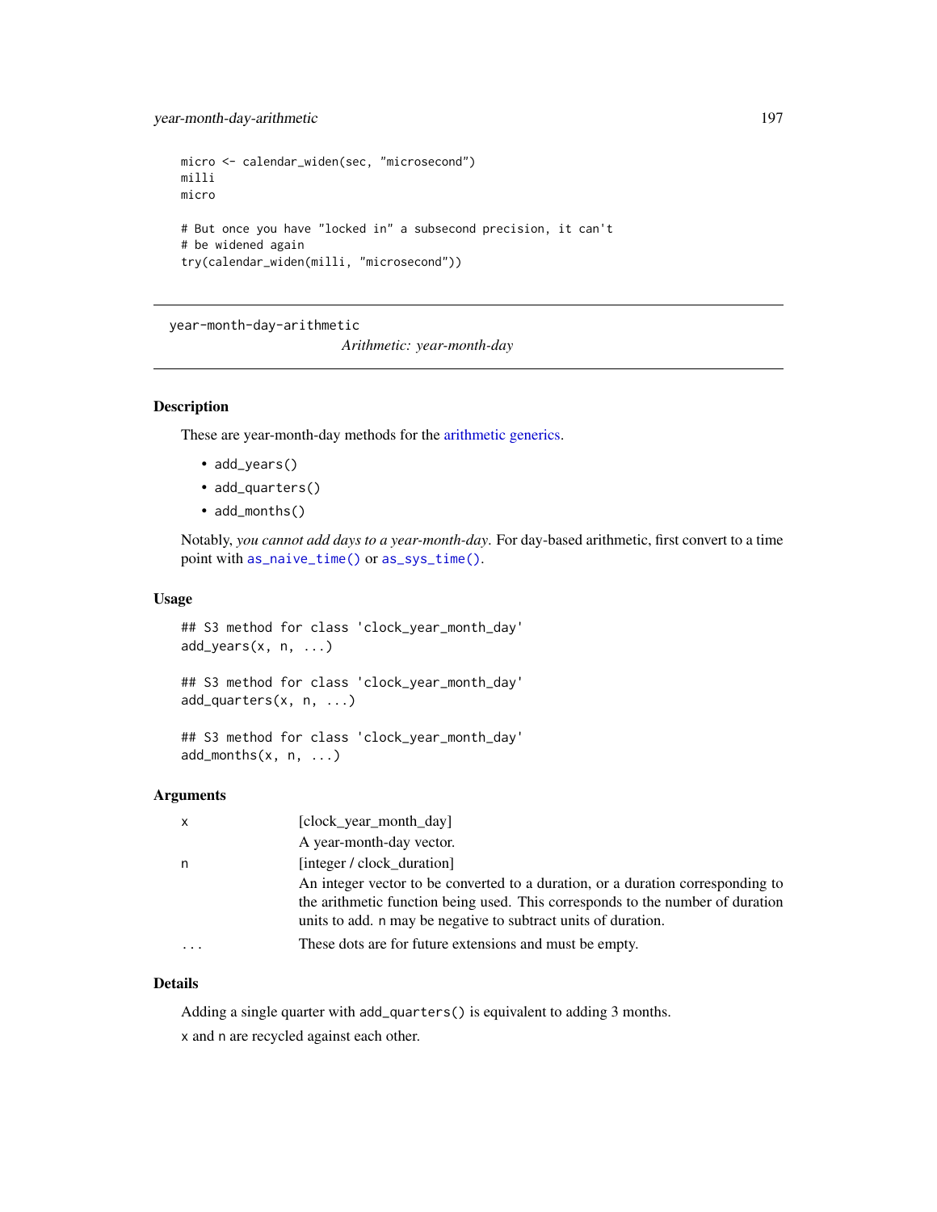```
micro <- calendar_widen(sec, "microsecond")
milli
micro

# But once you have "locked in" a subsecond precision, it can't
# be widened again
try(calendar_widen(milli, "microsecond"))
```

---

year-month-day-arithmetic

*Arithmetic: year-month-day*

---

## Description

These are year-month-day methods for the arithmetic generics.

- `add_years()`
- `add_quarters()`
- `add_months()`

Notably, *you cannot add days to a year-month-day*. For day-based arithmetic, first convert to a time point with `as_naive_time()` or `as_sys_time()`.

## Usage

```
## S3 method for class 'clock_year_month_day'
add_years(x, n, ...)

## S3 method for class 'clock_year_month_day'
add_quarters(x, n, ...)

## S3 method for class 'clock_year_month_day'
add_months(x, n, ...)
```

## Arguments

| | |
|---|---|
| `x` | [clock_year_month_day]<br>A year-month-day vector. |
| `n` | [integer / clock_duration]<br>An integer vector to be converted to a duration, or a duration corresponding to the arithmetic function being used. This corresponds to the number of duration units to add. `n` may be negative to subtract units of duration. |
| `...` | These dots are for future extensions and must be empty. |

## Details

Adding a single quarter with `add_quarters()` is equivalent to adding 3 months.

`x` and `n` are recycled against each other.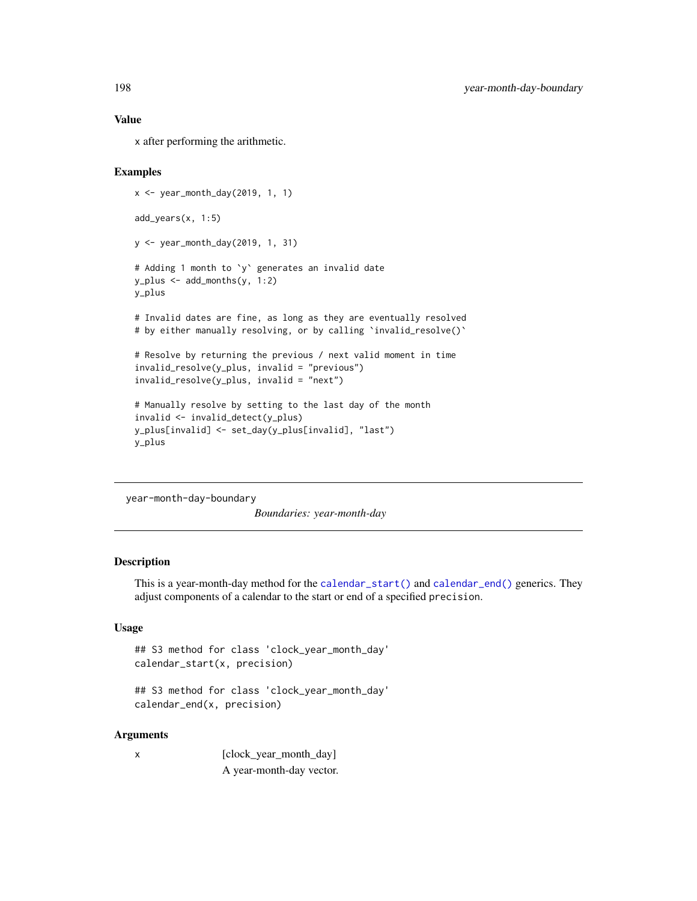### Value

x after performing the arithmetic.

### Examples

```
x <- year_month_day(2019, 1, 1)

add_years(x, 1:5)

y <- year_month_day(2019, 1, 31)

# Adding 1 month to `y` generates an invalid date
y_plus <- add_months(y, 1:2)
y_plus

# Invalid dates are fine, as long as they are eventually resolved
# by either manually resolving, or by calling `invalid_resolve()`

# Resolve by returning the previous / next valid moment in time
invalid_resolve(y_plus, invalid = "previous")
invalid_resolve(y_plus, invalid = "next")

# Manually resolve by setting to the last day of the month
invalid <- invalid_detect(y_plus)
y_plus[invalid] <- set_day(y_plus[invalid], "last")
y_plus
```

---

## year-month-day-boundary — *Boundaries: year-month-day*

---

### Description

This is a year-month-day method for the `calendar_start()` and `calendar_end()` generics. They adjust components of a calendar to the start or end of a specified `precision`.

### Usage

```
## S3 method for class 'clock_year_month_day'
calendar_start(x, precision)

## S3 method for class 'clock_year_month_day'
calendar_end(x, precision)
```

### Arguments

| | |
|---|---|
| x | [clock_year_month_day] A year-month-day vector. |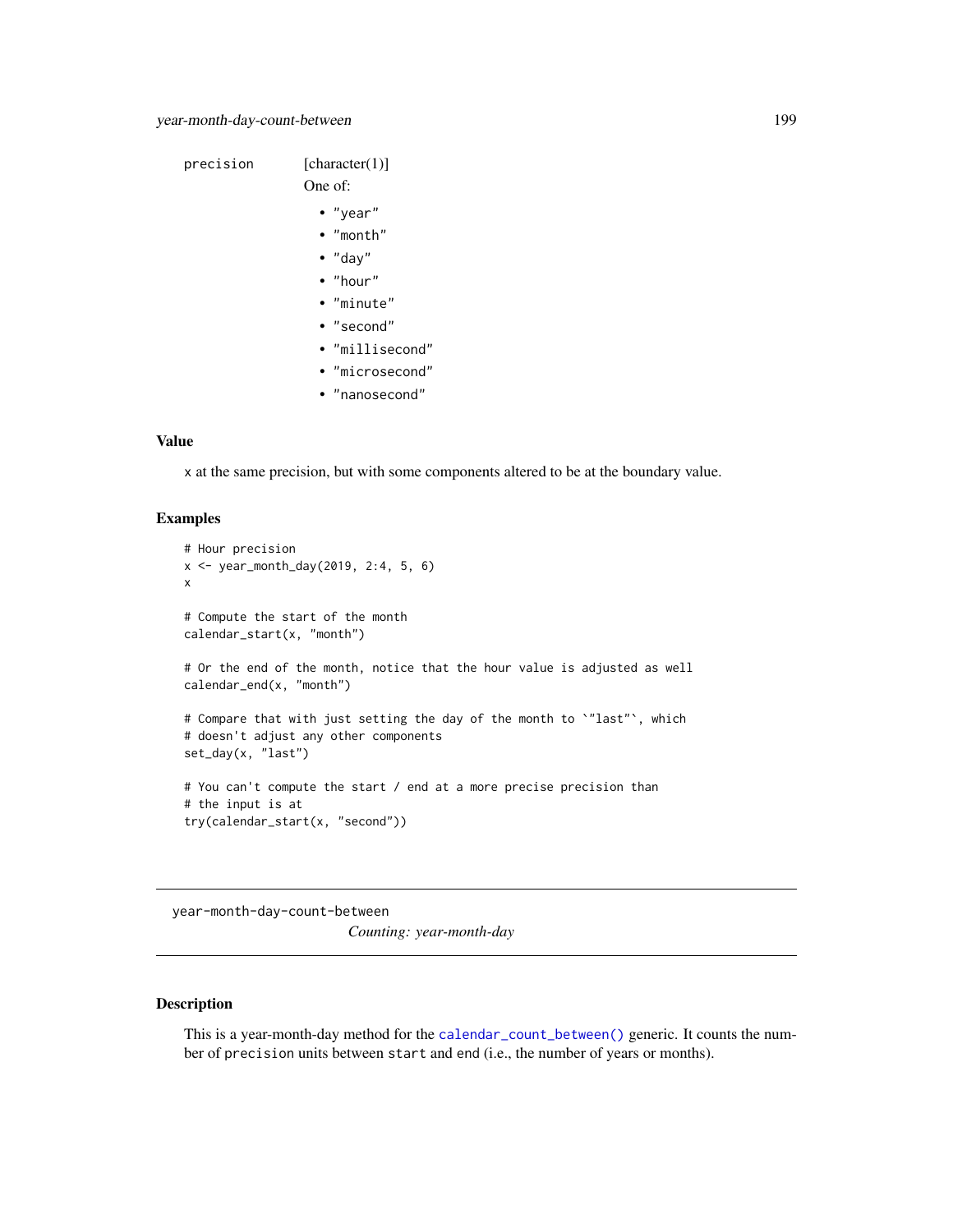precision [character(1)]

One of:

- "year"
- "month"
- "day"
- "hour"
- "minute"
- "second"
- "millisecond"
- "microsecond"
- "nanosecond"

## Value

x at the same precision, but with some components altered to be at the boundary value.

## Examples

```
# Hour precision
x <- year_month_day(2019, 2:4, 5, 6)
x

# Compute the start of the month
calendar_start(x, "month")

# Or the end of the month, notice that the hour value is adjusted as well
calendar_end(x, "month")

# Compare that with just setting the day of the month to `"last"`, which
# doesn't adjust any other components
set_day(x, "last")

# You can't compute the start / end at a more precise precision than
# the input is at
try(calendar_start(x, "second"))
```

---

# year-month-day-count-between

*Counting: year-month-day*

---

## Description

This is a year-month-day method for the calendar_count_between() generic. It counts the number of precision units between start and end (i.e., the number of years or months).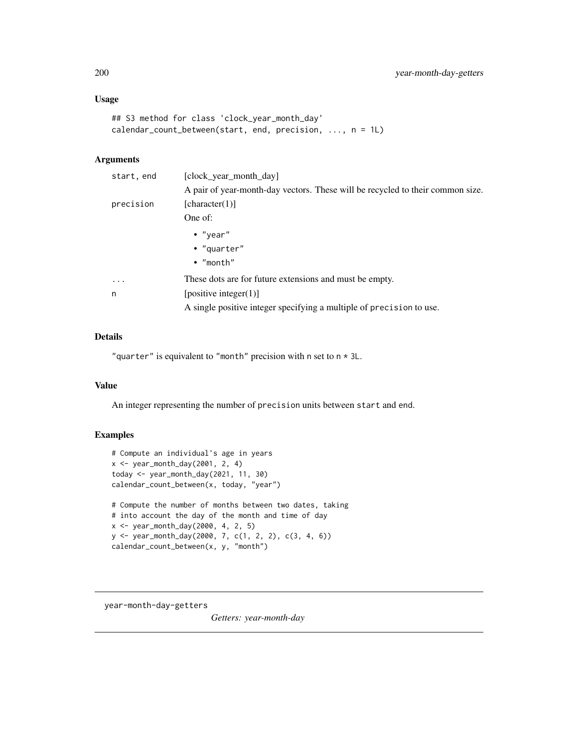### Usage

```
## S3 method for class 'clock_year_month_day'
calendar_count_between(start, end, precision, ..., n = 1L)
```

### Arguments

| | |
|---|---|
| start, end | [clock_year_month_day] A pair of year-month-day vectors. These will be recycled to their common size. |
| precision | [character(1)] One of: <br>• "year" <br>• "quarter" <br>• "month" |
| ... | These dots are for future extensions and must be empty. |
| n | [positive integer(1)] A single positive integer specifying a multiple of precision to use. |

### Details

"quarter" is equivalent to "month" precision with n set to n * 3L.

### Value

An integer representing the number of precision units between start and end.

### Examples

```
# Compute an individual's age in years
x <- year_month_day(2001, 2, 4)
today <- year_month_day(2021, 11, 30)
calendar_count_between(x, today, "year")

# Compute the number of months between two dates, taking
# into account the day of the month and time of day
x <- year_month_day(2000, 4, 2, 5)
y <- year_month_day(2000, 7, c(1, 2, 2), c(3, 4, 6))
calendar_count_between(x, y, "month")
```

---

year-month-day-getters &nbsp;&nbsp;&nbsp;&nbsp; *Getters: year-month-day*

---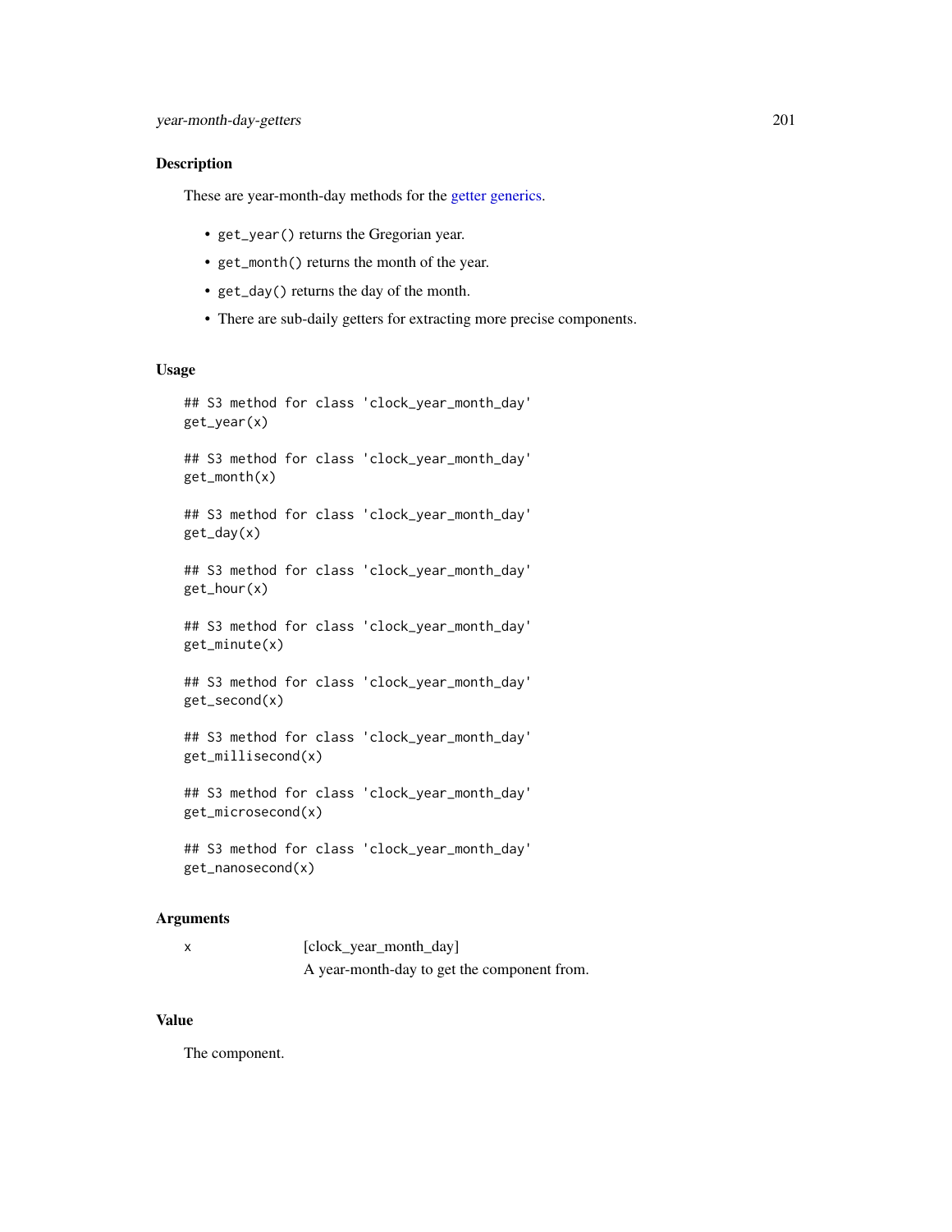## Description

These are year-month-day methods for the getter generics.

- `get_year()` returns the Gregorian year.
- `get_month()` returns the month of the year.
- `get_day()` returns the day of the month.
- There are sub-daily getters for extracting more precise components.

## Usage

```
## S3 method for class 'clock_year_month_day'
get_year(x)

## S3 method for class 'clock_year_month_day'
get_month(x)

## S3 method for class 'clock_year_month_day'
get_day(x)

## S3 method for class 'clock_year_month_day'
get_hour(x)

## S3 method for class 'clock_year_month_day'
get_minute(x)

## S3 method for class 'clock_year_month_day'
get_second(x)

## S3 method for class 'clock_year_month_day'
get_millisecond(x)

## S3 method for class 'clock_year_month_day'
get_microsecond(x)

## S3 method for class 'clock_year_month_day'
get_nanosecond(x)
```

## Arguments

| | |
|---|---|
| `x` | [clock_year_month_day]<br>A year-month-day to get the component from. |

## Value

The component.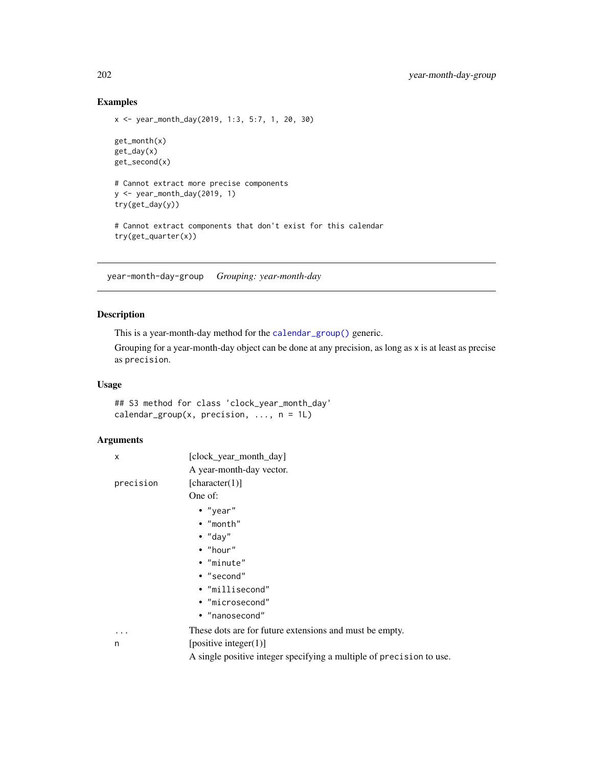## Examples

```
x <- year_month_day(2019, 1:3, 5:7, 1, 20, 30)

get_month(x)
get_day(x)
get_second(x)

# Cannot extract more precise components
y <- year_month_day(2019, 1)
try(get_day(y))

# Cannot extract components that don't exist for this calendar
try(get_quarter(x))
```

---

# year-month-day-group    *Grouping: year-month-day*

---

## Description

This is a year-month-day method for the `calendar_group()` generic.

Grouping for a year-month-day object can be done at any precision, as long as x is at least as precise as `precision`.

## Usage

```
## S3 method for class 'clock_year_month_day'
calendar_group(x, precision, ..., n = 1L)
```

## Arguments

| | |
|---|---|
| x | [clock_year_month_day]<br>A year-month-day vector. |
| precision | [character(1)]<br>One of:<br>• "year"<br>• "month"<br>• "day"<br>• "hour"<br>• "minute"<br>• "second"<br>• "millisecond"<br>• "microsecond"<br>• "nanosecond" |
| ... | These dots are for future extensions and must be empty. |
| n | [positive integer(1)]<br>A single positive integer specifying a multiple of `precision` to use. |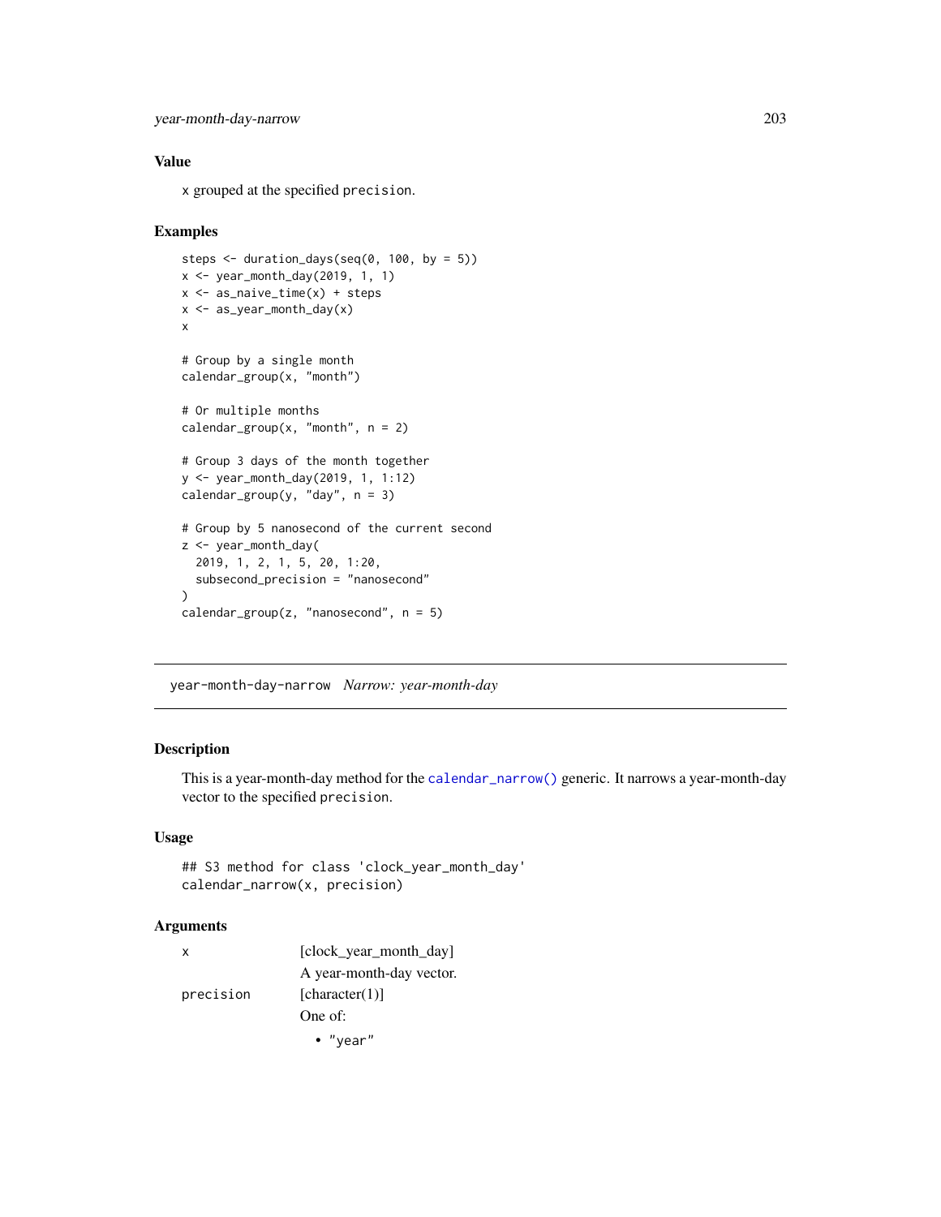### Value

x grouped at the specified precision.

### Examples

```
steps <- duration_days(seq(0, 100, by = 5))
x <- year_month_day(2019, 1, 1)
x <- as_naive_time(x) + steps
x <- as_year_month_day(x)
x

# Group by a single month
calendar_group(x, "month")

# Or multiple months
calendar_group(x, "month", n = 2)

# Group 3 days of the month together
y <- year_month_day(2019, 1, 1:12)
calendar_group(y, "day", n = 3)

# Group by 5 nanosecond of the current second
z <- year_month_day(
  2019, 1, 2, 1, 5, 20, 1:20,
  subsecond_precision = "nanosecond"
)
calendar_group(z, "nanosecond", n = 5)
```

---

## year-month-day-narrow    *Narrow: year-month-day*

---

### Description

This is a year-month-day method for the calendar_narrow() generic. It narrows a year-month-day vector to the specified precision.

### Usage

```
## S3 method for class 'clock_year_month_day'
calendar_narrow(x, precision)
```

### Arguments

| | |
|---|---|
| x | [clock_year_month_day]<br>A year-month-day vector. |
| precision | [character(1)]<br>One of:<br>• "year" |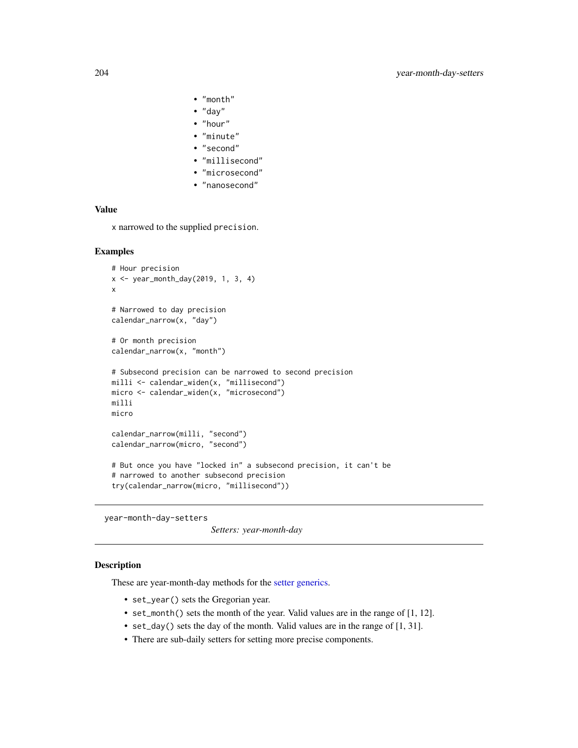- "month"
- "day"
- "hour"
- "minute"
- "second"
- "millisecond"
- "microsecond"
- "nanosecond"

### Value

x narrowed to the supplied precision.

### Examples

```
# Hour precision
x <- year_month_day(2019, 1, 3, 4)
x

# Narrowed to day precision
calendar_narrow(x, "day")

# Or month precision
calendar_narrow(x, "month")

# Subsecond precision can be narrowed to second precision
milli <- calendar_widen(x, "millisecond")
micro <- calendar_widen(x, "microsecond")
milli
micro

calendar_narrow(milli, "second")
calendar_narrow(micro, "second")

# But once you have "locked in" a subsecond precision, it can't be
# narrowed to another subsecond precision
try(calendar_narrow(micro, "millisecond"))
```

## year-month-day-setters

*Setters: year-month-day*

### Description

These are year-month-day methods for the setter generics.

- set_year() sets the Gregorian year.
- set_month() sets the month of the year. Valid values are in the range of [1, 12].
- set_day() sets the day of the month. Valid values are in the range of [1, 31].
- There are sub-daily setters for setting more precise components.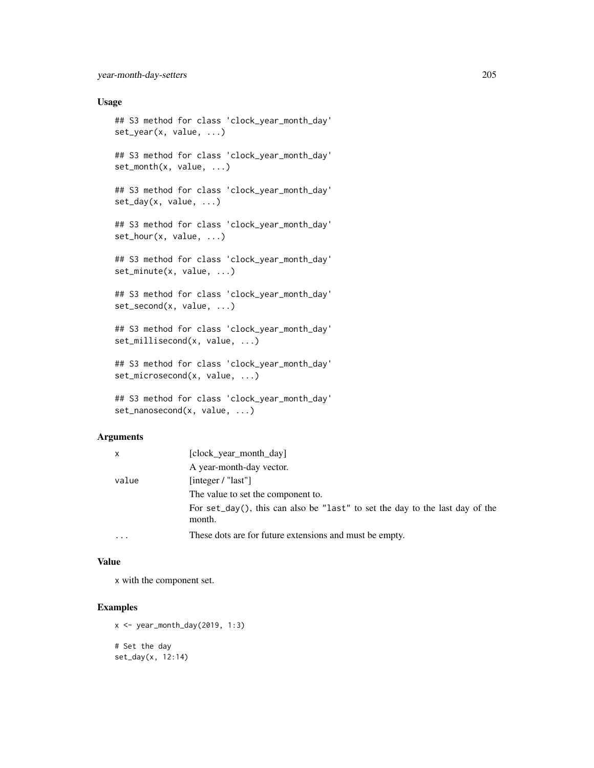### Usage

```
## S3 method for class 'clock_year_month_day'
set_year(x, value, ...)

## S3 method for class 'clock_year_month_day'
set_month(x, value, ...)

## S3 method for class 'clock_year_month_day'
set_day(x, value, ...)

## S3 method for class 'clock_year_month_day'
set_hour(x, value, ...)

## S3 method for class 'clock_year_month_day'
set_minute(x, value, ...)

## S3 method for class 'clock_year_month_day'
set_second(x, value, ...)

## S3 method for class 'clock_year_month_day'
set_millisecond(x, value, ...)

## S3 method for class 'clock_year_month_day'
set_microsecond(x, value, ...)

## S3 method for class 'clock_year_month_day'
set_nanosecond(x, value, ...)
```

### Arguments

| | |
|---|---|
| `x` | [clock_year_month_day] A year-month-day vector. |
| `value` | [integer / "last"] The value to set the component to. For `set_day()`, this can also be `"last"` to set the day to the last day of the month. |
| `...` | These dots are for future extensions and must be empty. |

### Value

`x` with the component set.

### Examples

```
x <- year_month_day(2019, 1:3)

# Set the day
set_day(x, 12:14)
```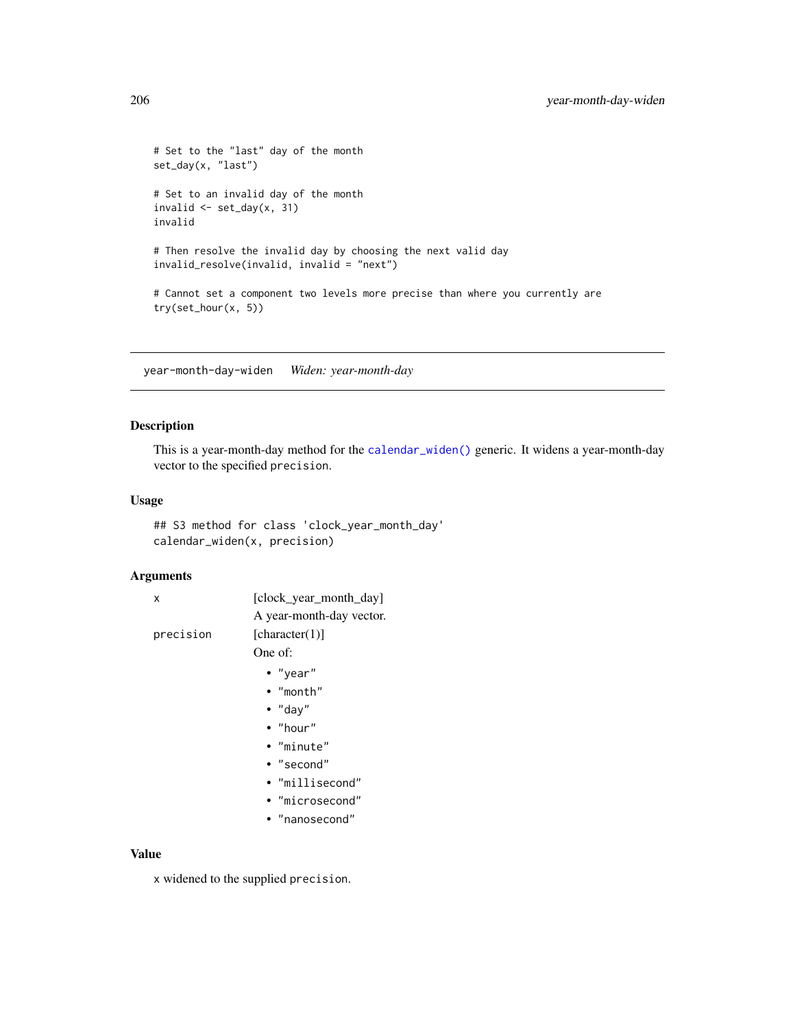```
# Set to the "last" day of the month
set_day(x, "last")

# Set to an invalid day of the month
invalid <- set_day(x, 31)
invalid

# Then resolve the invalid day by choosing the next valid day
invalid_resolve(invalid, invalid = "next")

# Cannot set a component two levels more precise than where you currently are
try(set_hour(x, 5))
```

---

## year-month-day-widen *Widen: year-month-day*

### Description

This is a year-month-day method for the `calendar_widen()` generic. It widens a year-month-day vector to the specified `precision`.

### Usage

```
## S3 method for class 'clock_year_month_day'
calendar_widen(x, precision)
```

### Arguments

`x` [clock_year_month_day]
A year-month-day vector.

`precision` [character(1)]
One of:

- `"year"`
- `"month"`
- `"day"`
- `"hour"`
- `"minute"`
- `"second"`
- `"millisecond"`
- `"microsecond"`
- `"nanosecond"`

### Value

`x` widened to the supplied `precision`.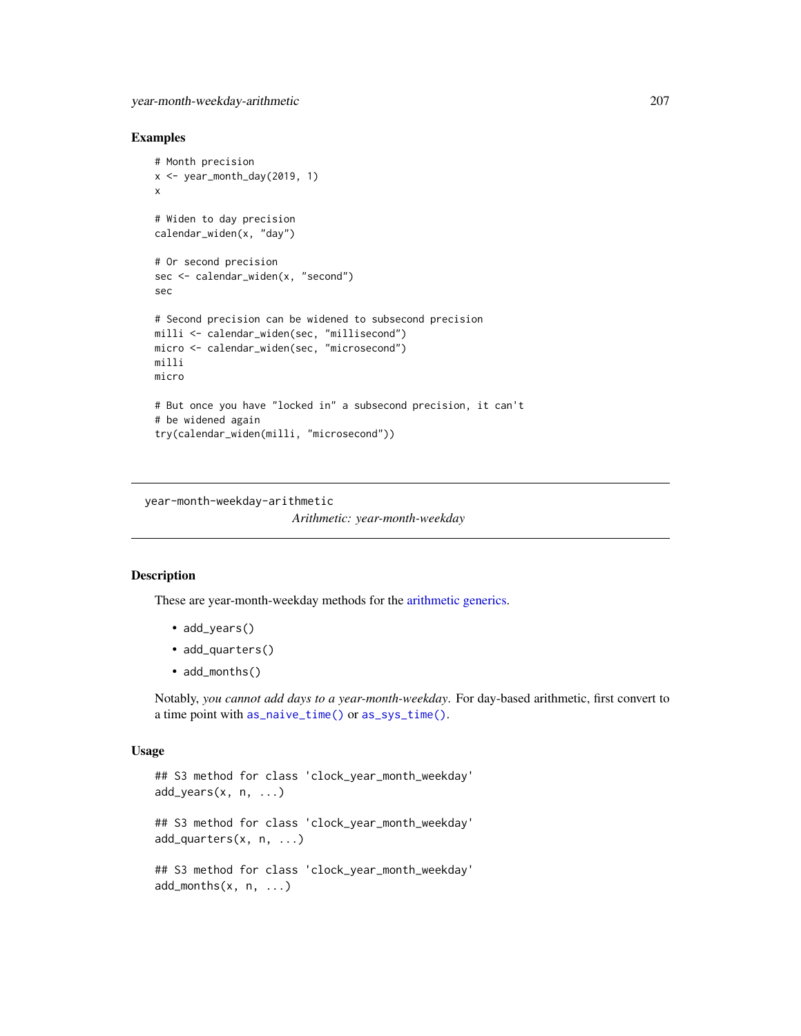### Examples

```
# Month precision
x <- year_month_day(2019, 1)
x

# Widen to day precision
calendar_widen(x, "day")

# Or second precision
sec <- calendar_widen(x, "second")
sec

# Second precision can be widened to subsecond precision
milli <- calendar_widen(sec, "millisecond")
micro <- calendar_widen(sec, "microsecond")
milli
micro

# But once you have "locked in" a subsecond precision, it can't
# be widened again
try(calendar_widen(milli, "microsecond"))
```

---

## year-month-weekday-arithmetic

*Arithmetic: year-month-weekday*

---

### Description

These are year-month-weekday methods for the arithmetic generics.

- `add_years()`
- `add_quarters()`
- `add_months()`

Notably, *you cannot add days to a year-month-weekday*. For day-based arithmetic, first convert to a time point with `as_naive_time()` or `as_sys_time()`.

### Usage

```
## S3 method for class 'clock_year_month_weekday'
add_years(x, n, ...)

## S3 method for class 'clock_year_month_weekday'
add_quarters(x, n, ...)

## S3 method for class 'clock_year_month_weekday'
add_months(x, n, ...)
```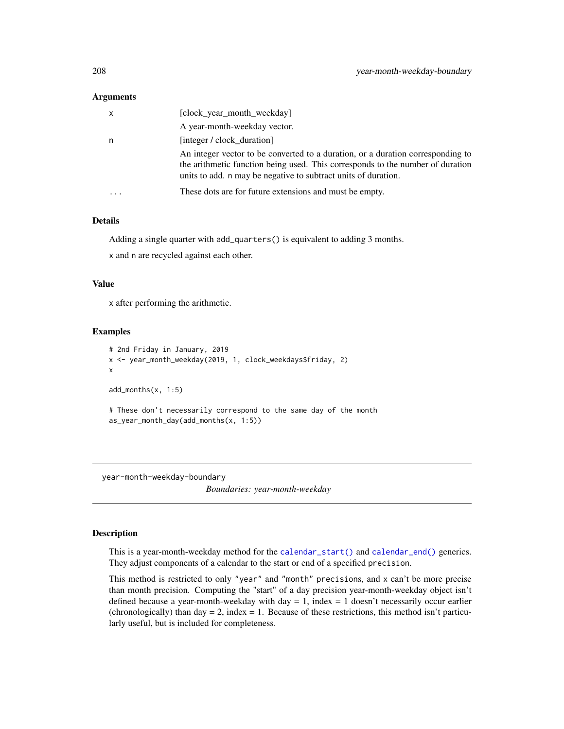### Arguments

| | |
|---|---|
| x | [clock_year_month_weekday]<br>A year-month-weekday vector. |
| n | [integer / clock_duration]<br>An integer vector to be converted to a duration, or a duration corresponding to the arithmetic function being used. This corresponds to the number of duration units to add. n may be negative to subtract units of duration. |
| ... | These dots are for future extensions and must be empty. |

### Details

Adding a single quarter with add_quarters() is equivalent to adding 3 months.

x and n are recycled against each other.

### Value

x after performing the arithmetic.

### Examples

```
# 2nd Friday in January, 2019
x <- year_month_weekday(2019, 1, clock_weekdays$friday, 2)
x

add_months(x, 1:5)

# These don't necessarily correspond to the same day of the month
as_year_month_day(add_months(x, 1:5))
```

---

## year-month-weekday-boundary

*Boundaries: year-month-weekday*

---

### Description

This is a year-month-weekday method for the calendar_start() and calendar_end() generics. They adjust components of a calendar to the start or end of a specified precision.

This method is restricted to only "year" and "month" precisions, and x can't be more precise than month precision. Computing the "start" of a day precision year-month-weekday object isn't defined because a year-month-weekday with day = 1, index = 1 doesn't necessarily occur earlier (chronologically) than day = 2, index = 1. Because of these restrictions, this method isn't particularly useful, but is included for completeness.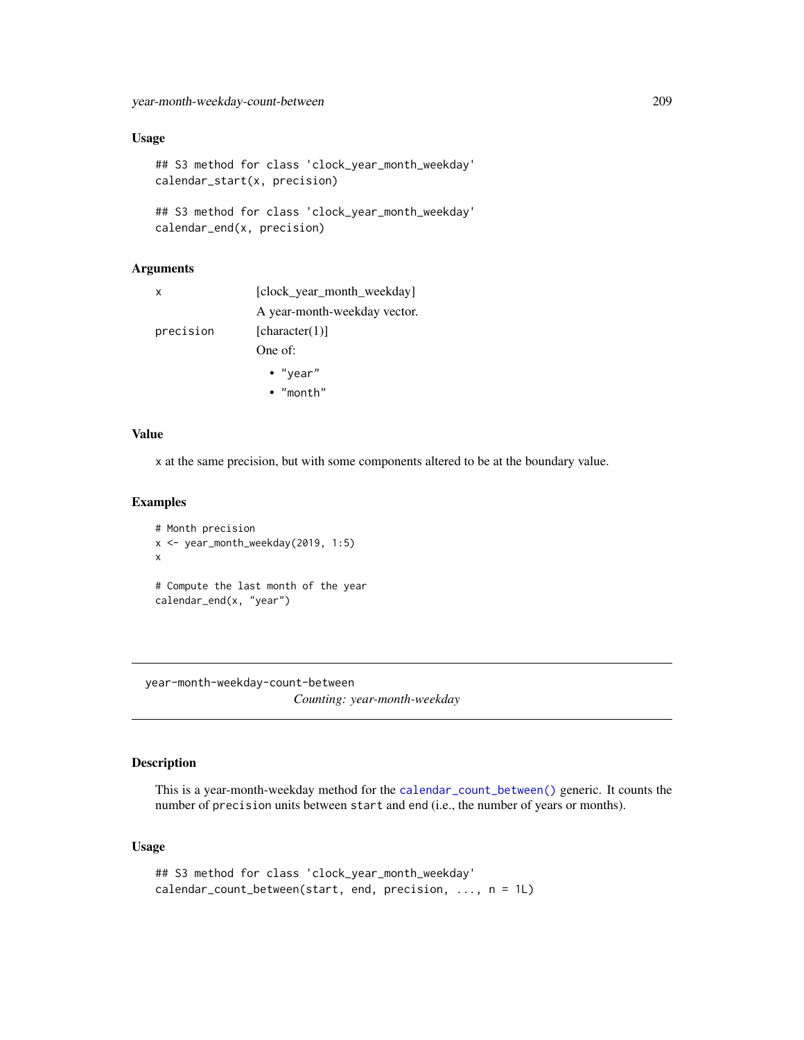### Usage

```
## S3 method for class 'clock_year_month_weekday'
calendar_start(x, precision)

## S3 method for class 'clock_year_month_weekday'
calendar_end(x, precision)
```

### Arguments

| | |
|---|---|
| x | [clock_year_month_weekday]<br>A year-month-weekday vector. |
| precision | [character(1)]<br>One of:<br>• "year"<br>• "month" |

### Value

x at the same precision, but with some components altered to be at the boundary value.

### Examples

```
# Month precision
x <- year_month_weekday(2019, 1:5)
x

# Compute the last month of the year
calendar_end(x, "year")
```

---

## year-month-weekday-count-between    *Counting: year-month-weekday*

---

### Description

This is a year-month-weekday method for the `calendar_count_between()` generic. It counts the number of `precision` units between `start` and `end` (i.e., the number of years or months).

### Usage

```
## S3 method for class 'clock_year_month_weekday'
calendar_count_between(start, end, precision, ..., n = 1L)
```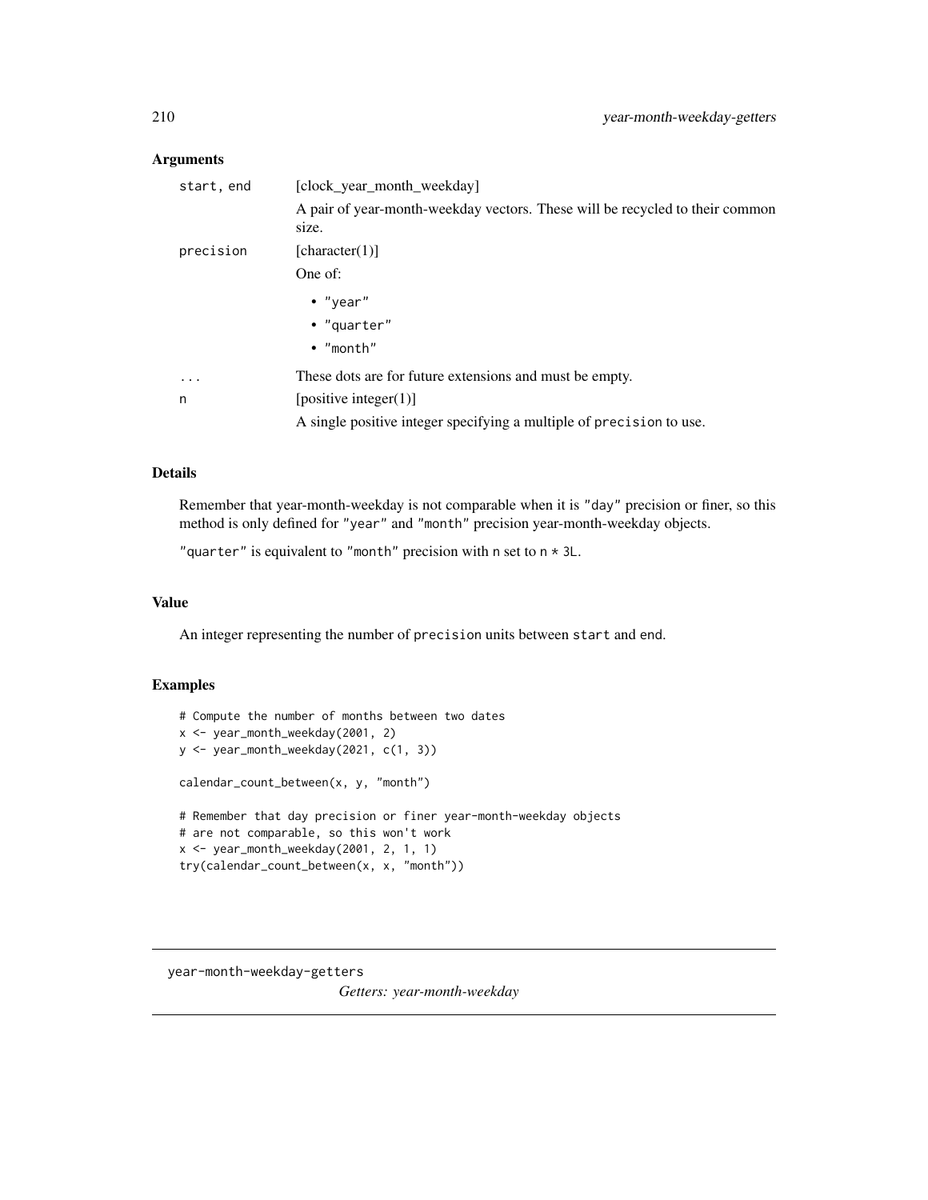## Arguments

| | |
|---|---|
| `start, end` | [clock_year_month_weekday]<br>A pair of year-month-weekday vectors. These will be recycled to their common size. |
| `precision` | [character(1)]<br>One of:<br>• "year"<br>• "quarter"<br>• "month" |
| `...` | These dots are for future extensions and must be empty. |
| `n` | [positive integer(1)]<br>A single positive integer specifying a multiple of precision to use. |

## Details

Remember that year-month-weekday is not comparable when it is "day" precision or finer, so this method is only defined for "year" and "month" precision year-month-weekday objects.

"quarter" is equivalent to "month" precision with n set to n * 3L.

## Value

An integer representing the number of precision units between start and end.

## Examples

```
# Compute the number of months between two dates
x <- year_month_weekday(2001, 2)
y <- year_month_weekday(2021, c(1, 3))

calendar_count_between(x, y, "month")

# Remember that day precision or finer year-month-weekday objects
# are not comparable, so this won't work
x <- year_month_weekday(2001, 2, 1, 1)
try(calendar_count_between(x, x, "month"))
```

---

year-month-weekday-getters    *Getters: year-month-weekday*

---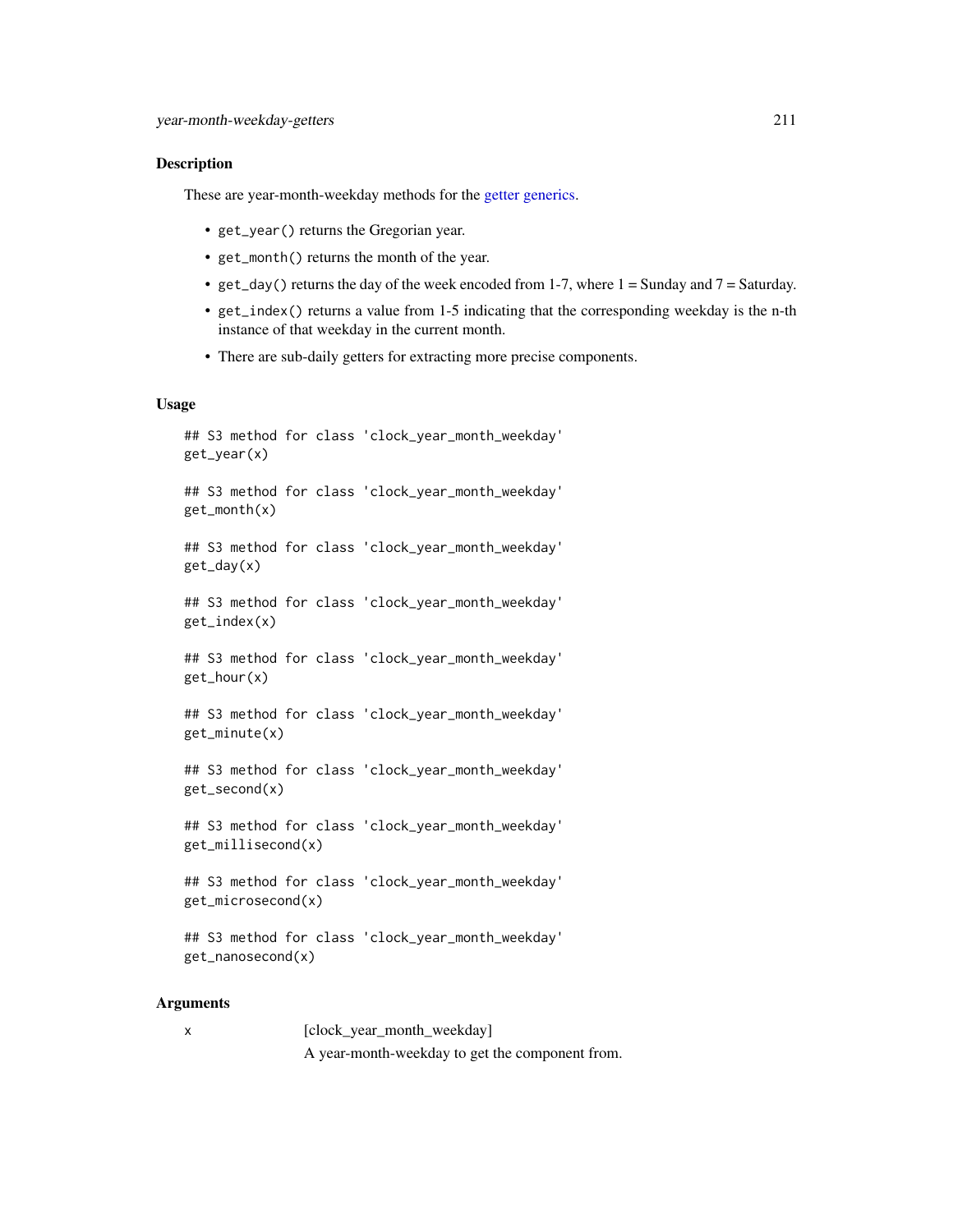## Description

These are year-month-weekday methods for the getter generics.

- `get_year()` returns the Gregorian year.
- `get_month()` returns the month of the year.
- `get_day()` returns the day of the week encoded from 1-7, where 1 = Sunday and 7 = Saturday.
- `get_index()` returns a value from 1-5 indicating that the corresponding weekday is the n-th instance of that weekday in the current month.
- There are sub-daily getters for extracting more precise components.

## Usage

```
## S3 method for class 'clock_year_month_weekday'
get_year(x)

## S3 method for class 'clock_year_month_weekday'
get_month(x)

## S3 method for class 'clock_year_month_weekday'
get_day(x)

## S3 method for class 'clock_year_month_weekday'
get_index(x)

## S3 method for class 'clock_year_month_weekday'
get_hour(x)

## S3 method for class 'clock_year_month_weekday'
get_minute(x)

## S3 method for class 'clock_year_month_weekday'
get_second(x)

## S3 method for class 'clock_year_month_weekday'
get_millisecond(x)

## S3 method for class 'clock_year_month_weekday'
get_microsecond(x)

## S3 method for class 'clock_year_month_weekday'
get_nanosecond(x)
```

## Arguments

| | |
|---|---|
| `x` | [clock_year_month_weekday] A year-month-weekday to get the component from. |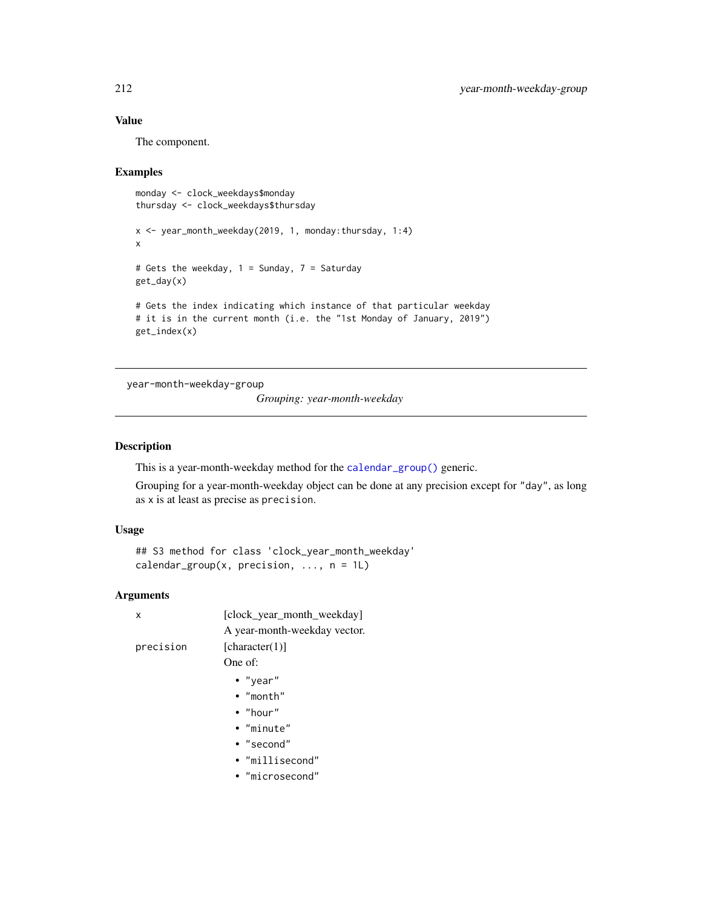### Value

The component.

### Examples

```
monday <- clock_weekdays$monday
thursday <- clock_weekdays$thursday

x <- year_month_weekday(2019, 1, monday:thursday, 1:4)
x

# Gets the weekday, 1 = Sunday, 7 = Saturday
get_day(x)

# Gets the index indicating which instance of that particular weekday
# it is in the current month (i.e. the "1st Monday of January, 2019")
get_index(x)
```

---

## year-month-weekday-group *Grouping: year-month-weekday*

---

### Description

This is a year-month-weekday method for the `calendar_group()` generic.

Grouping for a year-month-weekday object can be done at any precision except for "day", as long as x is at least as precise as precision.

### Usage

```
## S3 method for class 'clock_year_month_weekday'
calendar_group(x, precision, ..., n = 1L)
```

### Arguments

`x` [clock_year_month_weekday]
A year-month-weekday vector.

`precision` [character(1)]
One of:

- "year"
- "month"
- "hour"
- "minute"
- "second"
- "millisecond"
- "microsecond"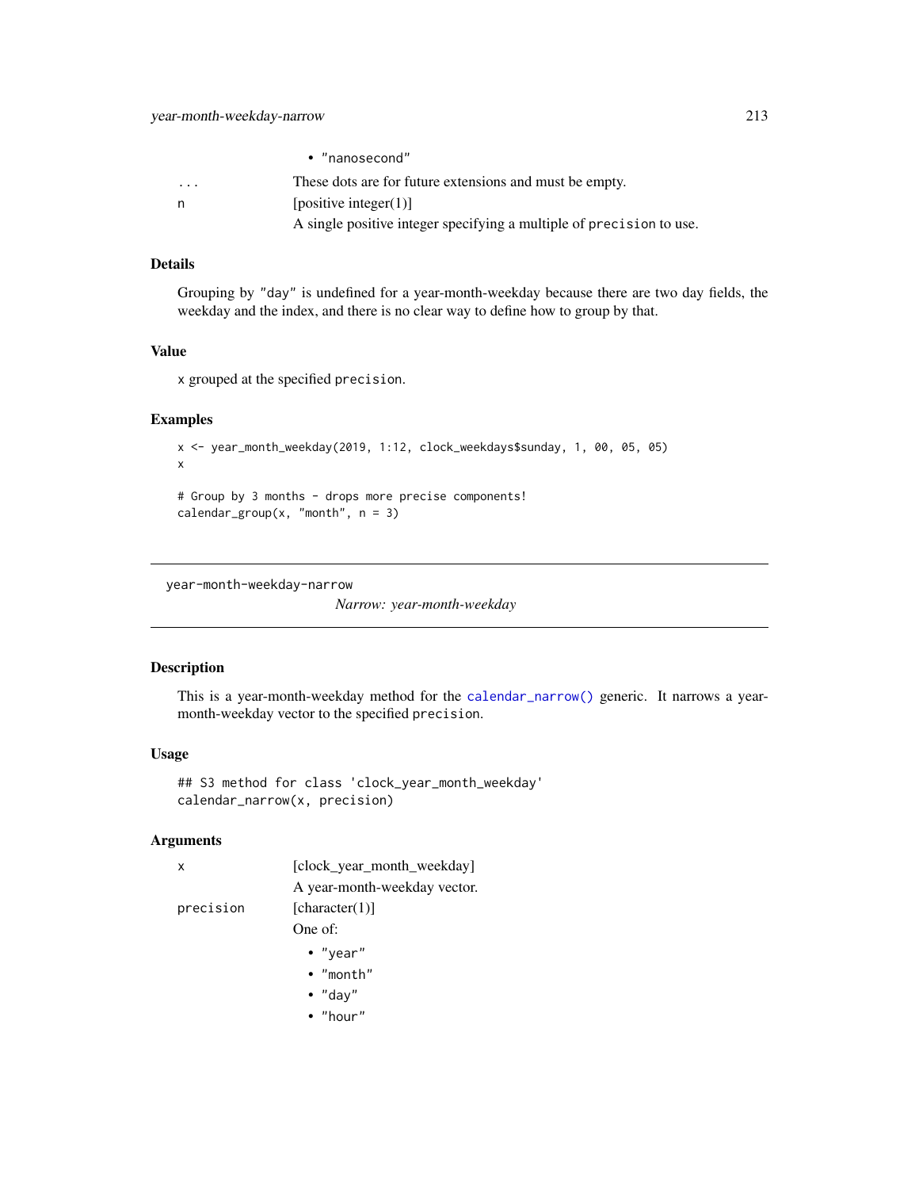- "nanosecond"

| | |
|---|---|
| ... | These dots are for future extensions and must be empty. |
| n | [positive integer(1)]<br>A single positive integer specifying a multiple of precision to use. |

### Details

Grouping by "day" is undefined for a year-month-weekday because there are two day fields, the weekday and the index, and there is no clear way to define how to group by that.

### Value

x grouped at the specified precision.

### Examples

```
x <- year_month_weekday(2019, 1:12, clock_weekdays$sunday, 1, 00, 05, 05)
x

# Group by 3 months - drops more precise components!
calendar_group(x, "month", n = 3)
```

---

## year-month-weekday-narrow

*Narrow: year-month-weekday*

---

### Description

This is a year-month-weekday method for the calendar_narrow() generic. It narrows a year-month-weekday vector to the specified precision.

### Usage

```
## S3 method for class 'clock_year_month_weekday'
calendar_narrow(x, precision)
```

### Arguments

| | |
|---|---|
| x | [clock_year_month_weekday]<br>A year-month-weekday vector. |
| precision | [character(1)]<br>One of:<br>• "year"<br>• "month"<br>• "day"<br>• "hour" |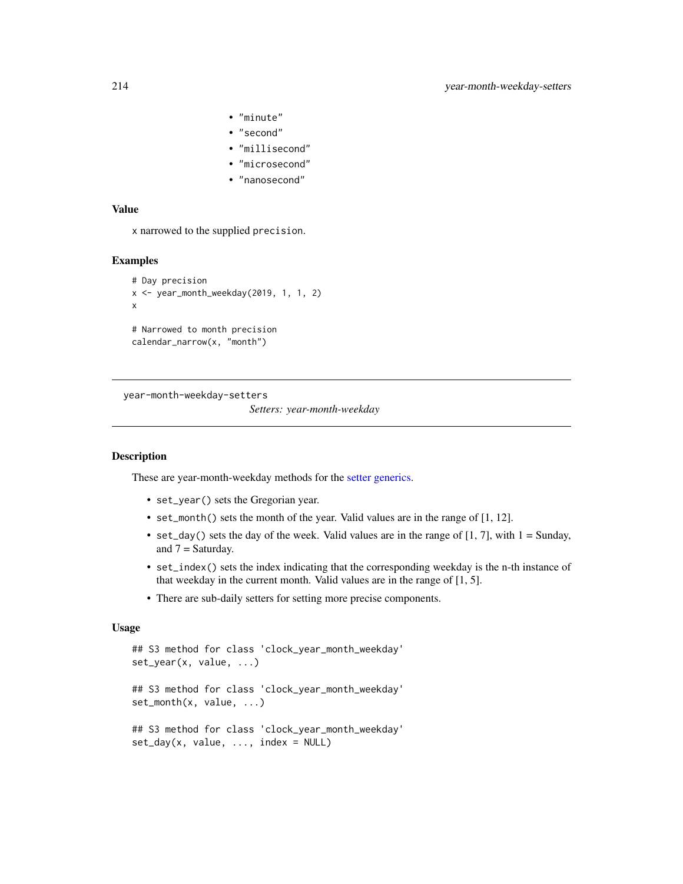- "minute"
- "second"
- "millisecond"
- "microsecond"
- "nanosecond"

### Value

x narrowed to the supplied precision.

### Examples

```
# Day precision
x <- year_month_weekday(2019, 1, 1, 2)
x

# Narrowed to month precision
calendar_narrow(x, "month")
```

---

## year-month-weekday-setters

*Setters: year-month-weekday*

---

### Description

These are year-month-weekday methods for the setter generics.

- set_year() sets the Gregorian year.
- set_month() sets the month of the year. Valid values are in the range of [1, 12].
- set_day() sets the day of the week. Valid values are in the range of [1, 7], with 1 = Sunday, and 7 = Saturday.
- set_index() sets the index indicating that the corresponding weekday is the n-th instance of that weekday in the current month. Valid values are in the range of [1, 5].
- There are sub-daily setters for setting more precise components.

### Usage

```
## S3 method for class 'clock_year_month_weekday'
set_year(x, value, ...)

## S3 method for class 'clock_year_month_weekday'
set_month(x, value, ...)

## S3 method for class 'clock_year_month_weekday'
set_day(x, value, ..., index = NULL)
```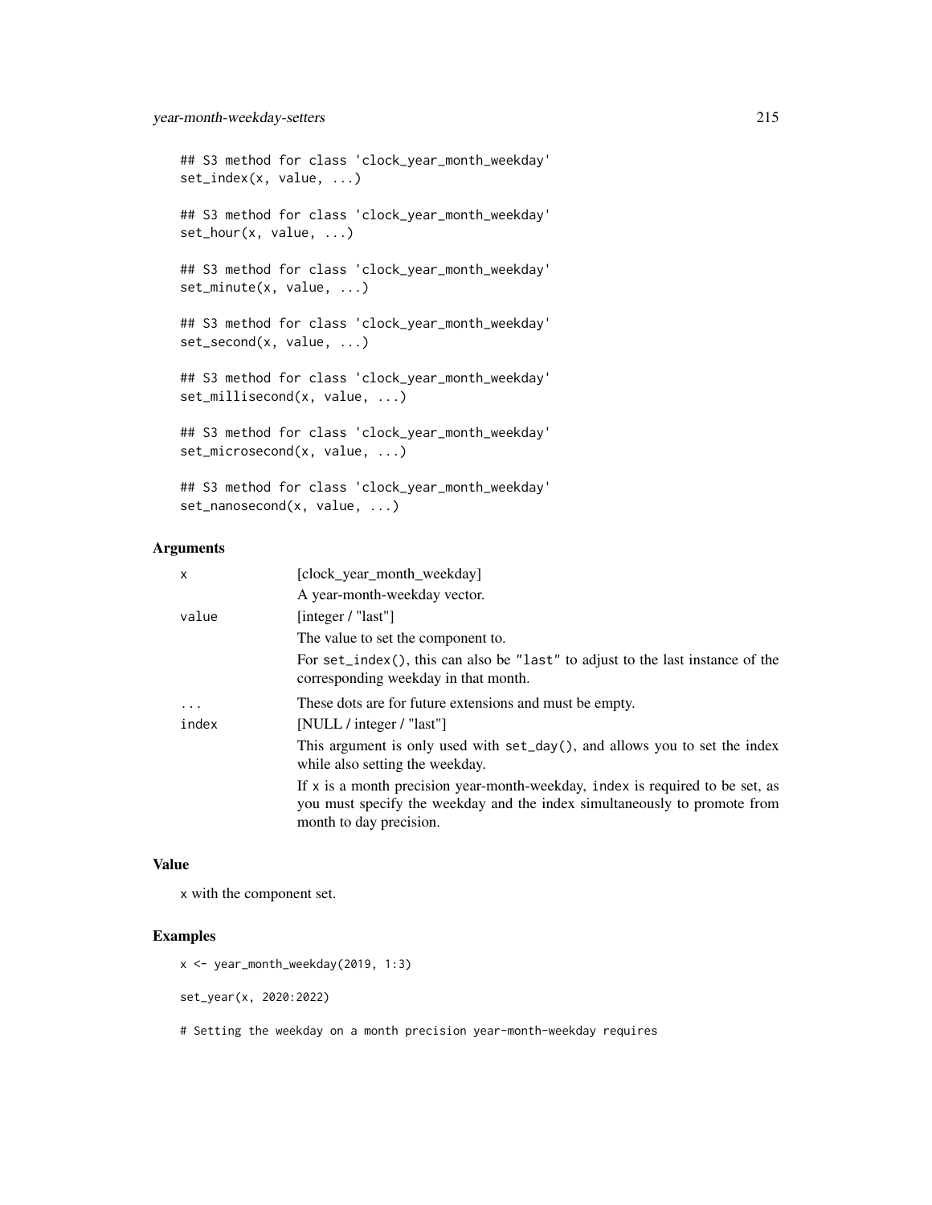```
## S3 method for class 'clock_year_month_weekday'
set_index(x, value, ...)

## S3 method for class 'clock_year_month_weekday'
set_hour(x, value, ...)

## S3 method for class 'clock_year_month_weekday'
set_minute(x, value, ...)

## S3 method for class 'clock_year_month_weekday'
set_second(x, value, ...)

## S3 method for class 'clock_year_month_weekday'
set_millisecond(x, value, ...)

## S3 method for class 'clock_year_month_weekday'
set_microsecond(x, value, ...)

## S3 method for class 'clock_year_month_weekday'
set_nanosecond(x, value, ...)
```

### Arguments

| | |
|---|---|
| `x` | [clock_year_month_weekday]<br>A year-month-weekday vector. |
| `value` | [integer / "last"]<br>The value to set the component to.<br>For `set_index()`, this can also be `"last"` to adjust to the last instance of the corresponding weekday in that month. |
| `...` | These dots are for future extensions and must be empty. |
| `index` | [NULL / integer / "last"]<br>This argument is only used with `set_day()`, and allows you to set the index while also setting the weekday.<br>If `x` is a month precision year-month-weekday, `index` is required to be set, as you must specify the weekday and the index simultaneously to promote from month to day precision. |

### Value

`x` with the component set.

### Examples

```
x <- year_month_weekday(2019, 1:3)

set_year(x, 2020:2022)

# Setting the weekday on a month precision year-month-weekday requires
```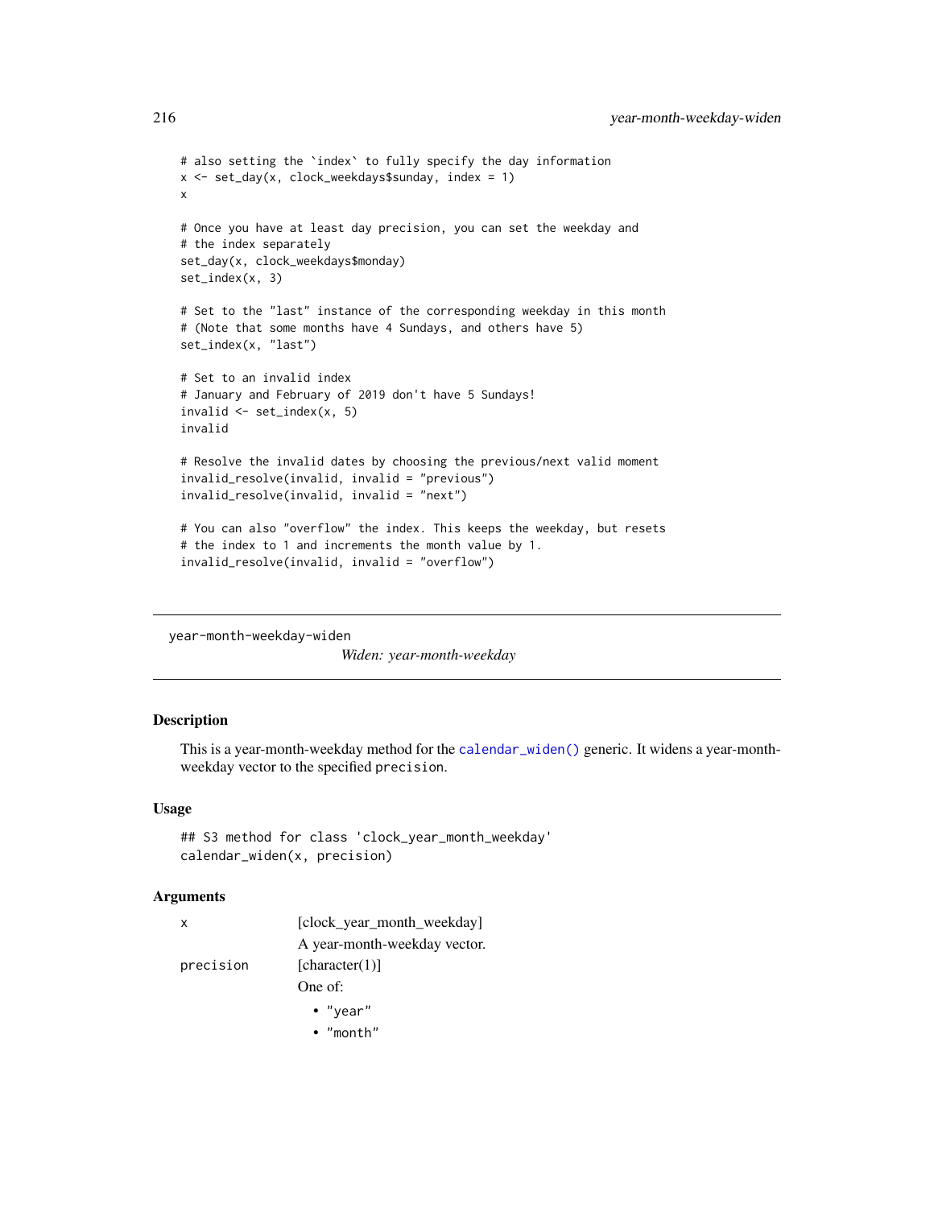```
# also setting the `index` to fully specify the day information
x <- set_day(x, clock_weekdays$sunday, index = 1)
x

# Once you have at least day precision, you can set the weekday and
# the index separately
set_day(x, clock_weekdays$monday)
set_index(x, 3)

# Set to the "last" instance of the corresponding weekday in this month
# (Note that some months have 4 Sundays, and others have 5)
set_index(x, "last")

# Set to an invalid index
# January and February of 2019 don't have 5 Sundays!
invalid <- set_index(x, 5)
invalid

# Resolve the invalid dates by choosing the previous/next valid moment
invalid_resolve(invalid, invalid = "previous")
invalid_resolve(invalid, invalid = "next")

# You can also "overflow" the index. This keeps the weekday, but resets
# the index to 1 and increments the month value by 1.
invalid_resolve(invalid, invalid = "overflow")
```

---

year-month-weekday-widen    *Widen: year-month-weekday*

---

## Description

This is a year-month-weekday method for the `calendar_widen()` generic. It widens a year-month-weekday vector to the specified `precision`.

## Usage

```
## S3 method for class 'clock_year_month_weekday'
calendar_widen(x, precision)
```

## Arguments

`x` [clock_year_month_weekday]

A year-month-weekday vector.

`precision` [character(1)]

One of:

- `"year"`
- `"month"`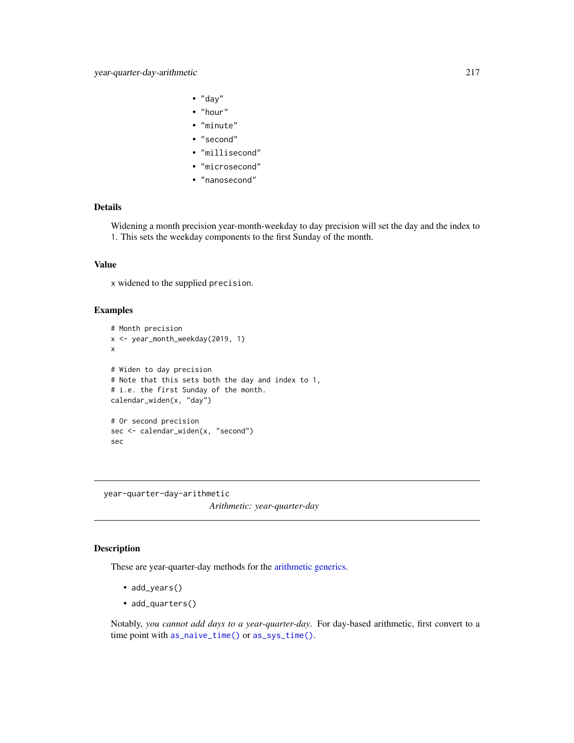- "day"
- "hour"
- "minute"
- "second"
- "millisecond"
- "microsecond"
- "nanosecond"

### Details

Widening a month precision year-month-weekday to day precision will set the day and the index to 1. This sets the weekday components to the first Sunday of the month.

### Value

x widened to the supplied precision.

### Examples

```
# Month precision
x <- year_month_weekday(2019, 1)
x

# Widen to day precision
# Note that this sets both the day and index to 1,
# i.e. the first Sunday of the month.
calendar_widen(x, "day")

# Or second precision
sec <- calendar_widen(x, "second")
sec
```

---

## year-quarter-day-arithmetic

*Arithmetic: year-quarter-day*

### Description

These are year-quarter-day methods for the arithmetic generics.

- add_years()
- add_quarters()

Notably, *you cannot add days to a year-quarter-day*. For day-based arithmetic, first convert to a time point with as_naive_time() or as_sys_time().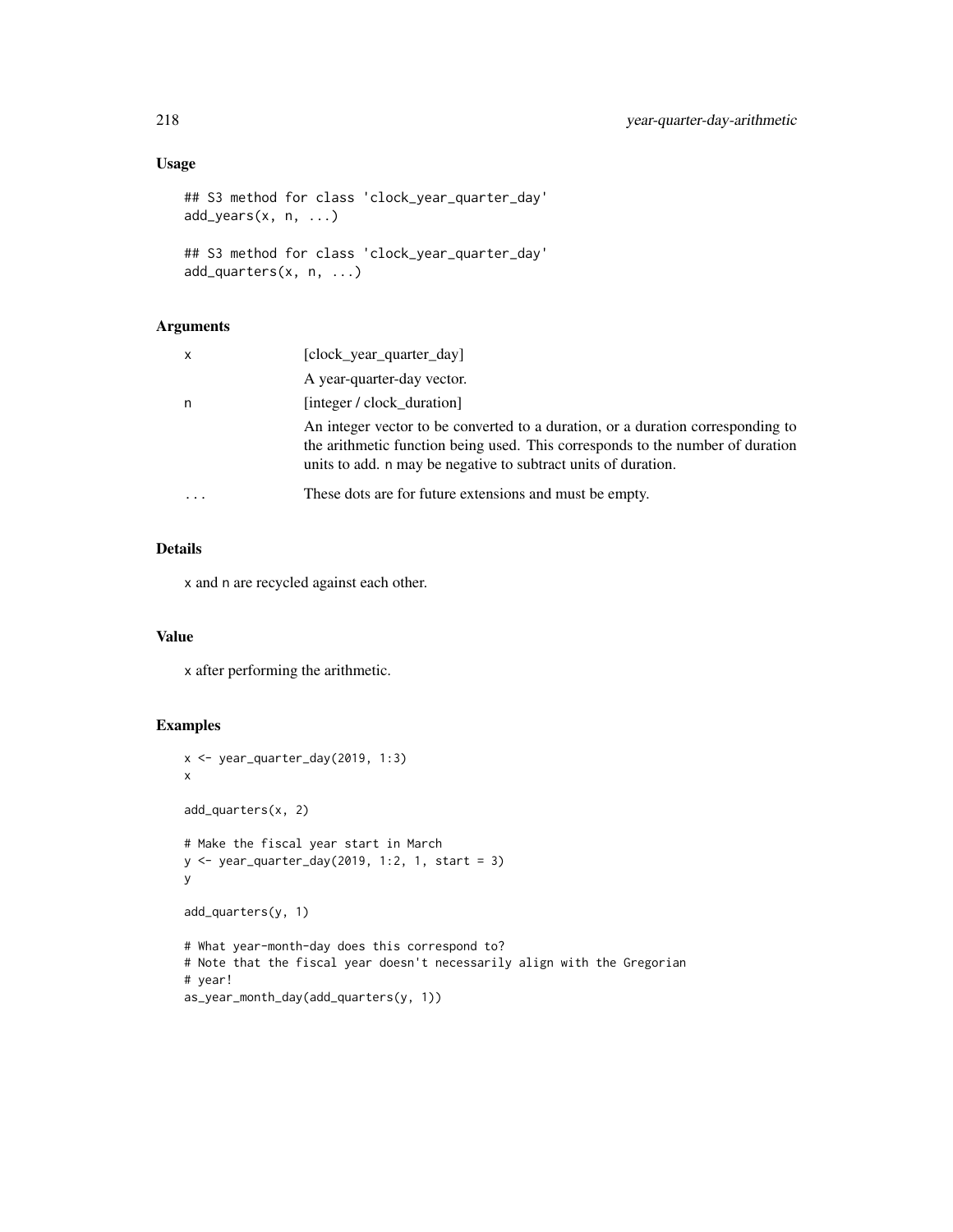### Usage

```
## S3 method for class 'clock_year_quarter_day'
add_years(x, n, ...)

## S3 method for class 'clock_year_quarter_day'
add_quarters(x, n, ...)
```

### Arguments

| | |
|---|---|
| x | [clock_year_quarter_day]<br>A year-quarter-day vector. |
| n | [integer / clock_duration]<br>An integer vector to be converted to a duration, or a duration corresponding to the arithmetic function being used. This corresponds to the number of duration units to add. n may be negative to subtract units of duration. |
| ... | These dots are for future extensions and must be empty. |

### Details

x and n are recycled against each other.

### Value

x after performing the arithmetic.

### Examples

```
x <- year_quarter_day(2019, 1:3)
x

add_quarters(x, 2)

# Make the fiscal year start in March
y <- year_quarter_day(2019, 1:2, 1, start = 3)
y

add_quarters(y, 1)

# What year-month-day does this correspond to?
# Note that the fiscal year doesn't necessarily align with the Gregorian
# year!
as_year_month_day(add_quarters(y, 1))
```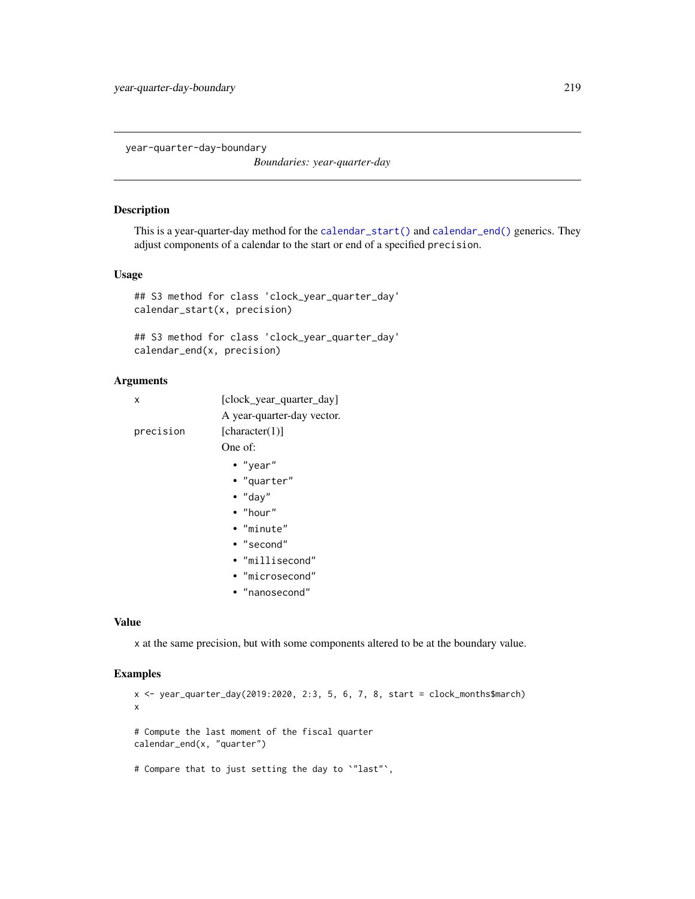year-quarter-day-boundary

*Boundaries: year-quarter-day*

## Description

This is a year-quarter-day method for the `calendar_start()` and `calendar_end()` generics. They adjust components of a calendar to the start or end of a specified `precision`.

## Usage

```
## S3 method for class 'clock_year_quarter_day'
calendar_start(x, precision)

## S3 method for class 'clock_year_quarter_day'
calendar_end(x, precision)
```

## Arguments

| | |
|---|---|
| `x` | [clock_year_quarter_day]<br>A year-quarter-day vector. |
| `precision` | [character(1)]<br>One of:<br>• `"year"`<br>• `"quarter"`<br>• `"day"`<br>• `"hour"`<br>• `"minute"`<br>• `"second"`<br>• `"millisecond"`<br>• `"microsecond"`<br>• `"nanosecond"` |

## Value

`x` at the same precision, but with some components altered to be at the boundary value.

## Examples

```
x <- year_quarter_day(2019:2020, 2:3, 5, 6, 7, 8, start = clock_months$march)
x

# Compute the last moment of the fiscal quarter
calendar_end(x, "quarter")

# Compare that to just setting the day to `"last"`,
```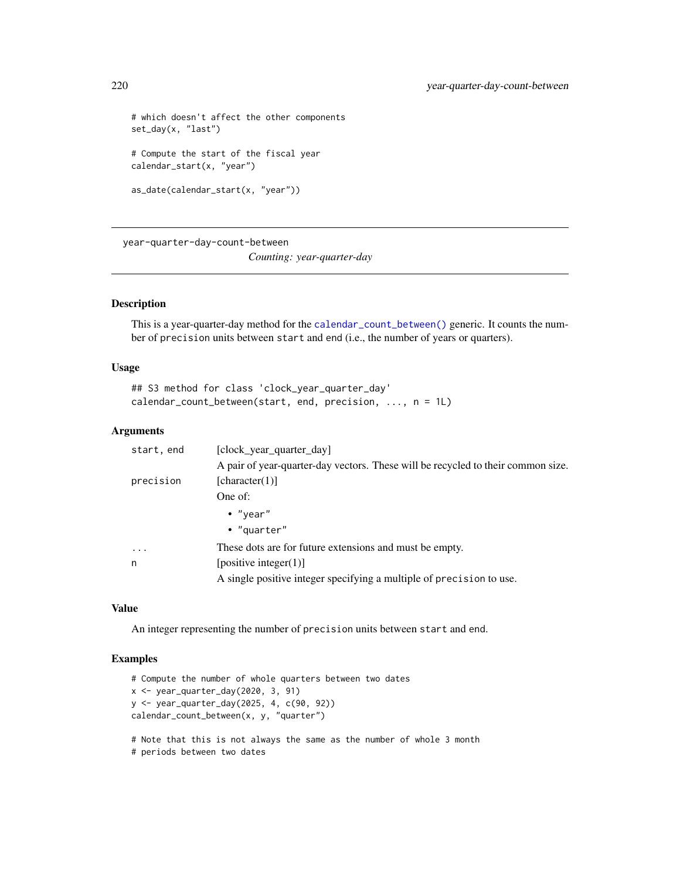```
# which doesn't affect the other components
set_day(x, "last")

# Compute the start of the fiscal year
calendar_start(x, "year")

as_date(calendar_start(x, "year"))
```

---

## year-quarter-day-count-between

*Counting: year-quarter-day*

---

### Description

This is a year-quarter-day method for the `calendar_count_between()` generic. It counts the number of `precision` units between `start` and `end` (i.e., the number of years or quarters).

### Usage

```
## S3 method for class 'clock_year_quarter_day'
calendar_count_between(start, end, precision, ..., n = 1L)
```

### Arguments

| | |
|---|---|
| `start, end` | [clock_year_quarter_day]<br>A pair of year-quarter-day vectors. These will be recycled to their common size. |
| `precision` | [character(1)]<br>One of:<br>• `"year"`<br>• `"quarter"` |
| `...` | These dots are for future extensions and must be empty. |
| `n` | [positive integer(1)]<br>A single positive integer specifying a multiple of `precision` to use. |

### Value

An integer representing the number of `precision` units between `start` and `end`.

### Examples

```
# Compute the number of whole quarters between two dates
x <- year_quarter_day(2020, 3, 91)
y <- year_quarter_day(2025, 4, c(90, 92))
calendar_count_between(x, y, "quarter")

# Note that this is not always the same as the number of whole 3 month
# periods between two dates
```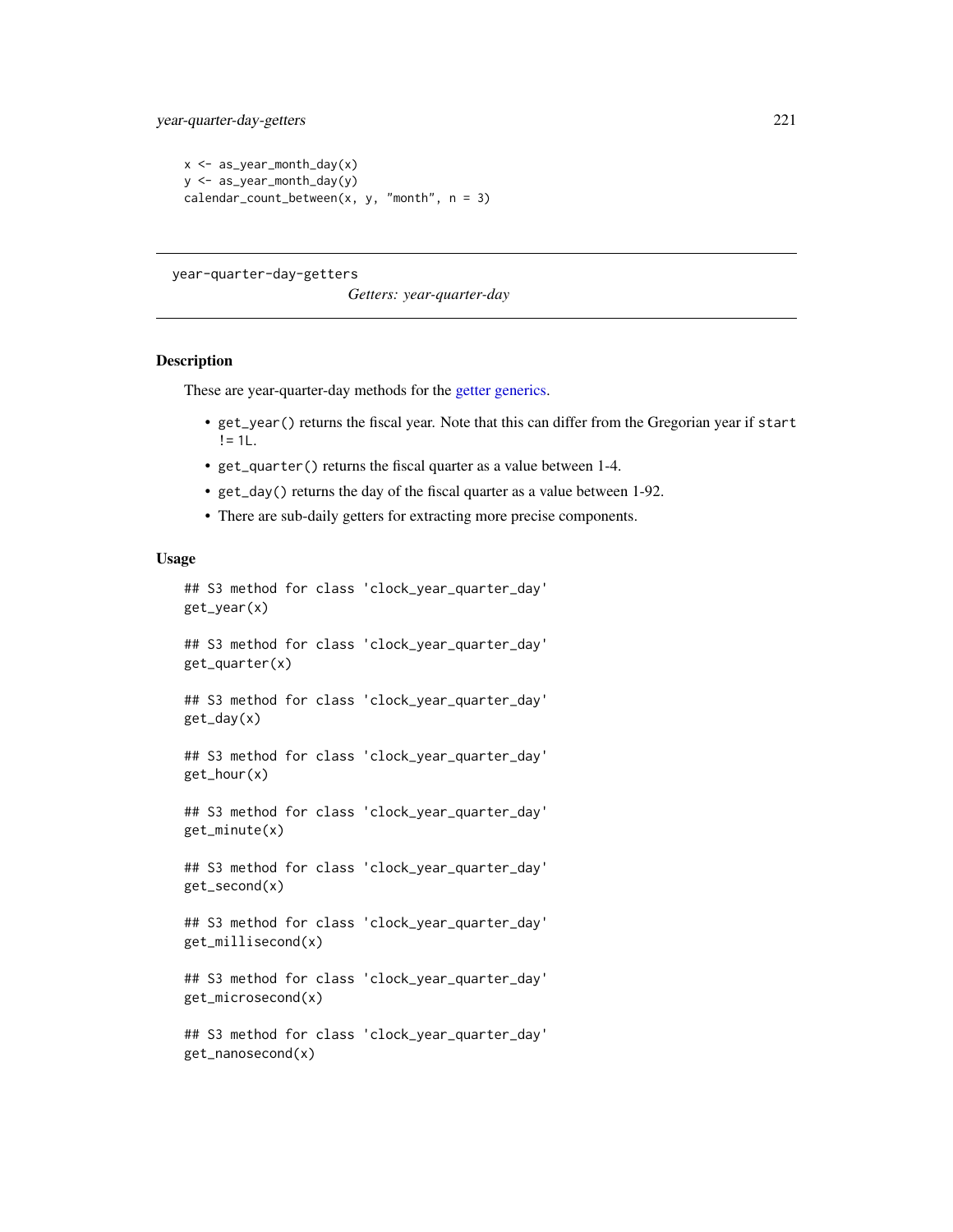```
x <- as_year_month_day(x)
y <- as_year_month_day(y)
calendar_count_between(x, y, "month", n = 3)
```

---

year-quarter-day-getters

*Getters: year-quarter-day*

---

### Description

These are year-quarter-day methods for the getter generics.

- `get_year()` returns the fiscal year. Note that this can differ from the Gregorian year if `start != 1L`.
- `get_quarter()` returns the fiscal quarter as a value between 1-4.
- `get_day()` returns the day of the fiscal quarter as a value between 1-92.
- There are sub-daily getters for extracting more precise components.

### Usage

```
## S3 method for class 'clock_year_quarter_day'
get_year(x)

## S3 method for class 'clock_year_quarter_day'
get_quarter(x)

## S3 method for class 'clock_year_quarter_day'
get_day(x)

## S3 method for class 'clock_year_quarter_day'
get_hour(x)

## S3 method for class 'clock_year_quarter_day'
get_minute(x)

## S3 method for class 'clock_year_quarter_day'
get_second(x)

## S3 method for class 'clock_year_quarter_day'
get_millisecond(x)

## S3 method for class 'clock_year_quarter_day'
get_microsecond(x)

## S3 method for class 'clock_year_quarter_day'
get_nanosecond(x)
```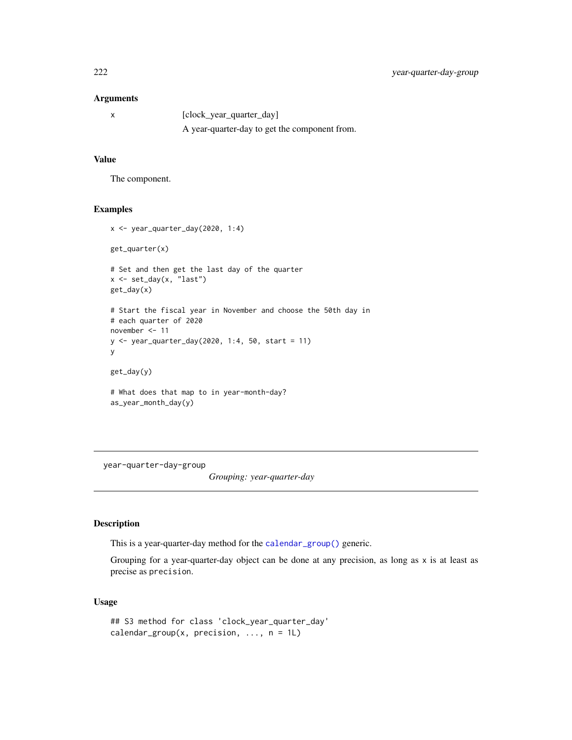### Arguments

| | |
|---|---|
| x | [clock_year_quarter_day] A year-quarter-day to get the component from. |

### Value

The component.

### Examples

```
x <- year_quarter_day(2020, 1:4)

get_quarter(x)

# Set and then get the last day of the quarter
x <- set_day(x, "last")
get_day(x)

# Start the fiscal year in November and choose the 50th day in
# each quarter of 2020
november <- 11
y <- year_quarter_day(2020, 1:4, 50, start = 11)
y

get_day(y)

# What does that map to in year-month-day?
as_year_month_day(y)
```

---

## year-quarter-day-group

*Grouping: year-quarter-day*

### Description

This is a year-quarter-day method for the `calendar_group()` generic.

Grouping for a year-quarter-day object can be done at any precision, as long as `x` is at least as precise as `precision`.

### Usage

```
## S3 method for class 'clock_year_quarter_day'
calendar_group(x, precision, ..., n = 1L)
```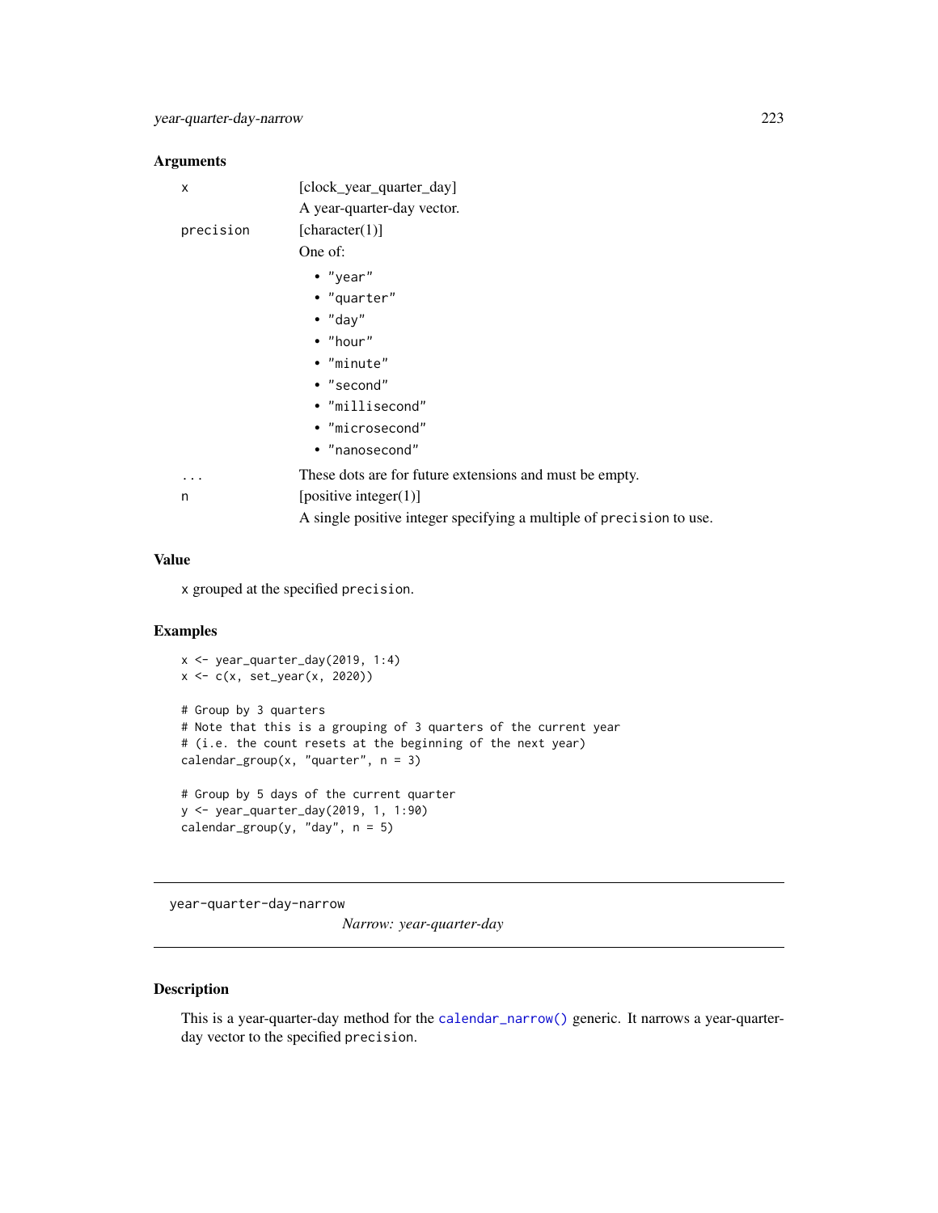### Arguments

| | |
|---|---|
| `x` | [clock_year_quarter_day]<br>A year-quarter-day vector. |
| `precision` | [character(1)]<br>One of:<br>• `"year"`<br>• `"quarter"`<br>• `"day"`<br>• `"hour"`<br>• `"minute"`<br>• `"second"`<br>• `"millisecond"`<br>• `"microsecond"`<br>• `"nanosecond"` |
| `...` | These dots are for future extensions and must be empty. |
| `n` | [positive integer(1)]<br>A single positive integer specifying a multiple of `precision` to use. |

### Value

`x` grouped at the specified `precision`.

### Examples

```
x <- year_quarter_day(2019, 1:4)
x <- c(x, set_year(x, 2020))

# Group by 3 quarters
# Note that this is a grouping of 3 quarters of the current year
# (i.e. the count resets at the beginning of the next year)
calendar_group(x, "quarter", n = 3)

# Group by 5 days of the current quarter
y <- year_quarter_day(2019, 1, 1:90)
calendar_group(y, "day", n = 5)
```

---

`year-quarter-day-narrow` *Narrow: year-quarter-day*

---

### Description

This is a year-quarter-day method for the `calendar_narrow()` generic. It narrows a year-quarter-day vector to the specified `precision`.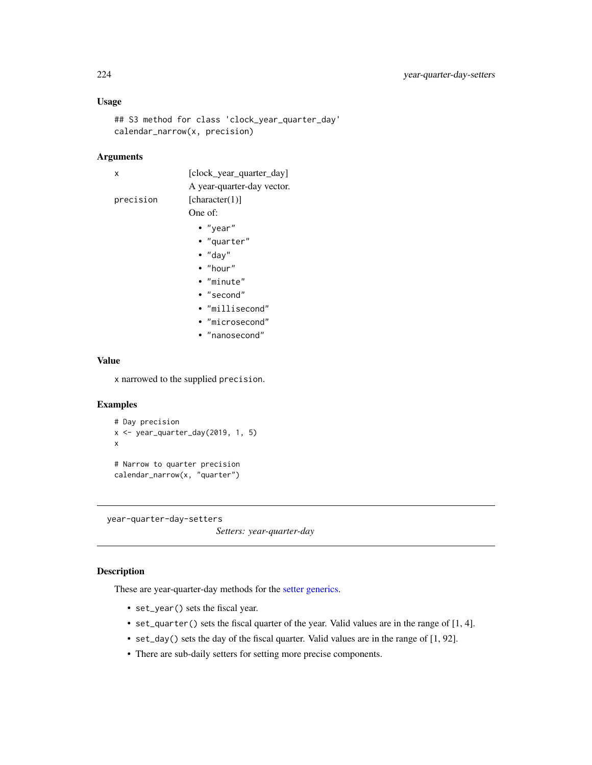### Usage

```
## S3 method for class 'clock_year_quarter_day'
calendar_narrow(x, precision)
```

### Arguments

| | |
|---|---|
| `x` | [clock_year_quarter_day]<br>A year-quarter-day vector. |
| `precision` | [character(1)]<br>One of:<br>• "year"<br>• "quarter"<br>• "day"<br>• "hour"<br>• "minute"<br>• "second"<br>• "millisecond"<br>• "microsecond"<br>• "nanosecond" |

### Value

`x` narrowed to the supplied `precision`.

### Examples

```
# Day precision
x <- year_quarter_day(2019, 1, 5)
x

# Narrow to quarter precision
calendar_narrow(x, "quarter")
```

---

## year-quarter-day-setters

*Setters: year-quarter-day*

---

### Description

These are year-quarter-day methods for the setter generics.

- `set_year()` sets the fiscal year.
- `set_quarter()` sets the fiscal quarter of the year. Valid values are in the range of [1, 4].
- `set_day()` sets the day of the fiscal quarter. Valid values are in the range of [1, 92].
- There are sub-daily setters for setting more precise components.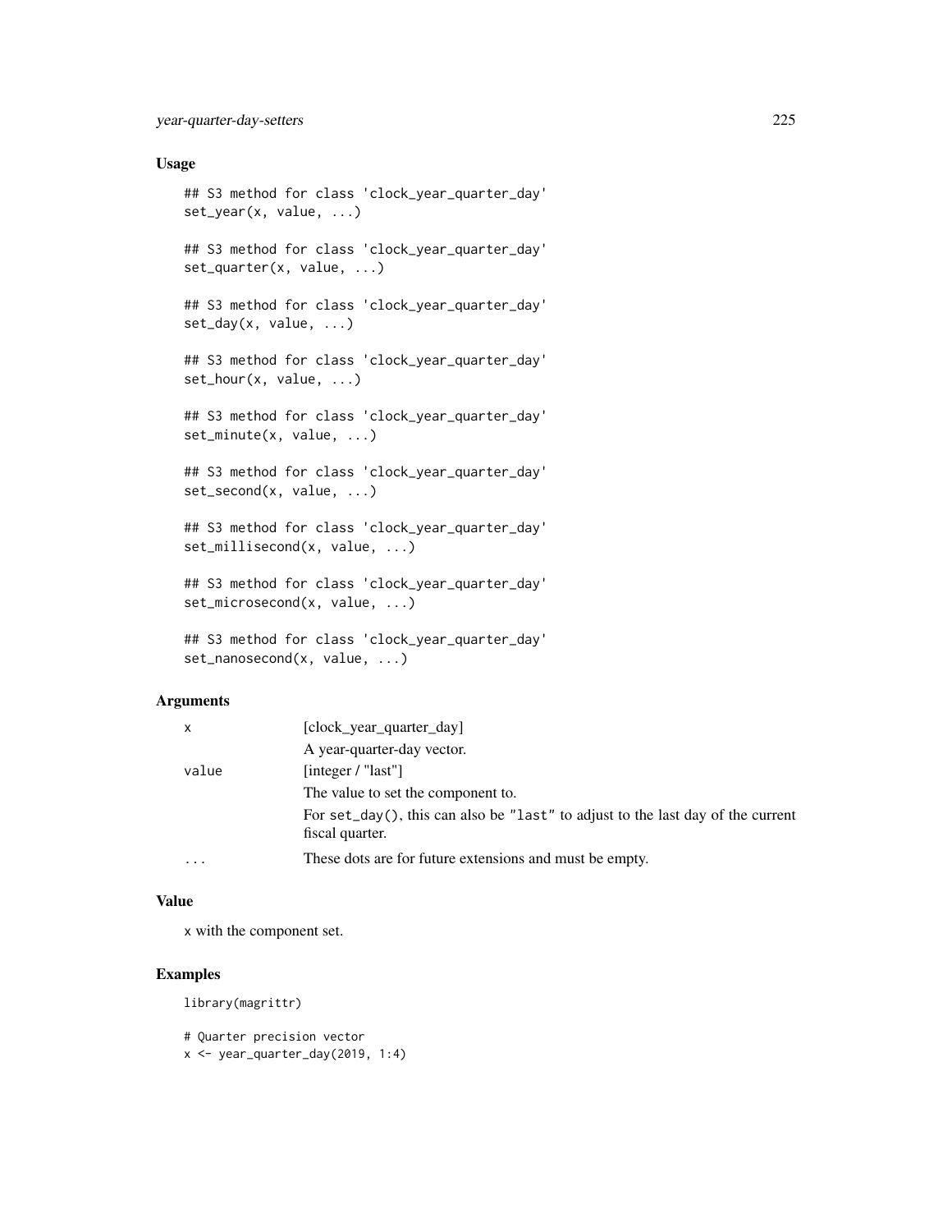## Usage

```
## S3 method for class 'clock_year_quarter_day'
set_year(x, value, ...)

## S3 method for class 'clock_year_quarter_day'
set_quarter(x, value, ...)

## S3 method for class 'clock_year_quarter_day'
set_day(x, value, ...)

## S3 method for class 'clock_year_quarter_day'
set_hour(x, value, ...)

## S3 method for class 'clock_year_quarter_day'
set_minute(x, value, ...)

## S3 method for class 'clock_year_quarter_day'
set_second(x, value, ...)

## S3 method for class 'clock_year_quarter_day'
set_millisecond(x, value, ...)

## S3 method for class 'clock_year_quarter_day'
set_microsecond(x, value, ...)

## S3 method for class 'clock_year_quarter_day'
set_nanosecond(x, value, ...)
```

## Arguments

| | |
|---|---|
| `x` | [clock_year_quarter_day]<br>A year-quarter-day vector. |
| `value` | [integer / "last"]<br>The value to set the component to.<br>For `set_day()`, this can also be `"last"` to adjust to the last day of the current fiscal quarter. |
| `...` | These dots are for future extensions and must be empty. |

## Value

`x` with the component set.

## Examples

```
library(magrittr)

# Quarter precision vector
x <- year_quarter_day(2019, 1:4)
```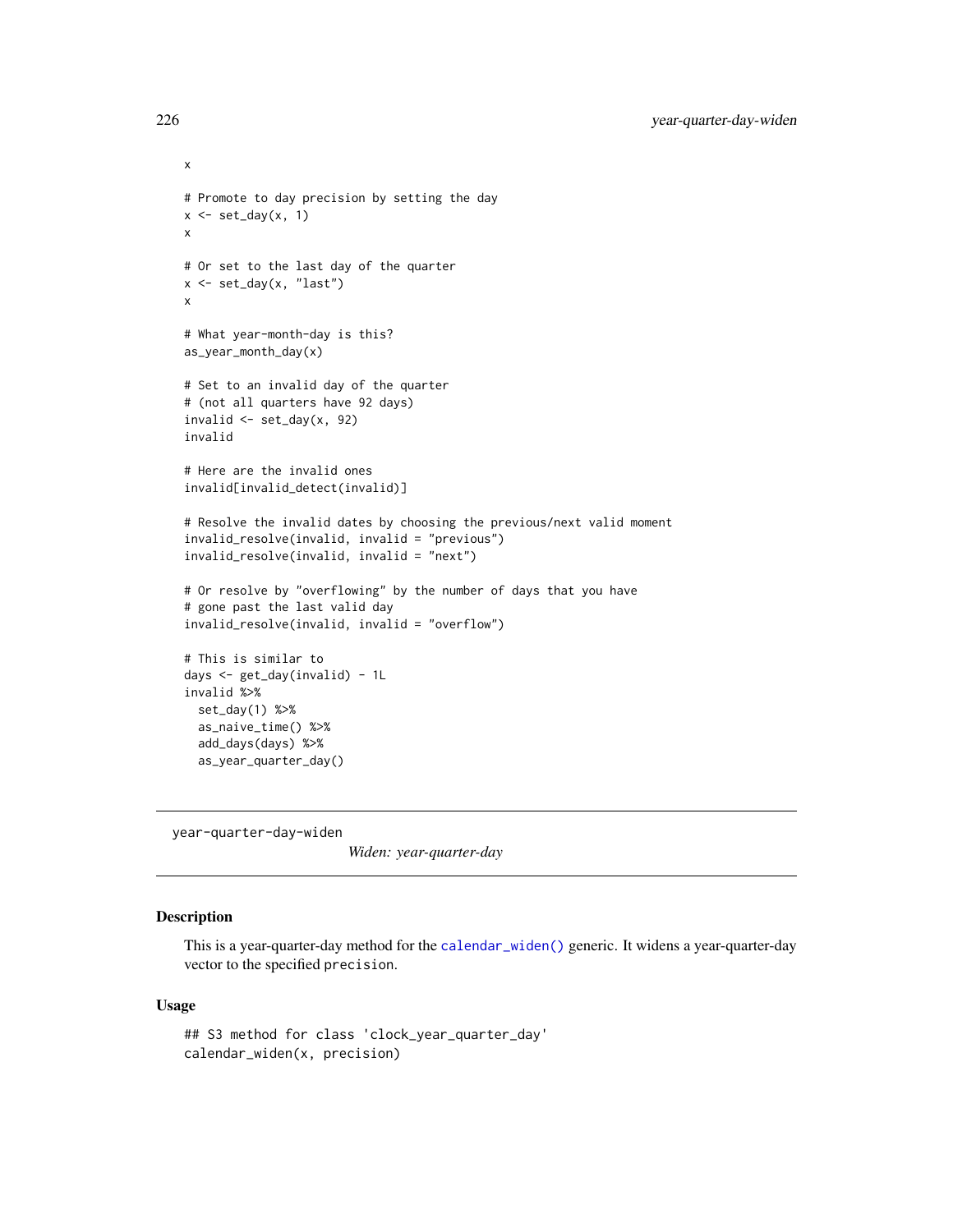```
x

# Promote to day precision by setting the day
x <- set_day(x, 1)
x

# Or set to the last day of the quarter
x <- set_day(x, "last")
x

# What year-month-day is this?
as_year_month_day(x)

# Set to an invalid day of the quarter
# (not all quarters have 92 days)
invalid <- set_day(x, 92)
invalid

# Here are the invalid ones
invalid[invalid_detect(invalid)]

# Resolve the invalid dates by choosing the previous/next valid moment
invalid_resolve(invalid, invalid = "previous")
invalid_resolve(invalid, invalid = "next")

# Or resolve by "overflowing" by the number of days that you have
# gone past the last valid day
invalid_resolve(invalid, invalid = "overflow")

# This is similar to
days <- get_day(invalid) - 1L
invalid %>%
  set_day(1) %>%
  as_naive_time() %>%
  add_days(days) %>%
  as_year_quarter_day()
```

---

year-quarter-day-widen

*Widen: year-quarter-day*

---

## Description

This is a year-quarter-day method for the `calendar_widen()` generic. It widens a year-quarter-day vector to the specified `precision`.

## Usage

```
## S3 method for class 'clock_year_quarter_day'
calendar_widen(x, precision)
```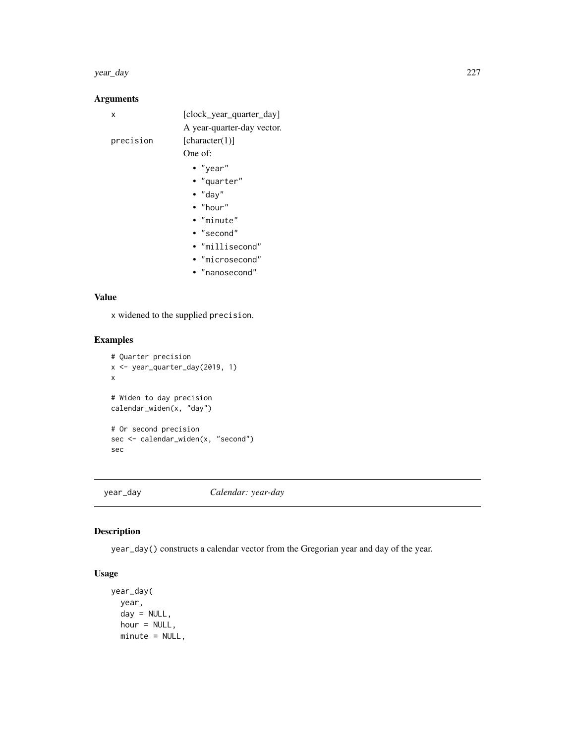### Arguments

x [clock_year_quarter_day]
A year-quarter-day vector.

precision [character(1)]
One of:

- "year"
- "quarter"
- "day"
- "hour"
- "minute"
- "second"
- "millisecond"
- "microsecond"
- "nanosecond"

### Value

x widened to the supplied precision.

### Examples

```
# Quarter precision
x <- year_quarter_day(2019, 1)
x

# Widen to day precision
calendar_widen(x, "day")

# Or second precision
sec <- calendar_widen(x, "second")
sec
```

---

## year_day *Calendar: year-day*

---

### Description

year_day() constructs a calendar vector from the Gregorian year and day of the year.

### Usage

```
year_day(
  year,
  day = NULL,
  hour = NULL,
  minute = NULL,
```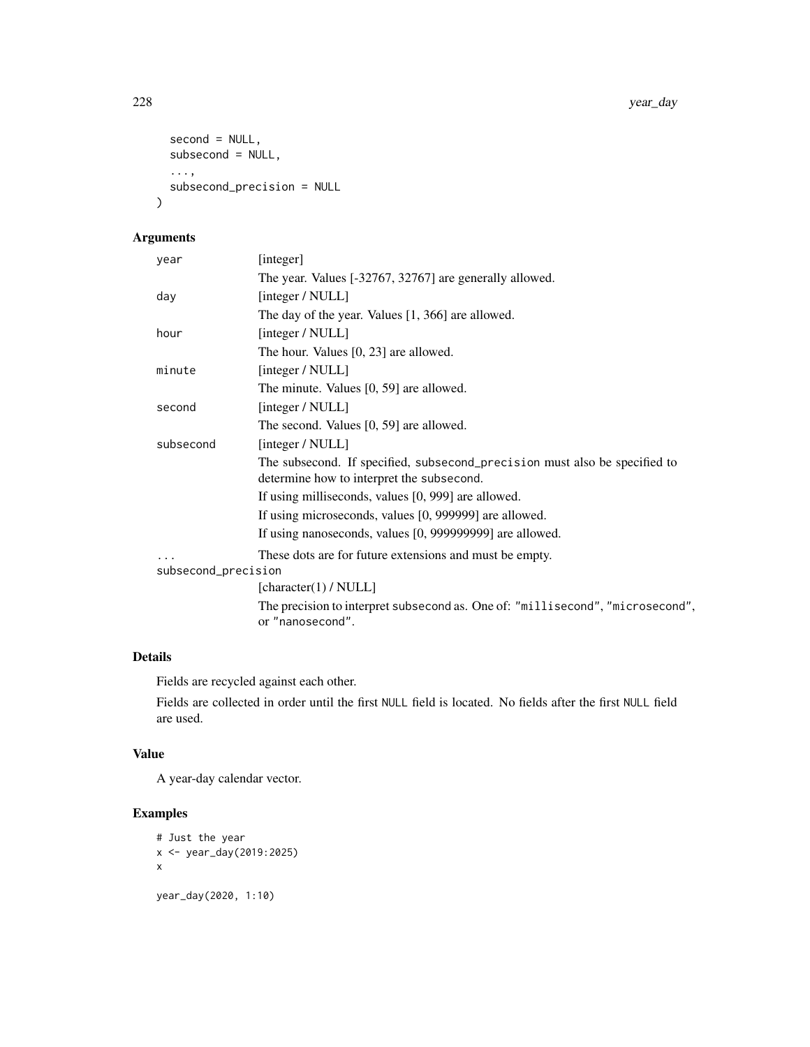```
  second = NULL,
  subsecond = NULL,
  ...,
  subsecond_precision = NULL
)
```

## Arguments

| | |
|---|---|
| `year` | [integer]<br>The year. Values [-32767, 32767] are generally allowed. |
| `day` | [integer / NULL]<br>The day of the year. Values [1, 366] are allowed. |
| `hour` | [integer / NULL]<br>The hour. Values [0, 23] are allowed. |
| `minute` | [integer / NULL]<br>The minute. Values [0, 59] are allowed. |
| `second` | [integer / NULL]<br>The second. Values [0, 59] are allowed. |
| `subsecond` | [integer / NULL]<br>The subsecond. If specified, `subsecond_precision` must also be specified to determine how to interpret the `subsecond`.<br>If using milliseconds, values [0, 999] are allowed.<br>If using microseconds, values [0, 999999] are allowed.<br>If using nanoseconds, values [0, 999999999] are allowed. |
| `...` | These dots are for future extensions and must be empty. |
| `subsecond_precision` | [character(1) / NULL]<br>The precision to interpret `subsecond` as. One of: `"millisecond"`, `"microsecond"`, or `"nanosecond"`. |

## Details

Fields are recycled against each other.

Fields are collected in order until the first `NULL` field is located. No fields after the first `NULL` field are used.

## Value

A year-day calendar vector.

## Examples

```
# Just the year
x <- year_day(2019:2025)
x

year_day(2020, 1:10)
```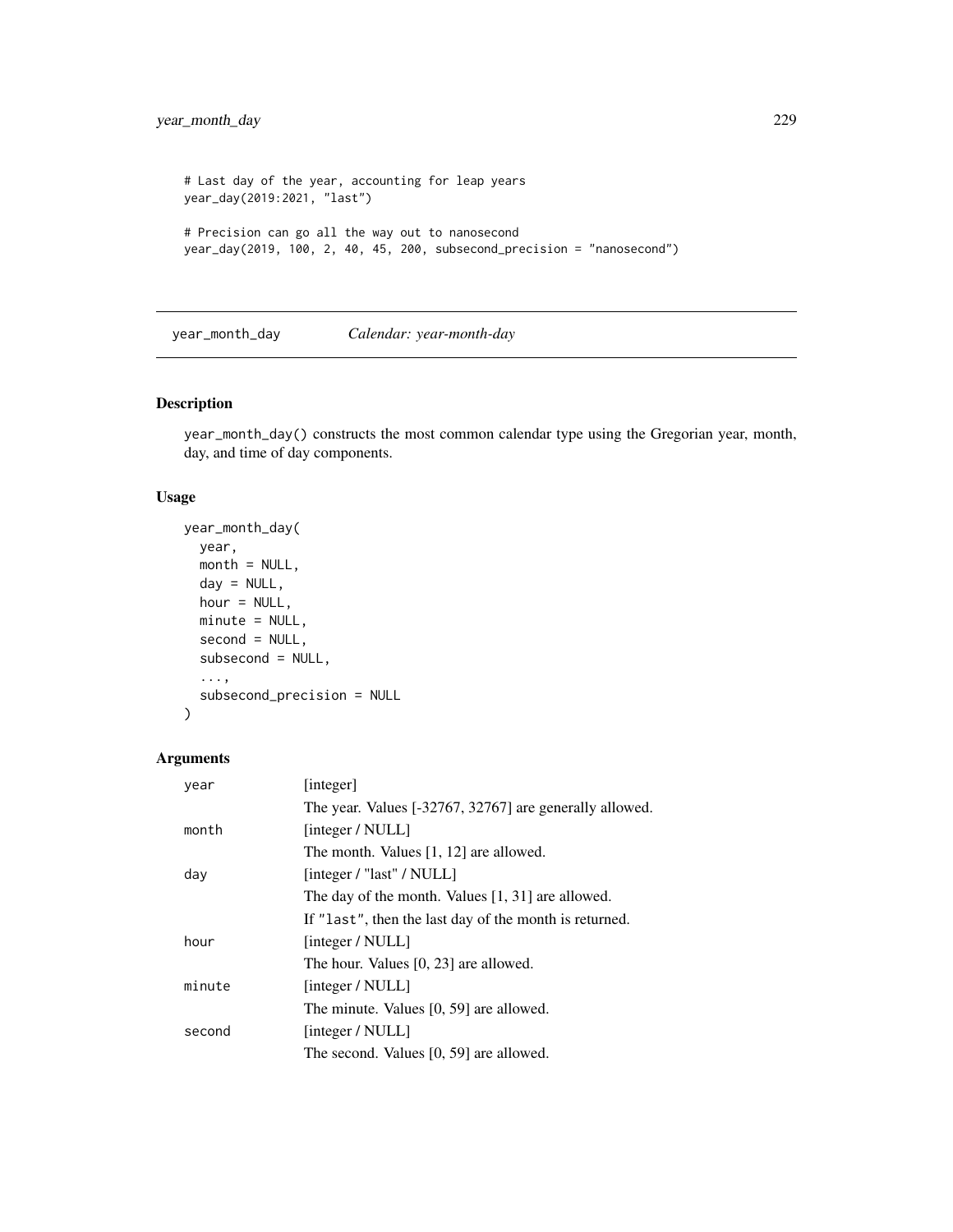```
# Last day of the year, accounting for leap years
year_day(2019:2021, "last")

# Precision can go all the way out to nanosecond
year_day(2019, 100, 2, 40, 45, 200, subsecond_precision = "nanosecond")
```

---

## year_month_day — *Calendar: year-month-day*

---

### Description

year_month_day() constructs the most common calendar type using the Gregorian year, month, day, and time of day components.

### Usage

```
year_month_day(
  year,
  month = NULL,
  day = NULL,
  hour = NULL,
  minute = NULL,
  second = NULL,
  subsecond = NULL,
  ...,
  subsecond_precision = NULL
)
```

### Arguments

| | |
|---|---|
| year | [integer]<br>The year. Values [-32767, 32767] are generally allowed. |
| month | [integer / NULL]<br>The month. Values [1, 12] are allowed. |
| day | [integer / "last" / NULL]<br>The day of the month. Values [1, 31] are allowed.<br>If "last", then the last day of the month is returned. |
| hour | [integer / NULL]<br>The hour. Values [0, 23] are allowed. |
| minute | [integer / NULL]<br>The minute. Values [0, 59] are allowed. |
| second | [integer / NULL]<br>The second. Values [0, 59] are allowed. |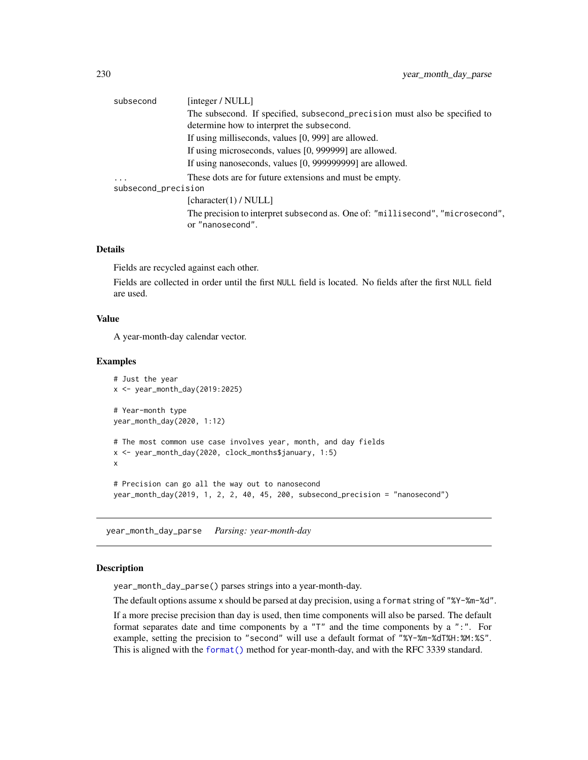| | |
|---|---|
| `subsecond` | [integer / NULL]<br>The subsecond. If specified, `subsecond_precision` must also be specified to determine how to interpret the `subsecond`.<br>If using milliseconds, values [0, 999] are allowed.<br>If using microseconds, values [0, 999999] are allowed.<br>If using nanoseconds, values [0, 999999999] are allowed. |
| `...` | These dots are for future extensions and must be empty. |
| `subsecond_precision` | [character(1) / NULL]<br>The precision to interpret `subsecond` as. One of: `"millisecond"`, `"microsecond"`, or `"nanosecond"`. |

### Details

Fields are recycled against each other.

Fields are collected in order until the first `NULL` field is located. No fields after the first `NULL` field are used.

### Value

A year-month-day calendar vector.

### Examples

```
# Just the year
x <- year_month_day(2019:2025)

# Year-month type
year_month_day(2020, 1:12)

# The most common use case involves year, month, and day fields
x <- year_month_day(2020, clock_months$january, 1:5)
x

# Precision can go all the way out to nanosecond
year_month_day(2019, 1, 2, 2, 40, 45, 200, subsecond_precision = "nanosecond")
```

---

## year_month_day_parse    *Parsing: year-month-day*

### Description

`year_month_day_parse()` parses strings into a year-month-day.

The default options assume `x` should be parsed at day precision, using a `format` string of `"%Y-%m-%d"`.

If a more precise precision than day is used, then time components will also be parsed. The default format separates date and time components by a `"T"` and the time components by a `":"`. For example, setting the precision to `"second"` will use a default format of `"%Y-%m-%dT%H:%M:%S"`. This is aligned with the `format()` method for year-month-day, and with the RFC 3339 standard.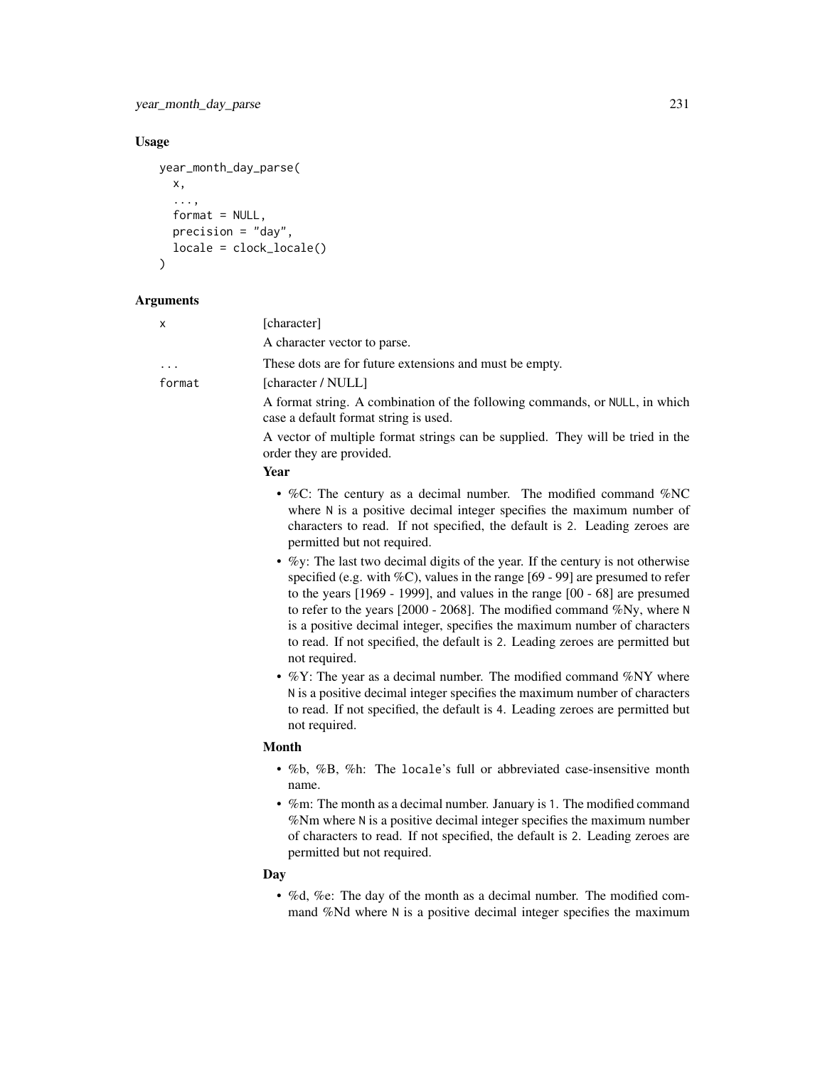## Usage

```
year_month_day_parse(
  x,
  ...,
  format = NULL,
  precision = "day",
  locale = clock_locale()
)
```

## Arguments

`x` [character]

A character vector to parse.

`...` These dots are for future extensions and must be empty.

`format` [character / NULL]

A format string. A combination of the following commands, or `NULL`, in which case a default format string is used.

A vector of multiple format strings can be supplied. They will be tried in the order they are provided.

**Year**

- %C: The century as a decimal number. The modified command %NC where `N` is a positive decimal integer specifies the maximum number of characters to read. If not specified, the default is `2`. Leading zeroes are permitted but not required.
- %y: The last two decimal digits of the year. If the century is not otherwise specified (e.g. with %C), values in the range [69 - 99] are presumed to refer to the years [1969 - 1999], and values in the range [00 - 68] are presumed to refer to the years [2000 - 2068]. The modified command %Ny, where `N` is a positive decimal integer, specifies the maximum number of characters to read. If not specified, the default is `2`. Leading zeroes are permitted but not required.
- %Y: The year as a decimal number. The modified command %NY where `N` is a positive decimal integer specifies the maximum number of characters to read. If not specified, the default is `4`. Leading zeroes are permitted but not required.

**Month**

- %b, %B, %h: The `locale`'s full or abbreviated case-insensitive month name.
- %m: The month as a decimal number. January is `1`. The modified command %Nm where `N` is a positive decimal integer specifies the maximum number of characters to read. If not specified, the default is `2`. Leading zeroes are permitted but not required.

**Day**

- %d, %e: The day of the month as a decimal number. The modified command %Nd where `N` is a positive decimal integer specifies the maximum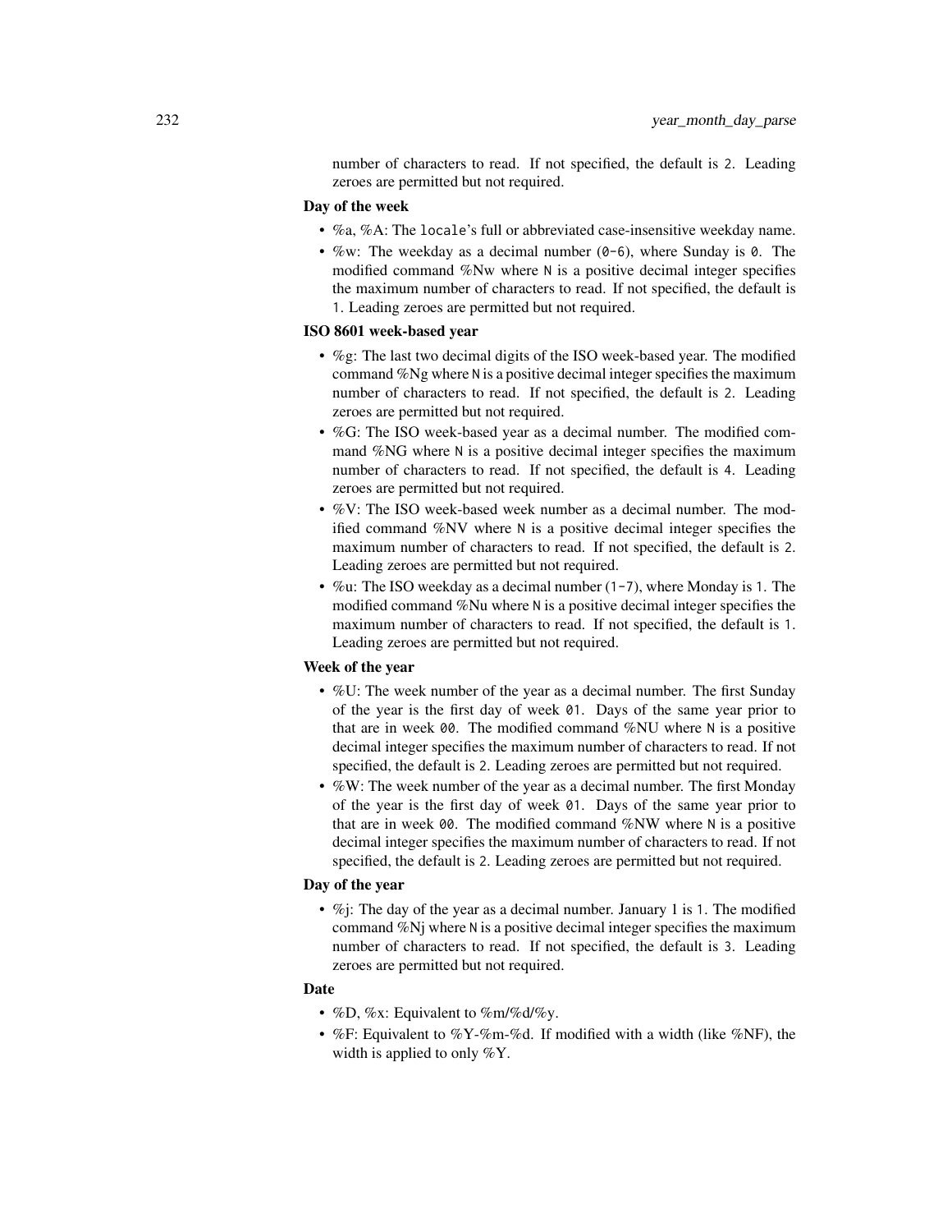number of characters to read. If not specified, the default is `2`. Leading zeroes are permitted but not required.

**Day of the week**

- %a, %A: The `locale`'s full or abbreviated case-insensitive weekday name.
- %w: The weekday as a decimal number (`0-6`), where Sunday is `0`. The modified command %Nw where `N` is a positive decimal integer specifies the maximum number of characters to read. If not specified, the default is `1`. Leading zeroes are permitted but not required.

**ISO 8601 week-based year**

- %g: The last two decimal digits of the ISO week-based year. The modified command %Ng where `N` is a positive decimal integer specifies the maximum number of characters to read. If not specified, the default is `2`. Leading zeroes are permitted but not required.
- %G: The ISO week-based year as a decimal number. The modified command %NG where `N` is a positive decimal integer specifies the maximum number of characters to read. If not specified, the default is `4`. Leading zeroes are permitted but not required.
- %V: The ISO week-based week number as a decimal number. The modified command %NV where `N` is a positive decimal integer specifies the maximum number of characters to read. If not specified, the default is `2`. Leading zeroes are permitted but not required.
- %u: The ISO weekday as a decimal number (`1-7`), where Monday is `1`. The modified command %Nu where `N` is a positive decimal integer specifies the maximum number of characters to read. If not specified, the default is `1`. Leading zeroes are permitted but not required.

**Week of the year**

- %U: The week number of the year as a decimal number. The first Sunday of the year is the first day of week `01`. Days of the same year prior to that are in week `00`. The modified command %NU where `N` is a positive decimal integer specifies the maximum number of characters to read. If not specified, the default is `2`. Leading zeroes are permitted but not required.
- %W: The week number of the year as a decimal number. The first Monday of the year is the first day of week `01`. Days of the same year prior to that are in week `00`. The modified command %NW where `N` is a positive decimal integer specifies the maximum number of characters to read. If not specified, the default is `2`. Leading zeroes are permitted but not required.

**Day of the year**

- %j: The day of the year as a decimal number. January 1 is `1`. The modified command %Nj where `N` is a positive decimal integer specifies the maximum number of characters to read. If not specified, the default is `3`. Leading zeroes are permitted but not required.

**Date**

- %D, %x: Equivalent to %m/%d/%y.
- %F: Equivalent to %Y-%m-%d. If modified with a width (like %NF), the width is applied to only %Y.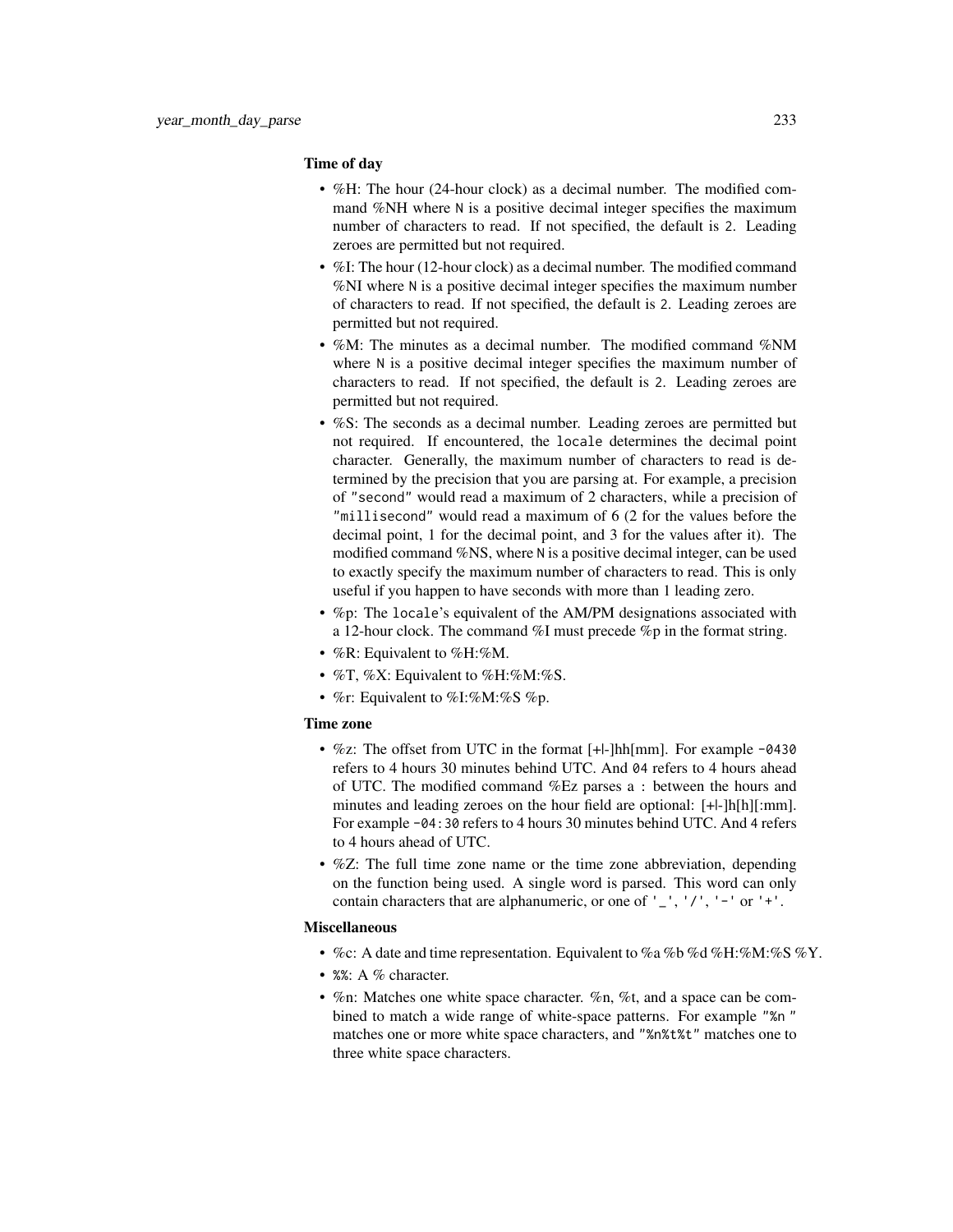#### Time of day

- %H: The hour (24-hour clock) as a decimal number. The modified command %NH where N is a positive decimal integer specifies the maximum number of characters to read. If not specified, the default is 2. Leading zeroes are permitted but not required.
- %I: The hour (12-hour clock) as a decimal number. The modified command %NI where N is a positive decimal integer specifies the maximum number of characters to read. If not specified, the default is 2. Leading zeroes are permitted but not required.
- %M: The minutes as a decimal number. The modified command %NM where N is a positive decimal integer specifies the maximum number of characters to read. If not specified, the default is 2. Leading zeroes are permitted but not required.
- %S: The seconds as a decimal number. Leading zeroes are permitted but not required. If encountered, the `locale` determines the decimal point character. Generally, the maximum number of characters to read is determined by the precision that you are parsing at. For example, a precision of `"second"` would read a maximum of 2 characters, while a precision of `"millisecond"` would read a maximum of 6 (2 for the values before the decimal point, 1 for the decimal point, and 3 for the values after it). The modified command %NS, where N is a positive decimal integer, can be used to exactly specify the maximum number of characters to read. This is only useful if you happen to have seconds with more than 1 leading zero.
- %p: The `locale`'s equivalent of the AM/PM designations associated with a 12-hour clock. The command %I must precede %p in the format string.
- %R: Equivalent to %H:%M.
- %T, %X: Equivalent to %H:%M:%S.
- %r: Equivalent to %I:%M:%S %p.

#### Time zone

- %z: The offset from UTC in the format [+|-]hh[mm]. For example `-0430` refers to 4 hours 30 minutes behind UTC. And `04` refers to 4 hours ahead of UTC. The modified command %Ez parses a : between the hours and minutes and leading zeroes on the hour field are optional: [+|-]h[h][:mm]. For example `-04:30` refers to 4 hours 30 minutes behind UTC. And 4 refers to 4 hours ahead of UTC.
- %Z: The full time zone name or the time zone abbreviation, depending on the function being used. A single word is parsed. This word can only contain characters that are alphanumeric, or one of `'_'`, `'/'`, `'-'` or `'+'`.

#### Miscellaneous

- %c: A date and time representation. Equivalent to %a %b %d %H:%M:%S %Y.
- `%%`: A % character.
- %n: Matches one white space character. %n, %t, and a space can be combined to match a wide range of white-space patterns. For example `"%n "` matches one or more white space characters, and `"%n%t%t"` matches one to three white space characters.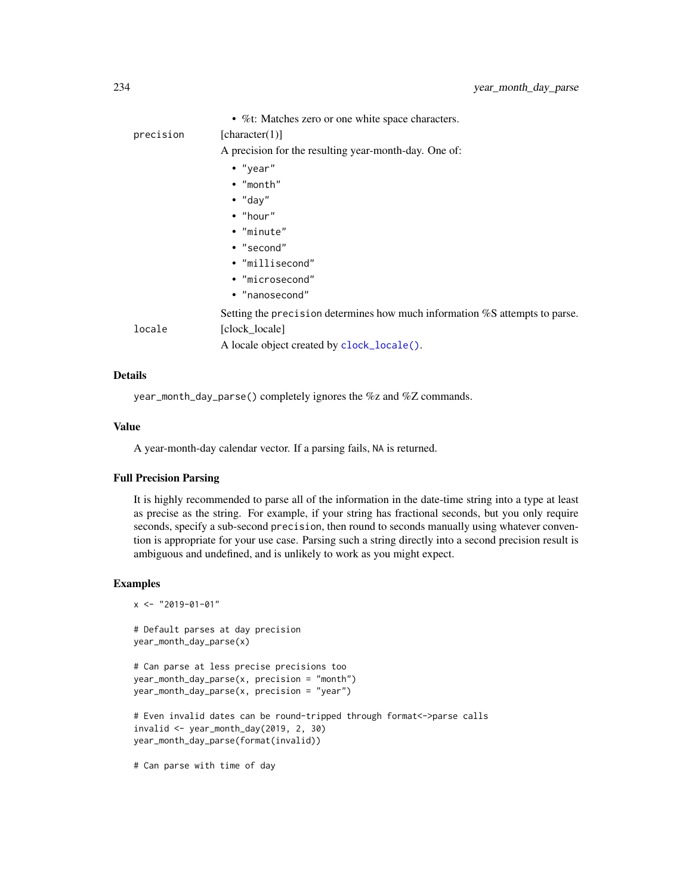- %t: Matches zero or one white space characters.

precision
: [character(1)]

  A precision for the resulting year-month-day. One of:

  - "year"
  - "month"
  - "day"
  - "hour"
  - "minute"
  - "second"
  - "millisecond"
  - "microsecond"
  - "nanosecond"

  Setting the precision determines how much information %S attempts to parse.

locale
: [clock_locale]

  A locale object created by clock_locale().

### Details

year_month_day_parse() completely ignores the %z and %Z commands.

### Value

A year-month-day calendar vector. If a parsing fails, NA is returned.

### Full Precision Parsing

It is highly recommended to parse all of the information in the date-time string into a type at least as precise as the string. For example, if your string has fractional seconds, but you only require seconds, specify a sub-second precision, then round to seconds manually using whatever convention is appropriate for your use case. Parsing such a string directly into a second precision result is ambiguous and undefined, and is unlikely to work as you might expect.

### Examples

```
x <- "2019-01-01"

# Default parses at day precision
year_month_day_parse(x)

# Can parse at less precise precisions too
year_month_day_parse(x, precision = "month")
year_month_day_parse(x, precision = "year")

# Even invalid dates can be round-tripped through format<->parse calls
invalid <- year_month_day(2019, 2, 30)
year_month_day_parse(format(invalid))

# Can parse with time of day
```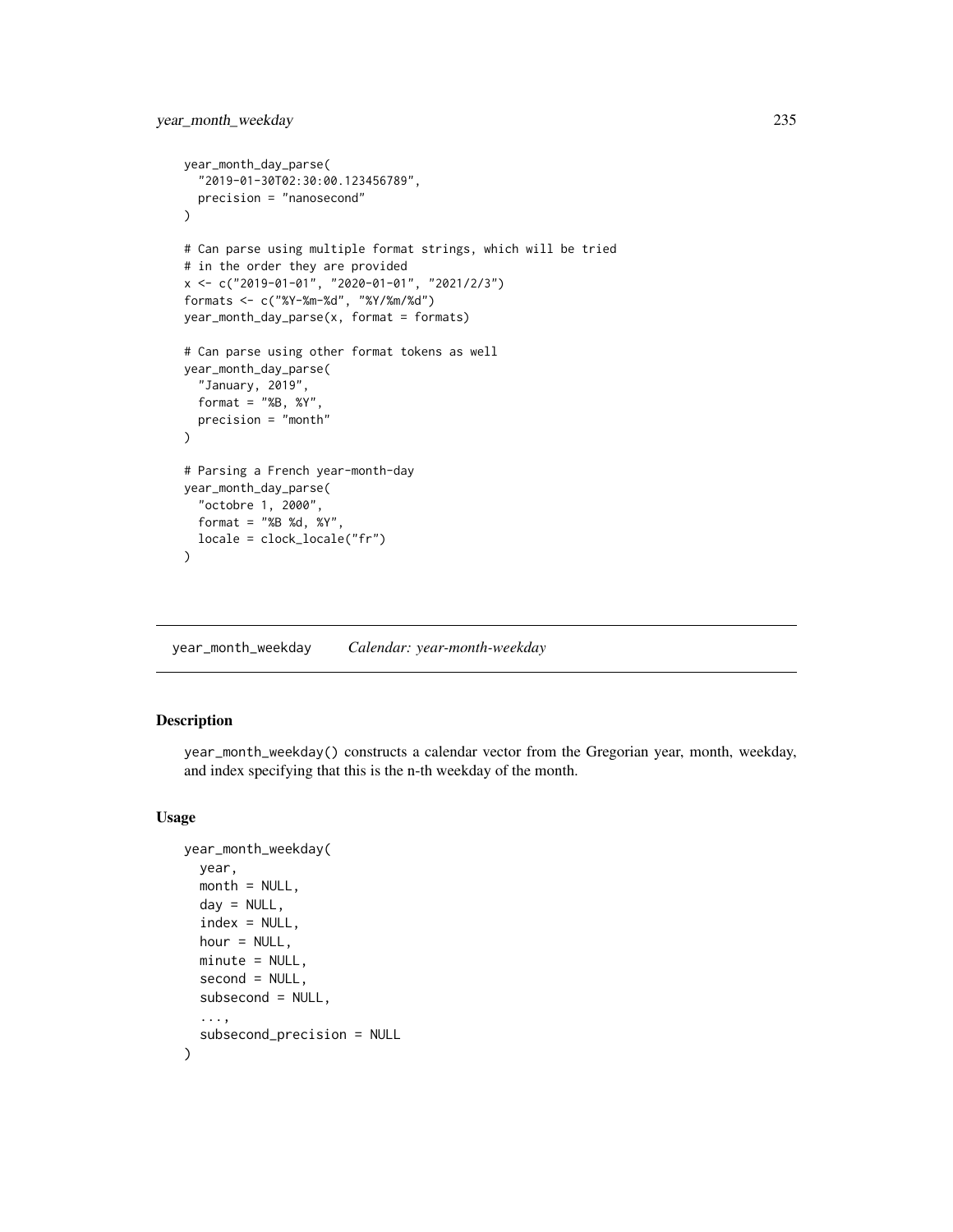```
year_month_day_parse(
  "2019-01-30T02:30:00.123456789",
  precision = "nanosecond"
)

# Can parse using multiple format strings, which will be tried
# in the order they are provided
x <- c("2019-01-01", "2020-01-01", "2021/2/3")
formats <- c("%Y-%m-%d", "%Y/%m/%d")
year_month_day_parse(x, format = formats)

# Can parse using other format tokens as well
year_month_day_parse(
  "January, 2019",
  format = "%B, %Y",
  precision = "month"
)

# Parsing a French year-month-day
year_month_day_parse(
  "octobre 1, 2000",
  format = "%B %d, %Y",
  locale = clock_locale("fr")
)
```

## year_month_weekday *Calendar: year-month-weekday*

### Description

year_month_weekday() constructs a calendar vector from the Gregorian year, month, weekday, and index specifying that this is the n-th weekday of the month.

### Usage

```
year_month_weekday(
  year,
  month = NULL,
  day = NULL,
  index = NULL,
  hour = NULL,
  minute = NULL,
  second = NULL,
  subsecond = NULL,
  ...,
  subsecond_precision = NULL
)
```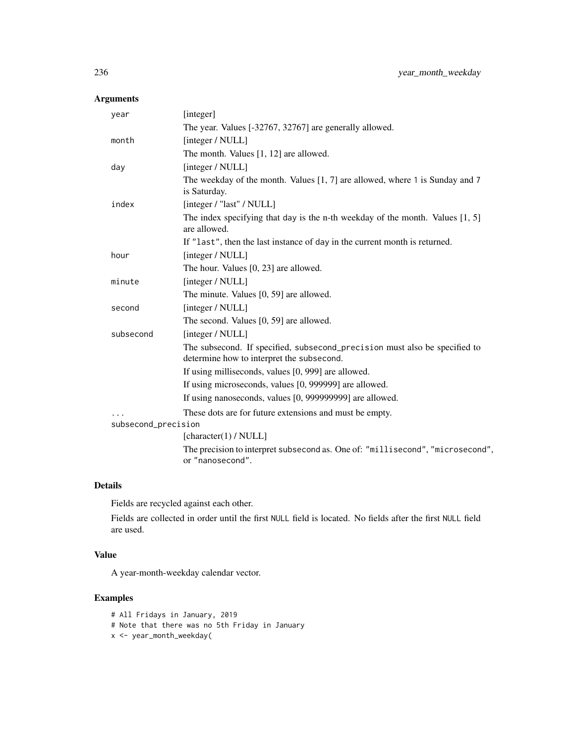## Arguments

| | |
|---|---|
| `year` | [integer]<br>The year. Values [-32767, 32767] are generally allowed. |
| `month` | [integer / NULL]<br>The month. Values [1, 12] are allowed. |
| `day` | [integer / NULL]<br>The weekday of the month. Values [1, 7] are allowed, where `1` is Sunday and `7` is Saturday. |
| `index` | [integer / "last" / NULL]<br>The index specifying that `day` is the n-th weekday of the month. Values [1, 5] are allowed.<br>If `"last"`, then the last instance of `day` in the current month is returned. |
| `hour` | [integer / NULL]<br>The hour. Values [0, 23] are allowed. |
| `minute` | [integer / NULL]<br>The minute. Values [0, 59] are allowed. |
| `second` | [integer / NULL]<br>The second. Values [0, 59] are allowed. |
| `subsecond` | [integer / NULL]<br>The subsecond. If specified, `subsecond_precision` must also be specified to determine how to interpret the `subsecond`.<br>If using milliseconds, values [0, 999] are allowed.<br>If using microseconds, values [0, 999999] are allowed.<br>If using nanoseconds, values [0, 999999999] are allowed. |
| `...` | These dots are for future extensions and must be empty. |
| `subsecond_precision` | [character(1) / NULL]<br>The precision to interpret `subsecond` as. One of: `"millisecond"`, `"microsecond"`, or `"nanosecond"`. |

## Details

Fields are recycled against each other.

Fields are collected in order until the first `NULL` field is located. No fields after the first `NULL` field are used.

## Value

A year-month-weekday calendar vector.

## Examples

```
# All Fridays in January, 2019
# Note that there was no 5th Friday in January
x <- year_month_weekday(
```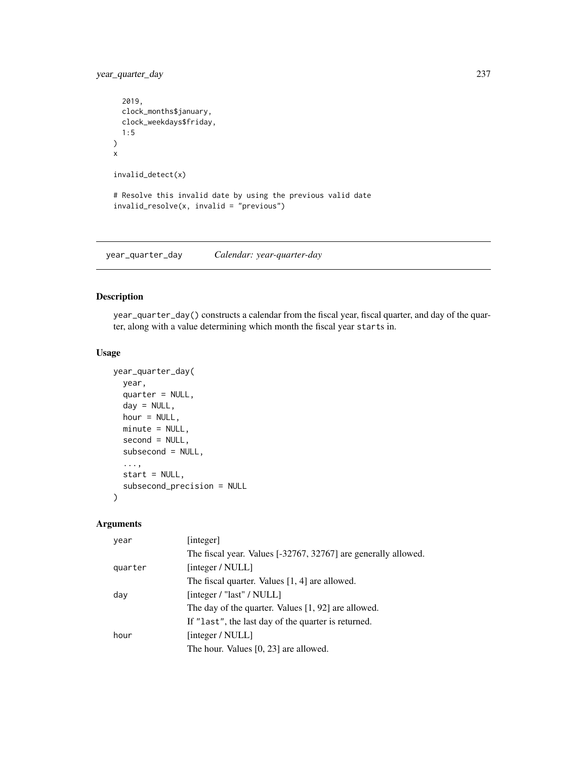```
  2019,
  clock_months$january,
  clock_weekdays$friday,
  1:5
)
x

invalid_detect(x)

# Resolve this invalid date by using the previous valid date
invalid_resolve(x, invalid = "previous")
```

## year_quarter_day    *Calendar: year-quarter-day*

### Description

year_quarter_day() constructs a calendar from the fiscal year, fiscal quarter, and day of the quarter, along with a value determining which month the fiscal year starts in.

### Usage

```
year_quarter_day(
  year,
  quarter = NULL,
  day = NULL,
  hour = NULL,
  minute = NULL,
  second = NULL,
  subsecond = NULL,
  ...,
  start = NULL,
  subsecond_precision = NULL
)
```

### Arguments

| | |
|---|---|
| year | [integer]<br>The fiscal year. Values [-32767, 32767] are generally allowed. |
| quarter | [integer / NULL]<br>The fiscal quarter. Values [1, 4] are allowed. |
| day | [integer / "last" / NULL]<br>The day of the quarter. Values [1, 92] are allowed.<br>If "last", the last day of the quarter is returned. |
| hour | [integer / NULL]<br>The hour. Values [0, 23] are allowed. |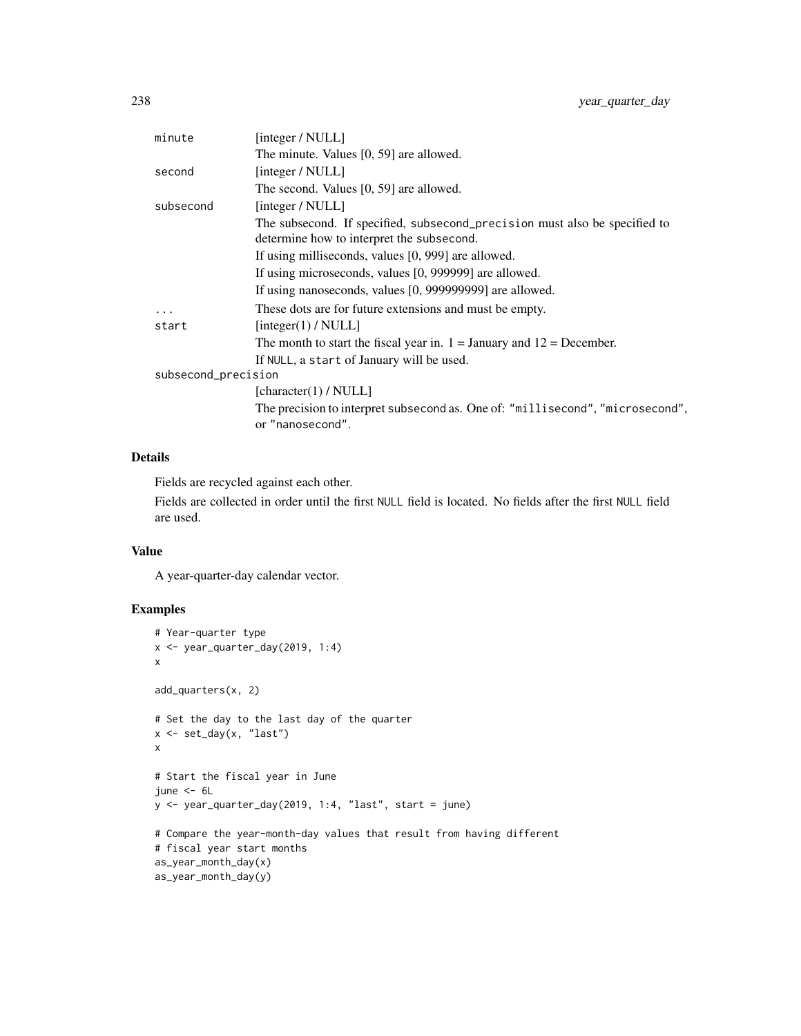| | |
|---|---|
| `minute` | [integer / NULL]<br>The minute. Values [0, 59] are allowed. |
| `second` | [integer / NULL]<br>The second. Values [0, 59] are allowed. |
| `subsecond` | [integer / NULL]<br>The subsecond. If specified, `subsecond_precision` must also be specified to determine how to interpret the `subsecond`.<br>If using milliseconds, values [0, 999] are allowed.<br>If using microseconds, values [0, 999999] are allowed.<br>If using nanoseconds, values [0, 999999999] are allowed. |
| `...` | These dots are for future extensions and must be empty. |
| `start` | [integer(1) / NULL]<br>The month to start the fiscal year in. 1 = January and 12 = December.<br>If `NULL`, a `start` of January will be used. |
| `subsecond_precision` | [character(1) / NULL]<br>The precision to interpret `subsecond` as. One of: `"millisecond"`, `"microsecond"`, or `"nanosecond"`. |

## Details

Fields are recycled against each other.

Fields are collected in order until the first `NULL` field is located. No fields after the first `NULL` field are used.

## Value

A year-quarter-day calendar vector.

## Examples

```
# Year-quarter type
x <- year_quarter_day(2019, 1:4)
x

add_quarters(x, 2)

# Set the day to the last day of the quarter
x <- set_day(x, "last")
x

# Start the fiscal year in June
june <- 6L
y <- year_quarter_day(2019, 1:4, "last", start = june)

# Compare the year-month-day values that result from having different
# fiscal year start months
as_year_month_day(x)
as_year_month_day(y)
```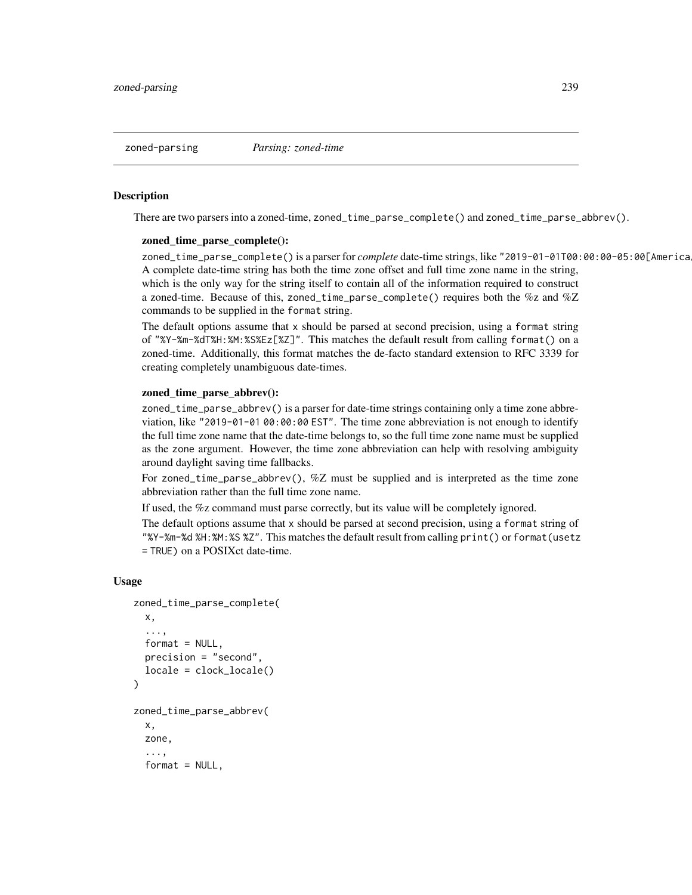## zoned-parsing *Parsing: zoned-time*

### Description

There are two parsers into a zoned-time, `zoned_time_parse_complete()` and `zoned_time_parse_abbrev()`.

**zoned_time_parse_complete():**

`zoned_time_parse_complete()` is a parser for *complete* date-time strings, like `"2019-01-01T00:00:00-05:00[America/`
A complete date-time string has both the time zone offset and full time zone name in the string, which is the only way for the string itself to contain all of the information required to construct a zoned-time. Because of this, `zoned_time_parse_complete()` requires both the %z and %Z commands to be supplied in the `format` string.

The default options assume that `x` should be parsed at second precision, using a `format` string of `"%Y-%m-%dT%H:%M:%S%Ez[%Z]"`. This matches the default result from calling `format()` on a zoned-time. Additionally, this format matches the de-facto standard extension to RFC 3339 for creating completely unambiguous date-times.

**zoned_time_parse_abbrev():**

`zoned_time_parse_abbrev()` is a parser for date-time strings containing only a time zone abbreviation, like `"2019-01-01 00:00:00 EST"`. The time zone abbreviation is not enough to identify the full time zone name that the date-time belongs to, so the full time zone name must be supplied as the `zone` argument. However, the time zone abbreviation can help with resolving ambiguity around daylight saving time fallbacks.

For `zoned_time_parse_abbrev()`, %Z must be supplied and is interpreted as the time zone abbreviation rather than the full time zone name.

If used, the %z command must parse correctly, but its value will be completely ignored.

The default options assume that `x` should be parsed at second precision, using a `format` string of `"%Y-%m-%d %H:%M:%S %Z"`. This matches the default result from calling `print()` or `format(usetz = TRUE)` on a POSIXct date-time.

### Usage

```
zoned_time_parse_complete(
  x,
  ...,
  format = NULL,
  precision = "second",
  locale = clock_locale()
)

zoned_time_parse_abbrev(
  x,
  zone,
  ...,
  format = NULL,
```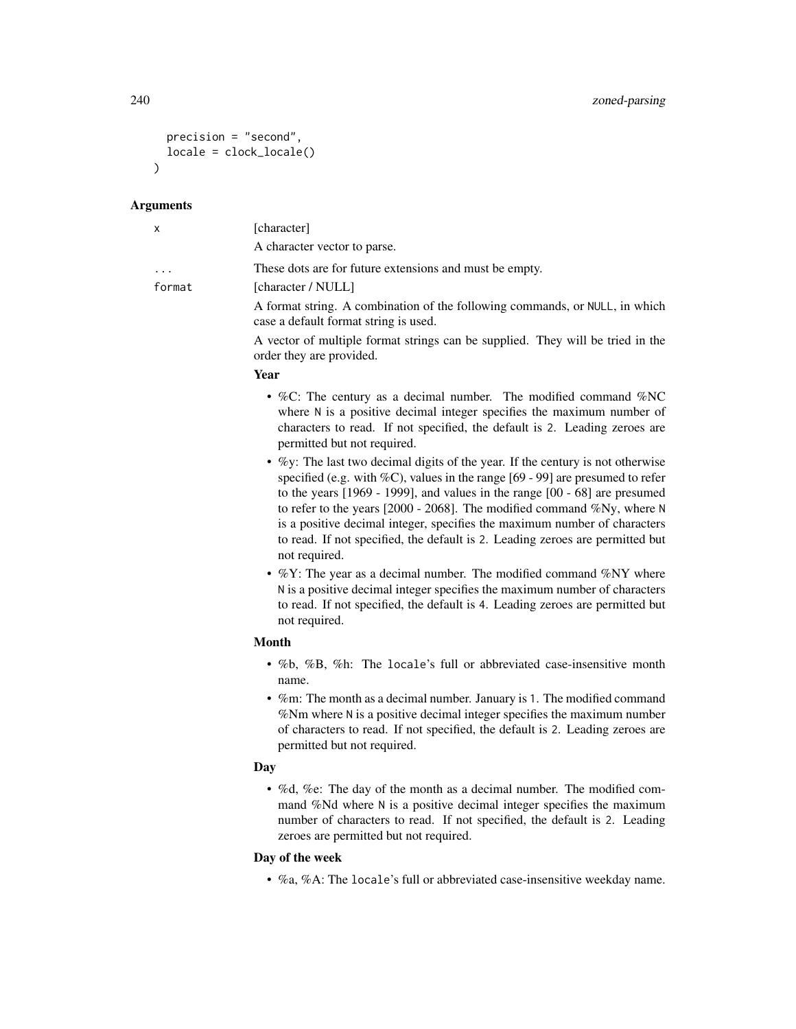```
  precision = "second",
  locale = clock_locale()
)
```

## Arguments

**x**
[character]

A character vector to parse.

**...**
These dots are for future extensions and must be empty.

**format**
[character / NULL]

A format string. A combination of the following commands, or NULL, in which case a default format string is used.

A vector of multiple format strings can be supplied. They will be tried in the order they are provided.

**Year**

- %C: The century as a decimal number. The modified command %NC where N is a positive decimal integer specifies the maximum number of characters to read. If not specified, the default is 2. Leading zeroes are permitted but not required.
- %y: The last two decimal digits of the year. If the century is not otherwise specified (e.g. with %C), values in the range [69 - 99] are presumed to refer to the years [1969 - 1999], and values in the range [00 - 68] are presumed to refer to the years [2000 - 2068]. The modified command %Ny, where N is a positive decimal integer, specifies the maximum number of characters to read. If not specified, the default is 2. Leading zeroes are permitted but not required.
- %Y: The year as a decimal number. The modified command %NY where N is a positive decimal integer specifies the maximum number of characters to read. If not specified, the default is 4. Leading zeroes are permitted but not required.

**Month**

- %b, %B, %h: The locale's full or abbreviated case-insensitive month name.
- %m: The month as a decimal number. January is 1. The modified command %Nm where N is a positive decimal integer specifies the maximum number of characters to read. If not specified, the default is 2. Leading zeroes are permitted but not required.

**Day**

- %d, %e: The day of the month as a decimal number. The modified command %Nd where N is a positive decimal integer specifies the maximum number of characters to read. If not specified, the default is 2. Leading zeroes are permitted but not required.

**Day of the week**

- %a, %A: The locale's full or abbreviated case-insensitive weekday name.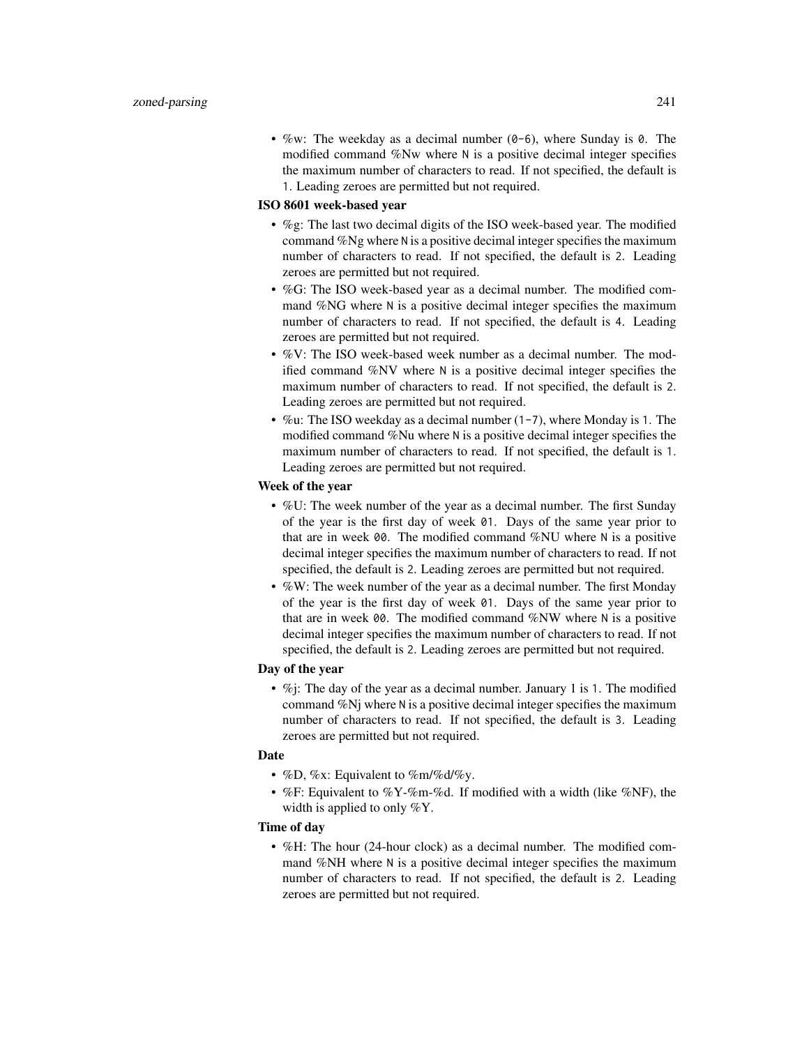- %w: The weekday as a decimal number (`0-6`), where Sunday is `0`. The modified command %Nw where `N` is a positive decimal integer specifies the maximum number of characters to read. If not specified, the default is `1`. Leading zeroes are permitted but not required.

**ISO 8601 week-based year**

- %g: The last two decimal digits of the ISO week-based year. The modified command %Ng where `N` is a positive decimal integer specifies the maximum number of characters to read. If not specified, the default is `2`. Leading zeroes are permitted but not required.
- %G: The ISO week-based year as a decimal number. The modified command %NG where `N` is a positive decimal integer specifies the maximum number of characters to read. If not specified, the default is `4`. Leading zeroes are permitted but not required.
- %V: The ISO week-based week number as a decimal number. The modified command %NV where `N` is a positive decimal integer specifies the maximum number of characters to read. If not specified, the default is `2`. Leading zeroes are permitted but not required.
- %u: The ISO weekday as a decimal number (`1-7`), where Monday is `1`. The modified command %Nu where `N` is a positive decimal integer specifies the maximum number of characters to read. If not specified, the default is `1`. Leading zeroes are permitted but not required.

**Week of the year**

- %U: The week number of the year as a decimal number. The first Sunday of the year is the first day of week `01`. Days of the same year prior to that are in week `00`. The modified command %NU where `N` is a positive decimal integer specifies the maximum number of characters to read. If not specified, the default is `2`. Leading zeroes are permitted but not required.
- %W: The week number of the year as a decimal number. The first Monday of the year is the first day of week `01`. Days of the same year prior to that are in week `00`. The modified command %NW where `N` is a positive decimal integer specifies the maximum number of characters to read. If not specified, the default is `2`. Leading zeroes are permitted but not required.

**Day of the year**

- %j: The day of the year as a decimal number. January 1 is `1`. The modified command %Nj where `N` is a positive decimal integer specifies the maximum number of characters to read. If not specified, the default is `3`. Leading zeroes are permitted but not required.

**Date**

- %D, %x: Equivalent to %m/%d/%y.
- %F: Equivalent to %Y-%m-%d. If modified with a width (like %NF), the width is applied to only %Y.

**Time of day**

- %H: The hour (24-hour clock) as a decimal number. The modified command %NH where `N` is a positive decimal integer specifies the maximum number of characters to read. If not specified, the default is `2`. Leading zeroes are permitted but not required.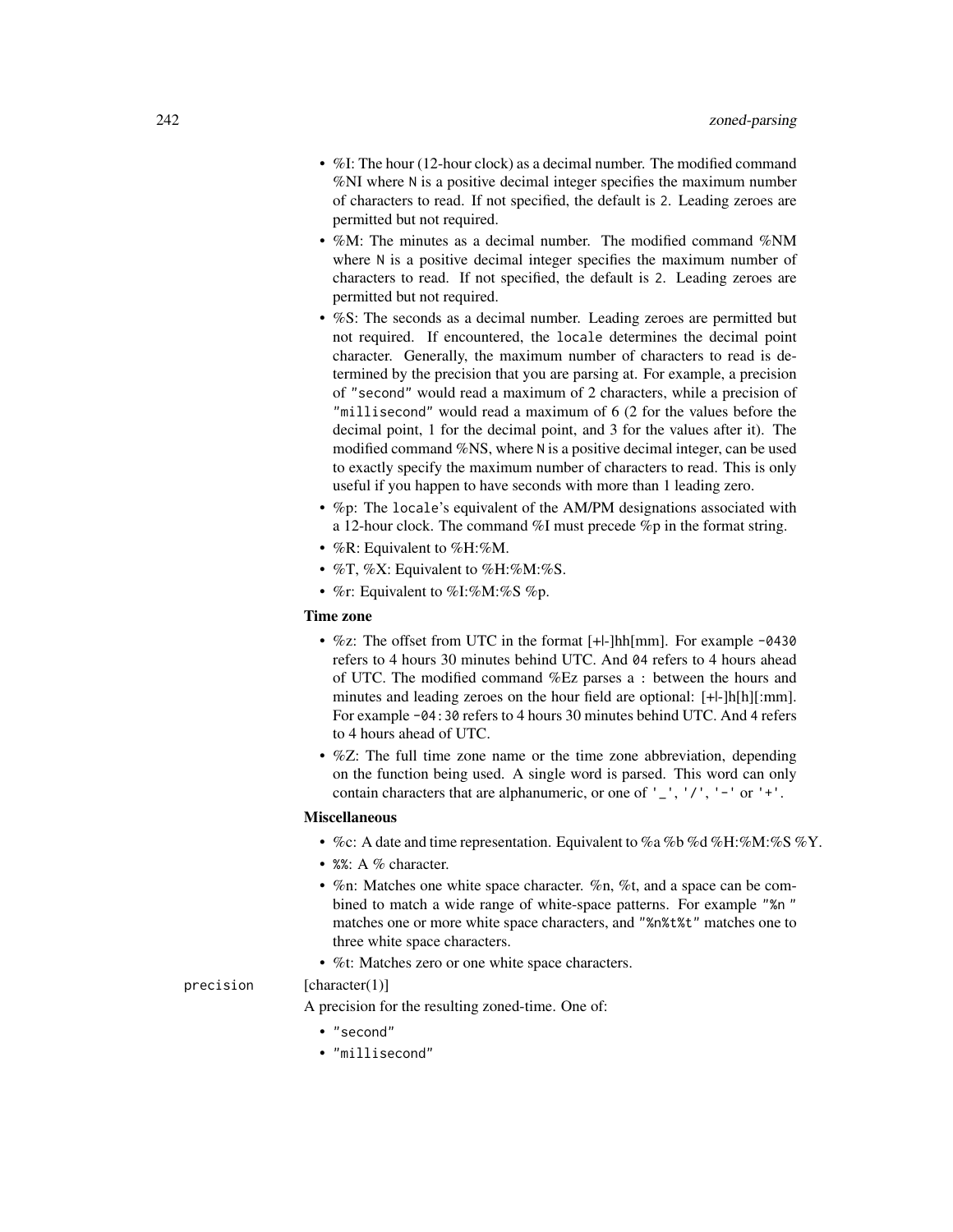- %I: The hour (12-hour clock) as a decimal number. The modified command %NI where N is a positive decimal integer specifies the maximum number of characters to read. If not specified, the default is 2. Leading zeroes are permitted but not required.
- %M: The minutes as a decimal number. The modified command %NM where N is a positive decimal integer specifies the maximum number of characters to read. If not specified, the default is 2. Leading zeroes are permitted but not required.
- %S: The seconds as a decimal number. Leading zeroes are permitted but not required. If encountered, the `locale` determines the decimal point character. Generally, the maximum number of characters to read is determined by the precision that you are parsing at. For example, a precision of `"second"` would read a maximum of 2 characters, while a precision of `"millisecond"` would read a maximum of 6 (2 for the values before the decimal point, 1 for the decimal point, and 3 for the values after it). The modified command %NS, where N is a positive decimal integer, can be used to exactly specify the maximum number of characters to read. This is only useful if you happen to have seconds with more than 1 leading zero.
- %p: The `locale`'s equivalent of the AM/PM designations associated with a 12-hour clock. The command %I must precede %p in the format string.
- %R: Equivalent to %H:%M.
- %T, %X: Equivalent to %H:%M:%S.
- %r: Equivalent to %I:%M:%S %p.

**Time zone**

- %z: The offset from UTC in the format [+|-]hh[mm]. For example `-0430` refers to 4 hours 30 minutes behind UTC. And `04` refers to 4 hours ahead of UTC. The modified command %Ez parses a : between the hours and minutes and leading zeroes on the hour field are optional: [+|-]h[h][:mm]. For example `-04:30` refers to 4 hours 30 minutes behind UTC. And `4` refers to 4 hours ahead of UTC.
- %Z: The full time zone name or the time zone abbreviation, depending on the function being used. A single word is parsed. This word can only contain characters that are alphanumeric, or one of `'_'`, `'/'`, `'-'` or `'+'`.

**Miscellaneous**

- %c: A date and time representation. Equivalent to %a %b %d %H:%M:%S %Y.
- `%%`: A % character.
- %n: Matches one white space character. %n, %t, and a space can be combined to match a wide range of white-space patterns. For example `"%n "` matches one or more white space characters, and `"%n%t%t"` matches one to three white space characters.
- %t: Matches zero or one white space characters.

`precision` [character(1)]

A precision for the resulting zoned-time. One of:

- `"second"`
- `"millisecond"`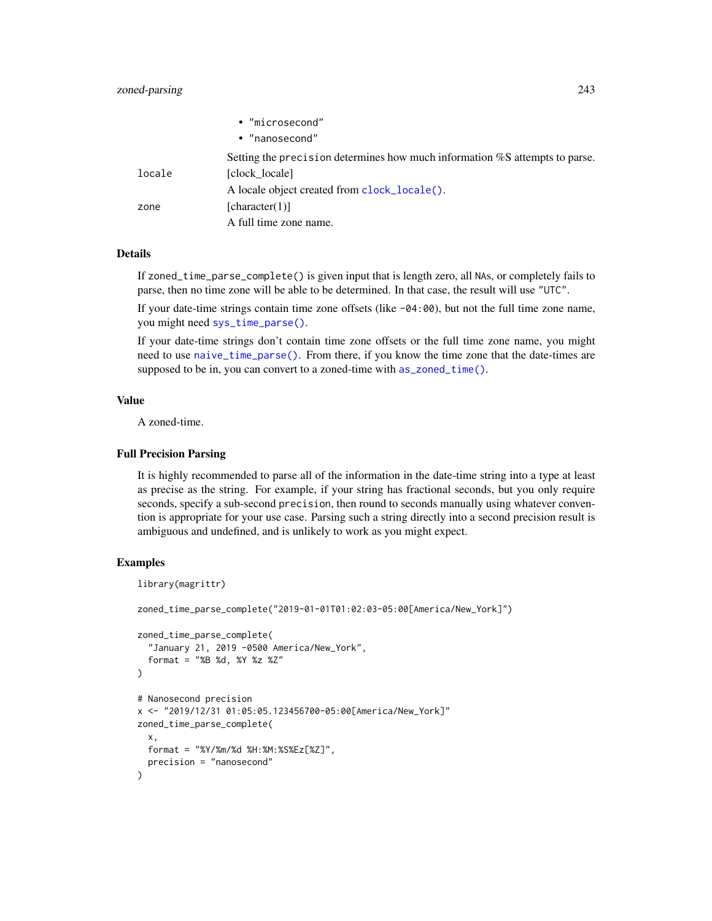- "microsecond"
- "nanosecond"

Setting the precision determines how much information %S attempts to parse.

| | |
|---|---|
| locale | [clock_locale]<br>A locale object created from clock_locale(). |
| zone | [character(1)]<br>A full time zone name. |

## Details

If zoned_time_parse_complete() is given input that is length zero, all NAs, or completely fails to parse, then no time zone will be able to be determined. In that case, the result will use "UTC".

If your date-time strings contain time zone offsets (like -04:00), but not the full time zone name, you might need sys_time_parse().

If your date-time strings don't contain time zone offsets or the full time zone name, you might need to use naive_time_parse(). From there, if you know the time zone that the date-times are supposed to be in, you can convert to a zoned-time with as_zoned_time().

## Value

A zoned-time.

## Full Precision Parsing

It is highly recommended to parse all of the information in the date-time string into a type at least as precise as the string. For example, if your string has fractional seconds, but you only require seconds, specify a sub-second precision, then round to seconds manually using whatever convention is appropriate for your use case. Parsing such a string directly into a second precision result is ambiguous and undefined, and is unlikely to work as you might expect.

## Examples

```
library(magrittr)

zoned_time_parse_complete("2019-01-01T01:02:03-05:00[America/New_York]")

zoned_time_parse_complete(
  "January 21, 2019 -0500 America/New_York",
  format = "%B %d, %Y %z %Z"
)

# Nanosecond precision
x <- "2019/12/31 01:05:05.123456700-05:00[America/New_York]"
zoned_time_parse_complete(
  x,
  format = "%Y/%m/%d %H:%M:%S%Ez[%Z]",
  precision = "nanosecond"
)
```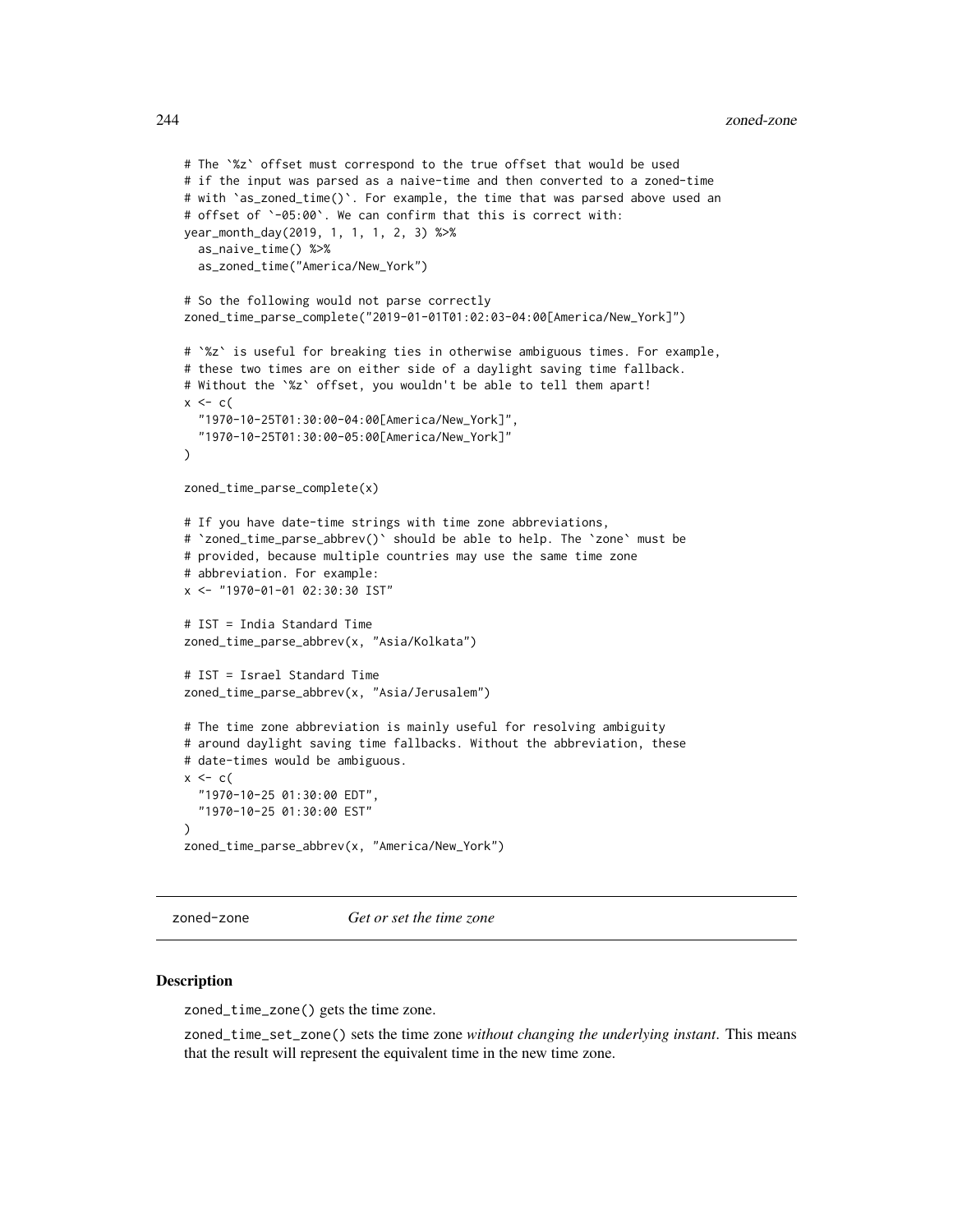```
# The `%z` offset must correspond to the true offset that would be used
# if the input was parsed as a naive-time and then converted to a zoned-time
# with `as_zoned_time()`. For example, the time that was parsed above used an
# offset of `-05:00`. We can confirm that this is correct with:
year_month_day(2019, 1, 1, 1, 2, 3) %>%
  as_naive_time() %>%
  as_zoned_time("America/New_York")

# So the following would not parse correctly
zoned_time_parse_complete("2019-01-01T01:02:03-04:00[America/New_York]")

# `%z` is useful for breaking ties in otherwise ambiguous times. For example,
# these two times are on either side of a daylight saving time fallback.
# Without the `%z` offset, you wouldn't be able to tell them apart!
x <- c(
  "1970-10-25T01:30:00-04:00[America/New_York]",
  "1970-10-25T01:30:00-05:00[America/New_York]"
)

zoned_time_parse_complete(x)

# If you have date-time strings with time zone abbreviations,
# `zoned_time_parse_abbrev()` should be able to help. The `zone` must be
# provided, because multiple countries may use the same time zone
# abbreviation. For example:
x <- "1970-01-01 02:30:30 IST"

# IST = India Standard Time
zoned_time_parse_abbrev(x, "Asia/Kolkata")

# IST = Israel Standard Time
zoned_time_parse_abbrev(x, "Asia/Jerusalem")

# The time zone abbreviation is mainly useful for resolving ambiguity
# around daylight saving time fallbacks. Without the abbreviation, these
# date-times would be ambiguous.
x <- c(
  "1970-10-25 01:30:00 EDT",
  "1970-10-25 01:30:00 EST"
)
zoned_time_parse_abbrev(x, "America/New_York")
```

## zoned-zone — *Get or set the time zone*

### Description

zoned_time_zone() gets the time zone.

zoned_time_set_zone() sets the time zone *without changing the underlying instant*. This means that the result will represent the equivalent time in the new time zone.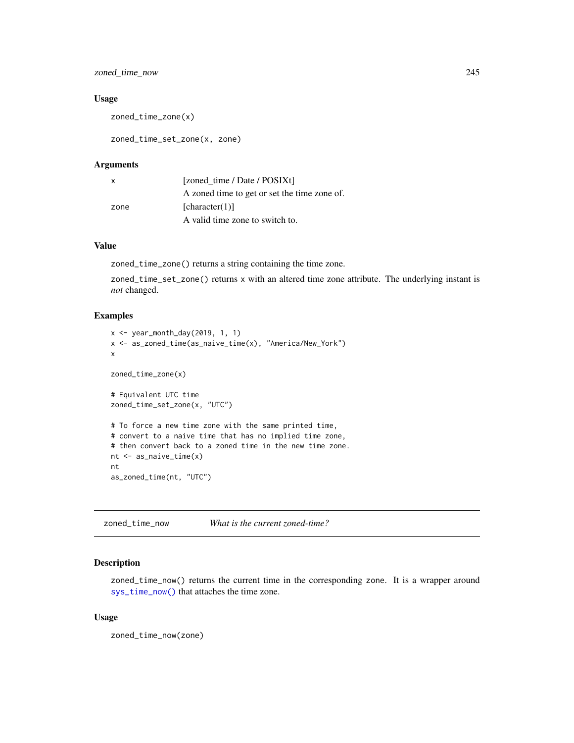### Usage

```
zoned_time_zone(x)

zoned_time_set_zone(x, zone)
```

### Arguments

| | |
|---|---|
| x | [zoned_time / Date / POSIXt]<br>A zoned time to get or set the time zone of. |
| zone | [character(1)]<br>A valid time zone to switch to. |

### Value

`zoned_time_zone()` returns a string containing the time zone.

`zoned_time_set_zone()` returns `x` with an altered time zone attribute. The underlying instant is *not* changed.

### Examples

```
x <- year_month_day(2019, 1, 1)
x <- as_zoned_time(as_naive_time(x), "America/New_York")
x

zoned_time_zone(x)

# Equivalent UTC time
zoned_time_set_zone(x, "UTC")

# To force a new time zone with the same printed time,
# convert to a naive time that has no implied time zone,
# then convert back to a zoned time in the new time zone.
nt <- as_naive_time(x)
nt
as_zoned_time(nt, "UTC")
```

---

## zoned_time_now — *What is the current zoned-time?*

### Description

`zoned_time_now()` returns the current time in the corresponding `zone`. It is a wrapper around `sys_time_now()` that attaches the time zone.

### Usage

```
zoned_time_now(zone)
```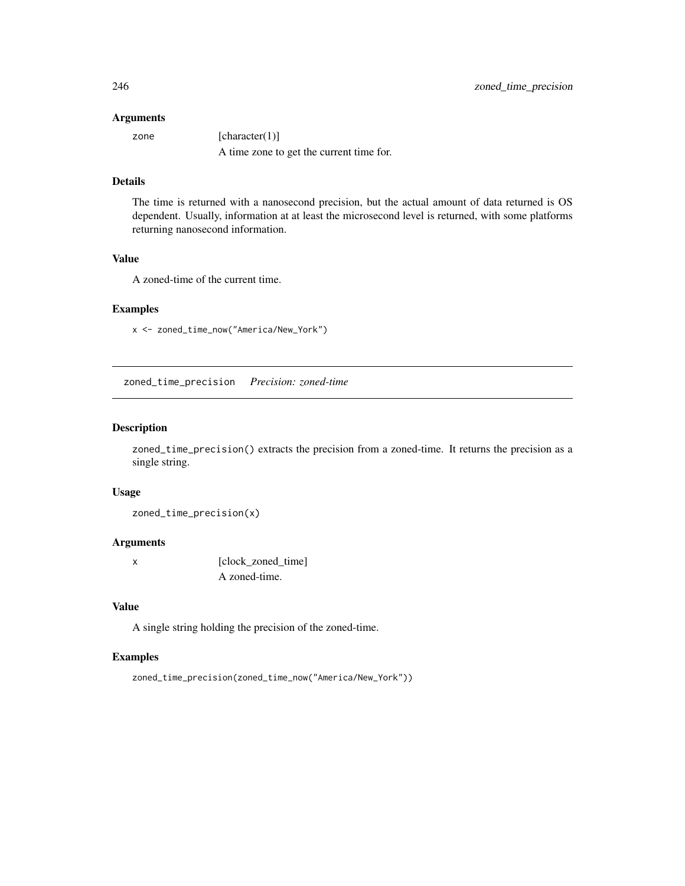### Arguments

zone [character(1)]
A time zone to get the current time for.

### Details

The time is returned with a nanosecond precision, but the actual amount of data returned is OS dependent. Usually, information at at least the microsecond level is returned, with some platforms returning nanosecond information.

### Value

A zoned-time of the current time.

### Examples

```
x <- zoned_time_now("America/New_York")
```

---

## zoned_time_precision *Precision: zoned-time*

---

### Description

`zoned_time_precision()` extracts the precision from a zoned-time. It returns the precision as a single string.

### Usage

```
zoned_time_precision(x)
```

### Arguments

x [clock_zoned_time]
A zoned-time.

### Value

A single string holding the precision of the zoned-time.

### Examples

```
zoned_time_precision(zoned_time_now("America/New_York"))
```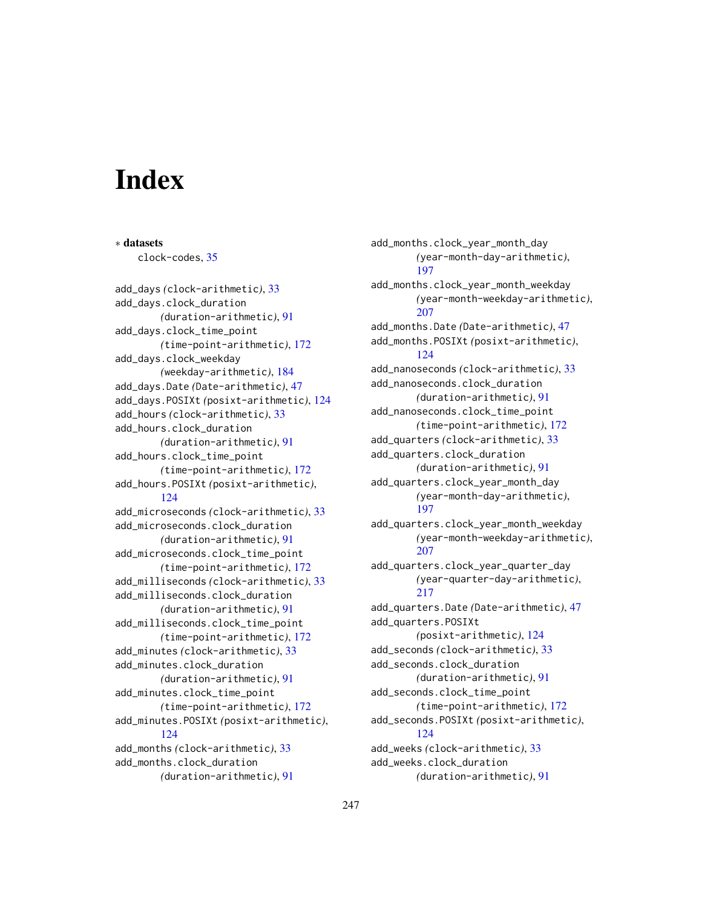# Index

∗ **datasets**
clock-codes, 35

add_days *(clock-arithmetic)*, 33
add_days.clock_duration *(duration-arithmetic)*, 91
add_days.clock_time_point *(time-point-arithmetic)*, 172
add_days.clock_weekday *(weekday-arithmetic)*, 184
add_days.Date *(Date-arithmetic)*, 47
add_days.POSIXt *(posixt-arithmetic)*, 124
add_hours *(clock-arithmetic)*, 33
add_hours.clock_duration *(duration-arithmetic)*, 91
add_hours.clock_time_point *(time-point-arithmetic)*, 172
add_hours.POSIXt *(posixt-arithmetic)*, 124
add_microseconds *(clock-arithmetic)*, 33
add_microseconds.clock_duration *(duration-arithmetic)*, 91
add_microseconds.clock_time_point *(time-point-arithmetic)*, 172
add_milliseconds *(clock-arithmetic)*, 33
add_milliseconds.clock_duration *(duration-arithmetic)*, 91
add_milliseconds.clock_time_point *(time-point-arithmetic)*, 172
add_minutes *(clock-arithmetic)*, 33
add_minutes.clock_duration *(duration-arithmetic)*, 91
add_minutes.clock_time_point *(time-point-arithmetic)*, 172
add_minutes.POSIXt *(posixt-arithmetic)*, 124
add_months *(clock-arithmetic)*, 33
add_months.clock_duration *(duration-arithmetic)*, 91
add_months.clock_year_month_day *(year-month-day-arithmetic)*, 197
add_months.clock_year_month_weekday *(year-month-weekday-arithmetic)*, 207
add_months.Date *(Date-arithmetic)*, 47
add_months.POSIXt *(posixt-arithmetic)*, 124
add_nanoseconds *(clock-arithmetic)*, 33
add_nanoseconds.clock_duration *(duration-arithmetic)*, 91
add_nanoseconds.clock_time_point *(time-point-arithmetic)*, 172
add_quarters *(clock-arithmetic)*, 33
add_quarters.clock_duration *(duration-arithmetic)*, 91
add_quarters.clock_year_month_day *(year-month-day-arithmetic)*, 197
add_quarters.clock_year_month_weekday *(year-month-weekday-arithmetic)*, 207
add_quarters.clock_year_quarter_day *(year-quarter-day-arithmetic)*, 217
add_quarters.Date *(Date-arithmetic)*, 47
add_quarters.POSIXt *(posixt-arithmetic)*, 124
add_seconds *(clock-arithmetic)*, 33
add_seconds.clock_duration *(duration-arithmetic)*, 91
add_seconds.clock_time_point *(time-point-arithmetic)*, 172
add_seconds.POSIXt *(posixt-arithmetic)*, 124
add_weeks *(clock-arithmetic)*, 33
add_weeks.clock_duration *(duration-arithmetic)*, 91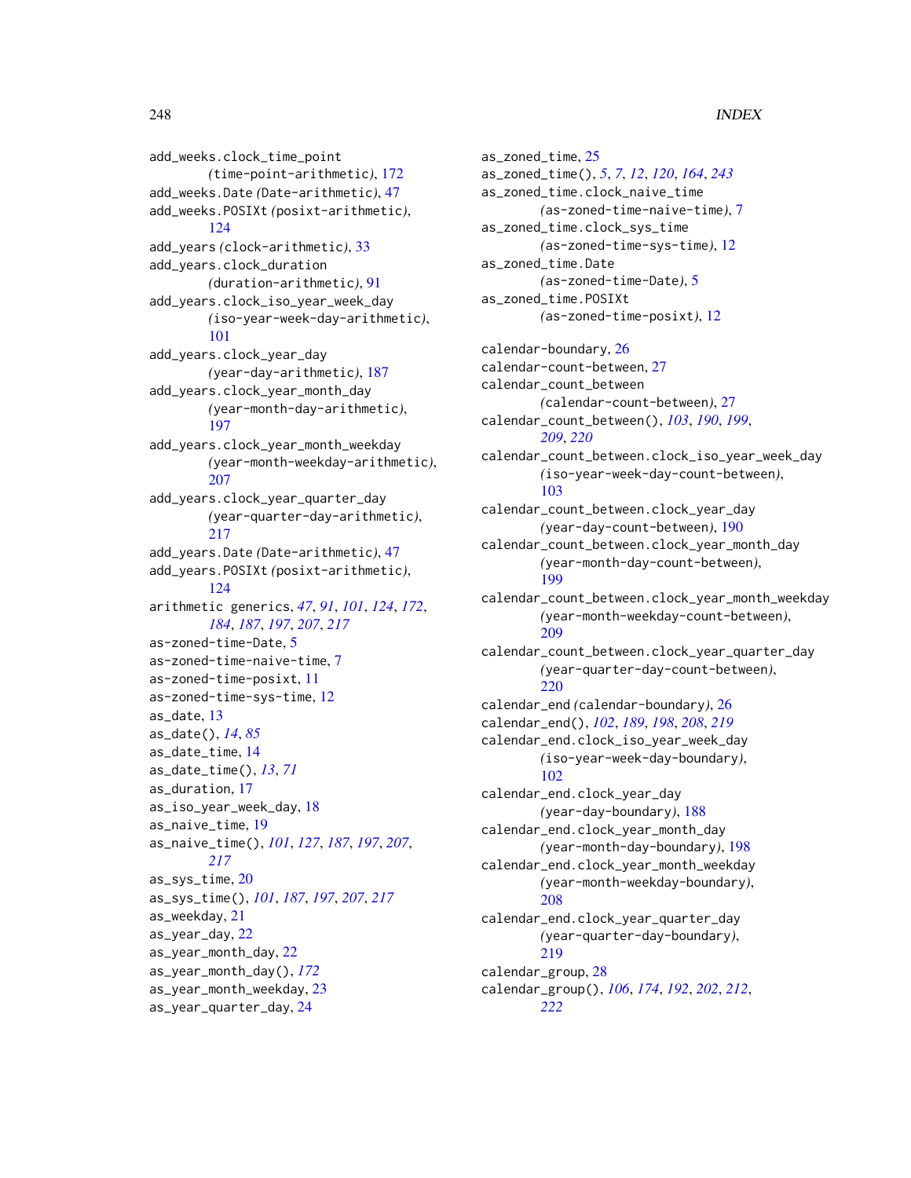add_weeks.clock_time_point (time-point-arithmetic), 172
add_weeks.Date (Date-arithmetic), 47
add_weeks.POSIXt (posixt-arithmetic), 124
add_years (clock-arithmetic), 33
add_years.clock_duration (duration-arithmetic), 91
add_years.clock_iso_year_week_day (iso-year-week-day-arithmetic), 101
add_years.clock_year_day (year-day-arithmetic), 187
add_years.clock_year_month_day (year-month-day-arithmetic), 197
add_years.clock_year_month_weekday (year-month-weekday-arithmetic), 207
add_years.clock_year_quarter_day (year-quarter-day-arithmetic), 217
add_years.Date (Date-arithmetic), 47
add_years.POSIXt (posixt-arithmetic), 124
arithmetic generics, *47*, *91*, *101*, *124*, *172*, *184*, *187*, *197*, *207*, *217*
as-zoned-time-Date, 5
as-zoned-time-naive-time, 7
as-zoned-time-posixt, 11
as-zoned-time-sys-time, 12
as_date, 13
as_date(), *14*, *85*
as_date_time, 14
as_date_time(), *13*, *71*
as_duration, 17
as_iso_year_week_day, 18
as_naive_time, 19
as_naive_time(), *101*, *127*, *187*, *197*, *207*, *217*
as_sys_time, 20
as_sys_time(), *101*, *187*, *197*, *207*, *217*
as_weekday, 21
as_year_day, 22
as_year_month_day, 22
as_year_month_day(), *172*
as_year_month_weekday, 23
as_year_quarter_day, 24
as_zoned_time, 25
as_zoned_time(), *5*, *7*, *12*, *120*, *164*, *243*
as_zoned_time.clock_naive_time (as-zoned-time-naive-time), 7
as_zoned_time.clock_sys_time (as-zoned-time-sys-time), 12
as_zoned_time.Date (as-zoned-time-Date), 5
as_zoned_time.POSIXt (as-zoned-time-posixt), 12

calendar-boundary, 26
calendar-count-between, 27
calendar_count_between (calendar-count-between), 27
calendar_count_between(), *103*, *190*, *199*, *209*, *220*
calendar_count_between.clock_iso_year_week_day (iso-year-week-day-count-between), 103
calendar_count_between.clock_year_day (year-day-count-between), 190
calendar_count_between.clock_year_month_day (year-month-day-count-between), 199
calendar_count_between.clock_year_month_weekday (year-month-weekday-count-between), 209
calendar_count_between.clock_year_quarter_day (year-quarter-day-count-between), 220
calendar_end (calendar-boundary), 26
calendar_end(), *102*, *189*, *198*, *208*, *219*
calendar_end.clock_iso_year_week_day (iso-year-week-day-boundary), 102
calendar_end.clock_year_day (year-day-boundary), 188
calendar_end.clock_year_month_day (year-month-day-boundary), 198
calendar_end.clock_year_month_weekday (year-month-weekday-boundary), 208
calendar_end.clock_year_quarter_day (year-quarter-day-boundary), 219
calendar_group, 28
calendar_group(), *106*, *174*, *192*, *202*, *212*, *222*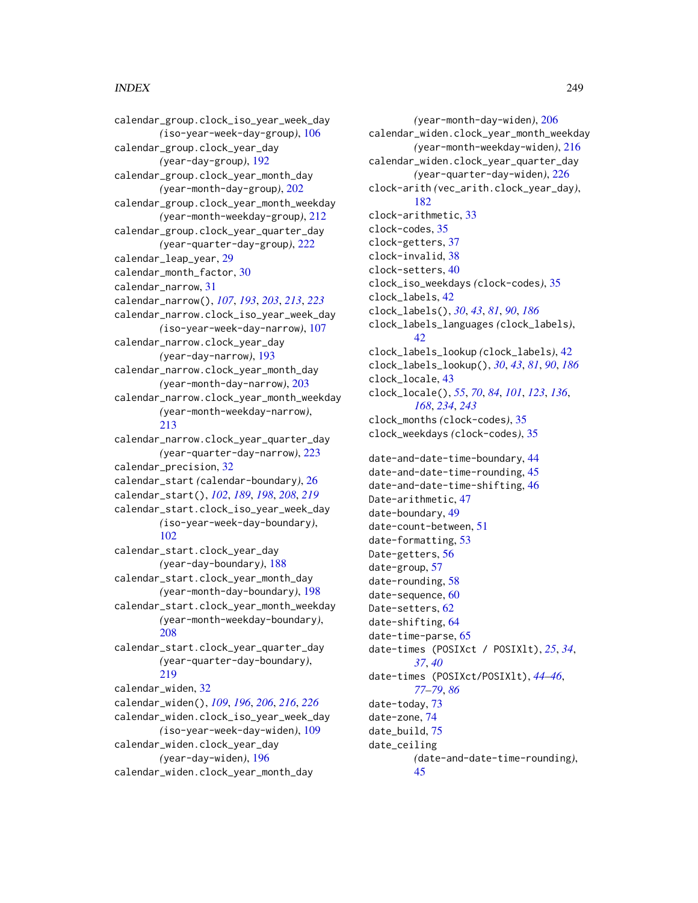calendar_group.clock_iso_year_week_day *(*iso-year-week-day-group*)*, 106
calendar_group.clock_year_day *(*year-day-group*)*, 192
calendar_group.clock_year_month_day *(*year-month-day-group*)*, 202
calendar_group.clock_year_month_weekday *(*year-month-weekday-group*)*, 212
calendar_group.clock_year_quarter_day *(*year-quarter-day-group*)*, 222
calendar_leap_year, 29
calendar_month_factor, 30
calendar_narrow, 31
calendar_narrow(), *107*, *193*, *203*, *213*, *223*
calendar_narrow.clock_iso_year_week_day *(*iso-year-week-day-narrow*)*, 107
calendar_narrow.clock_year_day *(*year-day-narrow*)*, 193
calendar_narrow.clock_year_month_day *(*year-month-day-narrow*)*, 203
calendar_narrow.clock_year_month_weekday *(*year-month-weekday-narrow*)*, 213
calendar_narrow.clock_year_quarter_day *(*year-quarter-day-narrow*)*, 223
calendar_precision, 32
calendar_start *(*calendar-boundary*)*, 26
calendar_start(), *102*, *189*, *198*, *208*, *219*
calendar_start.clock_iso_year_week_day *(*iso-year-week-day-boundary*)*, 102
calendar_start.clock_year_day *(*year-day-boundary*)*, 188
calendar_start.clock_year_month_day *(*year-month-day-boundary*)*, 198
calendar_start.clock_year_month_weekday *(*year-month-weekday-boundary*)*, 208
calendar_start.clock_year_quarter_day *(*year-quarter-day-boundary*)*, 219
calendar_widen, 32
calendar_widen(), *109*, *196*, *206*, *216*, *226*
calendar_widen.clock_iso_year_week_day *(*iso-year-week-day-widen*)*, 109
calendar_widen.clock_year_day *(*year-day-widen*)*, 196
calendar_widen.clock_year_month_day *(*year-month-day-widen*)*, 206
calendar_widen.clock_year_month_weekday *(*year-month-weekday-widen*)*, 216
calendar_widen.clock_year_quarter_day *(*year-quarter-day-widen*)*, 226
clock-arith *(*vec_arith.clock_year_day*)*, 182
clock-arithmetic, 33
clock-codes, 35
clock-getters, 37
clock-invalid, 38
clock-setters, 40
clock_iso_weekdays *(*clock-codes*)*, 35
clock_labels, 42
clock_labels(), *30*, *43*, *81*, *90*, *186*
clock_labels_languages *(*clock_labels*)*, 42
clock_labels_lookup *(*clock_labels*)*, 42
clock_labels_lookup(), *30*, *43*, *81*, *90*, *186*
clock_locale, 43
clock_locale(), *55*, *70*, *84*, *101*, *123*, *136*, *168*, *234*, *243*
clock_months *(*clock-codes*)*, 35
clock_weekdays *(*clock-codes*)*, 35

date-and-date-time-boundary, 44
date-and-date-time-rounding, 45
date-and-date-time-shifting, 46
Date-arithmetic, 47
date-boundary, 49
date-count-between, 51
date-formatting, 53
Date-getters, 56
date-group, 57
date-rounding, 58
date-sequence, 60
Date-setters, 62
date-shifting, 64
date-time-parse, 65
date-times (POSIXct / POSIXlt), *25*, *34*, *37*, *40*
date-times (POSIXct/POSIXlt), *44–46*, *77–79*, *86*
date-today, 73
date-zone, 74
date_build, 75
date_ceiling *(*date-and-date-time-rounding*)*, 45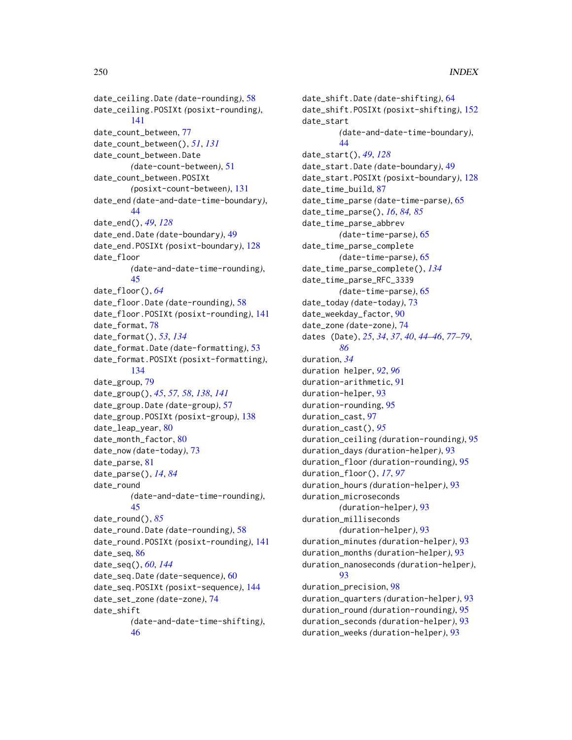date_ceiling.Date *(date-rounding)*, 58
date_ceiling.POSIXt *(posixt-rounding)*, 141
date_count_between, 77
date_count_between(), *51*, *131*
date_count_between.Date *(date-count-between)*, 51
date_count_between.POSIXt *(posixt-count-between)*, 131
date_end *(date-and-date-time-boundary)*, 44
date_end(), *49*, *128*
date_end.Date *(date-boundary)*, 49
date_end.POSIXt *(posixt-boundary)*, 128
date_floor *(date-and-date-time-rounding)*, 45
date_floor(), *64*
date_floor.Date *(date-rounding)*, 58
date_floor.POSIXt *(posixt-rounding)*, 141
date_format, 78
date_format(), *53*, *134*
date_format.Date *(date-formatting)*, 53
date_format.POSIXt *(posixt-formatting)*, 134
date_group, 79
date_group(), *45*, *57, 58*, *138*, *141*
date_group.Date *(date-group)*, 57
date_group.POSIXt *(posixt-group)*, 138
date_leap_year, 80
date_month_factor, 80
date_now *(date-today)*, 73
date_parse, 81
date_parse(), *14*, *84*
date_round *(date-and-date-time-rounding)*, 45
date_round(), *85*
date_round.Date *(date-rounding)*, 58
date_round.POSIXt *(posixt-rounding)*, 141
date_seq, 86
date_seq(), *60*, *144*
date_seq.Date *(date-sequence)*, 60
date_seq.POSIXt *(posixt-sequence)*, 144
date_set_zone *(date-zone)*, 74
date_shift *(date-and-date-time-shifting)*, 46
date_shift.Date *(date-shifting)*, 64
date_shift.POSIXt *(posixt-shifting)*, 152
date_start *(date-and-date-time-boundary)*, 44
date_start(), *49*, *128*
date_start.Date *(date-boundary)*, 49
date_start.POSIXt *(posixt-boundary)*, 128
date_time_build, 87
date_time_parse *(date-time-parse)*, 65
date_time_parse(), *16*, *84, 85*
date_time_parse_abbrev *(date-time-parse)*, 65
date_time_parse_complete *(date-time-parse)*, 65
date_time_parse_complete(), *134*
date_time_parse_RFC_3339 *(date-time-parse)*, 65
date_today *(date-today)*, 73
date_weekday_factor, 90
date_zone *(date-zone)*, 74
dates (Date), *25*, *34*, *37*, *40*, *44–46*, *77–79*, *86*
duration, *34*
duration helper, *92*, *96*
duration-arithmetic, 91
duration-helper, 93
duration-rounding, 95
duration_cast, 97
duration_cast(), *95*
duration_ceiling *(duration-rounding)*, 95
duration_days *(duration-helper)*, 93
duration_floor *(duration-rounding)*, 95
duration_floor(), *17*, *97*
duration_hours *(duration-helper)*, 93
duration_microseconds *(duration-helper)*, 93
duration_milliseconds *(duration-helper)*, 93
duration_minutes *(duration-helper)*, 93
duration_months *(duration-helper)*, 93
duration_nanoseconds *(duration-helper)*, 93
duration_precision, 98
duration_quarters *(duration-helper)*, 93
duration_round *(duration-rounding)*, 95
duration_seconds *(duration-helper)*, 93
duration_weeks *(duration-helper)*, 93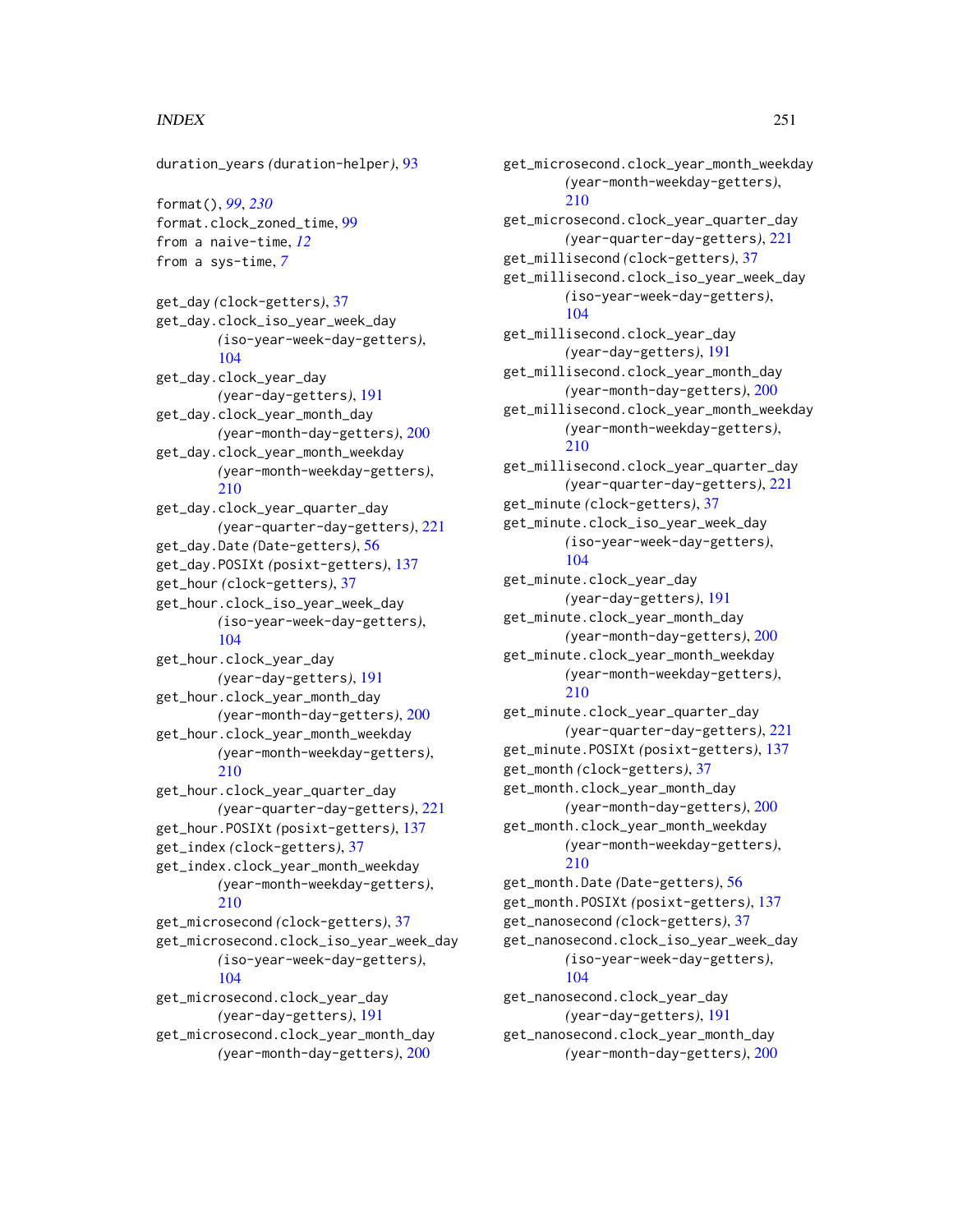duration_years *(duration-helper)*, 93

format(), *99*, *230*
format.clock_zoned_time, 99
from a naive-time, *12*
from a sys-time, *7*

get_day *(clock-getters)*, 37
get_day.clock_iso_year_week_day *(iso-year-week-day-getters)*, 104
get_day.clock_year_day *(year-day-getters)*, 191
get_day.clock_year_month_day *(year-month-day-getters)*, 200
get_day.clock_year_month_weekday *(year-month-weekday-getters)*, 210
get_day.clock_year_quarter_day *(year-quarter-day-getters)*, 221
get_day.Date *(Date-getters)*, 56
get_day.POSIXt *(posixt-getters)*, 137
get_hour *(clock-getters)*, 37
get_hour.clock_iso_year_week_day *(iso-year-week-day-getters)*, 104
get_hour.clock_year_day *(year-day-getters)*, 191
get_hour.clock_year_month_day *(year-month-day-getters)*, 200
get_hour.clock_year_month_weekday *(year-month-weekday-getters)*, 210
get_hour.clock_year_quarter_day *(year-quarter-day-getters)*, 221
get_hour.POSIXt *(posixt-getters)*, 137
get_index *(clock-getters)*, 37
get_index.clock_year_month_weekday *(year-month-weekday-getters)*, 210
get_microsecond *(clock-getters)*, 37
get_microsecond.clock_iso_year_week_day *(iso-year-week-day-getters)*, 104
get_microsecond.clock_year_day *(year-day-getters)*, 191
get_microsecond.clock_year_month_day *(year-month-day-getters)*, 200
get_microsecond.clock_year_month_weekday *(year-month-weekday-getters)*, 210
get_microsecond.clock_year_quarter_day *(year-quarter-day-getters)*, 221
get_millisecond *(clock-getters)*, 37
get_millisecond.clock_iso_year_week_day *(iso-year-week-day-getters)*, 104
get_millisecond.clock_year_day *(year-day-getters)*, 191
get_millisecond.clock_year_month_day *(year-month-day-getters)*, 200
get_millisecond.clock_year_month_weekday *(year-month-weekday-getters)*, 210
get_millisecond.clock_year_quarter_day *(year-quarter-day-getters)*, 221
get_minute *(clock-getters)*, 37
get_minute.clock_iso_year_week_day *(iso-year-week-day-getters)*, 104
get_minute.clock_year_day *(year-day-getters)*, 191
get_minute.clock_year_month_day *(year-month-day-getters)*, 200
get_minute.clock_year_month_weekday *(year-month-weekday-getters)*, 210
get_minute.clock_year_quarter_day *(year-quarter-day-getters)*, 221
get_minute.POSIXt *(posixt-getters)*, 137
get_month *(clock-getters)*, 37
get_month.clock_year_month_day *(year-month-day-getters)*, 200
get_month.clock_year_month_weekday *(year-month-weekday-getters)*, 210
get_month.Date *(Date-getters)*, 56
get_month.POSIXt *(posixt-getters)*, 137
get_nanosecond *(clock-getters)*, 37
get_nanosecond.clock_iso_year_week_day *(iso-year-week-day-getters)*, 104
get_nanosecond.clock_year_day *(year-day-getters)*, 191
get_nanosecond.clock_year_month_day *(year-month-day-getters)*, 200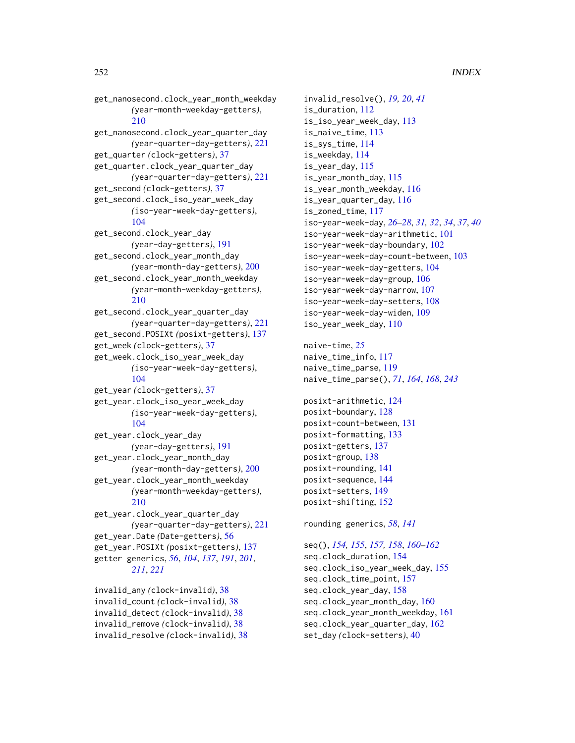get_nanosecond.clock_year_month_weekday *(year-month-weekday-getters)*, 210
get_nanosecond.clock_year_quarter_day *(year-quarter-day-getters)*, 221
get_quarter *(clock-getters)*, 37
get_quarter.clock_year_quarter_day *(year-quarter-day-getters)*, 221
get_second *(clock-getters)*, 37
get_second.clock_iso_year_week_day *(iso-year-week-day-getters)*, 104
get_second.clock_year_day *(year-day-getters)*, 191
get_second.clock_year_month_day *(year-month-day-getters)*, 200
get_second.clock_year_month_weekday *(year-month-weekday-getters)*, 210
get_second.clock_year_quarter_day *(year-quarter-day-getters)*, 221
get_second.POSIXt *(posixt-getters)*, 137
get_week *(clock-getters)*, 37
get_week.clock_iso_year_week_day *(iso-year-week-day-getters)*, 104
get_year *(clock-getters)*, 37
get_year.clock_iso_year_week_day *(iso-year-week-day-getters)*, 104
get_year.clock_year_day *(year-day-getters)*, 191
get_year.clock_year_month_day *(year-month-day-getters)*, 200
get_year.clock_year_month_weekday *(year-month-weekday-getters)*, 210
get_year.clock_year_quarter_day *(year-quarter-day-getters)*, 221
get_year.Date *(Date-getters)*, 56
get_year.POSIXt *(posixt-getters)*, 137
getter generics, *56*, *104*, *137*, *191*, *201*, *211*, *221*

invalid_any *(clock-invalid)*, 38
invalid_count *(clock-invalid)*, 38
invalid_detect *(clock-invalid)*, 38
invalid_remove *(clock-invalid)*, 38
invalid_resolve *(clock-invalid)*, 38
invalid_resolve(), *19, 20*, *41*
is_duration, 112
is_iso_year_week_day, 113
is_naive_time, 113
is_sys_time, 114
is_weekday, 114
is_year_day, 115
is_year_month_day, 115
is_year_month_weekday, 116
is_year_quarter_day, 116
is_zoned_time, 117
iso-year-week-day, *26–28*, *31, 32*, *34*, *37*, *40*
iso-year-week-day-arithmetic, 101
iso-year-week-day-boundary, 102
iso-year-week-day-count-between, 103
iso-year-week-day-getters, 104
iso-year-week-day-group, 106
iso-year-week-day-narrow, 107
iso-year-week-day-setters, 108
iso-year-week-day-widen, 109
iso_year_week_day, 110

naive-time, *25*
naive_time_info, 117
naive_time_parse, 119
naive_time_parse(), *71*, *164*, *168*, *243*

posixt-arithmetic, 124
posixt-boundary, 128
posixt-count-between, 131
posixt-formatting, 133
posixt-getters, 137
posixt-group, 138
posixt-rounding, 141
posixt-sequence, 144
posixt-setters, 149
posixt-shifting, 152

rounding generics, *58*, *141*

seq(), *154, 155*, *157, 158*, *160–162*
seq.clock_duration, 154
seq.clock_iso_year_week_day, 155
seq.clock_time_point, 157
seq.clock_year_day, 158
seq.clock_year_month_day, 160
seq.clock_year_month_weekday, 161
seq.clock_year_quarter_day, 162
set_day *(clock-setters)*, 40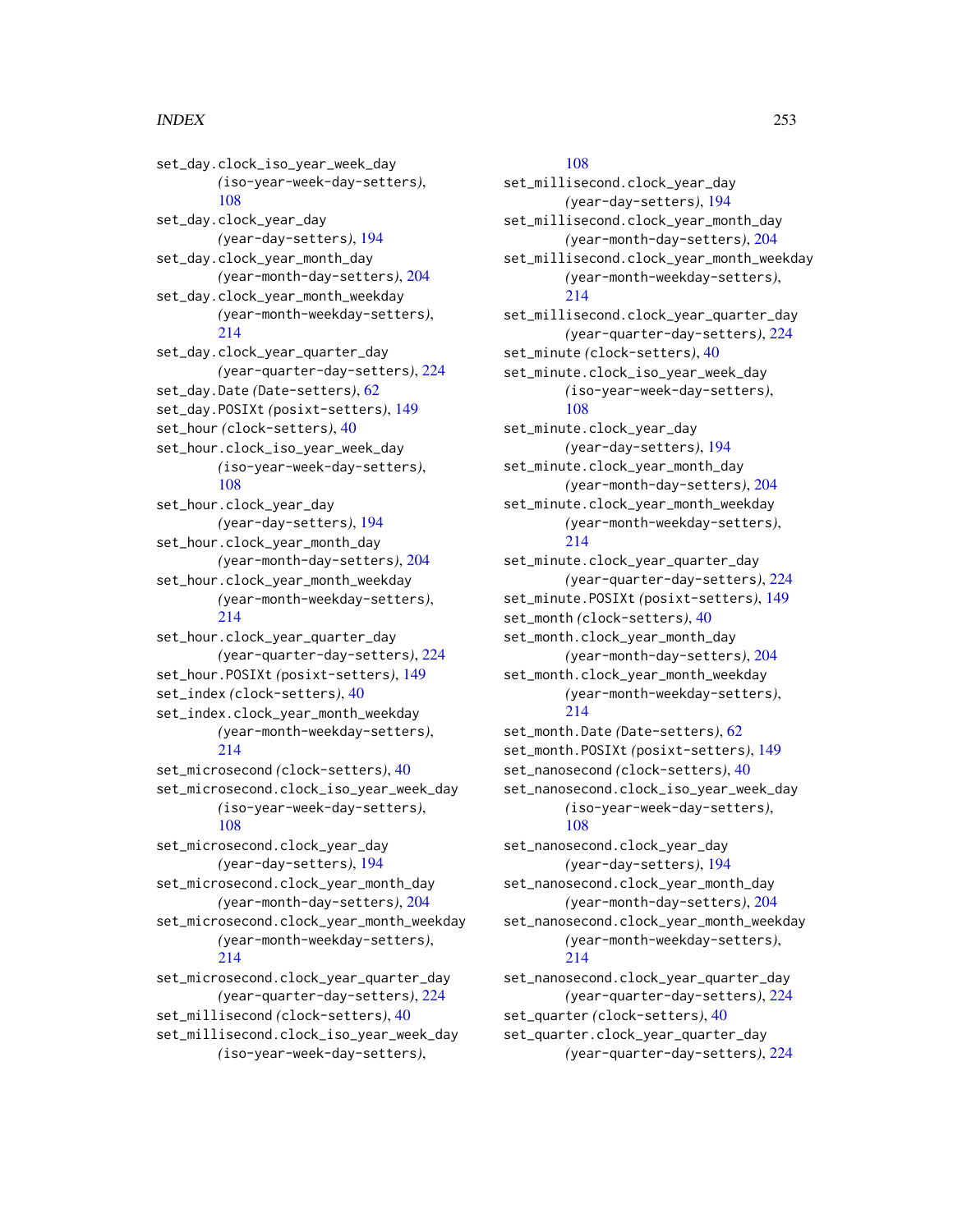set_day.clock_iso_year_week_day (iso-year-week-day-setters), 108
set_day.clock_year_day (year-day-setters), 194
set_day.clock_year_month_day (year-month-day-setters), 204
set_day.clock_year_month_weekday (year-month-weekday-setters), 214
set_day.clock_year_quarter_day (year-quarter-day-setters), 224
set_day.Date (Date-setters), 62
set_day.POSIXt (posixt-setters), 149
set_hour (clock-setters), 40
set_hour.clock_iso_year_week_day (iso-year-week-day-setters), 108
set_hour.clock_year_day (year-day-setters), 194
set_hour.clock_year_month_day (year-month-day-setters), 204
set_hour.clock_year_month_weekday (year-month-weekday-setters), 214
set_hour.clock_year_quarter_day (year-quarter-day-setters), 224
set_hour.POSIXt (posixt-setters), 149
set_index (clock-setters), 40
set_index.clock_year_month_weekday (year-month-weekday-setters), 214
set_microsecond (clock-setters), 40
set_microsecond.clock_iso_year_week_day (iso-year-week-day-setters), 108
set_microsecond.clock_year_day (year-day-setters), 194
set_microsecond.clock_year_month_day (year-month-day-setters), 204
set_microsecond.clock_year_month_weekday (year-month-weekday-setters), 214
set_microsecond.clock_year_quarter_day (year-quarter-day-setters), 224
set_millisecond (clock-setters), 40
set_millisecond.clock_iso_year_week_day (iso-year-week-day-setters), 108
set_millisecond.clock_year_day (year-day-setters), 194
set_millisecond.clock_year_month_day (year-month-day-setters), 204
set_millisecond.clock_year_month_weekday (year-month-weekday-setters), 214
set_millisecond.clock_year_quarter_day (year-quarter-day-setters), 224
set_minute (clock-setters), 40
set_minute.clock_iso_year_week_day (iso-year-week-day-setters), 108
set_minute.clock_year_day (year-day-setters), 194
set_minute.clock_year_month_day (year-month-day-setters), 204
set_minute.clock_year_month_weekday (year-month-weekday-setters), 214
set_minute.clock_year_quarter_day (year-quarter-day-setters), 224
set_minute.POSIXt (posixt-setters), 149
set_month (clock-setters), 40
set_month.clock_year_month_day (year-month-day-setters), 204
set_month.clock_year_month_weekday (year-month-weekday-setters), 214
set_month.Date (Date-setters), 62
set_month.POSIXt (posixt-setters), 149
set_nanosecond (clock-setters), 40
set_nanosecond.clock_iso_year_week_day (iso-year-week-day-setters), 108
set_nanosecond.clock_year_day (year-day-setters), 194
set_nanosecond.clock_year_month_day (year-month-day-setters), 204
set_nanosecond.clock_year_month_weekday (year-month-weekday-setters), 214
set_nanosecond.clock_year_quarter_day (year-quarter-day-setters), 224
set_quarter (clock-setters), 40
set_quarter.clock_year_quarter_day (year-quarter-day-setters), 224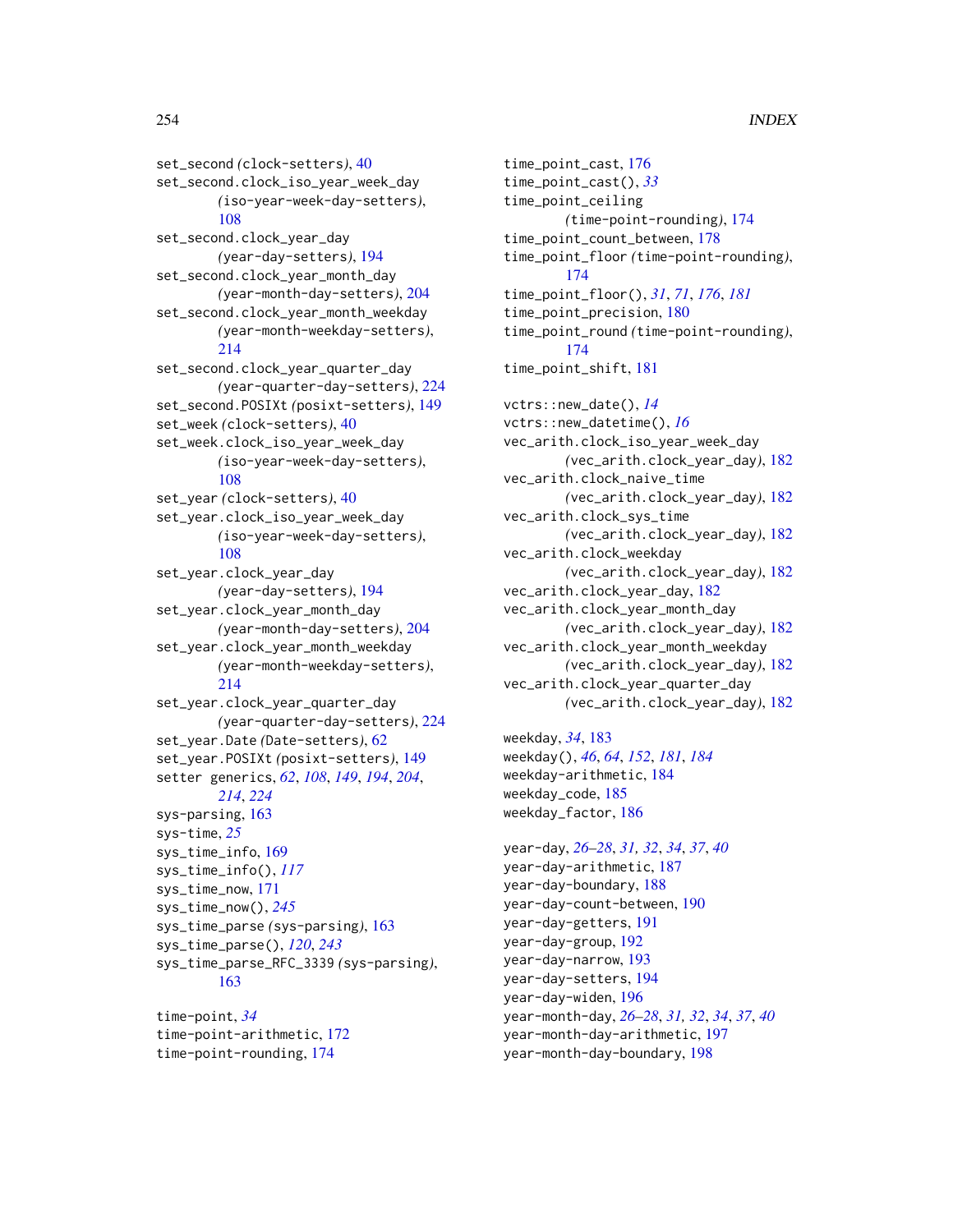set_second (clock-setters), 40
set_second.clock_iso_year_week_day (iso-year-week-day-setters), 108
set_second.clock_year_day (year-day-setters), 194
set_second.clock_year_month_day (year-month-day-setters), 204
set_second.clock_year_month_weekday (year-month-weekday-setters), 214
set_second.clock_year_quarter_day (year-quarter-day-setters), 224
set_second.POSIXt (posixt-setters), 149
set_week (clock-setters), 40
set_week.clock_iso_year_week_day (iso-year-week-day-setters), 108
set_year (clock-setters), 40
set_year.clock_iso_year_week_day (iso-year-week-day-setters), 108
set_year.clock_year_day (year-day-setters), 194
set_year.clock_year_month_day (year-month-day-setters), 204
set_year.clock_year_month_weekday (year-month-weekday-setters), 214
set_year.clock_year_quarter_day (year-quarter-day-setters), 224
set_year.Date (Date-setters), 62
set_year.POSIXt (posixt-setters), 149
setter generics, *62*, *108*, *149*, *194*, *204*, *214*, *224*
sys-parsing, 163
sys-time, *25*
sys_time_info, 169
sys_time_info(), *117*
sys_time_now, 171
sys_time_now(), *245*
sys_time_parse (sys-parsing), 163
sys_time_parse(), *120*, *243*
sys_time_parse_RFC_3339 (sys-parsing), 163

time-point, *34*
time-point-arithmetic, 172
time-point-rounding, 174
time_point_cast, 176
time_point_cast(), *33*
time_point_ceiling (time-point-rounding), 174
time_point_count_between, 178
time_point_floor (time-point-rounding), 174
time_point_floor(), *31*, *71*, *176*, *181*
time_point_precision, 180
time_point_round (time-point-rounding), 174
time_point_shift, 181

vctrs::new_date(), *14*
vctrs::new_datetime(), *16*
vec_arith.clock_iso_year_week_day (vec_arith.clock_year_day), 182
vec_arith.clock_naive_time (vec_arith.clock_year_day), 182
vec_arith.clock_sys_time (vec_arith.clock_year_day), 182
vec_arith.clock_weekday (vec_arith.clock_year_day), 182
vec_arith.clock_year_day, 182
vec_arith.clock_year_month_day (vec_arith.clock_year_day), 182
vec_arith.clock_year_month_weekday (vec_arith.clock_year_day), 182
vec_arith.clock_year_quarter_day (vec_arith.clock_year_day), 182

weekday, *34*, 183
weekday(), *46*, *64*, *152*, *181*, *184*
weekday-arithmetic, 184
weekday_code, 185
weekday_factor, 186

year-day, *26–28*, *31, 32*, *34*, *37*, *40*
year-day-arithmetic, 187
year-day-boundary, 188
year-day-count-between, 190
year-day-getters, 191
year-day-group, 192
year-day-narrow, 193
year-day-setters, 194
year-day-widen, 196
year-month-day, *26–28*, *31, 32*, *34*, *37*, *40*
year-month-day-arithmetic, 197
year-month-day-boundary, 198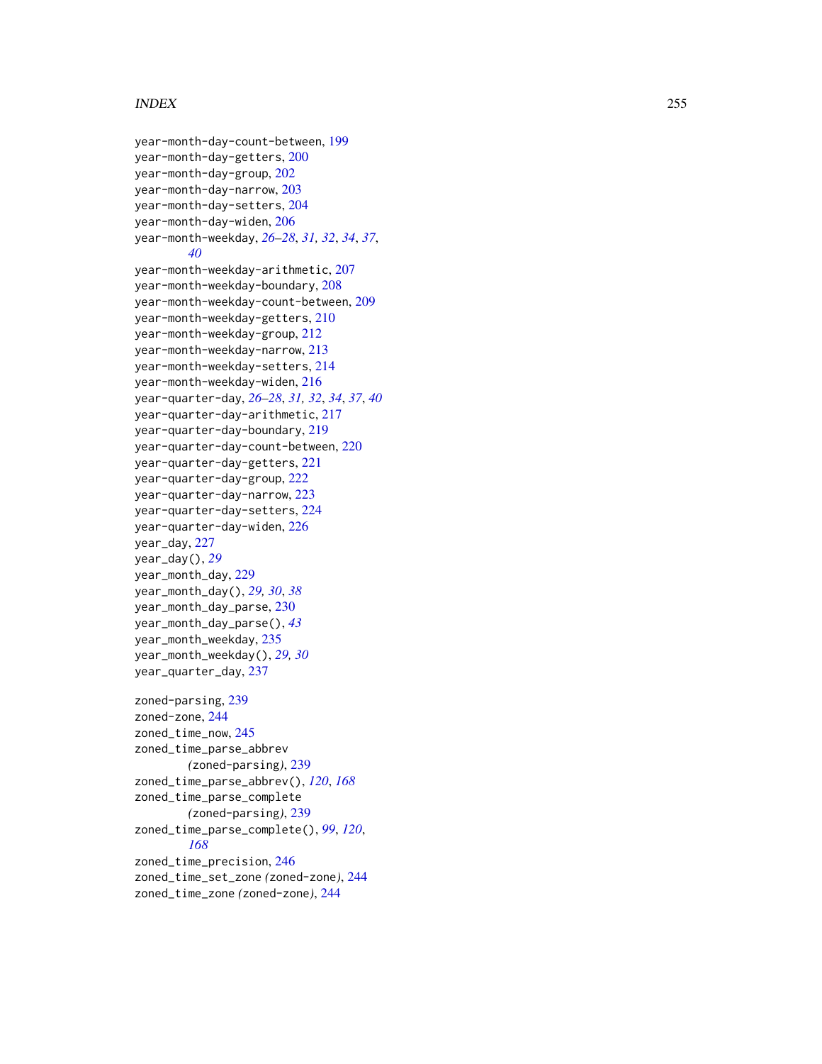year-month-day-count-between, 199
year-month-day-getters, 200
year-month-day-group, 202
year-month-day-narrow, 203
year-month-day-setters, 204
year-month-day-widen, 206
year-month-weekday, *26–28*, *31, 32*, *34*, *37*, *40*
year-month-weekday-arithmetic, 207
year-month-weekday-boundary, 208
year-month-weekday-count-between, 209
year-month-weekday-getters, 210
year-month-weekday-group, 212
year-month-weekday-narrow, 213
year-month-weekday-setters, 214
year-month-weekday-widen, 216
year-quarter-day, *26–28*, *31, 32*, *34*, *37*, *40*
year-quarter-day-arithmetic, 217
year-quarter-day-boundary, 219
year-quarter-day-count-between, 220
year-quarter-day-getters, 221
year-quarter-day-group, 222
year-quarter-day-narrow, 223
year-quarter-day-setters, 224
year-quarter-day-widen, 226
year_day, 227
year_day(), *29*
year_month_day, 229
year_month_day(), *29, 30*, *38*
year_month_day_parse, 230
year_month_day_parse(), *43*
year_month_weekday, 235
year_month_weekday(), *29, 30*
year_quarter_day, 237

zoned-parsing, 239
zoned-zone, 244
zoned_time_now, 245
zoned_time_parse_abbrev *(*zoned-parsing*)*, 239
zoned_time_parse_abbrev(), *120*, *168*
zoned_time_parse_complete *(*zoned-parsing*)*, 239
zoned_time_parse_complete(), *99*, *120*, *168*
zoned_time_precision, 246
zoned_time_set_zone *(*zoned-zone*)*, 244
zoned_time_zone *(*zoned-zone*)*, 244